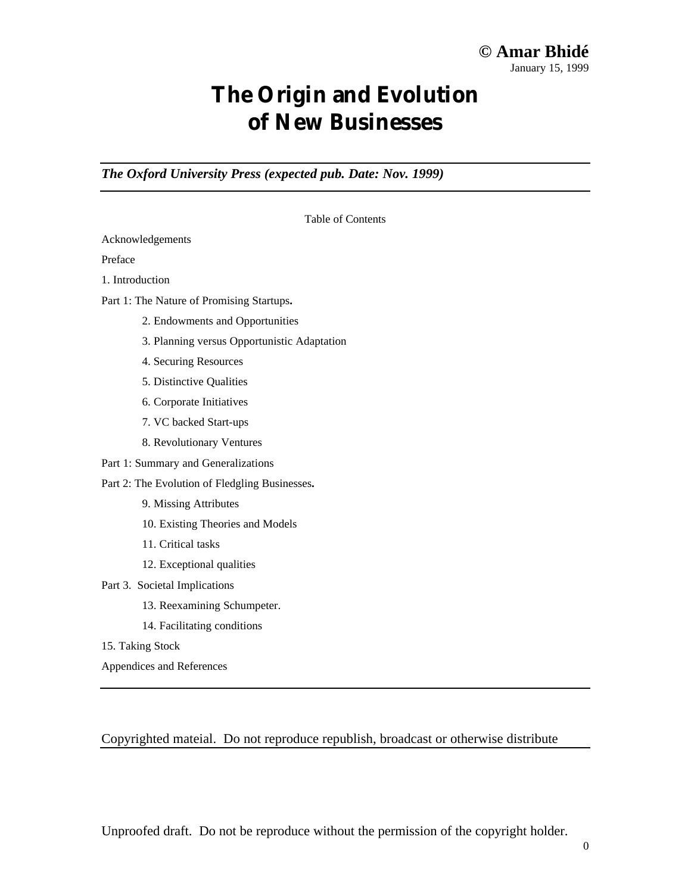**© Amar Bhidé**
January 15, 1999

# The Origin and Evolution of New Businesses

***The Oxford University Press (expected pub. Date: Nov. 1999)***

Table of Contents

Acknowledgements

Preface

1. Introduction

Part 1: The Nature of Promising Startups**.**

- 2. Endowments and Opportunities
- 3. Planning versus Opportunistic Adaptation
- 4. Securing Resources
- 5. Distinctive Qualities
- 6. Corporate Initiatives
- 7. VC backed Start-ups
- 8. Revolutionary Ventures

Part 1: Summary and Generalizations

Part 2: The Evolution of Fledgling Businesses**.**

- 9. Missing Attributes
- 10. Existing Theories and Models
- 11. Critical tasks
- 12. Exceptional qualities

Part 3. Societal Implications

- 13. Reexamining Schumpeter.
- 14. Facilitating conditions

15. Taking Stock

Appendices and References

Copyrighted mateial. Do not reproduce republish, broadcast or otherwise distribute

Unproofed draft. Do not be reproduce without the permission of the copyright holder.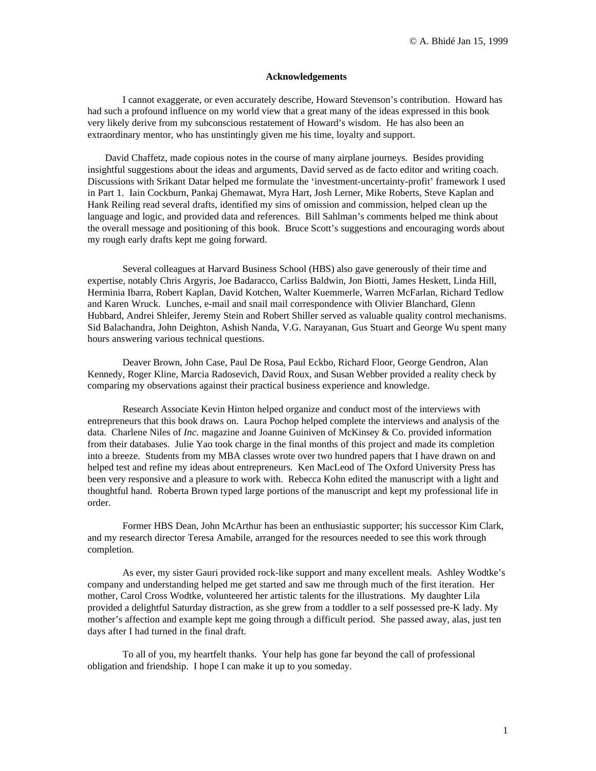© A. Bhidé Jan 15, 1999

## Acknowledgements

I cannot exaggerate, or even accurately describe, Howard Stevenson's contribution. Howard has had such a profound influence on my world view that a great many of the ideas expressed in this book very likely derive from my subconscious restatement of Howard's wisdom. He has also been an extraordinary mentor, who has unstintingly given me his time, loyalty and support.

David Chaffetz, made copious notes in the course of many airplane journeys. Besides providing insightful suggestions about the ideas and arguments, David served as de facto editor and writing coach. Discussions with Srikant Datar helped me formulate the 'investment-uncertainty-profit' framework I used in Part 1. Iain Cockburn, Pankaj Ghemawat, Myra Hart, Josh Lerner, Mike Roberts, Steve Kaplan and Hank Reiling read several drafts, identified my sins of omission and commission, helped clean up the language and logic, and provided data and references. Bill Sahlman's comments helped me think about the overall message and positioning of this book. Bruce Scott's suggestions and encouraging words about my rough early drafts kept me going forward.

Several colleagues at Harvard Business School (HBS) also gave generously of their time and expertise, notably Chris Argyris, Joe Badaracco, Carliss Baldwin, Jon Biotti, James Heskett, Linda Hill, Herminia Ibarra, Robert Kaplan, David Kotchen, Walter Kuemmerle, Warren McFarlan, Richard Tedlow and Karen Wruck. Lunches, e-mail and snail mail correspondence with Olivier Blanchard, Glenn Hubbard, Andrei Shleifer, Jeremy Stein and Robert Shiller served as valuable quality control mechanisms. Sid Balachandra, John Deighton, Ashish Nanda, V.G. Narayanan, Gus Stuart and George Wu spent many hours answering various technical questions.

Deaver Brown, John Case, Paul De Rosa, Paul Eckbo, Richard Floor, George Gendron, Alan Kennedy, Roger Kline, Marcia Radosevich, David Roux, and Susan Webber provided a reality check by comparing my observations against their practical business experience and knowledge.

Research Associate Kevin Hinton helped organize and conduct most of the interviews with entrepreneurs that this book draws on. Laura Pochop helped complete the interviews and analysis of the data. Charlene Niles of *Inc.* magazine and Joanne Guiniven of McKinsey & Co. provided information from their databases. Julie Yao took charge in the final months of this project and made its completion into a breeze. Students from my MBA classes wrote over two hundred papers that I have drawn on and helped test and refine my ideas about entrepreneurs. Ken MacLeod of The Oxford University Press has been very responsive and a pleasure to work with. Rebecca Kohn edited the manuscript with a light and thoughtful hand. Roberta Brown typed large portions of the manuscript and kept my professional life in order.

Former HBS Dean, John McArthur has been an enthusiastic supporter; his successor Kim Clark, and my research director Teresa Amabile, arranged for the resources needed to see this work through completion.

As ever, my sister Gauri provided rock-like support and many excellent meals. Ashley Wodtke's company and understanding helped me get started and saw me through much of the first iteration. Her mother, Carol Cross Wodtke, volunteered her artistic talents for the illustrations. My daughter Lila provided a delightful Saturday distraction, as she grew from a toddler to a self possessed pre-K lady. My mother's affection and example kept me going through a difficult period. She passed away, alas, just ten days after I had turned in the final draft.

To all of you, my heartfelt thanks. Your help has gone far beyond the call of professional obligation and friendship. I hope I can make it up to you someday.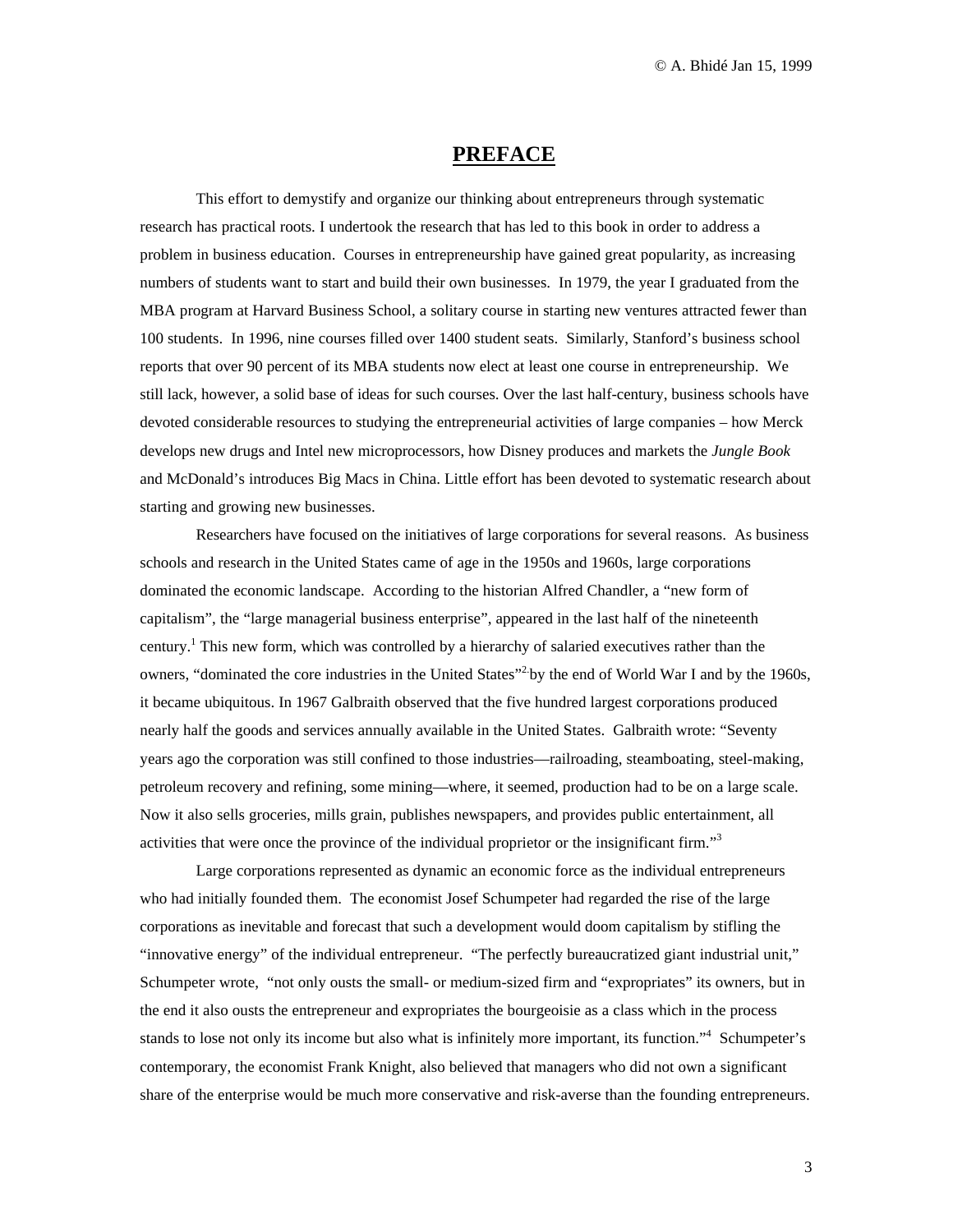# PREFACE

This effort to demystify and organize our thinking about entrepreneurs through systematic research has practical roots. I undertook the research that has led to this book in order to address a problem in business education. Courses in entrepreneurship have gained great popularity, as increasing numbers of students want to start and build their own businesses. In 1979, the year I graduated from the MBA program at Harvard Business School, a solitary course in starting new ventures attracted fewer than 100 students. In 1996, nine courses filled over 1400 student seats. Similarly, Stanford's business school reports that over 90 percent of its MBA students now elect at least one course in entrepreneurship. We still lack, however, a solid base of ideas for such courses. Over the last half-century, business schools have devoted considerable resources to studying the entrepreneurial activities of large companies – how Merck develops new drugs and Intel new microprocessors, how Disney produces and markets the *Jungle Book* and McDonald's introduces Big Macs in China. Little effort has been devoted to systematic research about starting and growing new businesses.

Researchers have focused on the initiatives of large corporations for several reasons. As business schools and research in the United States came of age in the 1950s and 1960s, large corporations dominated the economic landscape. According to the historian Alfred Chandler, a "new form of capitalism", the "large managerial business enterprise", appeared in the last half of the nineteenth century.[1] This new form, which was controlled by a hierarchy of salaried executives rather than the owners, "dominated the core industries in the United States"[2] by the end of World War I and by the 1960s, it became ubiquitous. In 1967 Galbraith observed that the five hundred largest corporations produced nearly half the goods and services annually available in the United States. Galbraith wrote: "Seventy years ago the corporation was still confined to those industries—railroading, steamboating, steel-making, petroleum recovery and refining, some mining—where, it seemed, production had to be on a large scale. Now it also sells groceries, mills grain, publishes newspapers, and provides public entertainment, all activities that were once the province of the individual proprietor or the insignificant firm."[3]

Large corporations represented as dynamic an economic force as the individual entrepreneurs who had initially founded them. The economist Josef Schumpeter had regarded the rise of the large corporations as inevitable and forecast that such a development would doom capitalism by stifling the "innovative energy" of the individual entrepreneur. "The perfectly bureaucratized giant industrial unit," Schumpeter wrote, "not only ousts the small- or medium-sized firm and "expropriates" its owners, but in the end it also ousts the entrepreneur and expropriates the bourgeoisie as a class which in the process stands to lose not only its income but also what is infinitely more important, its function."[4] Schumpeter's contemporary, the economist Frank Knight, also believed that managers who did not own a significant share of the enterprise would be much more conservative and risk-averse than the founding entrepreneurs.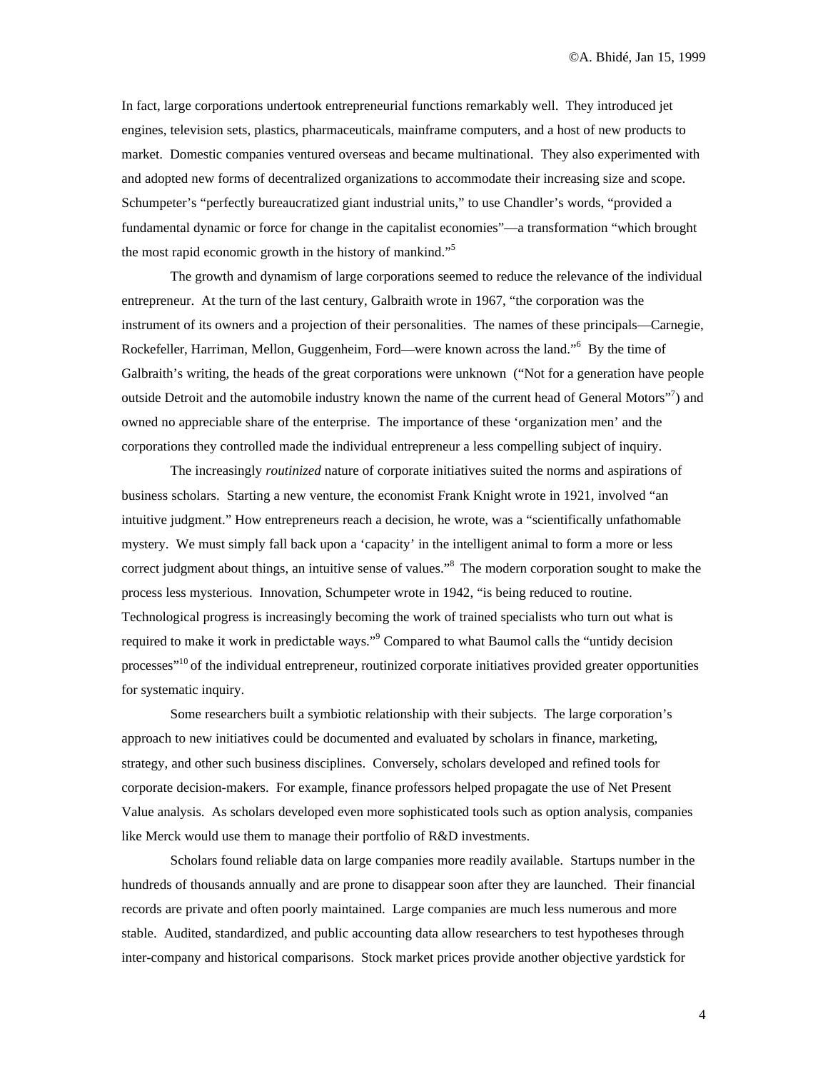In fact, large corporations undertook entrepreneurial functions remarkably well. They introduced jet engines, television sets, plastics, pharmaceuticals, mainframe computers, and a host of new products to market. Domestic companies ventured overseas and became multinational. They also experimented with and adopted new forms of decentralized organizations to accommodate their increasing size and scope. Schumpeter's "perfectly bureaucratized giant industrial units," to use Chandler's words, "provided a fundamental dynamic or force for change in the capitalist economies"—a transformation "which brought the most rapid economic growth in the history of mankind."[5]

The growth and dynamism of large corporations seemed to reduce the relevance of the individual entrepreneur. At the turn of the last century, Galbraith wrote in 1967, "the corporation was the instrument of its owners and a projection of their personalities. The names of these principals—Carnegie, Rockefeller, Harriman, Mellon, Guggenheim, Ford—were known across the land."[6] By the time of Galbraith's writing, the heads of the great corporations were unknown ("Not for a generation have people outside Detroit and the automobile industry known the name of the current head of General Motors"[7]) and owned no appreciable share of the enterprise. The importance of these 'organization men' and the corporations they controlled made the individual entrepreneur a less compelling subject of inquiry.

The increasingly *routinized* nature of corporate initiatives suited the norms and aspirations of business scholars. Starting a new venture, the economist Frank Knight wrote in 1921, involved "an intuitive judgment." How entrepreneurs reach a decision, he wrote, was a "scientifically unfathomable mystery. We must simply fall back upon a 'capacity' in the intelligent animal to form a more or less correct judgment about things, an intuitive sense of values."[8] The modern corporation sought to make the process less mysterious. Innovation, Schumpeter wrote in 1942, "is being reduced to routine. Technological progress is increasingly becoming the work of trained specialists who turn out what is required to make it work in predictable ways."[9] Compared to what Baumol calls the "untidy decision processes"[10] of the individual entrepreneur, routinized corporate initiatives provided greater opportunities for systematic inquiry.

Some researchers built a symbiotic relationship with their subjects. The large corporation's approach to new initiatives could be documented and evaluated by scholars in finance, marketing, strategy, and other such business disciplines. Conversely, scholars developed and refined tools for corporate decision-makers. For example, finance professors helped propagate the use of Net Present Value analysis. As scholars developed even more sophisticated tools such as option analysis, companies like Merck would use them to manage their portfolio of R&D investments.

Scholars found reliable data on large companies more readily available. Startups number in the hundreds of thousands annually and are prone to disappear soon after they are launched. Their financial records are private and often poorly maintained. Large companies are much less numerous and more stable. Audited, standardized, and public accounting data allow researchers to test hypotheses through inter-company and historical comparisons. Stock market prices provide another objective yardstick for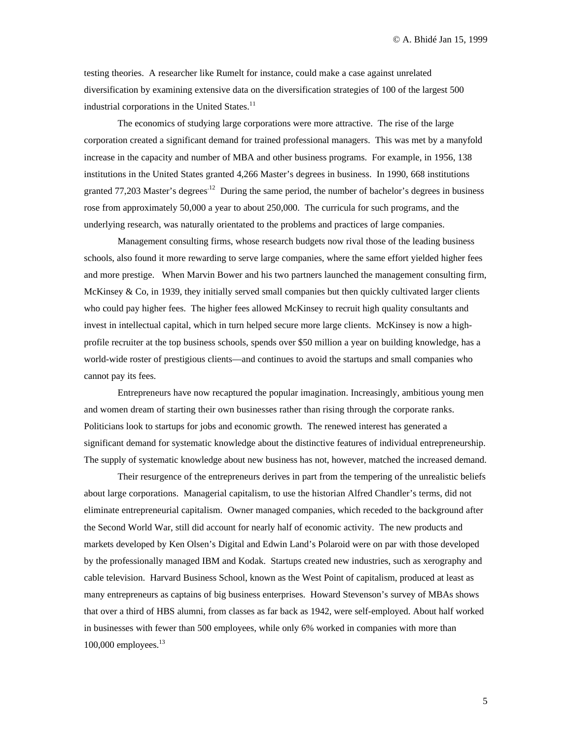testing theories. A researcher like Rumelt for instance, could make a case against unrelated diversification by examining extensive data on the diversification strategies of 100 of the largest 500 industrial corporations in the United States.[11]

The economics of studying large corporations were more attractive. The rise of the large corporation created a significant demand for trained professional managers. This was met by a manyfold increase in the capacity and number of MBA and other business programs. For example, in 1956, 138 institutions in the United States granted 4,266 Master's degrees in business. In 1990, 668 institutions granted 77,203 Master's degrees.[12] During the same period, the number of bachelor's degrees in business rose from approximately 50,000 a year to about 250,000. The curricula for such programs, and the underlying research, was naturally orientated to the problems and practices of large companies.

Management consulting firms, whose research budgets now rival those of the leading business schools, also found it more rewarding to serve large companies, where the same effort yielded higher fees and more prestige. When Marvin Bower and his two partners launched the management consulting firm, McKinsey & Co, in 1939, they initially served small companies but then quickly cultivated larger clients who could pay higher fees. The higher fees allowed McKinsey to recruit high quality consultants and invest in intellectual capital, which in turn helped secure more large clients. McKinsey is now a high-profile recruiter at the top business schools, spends over $50 million a year on building knowledge, has a world-wide roster of prestigious clients—and continues to avoid the startups and small companies who cannot pay its fees.

Entrepreneurs have now recaptured the popular imagination. Increasingly, ambitious young men and women dream of starting their own businesses rather than rising through the corporate ranks. Politicians look to startups for jobs and economic growth. The renewed interest has generated a significant demand for systematic knowledge about the distinctive features of individual entrepreneurship. The supply of systematic knowledge about new business has not, however, matched the increased demand.

Their resurgence of the entrepreneurs derives in part from the tempering of the unrealistic beliefs about large corporations. Managerial capitalism, to use the historian Alfred Chandler's terms, did not eliminate entrepreneurial capitalism. Owner managed companies, which receded to the background after the Second World War, still did account for nearly half of economic activity. The new products and markets developed by Ken Olsen's Digital and Edwin Land's Polaroid were on par with those developed by the professionally managed IBM and Kodak. Startups created new industries, such as xerography and cable television. Harvard Business School, known as the West Point of capitalism, produced at least as many entrepreneurs as captains of big business enterprises. Howard Stevenson's survey of MBAs shows that over a third of HBS alumni, from classes as far back as 1942, were self-employed. About half worked in businesses with fewer than 500 employees, while only 6% worked in companies with more than 100,000 employees.[13]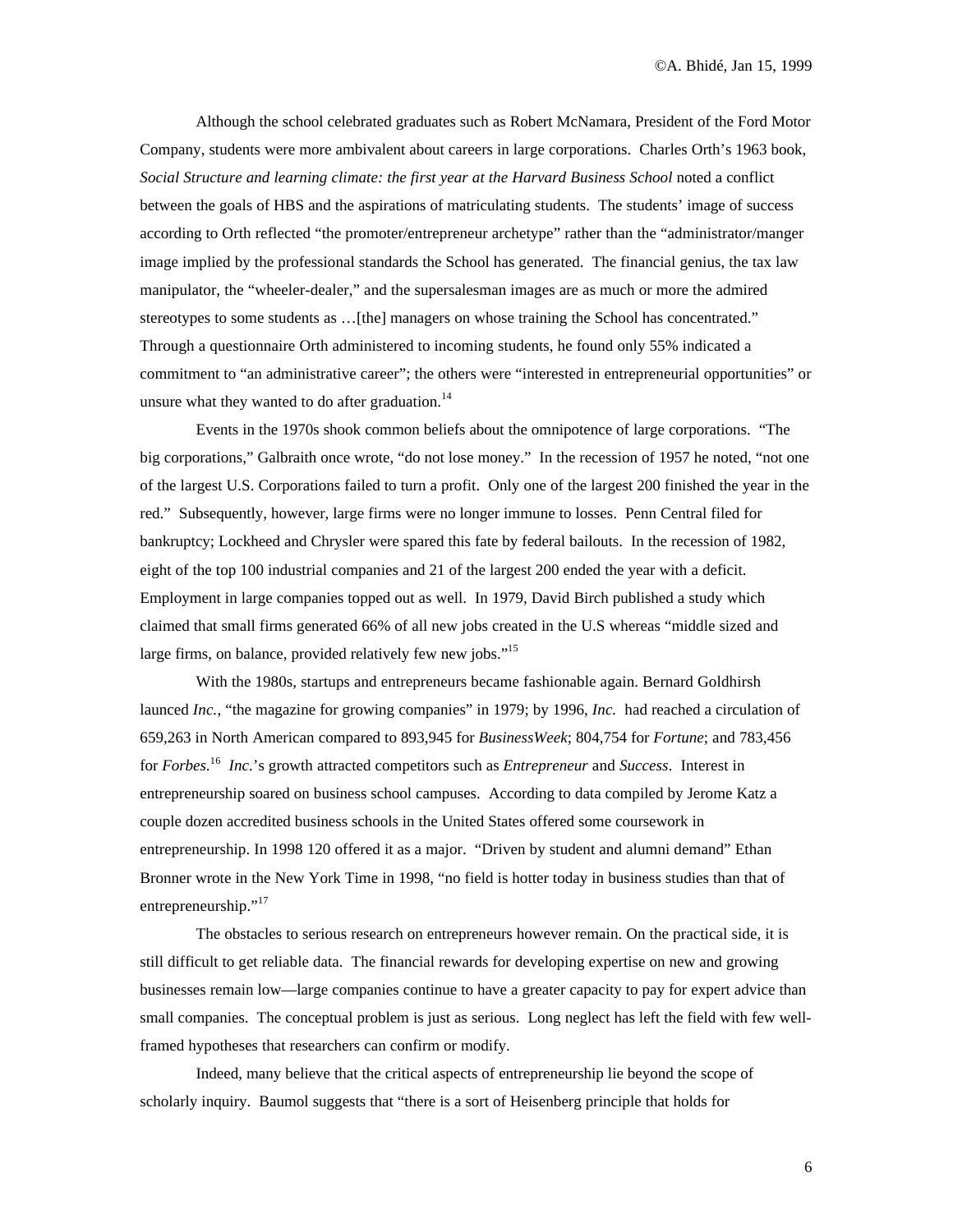Although the school celebrated graduates such as Robert McNamara, President of the Ford Motor Company, students were more ambivalent about careers in large corporations. Charles Orth's 1963 book, *Social Structure and learning climate: the first year at the Harvard Business School* noted a conflict between the goals of HBS and the aspirations of matriculating students. The students' image of success according to Orth reflected "the promoter/entrepreneur archetype" rather than the "administrator/manger image implied by the professional standards the School has generated. The financial genius, the tax law manipulator, the "wheeler-dealer," and the supersalesman images are as much or more the admired stereotypes to some students as …[the] managers on whose training the School has concentrated." Through a questionnaire Orth administered to incoming students, he found only 55% indicated a commitment to "an administrative career"; the others were "interested in entrepreneurial opportunities" or unsure what they wanted to do after graduation.[14]

Events in the 1970s shook common beliefs about the omnipotence of large corporations. "The big corporations," Galbraith once wrote, "do not lose money." In the recession of 1957 he noted, "not one of the largest U.S. Corporations failed to turn a profit. Only one of the largest 200 finished the year in the red." Subsequently, however, large firms were no longer immune to losses. Penn Central filed for bankruptcy; Lockheed and Chrysler were spared this fate by federal bailouts. In the recession of 1982, eight of the top 100 industrial companies and 21 of the largest 200 ended the year with a deficit. Employment in large companies topped out as well. In 1979, David Birch published a study which claimed that small firms generated 66% of all new jobs created in the U.S whereas "middle sized and large firms, on balance, provided relatively few new jobs."[15]

With the 1980s, startups and entrepreneurs became fashionable again. Bernard Goldhirsh launced *Inc.*, "the magazine for growing companies" in 1979; by 1996, *Inc.* had reached a circulation of 659,263 in North American compared to 893,945 for *BusinessWeek*; 804,754 for *Fortune*; and 783,456 for *Forbes*.[16] *Inc.*'s growth attracted competitors such as *Entrepreneur* and *Success*. Interest in entrepreneurship soared on business school campuses. According to data compiled by Jerome Katz a couple dozen accredited business schools in the United States offered some coursework in entrepreneurship. In 1998 120 offered it as a major. "Driven by student and alumni demand" Ethan Bronner wrote in the New York Time in 1998, "no field is hotter today in business studies than that of entrepreneurship."[17]

The obstacles to serious research on entrepreneurs however remain. On the practical side, it is still difficult to get reliable data. The financial rewards for developing expertise on new and growing businesses remain low—large companies continue to have a greater capacity to pay for expert advice than small companies. The conceptual problem is just as serious. Long neglect has left the field with few well-framed hypotheses that researchers can confirm or modify.

Indeed, many believe that the critical aspects of entrepreneurship lie beyond the scope of scholarly inquiry. Baumol suggests that "there is a sort of Heisenberg principle that holds for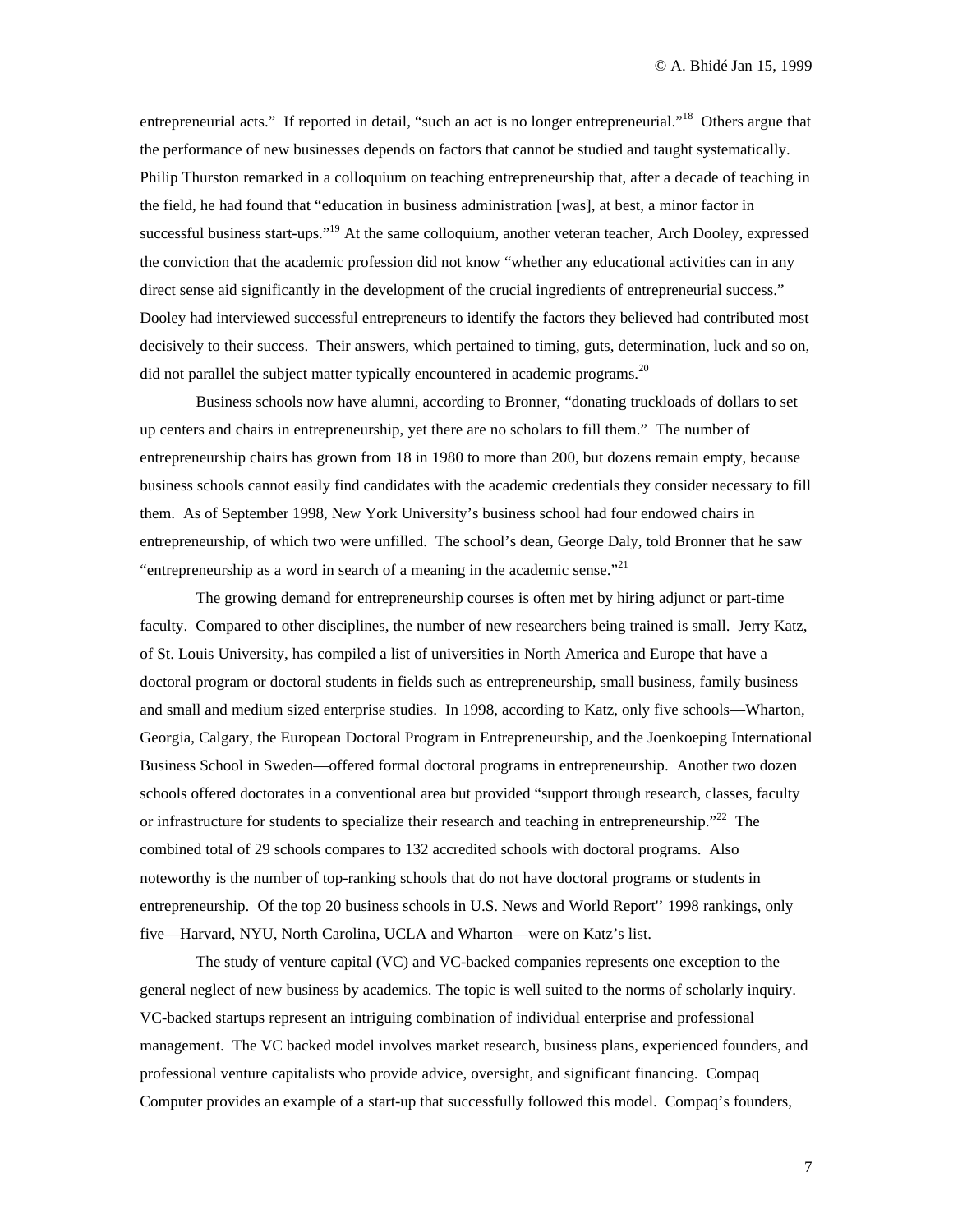entrepreneurial acts." If reported in detail, "such an act is no longer entrepreneurial."[18] Others argue that the performance of new businesses depends on factors that cannot be studied and taught systematically. Philip Thurston remarked in a colloquium on teaching entrepreneurship that, after a decade of teaching in the field, he had found that "education in business administration [was], at best, a minor factor in successful business start-ups."[19] At the same colloquium, another veteran teacher, Arch Dooley, expressed the conviction that the academic profession did not know "whether any educational activities can in any direct sense aid significantly in the development of the crucial ingredients of entrepreneurial success." Dooley had interviewed successful entrepreneurs to identify the factors they believed had contributed most decisively to their success. Their answers, which pertained to timing, guts, determination, luck and so on, did not parallel the subject matter typically encountered in academic programs.[20]

Business schools now have alumni, according to Bronner, "donating truckloads of dollars to set up centers and chairs in entrepreneurship, yet there are no scholars to fill them." The number of entrepreneurship chairs has grown from 18 in 1980 to more than 200, but dozens remain empty, because business schools cannot easily find candidates with the academic credentials they consider necessary to fill them. As of September 1998, New York University's business school had four endowed chairs in entrepreneurship, of which two were unfilled. The school's dean, George Daly, told Bronner that he saw "entrepreneurship as a word in search of a meaning in the academic sense."[21]

The growing demand for entrepreneurship courses is often met by hiring adjunct or part-time faculty. Compared to other disciplines, the number of new researchers being trained is small. Jerry Katz, of St. Louis University, has compiled a list of universities in North America and Europe that have a doctoral program or doctoral students in fields such as entrepreneurship, small business, family business and small and medium sized enterprise studies. In 1998, according to Katz, only five schools—Wharton, Georgia, Calgary, the European Doctoral Program in Entrepreneurship, and the Joenkoeping International Business School in Sweden—offered formal doctoral programs in entrepreneurship. Another two dozen schools offered doctorates in a conventional area but provided "support through research, classes, faculty or infrastructure for students to specialize their research and teaching in entrepreneurship."[22] The combined total of 29 schools compares to 132 accredited schools with doctoral programs. Also noteworthy is the number of top-ranking schools that do not have doctoral programs or students in entrepreneurship. Of the top 20 business schools in U.S. News and World Report'' 1998 rankings, only five—Harvard, NYU, North Carolina, UCLA and Wharton—were on Katz's list.

The study of venture capital (VC) and VC-backed companies represents one exception to the general neglect of new business by academics. The topic is well suited to the norms of scholarly inquiry. VC-backed startups represent an intriguing combination of individual enterprise and professional management. The VC backed model involves market research, business plans, experienced founders, and professional venture capitalists who provide advice, oversight, and significant financing. Compaq Computer provides an example of a start-up that successfully followed this model. Compaq's founders,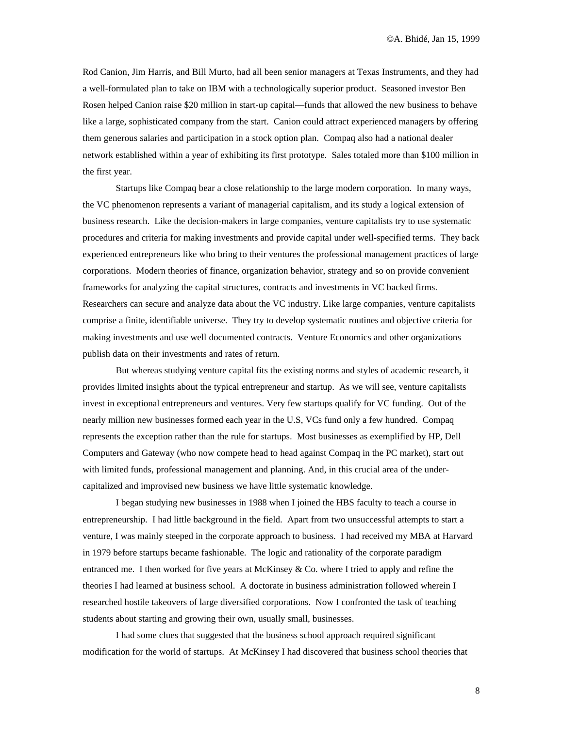Rod Canion, Jim Harris, and Bill Murto, had all been senior managers at Texas Instruments, and they had a well-formulated plan to take on IBM with a technologically superior product. Seasoned investor Ben Rosen helped Canion raise $20 million in start-up capital—funds that allowed the new business to behave like a large, sophisticated company from the start. Canion could attract experienced managers by offering them generous salaries and participation in a stock option plan. Compaq also had a national dealer network established within a year of exhibiting its first prototype. Sales totaled more than $100 million in the first year.

Startups like Compaq bear a close relationship to the large modern corporation. In many ways, the VC phenomenon represents a variant of managerial capitalism, and its study a logical extension of business research. Like the decision-makers in large companies, venture capitalists try to use systematic procedures and criteria for making investments and provide capital under well-specified terms. They back experienced entrepreneurs like who bring to their ventures the professional management practices of large corporations. Modern theories of finance, organization behavior, strategy and so on provide convenient frameworks for analyzing the capital structures, contracts and investments in VC backed firms. Researchers can secure and analyze data about the VC industry. Like large companies, venture capitalists comprise a finite, identifiable universe. They try to develop systematic routines and objective criteria for making investments and use well documented contracts. Venture Economics and other organizations publish data on their investments and rates of return.

But whereas studying venture capital fits the existing norms and styles of academic research, it provides limited insights about the typical entrepreneur and startup. As we will see, venture capitalists invest in exceptional entrepreneurs and ventures. Very few startups qualify for VC funding. Out of the nearly million new businesses formed each year in the U.S, VCs fund only a few hundred. Compaq represents the exception rather than the rule for startups. Most businesses as exemplified by HP, Dell Computers and Gateway (who now compete head to head against Compaq in the PC market), start out with limited funds, professional management and planning. And, in this crucial area of the under-capitalized and improvised new business we have little systematic knowledge.

I began studying new businesses in 1988 when I joined the HBS faculty to teach a course in entrepreneurship. I had little background in the field. Apart from two unsuccessful attempts to start a venture, I was mainly steeped in the corporate approach to business. I had received my MBA at Harvard in 1979 before startups became fashionable. The logic and rationality of the corporate paradigm entranced me. I then worked for five years at McKinsey & Co. where I tried to apply and refine the theories I had learned at business school. A doctorate in business administration followed wherein I researched hostile takeovers of large diversified corporations. Now I confronted the task of teaching students about starting and growing their own, usually small, businesses.

I had some clues that suggested that the business school approach required significant modification for the world of startups. At McKinsey I had discovered that business school theories that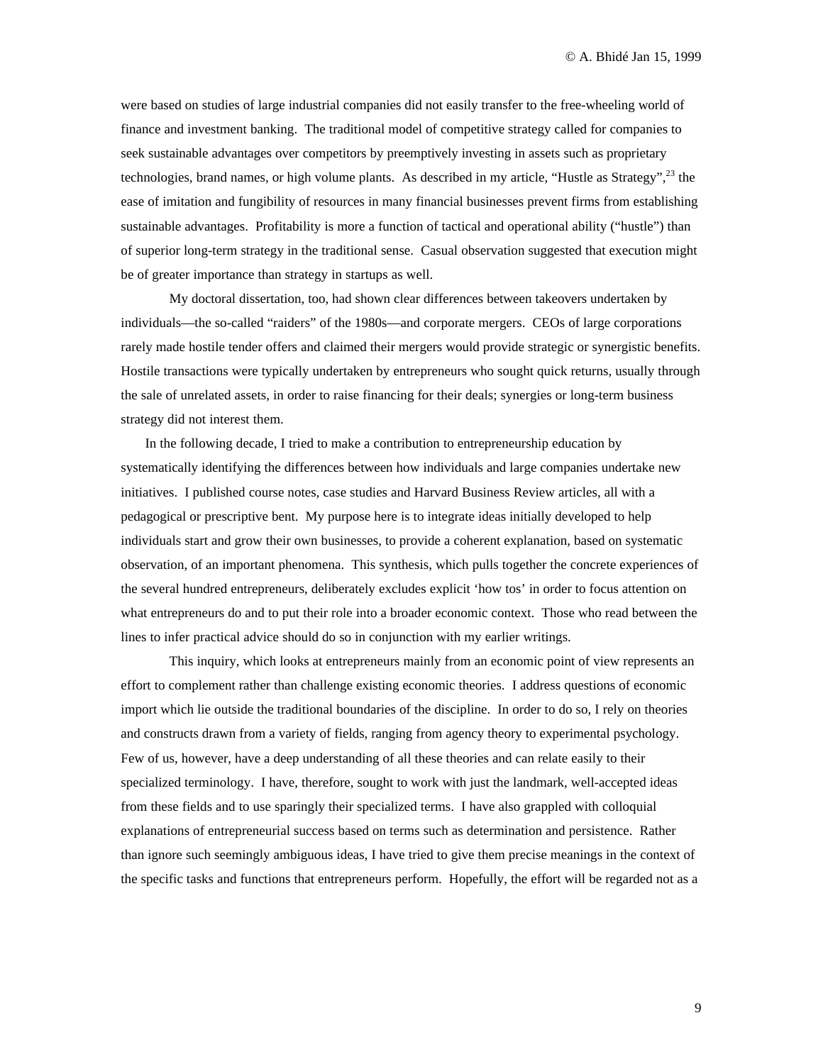were based on studies of large industrial companies did not easily transfer to the free-wheeling world of finance and investment banking. The traditional model of competitive strategy called for companies to seek sustainable advantages over competitors by preemptively investing in assets such as proprietary technologies, brand names, or high volume plants. As described in my article, "Hustle as Strategy",[23] the ease of imitation and fungibility of resources in many financial businesses prevent firms from establishing sustainable advantages. Profitability is more a function of tactical and operational ability ("hustle") than of superior long-term strategy in the traditional sense. Casual observation suggested that execution might be of greater importance than strategy in startups as well.

My doctoral dissertation, too, had shown clear differences between takeovers undertaken by individuals—the so-called "raiders" of the 1980s—and corporate mergers. CEOs of large corporations rarely made hostile tender offers and claimed their mergers would provide strategic or synergistic benefits. Hostile transactions were typically undertaken by entrepreneurs who sought quick returns, usually through the sale of unrelated assets, in order to raise financing for their deals; synergies or long-term business strategy did not interest them.

In the following decade, I tried to make a contribution to entrepreneurship education by systematically identifying the differences between how individuals and large companies undertake new initiatives. I published course notes, case studies and Harvard Business Review articles, all with a pedagogical or prescriptive bent. My purpose here is to integrate ideas initially developed to help individuals start and grow their own businesses, to provide a coherent explanation, based on systematic observation, of an important phenomena. This synthesis, which pulls together the concrete experiences of the several hundred entrepreneurs, deliberately excludes explicit 'how tos' in order to focus attention on what entrepreneurs do and to put their role into a broader economic context. Those who read between the lines to infer practical advice should do so in conjunction with my earlier writings.

This inquiry, which looks at entrepreneurs mainly from an economic point of view represents an effort to complement rather than challenge existing economic theories. I address questions of economic import which lie outside the traditional boundaries of the discipline. In order to do so, I rely on theories and constructs drawn from a variety of fields, ranging from agency theory to experimental psychology. Few of us, however, have a deep understanding of all these theories and can relate easily to their specialized terminology. I have, therefore, sought to work with just the landmark, well-accepted ideas from these fields and to use sparingly their specialized terms. I have also grappled with colloquial explanations of entrepreneurial success based on terms such as determination and persistence. Rather than ignore such seemingly ambiguous ideas, I have tried to give them precise meanings in the context of the specific tasks and functions that entrepreneurs perform. Hopefully, the effort will be regarded not as a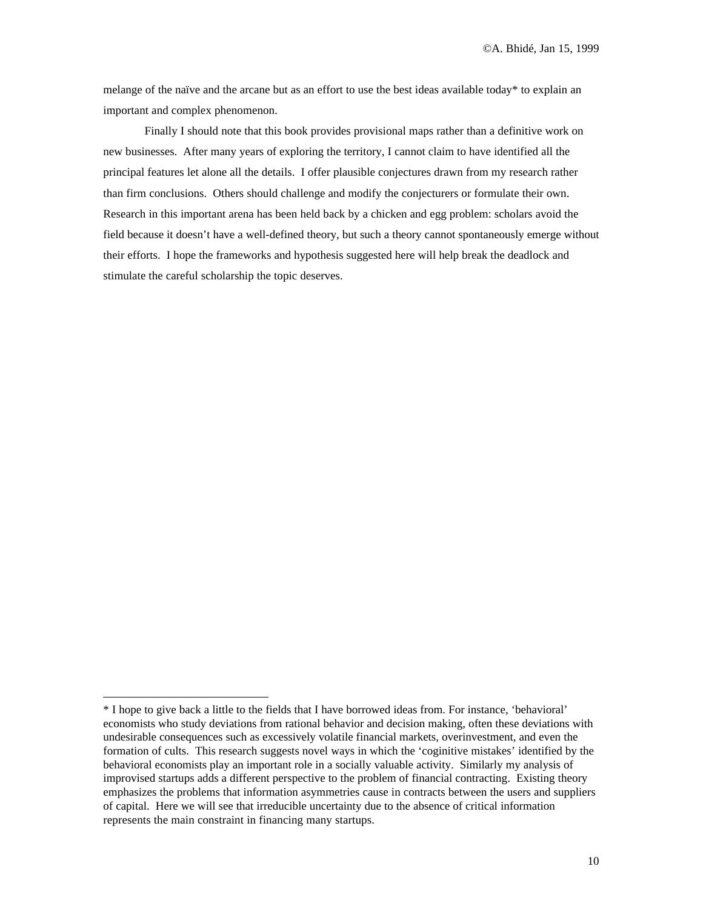melange of the naïve and the arcane but as an effort to use the best ideas available today* to explain an important and complex phenomenon.

Finally I should note that this book provides provisional maps rather than a definitive work on new businesses. After many years of exploring the territory, I cannot claim to have identified all the principal features let alone all the details. I offer plausible conjectures drawn from my research rather than firm conclusions. Others should challenge and modify the conjecturers or formulate their own. Research in this important arena has been held back by a chicken and egg problem: scholars avoid the field because it doesn't have a well-defined theory, but such a theory cannot spontaneously emerge without their efforts. I hope the frameworks and hypothesis suggested here will help break the deadlock and stimulate the careful scholarship the topic deserves.

---

* I hope to give back a little to the fields that I have borrowed ideas from. For instance, 'behavioral' economists who study deviations from rational behavior and decision making, often these deviations with undesirable consequences such as excessively volatile financial markets, overinvestment, and even the formation of cults. This research suggests novel ways in which the 'coginitive mistakes' identified by the behavioral economists play an important role in a socially valuable activity. Similarly my analysis of improvised startups adds a different perspective to the problem of financial contracting. Existing theory emphasizes the problems that information asymmetries cause in contracts between the users and suppliers of capital. Here we will see that irreducible uncertainty due to the absence of critical information represents the main constraint in financing many startups.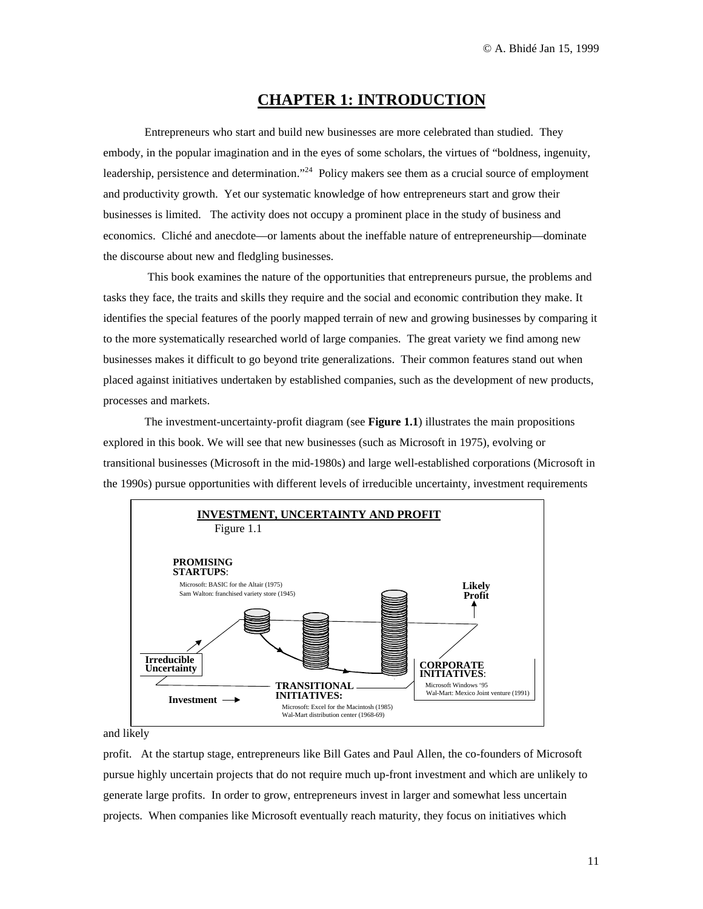# CHAPTER 1: INTRODUCTION

Entrepreneurs who start and build new businesses are more celebrated than studied. They embody, in the popular imagination and in the eyes of some scholars, the virtues of "boldness, ingenuity, leadership, persistence and determination."[24] Policy makers see them as a crucial source of employment and productivity growth. Yet our systematic knowledge of how entrepreneurs start and grow their businesses is limited. The activity does not occupy a prominent place in the study of business and economics. Cliché and anecdote—or laments about the ineffable nature of entrepreneurship—dominate the discourse about new and fledgling businesses.

This book examines the nature of the opportunities that entrepreneurs pursue, the problems and tasks they face, the traits and skills they require and the social and economic contribution they make. It identifies the special features of the poorly mapped terrain of new and growing businesses by comparing it to the more systematically researched world of large companies. The great variety we find among new businesses makes it difficult to go beyond trite generalizations. Their common features stand out when placed against initiatives undertaken by established companies, such as the development of new products, processes and markets.

The investment-uncertainty-profit diagram (see **Figure 1.1**) illustrates the main propositions explored in this book. We will see that new businesses (such as Microsoft in 1975), evolving or transitional businesses (Microsoft in the mid-1980s) and large well-established corporations (Microsoft in the 1990s) pursue opportunities with different levels of irreducible uncertainty, investment requirements and likely profit.

**INVESTMENT, UNCERTAINTY AND PROFIT**

Figure 1.1

**PROMISING STARTUPS**: Microsoft: BASIC for the Altair (1975); Sam Walton: franchised variety store (1945)

**TRANSITIONAL INITIATIVES:** Microsoft: Excel for the Macintosh (1985); Wal-Mart distribution center (1968-69)

**CORPORATE INITIATIVES**: Microsoft Windows '95; Wal-Mart: Mexico Joint venture (1991)

**Irreducible Uncertainty** | **Investment** | **Likely Profit**

At the startup stage, entrepreneurs like Bill Gates and Paul Allen, the co-founders of Microsoft pursue highly uncertain projects that do not require much up-front investment and which are unlikely to generate large profits. In order to grow, entrepreneurs invest in larger and somewhat less uncertain projects. When companies like Microsoft eventually reach maturity, they focus on initiatives which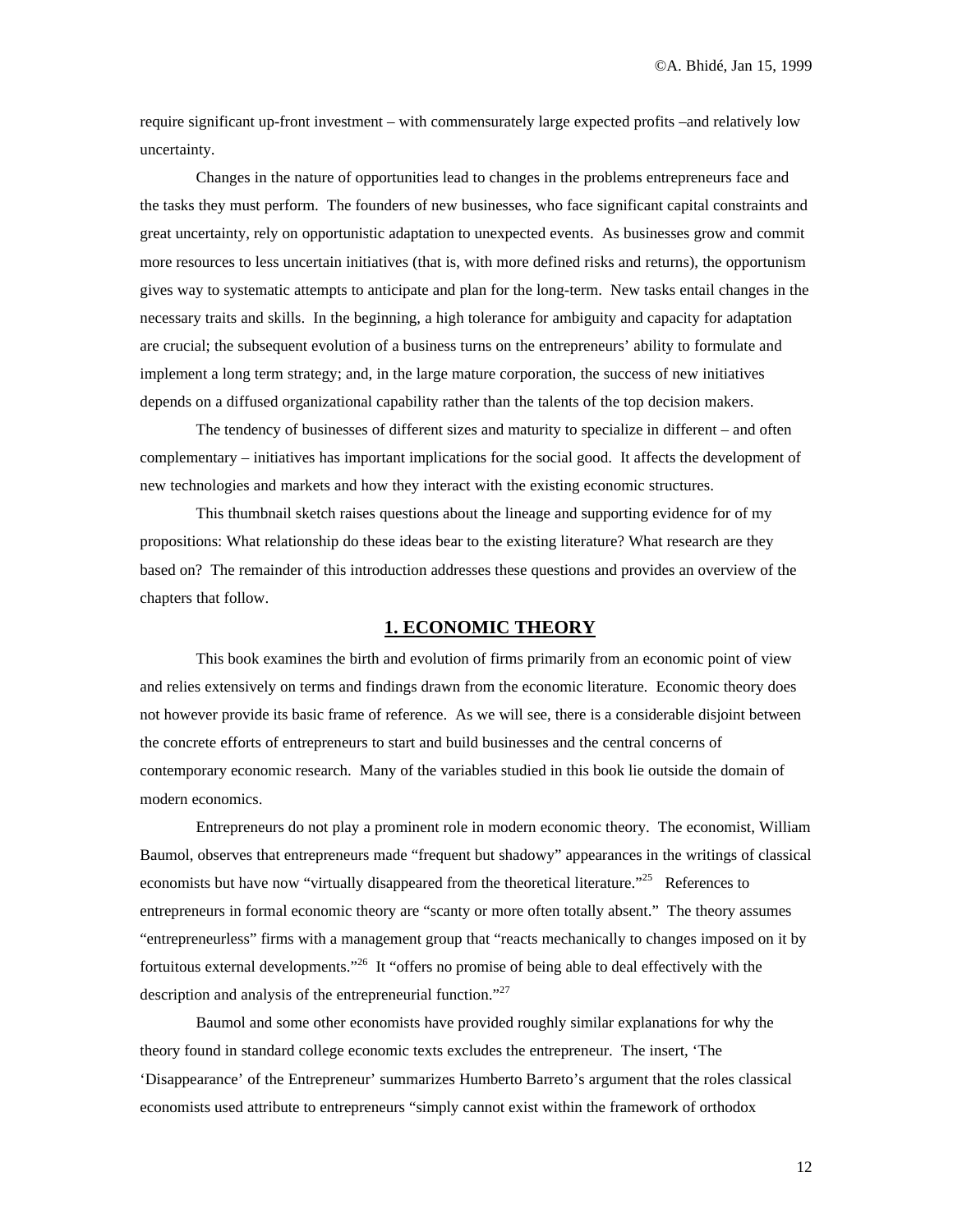require significant up-front investment – with commensurately large expected profits –and relatively low uncertainty.

Changes in the nature of opportunities lead to changes in the problems entrepreneurs face and the tasks they must perform. The founders of new businesses, who face significant capital constraints and great uncertainty, rely on opportunistic adaptation to unexpected events. As businesses grow and commit more resources to less uncertain initiatives (that is, with more defined risks and returns), the opportunism gives way to systematic attempts to anticipate and plan for the long-term. New tasks entail changes in the necessary traits and skills. In the beginning, a high tolerance for ambiguity and capacity for adaptation are crucial; the subsequent evolution of a business turns on the entrepreneurs' ability to formulate and implement a long term strategy; and, in the large mature corporation, the success of new initiatives depends on a diffused organizational capability rather than the talents of the top decision makers.

The tendency of businesses of different sizes and maturity to specialize in different – and often complementary – initiatives has important implications for the social good. It affects the development of new technologies and markets and how they interact with the existing economic structures.

This thumbnail sketch raises questions about the lineage and supporting evidence for of my propositions: What relationship do these ideas bear to the existing literature? What research are they based on? The remainder of this introduction addresses these questions and provides an overview of the chapters that follow.

## 1. ECONOMIC THEORY

This book examines the birth and evolution of firms primarily from an economic point of view and relies extensively on terms and findings drawn from the economic literature. Economic theory does not however provide its basic frame of reference. As we will see, there is a considerable disjoint between the concrete efforts of entrepreneurs to start and build businesses and the central concerns of contemporary economic research. Many of the variables studied in this book lie outside the domain of modern economics.

Entrepreneurs do not play a prominent role in modern economic theory. The economist, William Baumol, observes that entrepreneurs made "frequent but shadowy" appearances in the writings of classical economists but have now "virtually disappeared from the theoretical literature."[25] References to entrepreneurs in formal economic theory are "scanty or more often totally absent." The theory assumes "entrepreneurless" firms with a management group that "reacts mechanically to changes imposed on it by fortuitous external developments."[26] It "offers no promise of being able to deal effectively with the description and analysis of the entrepreneurial function."[27]

Baumol and some other economists have provided roughly similar explanations for why the theory found in standard college economic texts excludes the entrepreneur. The insert, 'The 'Disappearance' of the Entrepreneur' summarizes Humberto Barreto's argument that the roles classical economists used attribute to entrepreneurs "simply cannot exist within the framework of orthodox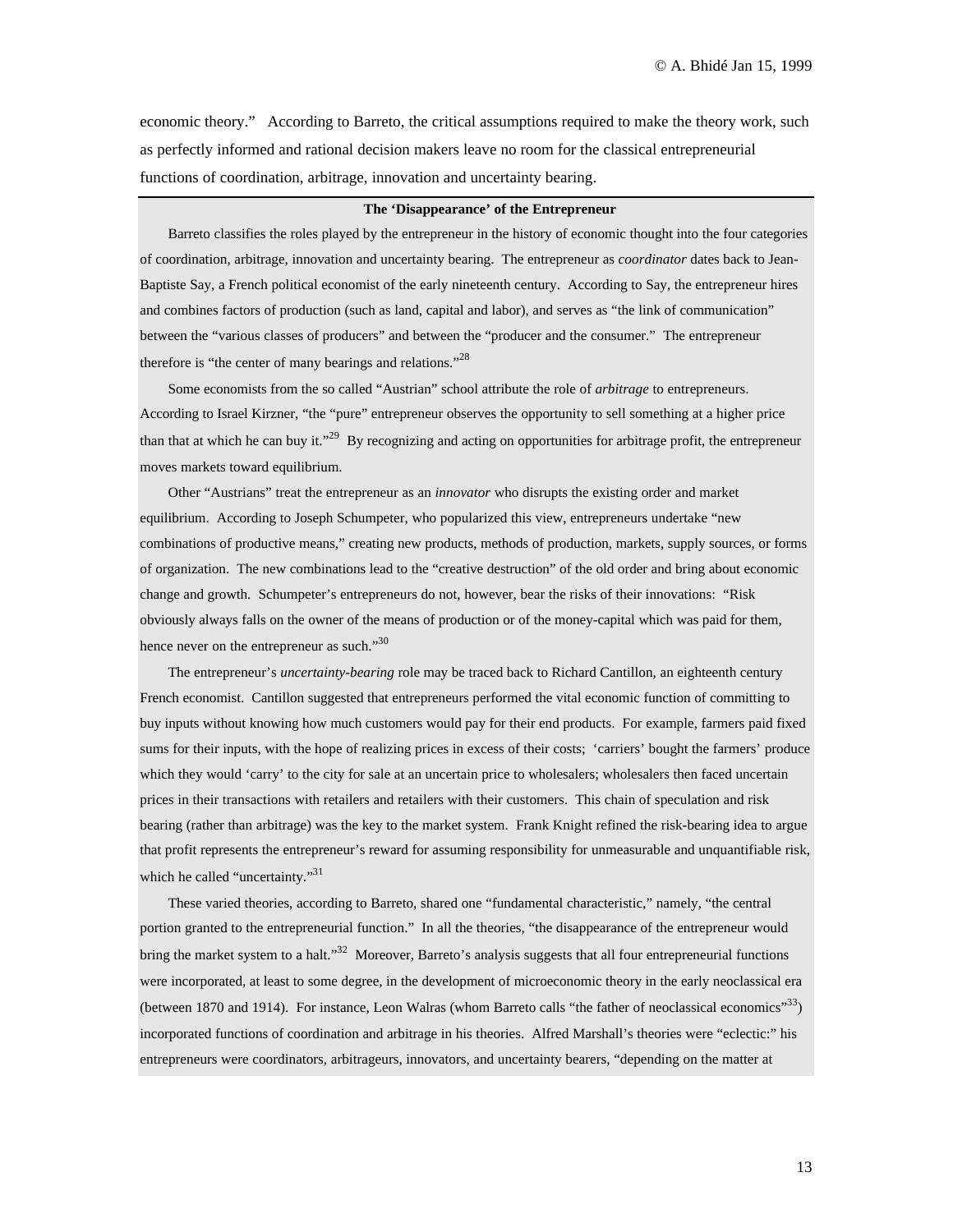economic theory." According to Barreto, the critical assumptions required to make the theory work, such as perfectly informed and rational decision makers leave no room for the classical entrepreneurial functions of coordination, arbitrage, innovation and uncertainty bearing.

---

**The 'Disappearance' of the Entrepreneur**

Barreto classifies the roles played by the entrepreneur in the history of economic thought into the four categories of coordination, arbitrage, innovation and uncertainty bearing. The entrepreneur as *coordinator* dates back to Jean-Baptiste Say, a French political economist of the early nineteenth century. According to Say, the entrepreneur hires and combines factors of production (such as land, capital and labor), and serves as "the link of communication" between the "various classes of producers" and between the "producer and the consumer." The entrepreneur therefore is "the center of many bearings and relations."[28]

Some economists from the so called "Austrian" school attribute the role of *arbitrage* to entrepreneurs. According to Israel Kirzner, "the "pure" entrepreneur observes the opportunity to sell something at a higher price than that at which he can buy it."[29] By recognizing and acting on opportunities for arbitrage profit, the entrepreneur moves markets toward equilibrium.

Other "Austrians" treat the entrepreneur as an *innovator* who disrupts the existing order and market equilibrium. According to Joseph Schumpeter, who popularized this view, entrepreneurs undertake "new combinations of productive means," creating new products, methods of production, markets, supply sources, or forms of organization. The new combinations lead to the "creative destruction" of the old order and bring about economic change and growth. Schumpeter's entrepreneurs do not, however, bear the risks of their innovations: "Risk obviously always falls on the owner of the means of production or of the money-capital which was paid for them, hence never on the entrepreneur as such."[30]

The entrepreneur's *uncertainty-bearing* role may be traced back to Richard Cantillon, an eighteenth century French economist. Cantillon suggested that entrepreneurs performed the vital economic function of committing to buy inputs without knowing how much customers would pay for their end products. For example, farmers paid fixed sums for their inputs, with the hope of realizing prices in excess of their costs; 'carriers' bought the farmers' produce which they would 'carry' to the city for sale at an uncertain price to wholesalers; wholesalers then faced uncertain prices in their transactions with retailers and retailers with their customers. This chain of speculation and risk bearing (rather than arbitrage) was the key to the market system. Frank Knight refined the risk-bearing idea to argue that profit represents the entrepreneur's reward for assuming responsibility for unmeasurable and unquantifiable risk, which he called "uncertainty."[31]

These varied theories, according to Barreto, shared one "fundamental characteristic," namely, "the central portion granted to the entrepreneurial function." In all the theories, "the disappearance of the entrepreneur would bring the market system to a halt."[32] Moreover, Barreto's analysis suggests that all four entrepreneurial functions were incorporated, at least to some degree, in the development of microeconomic theory in the early neoclassical era (between 1870 and 1914). For instance, Leon Walras (whom Barreto calls "the father of neoclassical economics"[33]) incorporated functions of coordination and arbitrage in his theories. Alfred Marshall's theories were "eclectic:" his entrepreneurs were coordinators, arbitrageurs, innovators, and uncertainty bearers, "depending on the matter at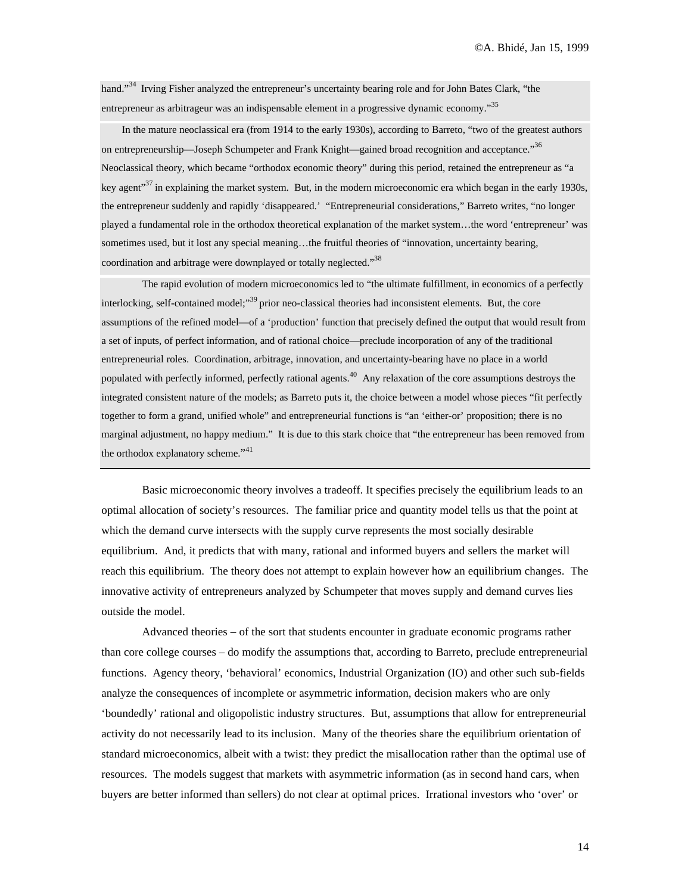hand."[34] Irving Fisher analyzed the entrepreneur's uncertainty bearing role and for John Bates Clark, "the entrepreneur as arbitrageur was an indispensable element in a progressive dynamic economy."[35]

In the mature neoclassical era (from 1914 to the early 1930s), according to Barreto, "two of the greatest authors on entrepreneurship—Joseph Schumpeter and Frank Knight—gained broad recognition and acceptance."[36] Neoclassical theory, which became "orthodox economic theory" during this period, retained the entrepreneur as "a key agent"[37] in explaining the market system. But, in the modern microeconomic era which began in the early 1930s, the entrepreneur suddenly and rapidly 'disappeared.' "Entrepreneurial considerations," Barreto writes, "no longer played a fundamental role in the orthodox theoretical explanation of the market system…the word 'entrepreneur' was sometimes used, but it lost any special meaning…the fruitful theories of "innovation, uncertainty bearing, coordination and arbitrage were downplayed or totally neglected."[38]

The rapid evolution of modern microeconomics led to "the ultimate fulfillment, in economics of a perfectly interlocking, self-contained model;"[39] prior neo-classical theories had inconsistent elements. But, the core assumptions of the refined model—of a 'production' function that precisely defined the output that would result from a set of inputs, of perfect information, and of rational choice—preclude incorporation of any of the traditional entrepreneurial roles. Coordination, arbitrage, innovation, and uncertainty-bearing have no place in a world populated with perfectly informed, perfectly rational agents.[40] Any relaxation of the core assumptions destroys the integrated consistent nature of the models; as Barreto puts it, the choice between a model whose pieces "fit perfectly together to form a grand, unified whole" and entrepreneurial functions is "an 'either-or' proposition; there is no marginal adjustment, no happy medium." It is due to this stark choice that "the entrepreneur has been removed from the orthodox explanatory scheme."[41]

---

Basic microeconomic theory involves a tradeoff. It specifies precisely the equilibrium leads to an optimal allocation of society's resources. The familiar price and quantity model tells us that the point at which the demand curve intersects with the supply curve represents the most socially desirable equilibrium. And, it predicts that with many, rational and informed buyers and sellers the market will reach this equilibrium. The theory does not attempt to explain however how an equilibrium changes. The innovative activity of entrepreneurs analyzed by Schumpeter that moves supply and demand curves lies outside the model.

Advanced theories – of the sort that students encounter in graduate economic programs rather than core college courses – do modify the assumptions that, according to Barreto, preclude entrepreneurial functions. Agency theory, 'behavioral' economics, Industrial Organization (IO) and other such sub-fields analyze the consequences of incomplete or asymmetric information, decision makers who are only 'boundedly' rational and oligopolistic industry structures. But, assumptions that allow for entrepreneurial activity do not necessarily lead to its inclusion. Many of the theories share the equilibrium orientation of standard microeconomics, albeit with a twist: they predict the misallocation rather than the optimal use of resources. The models suggest that markets with asymmetric information (as in second hand cars, when buyers are better informed than sellers) do not clear at optimal prices. Irrational investors who 'over' or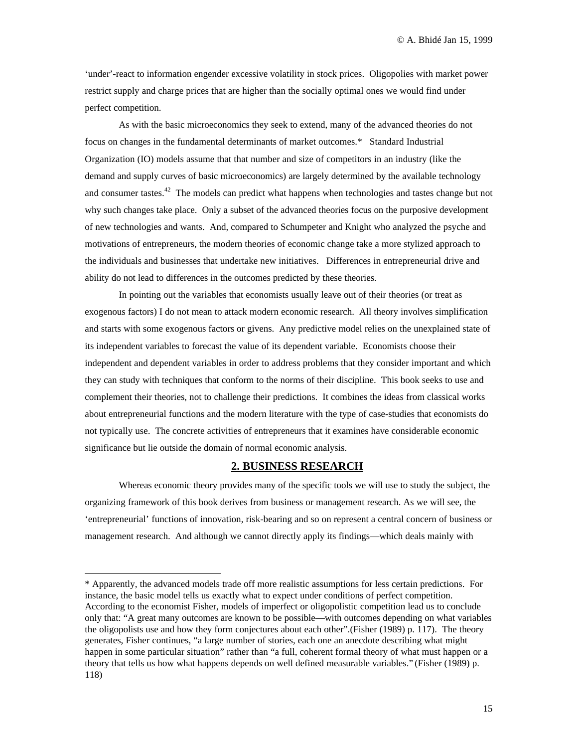'under'-react to information engender excessive volatility in stock prices. Oligopolies with market power restrict supply and charge prices that are higher than the socially optimal ones we would find under perfect competition.

As with the basic microeconomics they seek to extend, many of the advanced theories do not focus on changes in the fundamental determinants of market outcomes.* Standard Industrial Organization (IO) models assume that that number and size of competitors in an industry (like the demand and supply curves of basic microeconomics) are largely determined by the available technology and consumer tastes.[42] The models can predict what happens when technologies and tastes change but not why such changes take place. Only a subset of the advanced theories focus on the purposive development of new technologies and wants. And, compared to Schumpeter and Knight who analyzed the psyche and motivations of entrepreneurs, the modern theories of economic change take a more stylized approach to the individuals and businesses that undertake new initiatives. Differences in entrepreneurial drive and ability do not lead to differences in the outcomes predicted by these theories.

In pointing out the variables that economists usually leave out of their theories (or treat as exogenous factors) I do not mean to attack modern economic research. All theory involves simplification and starts with some exogenous factors or givens. Any predictive model relies on the unexplained state of its independent variables to forecast the value of its dependent variable. Economists choose their independent and dependent variables in order to address problems that they consider important and which they can study with techniques that conform to the norms of their discipline. This book seeks to use and complement their theories, not to challenge their predictions. It combines the ideas from classical works about entrepreneurial functions and the modern literature with the type of case-studies that economists do not typically use. The concrete activities of entrepreneurs that it examines have considerable economic significance but lie outside the domain of normal economic analysis.

## 2. BUSINESS RESEARCH

Whereas economic theory provides many of the specific tools we will use to study the subject, the organizing framework of this book derives from business or management research. As we will see, the 'entrepreneurial' functions of innovation, risk-bearing and so on represent a central concern of business or management research. And although we cannot directly apply its findings—which deals mainly with

---

* Apparently, the advanced models trade off more realistic assumptions for less certain predictions. For instance, the basic model tells us exactly what to expect under conditions of perfect competition. According to the economist Fisher, models of imperfect or oligopolistic competition lead us to conclude only that: "A great many outcomes are known to be possible—with outcomes depending on what variables the oligopolists use and how they form conjectures about each other".(Fisher (1989) p. 117). The theory generates, Fisher continues, "a large number of stories, each one an anecdote describing what might happen in some particular situation" rather than "a full, coherent formal theory of what must happen or a theory that tells us how what happens depends on well defined measurable variables." (Fisher (1989) p. 118)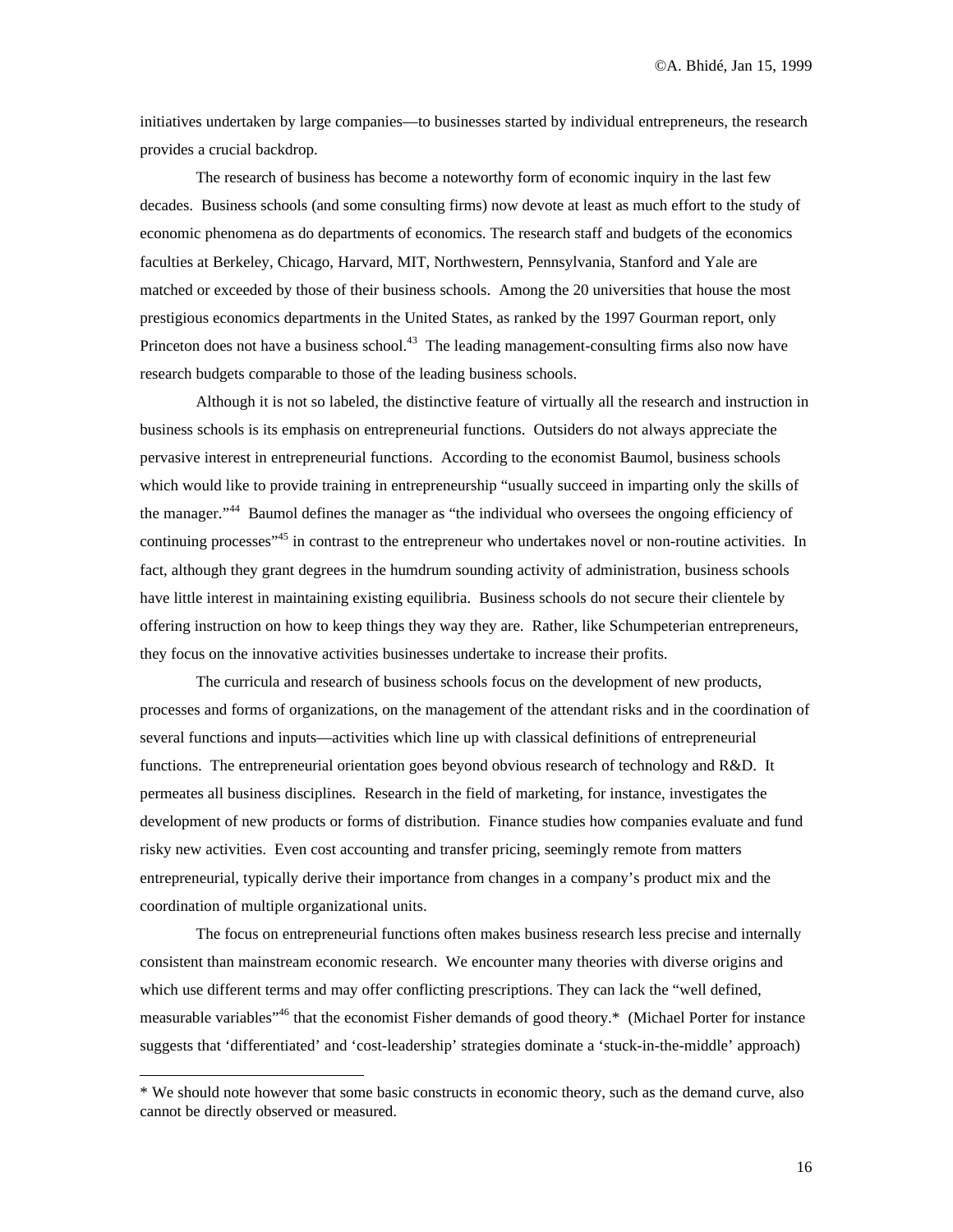initiatives undertaken by large companies—to businesses started by individual entrepreneurs, the research provides a crucial backdrop.

The research of business has become a noteworthy form of economic inquiry in the last few decades. Business schools (and some consulting firms) now devote at least as much effort to the study of economic phenomena as do departments of economics. The research staff and budgets of the economics faculties at Berkeley, Chicago, Harvard, MIT, Northwestern, Pennsylvania, Stanford and Yale are matched or exceeded by those of their business schools. Among the 20 universities that house the most prestigious economics departments in the United States, as ranked by the 1997 Gourman report, only Princeton does not have a business school.[43] The leading management-consulting firms also now have research budgets comparable to those of the leading business schools.

Although it is not so labeled, the distinctive feature of virtually all the research and instruction in business schools is its emphasis on entrepreneurial functions. Outsiders do not always appreciate the pervasive interest in entrepreneurial functions. According to the economist Baumol, business schools which would like to provide training in entrepreneurship "usually succeed in imparting only the skills of the manager."[44] Baumol defines the manager as "the individual who oversees the ongoing efficiency of continuing processes"[45] in contrast to the entrepreneur who undertakes novel or non-routine activities. In fact, although they grant degrees in the humdrum sounding activity of administration, business schools have little interest in maintaining existing equilibria. Business schools do not secure their clientele by offering instruction on how to keep things they way they are. Rather, like Schumpeterian entrepreneurs, they focus on the innovative activities businesses undertake to increase their profits.

The curricula and research of business schools focus on the development of new products, processes and forms of organizations, on the management of the attendant risks and in the coordination of several functions and inputs—activities which line up with classical definitions of entrepreneurial functions. The entrepreneurial orientation goes beyond obvious research of technology and R&D. It permeates all business disciplines. Research in the field of marketing, for instance, investigates the development of new products or forms of distribution. Finance studies how companies evaluate and fund risky new activities. Even cost accounting and transfer pricing, seemingly remote from matters entrepreneurial, typically derive their importance from changes in a company's product mix and the coordination of multiple organizational units.

The focus on entrepreneurial functions often makes business research less precise and internally consistent than mainstream economic research. We encounter many theories with diverse origins and which use different terms and may offer conflicting prescriptions. They can lack the "well defined, measurable variables"[46] that the economist Fisher demands of good theory.* (Michael Porter for instance suggests that 'differentiated' and 'cost-leadership' strategies dominate a 'stuck-in-the-middle' approach)

---

* We should note however that some basic constructs in economic theory, such as the demand curve, also cannot be directly observed or measured.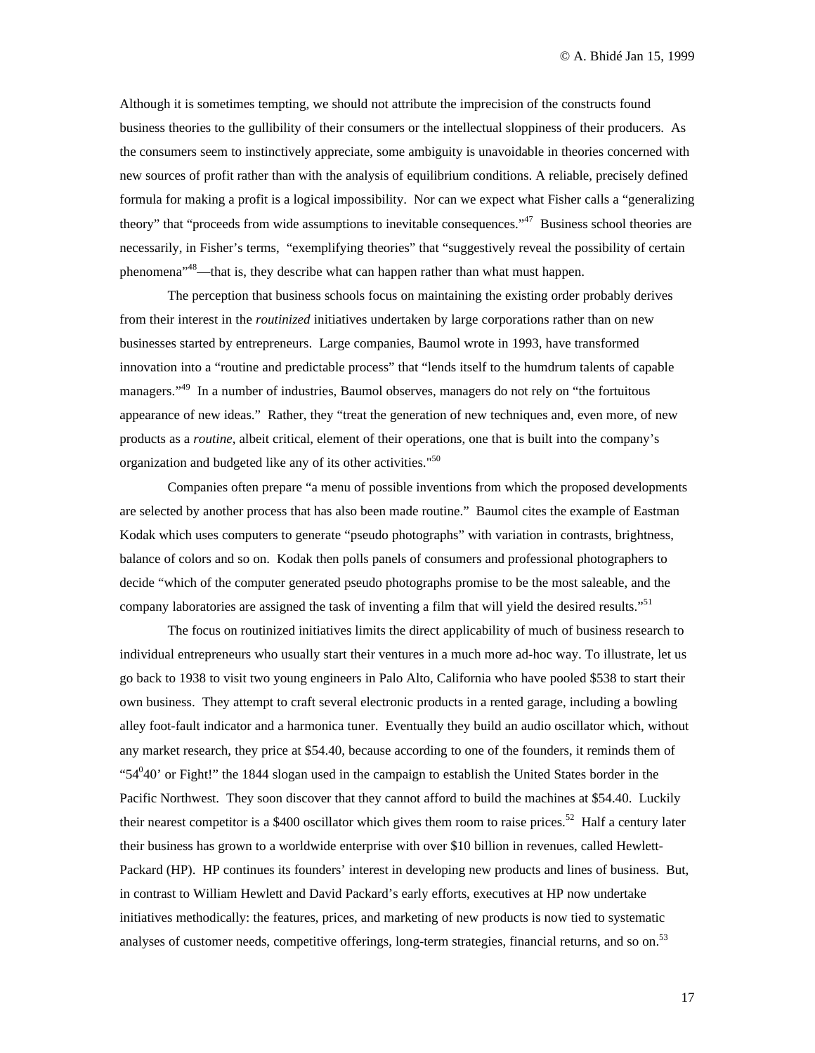Although it is sometimes tempting, we should not attribute the imprecision of the constructs found business theories to the gullibility of their consumers or the intellectual sloppiness of their producers. As the consumers seem to instinctively appreciate, some ambiguity is unavoidable in theories concerned with new sources of profit rather than with the analysis of equilibrium conditions. A reliable, precisely defined formula for making a profit is a logical impossibility. Nor can we expect what Fisher calls a "generalizing theory" that "proceeds from wide assumptions to inevitable consequences."[47] Business school theories are necessarily, in Fisher's terms, "exemplifying theories" that "suggestively reveal the possibility of certain phenomena"[48]—that is, they describe what can happen rather than what must happen.

The perception that business schools focus on maintaining the existing order probably derives from their interest in the *routinized* initiatives undertaken by large corporations rather than on new businesses started by entrepreneurs. Large companies, Baumol wrote in 1993, have transformed innovation into a "routine and predictable process" that "lends itself to the humdrum talents of capable managers."[49] In a number of industries, Baumol observes, managers do not rely on "the fortuitous appearance of new ideas." Rather, they "treat the generation of new techniques and, even more, of new products as a *routine*, albeit critical, element of their operations, one that is built into the company's organization and budgeted like any of its other activities."[50]

Companies often prepare "a menu of possible inventions from which the proposed developments are selected by another process that has also been made routine." Baumol cites the example of Eastman Kodak which uses computers to generate "pseudo photographs" with variation in contrasts, brightness, balance of colors and so on. Kodak then polls panels of consumers and professional photographers to decide "which of the computer generated pseudo photographs promise to be the most saleable, and the company laboratories are assigned the task of inventing a film that will yield the desired results."[51]

The focus on routinized initiatives limits the direct applicability of much of business research to individual entrepreneurs who usually start their ventures in a much more ad-hoc way. To illustrate, let us go back to 1938 to visit two young engineers in Palo Alto, California who have pooled $538 to start their own business. They attempt to craft several electronic products in a rented garage, including a bowling alley foot-fault indicator and a harmonica tuner. Eventually they build an audio oscillator which, without any market research, they price at $54.40, because according to one of the founders, it reminds them of "54°40' or Fight!" the 1844 slogan used in the campaign to establish the United States border in the Pacific Northwest. They soon discover that they cannot afford to build the machines at $54.40. Luckily their nearest competitor is a $400 oscillator which gives them room to raise prices.[52] Half a century later their business has grown to a worldwide enterprise with over $10 billion in revenues, called Hewlett-Packard (HP). HP continues its founders' interest in developing new products and lines of business. But, in contrast to William Hewlett and David Packard's early efforts, executives at HP now undertake initiatives methodically: the features, prices, and marketing of new products is now tied to systematic analyses of customer needs, competitive offerings, long-term strategies, financial returns, and so on.[53]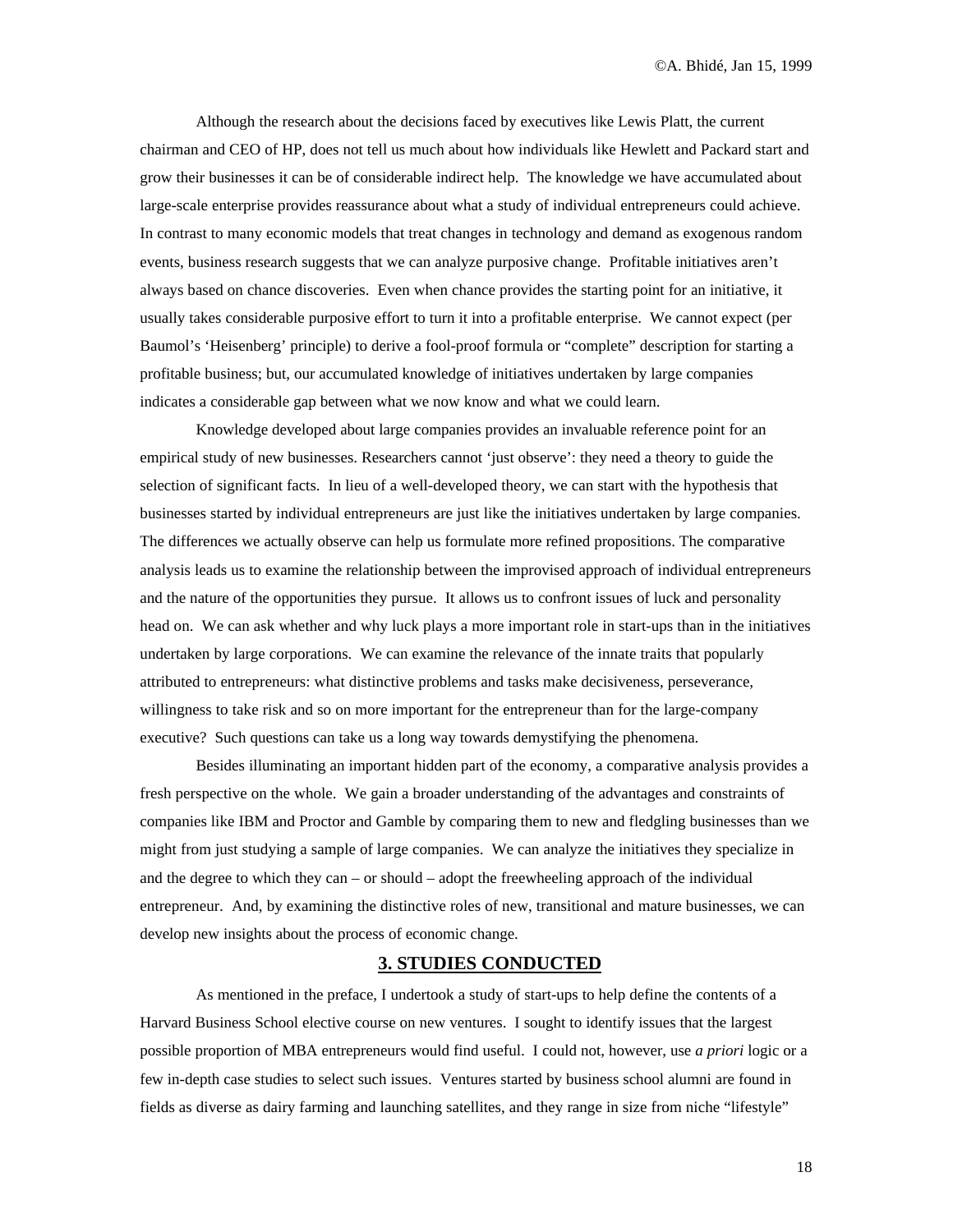Although the research about the decisions faced by executives like Lewis Platt, the current chairman and CEO of HP, does not tell us much about how individuals like Hewlett and Packard start and grow their businesses it can be of considerable indirect help. The knowledge we have accumulated about large-scale enterprise provides reassurance about what a study of individual entrepreneurs could achieve. In contrast to many economic models that treat changes in technology and demand as exogenous random events, business research suggests that we can analyze purposive change. Profitable initiatives aren't always based on chance discoveries. Even when chance provides the starting point for an initiative, it usually takes considerable purposive effort to turn it into a profitable enterprise. We cannot expect (per Baumol's 'Heisenberg' principle) to derive a fool-proof formula or "complete" description for starting a profitable business; but, our accumulated knowledge of initiatives undertaken by large companies indicates a considerable gap between what we now know and what we could learn.

Knowledge developed about large companies provides an invaluable reference point for an empirical study of new businesses. Researchers cannot 'just observe': they need a theory to guide the selection of significant facts. In lieu of a well-developed theory, we can start with the hypothesis that businesses started by individual entrepreneurs are just like the initiatives undertaken by large companies. The differences we actually observe can help us formulate more refined propositions. The comparative analysis leads us to examine the relationship between the improvised approach of individual entrepreneurs and the nature of the opportunities they pursue. It allows us to confront issues of luck and personality head on. We can ask whether and why luck plays a more important role in start-ups than in the initiatives undertaken by large corporations. We can examine the relevance of the innate traits that popularly attributed to entrepreneurs: what distinctive problems and tasks make decisiveness, perseverance, willingness to take risk and so on more important for the entrepreneur than for the large-company executive? Such questions can take us a long way towards demystifying the phenomena.

Besides illuminating an important hidden part of the economy, a comparative analysis provides a fresh perspective on the whole. We gain a broader understanding of the advantages and constraints of companies like IBM and Proctor and Gamble by comparing them to new and fledgling businesses than we might from just studying a sample of large companies. We can analyze the initiatives they specialize in and the degree to which they can – or should – adopt the freewheeling approach of the individual entrepreneur. And, by examining the distinctive roles of new, transitional and mature businesses, we can develop new insights about the process of economic change.

## 3. STUDIES CONDUCTED

As mentioned in the preface, I undertook a study of start-ups to help define the contents of a Harvard Business School elective course on new ventures. I sought to identify issues that the largest possible proportion of MBA entrepreneurs would find useful. I could not, however, use *a priori* logic or a few in-depth case studies to select such issues. Ventures started by business school alumni are found in fields as diverse as dairy farming and launching satellites, and they range in size from niche "lifestyle"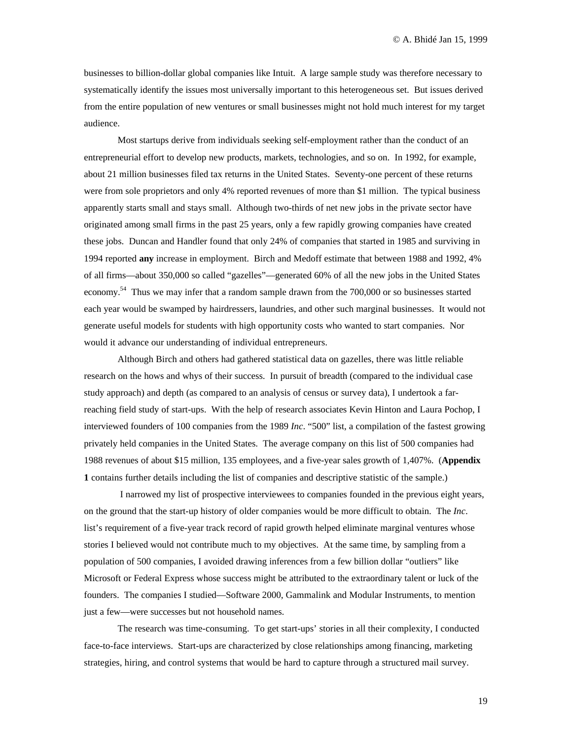businesses to billion-dollar global companies like Intuit. A large sample study was therefore necessary to systematically identify the issues most universally important to this heterogeneous set. But issues derived from the entire population of new ventures or small businesses might not hold much interest for my target audience.

Most startups derive from individuals seeking self-employment rather than the conduct of an entrepreneurial effort to develop new products, markets, technologies, and so on. In 1992, for example, about 21 million businesses filed tax returns in the United States. Seventy-one percent of these returns were from sole proprietors and only 4% reported revenues of more than $1 million. The typical business apparently starts small and stays small. Although two-thirds of net new jobs in the private sector have originated among small firms in the past 25 years, only a few rapidly growing companies have created these jobs. Duncan and Handler found that only 24% of companies that started in 1985 and surviving in 1994 reported **any** increase in employment. Birch and Medoff estimate that between 1988 and 1992, 4% of all firms—about 350,000 so called "gazelles"—generated 60% of all the new jobs in the United States economy.[54] Thus we may infer that a random sample drawn from the 700,000 or so businesses started each year would be swamped by hairdressers, laundries, and other such marginal businesses. It would not generate useful models for students with high opportunity costs who wanted to start companies. Nor would it advance our understanding of individual entrepreneurs.

Although Birch and others had gathered statistical data on gazelles, there was little reliable research on the hows and whys of their success. In pursuit of breadth (compared to the individual case study approach) and depth (as compared to an analysis of census or survey data), I undertook a far-reaching field study of start-ups. With the help of research associates Kevin Hinton and Laura Pochop, I interviewed founders of 100 companies from the 1989 *Inc*. "500" list, a compilation of the fastest growing privately held companies in the United States. The average company on this list of 500 companies had 1988 revenues of about $15 million, 135 employees, and a five-year sales growth of 1,407%. (**Appendix 1** contains further details including the list of companies and descriptive statistic of the sample.)

I narrowed my list of prospective interviewees to companies founded in the previous eight years, on the ground that the start-up history of older companies would be more difficult to obtain. The *Inc*. list's requirement of a five-year track record of rapid growth helped eliminate marginal ventures whose stories I believed would not contribute much to my objectives. At the same time, by sampling from a population of 500 companies, I avoided drawing inferences from a few billion dollar "outliers" like Microsoft or Federal Express whose success might be attributed to the extraordinary talent or luck of the founders. The companies I studied—Software 2000, Gammalink and Modular Instruments, to mention just a few—were successes but not household names.

The research was time-consuming. To get start-ups' stories in all their complexity, I conducted face-to-face interviews. Start-ups are characterized by close relationships among financing, marketing strategies, hiring, and control systems that would be hard to capture through a structured mail survey.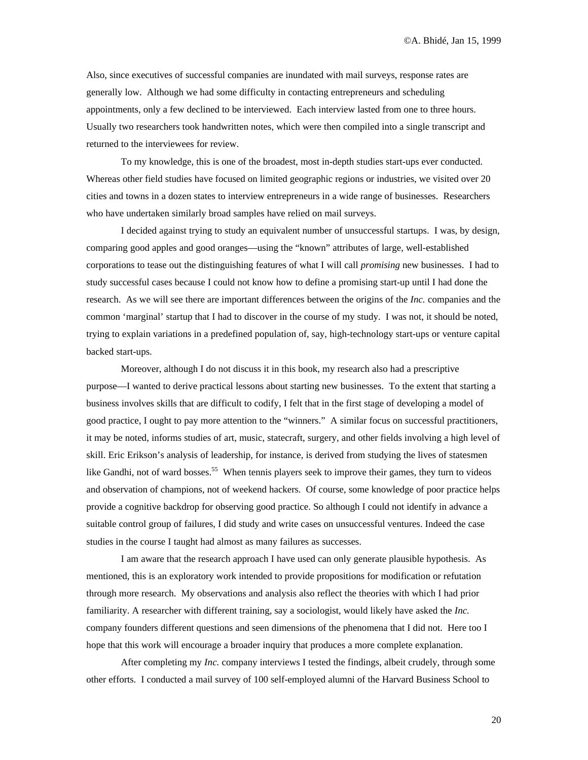Also, since executives of successful companies are inundated with mail surveys, response rates are generally low. Although we had some difficulty in contacting entrepreneurs and scheduling appointments, only a few declined to be interviewed. Each interview lasted from one to three hours. Usually two researchers took handwritten notes, which were then compiled into a single transcript and returned to the interviewees for review.

To my knowledge, this is one of the broadest, most in-depth studies start-ups ever conducted. Whereas other field studies have focused on limited geographic regions or industries, we visited over 20 cities and towns in a dozen states to interview entrepreneurs in a wide range of businesses. Researchers who have undertaken similarly broad samples have relied on mail surveys.

I decided against trying to study an equivalent number of unsuccessful startups. I was, by design, comparing good apples and good oranges—using the "known" attributes of large, well-established corporations to tease out the distinguishing features of what I will call *promising* new businesses. I had to study successful cases because I could not know how to define a promising start-up until I had done the research. As we will see there are important differences between the origins of the *Inc.* companies and the common 'marginal' startup that I had to discover in the course of my study. I was not, it should be noted, trying to explain variations in a predefined population of, say, high-technology start-ups or venture capital backed start-ups.

Moreover, although I do not discuss it in this book, my research also had a prescriptive purpose—I wanted to derive practical lessons about starting new businesses. To the extent that starting a business involves skills that are difficult to codify, I felt that in the first stage of developing a model of good practice, I ought to pay more attention to the "winners." A similar focus on successful practitioners, it may be noted, informs studies of art, music, statecraft, surgery, and other fields involving a high level of skill. Eric Erikson's analysis of leadership, for instance, is derived from studying the lives of statesmen like Gandhi, not of ward bosses.[55] When tennis players seek to improve their games, they turn to videos and observation of champions, not of weekend hackers. Of course, some knowledge of poor practice helps provide a cognitive backdrop for observing good practice. So although I could not identify in advance a suitable control group of failures, I did study and write cases on unsuccessful ventures. Indeed the case studies in the course I taught had almost as many failures as successes.

I am aware that the research approach I have used can only generate plausible hypothesis. As mentioned, this is an exploratory work intended to provide propositions for modification or refutation through more research. My observations and analysis also reflect the theories with which I had prior familiarity. A researcher with different training, say a sociologist, would likely have asked the *Inc.* company founders different questions and seen dimensions of the phenomena that I did not. Here too I hope that this work will encourage a broader inquiry that produces a more complete explanation.

After completing my *Inc.* company interviews I tested the findings, albeit crudely, through some other efforts. I conducted a mail survey of 100 self-employed alumni of the Harvard Business School to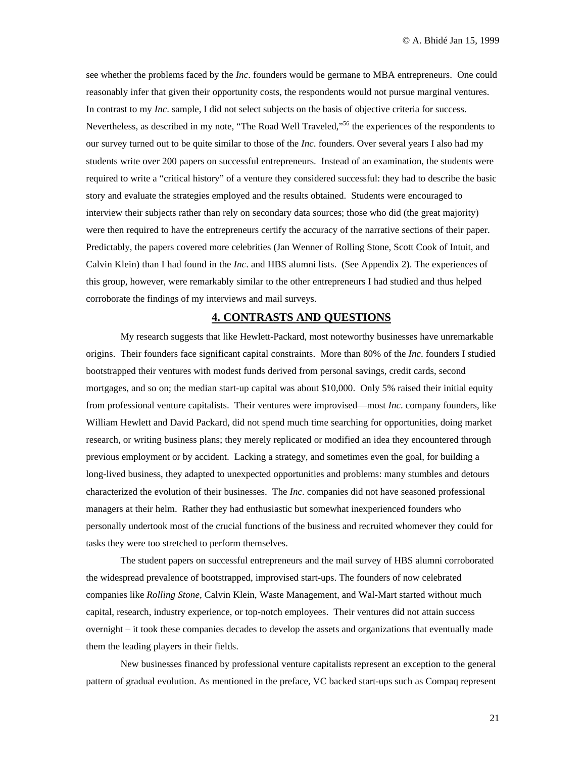see whether the problems faced by the *Inc*. founders would be germane to MBA entrepreneurs. One could reasonably infer that given their opportunity costs, the respondents would not pursue marginal ventures. In contrast to my *Inc*. sample, I did not select subjects on the basis of objective criteria for success. Nevertheless, as described in my note, "The Road Well Traveled,"[56] the experiences of the respondents to our survey turned out to be quite similar to those of the *Inc*. founders. Over several years I also had my students write over 200 papers on successful entrepreneurs. Instead of an examination, the students were required to write a "critical history" of a venture they considered successful: they had to describe the basic story and evaluate the strategies employed and the results obtained. Students were encouraged to interview their subjects rather than rely on secondary data sources; those who did (the great majority) were then required to have the entrepreneurs certify the accuracy of the narrative sections of their paper. Predictably, the papers covered more celebrities (Jan Wenner of Rolling Stone, Scott Cook of Intuit, and Calvin Klein) than I had found in the *Inc*. and HBS alumni lists. (See Appendix 2). The experiences of this group, however, were remarkably similar to the other entrepreneurs I had studied and thus helped corroborate the findings of my interviews and mail surveys.

## 4. CONTRASTS AND QUESTIONS

My research suggests that like Hewlett-Packard, most noteworthy businesses have unremarkable origins. Their founders face significant capital constraints. More than 80% of the *Inc*. founders I studied bootstrapped their ventures with modest funds derived from personal savings, credit cards, second mortgages, and so on; the median start-up capital was about $10,000. Only 5% raised their initial equity from professional venture capitalists. Their ventures were improvised—most *Inc*. company founders, like William Hewlett and David Packard, did not spend much time searching for opportunities, doing market research, or writing business plans; they merely replicated or modified an idea they encountered through previous employment or by accident. Lacking a strategy, and sometimes even the goal, for building a long-lived business, they adapted to unexpected opportunities and problems: many stumbles and detours characterized the evolution of their businesses. The *Inc*. companies did not have seasoned professional managers at their helm. Rather they had enthusiastic but somewhat inexperienced founders who personally undertook most of the crucial functions of the business and recruited whomever they could for tasks they were too stretched to perform themselves.

The student papers on successful entrepreneurs and the mail survey of HBS alumni corroborated the widespread prevalence of bootstrapped, improvised start-ups. The founders of now celebrated companies like *Rolling Stone*, Calvin Klein, Waste Management, and Wal-Mart started without much capital, research, industry experience, or top-notch employees. Their ventures did not attain success overnight – it took these companies decades to develop the assets and organizations that eventually made them the leading players in their fields.

New businesses financed by professional venture capitalists represent an exception to the general pattern of gradual evolution. As mentioned in the preface, VC backed start-ups such as Compaq represent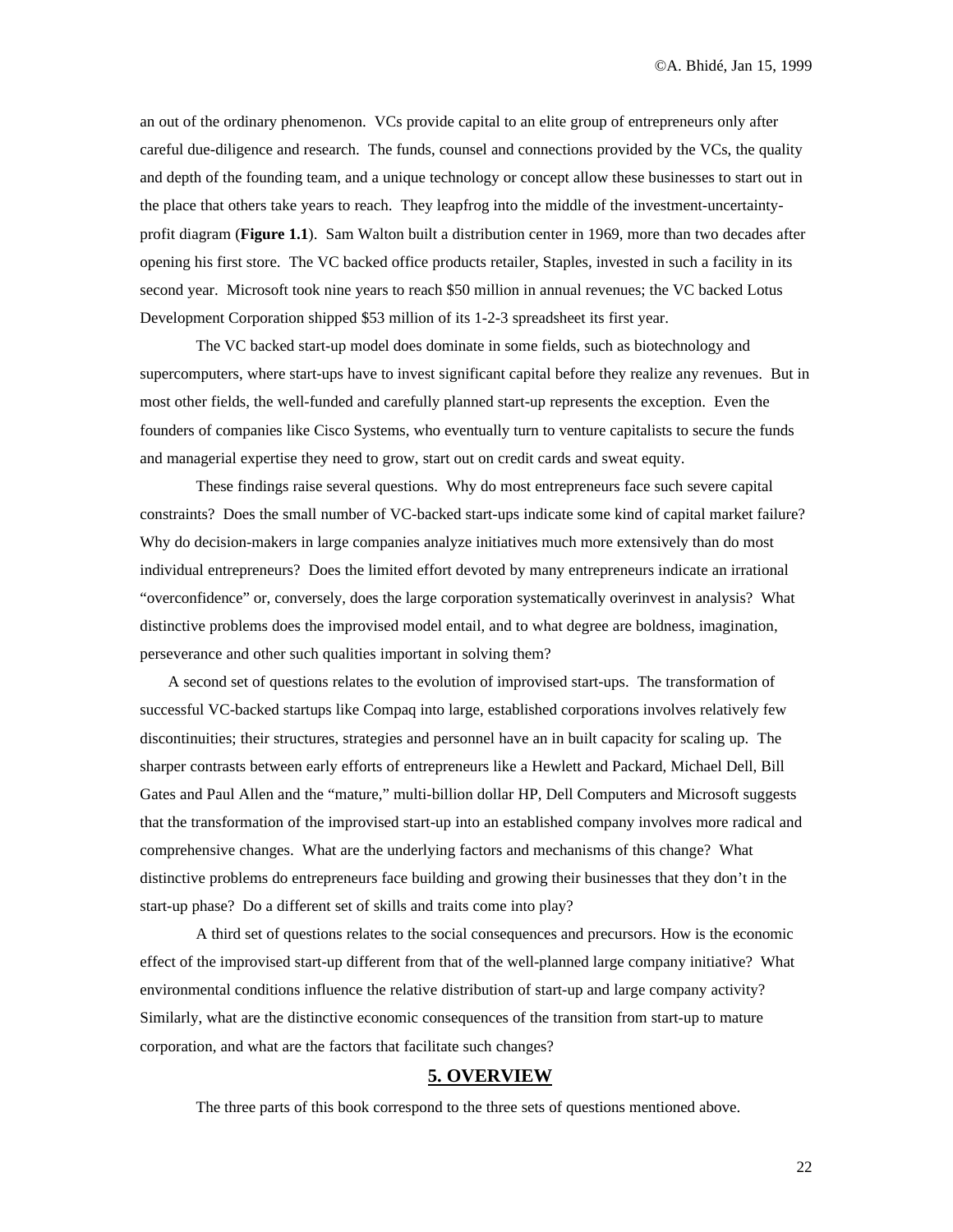an out of the ordinary phenomenon. VCs provide capital to an elite group of entrepreneurs only after careful due-diligence and research. The funds, counsel and connections provided by the VCs, the quality and depth of the founding team, and a unique technology or concept allow these businesses to start out in the place that others take years to reach. They leapfrog into the middle of the investment-uncertainty-profit diagram (**Figure 1.1**). Sam Walton built a distribution center in 1969, more than two decades after opening his first store. The VC backed office products retailer, Staples, invested in such a facility in its second year. Microsoft took nine years to reach $50 million in annual revenues; the VC backed Lotus Development Corporation shipped $53 million of its 1-2-3 spreadsheet its first year.

The VC backed start-up model does dominate in some fields, such as biotechnology and supercomputers, where start-ups have to invest significant capital before they realize any revenues. But in most other fields, the well-funded and carefully planned start-up represents the exception. Even the founders of companies like Cisco Systems, who eventually turn to venture capitalists to secure the funds and managerial expertise they need to grow, start out on credit cards and sweat equity.

These findings raise several questions. Why do most entrepreneurs face such severe capital constraints? Does the small number of VC-backed start-ups indicate some kind of capital market failure? Why do decision-makers in large companies analyze initiatives much more extensively than do most individual entrepreneurs? Does the limited effort devoted by many entrepreneurs indicate an irrational "overconfidence" or, conversely, does the large corporation systematically overinvest in analysis? What distinctive problems does the improvised model entail, and to what degree are boldness, imagination, perseverance and other such qualities important in solving them?

A second set of questions relates to the evolution of improvised start-ups. The transformation of successful VC-backed startups like Compaq into large, established corporations involves relatively few discontinuities; their structures, strategies and personnel have an in built capacity for scaling up. The sharper contrasts between early efforts of entrepreneurs like a Hewlett and Packard, Michael Dell, Bill Gates and Paul Allen and the "mature," multi-billion dollar HP, Dell Computers and Microsoft suggests that the transformation of the improvised start-up into an established company involves more radical and comprehensive changes. What are the underlying factors and mechanisms of this change? What distinctive problems do entrepreneurs face building and growing their businesses that they don't in the start-up phase? Do a different set of skills and traits come into play?

A third set of questions relates to the social consequences and precursors. How is the economic effect of the improvised start-up different from that of the well-planned large company initiative? What environmental conditions influence the relative distribution of start-up and large company activity? Similarly, what are the distinctive economic consequences of the transition from start-up to mature corporation, and what are the factors that facilitate such changes?

## 5. OVERVIEW

The three parts of this book correspond to the three sets of questions mentioned above.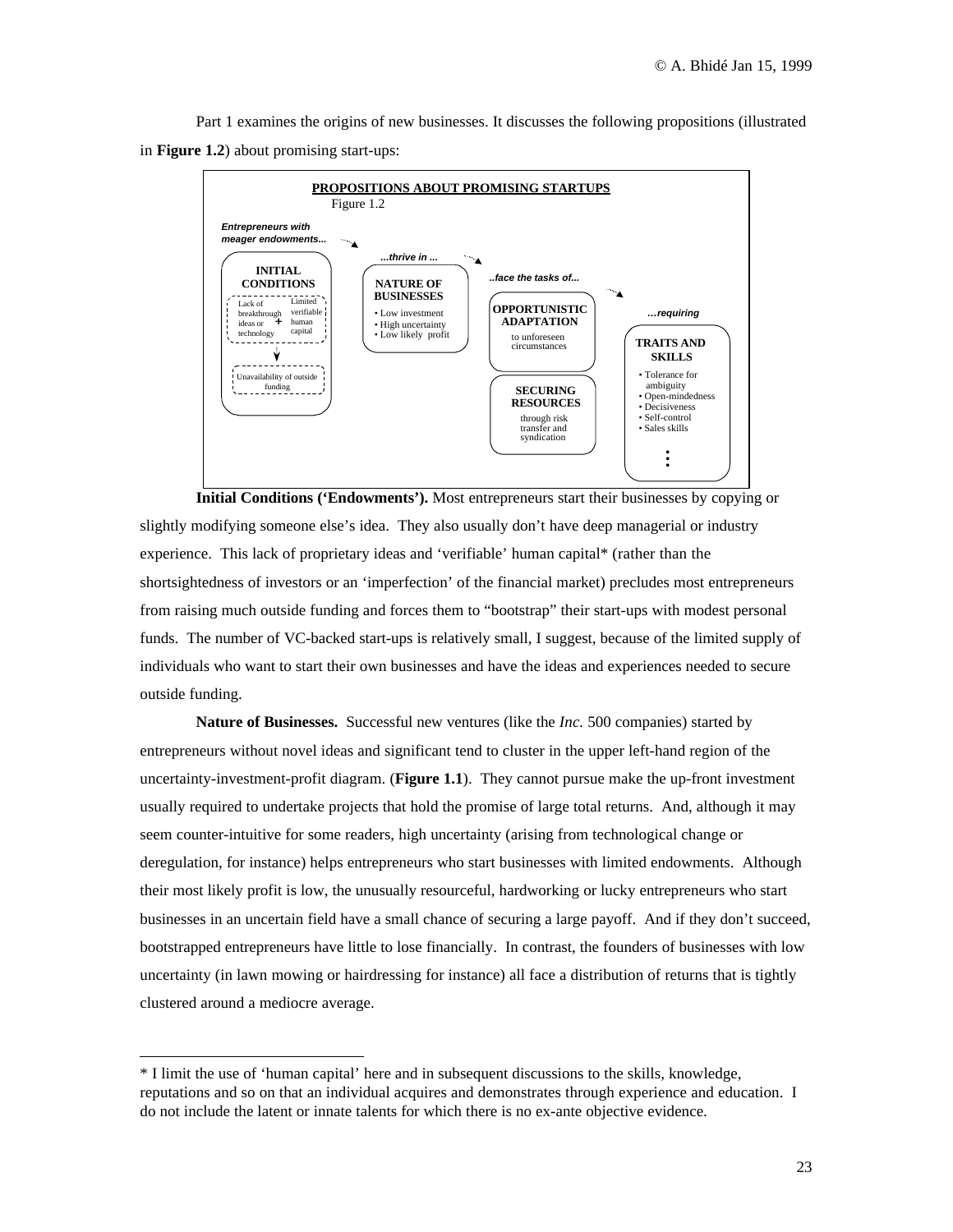Part 1 examines the origins of new businesses. It discusses the following propositions (illustrated in **Figure 1.2**) about promising start-ups:

**PROPOSITIONS ABOUT PROMISING STARTUPS**

Figure 1.2

*Entrepreneurs with meager endowments...* → *...thrive in ...* → *..face the tasks of...* → *...requiring*

**INITIAL CONDITIONS**
- Lack of breakthrough ideas or technology + Limited verifiable human capital
- ↓
- Unavailability of outside funding

**NATURE OF BUSINESSES**
- Low investment
- High uncertainty
- Low likely profit

**OPPORTUNISTIC ADAPTATION**
to unforeseen circumstances

**SECURING RESOURCES**
through risk transfer and syndication

**TRAITS AND SKILLS**
- Tolerance for ambiguity
- Open-mindedness
- Decisiveness
- Self-control
- Sales skills
- ⋮

**Initial Conditions ('Endowments').** Most entrepreneurs start their businesses by copying or slightly modifying someone else's idea. They also usually don't have deep managerial or industry experience. This lack of proprietary ideas and 'verifiable' human capital* (rather than the shortsightedness of investors or an 'imperfection' of the financial market) precludes most entrepreneurs from raising much outside funding and forces them to "bootstrap" their start-ups with modest personal funds. The number of VC-backed start-ups is relatively small, I suggest, because of the limited supply of individuals who want to start their own businesses and have the ideas and experiences needed to secure outside funding.

**Nature of Businesses.** Successful new ventures (like the *Inc.* 500 companies) started by entrepreneurs without novel ideas and significant tend to cluster in the upper left-hand region of the uncertainty-investment-profit diagram. (**Figure 1.1**). They cannot pursue make the up-front investment usually required to undertake projects that hold the promise of large total returns. And, although it may seem counter-intuitive for some readers, high uncertainty (arising from technological change or deregulation, for instance) helps entrepreneurs who start businesses with limited endowments. Although their most likely profit is low, the unusually resourceful, hardworking or lucky entrepreneurs who start businesses in an uncertain field have a small chance of securing a large payoff. And if they don't succeed, bootstrapped entrepreneurs have little to lose financially. In contrast, the founders of businesses with low uncertainty (in lawn mowing or hairdressing for instance) all face a distribution of returns that is tightly clustered around a mediocre average.

---

* I limit the use of 'human capital' here and in subsequent discussions to the skills, knowledge, reputations and so on that an individual acquires and demonstrates through experience and education. I do not include the latent or innate talents for which there is no ex-ante objective evidence.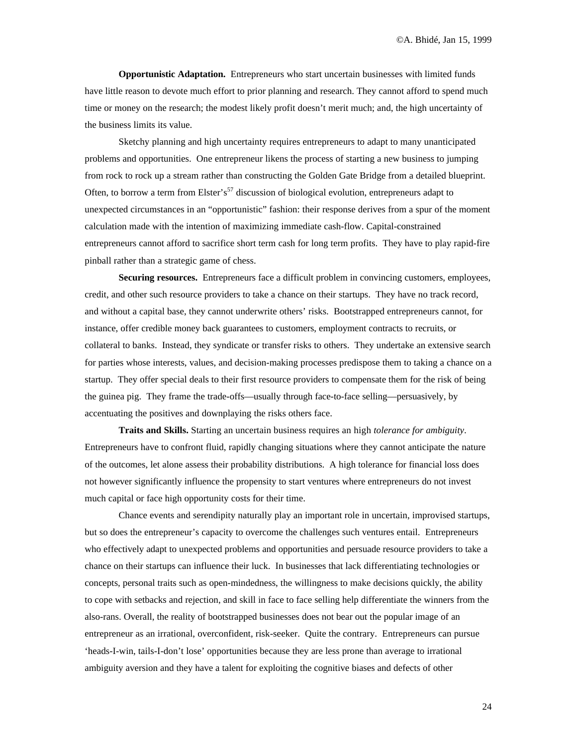**Opportunistic Adaptation.** Entrepreneurs who start uncertain businesses with limited funds have little reason to devote much effort to prior planning and research. They cannot afford to spend much time or money on the research; the modest likely profit doesn't merit much; and, the high uncertainty of the business limits its value.

Sketchy planning and high uncertainty requires entrepreneurs to adapt to many unanticipated problems and opportunities. One entrepreneur likens the process of starting a new business to jumping from rock to rock up a stream rather than constructing the Golden Gate Bridge from a detailed blueprint. Often, to borrow a term from Elster's[57] discussion of biological evolution, entrepreneurs adapt to unexpected circumstances in an "opportunistic" fashion: their response derives from a spur of the moment calculation made with the intention of maximizing immediate cash-flow. Capital-constrained entrepreneurs cannot afford to sacrifice short term cash for long term profits. They have to play rapid-fire pinball rather than a strategic game of chess.

**Securing resources.** Entrepreneurs face a difficult problem in convincing customers, employees, credit, and other such resource providers to take a chance on their startups. They have no track record, and without a capital base, they cannot underwrite others' risks. Bootstrapped entrepreneurs cannot, for instance, offer credible money back guarantees to customers, employment contracts to recruits, or collateral to banks. Instead, they syndicate or transfer risks to others. They undertake an extensive search for parties whose interests, values, and decision-making processes predispose them to taking a chance on a startup. They offer special deals to their first resource providers to compensate them for the risk of being the guinea pig. They frame the trade-offs—usually through face-to-face selling—persuasively, by accentuating the positives and downplaying the risks others face.

**Traits and Skills.** Starting an uncertain business requires an high *tolerance for ambiguity*. Entrepreneurs have to confront fluid, rapidly changing situations where they cannot anticipate the nature of the outcomes, let alone assess their probability distributions. A high tolerance for financial loss does not however significantly influence the propensity to start ventures where entrepreneurs do not invest much capital or face high opportunity costs for their time.

Chance events and serendipity naturally play an important role in uncertain, improvised startups, but so does the entrepreneur's capacity to overcome the challenges such ventures entail. Entrepreneurs who effectively adapt to unexpected problems and opportunities and persuade resource providers to take a chance on their startups can influence their luck. In businesses that lack differentiating technologies or concepts, personal traits such as open-mindedness, the willingness to make decisions quickly, the ability to cope with setbacks and rejection, and skill in face to face selling help differentiate the winners from the also-rans. Overall, the reality of bootstrapped businesses does not bear out the popular image of an entrepreneur as an irrational, overconfident, risk-seeker. Quite the contrary. Entrepreneurs can pursue 'heads-I-win, tails-I-don't lose' opportunities because they are less prone than average to irrational ambiguity aversion and they have a talent for exploiting the cognitive biases and defects of other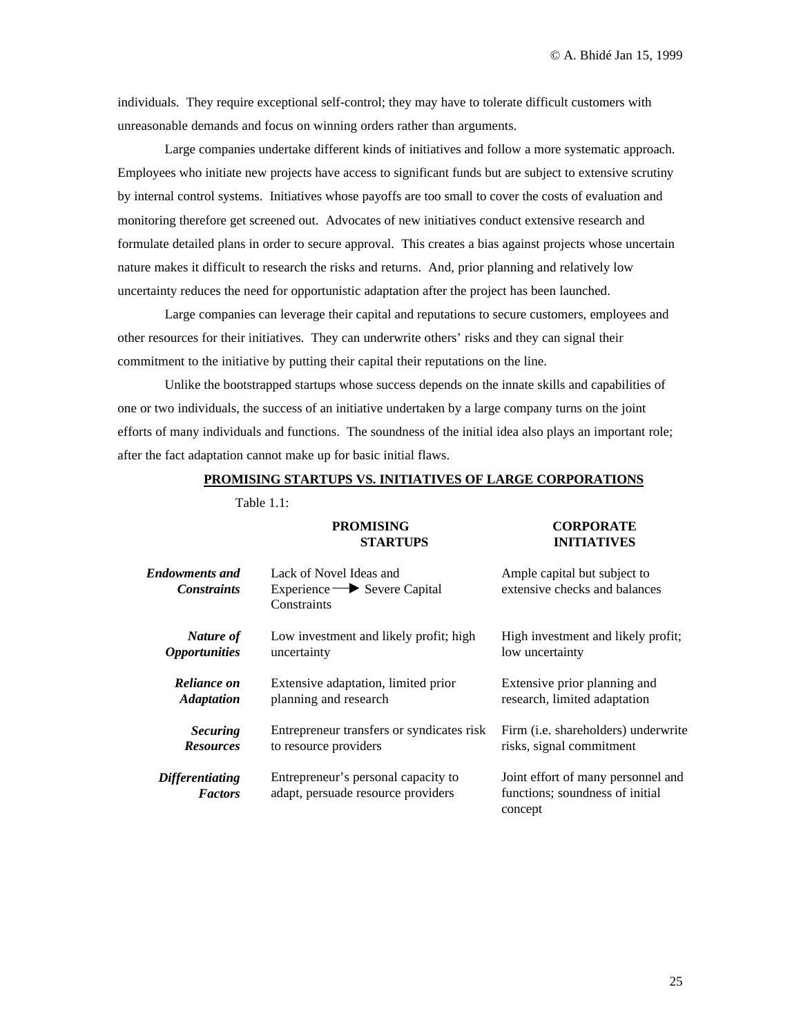individuals. They require exceptional self-control; they may have to tolerate difficult customers with unreasonable demands and focus on winning orders rather than arguments.

Large companies undertake different kinds of initiatives and follow a more systematic approach. Employees who initiate new projects have access to significant funds but are subject to extensive scrutiny by internal control systems. Initiatives whose payoffs are too small to cover the costs of evaluation and monitoring therefore get screened out. Advocates of new initiatives conduct extensive research and formulate detailed plans in order to secure approval. This creates a bias against projects whose uncertain nature makes it difficult to research the risks and returns. And, prior planning and relatively low uncertainty reduces the need for opportunistic adaptation after the project has been launched.

Large companies can leverage their capital and reputations to secure customers, employees and other resources for their initiatives. They can underwrite others' risks and they can signal their commitment to the initiative by putting their capital their reputations on the line.

Unlike the bootstrapped startups whose success depends on the innate skills and capabilities of one or two individuals, the success of an initiative undertaken by a large company turns on the joint efforts of many individuals and functions. The soundness of the initial idea also plays an important role; after the fact adaptation cannot make up for basic initial flaws.

**PROMISING STARTUPS VS. INITIATIVES OF LARGE CORPORATIONS**

Table 1.1:

| | **PROMISING STARTUPS** | **CORPORATE INITIATIVES** |
|---|---|---|
| ***Endowments and Constraints*** | Lack of Novel Ideas and Experience → Severe Capital Constraints | Ample capital but subject to extensive checks and balances |
| ***Nature of Opportunities*** | Low investment and likely profit; high uncertainty | High investment and likely profit; low uncertainty |
| ***Reliance on Adaptation*** | Extensive adaptation, limited prior planning and research | Extensive prior planning and research, limited adaptation |
| ***Securing Resources*** | Entrepreneur transfers or syndicates risk to resource providers | Firm (i.e. shareholders) underwrite risks, signal commitment |
| ***Differentiating Factors*** | Entrepreneur's personal capacity to adapt, persuade resource providers | Joint effort of many personnel and functions; soundness of initial concept |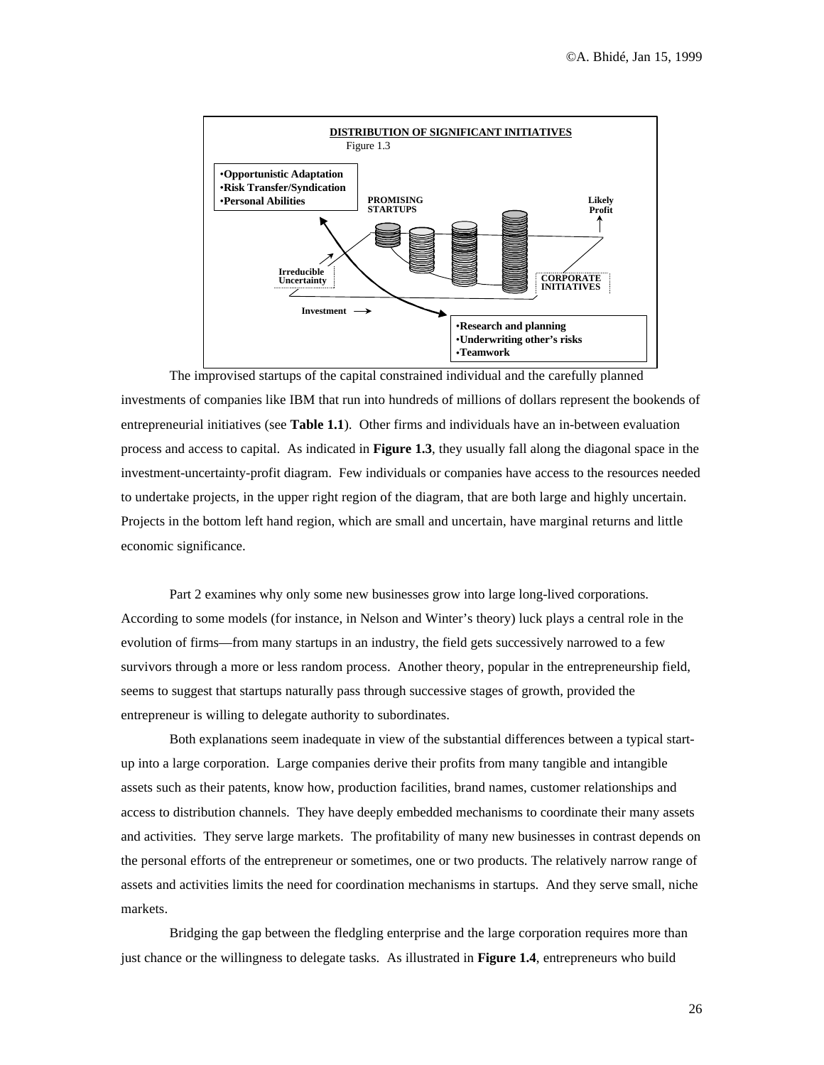**DISTRIBUTION OF SIGNIFICANT INITIATIVES**

Figure 1.3

•Opportunistic Adaptation
•Risk Transfer/Syndication
•Personal Abilities

PROMISING STARTUPS

Likely Profit

Irreducible Uncertainty

CORPORATE INITIATIVES

Investment

•Research and planning
•Underwriting other's risks
•Teamwork

The improvised startups of the capital constrained individual and the carefully planned investments of companies like IBM that run into hundreds of millions of dollars represent the bookends of entrepreneurial initiatives (see **Table 1.1**). Other firms and individuals have an in-between evaluation process and access to capital. As indicated in **Figure 1.3**, they usually fall along the diagonal space in the investment-uncertainty-profit diagram. Few individuals or companies have access to the resources needed to undertake projects, in the upper right region of the diagram, that are both large and highly uncertain. Projects in the bottom left hand region, which are small and uncertain, have marginal returns and little economic significance.

Part 2 examines why only some new businesses grow into large long-lived corporations. According to some models (for instance, in Nelson and Winter's theory) luck plays a central role in the evolution of firms—from many startups in an industry, the field gets successively narrowed to a few survivors through a more or less random process. Another theory, popular in the entrepreneurship field, seems to suggest that startups naturally pass through successive stages of growth, provided the entrepreneur is willing to delegate authority to subordinates.

Both explanations seem inadequate in view of the substantial differences between a typical start-up into a large corporation. Large companies derive their profits from many tangible and intangible assets such as their patents, know how, production facilities, brand names, customer relationships and access to distribution channels. They have deeply embedded mechanisms to coordinate their many assets and activities. They serve large markets. The profitability of many new businesses in contrast depends on the personal efforts of the entrepreneur or sometimes, one or two products. The relatively narrow range of assets and activities limits the need for coordination mechanisms in startups. And they serve small, niche markets.

Bridging the gap between the fledgling enterprise and the large corporation requires more than just chance or the willingness to delegate tasks. As illustrated in **Figure 1.4**, entrepreneurs who build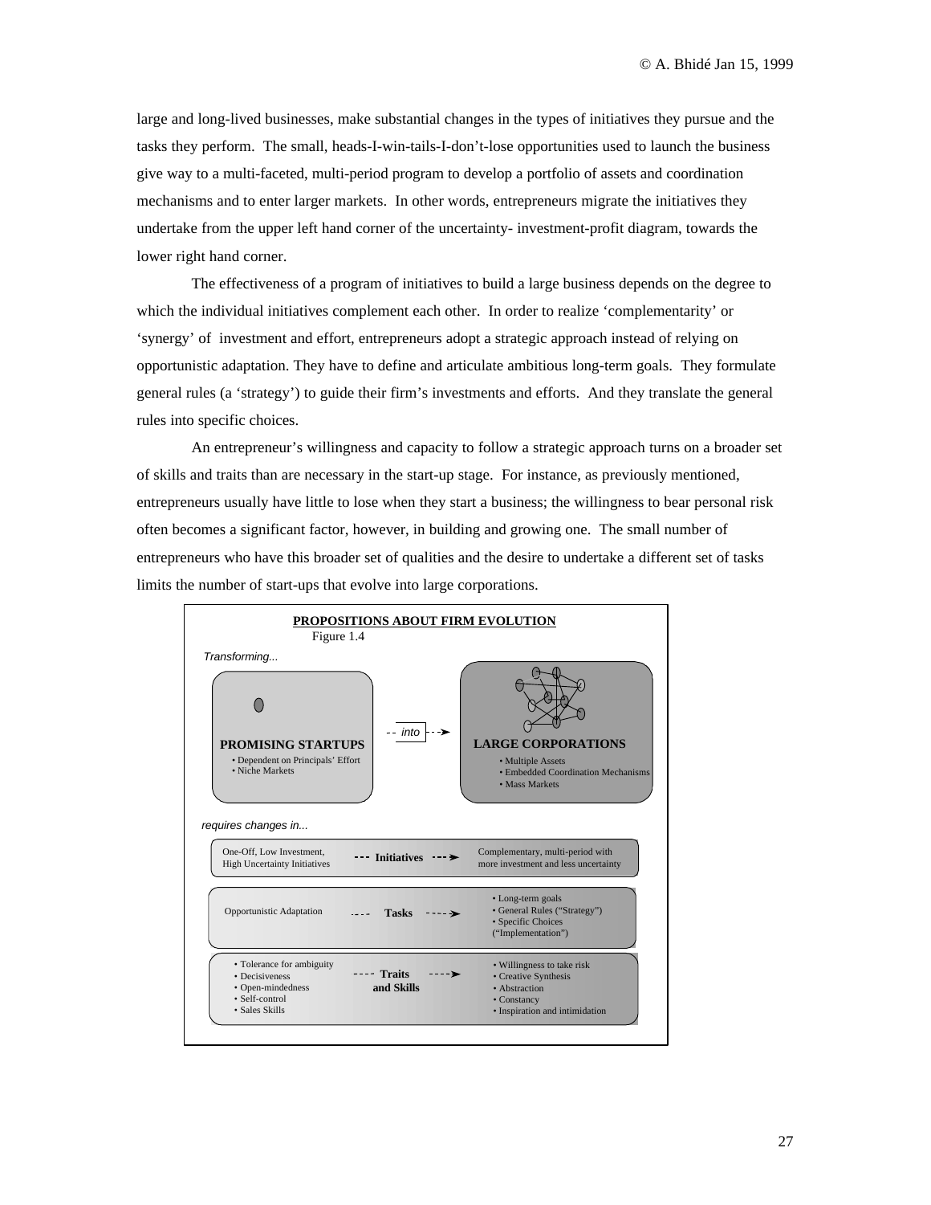large and long-lived businesses, make substantial changes in the types of initiatives they pursue and the tasks they perform. The small, heads-I-win-tails-I-don't-lose opportunities used to launch the business give way to a multi-faceted, multi-period program to develop a portfolio of assets and coordination mechanisms and to enter larger markets. In other words, entrepreneurs migrate the initiatives they undertake from the upper left hand corner of the uncertainty- investment-profit diagram, towards the lower right hand corner.

The effectiveness of a program of initiatives to build a large business depends on the degree to which the individual initiatives complement each other. In order to realize 'complementarity' or 'synergy' of investment and effort, entrepreneurs adopt a strategic approach instead of relying on opportunistic adaptation. They have to define and articulate ambitious long-term goals. They formulate general rules (a 'strategy') to guide their firm's investments and efforts. And they translate the general rules into specific choices.

An entrepreneur's willingness and capacity to follow a strategic approach turns on a broader set of skills and traits than are necessary in the start-up stage. For instance, as previously mentioned, entrepreneurs usually have little to lose when they start a business; the willingness to bear personal risk often becomes a significant factor, however, in building and growing one. The small number of entrepreneurs who have this broader set of qualities and the desire to undertake a different set of tasks limits the number of start-ups that evolve into large corporations.

**PROPOSITIONS ABOUT FIRM EVOLUTION**

Figure 1.4

*Transforming...*

**PROMISING STARTUPS** - - *into* - -> **LARGE CORPORATIONS**

| PROMISING STARTUPS | LARGE CORPORATIONS |
|---|---|
| • Dependent on Principals' Effort<br>• Niche Markets | • Multiple Assets<br>• Embedded Coordination Mechanisms<br>• Mass Markets |

*requires changes in...*

| From | | To |
|---|---|---|
| One-Off, Low Investment, High Uncertainty Initiatives | **Initiatives** → | Complementary, multi-period with more investment and less uncertainty |
| Opportunistic Adaptation | **Tasks** → | • Long-term goals<br>• General Rules ("Strategy")<br>• Specific Choices ("Implementation") |
| • Tolerance for ambiguity<br>• Decisiveness<br>• Open-mindedness<br>• Self-control<br>• Sales Skills | **Traits and Skills** → | • Willingness to take risk<br>• Creative Synthesis<br>• Abstraction<br>• Constancy<br>• Inspiration and intimidation |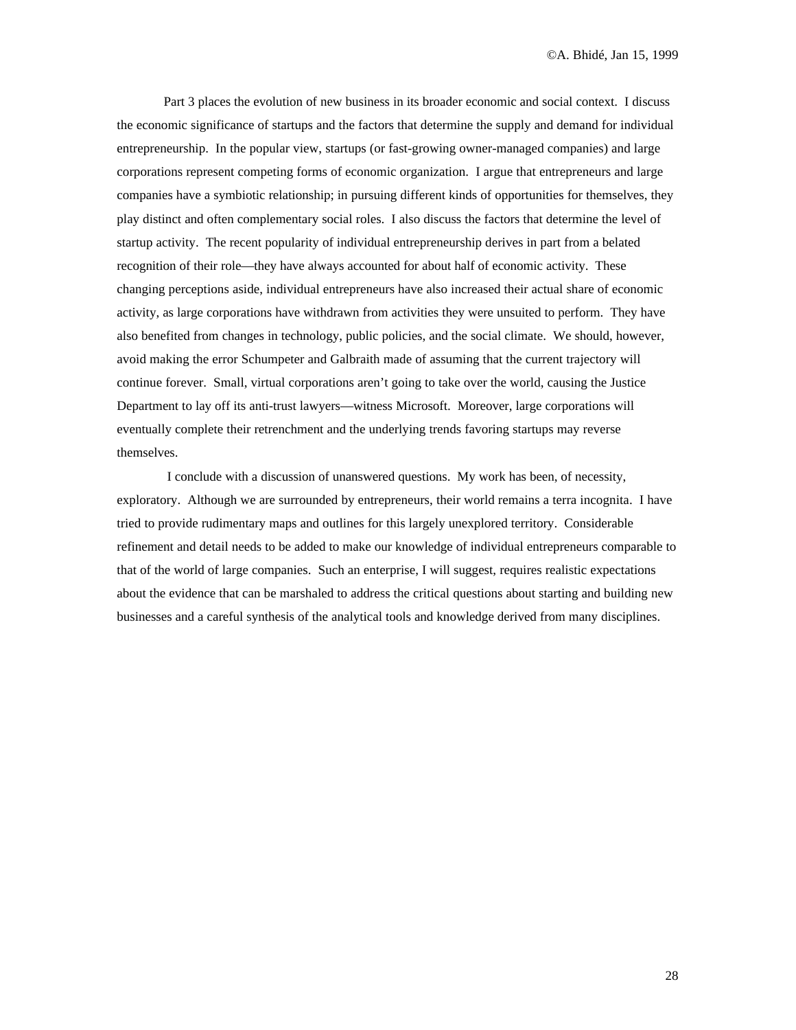Part 3 places the evolution of new business in its broader economic and social context. I discuss the economic significance of startups and the factors that determine the supply and demand for individual entrepreneurship. In the popular view, startups (or fast-growing owner-managed companies) and large corporations represent competing forms of economic organization. I argue that entrepreneurs and large companies have a symbiotic relationship; in pursuing different kinds of opportunities for themselves, they play distinct and often complementary social roles. I also discuss the factors that determine the level of startup activity. The recent popularity of individual entrepreneurship derives in part from a belated recognition of their role—they have always accounted for about half of economic activity. These changing perceptions aside, individual entrepreneurs have also increased their actual share of economic activity, as large corporations have withdrawn from activities they were unsuited to perform. They have also benefited from changes in technology, public policies, and the social climate. We should, however, avoid making the error Schumpeter and Galbraith made of assuming that the current trajectory will continue forever. Small, virtual corporations aren't going to take over the world, causing the Justice Department to lay off its anti-trust lawyers—witness Microsoft. Moreover, large corporations will eventually complete their retrenchment and the underlying trends favoring startups may reverse themselves.

I conclude with a discussion of unanswered questions. My work has been, of necessity, exploratory. Although we are surrounded by entrepreneurs, their world remains a terra incognita. I have tried to provide rudimentary maps and outlines for this largely unexplored territory. Considerable refinement and detail needs to be added to make our knowledge of individual entrepreneurs comparable to that of the world of large companies. Such an enterprise, I will suggest, requires realistic expectations about the evidence that can be marshaled to address the critical questions about starting and building new businesses and a careful synthesis of the analytical tools and knowledge derived from many disciplines.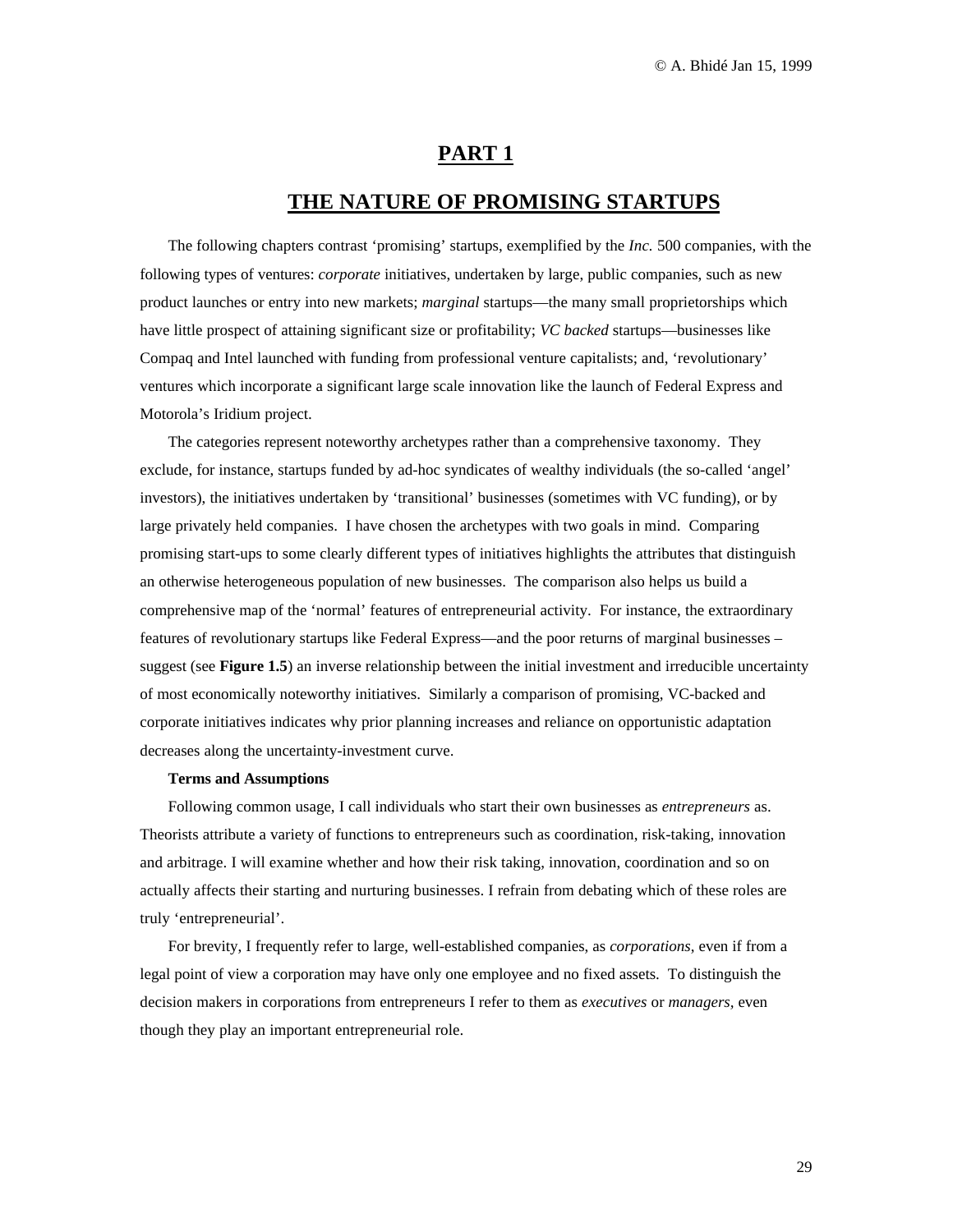# PART 1

## THE NATURE OF PROMISING STARTUPS

The following chapters contrast 'promising' startups, exemplified by the *Inc.* 500 companies, with the following types of ventures: *corporate* initiatives, undertaken by large, public companies, such as new product launches or entry into new markets; *marginal* startups—the many small proprietorships which have little prospect of attaining significant size or profitability; *VC backed* startups—businesses like Compaq and Intel launched with funding from professional venture capitalists; and, 'revolutionary' ventures which incorporate a significant large scale innovation like the launch of Federal Express and Motorola's Iridium project.

The categories represent noteworthy archetypes rather than a comprehensive taxonomy. They exclude, for instance, startups funded by ad-hoc syndicates of wealthy individuals (the so-called 'angel' investors), the initiatives undertaken by 'transitional' businesses (sometimes with VC funding), or by large privately held companies. I have chosen the archetypes with two goals in mind. Comparing promising start-ups to some clearly different types of initiatives highlights the attributes that distinguish an otherwise heterogeneous population of new businesses. The comparison also helps us build a comprehensive map of the 'normal' features of entrepreneurial activity. For instance, the extraordinary features of revolutionary startups like Federal Express—and the poor returns of marginal businesses – suggest (see **Figure 1.5**) an inverse relationship between the initial investment and irreducible uncertainty of most economically noteworthy initiatives. Similarly a comparison of promising, VC-backed and corporate initiatives indicates why prior planning increases and reliance on opportunistic adaptation decreases along the uncertainty-investment curve.

**Terms and Assumptions**

Following common usage, I call individuals who start their own businesses as *entrepreneurs* as. Theorists attribute a variety of functions to entrepreneurs such as coordination, risk-taking, innovation and arbitrage. I will examine whether and how their risk taking, innovation, coordination and so on actually affects their starting and nurturing businesses. I refrain from debating which of these roles are truly 'entrepreneurial'.

For brevity, I frequently refer to large, well-established companies, as *corporations*, even if from a legal point of view a corporation may have only one employee and no fixed assets. To distinguish the decision makers in corporations from entrepreneurs I refer to them as *executives* or *managers*, even though they play an important entrepreneurial role.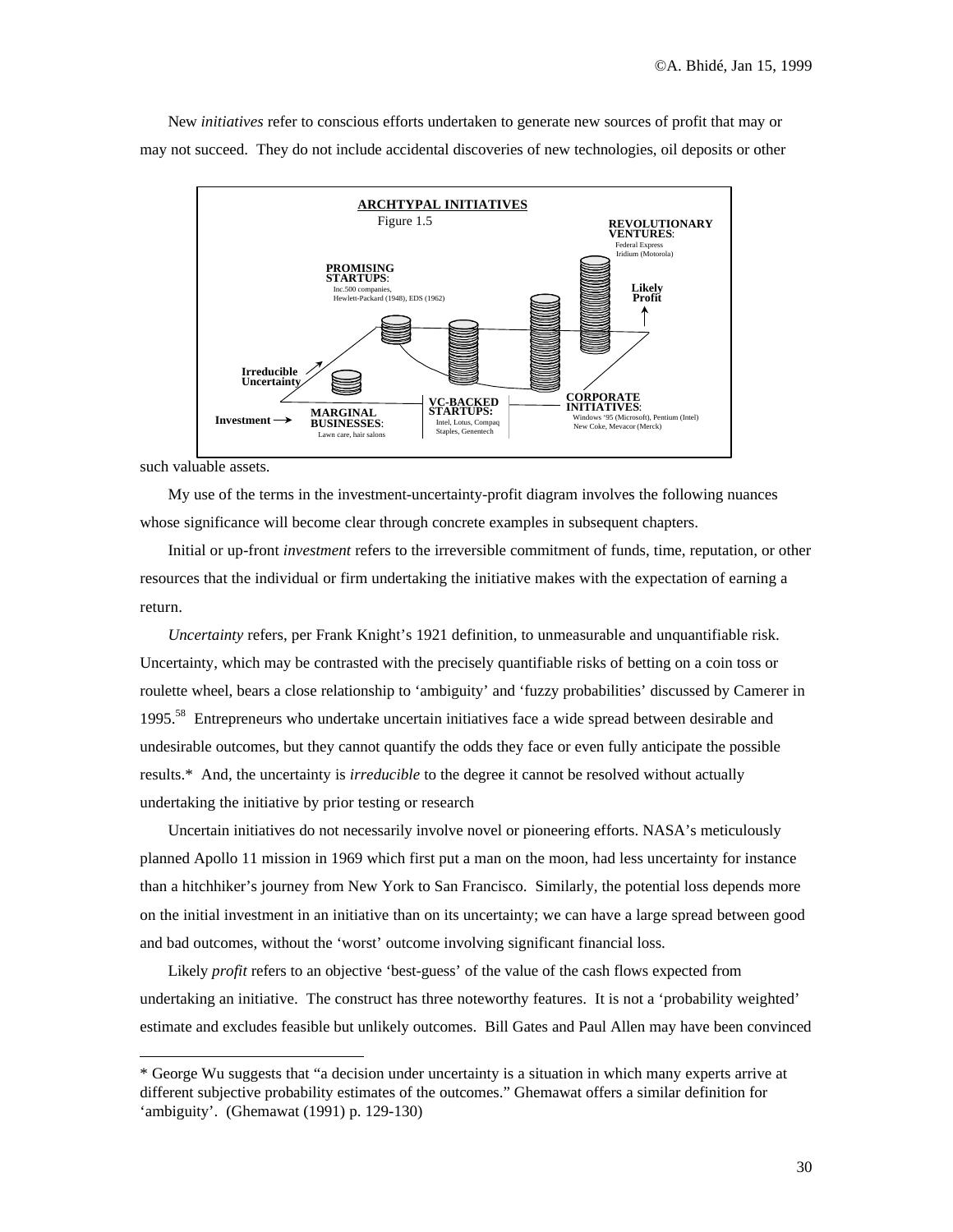New *initiatives* refer to conscious efforts undertaken to generate new sources of profit that may or may not succeed. They do not include accidental discoveries of new technologies, oil deposits or other such valuable assets.

**ARCHTYPAL INITIATIVES**

Figure 1.5

**PROMISING STARTUPS**: Inc.500 companies, Hewlett-Packard (1948), EDS (1962)

**REVOLUTIONARY VENTURES**: Federal Express, Iridium (Motorola)

**MARGINAL BUSINESSES**: Lawn care, hair salons

**VC-BACKED STARTUPS:** Intel, Lotus, Compaq, Staples, Genentech

**CORPORATE INITIATIVES**: Windows '95 (Microsoft), Pentium (Intel), New Coke, Mevacor (Merck)

**Irreducible Uncertainty** · **Investment** · **Likely Profit**

My use of the terms in the investment-uncertainty-profit diagram involves the following nuances whose significance will become clear through concrete examples in subsequent chapters.

Initial or up-front *investment* refers to the irreversible commitment of funds, time, reputation, or other resources that the individual or firm undertaking the initiative makes with the expectation of earning a return.

*Uncertainty* refers, per Frank Knight's 1921 definition, to unmeasurable and unquantifiable risk. Uncertainty, which may be contrasted with the precisely quantifiable risks of betting on a coin toss or roulette wheel, bears a close relationship to 'ambiguity' and 'fuzzy probabilities' discussed by Camerer in 1995.[58] Entrepreneurs who undertake uncertain initiatives face a wide spread between desirable and undesirable outcomes, but they cannot quantify the odds they face or even fully anticipate the possible results.* And, the uncertainty is *irreducible* to the degree it cannot be resolved without actually undertaking the initiative by prior testing or research

Uncertain initiatives do not necessarily involve novel or pioneering efforts. NASA's meticulously planned Apollo 11 mission in 1969 which first put a man on the moon, had less uncertainty for instance than a hitchhiker's journey from New York to San Francisco. Similarly, the potential loss depends more on the initial investment in an initiative than on its uncertainty; we can have a large spread between good and bad outcomes, without the 'worst' outcome involving significant financial loss.

Likely *profit* refers to an objective 'best-guess' of the value of the cash flows expected from undertaking an initiative. The construct has three noteworthy features. It is not a 'probability weighted' estimate and excludes feasible but unlikely outcomes. Bill Gates and Paul Allen may have been convinced

---

\* George Wu suggests that "a decision under uncertainty is a situation in which many experts arrive at different subjective probability estimates of the outcomes." Ghemawat offers a similar definition for 'ambiguity'. (Ghemawat (1991) p. 129-130)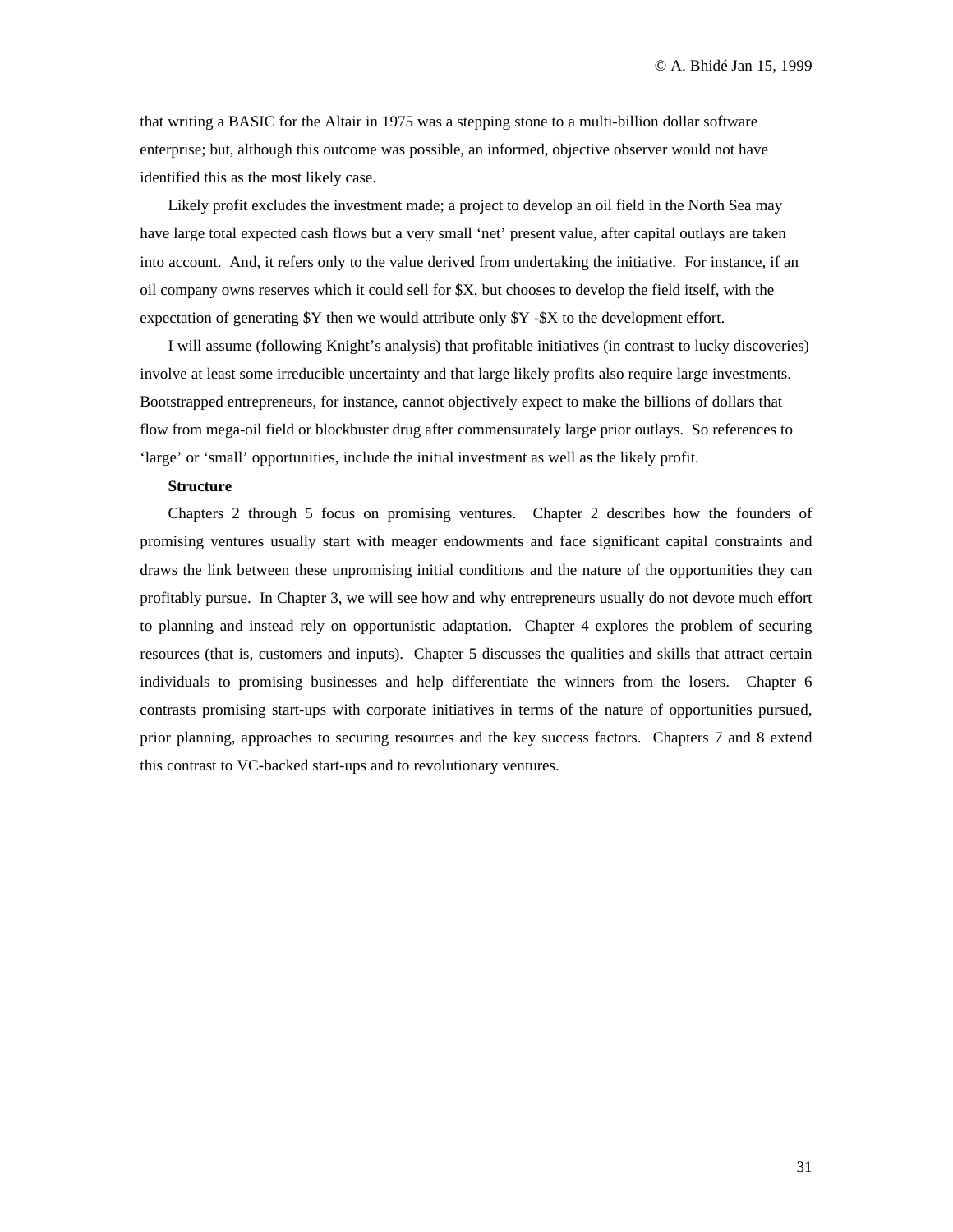that writing a BASIC for the Altair in 1975 was a stepping stone to a multi-billion dollar software enterprise; but, although this outcome was possible, an informed, objective observer would not have identified this as the most likely case.

Likely profit excludes the investment made; a project to develop an oil field in the North Sea may have large total expected cash flows but a very small 'net' present value, after capital outlays are taken into account. And, it refers only to the value derived from undertaking the initiative. For instance, if an oil company owns reserves which it could sell for $X, but chooses to develop the field itself, with the expectation of generating $Y then we would attribute only $Y -$X to the development effort.

I will assume (following Knight's analysis) that profitable initiatives (in contrast to lucky discoveries) involve at least some irreducible uncertainty and that large likely profits also require large investments. Bootstrapped entrepreneurs, for instance, cannot objectively expect to make the billions of dollars that flow from mega-oil field or blockbuster drug after commensurately large prior outlays. So references to 'large' or 'small' opportunities, include the initial investment as well as the likely profit.

**Structure**

Chapters 2 through 5 focus on promising ventures. Chapter 2 describes how the founders of promising ventures usually start with meager endowments and face significant capital constraints and draws the link between these unpromising initial conditions and the nature of the opportunities they can profitably pursue. In Chapter 3, we will see how and why entrepreneurs usually do not devote much effort to planning and instead rely on opportunistic adaptation. Chapter 4 explores the problem of securing resources (that is, customers and inputs). Chapter 5 discusses the qualities and skills that attract certain individuals to promising businesses and help differentiate the winners from the losers. Chapter 6 contrasts promising start-ups with corporate initiatives in terms of the nature of opportunities pursued, prior planning, approaches to securing resources and the key success factors. Chapters 7 and 8 extend this contrast to VC-backed start-ups and to revolutionary ventures.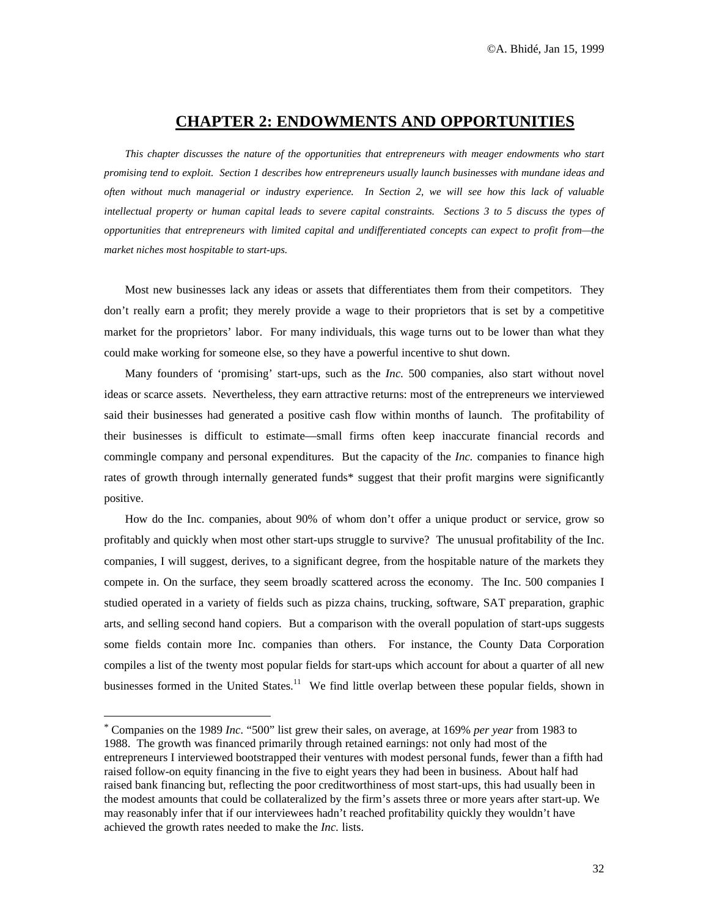# CHAPTER 2: ENDOWMENTS AND OPPORTUNITIES

*This chapter discusses the nature of the opportunities that entrepreneurs with meager endowments who start promising tend to exploit. Section 1 describes how entrepreneurs usually launch businesses with mundane ideas and often without much managerial or industry experience. In Section 2, we will see how this lack of valuable intellectual property or human capital leads to severe capital constraints. Sections 3 to 5 discuss the types of opportunities that entrepreneurs with limited capital and undifferentiated concepts can expect to profit from—the market niches most hospitable to start-ups.*

Most new businesses lack any ideas or assets that differentiates them from their competitors. They don't really earn a profit; they merely provide a wage to their proprietors that is set by a competitive market for the proprietors' labor. For many individuals, this wage turns out to be lower than what they could make working for someone else, so they have a powerful incentive to shut down.

Many founders of 'promising' start-ups, such as the *Inc.* 500 companies, also start without novel ideas or scarce assets. Nevertheless, they earn attractive returns: most of the entrepreneurs we interviewed said their businesses had generated a positive cash flow within months of launch. The profitability of their businesses is difficult to estimate—small firms often keep inaccurate financial records and commingle company and personal expenditures. But the capacity of the *Inc.* companies to finance high rates of growth through internally generated funds* suggest that their profit margins were significantly positive.

How do the Inc. companies, about 90% of whom don't offer a unique product or service, grow so profitably and quickly when most other start-ups struggle to survive? The unusual profitability of the Inc. companies, I will suggest, derives, to a significant degree, from the hospitable nature of the markets they compete in. On the surface, they seem broadly scattered across the economy. The Inc. 500 companies I studied operated in a variety of fields such as pizza chains, trucking, software, SAT preparation, graphic arts, and selling second hand copiers. But a comparison with the overall population of start-ups suggests some fields contain more Inc. companies than others. For instance, the County Data Corporation compiles a list of the twenty most popular fields for start-ups which account for about a quarter of all new businesses formed in the United States.[11] We find little overlap between these popular fields, shown in

---

* Companies on the 1989 *Inc.* "500" list grew their sales, on average, at 169% *per year* from 1983 to 1988. The growth was financed primarily through retained earnings: not only had most of the entrepreneurs I interviewed bootstrapped their ventures with modest personal funds, fewer than a fifth had raised follow-on equity financing in the five to eight years they had been in business. About half had raised bank financing but, reflecting the poor creditworthiness of most start-ups, this had usually been in the modest amounts that could be collateralized by the firm's assets three or more years after start-up. We may reasonably infer that if our interviewees hadn't reached profitability quickly they wouldn't have achieved the growth rates needed to make the *Inc.* lists.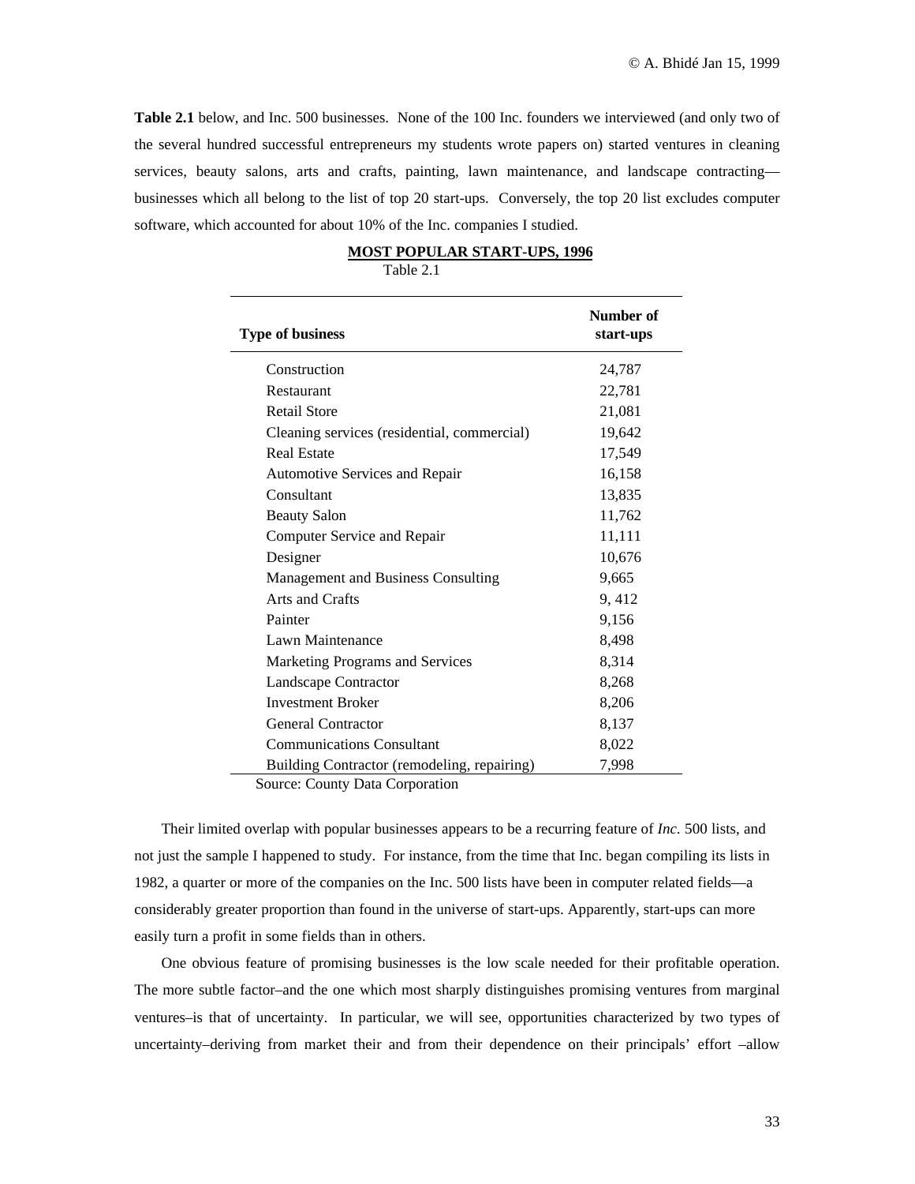**Table 2.1** below, and Inc. 500 businesses. None of the 100 Inc. founders we interviewed (and only two of the several hundred successful entrepreneurs my students wrote papers on) started ventures in cleaning services, beauty salons, arts and crafts, painting, lawn maintenance, and landscape contracting—businesses which all belong to the list of top 20 start-ups. Conversely, the top 20 list excludes computer software, which accounted for about 10% of the Inc. companies I studied.

**MOST POPULAR START-UPS, 1996**

Table 2.1

| Type of business | Number of start-ups |
|---|---|
| Construction | 24,787 |
| Restaurant | 22,781 |
| Retail Store | 21,081 |
| Cleaning services (residential, commercial) | 19,642 |
| Real Estate | 17,549 |
| Automotive Services and Repair | 16,158 |
| Consultant | 13,835 |
| Beauty Salon | 11,762 |
| Computer Service and Repair | 11,111 |
| Designer | 10,676 |
| Management and Business Consulting | 9,665 |
| Arts and Crafts | 9, 412 |
| Painter | 9,156 |
| Lawn Maintenance | 8,498 |
| Marketing Programs and Services | 8,314 |
| Landscape Contractor | 8,268 |
| Investment Broker | 8,206 |
| General Contractor | 8,137 |
| Communications Consultant | 8,022 |
| Building Contractor (remodeling, repairing) | 7,998 |

Source: County Data Corporation

Their limited overlap with popular businesses appears to be a recurring feature of *Inc.* 500 lists, and not just the sample I happened to study. For instance, from the time that Inc. began compiling its lists in 1982, a quarter or more of the companies on the Inc. 500 lists have been in computer related fields—a considerably greater proportion than found in the universe of start-ups. Apparently, start-ups can more easily turn a profit in some fields than in others.

One obvious feature of promising businesses is the low scale needed for their profitable operation. The more subtle factor–and the one which most sharply distinguishes promising ventures from marginal ventures–is that of uncertainty. In particular, we will see, opportunities characterized by two types of uncertainty–deriving from market their and from their dependence on their principals' effort –allow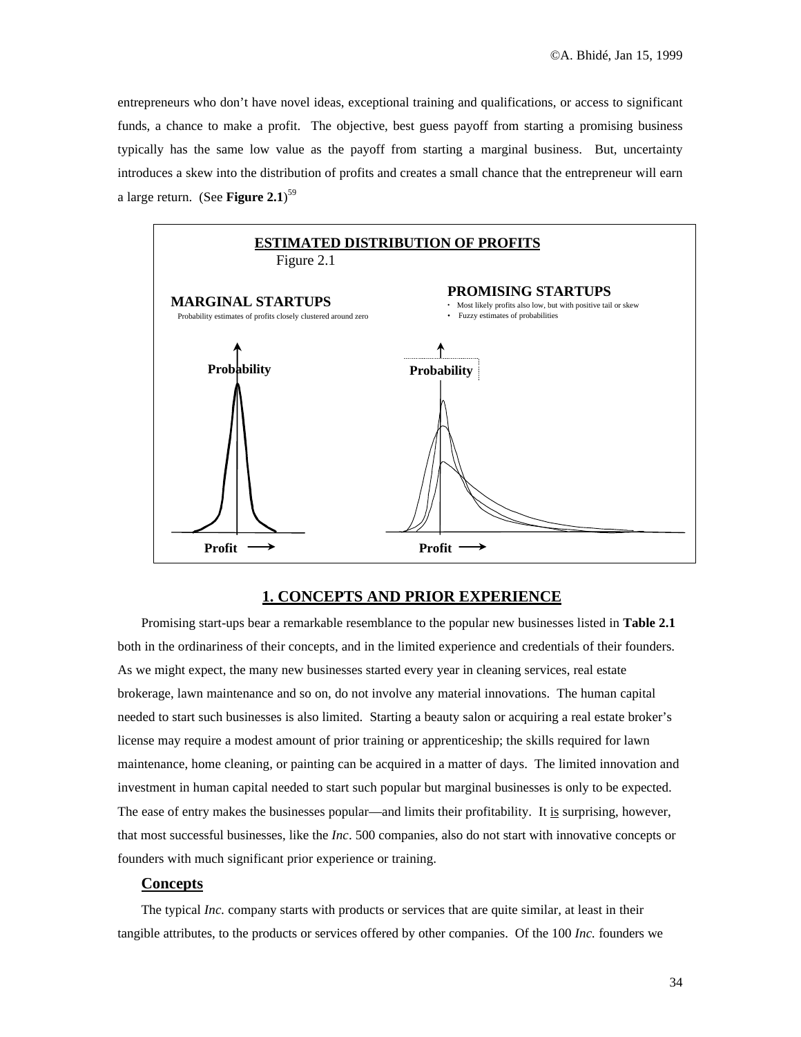entrepreneurs who don't have novel ideas, exceptional training and qualifications, or access to significant funds, a chance to make a profit. The objective, best guess payoff from starting a promising business typically has the same low value as the payoff from starting a marginal business. But, uncertainty introduces a skew into the distribution of profits and creates a small chance that the entrepreneur will earn a large return. (See **Figure 2.1**)[59]

**ESTIMATED DISTRIBUTION OF PROFITS**

Figure 2.1

**MARGINAL STARTUPS**

Probability estimates of profits closely clustered around zero

**PROMISING STARTUPS**

- Most likely profits also low, but with positive tail or skew
- Fuzzy estimates of probabilities

## 1. CONCEPTS AND PRIOR EXPERIENCE

Promising start-ups bear a remarkable resemblance to the popular new businesses listed in **Table 2.1** both in the ordinariness of their concepts, and in the limited experience and credentials of their founders. As we might expect, the many new businesses started every year in cleaning services, real estate brokerage, lawn maintenance and so on, do not involve any material innovations. The human capital needed to start such businesses is also limited. Starting a beauty salon or acquiring a real estate broker's license may require a modest amount of prior training or apprenticeship; the skills required for lawn maintenance, home cleaning, or painting can be acquired in a matter of days. The limited innovation and investment in human capital needed to start such popular but marginal businesses is only to be expected. The ease of entry makes the businesses popular—and limits their profitability. It is surprising, however, that most successful businesses, like the *Inc*. 500 companies, also do not start with innovative concepts or founders with much significant prior experience or training.

### Concepts

The typical *Inc.* company starts with products or services that are quite similar, at least in their tangible attributes, to the products or services offered by other companies. Of the 100 *Inc.* founders we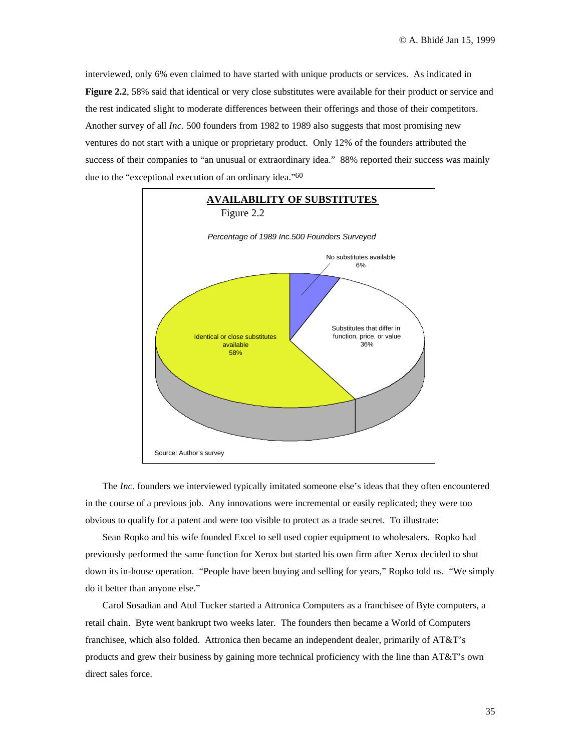interviewed, only 6% even claimed to have started with unique products or services. As indicated in **Figure 2.2**, 58% said that identical or very close substitutes were available for their product or service and the rest indicated slight to moderate differences between their offerings and those of their competitors. Another survey of all *Inc.* 500 founders from 1982 to 1989 also suggests that most promising new ventures do not start with a unique or proprietary product. Only 12% of the founders attributed the success of their companies to "an unusual or extraordinary idea." 88% reported their success was mainly due to the "exceptional execution of an ordinary idea."[60]

**AVAILABILITY OF SUBSTITUTES**

Figure 2.2

*Percentage of 1989 Inc.500 Founders Surveyed*

| Category | Percentage |
| --- | --- |
| No substitutes available | 6% |
| Substitutes that differ in function, price, or value | 36% |
| Identical or close substitutes available | 58% |

Source: Author's survey

The *Inc.* founders we interviewed typically imitated someone else's ideas that they often encountered in the course of a previous job. Any innovations were incremental or easily replicated; they were too obvious to qualify for a patent and were too visible to protect as a trade secret. To illustrate:

Sean Ropko and his wife founded Excel to sell used copier equipment to wholesalers. Ropko had previously performed the same function for Xerox but started his own firm after Xerox decided to shut down its in-house operation. "People have been buying and selling for years," Ropko told us. "We simply do it better than anyone else."

Carol Sosadian and Atul Tucker started a Attronica Computers as a franchisee of Byte computers, a retail chain. Byte went bankrupt two weeks later. The founders then became a World of Computers franchisee, which also folded. Attronica then became an independent dealer, primarily of AT&T's products and grew their business by gaining more technical proficiency with the line than AT&T's own direct sales force.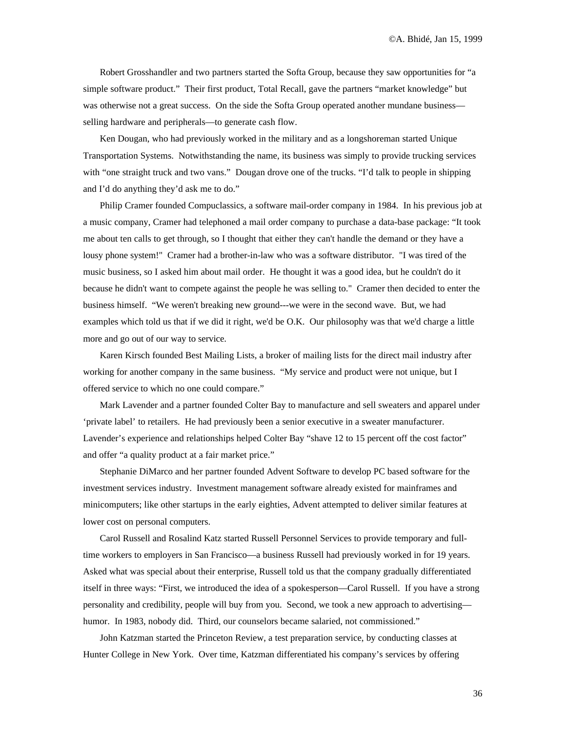Robert Grosshandler and two partners started the Softa Group, because they saw opportunities for “a simple software product.” Their first product, Total Recall, gave the partners “market knowledge” but was otherwise not a great success. On the side the Softa Group operated another mundane business—selling hardware and peripherals—to generate cash flow.

Ken Dougan, who had previously worked in the military and as a longshoreman started Unique Transportation Systems. Notwithstanding the name, its business was simply to provide trucking services with “one straight truck and two vans.” Dougan drove one of the trucks. “I’d talk to people in shipping and I’d do anything they’d ask me to do.”

Philip Cramer founded Compuclassics, a software mail-order company in 1984. In his previous job at a music company, Cramer had telephoned a mail order company to purchase a data-base package: “It took me about ten calls to get through, so I thought that either they can't handle the demand or they have a lousy phone system!" Cramer had a brother-in-law who was a software distributor. "I was tired of the music business, so I asked him about mail order. He thought it was a good idea, but he couldn't do it because he didn't want to compete against the people he was selling to." Cramer then decided to enter the business himself. “We weren't breaking new ground---we were in the second wave. But, we had examples which told us that if we did it right, we'd be O.K. Our philosophy was that we'd charge a little more and go out of our way to service.

Karen Kirsch founded Best Mailing Lists, a broker of mailing lists for the direct mail industry after working for another company in the same business. “My service and product were not unique, but I offered service to which no one could compare.”

Mark Lavender and a partner founded Colter Bay to manufacture and sell sweaters and apparel under ‘private label’ to retailers. He had previously been a senior executive in a sweater manufacturer. Lavender’s experience and relationships helped Colter Bay “shave 12 to 15 percent off the cost factor” and offer “a quality product at a fair market price.”

Stephanie DiMarco and her partner founded Advent Software to develop PC based software for the investment services industry. Investment management software already existed for mainframes and minicomputers; like other startups in the early eighties, Advent attempted to deliver similar features at lower cost on personal computers.

Carol Russell and Rosalind Katz started Russell Personnel Services to provide temporary and full-time workers to employers in San Francisco—a business Russell had previously worked in for 19 years. Asked what was special about their enterprise, Russell told us that the company gradually differentiated itself in three ways: “First, we introduced the idea of a spokesperson—Carol Russell. If you have a strong personality and credibility, people will buy from you. Second, we took a new approach to advertising—humor. In 1983, nobody did. Third, our counselors became salaried, not commissioned.”

John Katzman started the Princeton Review, a test preparation service, by conducting classes at Hunter College in New York. Over time, Katzman differentiated his company’s services by offering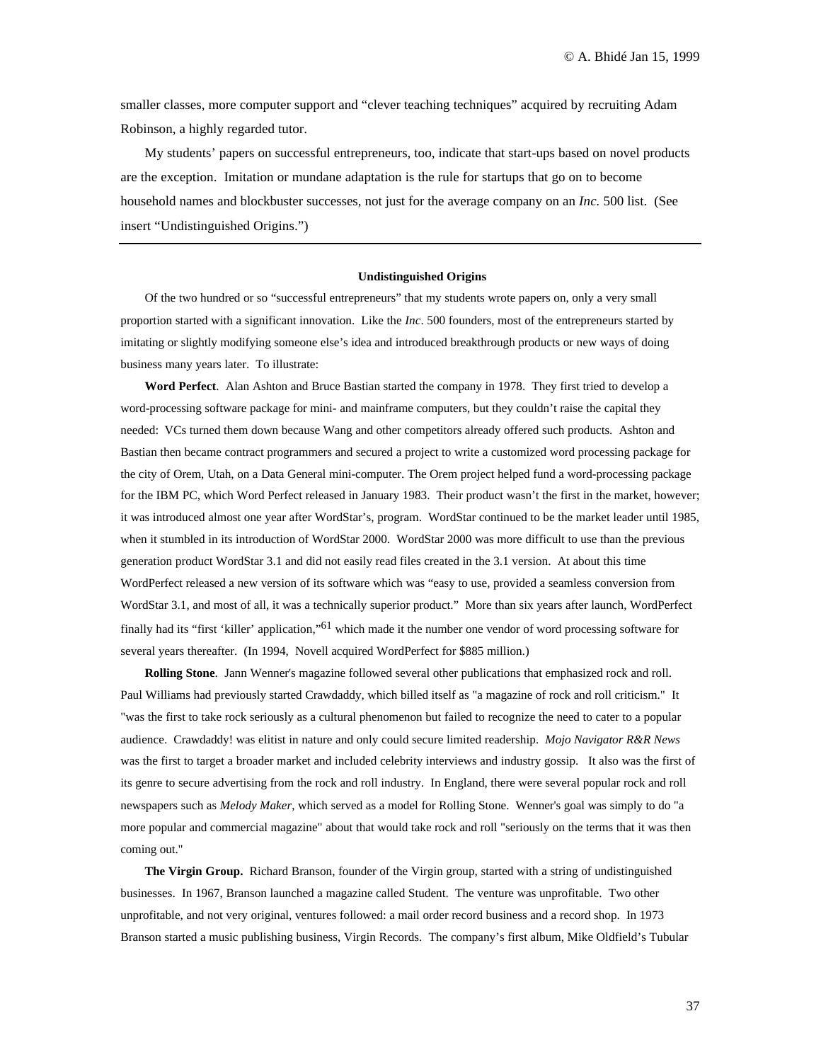smaller classes, more computer support and "clever teaching techniques" acquired by recruiting Adam Robinson, a highly regarded tutor.

My students' papers on successful entrepreneurs, too, indicate that start-ups based on novel products are the exception. Imitation or mundane adaptation is the rule for startups that go on to become household names and blockbuster successes, not just for the average company on an *Inc.* 500 list. (See insert "Undistinguished Origins.")

---

**Undistinguished Origins**

Of the two hundred or so "successful entrepreneurs" that my students wrote papers on, only a very small proportion started with a significant innovation. Like the *Inc*. 500 founders, most of the entrepreneurs started by imitating or slightly modifying someone else's idea and introduced breakthrough products or new ways of doing business many years later. To illustrate:

**Word Perfect**. Alan Ashton and Bruce Bastian started the company in 1978. They first tried to develop a word-processing software package for mini- and mainframe computers, but they couldn't raise the capital they needed: VCs turned them down because Wang and other competitors already offered such products. Ashton and Bastian then became contract programmers and secured a project to write a customized word processing package for the city of Orem, Utah, on a Data General mini-computer. The Orem project helped fund a word-processing package for the IBM PC, which Word Perfect released in January 1983. Their product wasn't the first in the market, however; it was introduced almost one year after WordStar's, program. WordStar continued to be the market leader until 1985, when it stumbled in its introduction of WordStar 2000. WordStar 2000 was more difficult to use than the previous generation product WordStar 3.1 and did not easily read files created in the 3.1 version. At about this time WordPerfect released a new version of its software which was "easy to use, provided a seamless conversion from WordStar 3.1, and most of all, it was a technically superior product." More than six years after launch, WordPerfect finally had its "first 'killer' application,"[61] which made it the number one vendor of word processing software for several years thereafter. (In 1994, Novell acquired WordPerfect for $885 million.)

**Rolling Stone**. Jann Wenner's magazine followed several other publications that emphasized rock and roll. Paul Williams had previously started Crawdaddy, which billed itself as "a magazine of rock and roll criticism." It "was the first to take rock seriously as a cultural phenomenon but failed to recognize the need to cater to a popular audience. Crawdaddy! was elitist in nature and only could secure limited readership. *Mojo Navigator R&R News* was the first to target a broader market and included celebrity interviews and industry gossip. It also was the first of its genre to secure advertising from the rock and roll industry. In England, there were several popular rock and roll newspapers such as *Melody Maker*, which served as a model for Rolling Stone. Wenner's goal was simply to do "a more popular and commercial magazine" about that would take rock and roll "seriously on the terms that it was then coming out."

**The Virgin Group.** Richard Branson, founder of the Virgin group, started with a string of undistinguished businesses. In 1967, Branson launched a magazine called Student. The venture was unprofitable. Two other unprofitable, and not very original, ventures followed: a mail order record business and a record shop. In 1973 Branson started a music publishing business, Virgin Records. The company's first album, Mike Oldfield's Tubular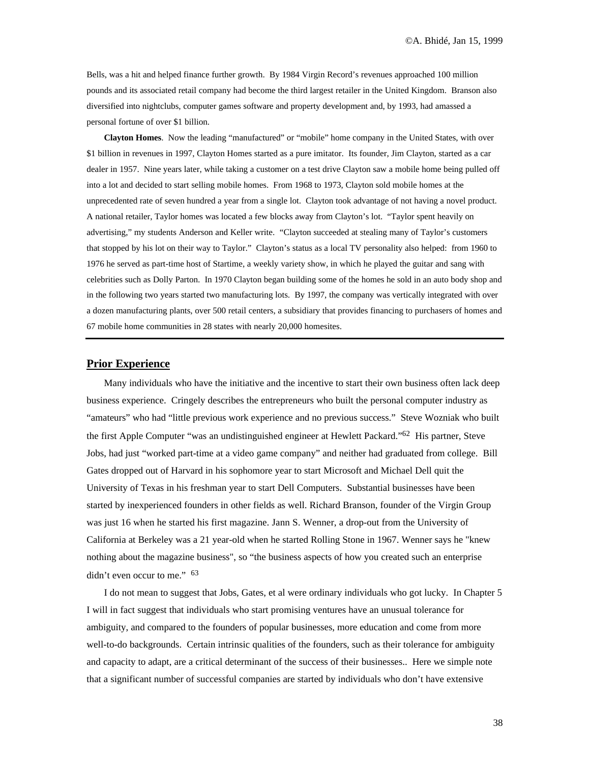Bells, was a hit and helped finance further growth. By 1984 Virgin Record's revenues approached 100 million pounds and its associated retail company had become the third largest retailer in the United Kingdom. Branson also diversified into nightclubs, computer games software and property development and, by 1993, had amassed a personal fortune of over $1 billion.

**Clayton Homes**. Now the leading "manufactured" or "mobile" home company in the United States, with over $1 billion in revenues in 1997, Clayton Homes started as a pure imitator. Its founder, Jim Clayton, started as a car dealer in 1957. Nine years later, while taking a customer on a test drive Clayton saw a mobile home being pulled off into a lot and decided to start selling mobile homes. From 1968 to 1973, Clayton sold mobile homes at the unprecedented rate of seven hundred a year from a single lot. Clayton took advantage of not having a novel product. A national retailer, Taylor homes was located a few blocks away from Clayton's lot. "Taylor spent heavily on advertising," my students Anderson and Keller write. "Clayton succeeded at stealing many of Taylor's customers that stopped by his lot on their way to Taylor." Clayton's status as a local TV personality also helped: from 1960 to 1976 he served as part-time host of Startime, a weekly variety show, in which he played the guitar and sang with celebrities such as Dolly Parton. In 1970 Clayton began building some of the homes he sold in an auto body shop and in the following two years started two manufacturing lots. By 1997, the company was vertically integrated with over a dozen manufacturing plants, over 500 retail centers, a subsidiary that provides financing to purchasers of homes and 67 mobile home communities in 28 states with nearly 20,000 homesites.

---

## Prior Experience

Many individuals who have the initiative and the incentive to start their own business often lack deep business experience. Cringely describes the entrepreneurs who built the personal computer industry as "amateurs" who had "little previous work experience and no previous success." Steve Wozniak who built the first Apple Computer "was an undistinguished engineer at Hewlett Packard."[62] His partner, Steve Jobs, had just "worked part-time at a video game company" and neither had graduated from college. Bill Gates dropped out of Harvard in his sophomore year to start Microsoft and Michael Dell quit the University of Texas in his freshman year to start Dell Computers. Substantial businesses have been started by inexperienced founders in other fields as well. Richard Branson, founder of the Virgin Group was just 16 when he started his first magazine. Jann S. Wenner, a drop-out from the University of California at Berkeley was a 21 year-old when he started Rolling Stone in 1967. Wenner says he "knew nothing about the magazine business", so "the business aspects of how you created such an enterprise didn't even occur to me." [63]

I do not mean to suggest that Jobs, Gates, et al were ordinary individuals who got lucky. In Chapter 5 I will in fact suggest that individuals who start promising ventures have an unusual tolerance for ambiguity, and compared to the founders of popular businesses, more education and come from more well-to-do backgrounds. Certain intrinsic qualities of the founders, such as their tolerance for ambiguity and capacity to adapt, are a critical determinant of the success of their businesses.. Here we simple note that a significant number of successful companies are started by individuals who don't have extensive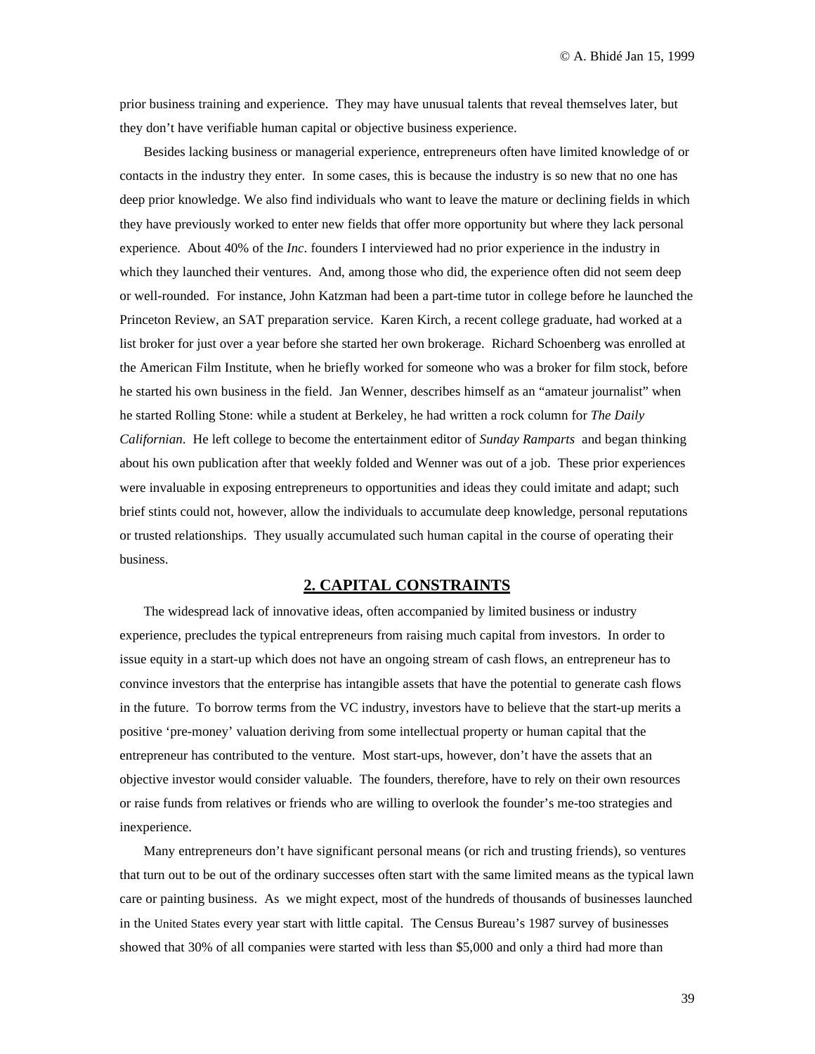prior business training and experience. They may have unusual talents that reveal themselves later, but they don't have verifiable human capital or objective business experience.

Besides lacking business or managerial experience, entrepreneurs often have limited knowledge of or contacts in the industry they enter. In some cases, this is because the industry is so new that no one has deep prior knowledge. We also find individuals who want to leave the mature or declining fields in which they have previously worked to enter new fields that offer more opportunity but where they lack personal experience. About 40% of the *Inc*. founders I interviewed had no prior experience in the industry in which they launched their ventures. And, among those who did, the experience often did not seem deep or well-rounded. For instance, John Katzman had been a part-time tutor in college before he launched the Princeton Review, an SAT preparation service. Karen Kirch, a recent college graduate, had worked at a list broker for just over a year before she started her own brokerage. Richard Schoenberg was enrolled at the American Film Institute, when he briefly worked for someone who was a broker for film stock, before he started his own business in the field. Jan Wenner, describes himself as an "amateur journalist" when he started Rolling Stone: while a student at Berkeley, he had written a rock column for *The Daily Californian*. He left college to become the entertainment editor of *Sunday Ramparts* and began thinking about his own publication after that weekly folded and Wenner was out of a job. These prior experiences were invaluable in exposing entrepreneurs to opportunities and ideas they could imitate and adapt; such brief stints could not, however, allow the individuals to accumulate deep knowledge, personal reputations or trusted relationships. They usually accumulated such human capital in the course of operating their business.

## 2. CAPITAL CONSTRAINTS

The widespread lack of innovative ideas, often accompanied by limited business or industry experience, precludes the typical entrepreneurs from raising much capital from investors. In order to issue equity in a start-up which does not have an ongoing stream of cash flows, an entrepreneur has to convince investors that the enterprise has intangible assets that have the potential to generate cash flows in the future. To borrow terms from the VC industry, investors have to believe that the start-up merits a positive 'pre-money' valuation deriving from some intellectual property or human capital that the entrepreneur has contributed to the venture. Most start-ups, however, don't have the assets that an objective investor would consider valuable. The founders, therefore, have to rely on their own resources or raise funds from relatives or friends who are willing to overlook the founder's me-too strategies and inexperience.

Many entrepreneurs don't have significant personal means (or rich and trusting friends), so ventures that turn out to be out of the ordinary successes often start with the same limited means as the typical lawn care or painting business. As we might expect, most of the hundreds of thousands of businesses launched in the United States every year start with little capital. The Census Bureau's 1987 survey of businesses showed that 30% of all companies were started with less than $5,000 and only a third had more than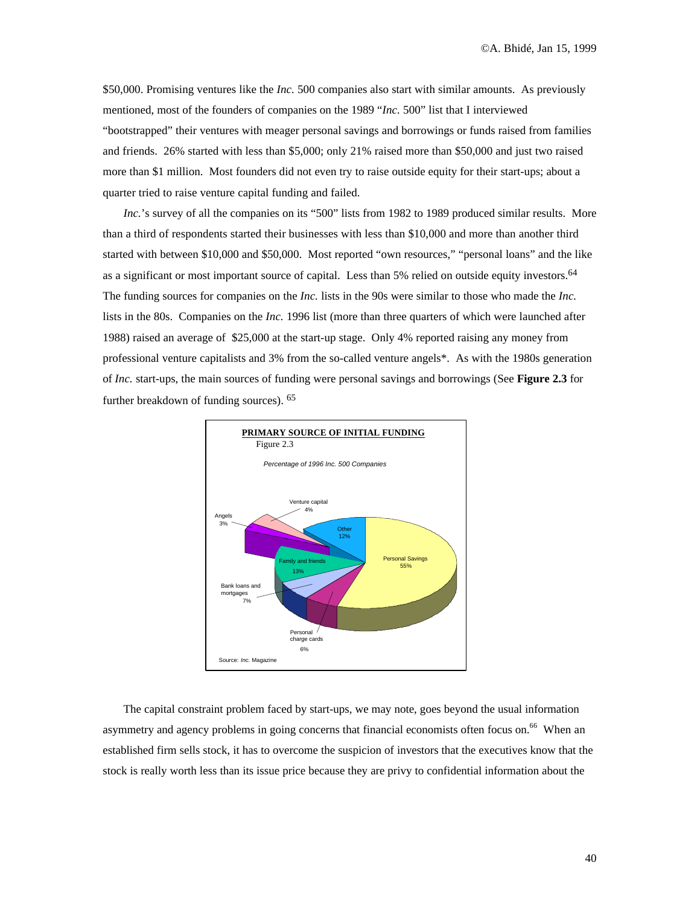$50,000. Promising ventures like the *Inc.* 500 companies also start with similar amounts. As previously mentioned, most of the founders of companies on the 1989 "*Inc.* 500" list that I interviewed "bootstrapped" their ventures with meager personal savings and borrowings or funds raised from families and friends. 26% started with less than $5,000; only 21% raised more than $50,000 and just two raised more than $1 million. Most founders did not even try to raise outside equity for their start-ups; about a quarter tried to raise venture capital funding and failed.

*Inc.*'s survey of all the companies on its "500" lists from 1982 to 1989 produced similar results. More than a third of respondents started their businesses with less than $10,000 and more than another third started with between $10,000 and $50,000. Most reported "own resources," "personal loans" and the like as a significant or most important source of capital. Less than 5% relied on outside equity investors.[64] The funding sources for companies on the *Inc.* lists in the 90s were similar to those who made the *Inc.* lists in the 80s. Companies on the *Inc.* 1996 list (more than three quarters of which were launched after 1988) raised an average of $25,000 at the start-up stage. Only 4% reported raising any money from professional venture capitalists and 3% from the so-called venture angels*. As with the 1980s generation of *Inc.* start-ups, the main sources of funding were personal savings and borrowings (See **Figure 2.3** for further breakdown of funding sources).[65]

**PRIMARY SOURCE OF INITIAL FUNDING**

Figure 2.3

*Percentage of 1996 Inc. 500 Companies*

| Source | Percentage |
|---|---|
| Personal Savings | 55% |
| Family and friends | 13% |
| Other | 12% |
| Bank loans and mortgages | 7% |
| Personal charge cards | 6% |
| Venture capital | 4% |
| Angels | 3% |

Source: *Inc.* Magazine

The capital constraint problem faced by start-ups, we may note, goes beyond the usual information asymmetry and agency problems in going concerns that financial economists often focus on.[66] When an established firm sells stock, it has to overcome the suspicion of investors that the executives know that the stock is really worth less than its issue price because they are privy to confidential information about the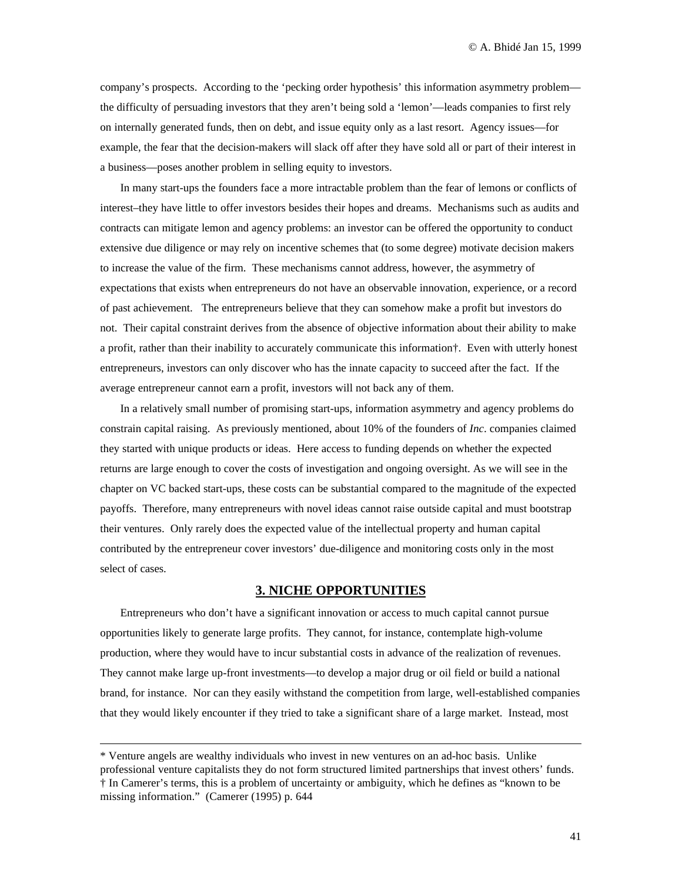company's prospects. According to the 'pecking order hypothesis' this information asymmetry problem—the difficulty of persuading investors that they aren't being sold a 'lemon'—leads companies to first rely on internally generated funds, then on debt, and issue equity only as a last resort. Agency issues—for example, the fear that the decision-makers will slack off after they have sold all or part of their interest in a business—poses another problem in selling equity to investors.

In many start-ups the founders face a more intractable problem than the fear of lemons or conflicts of interest–they have little to offer investors besides their hopes and dreams. Mechanisms such as audits and contracts can mitigate lemon and agency problems: an investor can be offered the opportunity to conduct extensive due diligence or may rely on incentive schemes that (to some degree) motivate decision makers to increase the value of the firm. These mechanisms cannot address, however, the asymmetry of expectations that exists when entrepreneurs do not have an observable innovation, experience, or a record of past achievement. The entrepreneurs believe that they can somehow make a profit but investors do not. Their capital constraint derives from the absence of objective information about their ability to make a profit, rather than their inability to accurately communicate this information†. Even with utterly honest entrepreneurs, investors can only discover who has the innate capacity to succeed after the fact. If the average entrepreneur cannot earn a profit, investors will not back any of them.

In a relatively small number of promising start-ups, information asymmetry and agency problems do constrain capital raising. As previously mentioned, about 10% of the founders of *Inc*. companies claimed they started with unique products or ideas. Here access to funding depends on whether the expected returns are large enough to cover the costs of investigation and ongoing oversight. As we will see in the chapter on VC backed start-ups, these costs can be substantial compared to the magnitude of the expected payoffs. Therefore, many entrepreneurs with novel ideas cannot raise outside capital and must bootstrap their ventures. Only rarely does the expected value of the intellectual property and human capital contributed by the entrepreneur cover investors' due-diligence and monitoring costs only in the most select of cases.

## 3. NICHE OPPORTUNITIES

Entrepreneurs who don't have a significant innovation or access to much capital cannot pursue opportunities likely to generate large profits. They cannot, for instance, contemplate high-volume production, where they would have to incur substantial costs in advance of the realization of revenues. They cannot make large up-front investments—to develop a major drug or oil field or build a national brand, for instance. Nor can they easily withstand the competition from large, well-established companies that they would likely encounter if they tried to take a significant share of a large market. Instead, most

---

* Venture angels are wealthy individuals who invest in new ventures on an ad-hoc basis. Unlike professional venture capitalists they do not form structured limited partnerships that invest others' funds.

† In Camerer's terms, this is a problem of uncertainty or ambiguity, which he defines as "known to be missing information." (Camerer (1995) p. 644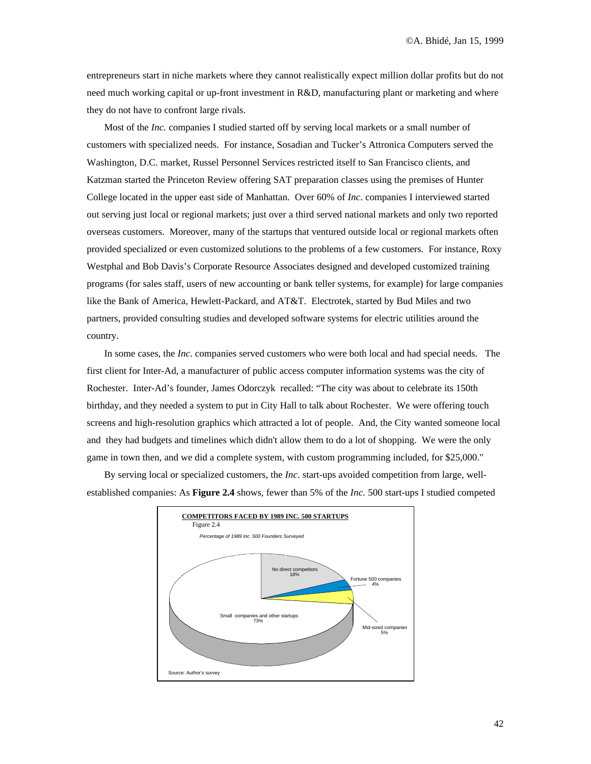entrepreneurs start in niche markets where they cannot realistically expect million dollar profits but do not need much working capital or up-front investment in R&D, manufacturing plant or marketing and where they do not have to confront large rivals.

Most of the *Inc.* companies I studied started off by serving local markets or a small number of customers with specialized needs. For instance, Sosadian and Tucker's Attronica Computers served the Washington, D.C. market, Russel Personnel Services restricted itself to San Francisco clients, and Katzman started the Princeton Review offering SAT preparation classes using the premises of Hunter College located in the upper east side of Manhattan. Over 60% of *Inc*. companies I interviewed started out serving just local or regional markets; just over a third served national markets and only two reported overseas customers. Moreover, many of the startups that ventured outside local or regional markets often provided specialized or even customized solutions to the problems of a few customers. For instance, Roxy Westphal and Bob Davis's Corporate Resource Associates designed and developed customized training programs (for sales staff, users of new accounting or bank teller systems, for example) for large companies like the Bank of America, Hewlett-Packard, and AT&T. Electrotek, started by Bud Miles and two partners, provided consulting studies and developed software systems for electric utilities around the country.

In some cases, the *Inc*. companies served customers who were both local and had special needs. The first client for Inter-Ad, a manufacturer of public access computer information systems was the city of Rochester. Inter-Ad's founder, James Odorczyk recalled: "The city was about to celebrate its 150th birthday, and they needed a system to put in City Hall to talk about Rochester. We were offering touch screens and high-resolution graphics which attracted a lot of people. And, the City wanted someone local and they had budgets and timelines which didn't allow them to do a lot of shopping. We were the only game in town then, and we did a complete system, with custom programming included, for $25,000."

By serving local or specialized customers, the *Inc*. start-ups avoided competition from large, well-established companies: As **Figure 2.4** shows, fewer than 5% of the *Inc.* 500 start-ups I studied competed

**COMPETITORS FACED BY 1989 INC. 500 STARTUPS**

Figure 2.4

*Percentage of 1989 Inc. 500 Founders Surveyed*

| Competitors | Percentage |
|---|---|
| No direct competitors | 18% |
| Fortune 500 companies | 4% |
| Mid-sized companies | 5% |
| Small companies and other startups | 73% |

Source: Author's survey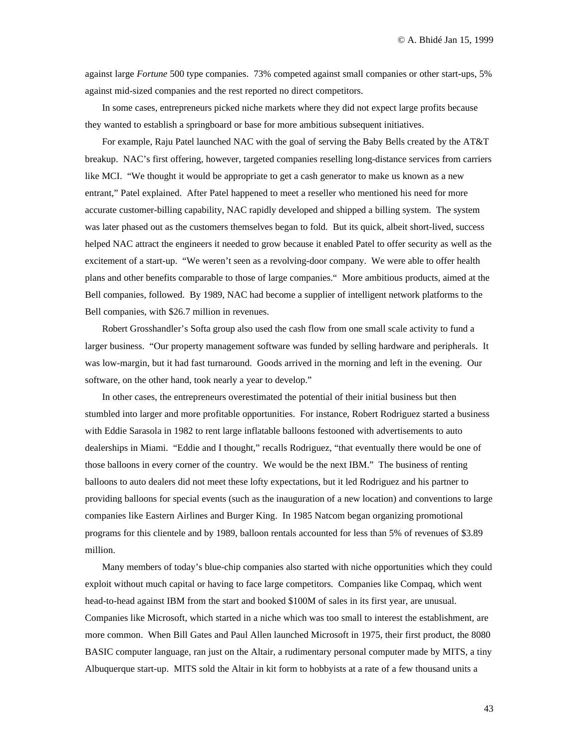against large *Fortune* 500 type companies. 73% competed against small companies or other start-ups, 5% against mid-sized companies and the rest reported no direct competitors.

In some cases, entrepreneurs picked niche markets where they did not expect large profits because they wanted to establish a springboard or base for more ambitious subsequent initiatives.

For example, Raju Patel launched NAC with the goal of serving the Baby Bells created by the AT&T breakup. NAC's first offering, however, targeted companies reselling long-distance services from carriers like MCI. "We thought it would be appropriate to get a cash generator to make us known as a new entrant," Patel explained. After Patel happened to meet a reseller who mentioned his need for more accurate customer-billing capability, NAC rapidly developed and shipped a billing system. The system was later phased out as the customers themselves began to fold. But its quick, albeit short-lived, success helped NAC attract the engineers it needed to grow because it enabled Patel to offer security as well as the excitement of a start-up. "We weren't seen as a revolving-door company. We were able to offer health plans and other benefits comparable to those of large companies." More ambitious products, aimed at the Bell companies, followed. By 1989, NAC had become a supplier of intelligent network platforms to the Bell companies, with $26.7 million in revenues.

Robert Grosshandler's Softa group also used the cash flow from one small scale activity to fund a larger business. "Our property management software was funded by selling hardware and peripherals. It was low-margin, but it had fast turnaround. Goods arrived in the morning and left in the evening. Our software, on the other hand, took nearly a year to develop."

In other cases, the entrepreneurs overestimated the potential of their initial business but then stumbled into larger and more profitable opportunities. For instance, Robert Rodriguez started a business with Eddie Sarasola in 1982 to rent large inflatable balloons festooned with advertisements to auto dealerships in Miami. "Eddie and I thought," recalls Rodriguez, "that eventually there would be one of those balloons in every corner of the country. We would be the next IBM." The business of renting balloons to auto dealers did not meet these lofty expectations, but it led Rodriguez and his partner to providing balloons for special events (such as the inauguration of a new location) and conventions to large companies like Eastern Airlines and Burger King. In 1985 Natcom began organizing promotional programs for this clientele and by 1989, balloon rentals accounted for less than 5% of revenues of $3.89 million.

Many members of today's blue-chip companies also started with niche opportunities which they could exploit without much capital or having to face large competitors. Companies like Compaq, which went head-to-head against IBM from the start and booked $100M of sales in its first year, are unusual. Companies like Microsoft, which started in a niche which was too small to interest the establishment, are more common. When Bill Gates and Paul Allen launched Microsoft in 1975, their first product, the 8080 BASIC computer language, ran just on the Altair, a rudimentary personal computer made by MITS, a tiny Albuquerque start-up. MITS sold the Altair in kit form to hobbyists at a rate of a few thousand units a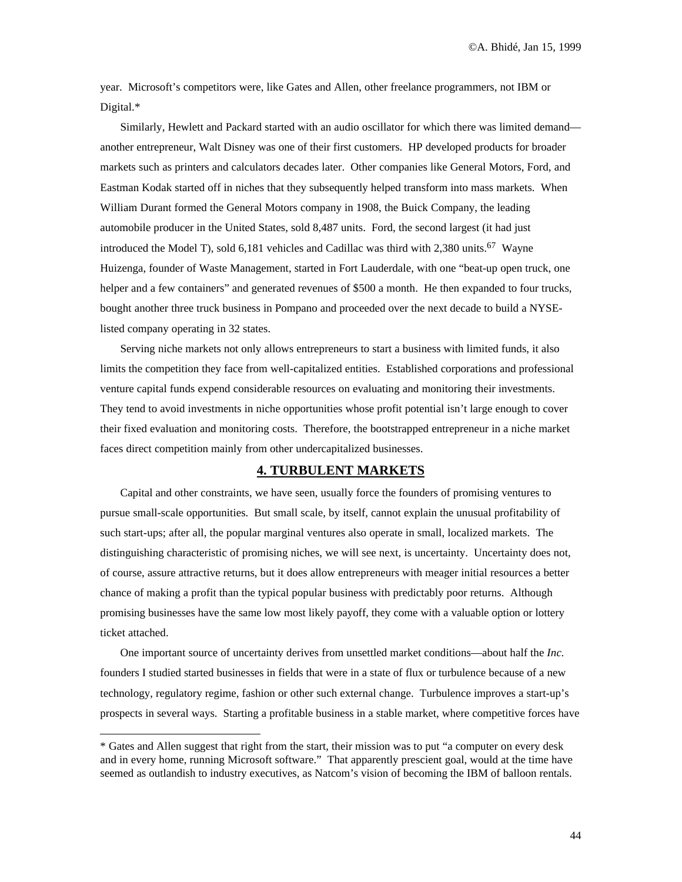year. Microsoft's competitors were, like Gates and Allen, other freelance programmers, not IBM or Digital.*

Similarly, Hewlett and Packard started with an audio oscillator for which there was limited demand—another entrepreneur, Walt Disney was one of their first customers. HP developed products for broader markets such as printers and calculators decades later. Other companies like General Motors, Ford, and Eastman Kodak started off in niches that they subsequently helped transform into mass markets. When William Durant formed the General Motors company in 1908, the Buick Company, the leading automobile producer in the United States, sold 8,487 units. Ford, the second largest (it had just introduced the Model T), sold 6,181 vehicles and Cadillac was third with 2,380 units.[67] Wayne Huizenga, founder of Waste Management, started in Fort Lauderdale, with one "beat-up open truck, one helper and a few containers" and generated revenues of $500 a month. He then expanded to four trucks, bought another three truck business in Pompano and proceeded over the next decade to build a NYSE-listed company operating in 32 states.

Serving niche markets not only allows entrepreneurs to start a business with limited funds, it also limits the competition they face from well-capitalized entities. Established corporations and professional venture capital funds expend considerable resources on evaluating and monitoring their investments. They tend to avoid investments in niche opportunities whose profit potential isn't large enough to cover their fixed evaluation and monitoring costs. Therefore, the bootstrapped entrepreneur in a niche market faces direct competition mainly from other undercapitalized businesses.

## 4. TURBULENT MARKETS

Capital and other constraints, we have seen, usually force the founders of promising ventures to pursue small-scale opportunities. But small scale, by itself, cannot explain the unusual profitability of such start-ups; after all, the popular marginal ventures also operate in small, localized markets. The distinguishing characteristic of promising niches, we will see next, is uncertainty. Uncertainty does not, of course, assure attractive returns, but it does allow entrepreneurs with meager initial resources a better chance of making a profit than the typical popular business with predictably poor returns. Although promising businesses have the same low most likely payoff, they come with a valuable option or lottery ticket attached.

One important source of uncertainty derives from unsettled market conditions—about half the *Inc.* founders I studied started businesses in fields that were in a state of flux or turbulence because of a new technology, regulatory regime, fashion or other such external change. Turbulence improves a start-up's prospects in several ways. Starting a profitable business in a stable market, where competitive forces have

---

* Gates and Allen suggest that right from the start, their mission was to put "a computer on every desk and in every home, running Microsoft software." That apparently prescient goal, would at the time have seemed as outlandish to industry executives, as Natcom's vision of becoming the IBM of balloon rentals.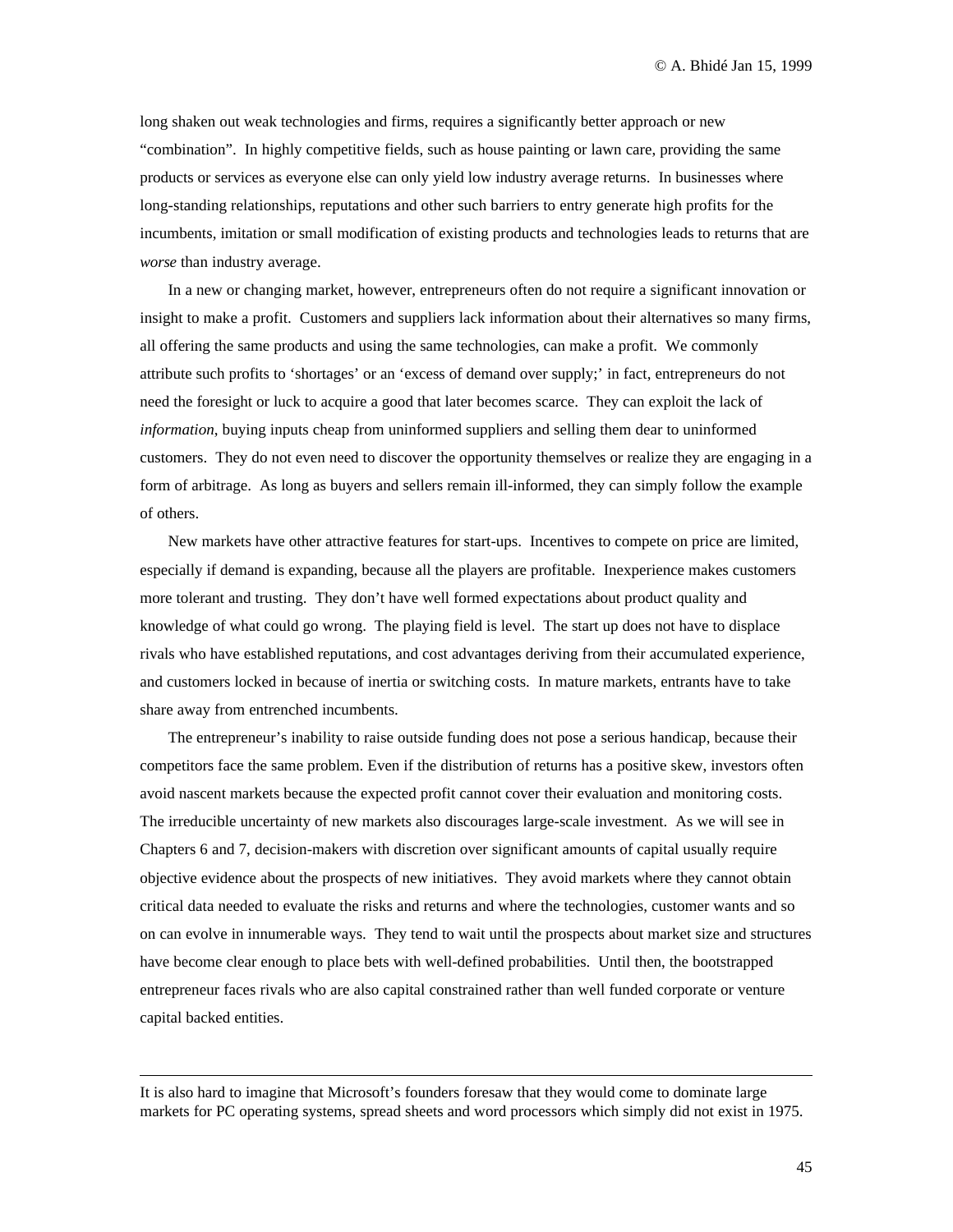long shaken out weak technologies and firms, requires a significantly better approach or new "combination". In highly competitive fields, such as house painting or lawn care, providing the same products or services as everyone else can only yield low industry average returns. In businesses where long-standing relationships, reputations and other such barriers to entry generate high profits for the incumbents, imitation or small modification of existing products and technologies leads to returns that are *worse* than industry average.

In a new or changing market, however, entrepreneurs often do not require a significant innovation or insight to make a profit. Customers and suppliers lack information about their alternatives so many firms, all offering the same products and using the same technologies, can make a profit. We commonly attribute such profits to 'shortages' or an 'excess of demand over supply;' in fact, entrepreneurs do not need the foresight or luck to acquire a good that later becomes scarce. They can exploit the lack of *information*, buying inputs cheap from uninformed suppliers and selling them dear to uninformed customers. They do not even need to discover the opportunity themselves or realize they are engaging in a form of arbitrage. As long as buyers and sellers remain ill-informed, they can simply follow the example of others.

New markets have other attractive features for start-ups. Incentives to compete on price are limited, especially if demand is expanding, because all the players are profitable. Inexperience makes customers more tolerant and trusting. They don't have well formed expectations about product quality and knowledge of what could go wrong. The playing field is level. The start up does not have to displace rivals who have established reputations, and cost advantages deriving from their accumulated experience, and customers locked in because of inertia or switching costs. In mature markets, entrants have to take share away from entrenched incumbents.

The entrepreneur's inability to raise outside funding does not pose a serious handicap, because their competitors face the same problem. Even if the distribution of returns has a positive skew, investors often avoid nascent markets because the expected profit cannot cover their evaluation and monitoring costs. The irreducible uncertainty of new markets also discourages large-scale investment. As we will see in Chapters 6 and 7, decision-makers with discretion over significant amounts of capital usually require objective evidence about the prospects of new initiatives. They avoid markets where they cannot obtain critical data needed to evaluate the risks and returns and where the technologies, customer wants and so on can evolve in innumerable ways. They tend to wait until the prospects about market size and structures have become clear enough to place bets with well-defined probabilities. Until then, the bootstrapped entrepreneur faces rivals who are also capital constrained rather than well funded corporate or venture capital backed entities.

---

It is also hard to imagine that Microsoft's founders foresaw that they would come to dominate large markets for PC operating systems, spread sheets and word processors which simply did not exist in 1975.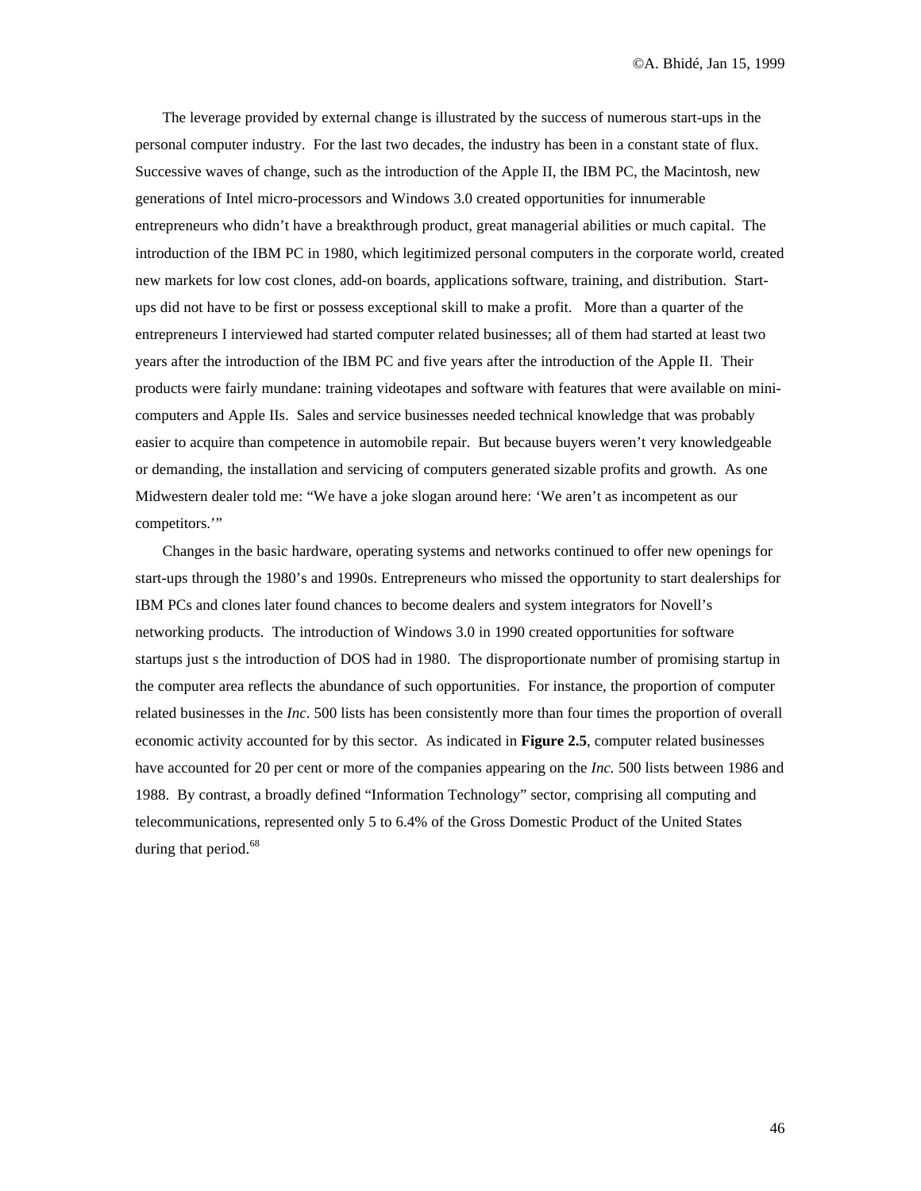The leverage provided by external change is illustrated by the success of numerous start-ups in the personal computer industry. For the last two decades, the industry has been in a constant state of flux. Successive waves of change, such as the introduction of the Apple II, the IBM PC, the Macintosh, new generations of Intel micro-processors and Windows 3.0 created opportunities for innumerable entrepreneurs who didn't have a breakthrough product, great managerial abilities or much capital. The introduction of the IBM PC in 1980, which legitimized personal computers in the corporate world, created new markets for low cost clones, add-on boards, applications software, training, and distribution. Start-ups did not have to be first or possess exceptional skill to make a profit. More than a quarter of the entrepreneurs I interviewed had started computer related businesses; all of them had started at least two years after the introduction of the IBM PC and five years after the introduction of the Apple II. Their products were fairly mundane: training videotapes and software with features that were available on mini-computers and Apple IIs. Sales and service businesses needed technical knowledge that was probably easier to acquire than competence in automobile repair. But because buyers weren't very knowledgeable or demanding, the installation and servicing of computers generated sizable profits and growth. As one Midwestern dealer told me: "We have a joke slogan around here: 'We aren't as incompetent as our competitors.'"

Changes in the basic hardware, operating systems and networks continued to offer new openings for start-ups through the 1980's and 1990s. Entrepreneurs who missed the opportunity to start dealerships for IBM PCs and clones later found chances to become dealers and system integrators for Novell's networking products. The introduction of Windows 3.0 in 1990 created opportunities for software startups just s the introduction of DOS had in 1980. The disproportionate number of promising startup in the computer area reflects the abundance of such opportunities. For instance, the proportion of computer related businesses in the *Inc*. 500 lists has been consistently more than four times the proportion of overall economic activity accounted for by this sector. As indicated in **Figure 2.5**, computer related businesses have accounted for 20 per cent or more of the companies appearing on the *Inc.* 500 lists between 1986 and 1988. By contrast, a broadly defined "Information Technology" sector, comprising all computing and telecommunications, represented only 5 to 6.4% of the Gross Domestic Product of the United States during that period.[68]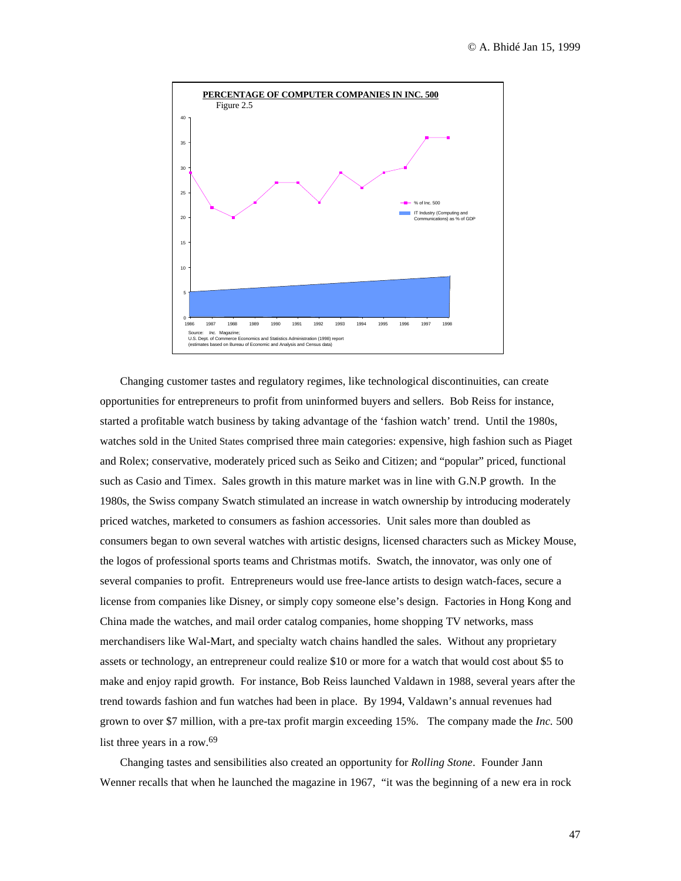**PERCENTAGE OF COMPUTER COMPANIES IN INC. 500**

Figure 2.5

Source: *Inc.* Magazine;
U.S. Dept. of Commerce Economics and Statistics Administration (1998) report
(estimates based on Bureau of Economic and Analysis and Census data)

Changing customer tastes and regulatory regimes, like technological discontinuities, can create opportunities for entrepreneurs to profit from uninformed buyers and sellers. Bob Reiss for instance, started a profitable watch business by taking advantage of the 'fashion watch' trend. Until the 1980s, watches sold in the United States comprised three main categories: expensive, high fashion such as Piaget and Rolex; conservative, moderately priced such as Seiko and Citizen; and "popular" priced, functional such as Casio and Timex. Sales growth in this mature market was in line with G.N.P growth. In the 1980s, the Swiss company Swatch stimulated an increase in watch ownership by introducing moderately priced watches, marketed to consumers as fashion accessories. Unit sales more than doubled as consumers began to own several watches with artistic designs, licensed characters such as Mickey Mouse, the logos of professional sports teams and Christmas motifs. Swatch, the innovator, was only one of several companies to profit. Entrepreneurs would use free-lance artists to design watch-faces, secure a license from companies like Disney, or simply copy someone else's design. Factories in Hong Kong and China made the watches, and mail order catalog companies, home shopping TV networks, mass merchandisers like Wal-Mart, and specialty watch chains handled the sales. Without any proprietary assets or technology, an entrepreneur could realize \$10 or more for a watch that would cost about \$5 to make and enjoy rapid growth. For instance, Bob Reiss launched Valdawn in 1988, several years after the trend towards fashion and fun watches had been in place. By 1994, Valdawn's annual revenues had grown to over \$7 million, with a pre-tax profit margin exceeding 15%. The company made the *Inc.* 500 list three years in a row.[69]

Changing tastes and sensibilities also created an opportunity for *Rolling Stone*. Founder Jann Wenner recalls that when he launched the magazine in 1967, "it was the beginning of a new era in rock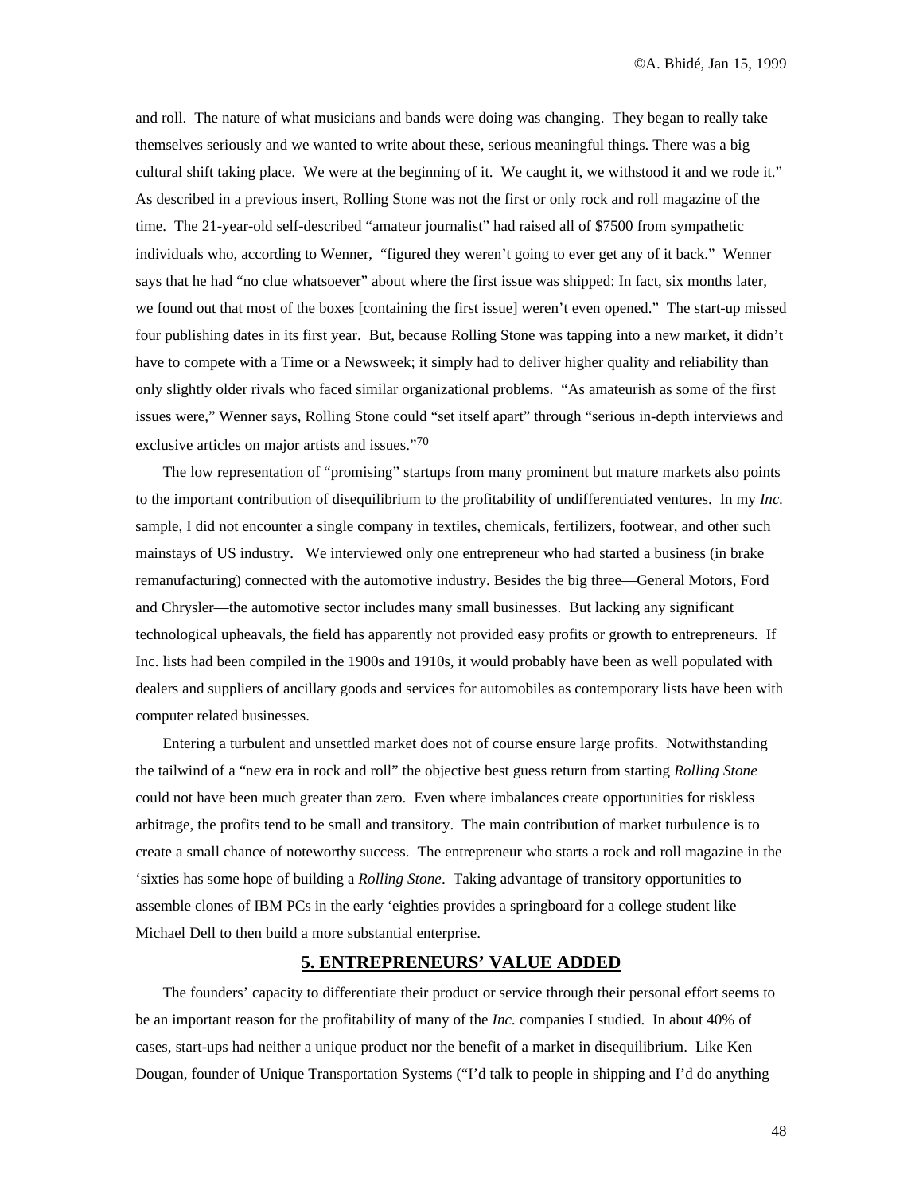and roll. The nature of what musicians and bands were doing was changing. They began to really take themselves seriously and we wanted to write about these, serious meaningful things. There was a big cultural shift taking place. We were at the beginning of it. We caught it, we withstood it and we rode it." As described in a previous insert, Rolling Stone was not the first or only rock and roll magazine of the time. The 21-year-old self-described "amateur journalist" had raised all of $7500 from sympathetic individuals who, according to Wenner, "figured they weren't going to ever get any of it back." Wenner says that he had "no clue whatsoever" about where the first issue was shipped: In fact, six months later, we found out that most of the boxes [containing the first issue] weren't even opened." The start-up missed four publishing dates in its first year. But, because Rolling Stone was tapping into a new market, it didn't have to compete with a Time or a Newsweek; it simply had to deliver higher quality and reliability than only slightly older rivals who faced similar organizational problems. "As amateurish as some of the first issues were," Wenner says, Rolling Stone could "set itself apart" through "serious in-depth interviews and exclusive articles on major artists and issues."[70]

The low representation of "promising" startups from many prominent but mature markets also points to the important contribution of disequilibrium to the profitability of undifferentiated ventures. In my *Inc.* sample, I did not encounter a single company in textiles, chemicals, fertilizers, footwear, and other such mainstays of US industry. We interviewed only one entrepreneur who had started a business (in brake remanufacturing) connected with the automotive industry. Besides the big three—General Motors, Ford and Chrysler—the automotive sector includes many small businesses. But lacking any significant technological upheavals, the field has apparently not provided easy profits or growth to entrepreneurs. If Inc. lists had been compiled in the 1900s and 1910s, it would probably have been as well populated with dealers and suppliers of ancillary goods and services for automobiles as contemporary lists have been with computer related businesses.

Entering a turbulent and unsettled market does not of course ensure large profits. Notwithstanding the tailwind of a "new era in rock and roll" the objective best guess return from starting *Rolling Stone* could not have been much greater than zero. Even where imbalances create opportunities for riskless arbitrage, the profits tend to be small and transitory. The main contribution of market turbulence is to create a small chance of noteworthy success. The entrepreneur who starts a rock and roll magazine in the 'sixties has some hope of building a *Rolling Stone*. Taking advantage of transitory opportunities to assemble clones of IBM PCs in the early 'eighties provides a springboard for a college student like Michael Dell to then build a more substantial enterprise.

## 5. ENTREPRENEURS' VALUE ADDED

The founders' capacity to differentiate their product or service through their personal effort seems to be an important reason for the profitability of many of the *Inc.* companies I studied. In about 40% of cases, start-ups had neither a unique product nor the benefit of a market in disequilibrium. Like Ken Dougan, founder of Unique Transportation Systems ("I'd talk to people in shipping and I'd do anything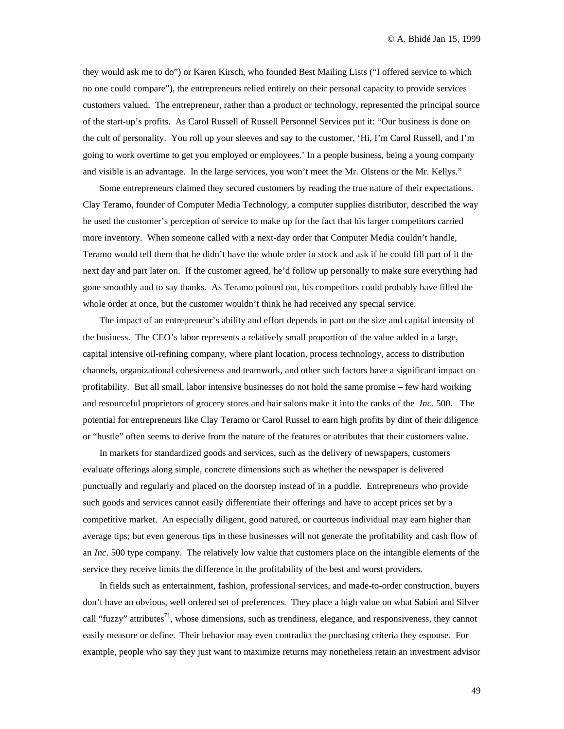they would ask me to do") or Karen Kirsch, who founded Best Mailing Lists ("I offered service to which no one could compare"), the entrepreneurs relied entirely on their personal capacity to provide services customers valued. The entrepreneur, rather than a product or technology, represented the principal source of the start-up's profits. As Carol Russell of Russell Personnel Services put it: "Our business is done on the cult of personality. You roll up your sleeves and say to the customer, 'Hi, I'm Carol Russell, and I'm going to work overtime to get you employed or employees.' In a people business, being a young company and visible is an advantage. In the large services, you won't meet the Mr. Olstens or the Mr. Kellys."

Some entrepreneurs claimed they secured customers by reading the true nature of their expectations. Clay Teramo, founder of Computer Media Technology, a computer supplies distributor, described the way he used the customer's perception of service to make up for the fact that his larger competitors carried more inventory. When someone called with a next-day order that Computer Media couldn't handle, Teramo would tell them that he didn't have the whole order in stock and ask if he could fill part of it the next day and part later on. If the customer agreed, he'd follow up personally to make sure everything had gone smoothly and to say thanks. As Teramo pointed out, his competitors could probably have filled the whole order at once, but the customer wouldn't think he had received any special service.

The impact of an entrepreneur's ability and effort depends in part on the size and capital intensity of the business. The CEO's labor represents a relatively small proportion of the value added in a large, capital intensive oil-refining company, where plant location, process technology, access to distribution channels, organizational cohesiveness and teamwork, and other such factors have a significant impact on profitability. But all small, labor intensive businesses do not hold the same promise – few hard working and resourceful proprietors of grocery stores and hair salons make it into the ranks of the *Inc.* 500. The potential for entrepreneurs like Clay Teramo or Carol Russel to earn high profits by dint of their diligence or "hustle" often seems to derive from the nature of the features or attributes that their customers value.

In markets for standardized goods and services, such as the delivery of newspapers, customers evaluate offerings along simple, concrete dimensions such as whether the newspaper is delivered punctually and regularly and placed on the doorstep instead of in a puddle. Entrepreneurs who provide such goods and services cannot easily differentiate their offerings and have to accept prices set by a competitive market. An especially diligent, good natured, or courteous individual may earn higher than average tips; but even generous tips in these businesses will not generate the profitability and cash flow of an *Inc*. 500 type company. The relatively low value that customers place on the intangible elements of the service they receive limits the difference in the profitability of the best and worst providers.

In fields such as entertainment, fashion, professional services, and made-to-order construction, buyers don't have an obvious, well ordered set of preferences. They place a high value on what Sabini and Silver call "fuzzy" attributes[71], whose dimensions, such as trendiness, elegance, and responsiveness, they cannot easily measure or define. Their behavior may even contradict the purchasing criteria they espouse. For example, people who say they just want to maximize returns may nonetheless retain an investment advisor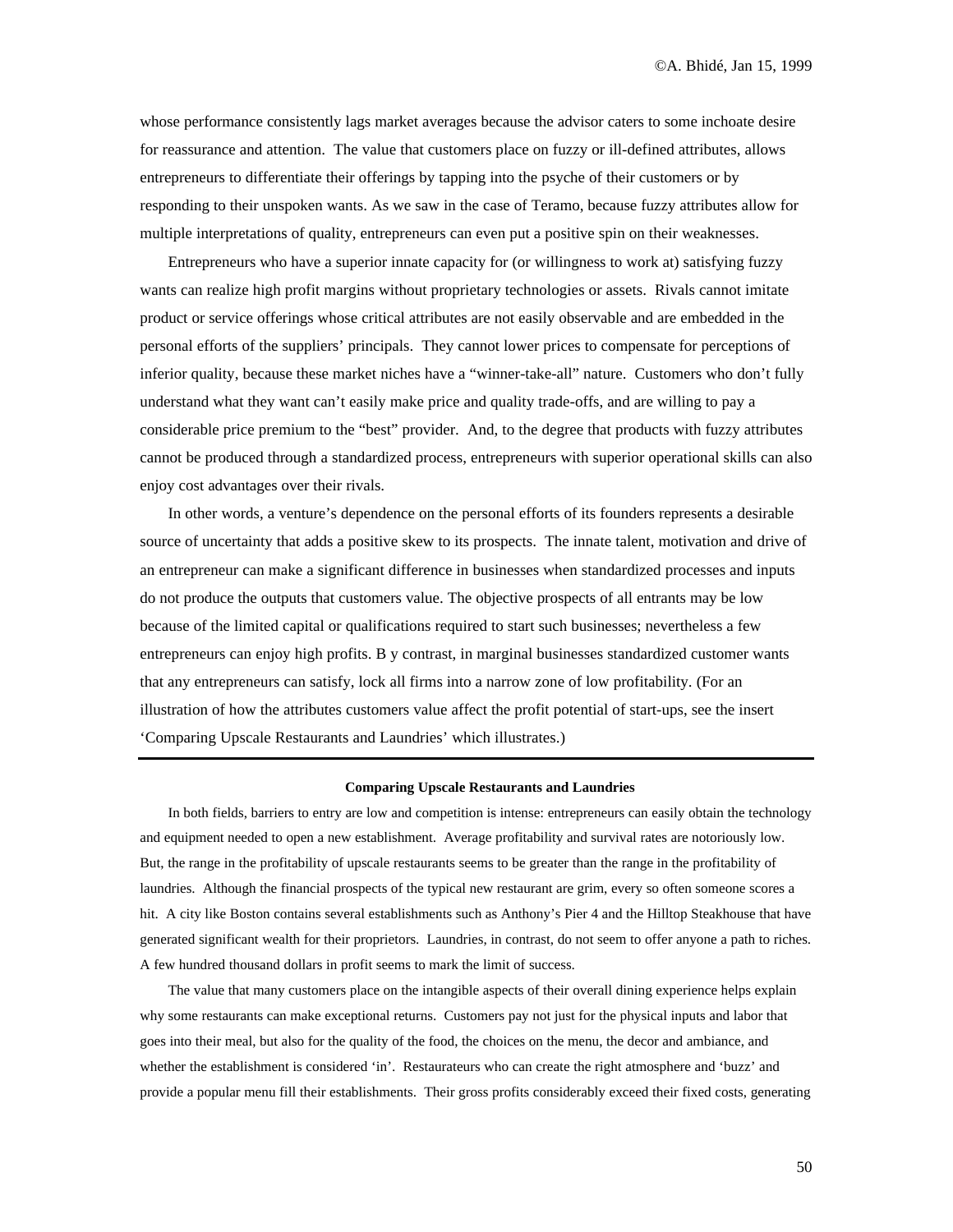whose performance consistently lags market averages because the advisor caters to some inchoate desire for reassurance and attention. The value that customers place on fuzzy or ill-defined attributes, allows entrepreneurs to differentiate their offerings by tapping into the psyche of their customers or by responding to their unspoken wants. As we saw in the case of Teramo, because fuzzy attributes allow for multiple interpretations of quality, entrepreneurs can even put a positive spin on their weaknesses.

Entrepreneurs who have a superior innate capacity for (or willingness to work at) satisfying fuzzy wants can realize high profit margins without proprietary technologies or assets. Rivals cannot imitate product or service offerings whose critical attributes are not easily observable and are embedded in the personal efforts of the suppliers' principals. They cannot lower prices to compensate for perceptions of inferior quality, because these market niches have a "winner-take-all" nature. Customers who don't fully understand what they want can't easily make price and quality trade-offs, and are willing to pay a considerable price premium to the "best" provider. And, to the degree that products with fuzzy attributes cannot be produced through a standardized process, entrepreneurs with superior operational skills can also enjoy cost advantages over their rivals.

In other words, a venture's dependence on the personal efforts of its founders represents a desirable source of uncertainty that adds a positive skew to its prospects. The innate talent, motivation and drive of an entrepreneur can make a significant difference in businesses when standardized processes and inputs do not produce the outputs that customers value. The objective prospects of all entrants may be low because of the limited capital or qualifications required to start such businesses; nevertheless a few entrepreneurs can enjoy high profits. B y contrast, in marginal businesses standardized customer wants that any entrepreneurs can satisfy, lock all firms into a narrow zone of low profitability. (For an illustration of how the attributes customers value affect the profit potential of start-ups, see the insert 'Comparing Upscale Restaurants and Laundries' which illustrates.)

---

**Comparing Upscale Restaurants and Laundries**

In both fields, barriers to entry are low and competition is intense: entrepreneurs can easily obtain the technology and equipment needed to open a new establishment. Average profitability and survival rates are notoriously low. But, the range in the profitability of upscale restaurants seems to be greater than the range in the profitability of laundries. Although the financial prospects of the typical new restaurant are grim, every so often someone scores a hit. A city like Boston contains several establishments such as Anthony's Pier 4 and the Hilltop Steakhouse that have generated significant wealth for their proprietors. Laundries, in contrast, do not seem to offer anyone a path to riches. A few hundred thousand dollars in profit seems to mark the limit of success.

The value that many customers place on the intangible aspects of their overall dining experience helps explain why some restaurants can make exceptional returns. Customers pay not just for the physical inputs and labor that goes into their meal, but also for the quality of the food, the choices on the menu, the decor and ambiance, and whether the establishment is considered 'in'. Restaurateurs who can create the right atmosphere and 'buzz' and provide a popular menu fill their establishments. Their gross profits considerably exceed their fixed costs, generating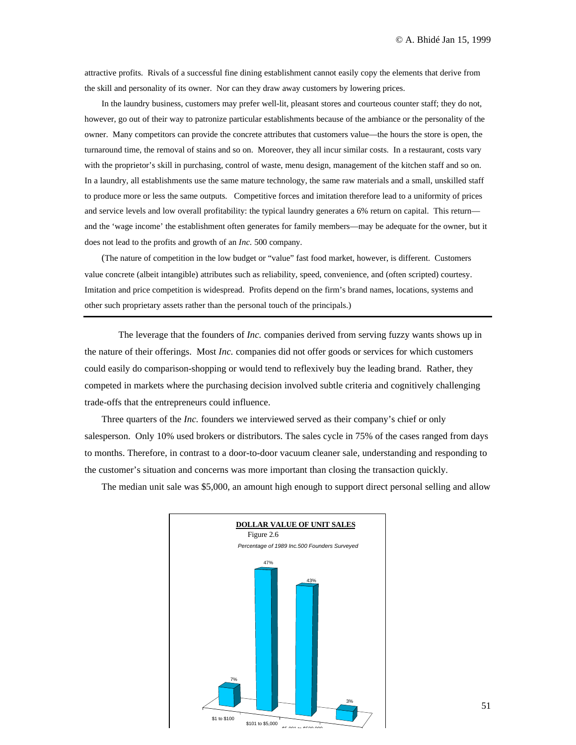attractive profits. Rivals of a successful fine dining establishment cannot easily copy the elements that derive from the skill and personality of its owner. Nor can they draw away customers by lowering prices.

In the laundry business, customers may prefer well-lit, pleasant stores and courteous counter staff; they do not, however, go out of their way to patronize particular establishments because of the ambiance or the personality of the owner. Many competitors can provide the concrete attributes that customers value—the hours the store is open, the turnaround time, the removal of stains and so on. Moreover, they all incur similar costs. In a restaurant, costs vary with the proprietor's skill in purchasing, control of waste, menu design, management of the kitchen staff and so on. In a laundry, all establishments use the same mature technology, the same raw materials and a small, unskilled staff to produce more or less the same outputs. Competitive forces and imitation therefore lead to a uniformity of prices and service levels and low overall profitability: the typical laundry generates a 6% return on capital. This return—and the 'wage income' the establishment often generates for family members—may be adequate for the owner, but it does not lead to the profits and growth of an *Inc.* 500 company.

(The nature of competition in the low budget or "value" fast food market, however, is different. Customers value concrete (albeit intangible) attributes such as reliability, speed, convenience, and (often scripted) courtesy. Imitation and price competition is widespread. Profits depend on the firm's brand names, locations, systems and other such proprietary assets rather than the personal touch of the principals.)

---

The leverage that the founders of *Inc.* companies derived from serving fuzzy wants shows up in the nature of their offerings. Most *Inc.* companies did not offer goods or services for which customers could easily do comparison-shopping or would tend to reflexively buy the leading brand. Rather, they competed in markets where the purchasing decision involved subtle criteria and cognitively challenging trade-offs that the entrepreneurs could influence.

Three quarters of the *Inc.* founders we interviewed served as their company's chief or only salesperson. Only 10% used brokers or distributors. The sales cycle in 75% of the cases ranged from days to months. Therefore, in contrast to a door-to-door vacuum cleaner sale, understanding and responding to the customer's situation and concerns was more important than closing the transaction quickly.

The median unit sale was $5,000, an amount high enough to support direct personal selling and allow

**DOLLAR VALUE OF UNIT SALES**

Figure 2.6

*Percentage of 1989 Inc.500 Founders Surveyed*

| Unit sale value | Percentage |
|---|---|
| $1 to $100 | 7% |
| $101 to $5,000 | 47% |
| $5,001 to $500,000 | 43% |
| | 3% |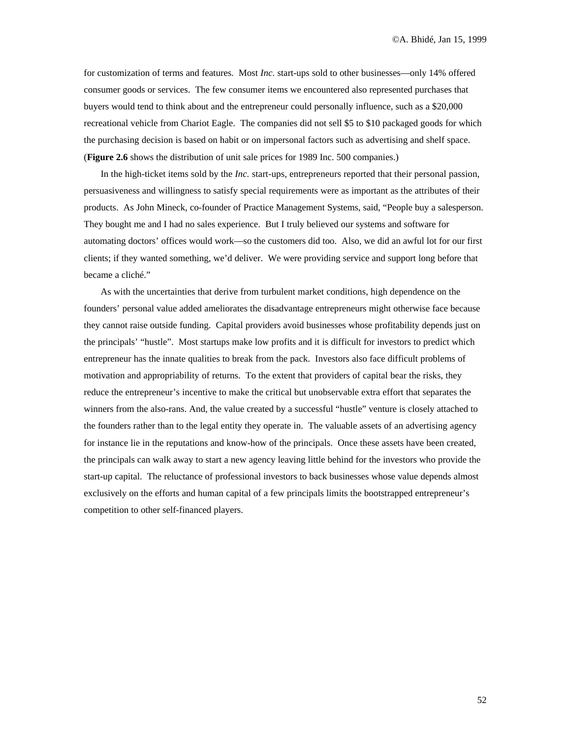for customization of terms and features. Most *Inc*. start-ups sold to other businesses—only 14% offered consumer goods or services. The few consumer items we encountered also represented purchases that buyers would tend to think about and the entrepreneur could personally influence, such as a $20,000 recreational vehicle from Chariot Eagle. The companies did not sell $5 to $10 packaged goods for which the purchasing decision is based on habit or on impersonal factors such as advertising and shelf space. (**Figure 2.6** shows the distribution of unit sale prices for 1989 Inc. 500 companies.)

In the high-ticket items sold by the *Inc.* start-ups, entrepreneurs reported that their personal passion, persuasiveness and willingness to satisfy special requirements were as important as the attributes of their products. As John Mineck, co-founder of Practice Management Systems, said, "People buy a salesperson. They bought me and I had no sales experience. But I truly believed our systems and software for automating doctors' offices would work—so the customers did too. Also, we did an awful lot for our first clients; if they wanted something, we'd deliver. We were providing service and support long before that became a cliché."

As with the uncertainties that derive from turbulent market conditions, high dependence on the founders' personal value added ameliorates the disadvantage entrepreneurs might otherwise face because they cannot raise outside funding. Capital providers avoid businesses whose profitability depends just on the principals' "hustle". Most startups make low profits and it is difficult for investors to predict which entrepreneur has the innate qualities to break from the pack. Investors also face difficult problems of motivation and appropriability of returns. To the extent that providers of capital bear the risks, they reduce the entrepreneur's incentive to make the critical but unobservable extra effort that separates the winners from the also-rans. And, the value created by a successful "hustle" venture is closely attached to the founders rather than to the legal entity they operate in. The valuable assets of an advertising agency for instance lie in the reputations and know-how of the principals. Once these assets have been created, the principals can walk away to start a new agency leaving little behind for the investors who provide the start-up capital. The reluctance of professional investors to back businesses whose value depends almost exclusively on the efforts and human capital of a few principals limits the bootstrapped entrepreneur's competition to other self-financed players.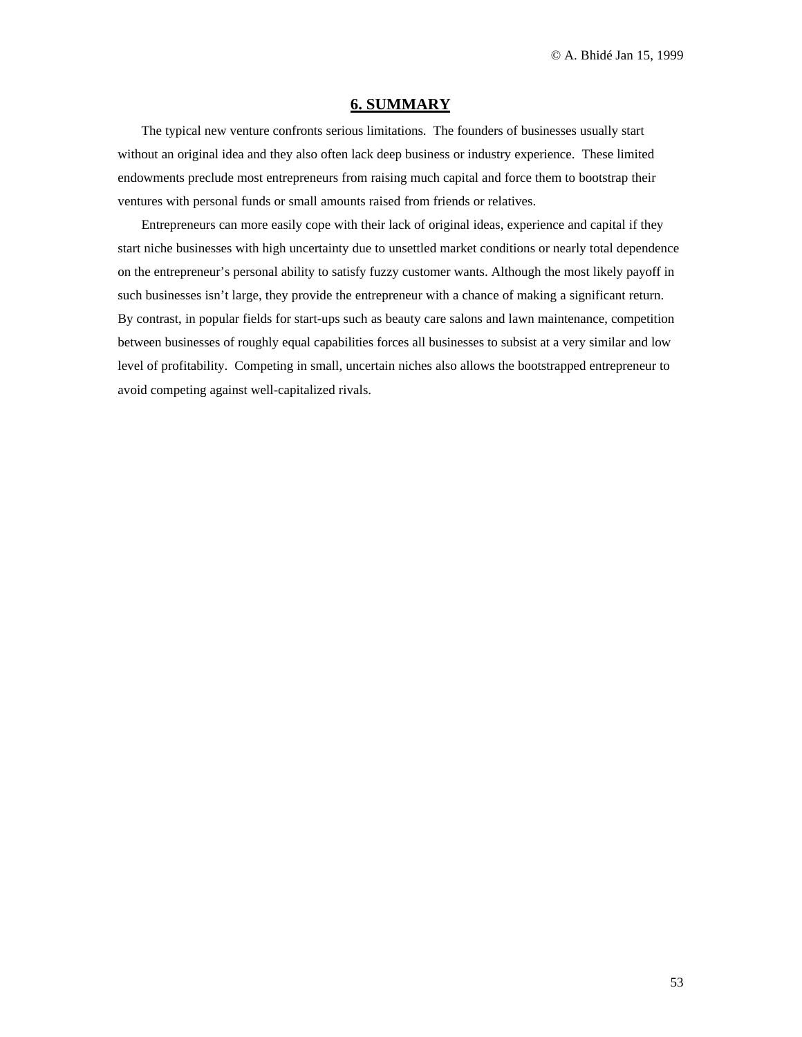## 6. SUMMARY

The typical new venture confronts serious limitations. The founders of businesses usually start without an original idea and they also often lack deep business or industry experience. These limited endowments preclude most entrepreneurs from raising much capital and force them to bootstrap their ventures with personal funds or small amounts raised from friends or relatives.

Entrepreneurs can more easily cope with their lack of original ideas, experience and capital if they start niche businesses with high uncertainty due to unsettled market conditions or nearly total dependence on the entrepreneur's personal ability to satisfy fuzzy customer wants. Although the most likely payoff in such businesses isn't large, they provide the entrepreneur with a chance of making a significant return. By contrast, in popular fields for start-ups such as beauty care salons and lawn maintenance, competition between businesses of roughly equal capabilities forces all businesses to subsist at a very similar and low level of profitability. Competing in small, uncertain niches also allows the bootstrapped entrepreneur to avoid competing against well-capitalized rivals.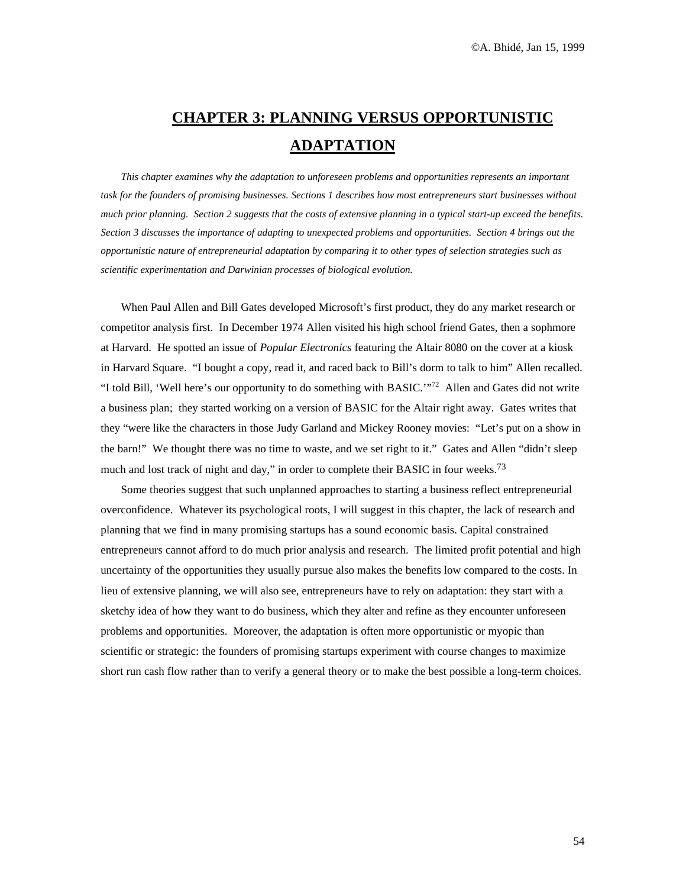# CHAPTER 3: PLANNING VERSUS OPPORTUNISTIC ADAPTATION

*This chapter examines why the adaptation to unforeseen problems and opportunities represents an important task for the founders of promising businesses. Sections 1 describes how most entrepreneurs start businesses without much prior planning. Section 2 suggests that the costs of extensive planning in a typical start-up exceed the benefits. Section 3 discusses the importance of adapting to unexpected problems and opportunities. Section 4 brings out the opportunistic nature of entrepreneurial adaptation by comparing it to other types of selection strategies such as scientific experimentation and Darwinian processes of biological evolution.*

When Paul Allen and Bill Gates developed Microsoft's first product, they do any market research or competitor analysis first. In December 1974 Allen visited his high school friend Gates, then a sophmore at Harvard. He spotted an issue of *Popular Electronics* featuring the Altair 8080 on the cover at a kiosk in Harvard Square. "I bought a copy, read it, and raced back to Bill's dorm to talk to him" Allen recalled. "I told Bill, 'Well here's our opportunity to do something with BASIC.'"[72] Allen and Gates did not write a business plan; they started working on a version of BASIC for the Altair right away. Gates writes that they "were like the characters in those Judy Garland and Mickey Rooney movies: "Let's put on a show in the barn!" We thought there was no time to waste, and we set right to it." Gates and Allen "didn't sleep much and lost track of night and day," in order to complete their BASIC in four weeks.[73]

Some theories suggest that such unplanned approaches to starting a business reflect entrepreneurial overconfidence. Whatever its psychological roots, I will suggest in this chapter, the lack of research and planning that we find in many promising startups has a sound economic basis. Capital constrained entrepreneurs cannot afford to do much prior analysis and research. The limited profit potential and high uncertainty of the opportunities they usually pursue also makes the benefits low compared to the costs. In lieu of extensive planning, we will also see, entrepreneurs have to rely on adaptation: they start with a sketchy idea of how they want to do business, which they alter and refine as they encounter unforeseen problems and opportunities. Moreover, the adaptation is often more opportunistic or myopic than scientific or strategic: the founders of promising startups experiment with course changes to maximize short run cash flow rather than to verify a general theory or to make the best possible a long-term choices.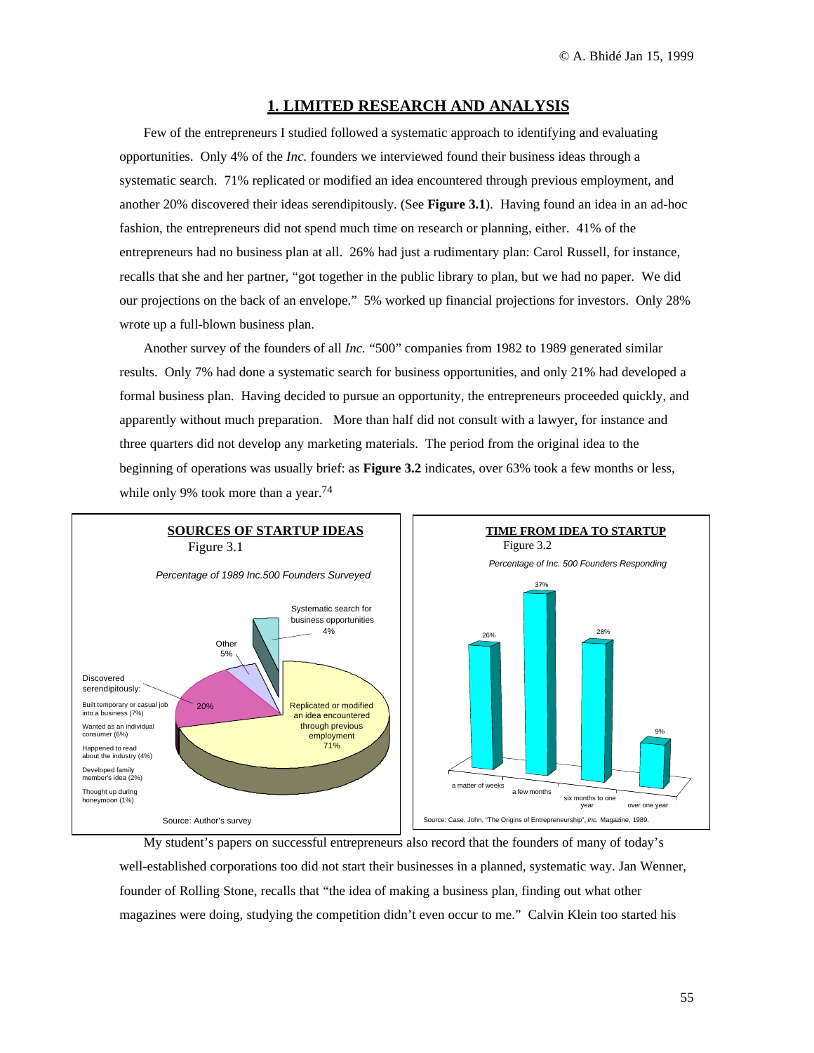## 1. LIMITED RESEARCH AND ANALYSIS

Few of the entrepreneurs I studied followed a systematic approach to identifying and evaluating opportunities. Only 4% of the *Inc.* founders we interviewed found their business ideas through a systematic search. 71% replicated or modified an idea encountered through previous employment, and another 20% discovered their ideas serendipitously. (See **Figure 3.1**). Having found an idea in an ad-hoc fashion, the entrepreneurs did not spend much time on research or planning, either. 41% of the entrepreneurs had no business plan at all. 26% had just a rudimentary plan: Carol Russell, for instance, recalls that she and her partner, "got together in the public library to plan, but we had no paper. We did our projections on the back of an envelope." 5% worked up financial projections for investors. Only 28% wrote up a full-blown business plan.

Another survey of the founders of all *Inc.* "500" companies from 1982 to 1989 generated similar results. Only 7% had done a systematic search for business opportunities, and only 21% had developed a formal business plan. Having decided to pursue an opportunity, the entrepreneurs proceeded quickly, and apparently without much preparation. More than half did not consult with a lawyer, for instance and three quarters did not develop any marketing materials. The period from the original idea to the beginning of operations was usually brief: as **Figure 3.2** indicates, over 63% took a few months or less, while only 9% took more than a year.[74]

**SOURCES OF STARTUP IDEAS**
Figure 3.1

*Percentage of 1989 Inc.500 Founders Surveyed*

- Replicated or modified an idea encountered through previous employment: 71%
- Discovered serendipitously: 20%
  - Built temporary or casual job into a business (7%)
  - Wanted as an individual consumer (6%)
  - Happened to read about the industry (4%)
  - Developed family member's idea (2%)
  - Thought up during honeymoon (1%)
- Other: 5%
- Systematic search for business opportunities: 4%

Source: Author's survey

**TIME FROM IDEA TO STARTUP**
Figure 3.2

*Percentage of Inc. 500 Founders Responding*

| a matter of weeks | a few months | six months to one year | over one year |
|---|---|---|---|
| 26% | 37% | 28% | 9% |

Source: Case, John, "The Origins of Entrepreneurship", *Inc.* Magazine, 1989.

My student's papers on successful entrepreneurs also record that the founders of many of today's well-established corporations too did not start their businesses in a planned, systematic way. Jan Wenner, founder of Rolling Stone, recalls that "the idea of making a business plan, finding out what other magazines were doing, studying the competition didn't even occur to me." Calvin Klein too started his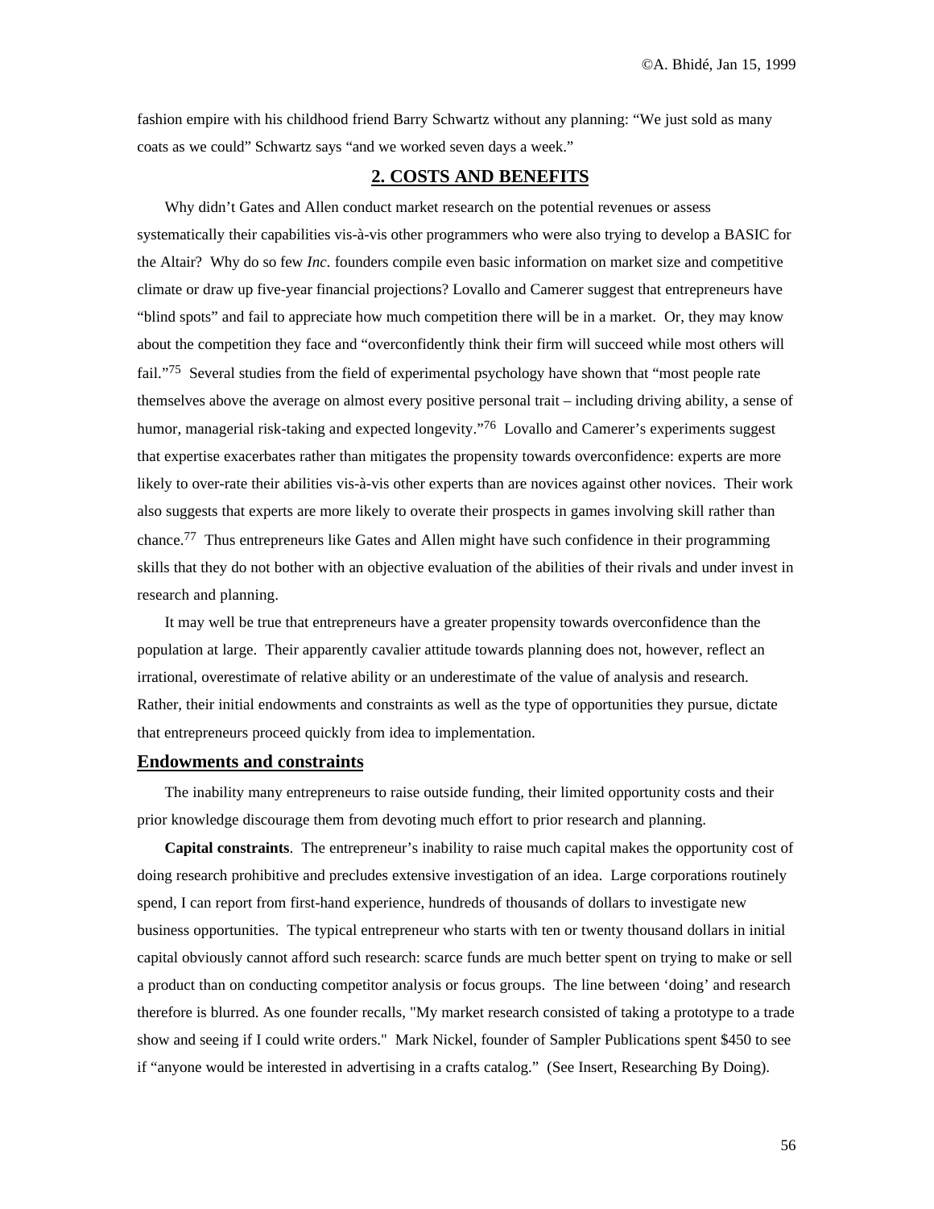fashion empire with his childhood friend Barry Schwartz without any planning: “We just sold as many coats as we could” Schwartz says “and we worked seven days a week.”

## 2. COSTS AND BENEFITS

Why didn’t Gates and Allen conduct market research on the potential revenues or assess systematically their capabilities vis-à-vis other programmers who were also trying to develop a BASIC for the Altair? Why do so few *Inc.* founders compile even basic information on market size and competitive climate or draw up five-year financial projections? Lovallo and Camerer suggest that entrepreneurs have “blind spots” and fail to appreciate how much competition there will be in a market. Or, they may know about the competition they face and “overconfidently think their firm will succeed while most others will fail.”[75] Several studies from the field of experimental psychology have shown that “most people rate themselves above the average on almost every positive personal trait – including driving ability, a sense of humor, managerial risk-taking and expected longevity.”[76] Lovallo and Camerer’s experiments suggest that expertise exacerbates rather than mitigates the propensity towards overconfidence: experts are more likely to over-rate their abilities vis-à-vis other experts than are novices against other novices. Their work also suggests that experts are more likely to overate their prospects in games involving skill rather than chance.[77] Thus entrepreneurs like Gates and Allen might have such confidence in their programming skills that they do not bother with an objective evaluation of the abilities of their rivals and under invest in research and planning.

It may well be true that entrepreneurs have a greater propensity towards overconfidence than the population at large. Their apparently cavalier attitude towards planning does not, however, reflect an irrational, overestimate of relative ability or an underestimate of the value of analysis and research. Rather, their initial endowments and constraints as well as the type of opportunities they pursue, dictate that entrepreneurs proceed quickly from idea to implementation.

### Endowments and constraints

The inability many entrepreneurs to raise outside funding, their limited opportunity costs and their prior knowledge discourage them from devoting much effort to prior research and planning.

**Capital constraints**. The entrepreneur’s inability to raise much capital makes the opportunity cost of doing research prohibitive and precludes extensive investigation of an idea. Large corporations routinely spend, I can report from first-hand experience, hundreds of thousands of dollars to investigate new business opportunities. The typical entrepreneur who starts with ten or twenty thousand dollars in initial capital obviously cannot afford such research: scarce funds are much better spent on trying to make or sell a product than on conducting competitor analysis or focus groups. The line between ‘doing’ and research therefore is blurred. As one founder recalls, "My market research consisted of taking a prototype to a trade show and seeing if I could write orders." Mark Nickel, founder of Sampler Publications spent $450 to see if “anyone would be interested in advertising in a crafts catalog.” (See Insert, Researching By Doing).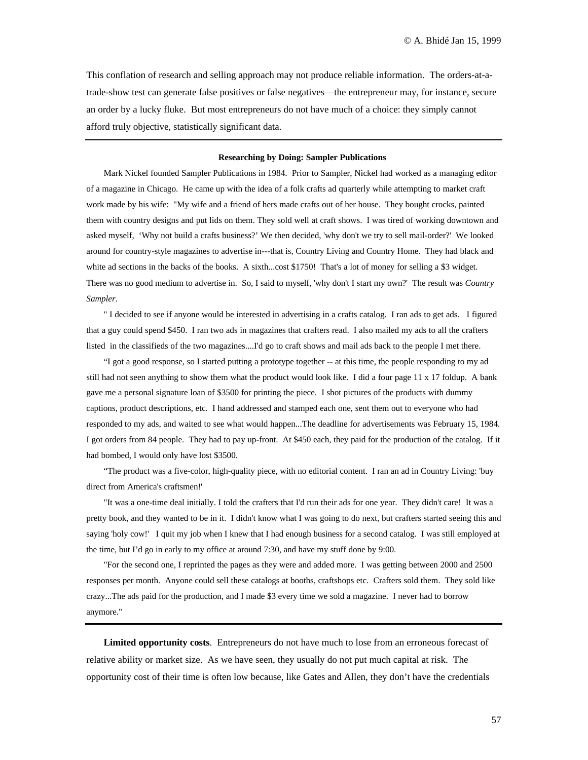This conflation of research and selling approach may not produce reliable information. The orders-at-a-trade-show test can generate false positives or false negatives—the entrepreneur may, for instance, secure an order by a lucky fluke. But most entrepreneurs do not have much of a choice: they simply cannot afford truly objective, statistically significant data.

---

**Researching by Doing: Sampler Publications**

Mark Nickel founded Sampler Publications in 1984. Prior to Sampler, Nickel had worked as a managing editor of a magazine in Chicago. He came up with the idea of a folk crafts ad quarterly while attempting to market craft work made by his wife: "My wife and a friend of hers made crafts out of her house. They bought crocks, painted them with country designs and put lids on them. They sold well at craft shows. I was tired of working downtown and asked myself, 'Why not build a crafts business?' We then decided, 'why don't we try to sell mail-order?' We looked around for country-style magazines to advertise in---that is, Country Living and Country Home. They had black and white ad sections in the backs of the books. A sixth...cost $1750! That's a lot of money for selling a $3 widget. There was no good medium to advertise in. So, I said to myself, 'why don't I start my own?' The result was *Country Sampler*.

" I decided to see if anyone would be interested in advertising in a crafts catalog. I ran ads to get ads. I figured that a guy could spend $450. I ran two ads in magazines that crafters read. I also mailed my ads to all the crafters listed in the classifieds of the two magazines....I'd go to craft shows and mail ads back to the people I met there.

"I got a good response, so I started putting a prototype together -- at this time, the people responding to my ad still had not seen anything to show them what the product would look like. I did a four page 11 x 17 foldup. A bank gave me a personal signature loan of $3500 for printing the piece. I shot pictures of the products with dummy captions, product descriptions, etc. I hand addressed and stamped each one, sent them out to everyone who had responded to my ads, and waited to see what would happen...The deadline for advertisements was February 15, 1984. I got orders from 84 people. They had to pay up-front. At $450 each, they paid for the production of the catalog. If it had bombed, I would only have lost $3500.

"The product was a five-color, high-quality piece, with no editorial content. I ran an ad in Country Living: 'buy direct from America's craftsmen!'

"It was a one-time deal initially. I told the crafters that I'd run their ads for one year. They didn't care! It was a pretty book, and they wanted to be in it. I didn't know what I was going to do next, but crafters started seeing this and saying 'holy cow!' I quit my job when I knew that I had enough business for a second catalog. I was still employed at the time, but I'd go in early to my office at around 7:30, and have my stuff done by 9:00.

"For the second one, I reprinted the pages as they were and added more. I was getting between 2000 and 2500 responses per month. Anyone could sell these catalogs at booths, craftshops etc. Crafters sold them. They sold like crazy...The ads paid for the production, and I made $3 every time we sold a magazine. I never had to borrow anymore."

---

**Limited opportunity costs**. Entrepreneurs do not have much to lose from an erroneous forecast of relative ability or market size. As we have seen, they usually do not put much capital at risk. The opportunity cost of their time is often low because, like Gates and Allen, they don't have the credentials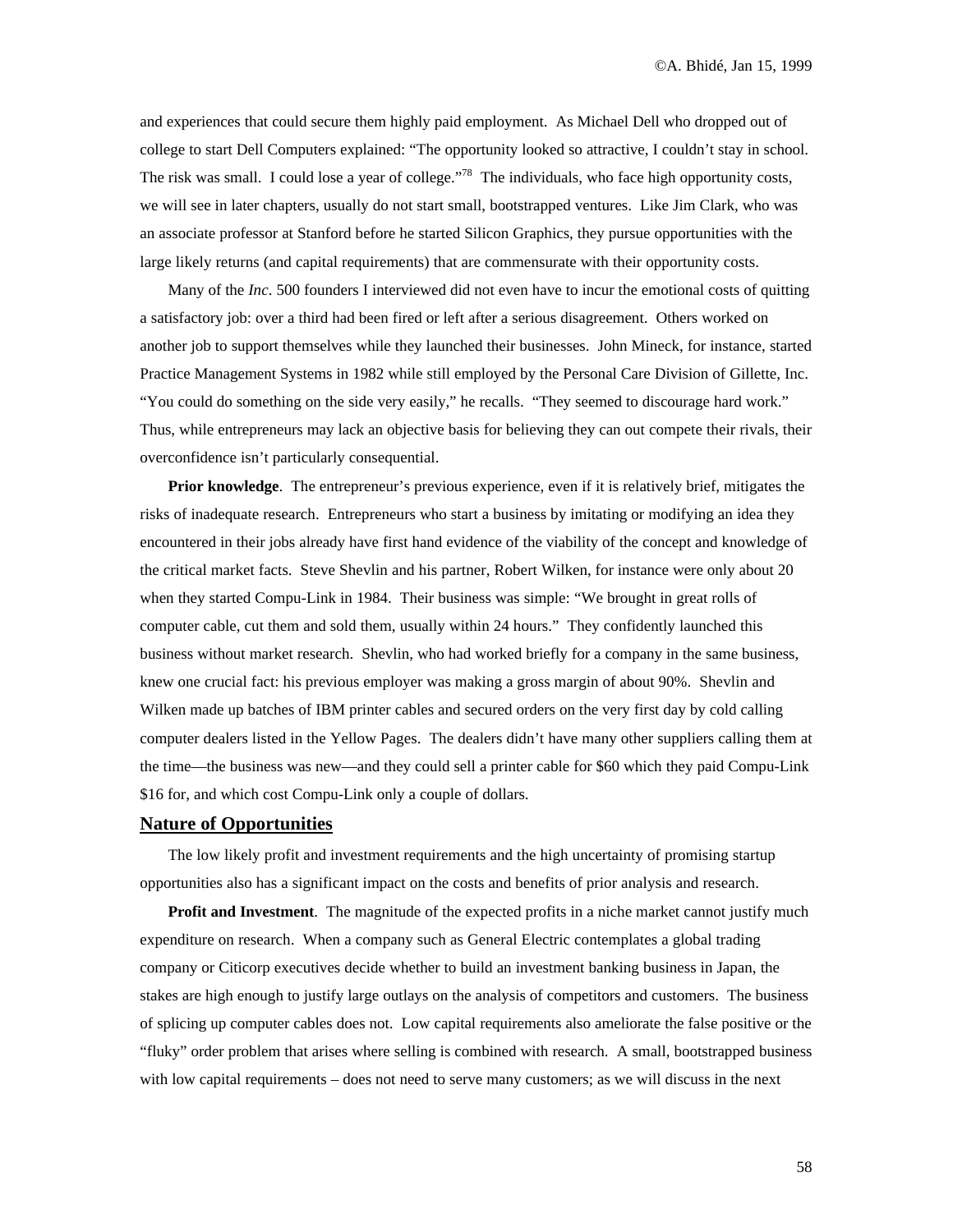and experiences that could secure them highly paid employment. As Michael Dell who dropped out of college to start Dell Computers explained: "The opportunity looked so attractive, I couldn't stay in school. The risk was small. I could lose a year of college."[78] The individuals, who face high opportunity costs, we will see in later chapters, usually do not start small, bootstrapped ventures. Like Jim Clark, who was an associate professor at Stanford before he started Silicon Graphics, they pursue opportunities with the large likely returns (and capital requirements) that are commensurate with their opportunity costs.

Many of the *Inc*. 500 founders I interviewed did not even have to incur the emotional costs of quitting a satisfactory job: over a third had been fired or left after a serious disagreement. Others worked on another job to support themselves while they launched their businesses. John Mineck, for instance, started Practice Management Systems in 1982 while still employed by the Personal Care Division of Gillette, Inc. "You could do something on the side very easily," he recalls. "They seemed to discourage hard work." Thus, while entrepreneurs may lack an objective basis for believing they can out compete their rivals, their overconfidence isn't particularly consequential.

**Prior knowledge**. The entrepreneur's previous experience, even if it is relatively brief, mitigates the risks of inadequate research. Entrepreneurs who start a business by imitating or modifying an idea they encountered in their jobs already have first hand evidence of the viability of the concept and knowledge of the critical market facts. Steve Shevlin and his partner, Robert Wilken, for instance were only about 20 when they started Compu-Link in 1984. Their business was simple: "We brought in great rolls of computer cable, cut them and sold them, usually within 24 hours." They confidently launched this business without market research. Shevlin, who had worked briefly for a company in the same business, knew one crucial fact: his previous employer was making a gross margin of about 90%. Shevlin and Wilken made up batches of IBM printer cables and secured orders on the very first day by cold calling computer dealers listed in the Yellow Pages. The dealers didn't have many other suppliers calling them at the time—the business was new—and they could sell a printer cable for $60 which they paid Compu-Link $16 for, and which cost Compu-Link only a couple of dollars.

## Nature of Opportunities

The low likely profit and investment requirements and the high uncertainty of promising startup opportunities also has a significant impact on the costs and benefits of prior analysis and research.

**Profit and Investment**. The magnitude of the expected profits in a niche market cannot justify much expenditure on research. When a company such as General Electric contemplates a global trading company or Citicorp executives decide whether to build an investment banking business in Japan, the stakes are high enough to justify large outlays on the analysis of competitors and customers. The business of splicing up computer cables does not. Low capital requirements also ameliorate the false positive or the "fluky" order problem that arises where selling is combined with research. A small, bootstrapped business with low capital requirements – does not need to serve many customers; as we will discuss in the next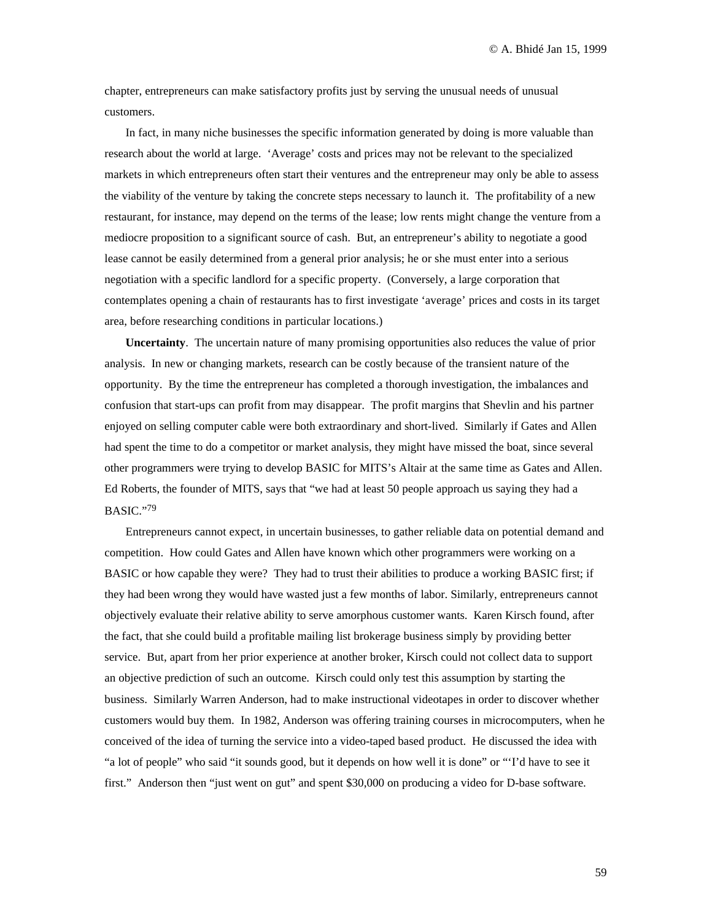chapter, entrepreneurs can make satisfactory profits just by serving the unusual needs of unusual customers.

In fact, in many niche businesses the specific information generated by doing is more valuable than research about the world at large. 'Average' costs and prices may not be relevant to the specialized markets in which entrepreneurs often start their ventures and the entrepreneur may only be able to assess the viability of the venture by taking the concrete steps necessary to launch it. The profitability of a new restaurant, for instance, may depend on the terms of the lease; low rents might change the venture from a mediocre proposition to a significant source of cash. But, an entrepreneur's ability to negotiate a good lease cannot be easily determined from a general prior analysis; he or she must enter into a serious negotiation with a specific landlord for a specific property. (Conversely, a large corporation that contemplates opening a chain of restaurants has to first investigate 'average' prices and costs in its target area, before researching conditions in particular locations.)

**Uncertainty**. The uncertain nature of many promising opportunities also reduces the value of prior analysis. In new or changing markets, research can be costly because of the transient nature of the opportunity. By the time the entrepreneur has completed a thorough investigation, the imbalances and confusion that start-ups can profit from may disappear. The profit margins that Shevlin and his partner enjoyed on selling computer cable were both extraordinary and short-lived. Similarly if Gates and Allen had spent the time to do a competitor or market analysis, they might have missed the boat, since several other programmers were trying to develop BASIC for MITS's Altair at the same time as Gates and Allen. Ed Roberts, the founder of MITS, says that "we had at least 50 people approach us saying they had a BASIC."[79]

Entrepreneurs cannot expect, in uncertain businesses, to gather reliable data on potential demand and competition. How could Gates and Allen have known which other programmers were working on a BASIC or how capable they were? They had to trust their abilities to produce a working BASIC first; if they had been wrong they would have wasted just a few months of labor. Similarly, entrepreneurs cannot objectively evaluate their relative ability to serve amorphous customer wants. Karen Kirsch found, after the fact, that she could build a profitable mailing list brokerage business simply by providing better service. But, apart from her prior experience at another broker, Kirsch could not collect data to support an objective prediction of such an outcome. Kirsch could only test this assumption by starting the business. Similarly Warren Anderson, had to make instructional videotapes in order to discover whether customers would buy them. In 1982, Anderson was offering training courses in microcomputers, when he conceived of the idea of turning the service into a video-taped based product. He discussed the idea with "a lot of people" who said "it sounds good, but it depends on how well it is done" or "'I'd have to see it first." Anderson then "just went on gut" and spent $30,000 on producing a video for D-base software.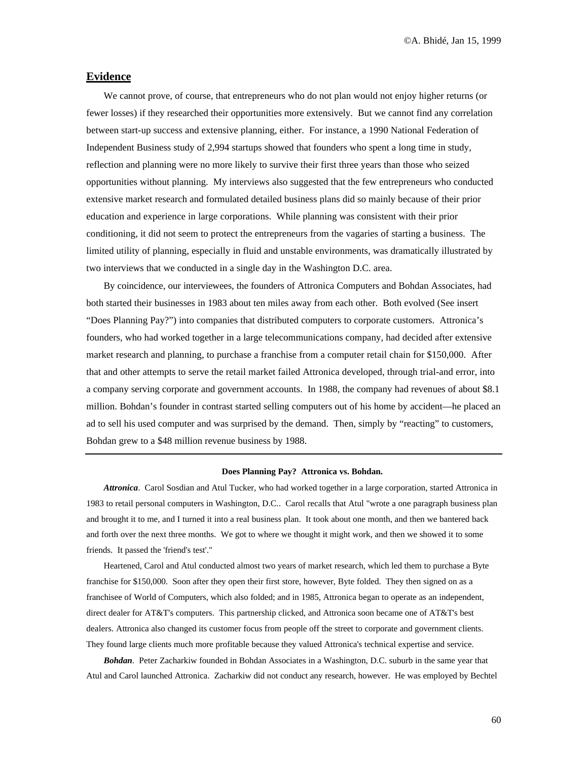## Evidence

We cannot prove, of course, that entrepreneurs who do not plan would not enjoy higher returns (or fewer losses) if they researched their opportunities more extensively. But we cannot find any correlation between start-up success and extensive planning, either. For instance, a 1990 National Federation of Independent Business study of 2,994 startups showed that founders who spent a long time in study, reflection and planning were no more likely to survive their first three years than those who seized opportunities without planning. My interviews also suggested that the few entrepreneurs who conducted extensive market research and formulated detailed business plans did so mainly because of their prior education and experience in large corporations. While planning was consistent with their prior conditioning, it did not seem to protect the entrepreneurs from the vagaries of starting a business. The limited utility of planning, especially in fluid and unstable environments, was dramatically illustrated by two interviews that we conducted in a single day in the Washington D.C. area.

By coincidence, our interviewees, the founders of Attronica Computers and Bohdan Associates, had both started their businesses in 1983 about ten miles away from each other. Both evolved (See insert "Does Planning Pay?") into companies that distributed computers to corporate customers. Attronica's founders, who had worked together in a large telecommunications company, had decided after extensive market research and planning, to purchase a franchise from a computer retail chain for $150,000. After that and other attempts to serve the retail market failed Attronica developed, through trial-and error, into a company serving corporate and government accounts. In 1988, the company had revenues of about $8.1 million. Bohdan's founder in contrast started selling computers out of his home by accident—he placed an ad to sell his used computer and was surprised by the demand. Then, simply by "reacting" to customers, Bohdan grew to a $48 million revenue business by 1988.

---

**Does Planning Pay? Attronica vs. Bohdan.**

***Attronica***. Carol Sosdian and Atul Tucker, who had worked together in a large corporation, started Attronica in 1983 to retail personal computers in Washington, D.C.. Carol recalls that Atul "wrote a one paragraph business plan and brought it to me, and I turned it into a real business plan. It took about one month, and then we bantered back and forth over the next three months. We got to where we thought it might work, and then we showed it to some friends. It passed the 'friend's test'."

Heartened, Carol and Atul conducted almost two years of market research, which led them to purchase a Byte franchise for $150,000. Soon after they open their first store, however, Byte folded. They then signed on as a franchisee of World of Computers, which also folded; and in 1985, Attronica began to operate as an independent, direct dealer for AT&T's computers. This partnership clicked, and Attronica soon became one of AT&T's best dealers. Attronica also changed its customer focus from people off the street to corporate and government clients. They found large clients much more profitable because they valued Attronica's technical expertise and service.

***Bohdan***. Peter Zacharkiw founded in Bohdan Associates in a Washington, D.C. suburb in the same year that Atul and Carol launched Attronica. Zacharkiw did not conduct any research, however. He was employed by Bechtel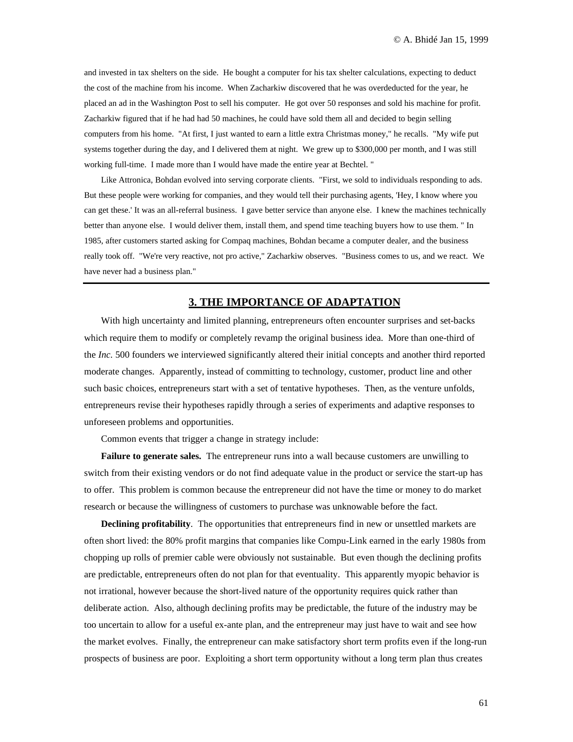and invested in tax shelters on the side. He bought a computer for his tax shelter calculations, expecting to deduct the cost of the machine from his income. When Zacharkiw discovered that he was overdeducted for the year, he placed an ad in the Washington Post to sell his computer. He got over 50 responses and sold his machine for profit. Zacharkiw figured that if he had had 50 machines, he could have sold them all and decided to begin selling computers from his home. "At first, I just wanted to earn a little extra Christmas money," he recalls. "My wife put systems together during the day, and I delivered them at night. We grew up to $300,000 per month, and I was still working full-time. I made more than I would have made the entire year at Bechtel. "

Like Attronica, Bohdan evolved into serving corporate clients. "First, we sold to individuals responding to ads. But these people were working for companies, and they would tell their purchasing agents, 'Hey, I know where you can get these.' It was an all-referral business. I gave better service than anyone else. I knew the machines technically better than anyone else. I would deliver them, install them, and spend time teaching buyers how to use them. " In 1985, after customers started asking for Compaq machines, Bohdan became a computer dealer, and the business really took off. "We're very reactive, not pro active," Zacharkiw observes. "Business comes to us, and we react. We have never had a business plan."

---

## 3. THE IMPORTANCE OF ADAPTATION

With high uncertainty and limited planning, entrepreneurs often encounter surprises and set-backs which require them to modify or completely revamp the original business idea. More than one-third of the *Inc.* 500 founders we interviewed significantly altered their initial concepts and another third reported moderate changes. Apparently, instead of committing to technology, customer, product line and other such basic choices, entrepreneurs start with a set of tentative hypotheses. Then, as the venture unfolds, entrepreneurs revise their hypotheses rapidly through a series of experiments and adaptive responses to unforeseen problems and opportunities.

Common events that trigger a change in strategy include:

**Failure to generate sales.** The entrepreneur runs into a wall because customers are unwilling to switch from their existing vendors or do not find adequate value in the product or service the start-up has to offer. This problem is common because the entrepreneur did not have the time or money to do market research or because the willingness of customers to purchase was unknowable before the fact.

**Declining profitability**. The opportunities that entrepreneurs find in new or unsettled markets are often short lived: the 80% profit margins that companies like Compu-Link earned in the early 1980s from chopping up rolls of premier cable were obviously not sustainable. But even though the declining profits are predictable, entrepreneurs often do not plan for that eventuality. This apparently myopic behavior is not irrational, however because the short-lived nature of the opportunity requires quick rather than deliberate action. Also, although declining profits may be predictable, the future of the industry may be too uncertain to allow for a useful ex-ante plan, and the entrepreneur may just have to wait and see how the market evolves. Finally, the entrepreneur can make satisfactory short term profits even if the long-run prospects of business are poor. Exploiting a short term opportunity without a long term plan thus creates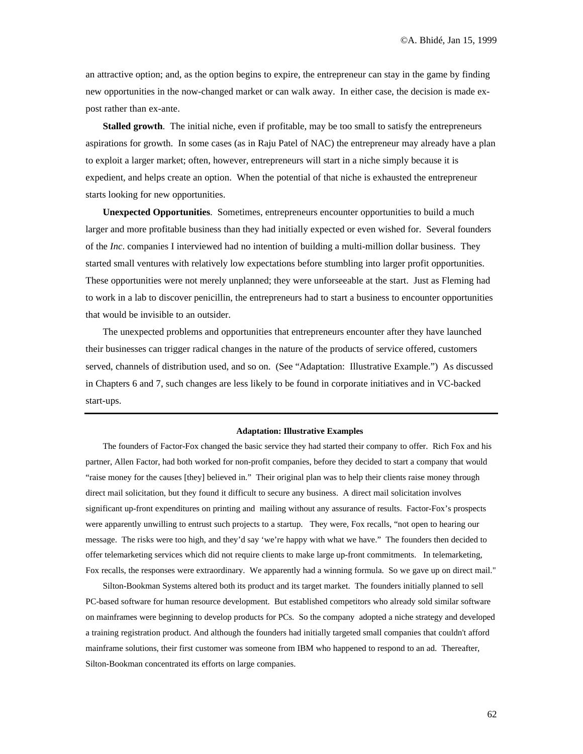an attractive option; and, as the option begins to expire, the entrepreneur can stay in the game by finding new opportunities in the now-changed market or can walk away. In either case, the decision is made ex-post rather than ex-ante.

**Stalled growth**. The initial niche, even if profitable, may be too small to satisfy the entrepreneurs aspirations for growth. In some cases (as in Raju Patel of NAC) the entrepreneur may already have a plan to exploit a larger market; often, however, entrepreneurs will start in a niche simply because it is expedient, and helps create an option. When the potential of that niche is exhausted the entrepreneur starts looking for new opportunities.

**Unexpected Opportunities**. Sometimes, entrepreneurs encounter opportunities to build a much larger and more profitable business than they had initially expected or even wished for. Several founders of the *Inc*. companies I interviewed had no intention of building a multi-million dollar business. They started small ventures with relatively low expectations before stumbling into larger profit opportunities. These opportunities were not merely unplanned; they were unforseeable at the start. Just as Fleming had to work in a lab to discover penicillin, the entrepreneurs had to start a business to encounter opportunities that would be invisible to an outsider.

The unexpected problems and opportunities that entrepreneurs encounter after they have launched their businesses can trigger radical changes in the nature of the products of service offered, customers served, channels of distribution used, and so on. (See "Adaptation: Illustrative Example.") As discussed in Chapters 6 and 7, such changes are less likely to be found in corporate initiatives and in VC-backed start-ups.

---

**Adaptation: Illustrative Examples**

The founders of Factor-Fox changed the basic service they had started their company to offer. Rich Fox and his partner, Allen Factor, had both worked for non-profit companies, before they decided to start a company that would "raise money for the causes [they] believed in." Their original plan was to help their clients raise money through direct mail solicitation, but they found it difficult to secure any business. A direct mail solicitation involves significant up-front expenditures on printing and mailing without any assurance of results. Factor-Fox's prospects were apparently unwilling to entrust such projects to a startup. They were, Fox recalls, "not open to hearing our message. The risks were too high, and they'd say 'we're happy with what we have." The founders then decided to offer telemarketing services which did not require clients to make large up-front commitments. In telemarketing, Fox recalls, the responses were extraordinary. We apparently had a winning formula. So we gave up on direct mail."

Silton-Bookman Systems altered both its product and its target market. The founders initially planned to sell PC-based software for human resource development. But established competitors who already sold similar software on mainframes were beginning to develop products for PCs. So the company adopted a niche strategy and developed a training registration product. And although the founders had initially targeted small companies that couldn't afford mainframe solutions, their first customer was someone from IBM who happened to respond to an ad. Thereafter, Silton-Bookman concentrated its efforts on large companies.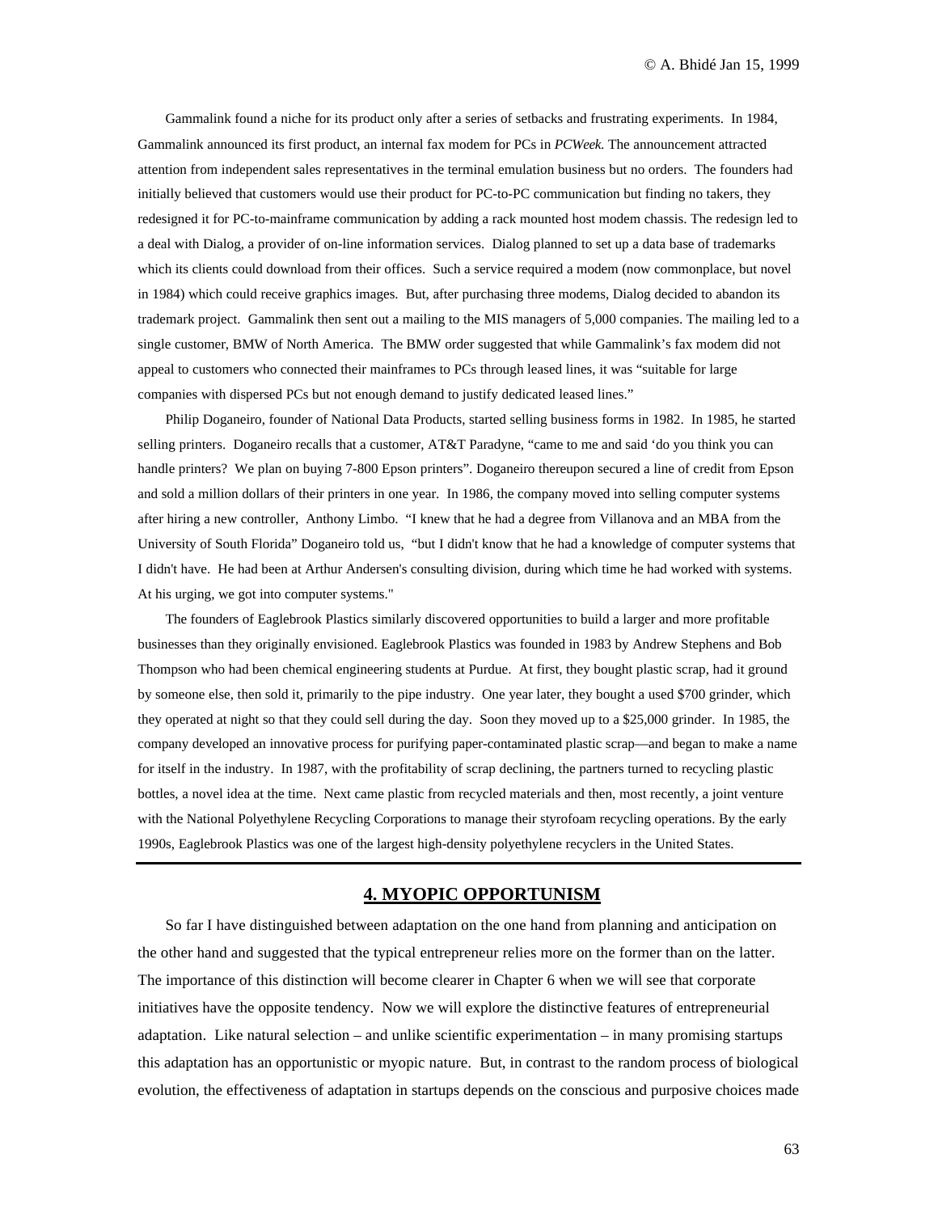Gammalink found a niche for its product only after a series of setbacks and frustrating experiments. In 1984, Gammalink announced its first product, an internal fax modem for PCs in *PCWeek.* The announcement attracted attention from independent sales representatives in the terminal emulation business but no orders. The founders had initially believed that customers would use their product for PC-to-PC communication but finding no takers, they redesigned it for PC-to-mainframe communication by adding a rack mounted host modem chassis. The redesign led to a deal with Dialog, a provider of on-line information services. Dialog planned to set up a data base of trademarks which its clients could download from their offices. Such a service required a modem (now commonplace, but novel in 1984) which could receive graphics images. But, after purchasing three modems, Dialog decided to abandon its trademark project. Gammalink then sent out a mailing to the MIS managers of 5,000 companies. The mailing led to a single customer, BMW of North America. The BMW order suggested that while Gammalink's fax modem did not appeal to customers who connected their mainframes to PCs through leased lines, it was "suitable for large companies with dispersed PCs but not enough demand to justify dedicated leased lines."

Philip Doganeiro, founder of National Data Products, started selling business forms in 1982. In 1985, he started selling printers. Doganeiro recalls that a customer, AT&T Paradyne, "came to me and said 'do you think you can handle printers? We plan on buying 7-800 Epson printers". Doganeiro thereupon secured a line of credit from Epson and sold a million dollars of their printers in one year. In 1986, the company moved into selling computer systems after hiring a new controller, Anthony Limbo. "I knew that he had a degree from Villanova and an MBA from the University of South Florida" Doganeiro told us, "but I didn't know that he had a knowledge of computer systems that I didn't have. He had been at Arthur Andersen's consulting division, during which time he had worked with systems. At his urging, we got into computer systems."

The founders of Eaglebrook Plastics similarly discovered opportunities to build a larger and more profitable businesses than they originally envisioned. Eaglebrook Plastics was founded in 1983 by Andrew Stephens and Bob Thompson who had been chemical engineering students at Purdue. At first, they bought plastic scrap, had it ground by someone else, then sold it, primarily to the pipe industry. One year later, they bought a used $700 grinder, which they operated at night so that they could sell during the day. Soon they moved up to a $25,000 grinder. In 1985, the company developed an innovative process for purifying paper-contaminated plastic scrap—and began to make a name for itself in the industry. In 1987, with the profitability of scrap declining, the partners turned to recycling plastic bottles, a novel idea at the time. Next came plastic from recycled materials and then, most recently, a joint venture with the National Polyethylene Recycling Corporations to manage their styrofoam recycling operations. By the early 1990s, Eaglebrook Plastics was one of the largest high-density polyethylene recyclers in the United States.

---

## 4. MYOPIC OPPORTUNISM

So far I have distinguished between adaptation on the one hand from planning and anticipation on the other hand and suggested that the typical entrepreneur relies more on the former than on the latter. The importance of this distinction will become clearer in Chapter 6 when we will see that corporate initiatives have the opposite tendency. Now we will explore the distinctive features of entrepreneurial adaptation. Like natural selection – and unlike scientific experimentation – in many promising startups this adaptation has an opportunistic or myopic nature. But, in contrast to the random process of biological evolution, the effectiveness of adaptation in startups depends on the conscious and purposive choices made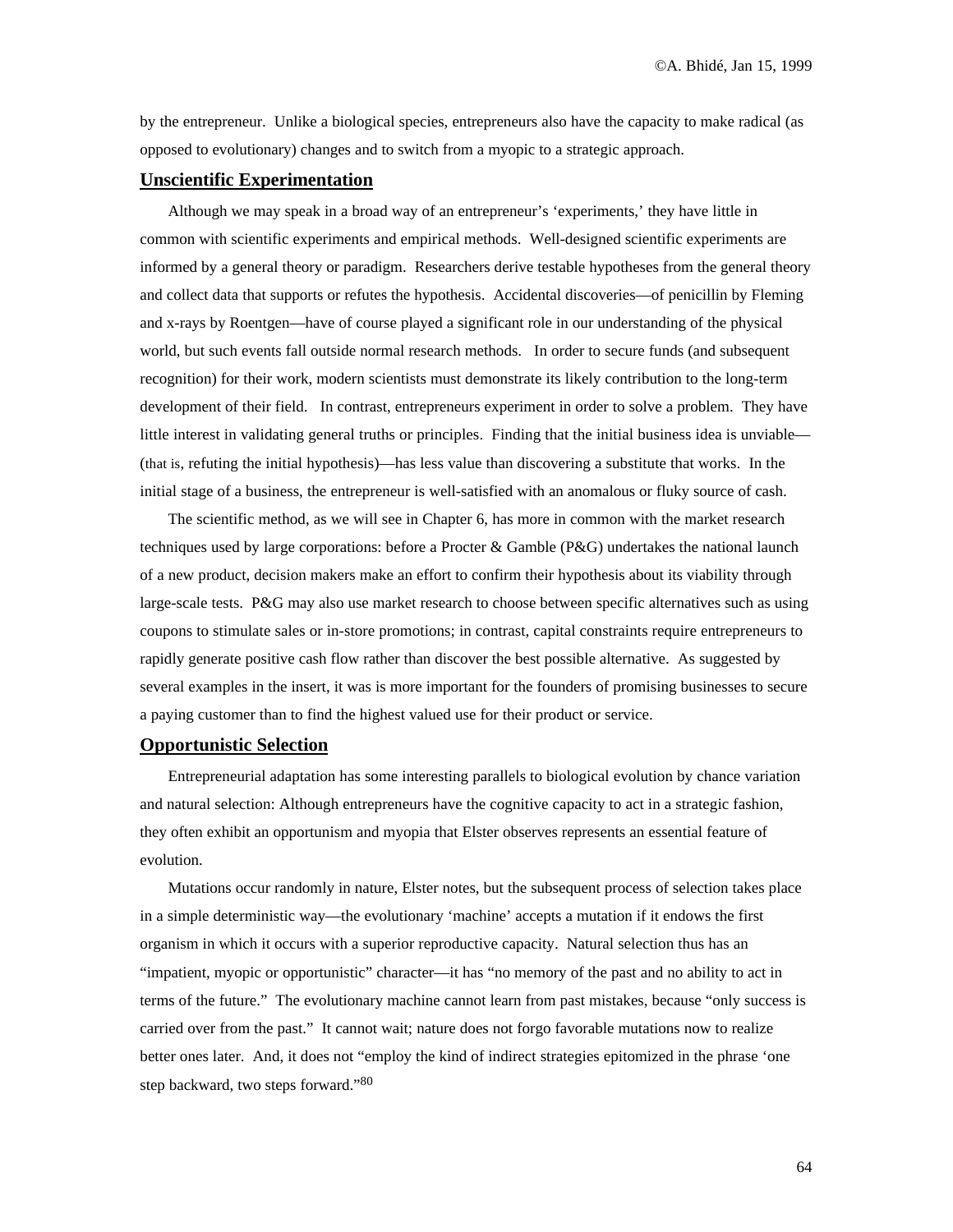by the entrepreneur. Unlike a biological species, entrepreneurs also have the capacity to make radical (as opposed to evolutionary) changes and to switch from a myopic to a strategic approach.

## Unscientific Experimentation

Although we may speak in a broad way of an entrepreneur's 'experiments,' they have little in common with scientific experiments and empirical methods. Well-designed scientific experiments are informed by a general theory or paradigm. Researchers derive testable hypotheses from the general theory and collect data that supports or refutes the hypothesis. Accidental discoveries—of penicillin by Fleming and x-rays by Roentgen—have of course played a significant role in our understanding of the physical world, but such events fall outside normal research methods. In order to secure funds (and subsequent recognition) for their work, modern scientists must demonstrate its likely contribution to the long-term development of their field. In contrast, entrepreneurs experiment in order to solve a problem. They have little interest in validating general truths or principles. Finding that the initial business idea is unviable—(that is, refuting the initial hypothesis)—has less value than discovering a substitute that works. In the initial stage of a business, the entrepreneur is well-satisfied with an anomalous or fluky source of cash.

The scientific method, as we will see in Chapter 6, has more in common with the market research techniques used by large corporations: before a Procter & Gamble (P&G) undertakes the national launch of a new product, decision makers make an effort to confirm their hypothesis about its viability through large-scale tests. P&G may also use market research to choose between specific alternatives such as using coupons to stimulate sales or in-store promotions; in contrast, capital constraints require entrepreneurs to rapidly generate positive cash flow rather than discover the best possible alternative. As suggested by several examples in the insert, it was is more important for the founders of promising businesses to secure a paying customer than to find the highest valued use for their product or service.

## Opportunistic Selection

Entrepreneurial adaptation has some interesting parallels to biological evolution by chance variation and natural selection: Although entrepreneurs have the cognitive capacity to act in a strategic fashion, they often exhibit an opportunism and myopia that Elster observes represents an essential feature of evolution.

Mutations occur randomly in nature, Elster notes, but the subsequent process of selection takes place in a simple deterministic way—the evolutionary 'machine' accepts a mutation if it endows the first organism in which it occurs with a superior reproductive capacity. Natural selection thus has an "impatient, myopic or opportunistic" character—it has "no memory of the past and no ability to act in terms of the future." The evolutionary machine cannot learn from past mistakes, because "only success is carried over from the past." It cannot wait; nature does not forgo favorable mutations now to realize better ones later. And, it does not "employ the kind of indirect strategies epitomized in the phrase 'one step backward, two steps forward."[80]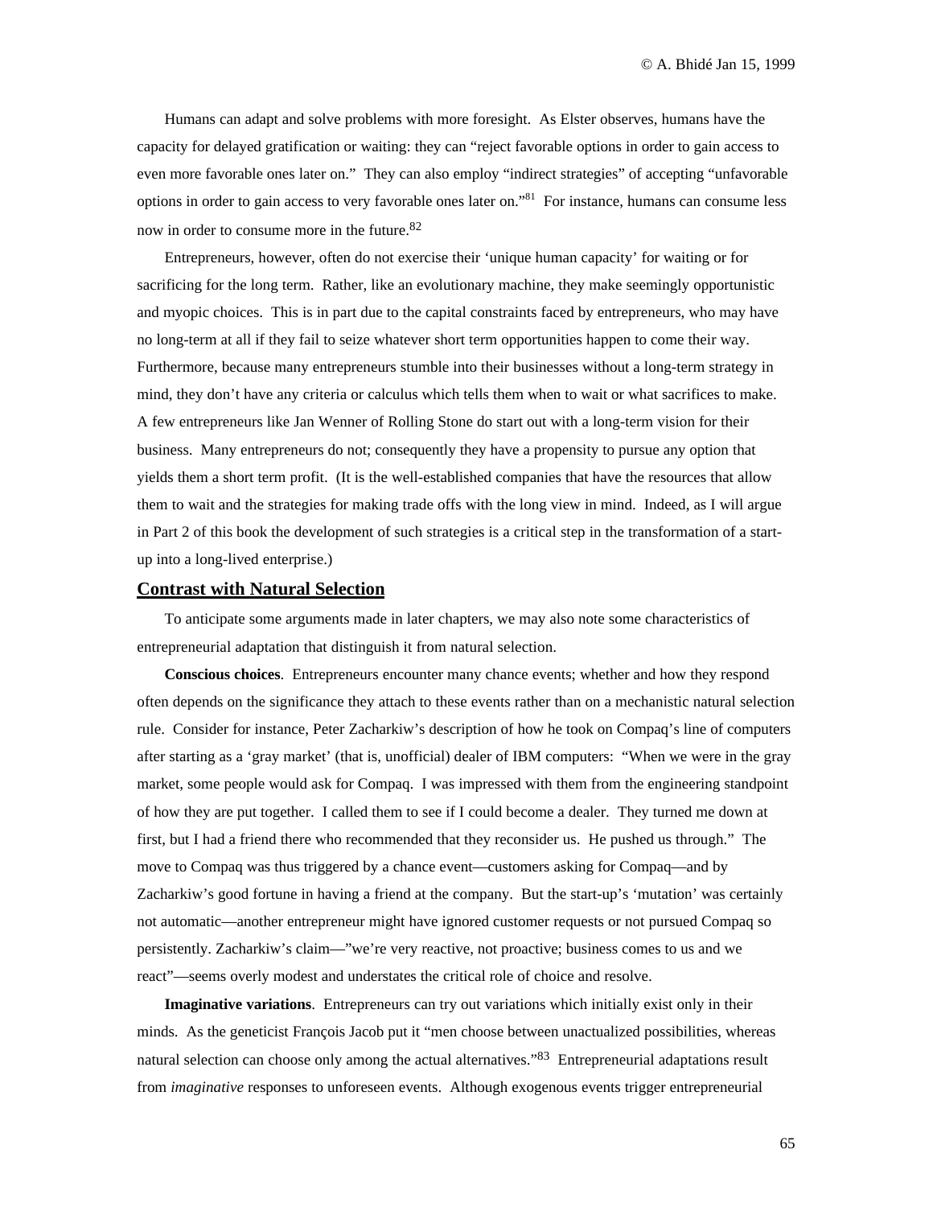Humans can adapt and solve problems with more foresight. As Elster observes, humans have the capacity for delayed gratification or waiting: they can "reject favorable options in order to gain access to even more favorable ones later on." They can also employ "indirect strategies" of accepting "unfavorable options in order to gain access to very favorable ones later on."[81] For instance, humans can consume less now in order to consume more in the future.[82]

Entrepreneurs, however, often do not exercise their 'unique human capacity' for waiting or for sacrificing for the long term. Rather, like an evolutionary machine, they make seemingly opportunistic and myopic choices. This is in part due to the capital constraints faced by entrepreneurs, who may have no long-term at all if they fail to seize whatever short term opportunities happen to come their way. Furthermore, because many entrepreneurs stumble into their businesses without a long-term strategy in mind, they don't have any criteria or calculus which tells them when to wait or what sacrifices to make. A few entrepreneurs like Jan Wenner of Rolling Stone do start out with a long-term vision for their business. Many entrepreneurs do not; consequently they have a propensity to pursue any option that yields them a short term profit. (It is the well-established companies that have the resources that allow them to wait and the strategies for making trade offs with the long view in mind. Indeed, as I will argue in Part 2 of this book the development of such strategies is a critical step in the transformation of a start-up into a long-lived enterprise.)

## Contrast with Natural Selection

To anticipate some arguments made in later chapters, we may also note some characteristics of entrepreneurial adaptation that distinguish it from natural selection.

**Conscious choices**. Entrepreneurs encounter many chance events; whether and how they respond often depends on the significance they attach to these events rather than on a mechanistic natural selection rule. Consider for instance, Peter Zacharkiw's description of how he took on Compaq's line of computers after starting as a 'gray market' (that is, unofficial) dealer of IBM computers: "When we were in the gray market, some people would ask for Compaq. I was impressed with them from the engineering standpoint of how they are put together. I called them to see if I could become a dealer. They turned me down at first, but I had a friend there who recommended that they reconsider us. He pushed us through." The move to Compaq was thus triggered by a chance event—customers asking for Compaq—and by Zacharkiw's good fortune in having a friend at the company. But the start-up's 'mutation' was certainly not automatic—another entrepreneur might have ignored customer requests or not pursued Compaq so persistently. Zacharkiw's claim—"we're very reactive, not proactive; business comes to us and we react"—seems overly modest and understates the critical role of choice and resolve.

**Imaginative variations**. Entrepreneurs can try out variations which initially exist only in their minds. As the geneticist François Jacob put it "men choose between unactualized possibilities, whereas natural selection can choose only among the actual alternatives."[83] Entrepreneurial adaptations result from *imaginative* responses to unforeseen events. Although exogenous events trigger entrepreneurial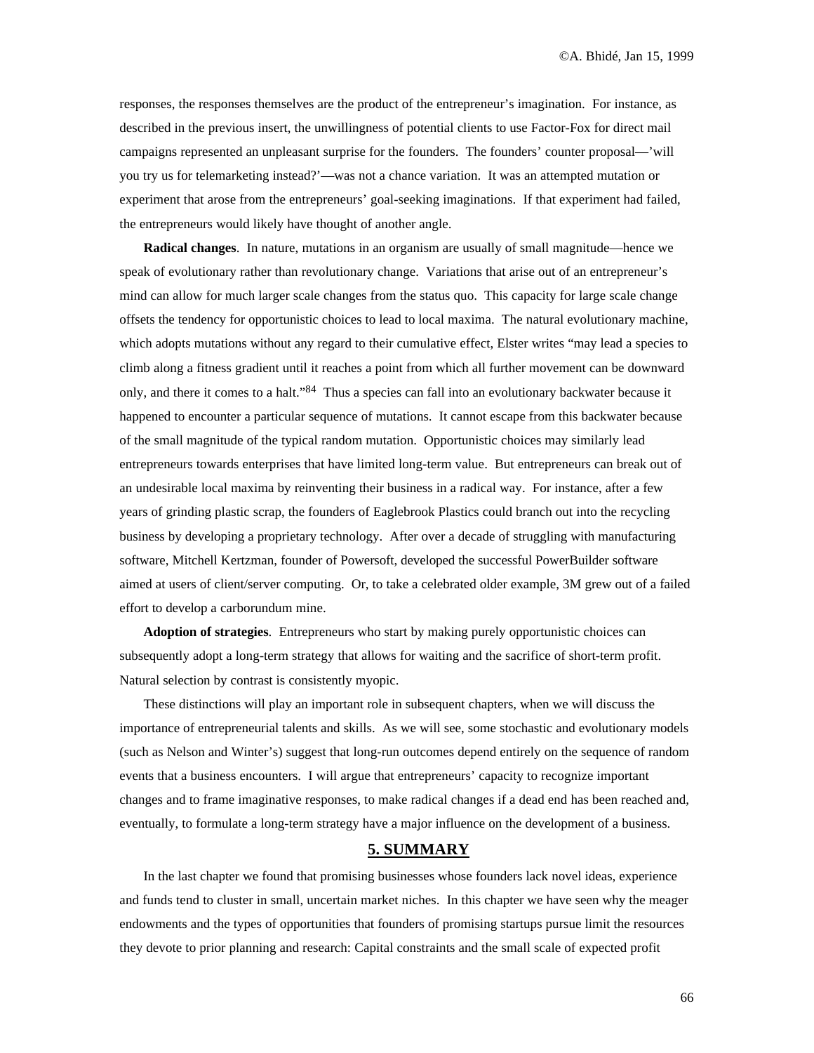responses, the responses themselves are the product of the entrepreneur's imagination. For instance, as described in the previous insert, the unwillingness of potential clients to use Factor-Fox for direct mail campaigns represented an unpleasant surprise for the founders. The founders' counter proposal—'will you try us for telemarketing instead?'—was not a chance variation. It was an attempted mutation or experiment that arose from the entrepreneurs' goal-seeking imaginations. If that experiment had failed, the entrepreneurs would likely have thought of another angle.

**Radical changes**. In nature, mutations in an organism are usually of small magnitude—hence we speak of evolutionary rather than revolutionary change. Variations that arise out of an entrepreneur's mind can allow for much larger scale changes from the status quo. This capacity for large scale change offsets the tendency for opportunistic choices to lead to local maxima. The natural evolutionary machine, which adopts mutations without any regard to their cumulative effect, Elster writes "may lead a species to climb along a fitness gradient until it reaches a point from which all further movement can be downward only, and there it comes to a halt."[84] Thus a species can fall into an evolutionary backwater because it happened to encounter a particular sequence of mutations. It cannot escape from this backwater because of the small magnitude of the typical random mutation. Opportunistic choices may similarly lead entrepreneurs towards enterprises that have limited long-term value. But entrepreneurs can break out of an undesirable local maxima by reinventing their business in a radical way. For instance, after a few years of grinding plastic scrap, the founders of Eaglebrook Plastics could branch out into the recycling business by developing a proprietary technology. After over a decade of struggling with manufacturing software, Mitchell Kertzman, founder of Powersoft, developed the successful PowerBuilder software aimed at users of client/server computing. Or, to take a celebrated older example, 3M grew out of a failed effort to develop a carborundum mine.

**Adoption of strategies**. Entrepreneurs who start by making purely opportunistic choices can subsequently adopt a long-term strategy that allows for waiting and the sacrifice of short-term profit. Natural selection by contrast is consistently myopic.

These distinctions will play an important role in subsequent chapters, when we will discuss the importance of entrepreneurial talents and skills. As we will see, some stochastic and evolutionary models (such as Nelson and Winter's) suggest that long-run outcomes depend entirely on the sequence of random events that a business encounters. I will argue that entrepreneurs' capacity to recognize important changes and to frame imaginative responses, to make radical changes if a dead end has been reached and, eventually, to formulate a long-term strategy have a major influence on the development of a business.

## 5. SUMMARY

In the last chapter we found that promising businesses whose founders lack novel ideas, experience and funds tend to cluster in small, uncertain market niches. In this chapter we have seen why the meager endowments and the types of opportunities that founders of promising startups pursue limit the resources they devote to prior planning and research: Capital constraints and the small scale of expected profit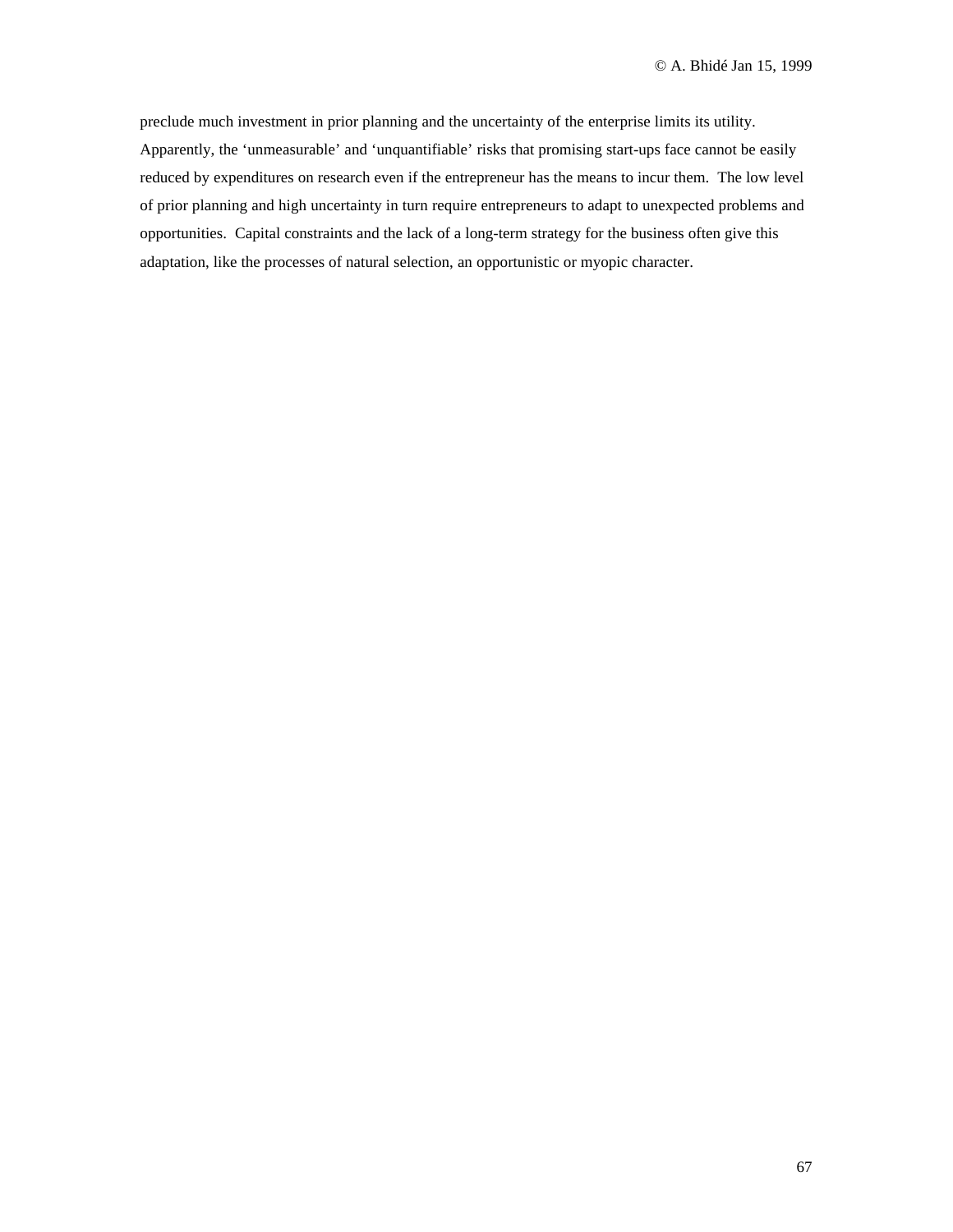preclude much investment in prior planning and the uncertainty of the enterprise limits its utility. Apparently, the 'unmeasurable' and 'unquantifiable' risks that promising start-ups face cannot be easily reduced by expenditures on research even if the entrepreneur has the means to incur them. The low level of prior planning and high uncertainty in turn require entrepreneurs to adapt to unexpected problems and opportunities. Capital constraints and the lack of a long-term strategy for the business often give this adaptation, like the processes of natural selection, an opportunistic or myopic character.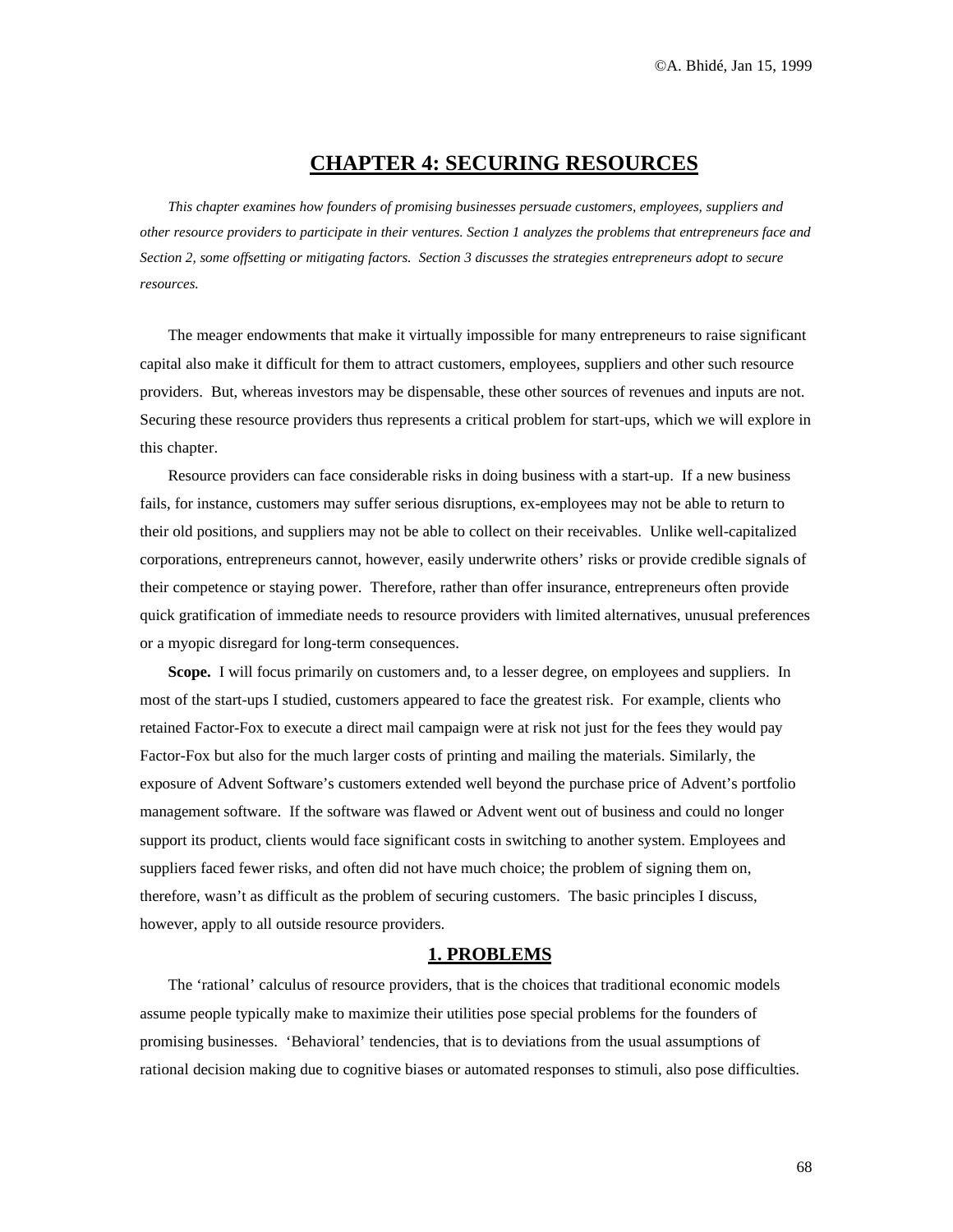# CHAPTER 4: SECURING RESOURCES

*This chapter examines how founders of promising businesses persuade customers, employees, suppliers and other resource providers to participate in their ventures. Section 1 analyzes the problems that entrepreneurs face and Section 2, some offsetting or mitigating factors. Section 3 discusses the strategies entrepreneurs adopt to secure resources.*

The meager endowments that make it virtually impossible for many entrepreneurs to raise significant capital also make it difficult for them to attract customers, employees, suppliers and other such resource providers. But, whereas investors may be dispensable, these other sources of revenues and inputs are not. Securing these resource providers thus represents a critical problem for start-ups, which we will explore in this chapter.

Resource providers can face considerable risks in doing business with a start-up. If a new business fails, for instance, customers may suffer serious disruptions, ex-employees may not be able to return to their old positions, and suppliers may not be able to collect on their receivables. Unlike well-capitalized corporations, entrepreneurs cannot, however, easily underwrite others' risks or provide credible signals of their competence or staying power. Therefore, rather than offer insurance, entrepreneurs often provide quick gratification of immediate needs to resource providers with limited alternatives, unusual preferences or a myopic disregard for long-term consequences.

**Scope.** I will focus primarily on customers and, to a lesser degree, on employees and suppliers. In most of the start-ups I studied, customers appeared to face the greatest risk. For example, clients who retained Factor-Fox to execute a direct mail campaign were at risk not just for the fees they would pay Factor-Fox but also for the much larger costs of printing and mailing the materials. Similarly, the exposure of Advent Software's customers extended well beyond the purchase price of Advent's portfolio management software. If the software was flawed or Advent went out of business and could no longer support its product, clients would face significant costs in switching to another system. Employees and suppliers faced fewer risks, and often did not have much choice; the problem of signing them on, therefore, wasn't as difficult as the problem of securing customers. The basic principles I discuss, however, apply to all outside resource providers.

## 1. PROBLEMS

The 'rational' calculus of resource providers, that is the choices that traditional economic models assume people typically make to maximize their utilities pose special problems for the founders of promising businesses. 'Behavioral' tendencies, that is to deviations from the usual assumptions of rational decision making due to cognitive biases or automated responses to stimuli, also pose difficulties.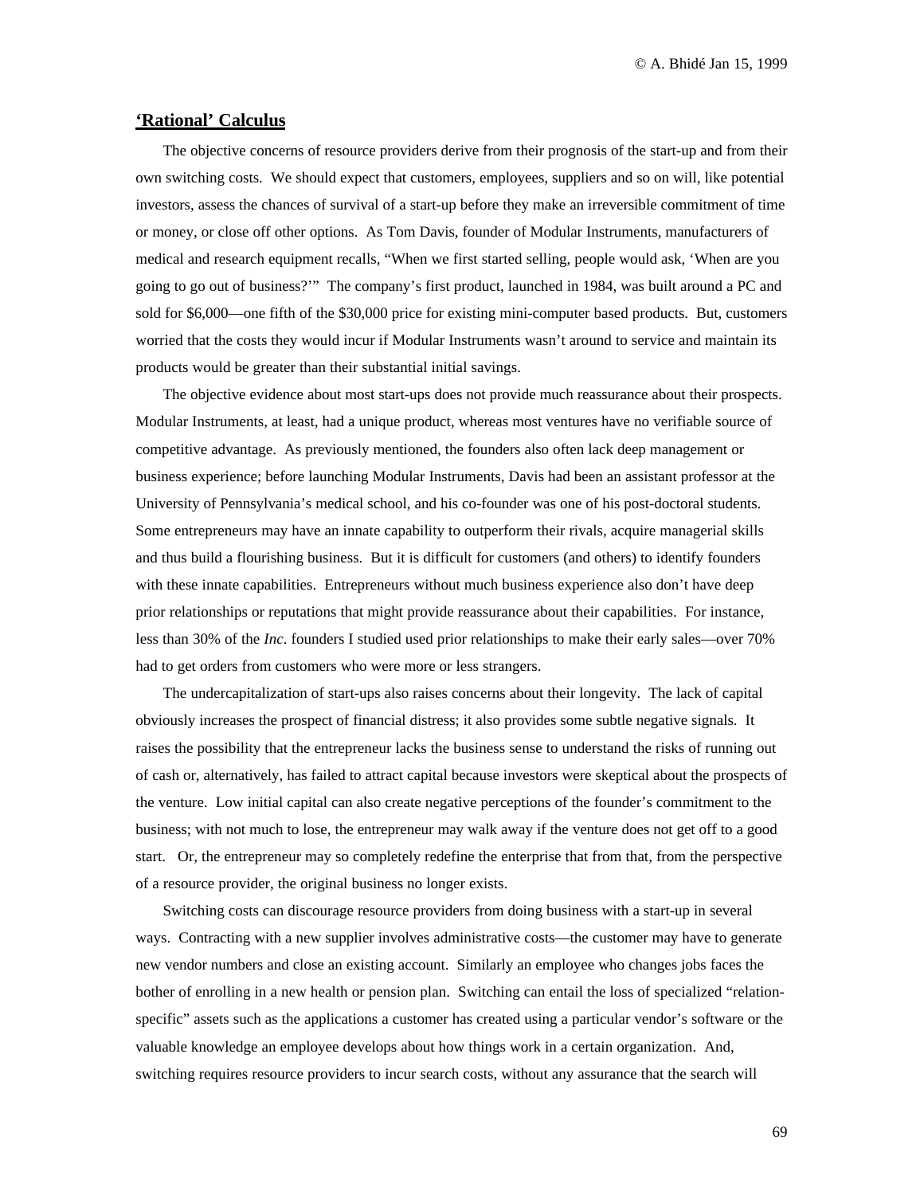## 'Rational' Calculus

The objective concerns of resource providers derive from their prognosis of the start-up and from their own switching costs. We should expect that customers, employees, suppliers and so on will, like potential investors, assess the chances of survival of a start-up before they make an irreversible commitment of time or money, or close off other options. As Tom Davis, founder of Modular Instruments, manufacturers of medical and research equipment recalls, "When we first started selling, people would ask, 'When are you going to go out of business?'" The company's first product, launched in 1984, was built around a PC and sold for $6,000—one fifth of the $30,000 price for existing mini-computer based products. But, customers worried that the costs they would incur if Modular Instruments wasn't around to service and maintain its products would be greater than their substantial initial savings.

The objective evidence about most start-ups does not provide much reassurance about their prospects. Modular Instruments, at least, had a unique product, whereas most ventures have no verifiable source of competitive advantage. As previously mentioned, the founders also often lack deep management or business experience; before launching Modular Instruments, Davis had been an assistant professor at the University of Pennsylvania's medical school, and his co-founder was one of his post-doctoral students. Some entrepreneurs may have an innate capability to outperform their rivals, acquire managerial skills and thus build a flourishing business. But it is difficult for customers (and others) to identify founders with these innate capabilities. Entrepreneurs without much business experience also don't have deep prior relationships or reputations that might provide reassurance about their capabilities. For instance, less than 30% of the *Inc*. founders I studied used prior relationships to make their early sales—over 70% had to get orders from customers who were more or less strangers.

The undercapitalization of start-ups also raises concerns about their longevity. The lack of capital obviously increases the prospect of financial distress; it also provides some subtle negative signals. It raises the possibility that the entrepreneur lacks the business sense to understand the risks of running out of cash or, alternatively, has failed to attract capital because investors were skeptical about the prospects of the venture. Low initial capital can also create negative perceptions of the founder's commitment to the business; with not much to lose, the entrepreneur may walk away if the venture does not get off to a good start. Or, the entrepreneur may so completely redefine the enterprise that from that, from the perspective of a resource provider, the original business no longer exists.

Switching costs can discourage resource providers from doing business with a start-up in several ways. Contracting with a new supplier involves administrative costs—the customer may have to generate new vendor numbers and close an existing account. Similarly an employee who changes jobs faces the bother of enrolling in a new health or pension plan. Switching can entail the loss of specialized "relation-specific" assets such as the applications a customer has created using a particular vendor's software or the valuable knowledge an employee develops about how things work in a certain organization. And, switching requires resource providers to incur search costs, without any assurance that the search will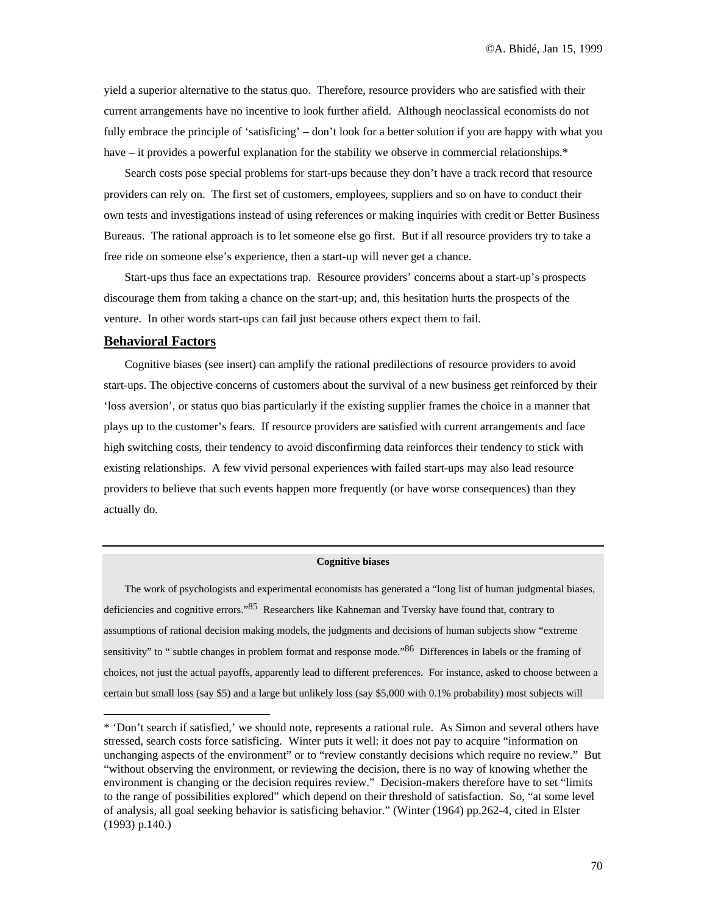yield a superior alternative to the status quo. Therefore, resource providers who are satisfied with their current arrangements have no incentive to look further afield. Although neoclassical economists do not fully embrace the principle of 'satisficing' – don't look for a better solution if you are happy with what you have – it provides a powerful explanation for the stability we observe in commercial relationships.*

Search costs pose special problems for start-ups because they don't have a track record that resource providers can rely on. The first set of customers, employees, suppliers and so on have to conduct their own tests and investigations instead of using references or making inquiries with credit or Better Business Bureaus. The rational approach is to let someone else go first. But if all resource providers try to take a free ride on someone else's experience, then a start-up will never get a chance.

Start-ups thus face an expectations trap. Resource providers' concerns about a start-up's prospects discourage them from taking a chance on the start-up; and, this hesitation hurts the prospects of the venture. In other words start-ups can fail just because others expect them to fail.

## Behavioral Factors

Cognitive biases (see insert) can amplify the rational predilections of resource providers to avoid start-ups. The objective concerns of customers about the survival of a new business get reinforced by their 'loss aversion', or status quo bias particularly if the existing supplier frames the choice in a manner that plays up to the customer's fears. If resource providers are satisfied with current arrangements and face high switching costs, their tendency to avoid disconfirming data reinforces their tendency to stick with existing relationships. A few vivid personal experiences with failed start-ups may also lead resource providers to believe that such events happen more frequently (or have worse consequences) than they actually do.

---

**Cognitive biases**

The work of psychologists and experimental economists has generated a "long list of human judgmental biases, deficiencies and cognitive errors."[85] Researchers like Kahneman and Tversky have found that, contrary to assumptions of rational decision making models, the judgments and decisions of human subjects show "extreme sensitivity" to " subtle changes in problem format and response mode."[86] Differences in labels or the framing of choices, not just the actual payoffs, apparently lead to different preferences. For instance, asked to choose between a certain but small loss (say $5) and a large but unlikely loss (say $5,000 with 0.1% probability) most subjects will

---

* 'Don't search if satisfied,' we should note, represents a rational rule. As Simon and several others have stressed, search costs force satisficing. Winter puts it well: it does not pay to acquire "information on unchanging aspects of the environment" or to "review constantly decisions which require no review." But "without observing the environment, or reviewing the decision, there is no way of knowing whether the environment is changing or the decision requires review." Decision-makers therefore have to set "limits to the range of possibilities explored" which depend on their threshold of satisfaction. So, "at some level of analysis, all goal seeking behavior is satisficing behavior." (Winter (1964) pp.262-4, cited in Elster (1993) p.140.)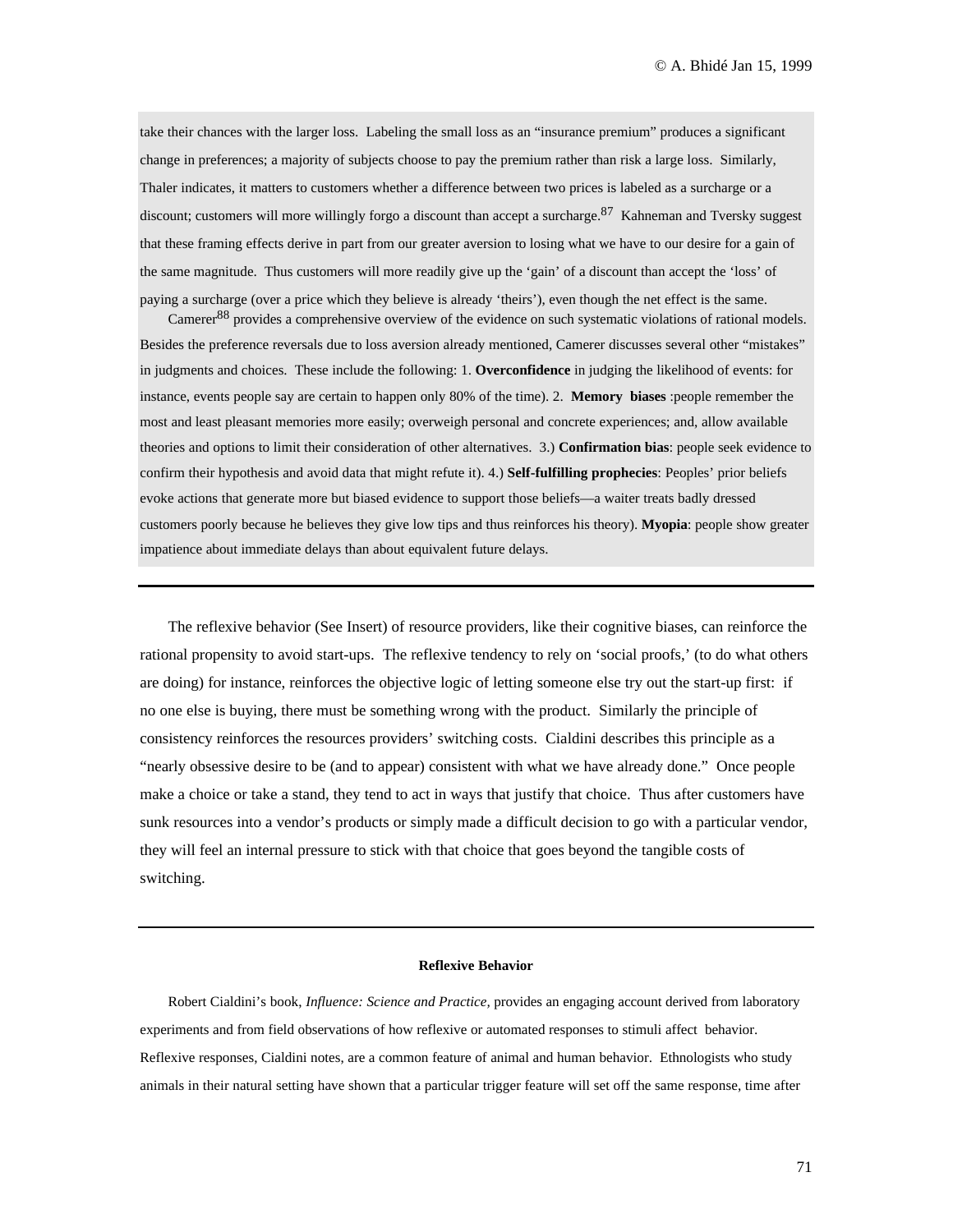take their chances with the larger loss. Labeling the small loss as an "insurance premium" produces a significant change in preferences; a majority of subjects choose to pay the premium rather than risk a large loss. Similarly, Thaler indicates, it matters to customers whether a difference between two prices is labeled as a surcharge or a discount; customers will more willingly forgo a discount than accept a surcharge.[87] Kahneman and Tversky suggest that these framing effects derive in part from our greater aversion to losing what we have to our desire for a gain of the same magnitude. Thus customers will more readily give up the 'gain' of a discount than accept the 'loss' of paying a surcharge (over a price which they believe is already 'theirs'), even though the net effect is the same.

Camerer[88] provides a comprehensive overview of the evidence on such systematic violations of rational models. Besides the preference reversals due to loss aversion already mentioned, Camerer discusses several other "mistakes" in judgments and choices. These include the following: 1. **Overconfidence** in judging the likelihood of events: for instance, events people say are certain to happen only 80% of the time). 2. **Memory biases** :people remember the most and least pleasant memories more easily; overweigh personal and concrete experiences; and, allow available theories and options to limit their consideration of other alternatives. 3.) **Confirmation bias**: people seek evidence to confirm their hypothesis and avoid data that might refute it). 4.) **Self-fulfilling prophecies**: Peoples' prior beliefs evoke actions that generate more but biased evidence to support those beliefs—a waiter treats badly dressed customers poorly because he believes they give low tips and thus reinforces his theory). **Myopia**: people show greater impatience about immediate delays than about equivalent future delays.

---

The reflexive behavior (See Insert) of resource providers, like their cognitive biases, can reinforce the rational propensity to avoid start-ups. The reflexive tendency to rely on 'social proofs,' (to do what others are doing) for instance, reinforces the objective logic of letting someone else try out the start-up first: if no one else is buying, there must be something wrong with the product. Similarly the principle of consistency reinforces the resources providers' switching costs. Cialdini describes this principle as a "nearly obsessive desire to be (and to appear) consistent with what we have already done." Once people make a choice or take a stand, they tend to act in ways that justify that choice. Thus after customers have sunk resources into a vendor's products or simply made a difficult decision to go with a particular vendor, they will feel an internal pressure to stick with that choice that goes beyond the tangible costs of switching.

---

**Reflexive Behavior**

Robert Cialdini's book, *Influence: Science and Practice*, provides an engaging account derived from laboratory experiments and from field observations of how reflexive or automated responses to stimuli affect behavior. Reflexive responses, Cialdini notes, are a common feature of animal and human behavior. Ethnologists who study animals in their natural setting have shown that a particular trigger feature will set off the same response, time after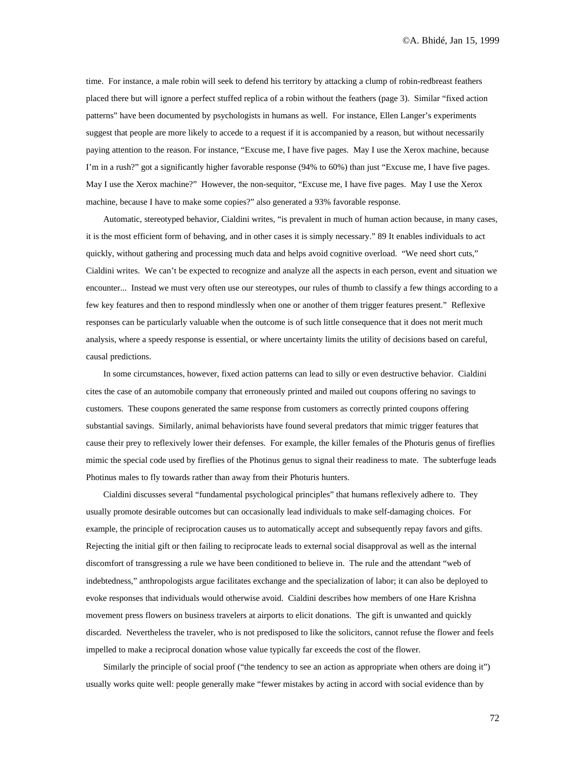time. For instance, a male robin will seek to defend his territory by attacking a clump of robin-redbreast feathers placed there but will ignore a perfect stuffed replica of a robin without the feathers (page 3). Similar "fixed action patterns" have been documented by psychologists in humans as well. For instance, Ellen Langer's experiments suggest that people are more likely to accede to a request if it is accompanied by a reason, but without necessarily paying attention to the reason. For instance, "Excuse me, I have five pages. May I use the Xerox machine, because I'm in a rush?" got a significantly higher favorable response (94% to 60%) than just "Excuse me, I have five pages. May I use the Xerox machine?" However, the non-sequitor, "Excuse me, I have five pages. May I use the Xerox machine, because I have to make some copies?" also generated a 93% favorable response.

Automatic, stereotyped behavior, Cialdini writes, "is prevalent in much of human action because, in many cases, it is the most efficient form of behaving, and in other cases it is simply necessary." 89 It enables individuals to act quickly, without gathering and processing much data and helps avoid cognitive overload. "We need short cuts," Cialdini writes. We can't be expected to recognize and analyze all the aspects in each person, event and situation we encounter... Instead we must very often use our stereotypes, our rules of thumb to classify a few things according to a few key features and then to respond mindlessly when one or another of them trigger features present." Reflexive responses can be particularly valuable when the outcome is of such little consequence that it does not merit much analysis, where a speedy response is essential, or where uncertainty limits the utility of decisions based on careful, causal predictions.

In some circumstances, however, fixed action patterns can lead to silly or even destructive behavior. Cialdini cites the case of an automobile company that erroneously printed and mailed out coupons offering no savings to customers. These coupons generated the same response from customers as correctly printed coupons offering substantial savings. Similarly, animal behaviorists have found several predators that mimic trigger features that cause their prey to reflexively lower their defenses. For example, the killer females of the Photuris genus of fireflies mimic the special code used by fireflies of the Photinus genus to signal their readiness to mate. The subterfuge leads Photinus males to fly towards rather than away from their Photuris hunters.

Cialdini discusses several "fundamental psychological principles" that humans reflexively adhere to. They usually promote desirable outcomes but can occasionally lead individuals to make self-damaging choices. For example, the principle of reciprocation causes us to automatically accept and subsequently repay favors and gifts. Rejecting the initial gift or then failing to reciprocate leads to external social disapproval as well as the internal discomfort of transgressing a rule we have been conditioned to believe in. The rule and the attendant "web of indebtedness," anthropologists argue facilitates exchange and the specialization of labor; it can also be deployed to evoke responses that individuals would otherwise avoid. Cialdini describes how members of one Hare Krishna movement press flowers on business travelers at airports to elicit donations. The gift is unwanted and quickly discarded. Nevertheless the traveler, who is not predisposed to like the solicitors, cannot refuse the flower and feels impelled to make a reciprocal donation whose value typically far exceeds the cost of the flower.

Similarly the principle of social proof ("the tendency to see an action as appropriate when others are doing it") usually works quite well: people generally make "fewer mistakes by acting in accord with social evidence than by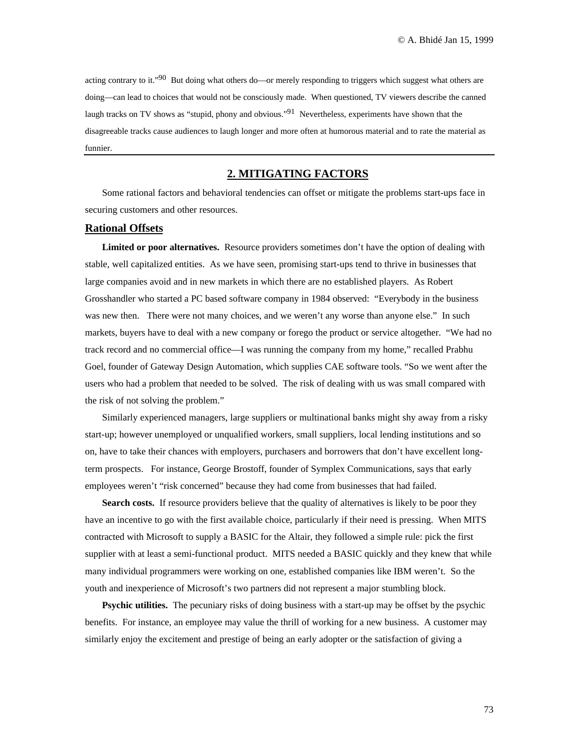acting contrary to it."[90] But doing what others do—or merely responding to triggers which suggest what others are doing—can lead to choices that would not be consciously made. When questioned, TV viewers describe the canned laugh tracks on TV shows as "stupid, phony and obvious."[91] Nevertheless, experiments have shown that the disagreeable tracks cause audiences to laugh longer and more often at humorous material and to rate the material as funnier.

## 2. MITIGATING FACTORS

Some rational factors and behavioral tendencies can offset or mitigate the problems start-ups face in securing customers and other resources.

### Rational Offsets

**Limited or poor alternatives.** Resource providers sometimes don't have the option of dealing with stable, well capitalized entities. As we have seen, promising start-ups tend to thrive in businesses that large companies avoid and in new markets in which there are no established players. As Robert Grosshandler who started a PC based software company in 1984 observed: "Everybody in the business was new then. There were not many choices, and we weren't any worse than anyone else." In such markets, buyers have to deal with a new company or forego the product or service altogether. "We had no track record and no commercial office—I was running the company from my home," recalled Prabhu Goel, founder of Gateway Design Automation, which supplies CAE software tools. "So we went after the users who had a problem that needed to be solved. The risk of dealing with us was small compared with the risk of not solving the problem."

Similarly experienced managers, large suppliers or multinational banks might shy away from a risky start-up; however unemployed or unqualified workers, small suppliers, local lending institutions and so on, have to take their chances with employers, purchasers and borrowers that don't have excellent long-term prospects. For instance, George Brostoff, founder of Symplex Communications, says that early employees weren't "risk concerned" because they had come from businesses that had failed.

**Search costs.** If resource providers believe that the quality of alternatives is likely to be poor they have an incentive to go with the first available choice, particularly if their need is pressing. When MITS contracted with Microsoft to supply a BASIC for the Altair, they followed a simple rule: pick the first supplier with at least a semi-functional product. MITS needed a BASIC quickly and they knew that while many individual programmers were working on one, established companies like IBM weren't. So the youth and inexperience of Microsoft's two partners did not represent a major stumbling block.

**Psychic utilities.** The pecuniary risks of doing business with a start-up may be offset by the psychic benefits. For instance, an employee may value the thrill of working for a new business. A customer may similarly enjoy the excitement and prestige of being an early adopter or the satisfaction of giving a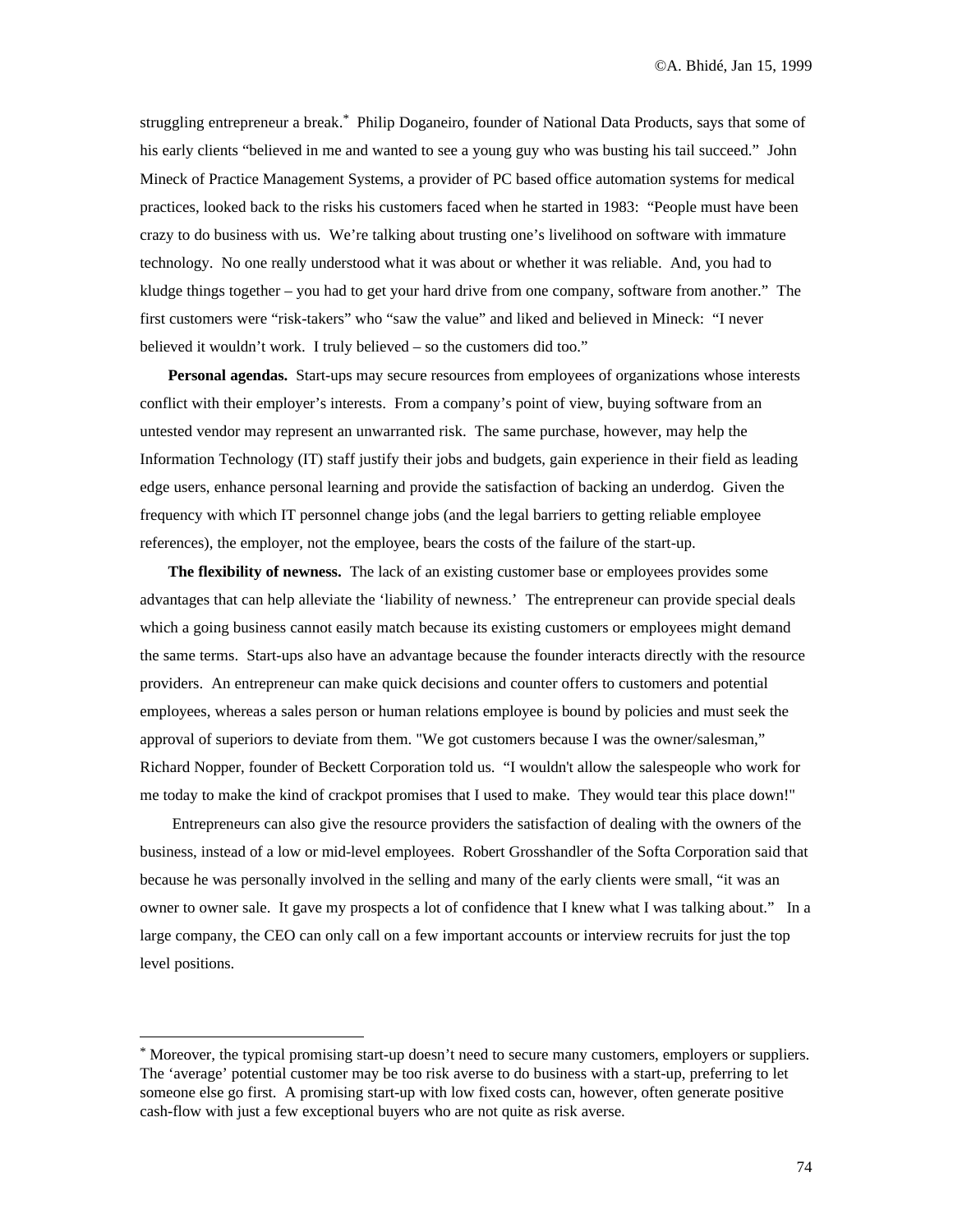struggling entrepreneur a break.* Philip Doganeiro, founder of National Data Products, says that some of his early clients "believed in me and wanted to see a young guy who was busting his tail succeed." John Mineck of Practice Management Systems, a provider of PC based office automation systems for medical practices, looked back to the risks his customers faced when he started in 1983: "People must have been crazy to do business with us. We're talking about trusting one's livelihood on software with immature technology. No one really understood what it was about or whether it was reliable. And, you had to kludge things together – you had to get your hard drive from one company, software from another." The first customers were "risk-takers" who "saw the value" and liked and believed in Mineck: "I never believed it wouldn't work. I truly believed – so the customers did too."

**Personal agendas.** Start-ups may secure resources from employees of organizations whose interests conflict with their employer's interests. From a company's point of view, buying software from an untested vendor may represent an unwarranted risk. The same purchase, however, may help the Information Technology (IT) staff justify their jobs and budgets, gain experience in their field as leading edge users, enhance personal learning and provide the satisfaction of backing an underdog. Given the frequency with which IT personnel change jobs (and the legal barriers to getting reliable employee references), the employer, not the employee, bears the costs of the failure of the start-up.

**The flexibility of newness.** The lack of an existing customer base or employees provides some advantages that can help alleviate the 'liability of newness.' The entrepreneur can provide special deals which a going business cannot easily match because its existing customers or employees might demand the same terms. Start-ups also have an advantage because the founder interacts directly with the resource providers. An entrepreneur can make quick decisions and counter offers to customers and potential employees, whereas a sales person or human relations employee is bound by policies and must seek the approval of superiors to deviate from them. "We got customers because I was the owner/salesman," Richard Nopper, founder of Beckett Corporation told us. "I wouldn't allow the salespeople who work for me today to make the kind of crackpot promises that I used to make. They would tear this place down!"

Entrepreneurs can also give the resource providers the satisfaction of dealing with the owners of the business, instead of a low or mid-level employees. Robert Grosshandler of the Softa Corporation said that because he was personally involved in the selling and many of the early clients were small, "it was an owner to owner sale. It gave my prospects a lot of confidence that I knew what I was talking about." In a large company, the CEO can only call on a few important accounts or interview recruits for just the top level positions.

---

* Moreover, the typical promising start-up doesn't need to secure many customers, employers or suppliers. The 'average' potential customer may be too risk averse to do business with a start-up, preferring to let someone else go first. A promising start-up with low fixed costs can, however, often generate positive cash-flow with just a few exceptional buyers who are not quite as risk averse.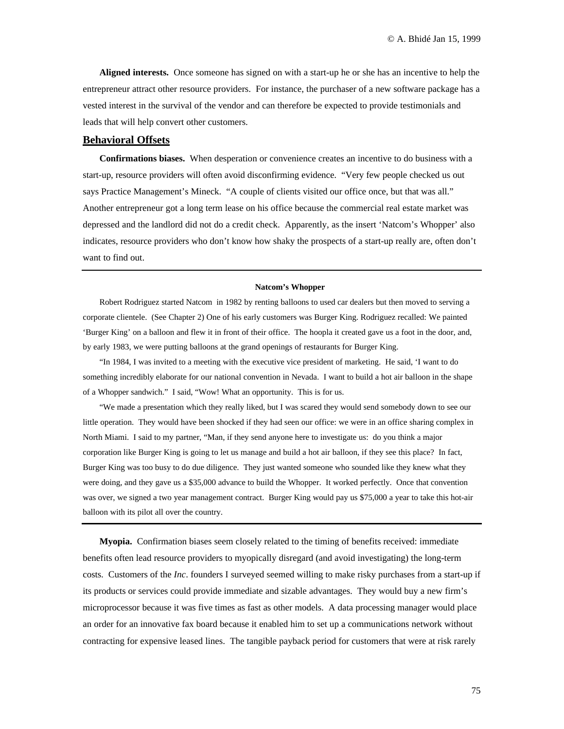**Aligned interests.** Once someone has signed on with a start-up he or she has an incentive to help the entrepreneur attract other resource providers. For instance, the purchaser of a new software package has a vested interest in the survival of the vendor and can therefore be expected to provide testimonials and leads that will help convert other customers.

## Behavioral Offsets

**Confirmations biases.** When desperation or convenience creates an incentive to do business with a start-up, resource providers will often avoid disconfirming evidence. "Very few people checked us out says Practice Management's Mineck. "A couple of clients visited our office once, but that was all." Another entrepreneur got a long term lease on his office because the commercial real estate market was depressed and the landlord did not do a credit check. Apparently, as the insert 'Natcom's Whopper' also indicates, resource providers who don't know how shaky the prospects of a start-up really are, often don't want to find out.

---

**Natcom's Whopper**

Robert Rodriguez started Natcom in 1982 by renting balloons to used car dealers but then moved to serving a corporate clientele. (See Chapter 2) One of his early customers was Burger King. Rodriguez recalled: We painted 'Burger King' on a balloon and flew it in front of their office. The hoopla it created gave us a foot in the door, and, by early 1983, we were putting balloons at the grand openings of restaurants for Burger King.

"In 1984, I was invited to a meeting with the executive vice president of marketing. He said, 'I want to do something incredibly elaborate for our national convention in Nevada. I want to build a hot air balloon in the shape of a Whopper sandwich." I said, "Wow! What an opportunity. This is for us.

"We made a presentation which they really liked, but I was scared they would send somebody down to see our little operation. They would have been shocked if they had seen our office: we were in an office sharing complex in North Miami. I said to my partner, "Man, if they send anyone here to investigate us: do you think a major corporation like Burger King is going to let us manage and build a hot air balloon, if they see this place? In fact, Burger King was too busy to do due diligence. They just wanted someone who sounded like they knew what they were doing, and they gave us a $35,000 advance to build the Whopper. It worked perfectly. Once that convention was over, we signed a two year management contract. Burger King would pay us $75,000 a year to take this hot-air balloon with its pilot all over the country.

---

**Myopia.** Confirmation biases seem closely related to the timing of benefits received: immediate benefits often lead resource providers to myopically disregard (and avoid investigating) the long-term costs. Customers of the *Inc*. founders I surveyed seemed willing to make risky purchases from a start-up if its products or services could provide immediate and sizable advantages. They would buy a new firm's microprocessor because it was five times as fast as other models. A data processing manager would place an order for an innovative fax board because it enabled him to set up a communications network without contracting for expensive leased lines. The tangible payback period for customers that were at risk rarely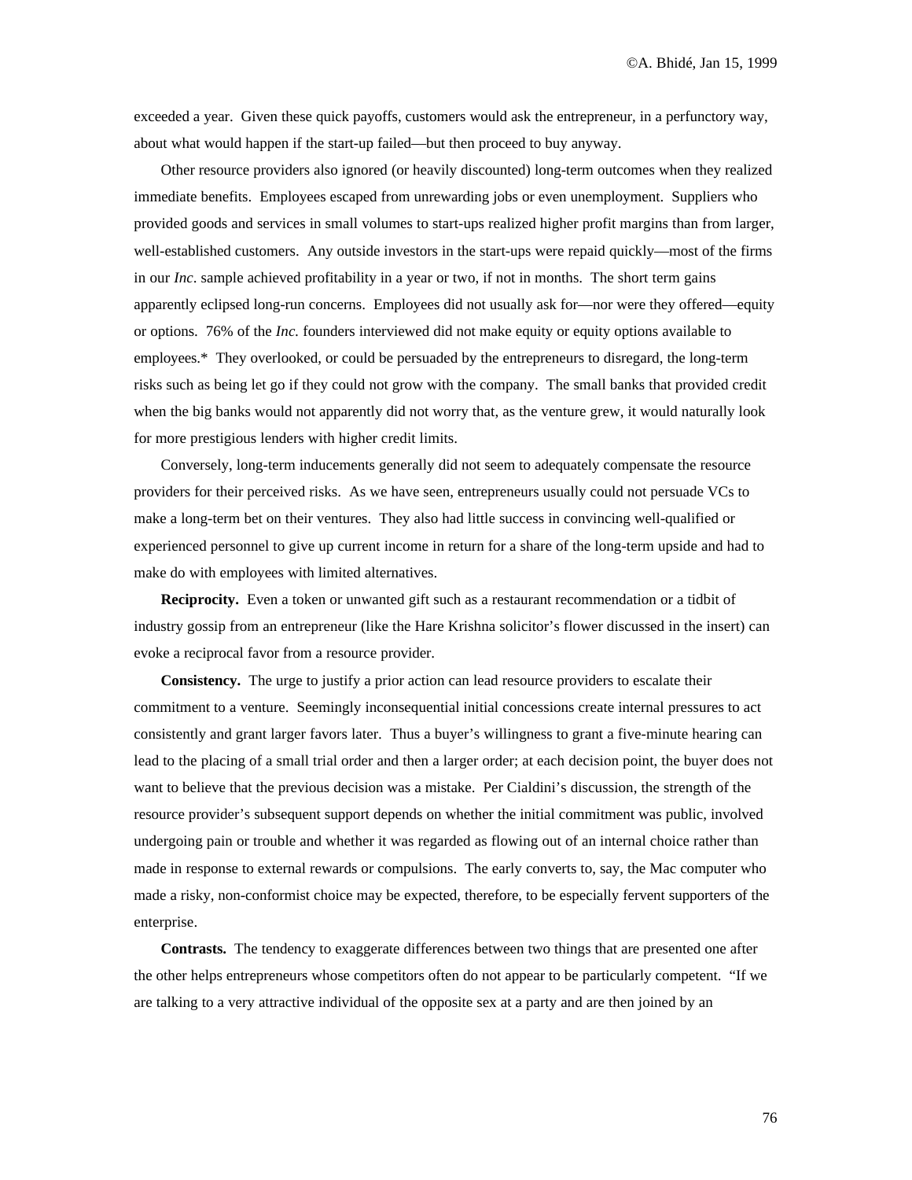exceeded a year. Given these quick payoffs, customers would ask the entrepreneur, in a perfunctory way, about what would happen if the start-up failed—but then proceed to buy anyway.

Other resource providers also ignored (or heavily discounted) long-term outcomes when they realized immediate benefits. Employees escaped from unrewarding jobs or even unemployment. Suppliers who provided goods and services in small volumes to start-ups realized higher profit margins than from larger, well-established customers. Any outside investors in the start-ups were repaid quickly—most of the firms in our *Inc*. sample achieved profitability in a year or two, if not in months. The short term gains apparently eclipsed long-run concerns. Employees did not usually ask for—nor were they offered—equity or options. 76% of the *Inc.* founders interviewed did not make equity or equity options available to employees.* They overlooked, or could be persuaded by the entrepreneurs to disregard, the long-term risks such as being let go if they could not grow with the company. The small banks that provided credit when the big banks would not apparently did not worry that, as the venture grew, it would naturally look for more prestigious lenders with higher credit limits.

Conversely, long-term inducements generally did not seem to adequately compensate the resource providers for their perceived risks. As we have seen, entrepreneurs usually could not persuade VCs to make a long-term bet on their ventures. They also had little success in convincing well-qualified or experienced personnel to give up current income in return for a share of the long-term upside and had to make do with employees with limited alternatives.

**Reciprocity.** Even a token or unwanted gift such as a restaurant recommendation or a tidbit of industry gossip from an entrepreneur (like the Hare Krishna solicitor's flower discussed in the insert) can evoke a reciprocal favor from a resource provider.

**Consistency.** The urge to justify a prior action can lead resource providers to escalate their commitment to a venture. Seemingly inconsequential initial concessions create internal pressures to act consistently and grant larger favors later. Thus a buyer's willingness to grant a five-minute hearing can lead to the placing of a small trial order and then a larger order; at each decision point, the buyer does not want to believe that the previous decision was a mistake. Per Cialdini's discussion, the strength of the resource provider's subsequent support depends on whether the initial commitment was public, involved undergoing pain or trouble and whether it was regarded as flowing out of an internal choice rather than made in response to external rewards or compulsions. The early converts to, say, the Mac computer who made a risky, non-conformist choice may be expected, therefore, to be especially fervent supporters of the enterprise.

**Contrasts.** The tendency to exaggerate differences between two things that are presented one after the other helps entrepreneurs whose competitors often do not appear to be particularly competent. "If we are talking to a very attractive individual of the opposite sex at a party and are then joined by an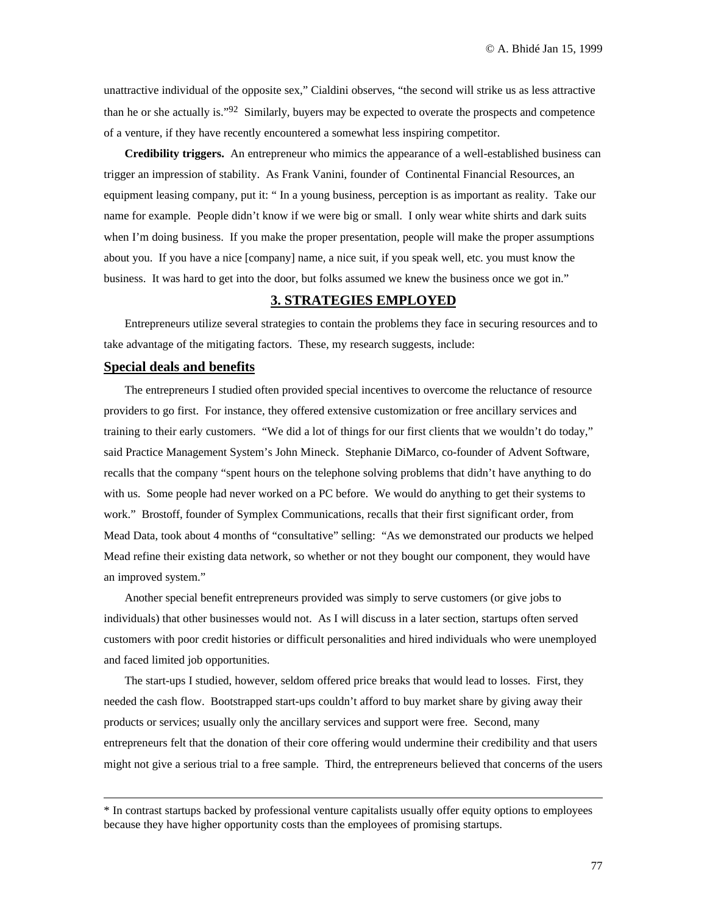unattractive individual of the opposite sex," Cialdini observes, "the second will strike us as less attractive than he or she actually is."[92] Similarly, buyers may be expected to overate the prospects and competence of a venture, if they have recently encountered a somewhat less inspiring competitor.

**Credibility triggers.** An entrepreneur who mimics the appearance of a well-established business can trigger an impression of stability. As Frank Vanini, founder of Continental Financial Resources, an equipment leasing company, put it: " In a young business, perception is as important as reality. Take our name for example. People didn't know if we were big or small. I only wear white shirts and dark suits when I'm doing business. If you make the proper presentation, people will make the proper assumptions about you. If you have a nice [company] name, a nice suit, if you speak well, etc. you must know the business. It was hard to get into the door, but folks assumed we knew the business once we got in."

## 3. STRATEGIES EMPLOYED

Entrepreneurs utilize several strategies to contain the problems they face in securing resources and to take advantage of the mitigating factors. These, my research suggests, include:

### Special deals and benefits

The entrepreneurs I studied often provided special incentives to overcome the reluctance of resource providers to go first. For instance, they offered extensive customization or free ancillary services and training to their early customers. "We did a lot of things for our first clients that we wouldn't do today," said Practice Management System's John Mineck. Stephanie DiMarco, co-founder of Advent Software, recalls that the company "spent hours on the telephone solving problems that didn't have anything to do with us. Some people had never worked on a PC before. We would do anything to get their systems to work." Brostoff, founder of Symplex Communications, recalls that their first significant order, from Mead Data, took about 4 months of "consultative" selling: "As we demonstrated our products we helped Mead refine their existing data network, so whether or not they bought our component, they would have an improved system."

Another special benefit entrepreneurs provided was simply to serve customers (or give jobs to individuals) that other businesses would not. As I will discuss in a later section, startups often served customers with poor credit histories or difficult personalities and hired individuals who were unemployed and faced limited job opportunities.

The start-ups I studied, however, seldom offered price breaks that would lead to losses. First, they needed the cash flow. Bootstrapped start-ups couldn't afford to buy market share by giving away their products or services; usually only the ancillary services and support were free. Second, many entrepreneurs felt that the donation of their core offering would undermine their credibility and that users might not give a serious trial to a free sample. Third, the entrepreneurs believed that concerns of the users

---

* In contrast startups backed by professional venture capitalists usually offer equity options to employees because they have higher opportunity costs than the employees of promising startups.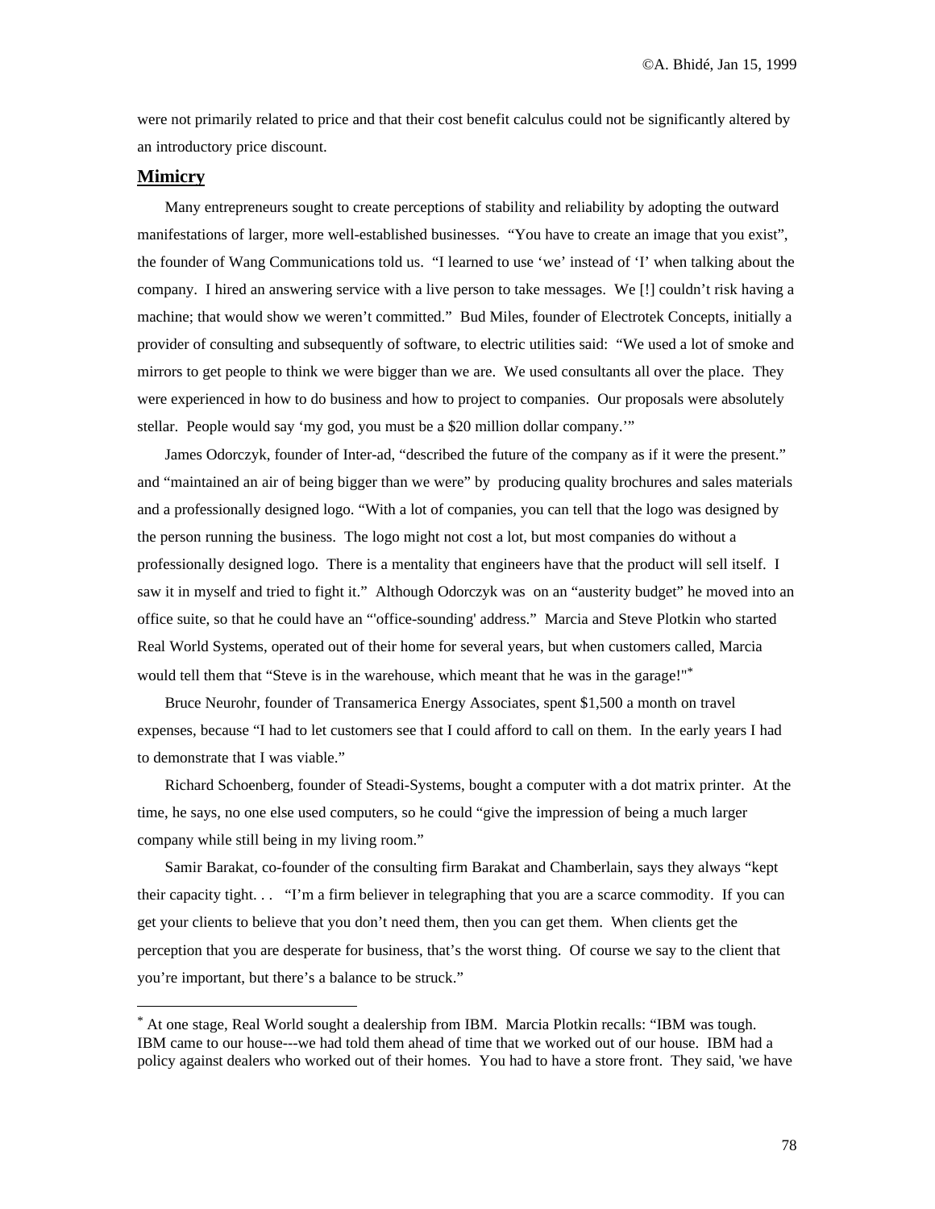were not primarily related to price and that their cost benefit calculus could not be significantly altered by an introductory price discount.

## Mimicry

Many entrepreneurs sought to create perceptions of stability and reliability by adopting the outward manifestations of larger, more well-established businesses. "You have to create an image that you exist", the founder of Wang Communications told us. "I learned to use 'we' instead of 'I' when talking about the company. I hired an answering service with a live person to take messages. We [!] couldn't risk having a machine; that would show we weren't committed." Bud Miles, founder of Electrotek Concepts, initially a provider of consulting and subsequently of software, to electric utilities said: "We used a lot of smoke and mirrors to get people to think we were bigger than we are. We used consultants all over the place. They were experienced in how to do business and how to project to companies. Our proposals were absolutely stellar. People would say 'my god, you must be a $20 million dollar company.'"

James Odorczyk, founder of Inter-ad, "described the future of the company as if it were the present." and "maintained an air of being bigger than we were" by producing quality brochures and sales materials and a professionally designed logo. "With a lot of companies, you can tell that the logo was designed by the person running the business. The logo might not cost a lot, but most companies do without a professionally designed logo. There is a mentality that engineers have that the product will sell itself. I saw it in myself and tried to fight it." Although Odorczyk was on an "austerity budget" he moved into an office suite, so that he could have an "'office-sounding' address." Marcia and Steve Plotkin who started Real World Systems, operated out of their home for several years, but when customers called, Marcia would tell them that "Steve is in the warehouse, which meant that he was in the garage!"[*]

Bruce Neurohr, founder of Transamerica Energy Associates, spent $1,500 a month on travel expenses, because "I had to let customers see that I could afford to call on them. In the early years I had to demonstrate that I was viable."

Richard Schoenberg, founder of Steadi-Systems, bought a computer with a dot matrix printer. At the time, he says, no one else used computers, so he could "give the impression of being a much larger company while still being in my living room."

Samir Barakat, co-founder of the consulting firm Barakat and Chamberlain, says they always "kept their capacity tight. . . "I'm a firm believer in telegraphing that you are a scarce commodity. If you can get your clients to believe that you don't need them, then you can get them. When clients get the perception that you are desperate for business, that's the worst thing. Of course we say to the client that you're important, but there's a balance to be struck."

---

[*] At one stage, Real World sought a dealership from IBM. Marcia Plotkin recalls: "IBM was tough. IBM came to our house---we had told them ahead of time that we worked out of our house. IBM had a policy against dealers who worked out of their homes. You had to have a store front. They said, 'we have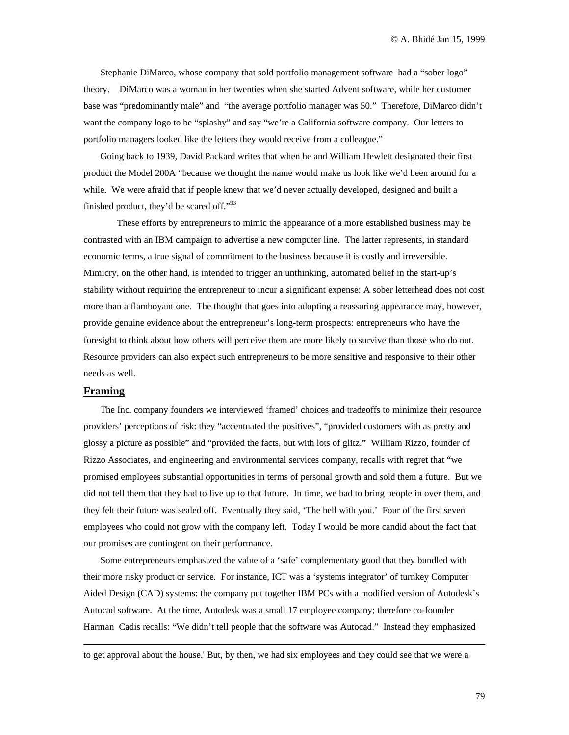Stephanie DiMarco, whose company that sold portfolio management software had a "sober logo" theory. DiMarco was a woman in her twenties when she started Advent software, while her customer base was "predominantly male" and "the average portfolio manager was 50." Therefore, DiMarco didn't want the company logo to be "splashy" and say "we're a California software company. Our letters to portfolio managers looked like the letters they would receive from a colleague."

Going back to 1939, David Packard writes that when he and William Hewlett designated their first product the Model 200A "because we thought the name would make us look like we'd been around for a while. We were afraid that if people knew that we'd never actually developed, designed and built a finished product, they'd be scared off."[93]

These efforts by entrepreneurs to mimic the appearance of a more established business may be contrasted with an IBM campaign to advertise a new computer line. The latter represents, in standard economic terms, a true signal of commitment to the business because it is costly and irreversible. Mimicry, on the other hand, is intended to trigger an unthinking, automated belief in the start-up's stability without requiring the entrepreneur to incur a significant expense: A sober letterhead does not cost more than a flamboyant one. The thought that goes into adopting a reassuring appearance may, however, provide genuine evidence about the entrepreneur's long-term prospects: entrepreneurs who have the foresight to think about how others will perceive them are more likely to survive than those who do not. Resource providers can also expect such entrepreneurs to be more sensitive and responsive to their other needs as well.

## Framing

The Inc. company founders we interviewed 'framed' choices and tradeoffs to minimize their resource providers' perceptions of risk: they "accentuated the positives", "provided customers with as pretty and glossy a picture as possible" and "provided the facts, but with lots of glitz." William Rizzo, founder of Rizzo Associates, and engineering and environmental services company, recalls with regret that "we promised employees substantial opportunities in terms of personal growth and sold them a future. But we did not tell them that they had to live up to that future. In time, we had to bring people in over them, and they felt their future was sealed off. Eventually they said, 'The hell with you.' Four of the first seven employees who could not grow with the company left. Today I would be more candid about the fact that our promises are contingent on their performance.

Some entrepreneurs emphasized the value of a 'safe' complementary good that they bundled with their more risky product or service. For instance, ICT was a 'systems integrator' of turnkey Computer Aided Design (CAD) systems: the company put together IBM PCs with a modified version of Autodesk's Autocad software. At the time, Autodesk was a small 17 employee company; therefore co-founder Harman Cadis recalls: "We didn't tell people that the software was Autocad." Instead they emphasized

---

to get approval about the house.' But, by then, we had six employees and they could see that we were a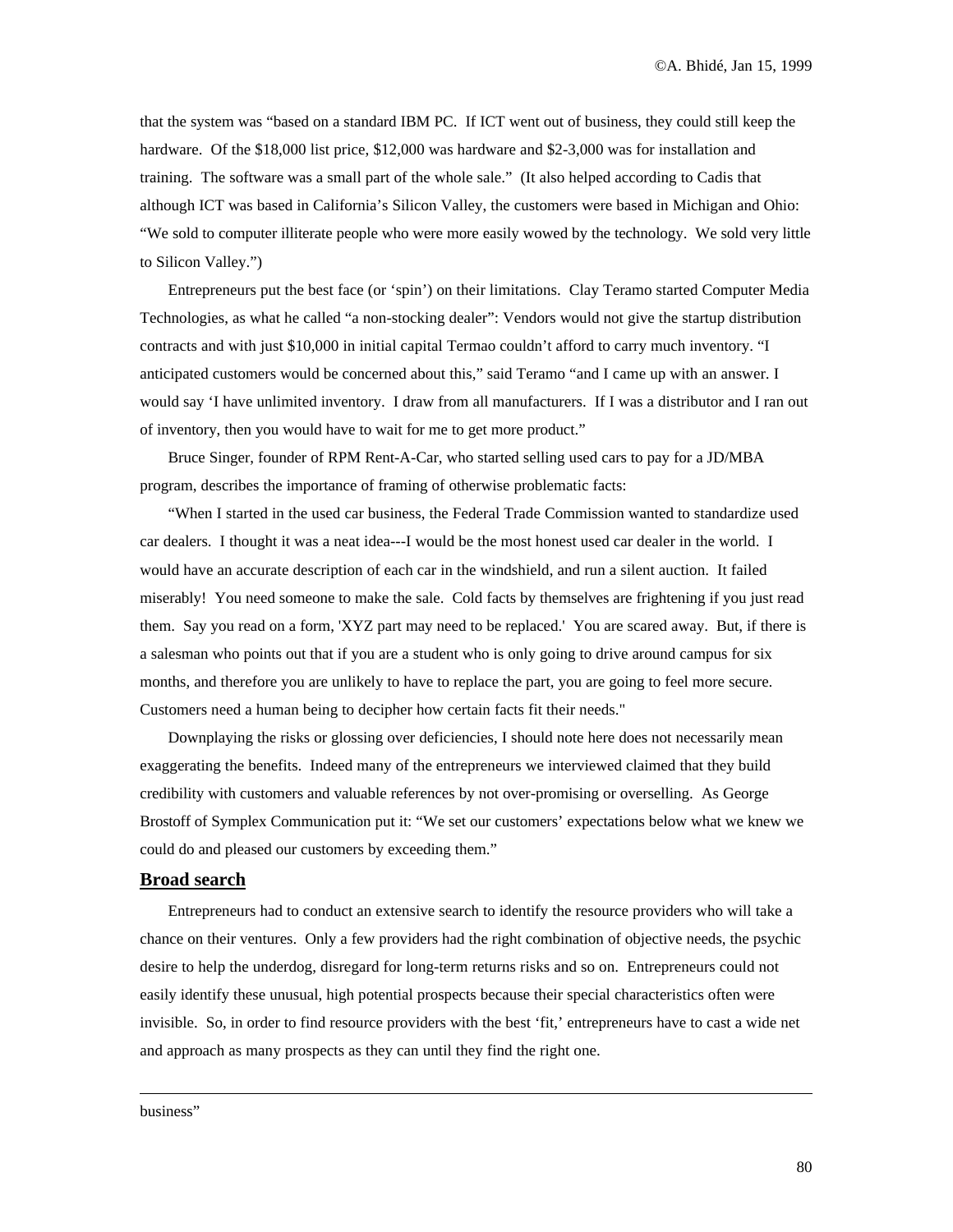that the system was "based on a standard IBM PC. If ICT went out of business, they could still keep the hardware. Of the $18,000 list price, $12,000 was hardware and $2-3,000 was for installation and training. The software was a small part of the whole sale." (It also helped according to Cadis that although ICT was based in California's Silicon Valley, the customers were based in Michigan and Ohio: "We sold to computer illiterate people who were more easily wowed by the technology. We sold very little to Silicon Valley.")

Entrepreneurs put the best face (or 'spin') on their limitations. Clay Teramo started Computer Media Technologies, as what he called "a non-stocking dealer": Vendors would not give the startup distribution contracts and with just $10,000 in initial capital Termao couldn't afford to carry much inventory. "I anticipated customers would be concerned about this," said Teramo "and I came up with an answer. I would say 'I have unlimited inventory. I draw from all manufacturers. If I was a distributor and I ran out of inventory, then you would have to wait for me to get more product."

Bruce Singer, founder of RPM Rent-A-Car, who started selling used cars to pay for a JD/MBA program, describes the importance of framing of otherwise problematic facts:

"When I started in the used car business, the Federal Trade Commission wanted to standardize used car dealers. I thought it was a neat idea---I would be the most honest used car dealer in the world. I would have an accurate description of each car in the windshield, and run a silent auction. It failed miserably! You need someone to make the sale. Cold facts by themselves are frightening if you just read them. Say you read on a form, 'XYZ part may need to be replaced.' You are scared away. But, if there is a salesman who points out that if you are a student who is only going to drive around campus for six months, and therefore you are unlikely to have to replace the part, you are going to feel more secure. Customers need a human being to decipher how certain facts fit their needs."

Downplaying the risks or glossing over deficiencies, I should note here does not necessarily mean exaggerating the benefits. Indeed many of the entrepreneurs we interviewed claimed that they build credibility with customers and valuable references by not over-promising or overselling. As George Brostoff of Symplex Communication put it: "We set our customers' expectations below what we knew we could do and pleased our customers by exceeding them."

## Broad search

Entrepreneurs had to conduct an extensive search to identify the resource providers who will take a chance on their ventures. Only a few providers had the right combination of objective needs, the psychic desire to help the underdog, disregard for long-term returns risks and so on. Entrepreneurs could not easily identify these unusual, high potential prospects because their special characteristics often were invisible. So, in order to find resource providers with the best 'fit,' entrepreneurs have to cast a wide net and approach as many prospects as they can until they find the right one.

---

business"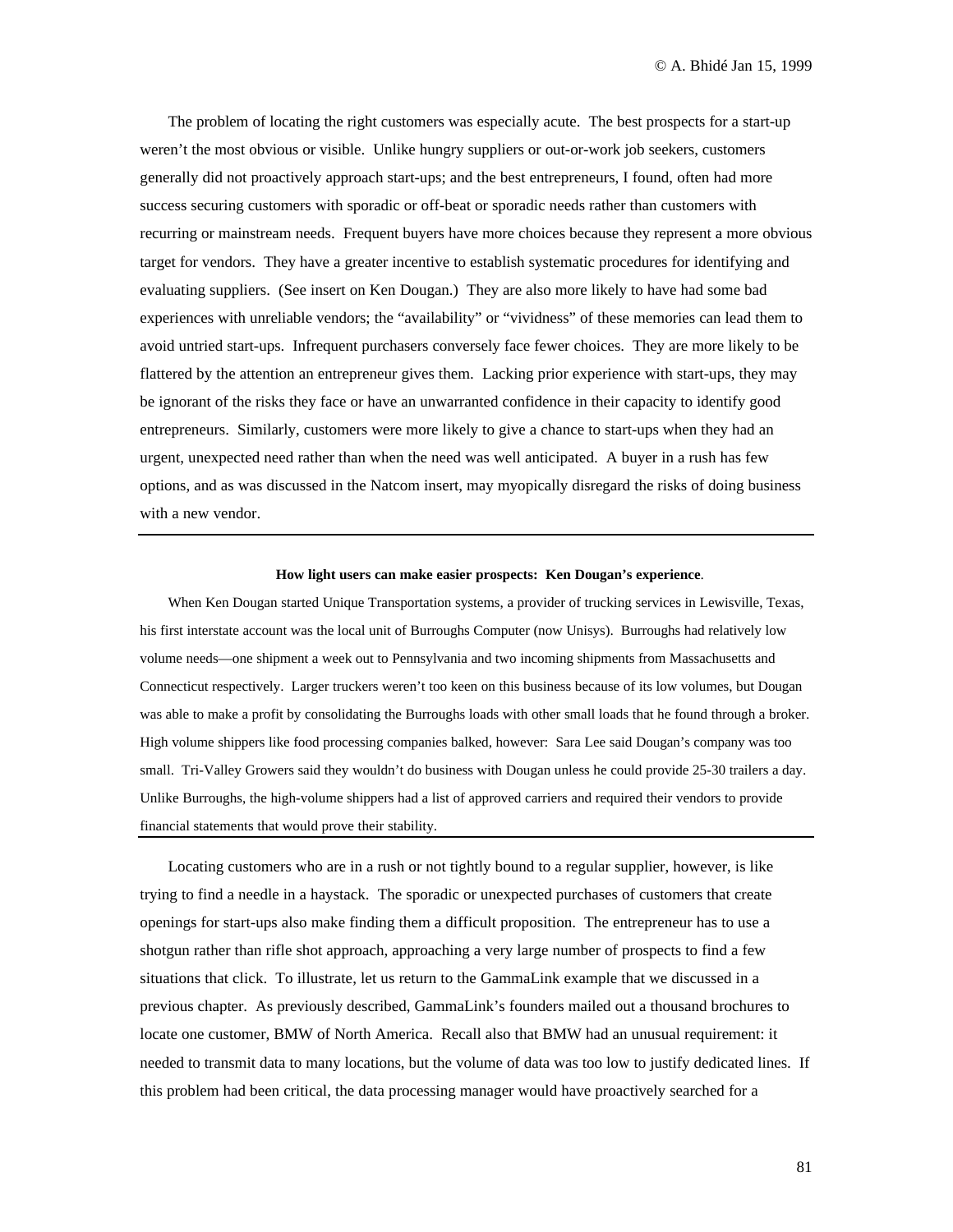The problem of locating the right customers was especially acute. The best prospects for a start-up weren't the most obvious or visible. Unlike hungry suppliers or out-or-work job seekers, customers generally did not proactively approach start-ups; and the best entrepreneurs, I found, often had more success securing customers with sporadic or off-beat or sporadic needs rather than customers with recurring or mainstream needs. Frequent buyers have more choices because they represent a more obvious target for vendors. They have a greater incentive to establish systematic procedures for identifying and evaluating suppliers. (See insert on Ken Dougan.) They are also more likely to have had some bad experiences with unreliable vendors; the "availability" or "vividness" of these memories can lead them to avoid untried start-ups. Infrequent purchasers conversely face fewer choices. They are more likely to be flattered by the attention an entrepreneur gives them. Lacking prior experience with start-ups, they may be ignorant of the risks they face or have an unwarranted confidence in their capacity to identify good entrepreneurs. Similarly, customers were more likely to give a chance to start-ups when they had an urgent, unexpected need rather than when the need was well anticipated. A buyer in a rush has few options, and as was discussed in the Natcom insert, may myopically disregard the risks of doing business with a new vendor.

---

**How light users can make easier prospects: Ken Dougan's experience**.

When Ken Dougan started Unique Transportation systems, a provider of trucking services in Lewisville, Texas, his first interstate account was the local unit of Burroughs Computer (now Unisys). Burroughs had relatively low volume needs—one shipment a week out to Pennsylvania and two incoming shipments from Massachusetts and Connecticut respectively. Larger truckers weren't too keen on this business because of its low volumes, but Dougan was able to make a profit by consolidating the Burroughs loads with other small loads that he found through a broker. High volume shippers like food processing companies balked, however: Sara Lee said Dougan's company was too small. Tri-Valley Growers said they wouldn't do business with Dougan unless he could provide 25-30 trailers a day. Unlike Burroughs, the high-volume shippers had a list of approved carriers and required their vendors to provide financial statements that would prove their stability.

---

Locating customers who are in a rush or not tightly bound to a regular supplier, however, is like trying to find a needle in a haystack. The sporadic or unexpected purchases of customers that create openings for start-ups also make finding them a difficult proposition. The entrepreneur has to use a shotgun rather than rifle shot approach, approaching a very large number of prospects to find a few situations that click. To illustrate, let us return to the GammaLink example that we discussed in a previous chapter. As previously described, GammaLink's founders mailed out a thousand brochures to locate one customer, BMW of North America. Recall also that BMW had an unusual requirement: it needed to transmit data to many locations, but the volume of data was too low to justify dedicated lines. If this problem had been critical, the data processing manager would have proactively searched for a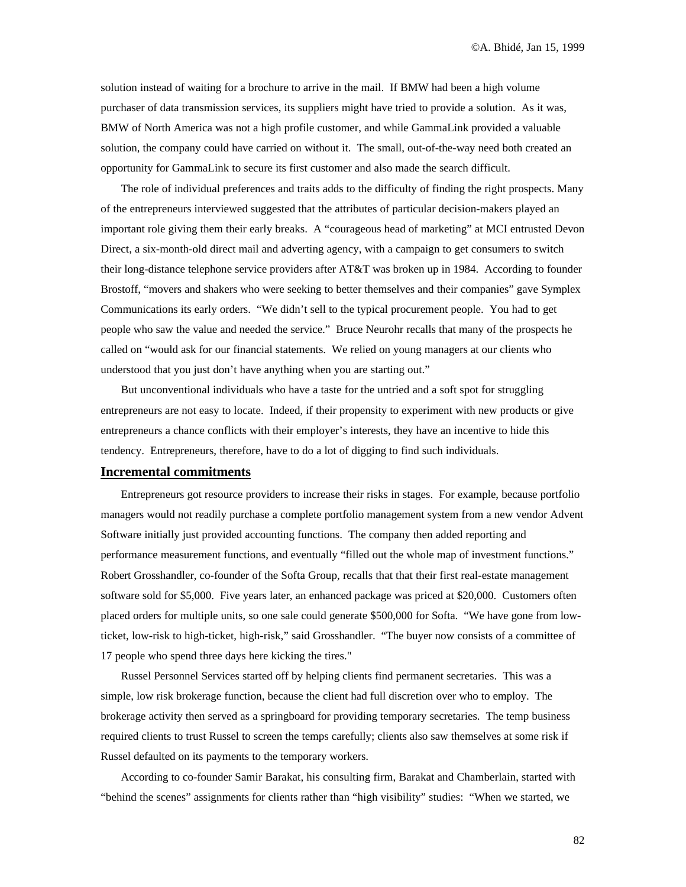solution instead of waiting for a brochure to arrive in the mail. If BMW had been a high volume purchaser of data transmission services, its suppliers might have tried to provide a solution. As it was, BMW of North America was not a high profile customer, and while GammaLink provided a valuable solution, the company could have carried on without it. The small, out-of-the-way need both created an opportunity for GammaLink to secure its first customer and also made the search difficult.

The role of individual preferences and traits adds to the difficulty of finding the right prospects. Many of the entrepreneurs interviewed suggested that the attributes of particular decision-makers played an important role giving them their early breaks. A "courageous head of marketing" at MCI entrusted Devon Direct, a six-month-old direct mail and adverting agency, with a campaign to get consumers to switch their long-distance telephone service providers after AT&T was broken up in 1984. According to founder Brostoff, "movers and shakers who were seeking to better themselves and their companies" gave Symplex Communications its early orders. "We didn't sell to the typical procurement people. You had to get people who saw the value and needed the service." Bruce Neurohr recalls that many of the prospects he called on "would ask for our financial statements. We relied on young managers at our clients who understood that you just don't have anything when you are starting out."

But unconventional individuals who have a taste for the untried and a soft spot for struggling entrepreneurs are not easy to locate. Indeed, if their propensity to experiment with new products or give entrepreneurs a chance conflicts with their employer's interests, they have an incentive to hide this tendency. Entrepreneurs, therefore, have to do a lot of digging to find such individuals.

## Incremental commitments

Entrepreneurs got resource providers to increase their risks in stages. For example, because portfolio managers would not readily purchase a complete portfolio management system from a new vendor Advent Software initially just provided accounting functions. The company then added reporting and performance measurement functions, and eventually "filled out the whole map of investment functions." Robert Grosshandler, co-founder of the Softa Group, recalls that that their first real-estate management software sold for $5,000. Five years later, an enhanced package was priced at $20,000. Customers often placed orders for multiple units, so one sale could generate $500,000 for Softa. "We have gone from low-ticket, low-risk to high-ticket, high-risk," said Grosshandler. "The buyer now consists of a committee of 17 people who spend three days here kicking the tires."

Russel Personnel Services started off by helping clients find permanent secretaries. This was a simple, low risk brokerage function, because the client had full discretion over who to employ. The brokerage activity then served as a springboard for providing temporary secretaries. The temp business required clients to trust Russel to screen the temps carefully; clients also saw themselves at some risk if Russel defaulted on its payments to the temporary workers.

According to co-founder Samir Barakat, his consulting firm, Barakat and Chamberlain, started with "behind the scenes" assignments for clients rather than "high visibility" studies: "When we started, we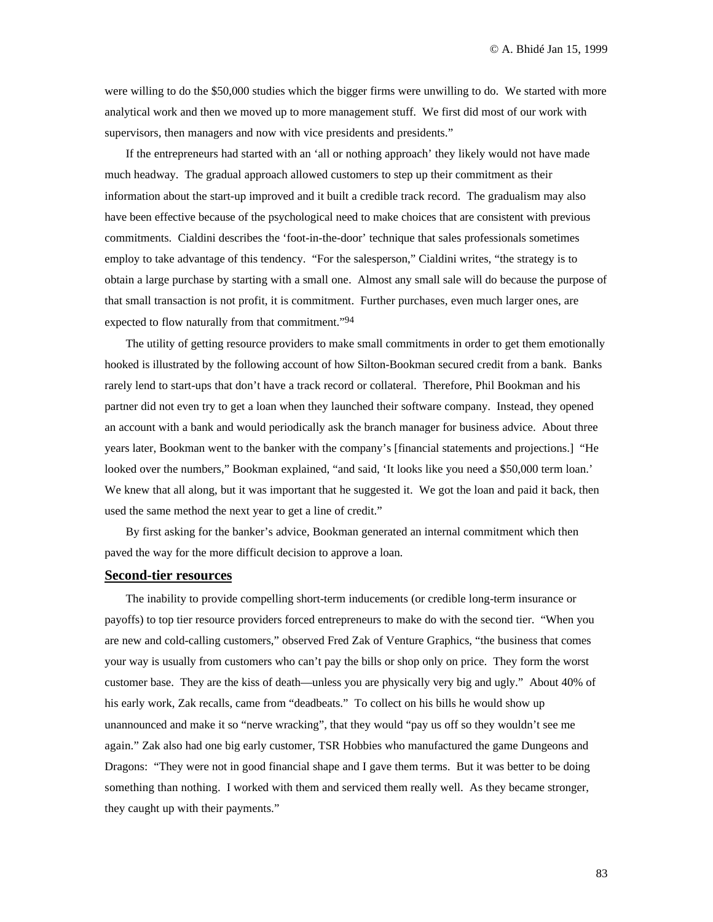were willing to do the $50,000 studies which the bigger firms were unwilling to do. We started with more analytical work and then we moved up to more management stuff. We first did most of our work with supervisors, then managers and now with vice presidents and presidents."

If the entrepreneurs had started with an 'all or nothing approach' they likely would not have made much headway. The gradual approach allowed customers to step up their commitment as their information about the start-up improved and it built a credible track record. The gradualism may also have been effective because of the psychological need to make choices that are consistent with previous commitments. Cialdini describes the 'foot-in-the-door' technique that sales professionals sometimes employ to take advantage of this tendency. "For the salesperson," Cialdini writes, "the strategy is to obtain a large purchase by starting with a small one. Almost any small sale will do because the purpose of that small transaction is not profit, it is commitment. Further purchases, even much larger ones, are expected to flow naturally from that commitment."[94]

The utility of getting resource providers to make small commitments in order to get them emotionally hooked is illustrated by the following account of how Silton-Bookman secured credit from a bank. Banks rarely lend to start-ups that don't have a track record or collateral. Therefore, Phil Bookman and his partner did not even try to get a loan when they launched their software company. Instead, they opened an account with a bank and would periodically ask the branch manager for business advice. About three years later, Bookman went to the banker with the company's [financial statements and projections.] "He looked over the numbers," Bookman explained, "and said, 'It looks like you need a $50,000 term loan.' We knew that all along, but it was important that he suggested it. We got the loan and paid it back, then used the same method the next year to get a line of credit."

By first asking for the banker's advice, Bookman generated an internal commitment which then paved the way for the more difficult decision to approve a loan.

## Second-tier resources

The inability to provide compelling short-term inducements (or credible long-term insurance or payoffs) to top tier resource providers forced entrepreneurs to make do with the second tier. "When you are new and cold-calling customers," observed Fred Zak of Venture Graphics, "the business that comes your way is usually from customers who can't pay the bills or shop only on price. They form the worst customer base. They are the kiss of death—unless you are physically very big and ugly." About 40% of his early work, Zak recalls, came from "deadbeats." To collect on his bills he would show up unannounced and make it so "nerve wracking", that they would "pay us off so they wouldn't see me again." Zak also had one big early customer, TSR Hobbies who manufactured the game Dungeons and Dragons: "They were not in good financial shape and I gave them terms. But it was better to be doing something than nothing. I worked with them and serviced them really well. As they became stronger, they caught up with their payments."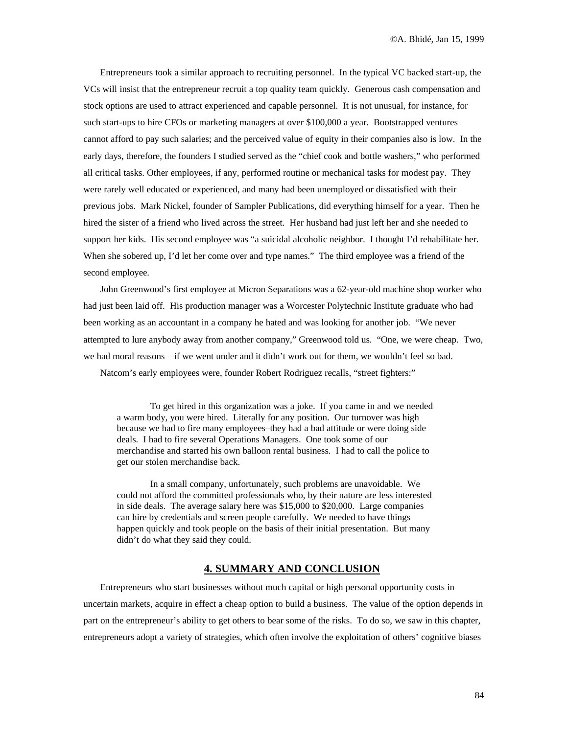Entrepreneurs took a similar approach to recruiting personnel. In the typical VC backed start-up, the VCs will insist that the entrepreneur recruit a top quality team quickly. Generous cash compensation and stock options are used to attract experienced and capable personnel. It is not unusual, for instance, for such start-ups to hire CFOs or marketing managers at over $100,000 a year. Bootstrapped ventures cannot afford to pay such salaries; and the perceived value of equity in their companies also is low. In the early days, therefore, the founders I studied served as the "chief cook and bottle washers," who performed all critical tasks. Other employees, if any, performed routine or mechanical tasks for modest pay. They were rarely well educated or experienced, and many had been unemployed or dissatisfied with their previous jobs. Mark Nickel, founder of Sampler Publications, did everything himself for a year. Then he hired the sister of a friend who lived across the street. Her husband had just left her and she needed to support her kids. His second employee was "a suicidal alcoholic neighbor. I thought I'd rehabilitate her. When she sobered up, I'd let her come over and type names." The third employee was a friend of the second employee.

John Greenwood's first employee at Micron Separations was a 62-year-old machine shop worker who had just been laid off. His production manager was a Worcester Polytechnic Institute graduate who had been working as an accountant in a company he hated and was looking for another job. "We never attempted to lure anybody away from another company," Greenwood told us. "One, we were cheap. Two, we had moral reasons—if we went under and it didn't work out for them, we wouldn't feel so bad.

Natcom's early employees were, founder Robert Rodriguez recalls, "street fighters:"

> To get hired in this organization was a joke. If you came in and we needed a warm body, you were hired. Literally for any position. Our turnover was high because we had to fire many employees–they had a bad attitude or were doing side deals. I had to fire several Operations Managers. One took some of our merchandise and started his own balloon rental business. I had to call the police to get our stolen merchandise back.
>
> In a small company, unfortunately, such problems are unavoidable. We could not afford the committed professionals who, by their nature are less interested in side deals. The average salary here was $15,000 to $20,000. Large companies can hire by credentials and screen people carefully. We needed to have things happen quickly and took people on the basis of their initial presentation. But many didn't do what they said they could.

## 4. SUMMARY AND CONCLUSION

Entrepreneurs who start businesses without much capital or high personal opportunity costs in uncertain markets, acquire in effect a cheap option to build a business. The value of the option depends in part on the entrepreneur's ability to get others to bear some of the risks. To do so, we saw in this chapter, entrepreneurs adopt a variety of strategies, which often involve the exploitation of others' cognitive biases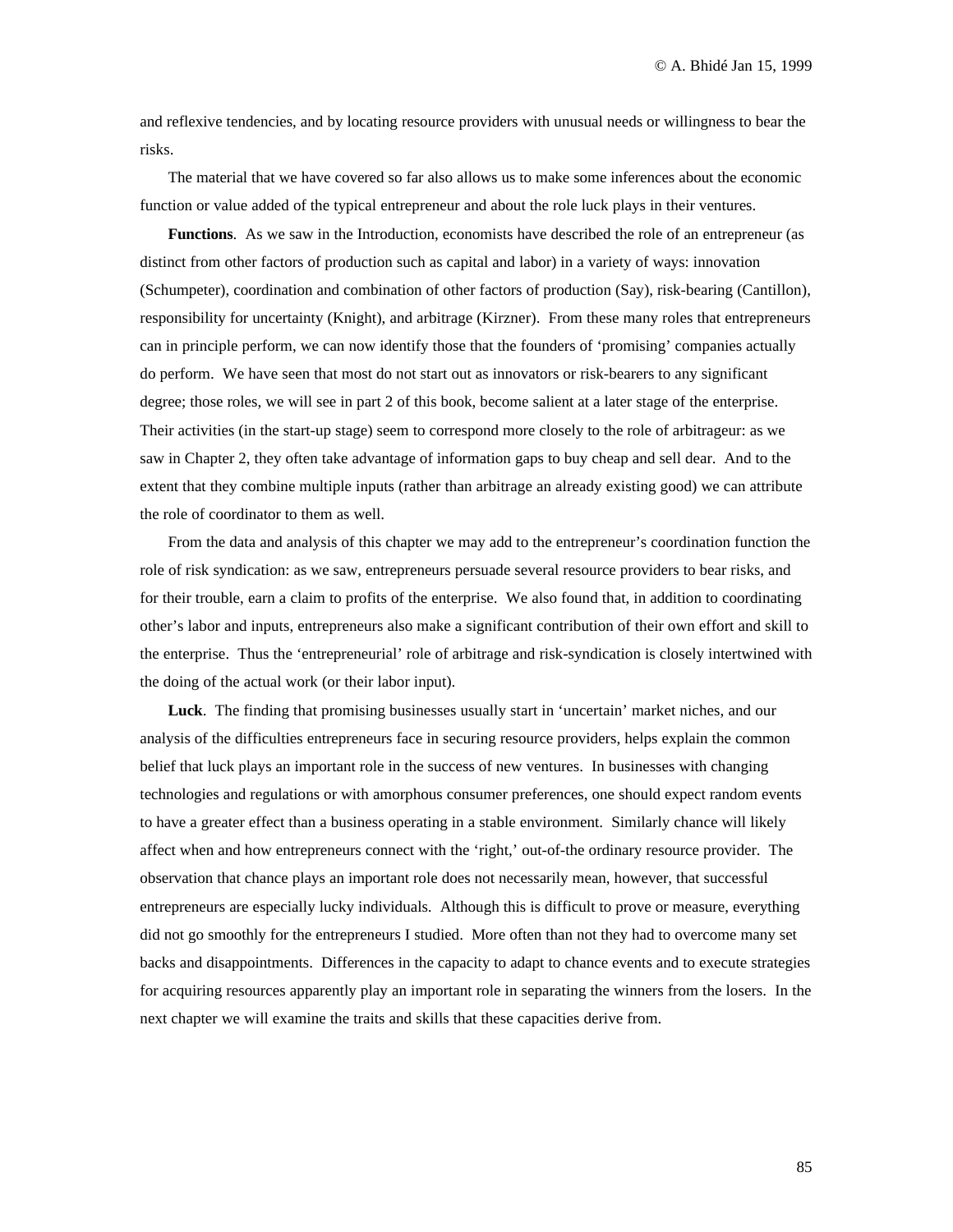and reflexive tendencies, and by locating resource providers with unusual needs or willingness to bear the risks.

The material that we have covered so far also allows us to make some inferences about the economic function or value added of the typical entrepreneur and about the role luck plays in their ventures.

**Functions**. As we saw in the Introduction, economists have described the role of an entrepreneur (as distinct from other factors of production such as capital and labor) in a variety of ways: innovation (Schumpeter), coordination and combination of other factors of production (Say), risk-bearing (Cantillon), responsibility for uncertainty (Knight), and arbitrage (Kirzner). From these many roles that entrepreneurs can in principle perform, we can now identify those that the founders of 'promising' companies actually do perform. We have seen that most do not start out as innovators or risk-bearers to any significant degree; those roles, we will see in part 2 of this book, become salient at a later stage of the enterprise. Their activities (in the start-up stage) seem to correspond more closely to the role of arbitrageur: as we saw in Chapter 2, they often take advantage of information gaps to buy cheap and sell dear. And to the extent that they combine multiple inputs (rather than arbitrage an already existing good) we can attribute the role of coordinator to them as well.

From the data and analysis of this chapter we may add to the entrepreneur's coordination function the role of risk syndication: as we saw, entrepreneurs persuade several resource providers to bear risks, and for their trouble, earn a claim to profits of the enterprise. We also found that, in addition to coordinating other's labor and inputs, entrepreneurs also make a significant contribution of their own effort and skill to the enterprise. Thus the 'entrepreneurial' role of arbitrage and risk-syndication is closely intertwined with the doing of the actual work (or their labor input).

**Luck**. The finding that promising businesses usually start in 'uncertain' market niches, and our analysis of the difficulties entrepreneurs face in securing resource providers, helps explain the common belief that luck plays an important role in the success of new ventures. In businesses with changing technologies and regulations or with amorphous consumer preferences, one should expect random events to have a greater effect than a business operating in a stable environment. Similarly chance will likely affect when and how entrepreneurs connect with the 'right,' out-of-the ordinary resource provider. The observation that chance plays an important role does not necessarily mean, however, that successful entrepreneurs are especially lucky individuals. Although this is difficult to prove or measure, everything did not go smoothly for the entrepreneurs I studied. More often than not they had to overcome many set backs and disappointments. Differences in the capacity to adapt to chance events and to execute strategies for acquiring resources apparently play an important role in separating the winners from the losers. In the next chapter we will examine the traits and skills that these capacities derive from.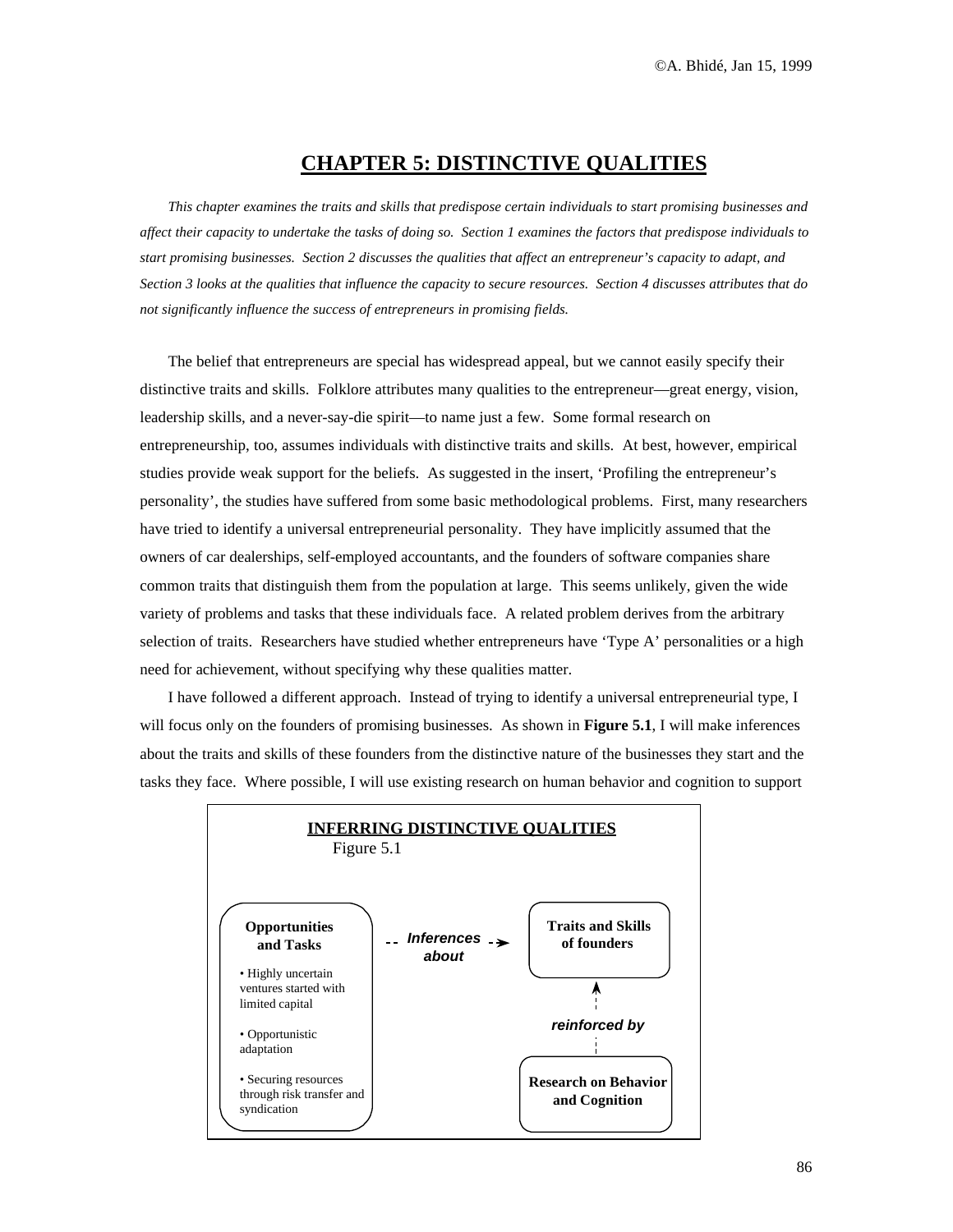# CHAPTER 5: DISTINCTIVE QUALITIES

*This chapter examines the traits and skills that predispose certain individuals to start promising businesses and affect their capacity to undertake the tasks of doing so. Section 1 examines the factors that predispose individuals to start promising businesses. Section 2 discusses the qualities that affect an entrepreneur's capacity to adapt, and Section 3 looks at the qualities that influence the capacity to secure resources. Section 4 discusses attributes that do not significantly influence the success of entrepreneurs in promising fields.*

The belief that entrepreneurs are special has widespread appeal, but we cannot easily specify their distinctive traits and skills. Folklore attributes many qualities to the entrepreneur—great energy, vision, leadership skills, and a never-say-die spirit—to name just a few. Some formal research on entrepreneurship, too, assumes individuals with distinctive traits and skills. At best, however, empirical studies provide weak support for the beliefs. As suggested in the insert, 'Profiling the entrepreneur's personality', the studies have suffered from some basic methodological problems. First, many researchers have tried to identify a universal entrepreneurial personality. They have implicitly assumed that the owners of car dealerships, self-employed accountants, and the founders of software companies share common traits that distinguish them from the population at large. This seems unlikely, given the wide variety of problems and tasks that these individuals face. A related problem derives from the arbitrary selection of traits. Researchers have studied whether entrepreneurs have 'Type A' personalities or a high need for achievement, without specifying why these qualities matter.

I have followed a different approach. Instead of trying to identify a universal entrepreneurial type, I will focus only on the founders of promising businesses. As shown in **Figure 5.1**, I will make inferences about the traits and skills of these founders from the distinctive nature of the businesses they start and the tasks they face. Where possible, I will use existing research on human behavior and cognition to support

**INFERRING DISTINCTIVE QUALITIES**

Figure 5.1

**Opportunities and Tasks**

- Highly uncertain ventures started with limited capital
- Opportunistic adaptation
- Securing resources through risk transfer and syndication

--- ***Inferences about*** --->

**Traits and Skills of founders**

^ ***reinforced by*** |

**Research on Behavior and Cognition**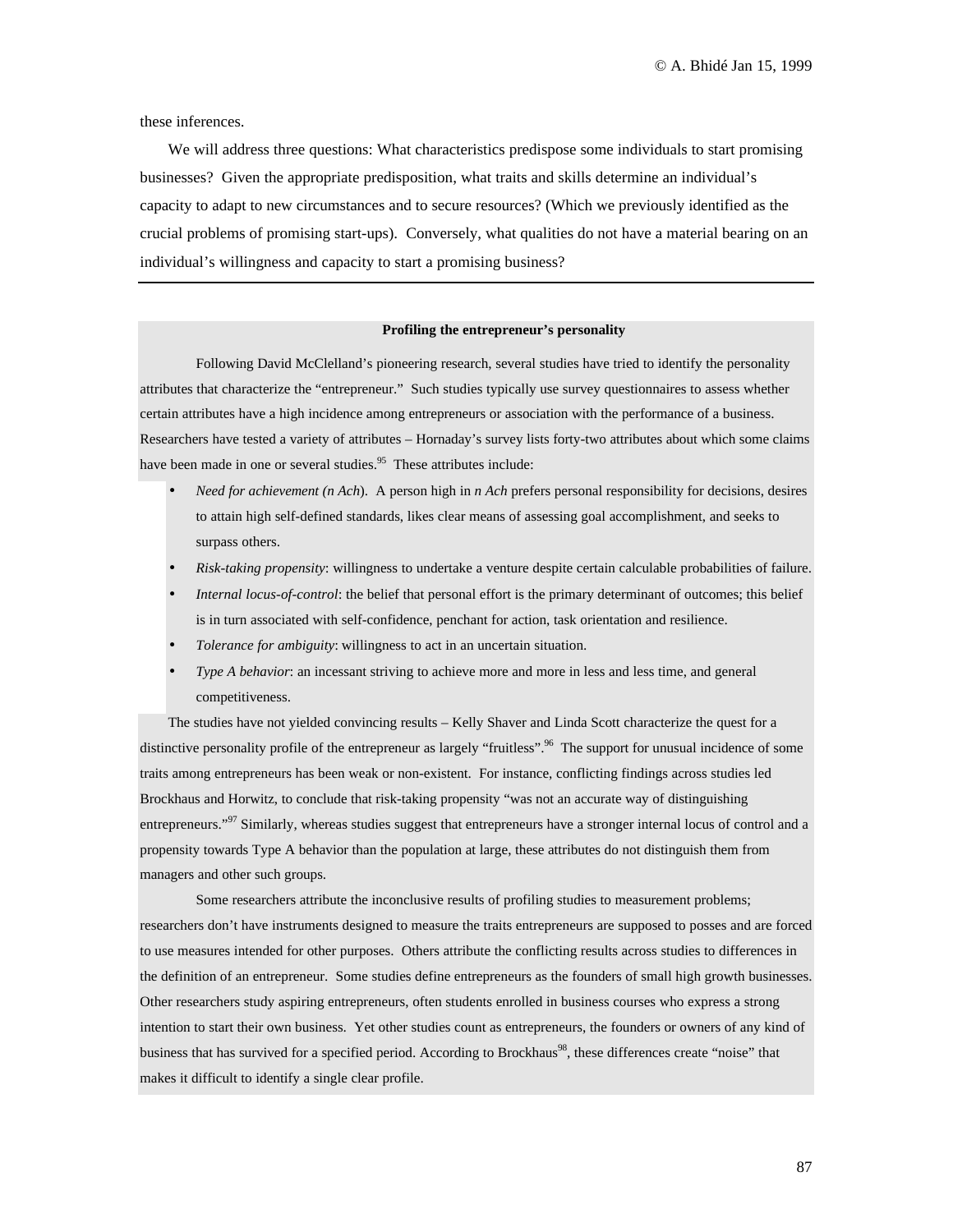these inferences.

We will address three questions: What characteristics predispose some individuals to start promising businesses? Given the appropriate predisposition, what traits and skills determine an individual's capacity to adapt to new circumstances and to secure resources? (Which we previously identified as the crucial problems of promising start-ups). Conversely, what qualities do not have a material bearing on an individual's willingness and capacity to start a promising business?

---

**Profiling the entrepreneur's personality**

Following David McClelland's pioneering research, several studies have tried to identify the personality attributes that characterize the "entrepreneur." Such studies typically use survey questionnaires to assess whether certain attributes have a high incidence among entrepreneurs or association with the performance of a business. Researchers have tested a variety of attributes – Hornaday's survey lists forty-two attributes about which some claims have been made in one or several studies.[95] These attributes include:

- *Need for achievement (n Ach)*. A person high in *n Ach* prefers personal responsibility for decisions, desires to attain high self-defined standards, likes clear means of assessing goal accomplishment, and seeks to surpass others.
- *Risk-taking propensity*: willingness to undertake a venture despite certain calculable probabilities of failure.
- *Internal locus-of-control*: the belief that personal effort is the primary determinant of outcomes; this belief is in turn associated with self-confidence, penchant for action, task orientation and resilience.
- *Tolerance for ambiguity*: willingness to act in an uncertain situation.
- *Type A behavior*: an incessant striving to achieve more and more in less and less time, and general competitiveness.

The studies have not yielded convincing results – Kelly Shaver and Linda Scott characterize the quest for a distinctive personality profile of the entrepreneur as largely "fruitless".[96] The support for unusual incidence of some traits among entrepreneurs has been weak or non-existent. For instance, conflicting findings across studies led Brockhaus and Horwitz, to conclude that risk-taking propensity "was not an accurate way of distinguishing entrepreneurs."[97] Similarly, whereas studies suggest that entrepreneurs have a stronger internal locus of control and a propensity towards Type A behavior than the population at large, these attributes do not distinguish them from managers and other such groups.

Some researchers attribute the inconclusive results of profiling studies to measurement problems; researchers don't have instruments designed to measure the traits entrepreneurs are supposed to posses and are forced to use measures intended for other purposes. Others attribute the conflicting results across studies to differences in the definition of an entrepreneur. Some studies define entrepreneurs as the founders of small high growth businesses. Other researchers study aspiring entrepreneurs, often students enrolled in business courses who express a strong intention to start their own business. Yet other studies count as entrepreneurs, the founders or owners of any kind of business that has survived for a specified period. According to Brockhaus[98], these differences create "noise" that makes it difficult to identify a single clear profile.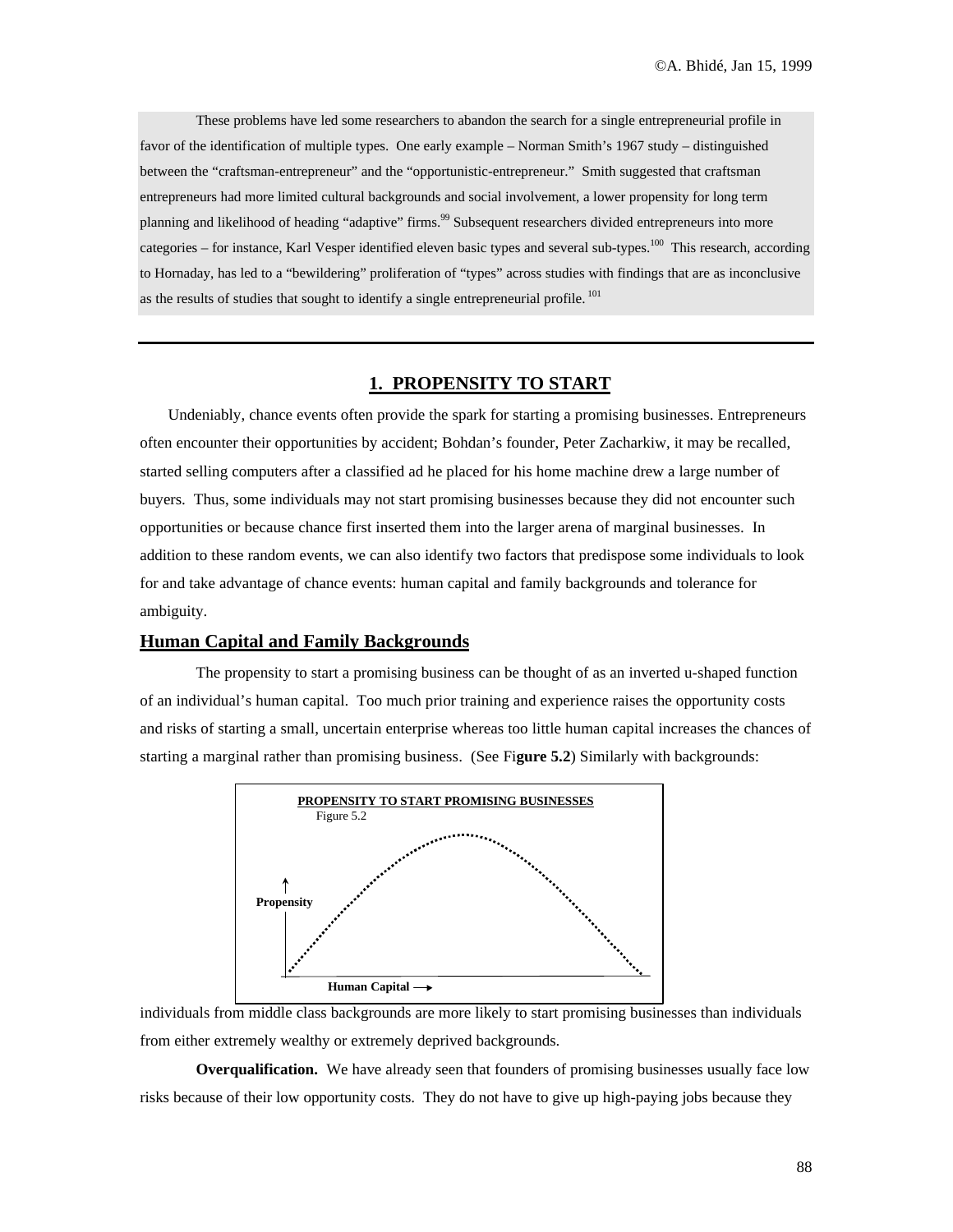These problems have led some researchers to abandon the search for a single entrepreneurial profile in favor of the identification of multiple types. One early example – Norman Smith's 1967 study – distinguished between the "craftsman-entrepreneur" and the "opportunistic-entrepreneur." Smith suggested that craftsman entrepreneurs had more limited cultural backgrounds and social involvement, a lower propensity for long term planning and likelihood of heading "adaptive" firms.[99] Subsequent researchers divided entrepreneurs into more categories – for instance, Karl Vesper identified eleven basic types and several sub-types.[100] This research, according to Hornaday, has led to a "bewildering" proliferation of "types" across studies with findings that are as inconclusive as the results of studies that sought to identify a single entrepreneurial profile.[101]

---

## 1. PROPENSITY TO START

Undeniably, chance events often provide the spark for starting a promising businesses. Entrepreneurs often encounter their opportunities by accident; Bohdan's founder, Peter Zacharkiw, it may be recalled, started selling computers after a classified ad he placed for his home machine drew a large number of buyers. Thus, some individuals may not start promising businesses because they did not encounter such opportunities or because chance first inserted them into the larger arena of marginal businesses. In addition to these random events, we can also identify two factors that predispose some individuals to look for and take advantage of chance events: human capital and family backgrounds and tolerance for ambiguity.

### Human Capital and Family Backgrounds

The propensity to start a promising business can be thought of as an inverted u-shaped function of an individual's human capital. Too much prior training and experience raises the opportunity costs and risks of starting a small, uncertain enterprise whereas too little human capital increases the chances of starting a marginal rather than promising business. (See Fi**gure 5.2**) Similarly with backgrounds:

**PROPENSITY TO START PROMISING BUSINESSES**

Figure 5.2

individuals from middle class backgrounds are more likely to start promising businesses than individuals from either extremely wealthy or extremely deprived backgrounds.

**Overqualification.** We have already seen that founders of promising businesses usually face low risks because of their low opportunity costs. They do not have to give up high-paying jobs because they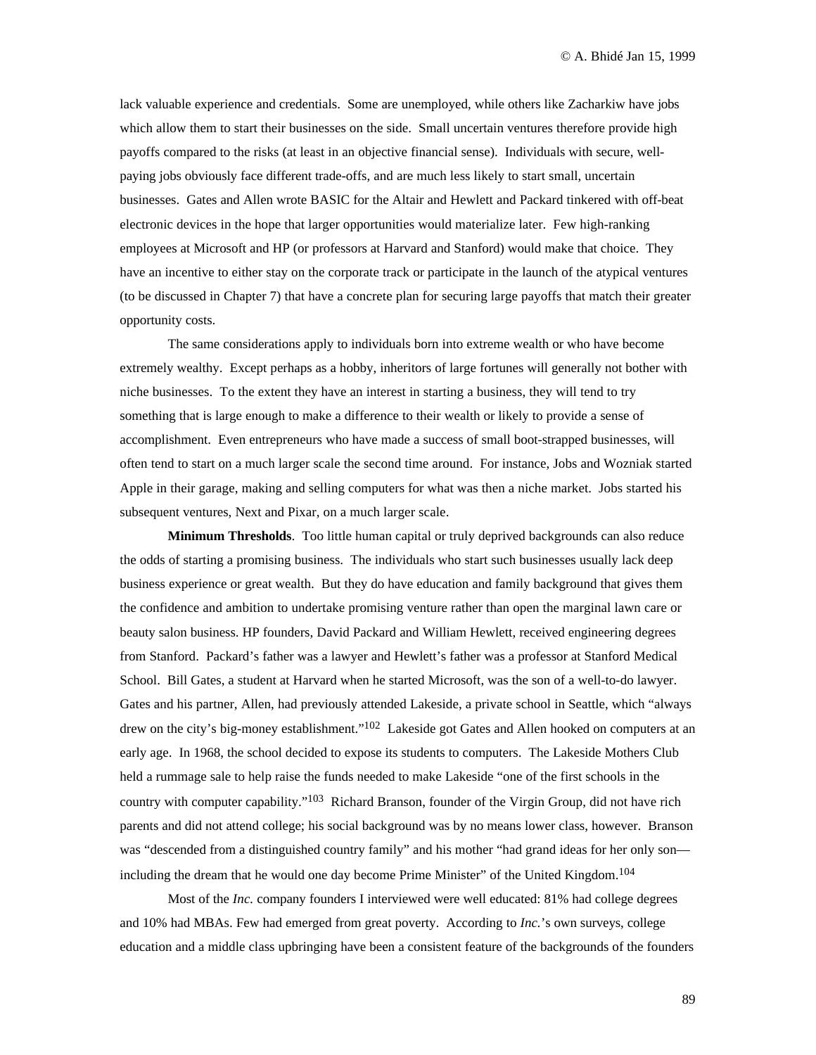lack valuable experience and credentials. Some are unemployed, while others like Zacharkiw have jobs which allow them to start their businesses on the side. Small uncertain ventures therefore provide high payoffs compared to the risks (at least in an objective financial sense). Individuals with secure, well-paying jobs obviously face different trade-offs, and are much less likely to start small, uncertain businesses. Gates and Allen wrote BASIC for the Altair and Hewlett and Packard tinkered with off-beat electronic devices in the hope that larger opportunities would materialize later. Few high-ranking employees at Microsoft and HP (or professors at Harvard and Stanford) would make that choice. They have an incentive to either stay on the corporate track or participate in the launch of the atypical ventures (to be discussed in Chapter 7) that have a concrete plan for securing large payoffs that match their greater opportunity costs.

The same considerations apply to individuals born into extreme wealth or who have become extremely wealthy. Except perhaps as a hobby, inheritors of large fortunes will generally not bother with niche businesses. To the extent they have an interest in starting a business, they will tend to try something that is large enough to make a difference to their wealth or likely to provide a sense of accomplishment. Even entrepreneurs who have made a success of small boot-strapped businesses, will often tend to start on a much larger scale the second time around. For instance, Jobs and Wozniak started Apple in their garage, making and selling computers for what was then a niche market. Jobs started his subsequent ventures, Next and Pixar, on a much larger scale.

**Minimum Thresholds**. Too little human capital or truly deprived backgrounds can also reduce the odds of starting a promising business. The individuals who start such businesses usually lack deep business experience or great wealth. But they do have education and family background that gives them the confidence and ambition to undertake promising venture rather than open the marginal lawn care or beauty salon business. HP founders, David Packard and William Hewlett, received engineering degrees from Stanford. Packard's father was a lawyer and Hewlett's father was a professor at Stanford Medical School. Bill Gates, a student at Harvard when he started Microsoft, was the son of a well-to-do lawyer. Gates and his partner, Allen, had previously attended Lakeside, a private school in Seattle, which "always drew on the city's big-money establishment."[102] Lakeside got Gates and Allen hooked on computers at an early age. In 1968, the school decided to expose its students to computers. The Lakeside Mothers Club held a rummage sale to help raise the funds needed to make Lakeside "one of the first schools in the country with computer capability."[103] Richard Branson, founder of the Virgin Group, did not have rich parents and did not attend college; his social background was by no means lower class, however. Branson was "descended from a distinguished country family" and his mother "had grand ideas for her only son—including the dream that he would one day become Prime Minister" of the United Kingdom.[104]

Most of the *Inc.* company founders I interviewed were well educated: 81% had college degrees and 10% had MBAs. Few had emerged from great poverty. According to *Inc.*'s own surveys, college education and a middle class upbringing have been a consistent feature of the backgrounds of the founders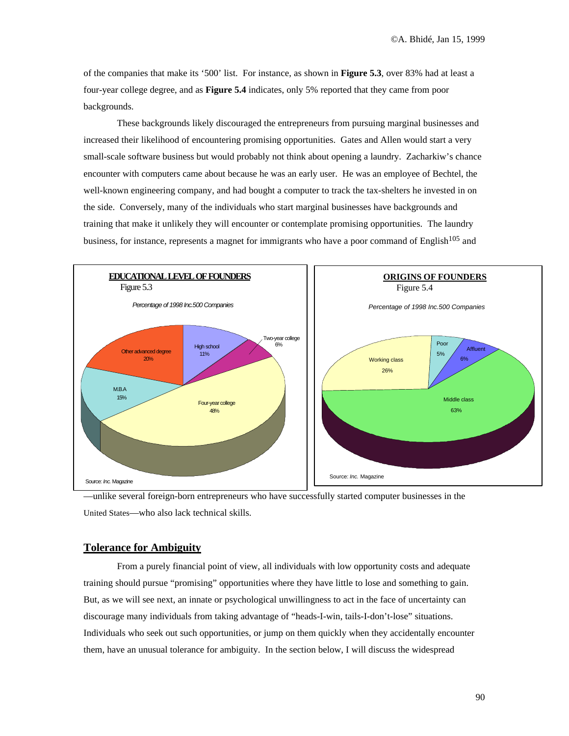of the companies that make its '500' list. For instance, as shown in **Figure 5.3**, over 83% had at least a four-year college degree, and as **Figure 5.4** indicates, only 5% reported that they came from poor backgrounds.

These backgrounds likely discouraged the entrepreneurs from pursuing marginal businesses and increased their likelihood of encountering promising opportunities. Gates and Allen would start a very small-scale software business but would probably not think about opening a laundry. Zacharkiw's chance encounter with computers came about because he was an early user. He was an employee of Bechtel, the well-known engineering company, and had bought a computer to track the tax-shelters he invested in on the side. Conversely, many of the individuals who start marginal businesses have backgrounds and training that make it unlikely they will encounter or contemplate promising opportunities. The laundry business, for instance, represents a magnet for immigrants who have a poor command of English[105] and—unlike several foreign-born entrepreneurs who have successfully started computer businesses in the United States—who also lack technical skills.

**EDUCATIONAL LEVEL OF FOUNDERS**
Figure 5.3

*Percentage of 1998 Inc.500 Companies*

| Education | Percentage |
|---|---|
| High school | 11% |
| Two-year college | 6% |
| Four-year college | 48% |
| M.B.A | 15% |
| Other advanced degree | 20% |

Source: *Inc.* Magazine

**ORIGINS OF FOUNDERS**
Figure 5.4

*Percentage of 1998 Inc.500 Companies*

| Origin | Percentage |
|---|---|
| Poor | 5% |
| Affluent | 6% |
| Middle class | 63% |
| Working class | 26% |

Source: *Inc.* Magazine

## Tolerance for Ambiguity

From a purely financial point of view, all individuals with low opportunity costs and adequate training should pursue "promising" opportunities where they have little to lose and something to gain. But, as we will see next, an innate or psychological unwillingness to act in the face of uncertainty can discourage many individuals from taking advantage of "heads-I-win, tails-I-don't-lose" situations. Individuals who seek out such opportunities, or jump on them quickly when they accidentally encounter them, have an unusual tolerance for ambiguity. In the section below, I will discuss the widespread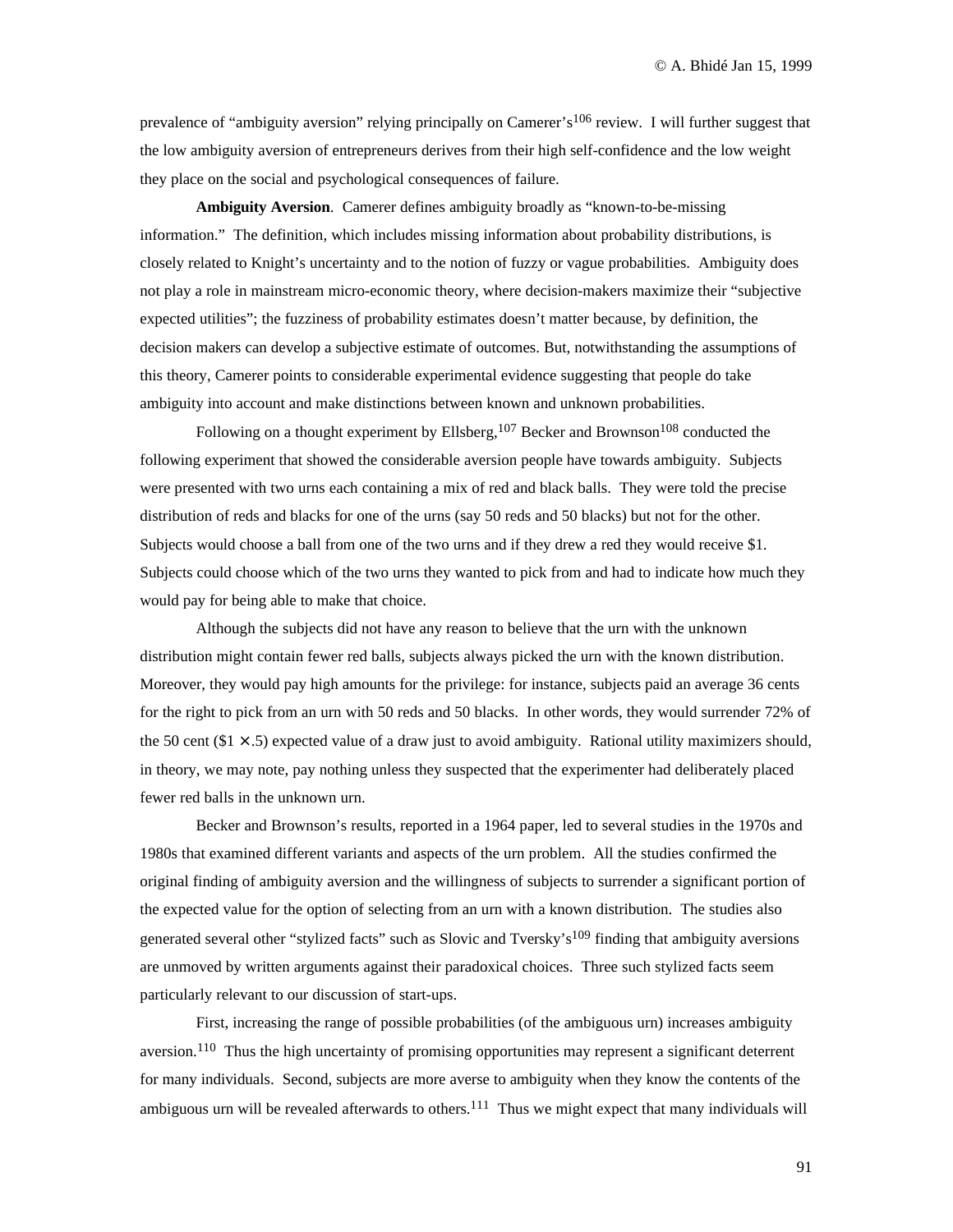prevalence of "ambiguity aversion" relying principally on Camerer's[106] review. I will further suggest that the low ambiguity aversion of entrepreneurs derives from their high self-confidence and the low weight they place on the social and psychological consequences of failure.

**Ambiguity Aversion**. Camerer defines ambiguity broadly as "known-to-be-missing information." The definition, which includes missing information about probability distributions, is closely related to Knight's uncertainty and to the notion of fuzzy or vague probabilities. Ambiguity does not play a role in mainstream micro-economic theory, where decision-makers maximize their "subjective expected utilities"; the fuzziness of probability estimates doesn't matter because, by definition, the decision makers can develop a subjective estimate of outcomes. But, notwithstanding the assumptions of this theory, Camerer points to considerable experimental evidence suggesting that people do take ambiguity into account and make distinctions between known and unknown probabilities.

Following on a thought experiment by Ellsberg,[107] Becker and Brownson[108] conducted the following experiment that showed the considerable aversion people have towards ambiguity. Subjects were presented with two urns each containing a mix of red and black balls. They were told the precise distribution of reds and blacks for one of the urns (say 50 reds and 50 blacks) but not for the other. Subjects would choose a ball from one of the two urns and if they drew a red they would receive $1. Subjects could choose which of the two urns they wanted to pick from and had to indicate how much they would pay for being able to make that choice.

Although the subjects did not have any reason to believe that the urn with the unknown distribution might contain fewer red balls, subjects always picked the urn with the known distribution. Moreover, they would pay high amounts for the privilege: for instance, subjects paid an average 36 cents for the right to pick from an urn with 50 reds and 50 blacks. In other words, they would surrender 72% of the 50 cent ($\$1 \times .5$) expected value of a draw just to avoid ambiguity. Rational utility maximizers should, in theory, we may note, pay nothing unless they suspected that the experimenter had deliberately placed fewer red balls in the unknown urn.

Becker and Brownson's results, reported in a 1964 paper, led to several studies in the 1970s and 1980s that examined different variants and aspects of the urn problem. All the studies confirmed the original finding of ambiguity aversion and the willingness of subjects to surrender a significant portion of the expected value for the option of selecting from an urn with a known distribution. The studies also generated several other "stylized facts" such as Slovic and Tversky's[109] finding that ambiguity aversions are unmoved by written arguments against their paradoxical choices. Three such stylized facts seem particularly relevant to our discussion of start-ups.

First, increasing the range of possible probabilities (of the ambiguous urn) increases ambiguity aversion.[110] Thus the high uncertainty of promising opportunities may represent a significant deterrent for many individuals. Second, subjects are more averse to ambiguity when they know the contents of the ambiguous urn will be revealed afterwards to others.[111] Thus we might expect that many individuals will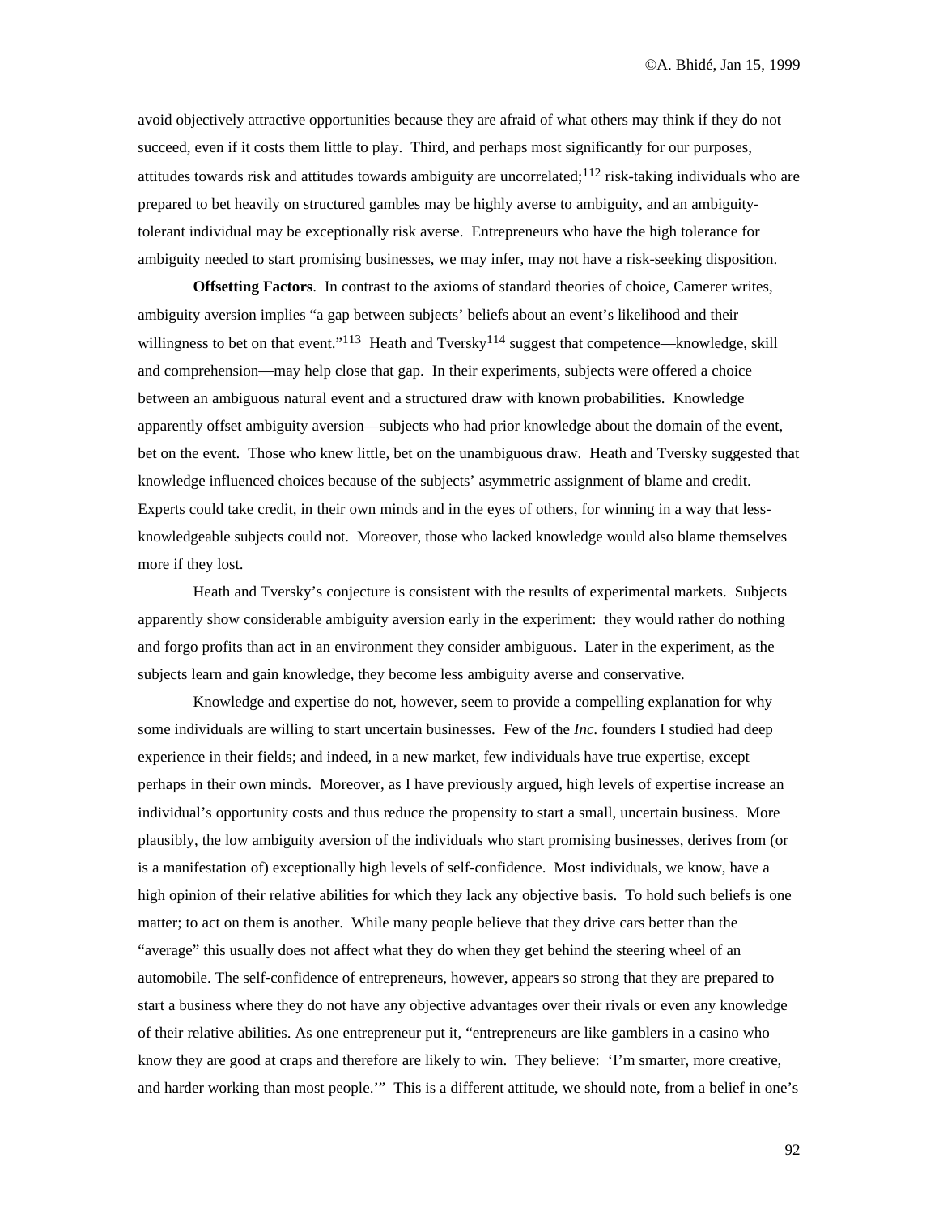avoid objectively attractive opportunities because they are afraid of what others may think if they do not succeed, even if it costs them little to play. Third, and perhaps most significantly for our purposes, attitudes towards risk and attitudes towards ambiguity are uncorrelated;[112] risk-taking individuals who are prepared to bet heavily on structured gambles may be highly averse to ambiguity, and an ambiguity-tolerant individual may be exceptionally risk averse. Entrepreneurs who have the high tolerance for ambiguity needed to start promising businesses, we may infer, may not have a risk-seeking disposition.

**Offsetting Factors**. In contrast to the axioms of standard theories of choice, Camerer writes, ambiguity aversion implies "a gap between subjects' beliefs about an event's likelihood and their willingness to bet on that event."[113] Heath and Tversky[114] suggest that competence—knowledge, skill and comprehension—may help close that gap. In their experiments, subjects were offered a choice between an ambiguous natural event and a structured draw with known probabilities. Knowledge apparently offset ambiguity aversion—subjects who had prior knowledge about the domain of the event, bet on the event. Those who knew little, bet on the unambiguous draw. Heath and Tversky suggested that knowledge influenced choices because of the subjects' asymmetric assignment of blame and credit. Experts could take credit, in their own minds and in the eyes of others, for winning in a way that less-knowledgeable subjects could not. Moreover, those who lacked knowledge would also blame themselves more if they lost.

Heath and Tversky's conjecture is consistent with the results of experimental markets. Subjects apparently show considerable ambiguity aversion early in the experiment: they would rather do nothing and forgo profits than act in an environment they consider ambiguous. Later in the experiment, as the subjects learn and gain knowledge, they become less ambiguity averse and conservative.

Knowledge and expertise do not, however, seem to provide a compelling explanation for why some individuals are willing to start uncertain businesses. Few of the *Inc.* founders I studied had deep experience in their fields; and indeed, in a new market, few individuals have true expertise, except perhaps in their own minds. Moreover, as I have previously argued, high levels of expertise increase an individual's opportunity costs and thus reduce the propensity to start a small, uncertain business. More plausibly, the low ambiguity aversion of the individuals who start promising businesses, derives from (or is a manifestation of) exceptionally high levels of self-confidence. Most individuals, we know, have a high opinion of their relative abilities for which they lack any objective basis. To hold such beliefs is one matter; to act on them is another. While many people believe that they drive cars better than the "average" this usually does not affect what they do when they get behind the steering wheel of an automobile. The self-confidence of entrepreneurs, however, appears so strong that they are prepared to start a business where they do not have any objective advantages over their rivals or even any knowledge of their relative abilities. As one entrepreneur put it, "entrepreneurs are like gamblers in a casino who know they are good at craps and therefore are likely to win. They believe: 'I'm smarter, more creative, and harder working than most people.'" This is a different attitude, we should note, from a belief in one's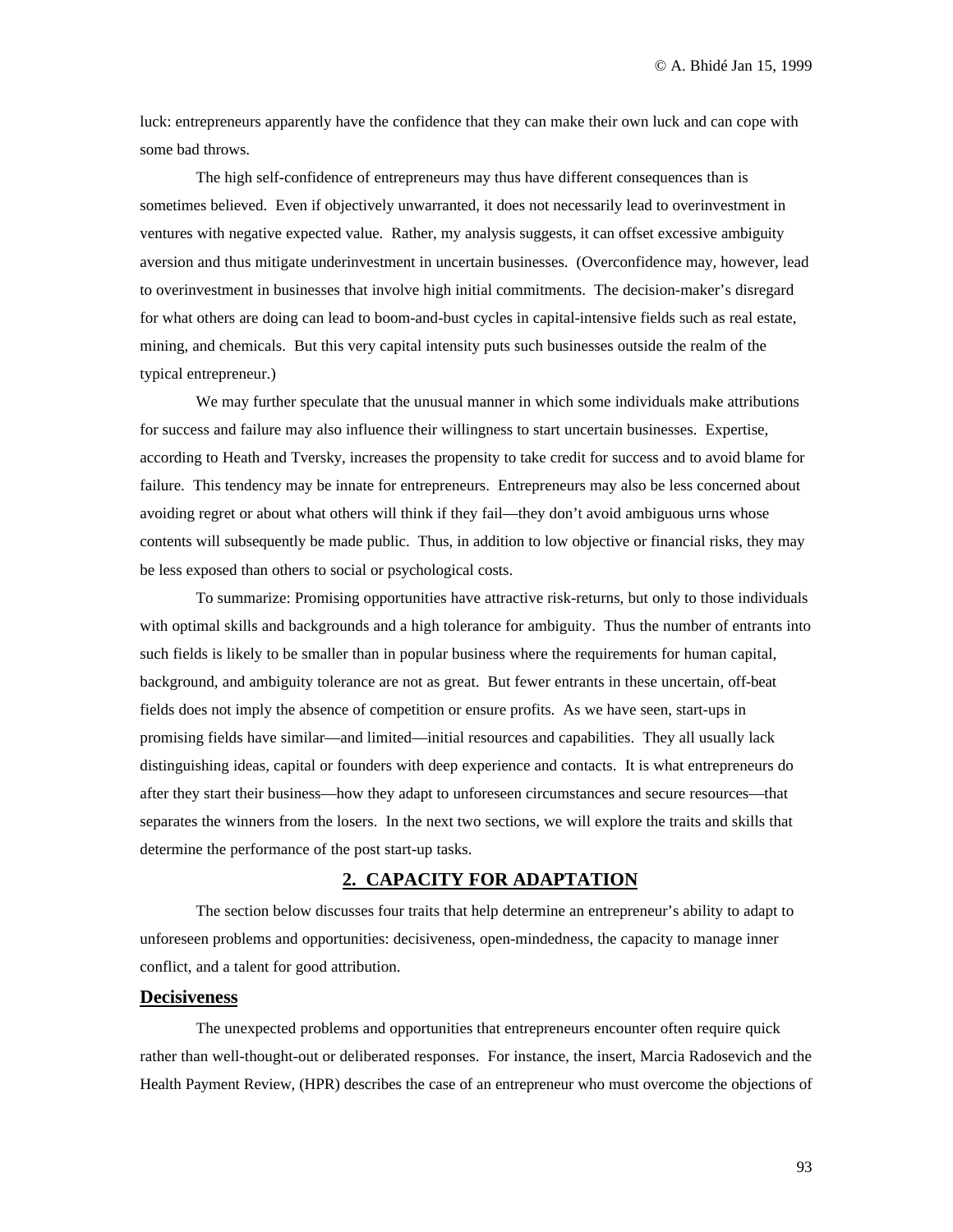luck: entrepreneurs apparently have the confidence that they can make their own luck and can cope with some bad throws.

The high self-confidence of entrepreneurs may thus have different consequences than is sometimes believed. Even if objectively unwarranted, it does not necessarily lead to overinvestment in ventures with negative expected value. Rather, my analysis suggests, it can offset excessive ambiguity aversion and thus mitigate underinvestment in uncertain businesses. (Overconfidence may, however, lead to overinvestment in businesses that involve high initial commitments. The decision-maker's disregard for what others are doing can lead to boom-and-bust cycles in capital-intensive fields such as real estate, mining, and chemicals. But this very capital intensity puts such businesses outside the realm of the typical entrepreneur.)

We may further speculate that the unusual manner in which some individuals make attributions for success and failure may also influence their willingness to start uncertain businesses. Expertise, according to Heath and Tversky, increases the propensity to take credit for success and to avoid blame for failure. This tendency may be innate for entrepreneurs. Entrepreneurs may also be less concerned about avoiding regret or about what others will think if they fail—they don't avoid ambiguous urns whose contents will subsequently be made public. Thus, in addition to low objective or financial risks, they may be less exposed than others to social or psychological costs.

To summarize: Promising opportunities have attractive risk-returns, but only to those individuals with optimal skills and backgrounds and a high tolerance for ambiguity. Thus the number of entrants into such fields is likely to be smaller than in popular business where the requirements for human capital, background, and ambiguity tolerance are not as great. But fewer entrants in these uncertain, off-beat fields does not imply the absence of competition or ensure profits. As we have seen, start-ups in promising fields have similar—and limited—initial resources and capabilities. They all usually lack distinguishing ideas, capital or founders with deep experience and contacts. It is what entrepreneurs do after they start their business—how they adapt to unforeseen circumstances and secure resources—that separates the winners from the losers. In the next two sections, we will explore the traits and skills that determine the performance of the post start-up tasks.

## 2. CAPACITY FOR ADAPTATION

The section below discusses four traits that help determine an entrepreneur's ability to adapt to unforeseen problems and opportunities: decisiveness, open-mindedness, the capacity to manage inner conflict, and a talent for good attribution.

### Decisiveness

The unexpected problems and opportunities that entrepreneurs encounter often require quick rather than well-thought-out or deliberated responses. For instance, the insert, Marcia Radosevich and the Health Payment Review, (HPR) describes the case of an entrepreneur who must overcome the objections of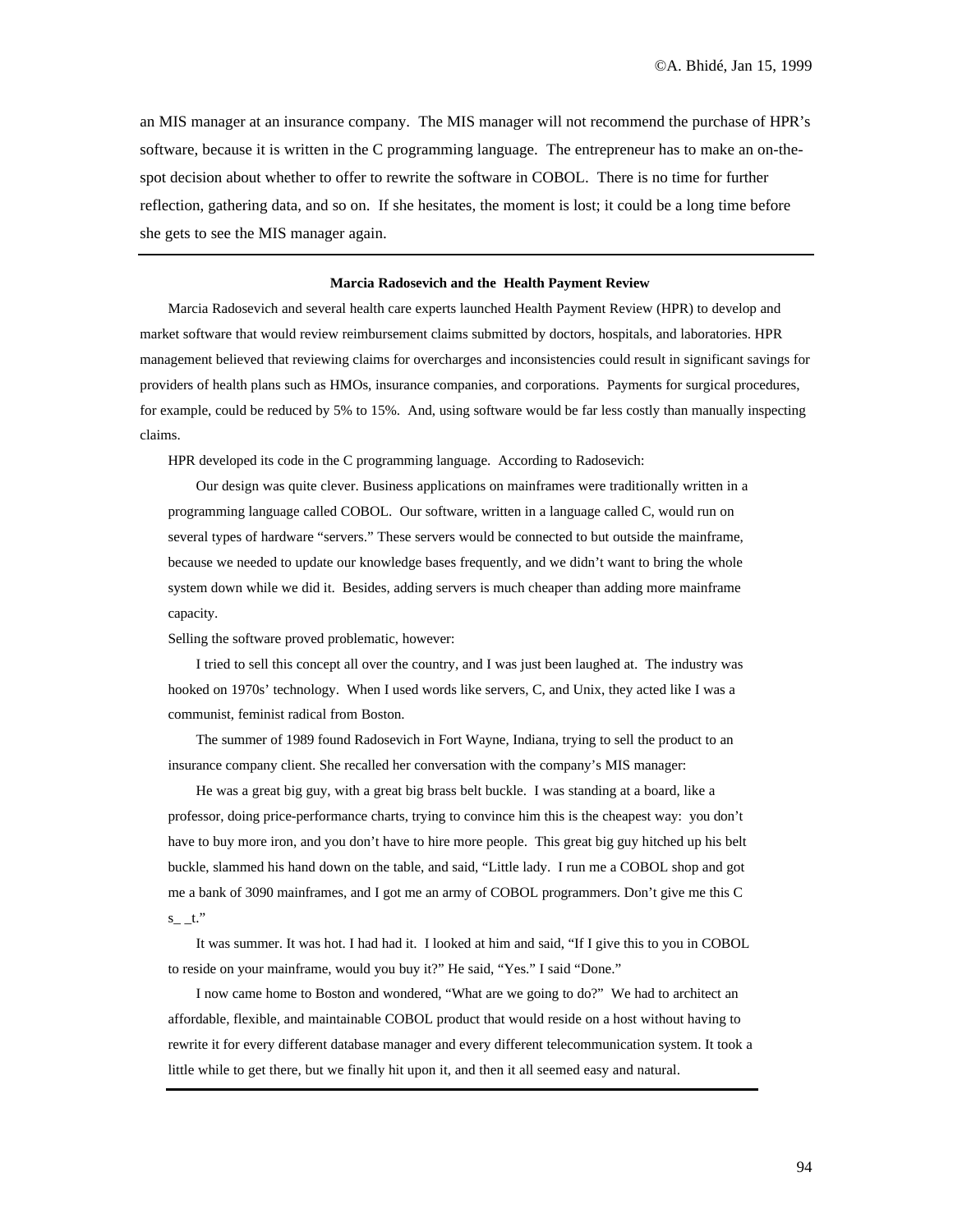an MIS manager at an insurance company. The MIS manager will not recommend the purchase of HPR's software, because it is written in the C programming language. The entrepreneur has to make an on-the-spot decision about whether to offer to rewrite the software in COBOL. There is no time for further reflection, gathering data, and so on. If she hesitates, the moment is lost; it could be a long time before she gets to see the MIS manager again.

---

**Marcia Radosevich and the Health Payment Review**

Marcia Radosevich and several health care experts launched Health Payment Review (HPR) to develop and market software that would review reimbursement claims submitted by doctors, hospitals, and laboratories. HPR management believed that reviewing claims for overcharges and inconsistencies could result in significant savings for providers of health plans such as HMOs, insurance companies, and corporations. Payments for surgical procedures, for example, could be reduced by 5% to 15%. And, using software would be far less costly than manually inspecting claims.

HPR developed its code in the C programming language. According to Radosevich:

> Our design was quite clever. Business applications on mainframes were traditionally written in a programming language called COBOL. Our software, written in a language called C, would run on several types of hardware "servers." These servers would be connected to but outside the mainframe, because we needed to update our knowledge bases frequently, and we didn't want to bring the whole system down while we did it. Besides, adding servers is much cheaper than adding more mainframe capacity.

Selling the software proved problematic, however:

> I tried to sell this concept all over the country, and I was just been laughed at. The industry was hooked on 1970s' technology. When I used words like servers, C, and Unix, they acted like I was a communist, feminist radical from Boston.
>
> The summer of 1989 found Radosevich in Fort Wayne, Indiana, trying to sell the product to an insurance company client. She recalled her conversation with the company's MIS manager:
>
> He was a great big guy, with a great big brass belt buckle. I was standing at a board, like a professor, doing price-performance charts, trying to convince him this is the cheapest way: you don't have to buy more iron, and you don't have to hire more people. This great big guy hitched up his belt buckle, slammed his hand down on the table, and said, "Little lady. I run me a COBOL shop and got me a bank of 3090 mainframes, and I got me an army of COBOL programmers. Don't give me this C s_ _t."
>
> It was summer. It was hot. I had had it. I looked at him and said, "If I give this to you in COBOL to reside on your mainframe, would you buy it?" He said, "Yes." I said "Done."
>
> I now came home to Boston and wondered, "What are we going to do?" We had to architect an affordable, flexible, and maintainable COBOL product that would reside on a host without having to rewrite it for every different database manager and every different telecommunication system. It took a little while to get there, but we finally hit upon it, and then it all seemed easy and natural.

---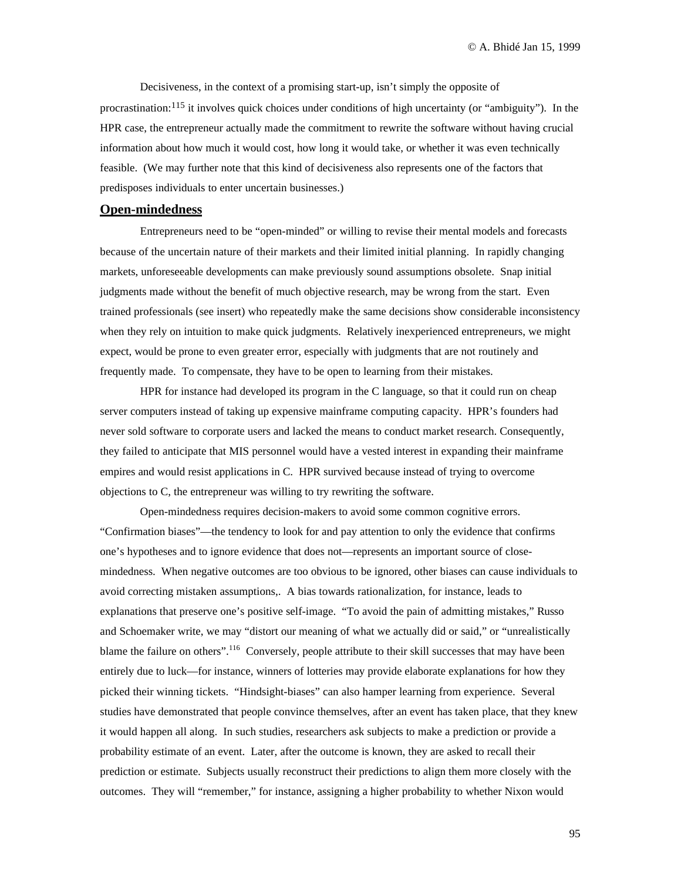Decisiveness, in the context of a promising start-up, isn't simply the opposite of procrastination:[115] it involves quick choices under conditions of high uncertainty (or "ambiguity"). In the HPR case, the entrepreneur actually made the commitment to rewrite the software without having crucial information about how much it would cost, how long it would take, or whether it was even technically feasible. (We may further note that this kind of decisiveness also represents one of the factors that predisposes individuals to enter uncertain businesses.)

## Open-mindedness

Entrepreneurs need to be "open-minded" or willing to revise their mental models and forecasts because of the uncertain nature of their markets and their limited initial planning. In rapidly changing markets, unforeseeable developments can make previously sound assumptions obsolete. Snap initial judgments made without the benefit of much objective research, may be wrong from the start. Even trained professionals (see insert) who repeatedly make the same decisions show considerable inconsistency when they rely on intuition to make quick judgments. Relatively inexperienced entrepreneurs, we might expect, would be prone to even greater error, especially with judgments that are not routinely and frequently made. To compensate, they have to be open to learning from their mistakes.

HPR for instance had developed its program in the C language, so that it could run on cheap server computers instead of taking up expensive mainframe computing capacity. HPR's founders had never sold software to corporate users and lacked the means to conduct market research. Consequently, they failed to anticipate that MIS personnel would have a vested interest in expanding their mainframe empires and would resist applications in C. HPR survived because instead of trying to overcome objections to C, the entrepreneur was willing to try rewriting the software.

Open-mindedness requires decision-makers to avoid some common cognitive errors. "Confirmation biases"—the tendency to look for and pay attention to only the evidence that confirms one's hypotheses and to ignore evidence that does not—represents an important source of close-mindedness. When negative outcomes are too obvious to be ignored, other biases can cause individuals to avoid correcting mistaken assumptions,. A bias towards rationalization, for instance, leads to explanations that preserve one's positive self-image. "To avoid the pain of admitting mistakes," Russo and Schoemaker write, we may "distort our meaning of what we actually did or said," or "unrealistically blame the failure on others".[116] Conversely, people attribute to their skill successes that may have been entirely due to luck—for instance, winners of lotteries may provide elaborate explanations for how they picked their winning tickets. "Hindsight-biases" can also hamper learning from experience. Several studies have demonstrated that people convince themselves, after an event has taken place, that they knew it would happen all along. In such studies, researchers ask subjects to make a prediction or provide a probability estimate of an event. Later, after the outcome is known, they are asked to recall their prediction or estimate. Subjects usually reconstruct their predictions to align them more closely with the outcomes. They will "remember," for instance, assigning a higher probability to whether Nixon would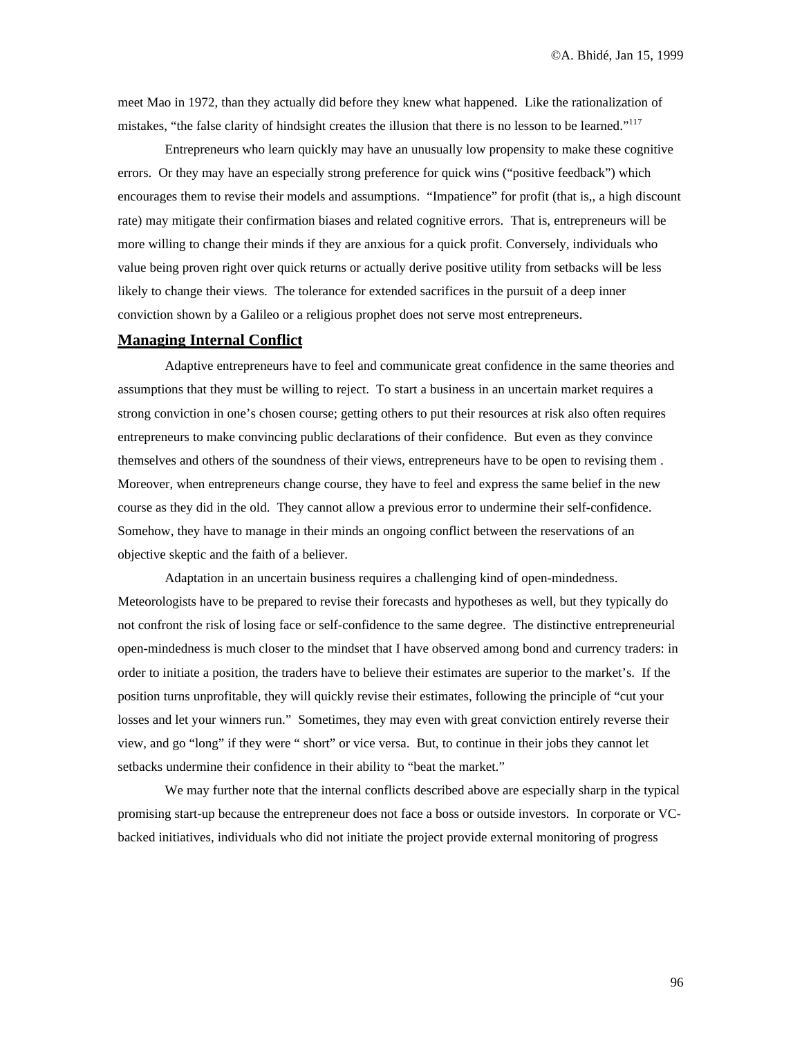meet Mao in 1972, than they actually did before they knew what happened. Like the rationalization of mistakes, "the false clarity of hindsight creates the illusion that there is no lesson to be learned."[117]

Entrepreneurs who learn quickly may have an unusually low propensity to make these cognitive errors. Or they may have an especially strong preference for quick wins ("positive feedback") which encourages them to revise their models and assumptions. "Impatience" for profit (that is,, a high discount rate) may mitigate their confirmation biases and related cognitive errors. That is, entrepreneurs will be more willing to change their minds if they are anxious for a quick profit. Conversely, individuals who value being proven right over quick returns or actually derive positive utility from setbacks will be less likely to change their views. The tolerance for extended sacrifices in the pursuit of a deep inner conviction shown by a Galileo or a religious prophet does not serve most entrepreneurs.

## Managing Internal Conflict

Adaptive entrepreneurs have to feel and communicate great confidence in the same theories and assumptions that they must be willing to reject. To start a business in an uncertain market requires a strong conviction in one's chosen course; getting others to put their resources at risk also often requires entrepreneurs to make convincing public declarations of their confidence. But even as they convince themselves and others of the soundness of their views, entrepreneurs have to be open to revising them . Moreover, when entrepreneurs change course, they have to feel and express the same belief in the new course as they did in the old. They cannot allow a previous error to undermine their self-confidence. Somehow, they have to manage in their minds an ongoing conflict between the reservations of an objective skeptic and the faith of a believer.

Adaptation in an uncertain business requires a challenging kind of open-mindedness. Meteorologists have to be prepared to revise their forecasts and hypotheses as well, but they typically do not confront the risk of losing face or self-confidence to the same degree. The distinctive entrepreneurial open-mindedness is much closer to the mindset that I have observed among bond and currency traders: in order to initiate a position, the traders have to believe their estimates are superior to the market's. If the position turns unprofitable, they will quickly revise their estimates, following the principle of "cut your losses and let your winners run." Sometimes, they may even with great conviction entirely reverse their view, and go "long" if they were " short" or vice versa. But, to continue in their jobs they cannot let setbacks undermine their confidence in their ability to "beat the market."

We may further note that the internal conflicts described above are especially sharp in the typical promising start-up because the entrepreneur does not face a boss or outside investors. In corporate or VC-backed initiatives, individuals who did not initiate the project provide external monitoring of progress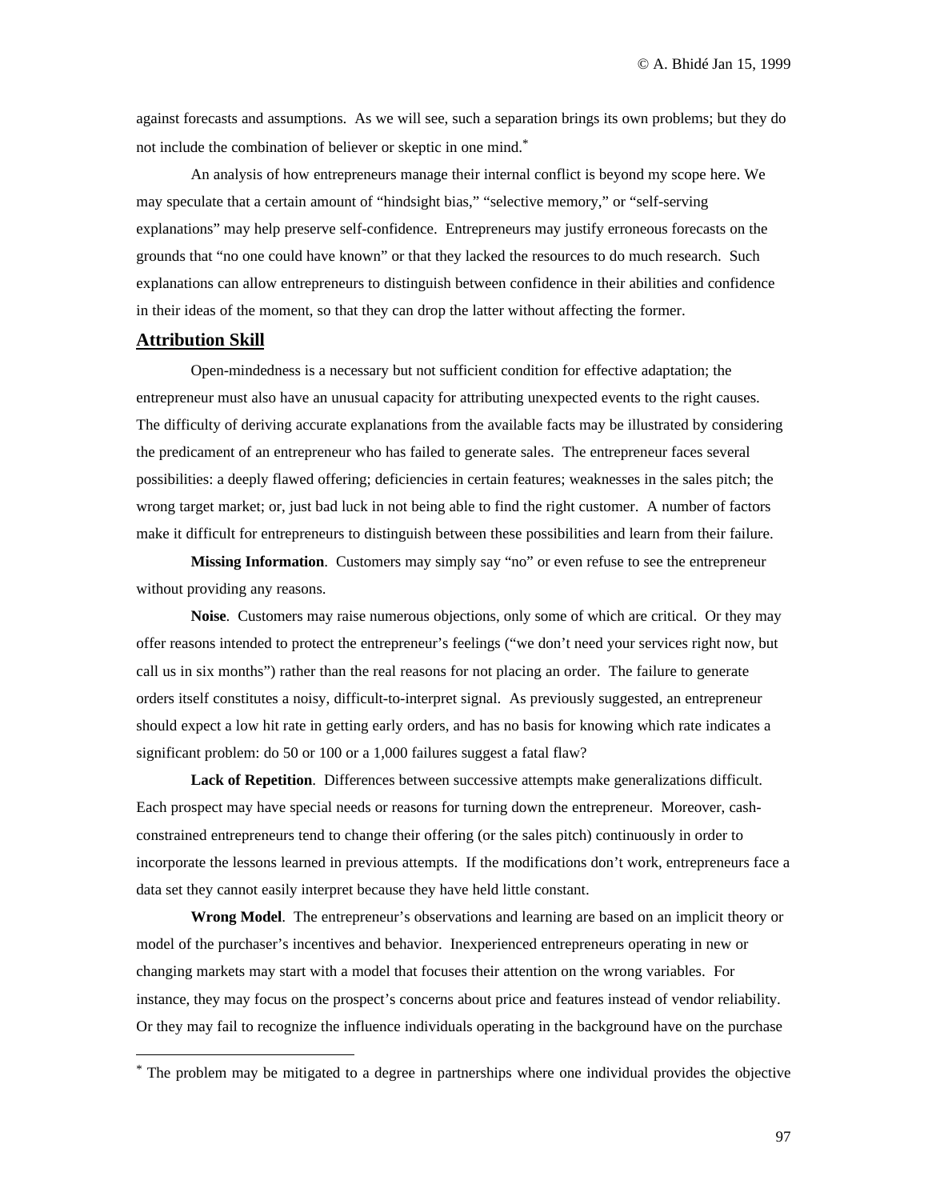against forecasts and assumptions. As we will see, such a separation brings its own problems; but they do not include the combination of believer or skeptic in one mind.*

An analysis of how entrepreneurs manage their internal conflict is beyond my scope here. We may speculate that a certain amount of "hindsight bias," "selective memory," or "self-serving explanations" may help preserve self-confidence. Entrepreneurs may justify erroneous forecasts on the grounds that "no one could have known" or that they lacked the resources to do much research. Such explanations can allow entrepreneurs to distinguish between confidence in their abilities and confidence in their ideas of the moment, so that they can drop the latter without affecting the former.

## Attribution Skill

Open-mindedness is a necessary but not sufficient condition for effective adaptation; the entrepreneur must also have an unusual capacity for attributing unexpected events to the right causes. The difficulty of deriving accurate explanations from the available facts may be illustrated by considering the predicament of an entrepreneur who has failed to generate sales. The entrepreneur faces several possibilities: a deeply flawed offering; deficiencies in certain features; weaknesses in the sales pitch; the wrong target market; or, just bad luck in not being able to find the right customer. A number of factors make it difficult for entrepreneurs to distinguish between these possibilities and learn from their failure.

**Missing Information**. Customers may simply say "no" or even refuse to see the entrepreneur without providing any reasons.

**Noise**. Customers may raise numerous objections, only some of which are critical. Or they may offer reasons intended to protect the entrepreneur's feelings ("we don't need your services right now, but call us in six months") rather than the real reasons for not placing an order. The failure to generate orders itself constitutes a noisy, difficult-to-interpret signal. As previously suggested, an entrepreneur should expect a low hit rate in getting early orders, and has no basis for knowing which rate indicates a significant problem: do 50 or 100 or a 1,000 failures suggest a fatal flaw?

**Lack of Repetition**. Differences between successive attempts make generalizations difficult. Each prospect may have special needs or reasons for turning down the entrepreneur. Moreover, cash-constrained entrepreneurs tend to change their offering (or the sales pitch) continuously in order to incorporate the lessons learned in previous attempts. If the modifications don't work, entrepreneurs face a data set they cannot easily interpret because they have held little constant.

**Wrong Model**. The entrepreneur's observations and learning are based on an implicit theory or model of the purchaser's incentives and behavior. Inexperienced entrepreneurs operating in new or changing markets may start with a model that focuses their attention on the wrong variables. For instance, they may focus on the prospect's concerns about price and features instead of vendor reliability. Or they may fail to recognize the influence individuals operating in the background have on the purchase

---

* The problem may be mitigated to a degree in partnerships where one individual provides the objective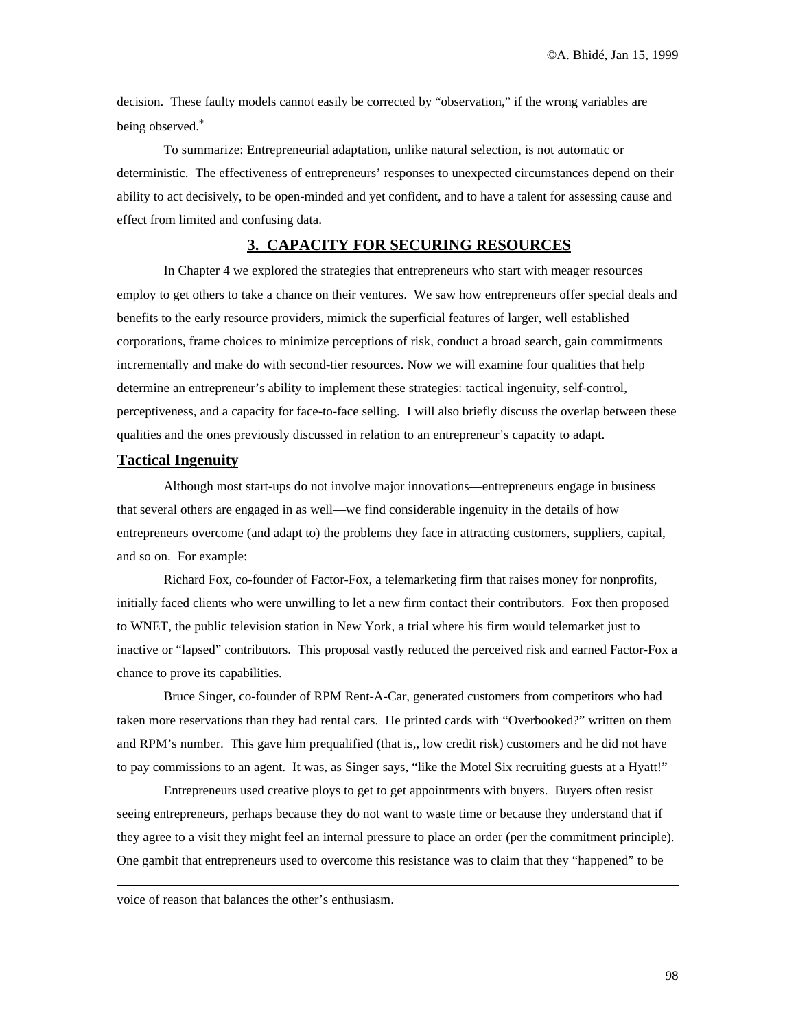decision. These faulty models cannot easily be corrected by "observation," if the wrong variables are being observed.*

To summarize: Entrepreneurial adaptation, unlike natural selection, is not automatic or deterministic. The effectiveness of entrepreneurs' responses to unexpected circumstances depend on their ability to act decisively, to be open-minded and yet confident, and to have a talent for assessing cause and effect from limited and confusing data.

## 3. CAPACITY FOR SECURING RESOURCES

In Chapter 4 we explored the strategies that entrepreneurs who start with meager resources employ to get others to take a chance on their ventures. We saw how entrepreneurs offer special deals and benefits to the early resource providers, mimick the superficial features of larger, well established corporations, frame choices to minimize perceptions of risk, conduct a broad search, gain commitments incrementally and make do with second-tier resources. Now we will examine four qualities that help determine an entrepreneur's ability to implement these strategies: tactical ingenuity, self-control, perceptiveness, and a capacity for face-to-face selling. I will also briefly discuss the overlap between these qualities and the ones previously discussed in relation to an entrepreneur's capacity to adapt.

### Tactical Ingenuity

Although most start-ups do not involve major innovations—entrepreneurs engage in business that several others are engaged in as well—we find considerable ingenuity in the details of how entrepreneurs overcome (and adapt to) the problems they face in attracting customers, suppliers, capital, and so on. For example:

Richard Fox, co-founder of Factor-Fox, a telemarketing firm that raises money for nonprofits, initially faced clients who were unwilling to let a new firm contact their contributors. Fox then proposed to WNET, the public television station in New York, a trial where his firm would telemarket just to inactive or "lapsed" contributors. This proposal vastly reduced the perceived risk and earned Factor-Fox a chance to prove its capabilities.

Bruce Singer, co-founder of RPM Rent-A-Car, generated customers from competitors who had taken more reservations than they had rental cars. He printed cards with "Overbooked?" written on them and RPM's number. This gave him prequalified (that is,, low credit risk) customers and he did not have to pay commissions to an agent. It was, as Singer says, "like the Motel Six recruiting guests at a Hyatt!"

Entrepreneurs used creative ploys to get to get appointments with buyers. Buyers often resist seeing entrepreneurs, perhaps because they do not want to waste time or because they understand that if they agree to a visit they might feel an internal pressure to place an order (per the commitment principle). One gambit that entrepreneurs used to overcome this resistance was to claim that they "happened" to be

---

voice of reason that balances the other's enthusiasm.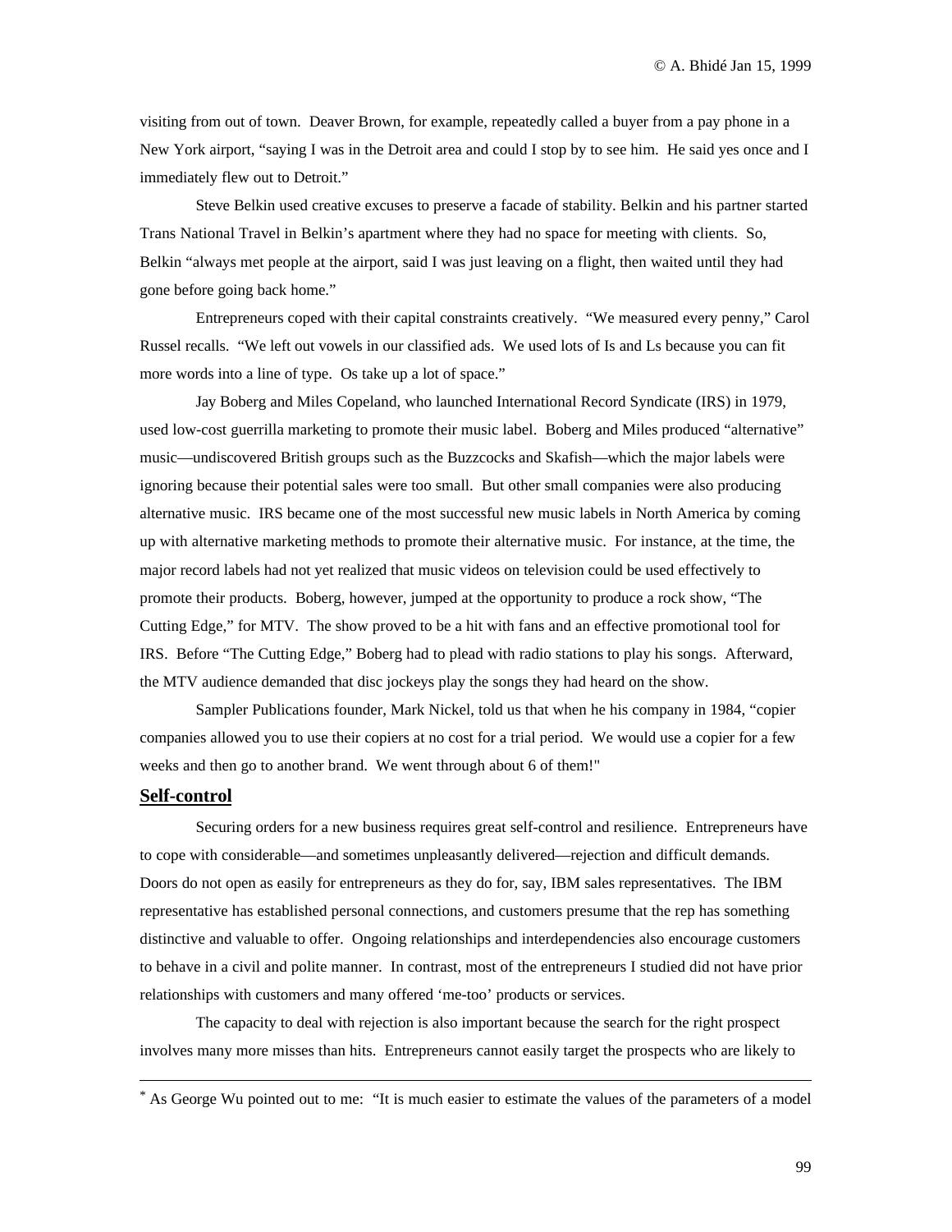visiting from out of town. Deaver Brown, for example, repeatedly called a buyer from a pay phone in a New York airport, "saying I was in the Detroit area and could I stop by to see him. He said yes once and I immediately flew out to Detroit."

Steve Belkin used creative excuses to preserve a facade of stability. Belkin and his partner started Trans National Travel in Belkin's apartment where they had no space for meeting with clients. So, Belkin "always met people at the airport, said I was just leaving on a flight, then waited until they had gone before going back home."

Entrepreneurs coped with their capital constraints creatively. "We measured every penny," Carol Russel recalls. "We left out vowels in our classified ads. We used lots of Is and Ls because you can fit more words into a line of type. Os take up a lot of space."

Jay Boberg and Miles Copeland, who launched International Record Syndicate (IRS) in 1979, used low-cost guerrilla marketing to promote their music label. Boberg and Miles produced "alternative" music—undiscovered British groups such as the Buzzcocks and Skafish—which the major labels were ignoring because their potential sales were too small. But other small companies were also producing alternative music. IRS became one of the most successful new music labels in North America by coming up with alternative marketing methods to promote their alternative music. For instance, at the time, the major record labels had not yet realized that music videos on television could be used effectively to promote their products. Boberg, however, jumped at the opportunity to produce a rock show, "The Cutting Edge," for MTV. The show proved to be a hit with fans and an effective promotional tool for IRS. Before "The Cutting Edge," Boberg had to plead with radio stations to play his songs. Afterward, the MTV audience demanded that disc jockeys play the songs they had heard on the show.

Sampler Publications founder, Mark Nickel, told us that when he his company in 1984, "copier companies allowed you to use their copiers at no cost for a trial period. We would use a copier for a few weeks and then go to another brand. We went through about 6 of them!"

## Self-control

Securing orders for a new business requires great self-control and resilience. Entrepreneurs have to cope with considerable—and sometimes unpleasantly delivered—rejection and difficult demands. Doors do not open as easily for entrepreneurs as they do for, say, IBM sales representatives. The IBM representative has established personal connections, and customers presume that the rep has something distinctive and valuable to offer. Ongoing relationships and interdependencies also encourage customers to behave in a civil and polite manner. In contrast, most of the entrepreneurs I studied did not have prior relationships with customers and many offered 'me-too' products or services.

The capacity to deal with rejection is also important because the search for the right prospect involves many more misses than hits. Entrepreneurs cannot easily target the prospects who are likely to

---

[*] As George Wu pointed out to me: "It is much easier to estimate the values of the parameters of a model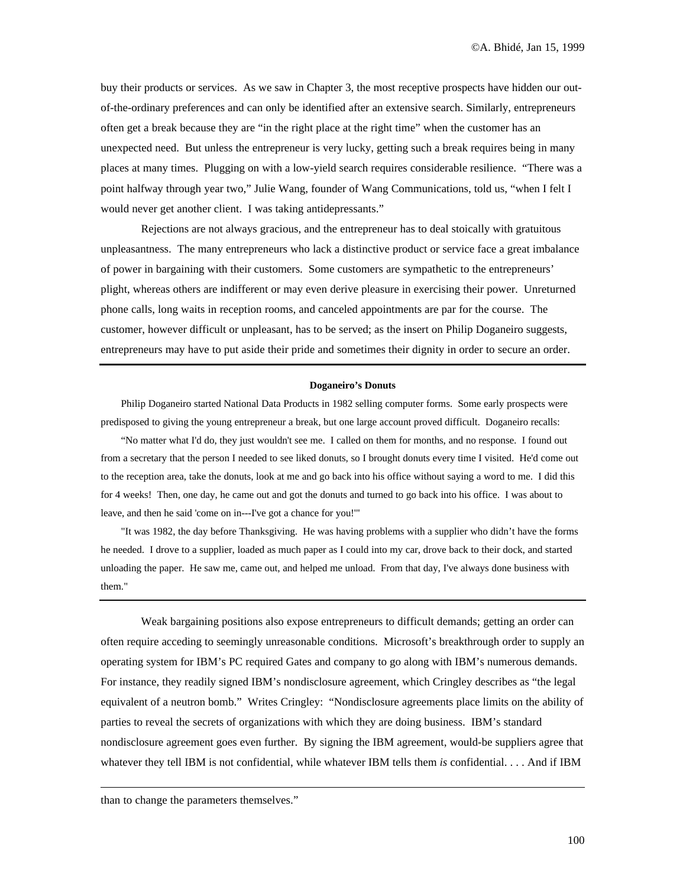buy their products or services. As we saw in Chapter 3, the most receptive prospects have hidden our out-of-the-ordinary preferences and can only be identified after an extensive search. Similarly, entrepreneurs often get a break because they are "in the right place at the right time" when the customer has an unexpected need. But unless the entrepreneur is very lucky, getting such a break requires being in many places at many times. Plugging on with a low-yield search requires considerable resilience. "There was a point halfway through year two," Julie Wang, founder of Wang Communications, told us, "when I felt I would never get another client. I was taking antidepressants."

Rejections are not always gracious, and the entrepreneur has to deal stoically with gratuitous unpleasantness. The many entrepreneurs who lack a distinctive product or service face a great imbalance of power in bargaining with their customers. Some customers are sympathetic to the entrepreneurs' plight, whereas others are indifferent or may even derive pleasure in exercising their power. Unreturned phone calls, long waits in reception rooms, and canceled appointments are par for the course. The customer, however difficult or unpleasant, has to be served; as the insert on Philip Doganeiro suggests, entrepreneurs may have to put aside their pride and sometimes their dignity in order to secure an order.

---

**Doganeiro's Donuts**

Philip Doganeiro started National Data Products in 1982 selling computer forms. Some early prospects were predisposed to giving the young entrepreneur a break, but one large account proved difficult. Doganeiro recalls:

"No matter what I'd do, they just wouldn't see me. I called on them for months, and no response. I found out from a secretary that the person I needed to see liked donuts, so I brought donuts every time I visited. He'd come out to the reception area, take the donuts, look at me and go back into his office without saying a word to me. I did this for 4 weeks! Then, one day, he came out and got the donuts and turned to go back into his office. I was about to leave, and then he said 'come on in---I've got a chance for you!'"

"It was 1982, the day before Thanksgiving. He was having problems with a supplier who didn't have the forms he needed. I drove to a supplier, loaded as much paper as I could into my car, drove back to their dock, and started unloading the paper. He saw me, came out, and helped me unload. From that day, I've always done business with them."

---

Weak bargaining positions also expose entrepreneurs to difficult demands; getting an order can often require acceding to seemingly unreasonable conditions. Microsoft's breakthrough order to supply an operating system for IBM's PC required Gates and company to go along with IBM's numerous demands. For instance, they readily signed IBM's nondisclosure agreement, which Cringley describes as "the legal equivalent of a neutron bomb." Writes Cringley: "Nondisclosure agreements place limits on the ability of parties to reveal the secrets of organizations with which they are doing business. IBM's standard nondisclosure agreement goes even further. By signing the IBM agreement, would-be suppliers agree that whatever they tell IBM is not confidential, while whatever IBM tells them *is* confidential. . . . And if IBM

---

than to change the parameters themselves."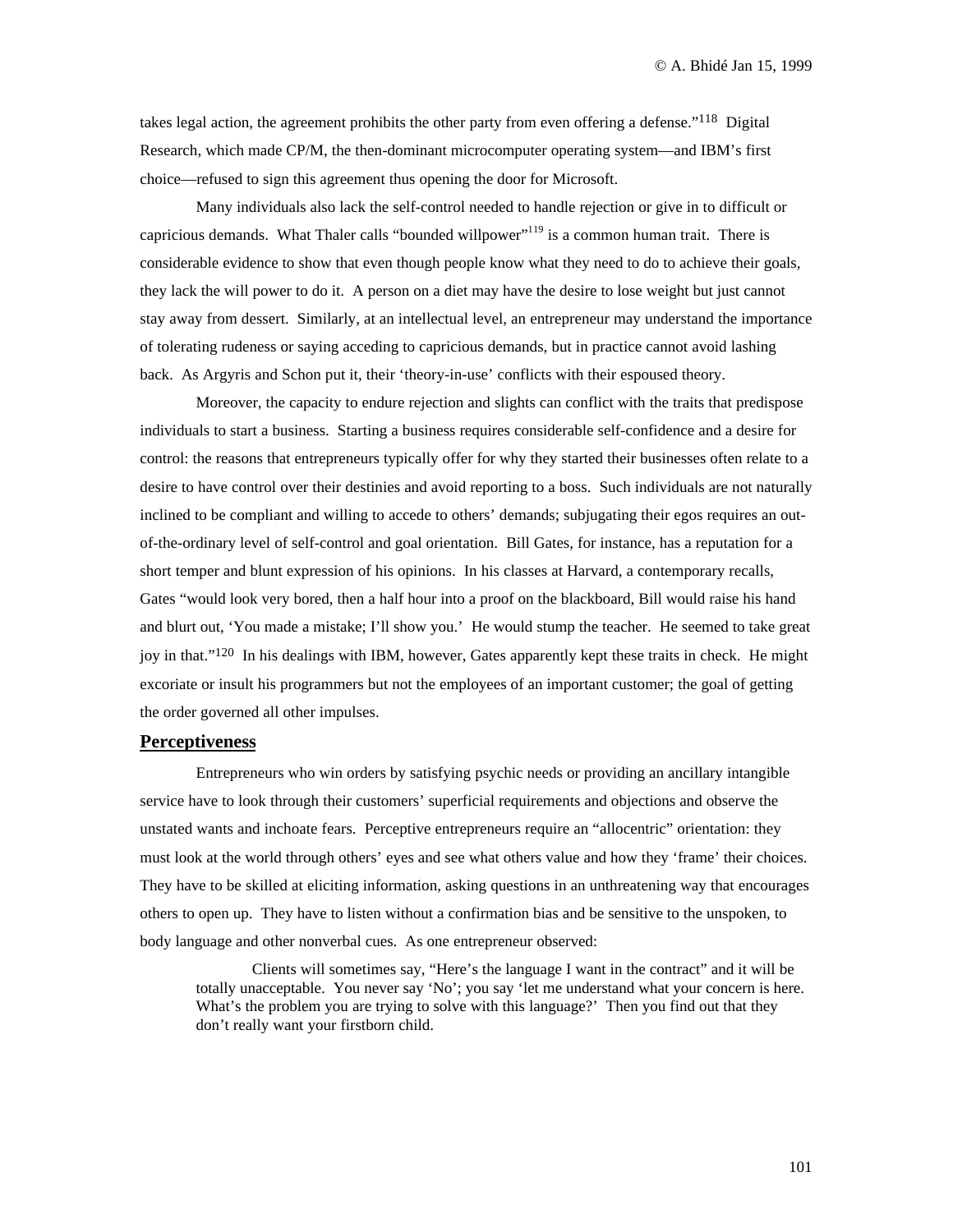takes legal action, the agreement prohibits the other party from even offering a defense."[118] Digital Research, which made CP/M, the then-dominant microcomputer operating system—and IBM's first choice—refused to sign this agreement thus opening the door for Microsoft.

Many individuals also lack the self-control needed to handle rejection or give in to difficult or capricious demands. What Thaler calls "bounded willpower"[119] is a common human trait. There is considerable evidence to show that even though people know what they need to do to achieve their goals, they lack the will power to do it. A person on a diet may have the desire to lose weight but just cannot stay away from dessert. Similarly, at an intellectual level, an entrepreneur may understand the importance of tolerating rudeness or saying acceding to capricious demands, but in practice cannot avoid lashing back. As Argyris and Schon put it, their 'theory-in-use' conflicts with their espoused theory.

Moreover, the capacity to endure rejection and slights can conflict with the traits that predispose individuals to start a business. Starting a business requires considerable self-confidence and a desire for control: the reasons that entrepreneurs typically offer for why they started their businesses often relate to a desire to have control over their destinies and avoid reporting to a boss. Such individuals are not naturally inclined to be compliant and willing to accede to others' demands; subjugating their egos requires an out-of-the-ordinary level of self-control and goal orientation. Bill Gates, for instance, has a reputation for a short temper and blunt expression of his opinions. In his classes at Harvard, a contemporary recalls, Gates "would look very bored, then a half hour into a proof on the blackboard, Bill would raise his hand and blurt out, 'You made a mistake; I'll show you.' He would stump the teacher. He seemed to take great joy in that."[120] In his dealings with IBM, however, Gates apparently kept these traits in check. He might excoriate or insult his programmers but not the employees of an important customer; the goal of getting the order governed all other impulses.

## Perceptiveness

Entrepreneurs who win orders by satisfying psychic needs or providing an ancillary intangible service have to look through their customers' superficial requirements and objections and observe the unstated wants and inchoate fears. Perceptive entrepreneurs require an "allocentric" orientation: they must look at the world through others' eyes and see what others value and how they 'frame' their choices. They have to be skilled at eliciting information, asking questions in an unthreatening way that encourages others to open up. They have to listen without a confirmation bias and be sensitive to the unspoken, to body language and other nonverbal cues. As one entrepreneur observed:

> Clients will sometimes say, "Here's the language I want in the contract" and it will be totally unacceptable. You never say 'No'; you say 'let me understand what your concern is here. What's the problem you are trying to solve with this language?' Then you find out that they don't really want your firstborn child.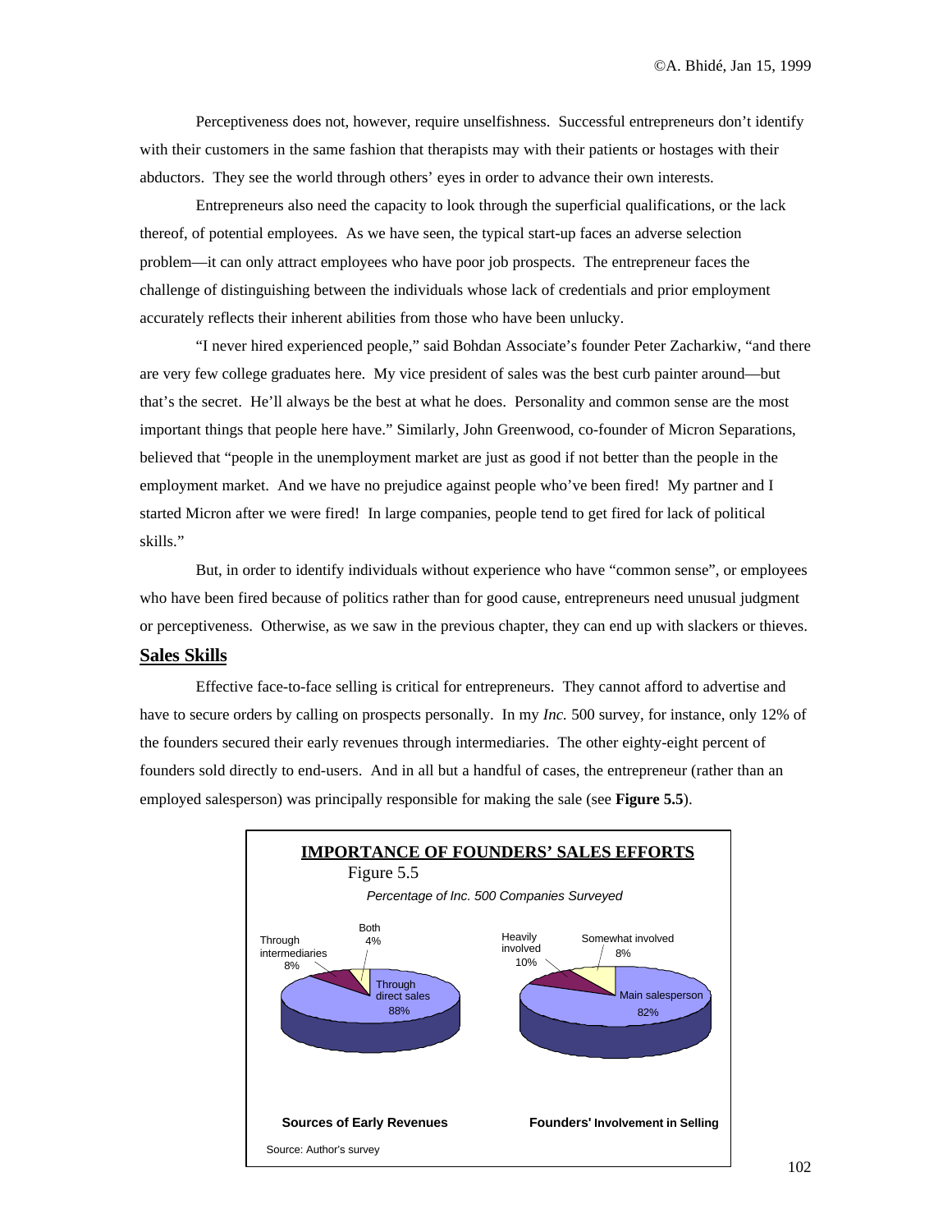Perceptiveness does not, however, require unselfishness. Successful entrepreneurs don't identify with their customers in the same fashion that therapists may with their patients or hostages with their abductors. They see the world through others' eyes in order to advance their own interests.

Entrepreneurs also need the capacity to look through the superficial qualifications, or the lack thereof, of potential employees. As we have seen, the typical start-up faces an adverse selection problem—it can only attract employees who have poor job prospects. The entrepreneur faces the challenge of distinguishing between the individuals whose lack of credentials and prior employment accurately reflects their inherent abilities from those who have been unlucky.

"I never hired experienced people," said Bohdan Associate's founder Peter Zacharkiw, "and there are very few college graduates here. My vice president of sales was the best curb painter around—but that's the secret. He'll always be the best at what he does. Personality and common sense are the most important things that people here have." Similarly, John Greenwood, co-founder of Micron Separations, believed that "people in the unemployment market are just as good if not better than the people in the employment market. And we have no prejudice against people who've been fired! My partner and I started Micron after we were fired! In large companies, people tend to get fired for lack of political skills."

But, in order to identify individuals without experience who have "common sense", or employees who have been fired because of politics rather than for good cause, entrepreneurs need unusual judgment or perceptiveness. Otherwise, as we saw in the previous chapter, they can end up with slackers or thieves.

## Sales Skills

Effective face-to-face selling is critical for entrepreneurs. They cannot afford to advertise and have to secure orders by calling on prospects personally. In my *Inc.* 500 survey, for instance, only 12% of the founders secured their early revenues through intermediaries. The other eighty-eight percent of founders sold directly to end-users. And in all but a handful of cases, the entrepreneur (rather than an employed salesperson) was principally responsible for making the sale (see **Figure 5.5**).

**IMPORTANCE OF FOUNDERS' SALES EFFORTS**

Figure 5.5

*Percentage of Inc. 500 Companies Surveyed*

| Sources of Early Revenues | % |
|---|---|
| Through direct sales | 88% |
| Through intermediaries | 8% |
| Both | 4% |

| Founders' Involvement in Selling | % |
|---|---|
| Main salesperson | 82% |
| Heavily involved | 10% |
| Somewhat involved | 8% |

Source: Author's survey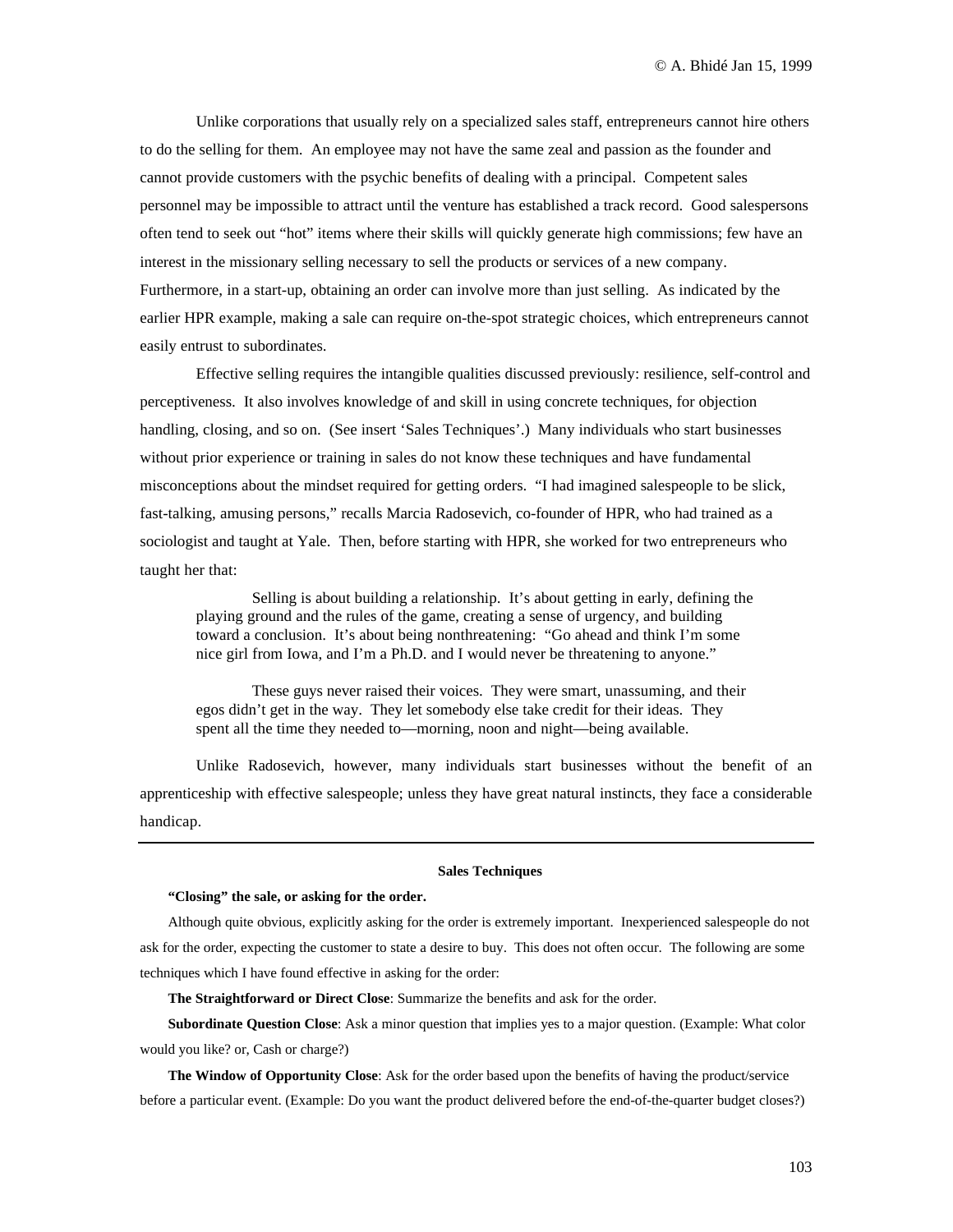Unlike corporations that usually rely on a specialized sales staff, entrepreneurs cannot hire others to do the selling for them. An employee may not have the same zeal and passion as the founder and cannot provide customers with the psychic benefits of dealing with a principal. Competent sales personnel may be impossible to attract until the venture has established a track record. Good salespersons often tend to seek out "hot" items where their skills will quickly generate high commissions; few have an interest in the missionary selling necessary to sell the products or services of a new company. Furthermore, in a start-up, obtaining an order can involve more than just selling. As indicated by the earlier HPR example, making a sale can require on-the-spot strategic choices, which entrepreneurs cannot easily entrust to subordinates.

Effective selling requires the intangible qualities discussed previously: resilience, self-control and perceptiveness. It also involves knowledge of and skill in using concrete techniques, for objection handling, closing, and so on. (See insert 'Sales Techniques'.) Many individuals who start businesses without prior experience or training in sales do not know these techniques and have fundamental misconceptions about the mindset required for getting orders. "I had imagined salespeople to be slick, fast-talking, amusing persons," recalls Marcia Radosevich, co-founder of HPR, who had trained as a sociologist and taught at Yale. Then, before starting with HPR, she worked for two entrepreneurs who taught her that:

> Selling is about building a relationship. It's about getting in early, defining the playing ground and the rules of the game, creating a sense of urgency, and building toward a conclusion. It's about being nonthreatening: "Go ahead and think I'm some nice girl from Iowa, and I'm a Ph.D. and I would never be threatening to anyone."
>
> These guys never raised their voices. They were smart, unassuming, and their egos didn't get in the way. They let somebody else take credit for their ideas. They spent all the time they needed to—morning, noon and night—being available.

Unlike Radosevich, however, many individuals start businesses without the benefit of an apprenticeship with effective salespeople; unless they have great natural instincts, they face a considerable handicap.

---

### Sales Techniques

**"Closing" the sale, or asking for the order.**

Although quite obvious, explicitly asking for the order is extremely important. Inexperienced salespeople do not ask for the order, expecting the customer to state a desire to buy. This does not often occur. The following are some techniques which I have found effective in asking for the order:

**The Straightforward or Direct Close**: Summarize the benefits and ask for the order.

**Subordinate Question Close**: Ask a minor question that implies yes to a major question. (Example: What color would you like? or, Cash or charge?)

**The Window of Opportunity Close**: Ask for the order based upon the benefits of having the product/service before a particular event. (Example: Do you want the product delivered before the end-of-the-quarter budget closes?)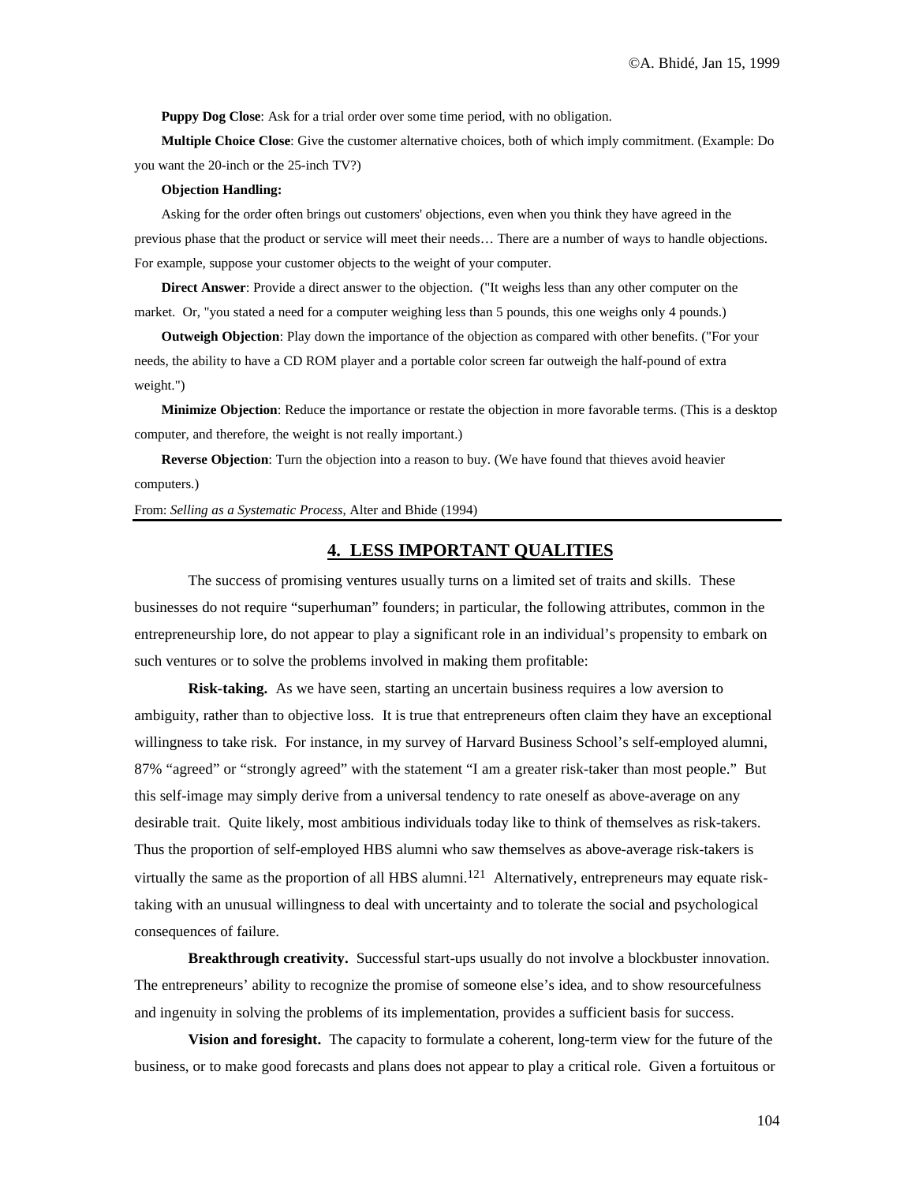**Puppy Dog Close**: Ask for a trial order over some time period, with no obligation.

**Multiple Choice Close**: Give the customer alternative choices, both of which imply commitment. (Example: Do you want the 20-inch or the 25-inch TV?)

**Objection Handling:**

Asking for the order often brings out customers' objections, even when you think they have agreed in the previous phase that the product or service will meet their needs… There are a number of ways to handle objections. For example, suppose your customer objects to the weight of your computer.

**Direct Answer**: Provide a direct answer to the objection. ("It weighs less than any other computer on the market. Or, "you stated a need for a computer weighing less than 5 pounds, this one weighs only 4 pounds.)

**Outweigh Objection**: Play down the importance of the objection as compared with other benefits. ("For your needs, the ability to have a CD ROM player and a portable color screen far outweigh the half-pound of extra weight.")

**Minimize Objection**: Reduce the importance or restate the objection in more favorable terms. (This is a desktop computer, and therefore, the weight is not really important.)

**Reverse Objection**: Turn the objection into a reason to buy. (We have found that thieves avoid heavier computers.)

From: *Selling as a Systematic Process*, Alter and Bhide (1994)

## 4. LESS IMPORTANT QUALITIES

The success of promising ventures usually turns on a limited set of traits and skills. These businesses do not require "superhuman" founders; in particular, the following attributes, common in the entrepreneurship lore, do not appear to play a significant role in an individual's propensity to embark on such ventures or to solve the problems involved in making them profitable:

**Risk-taking.** As we have seen, starting an uncertain business requires a low aversion to ambiguity, rather than to objective loss. It is true that entrepreneurs often claim they have an exceptional willingness to take risk. For instance, in my survey of Harvard Business School's self-employed alumni, 87% "agreed" or "strongly agreed" with the statement "I am a greater risk-taker than most people." But this self-image may simply derive from a universal tendency to rate oneself as above-average on any desirable trait. Quite likely, most ambitious individuals today like to think of themselves as risk-takers. Thus the proportion of self-employed HBS alumni who saw themselves as above-average risk-takers is virtually the same as the proportion of all HBS alumni.[121] Alternatively, entrepreneurs may equate risk-taking with an unusual willingness to deal with uncertainty and to tolerate the social and psychological consequences of failure.

**Breakthrough creativity.** Successful start-ups usually do not involve a blockbuster innovation. The entrepreneurs' ability to recognize the promise of someone else's idea, and to show resourcefulness and ingenuity in solving the problems of its implementation, provides a sufficient basis for success.

**Vision and foresight.** The capacity to formulate a coherent, long-term view for the future of the business, or to make good forecasts and plans does not appear to play a critical role. Given a fortuitous or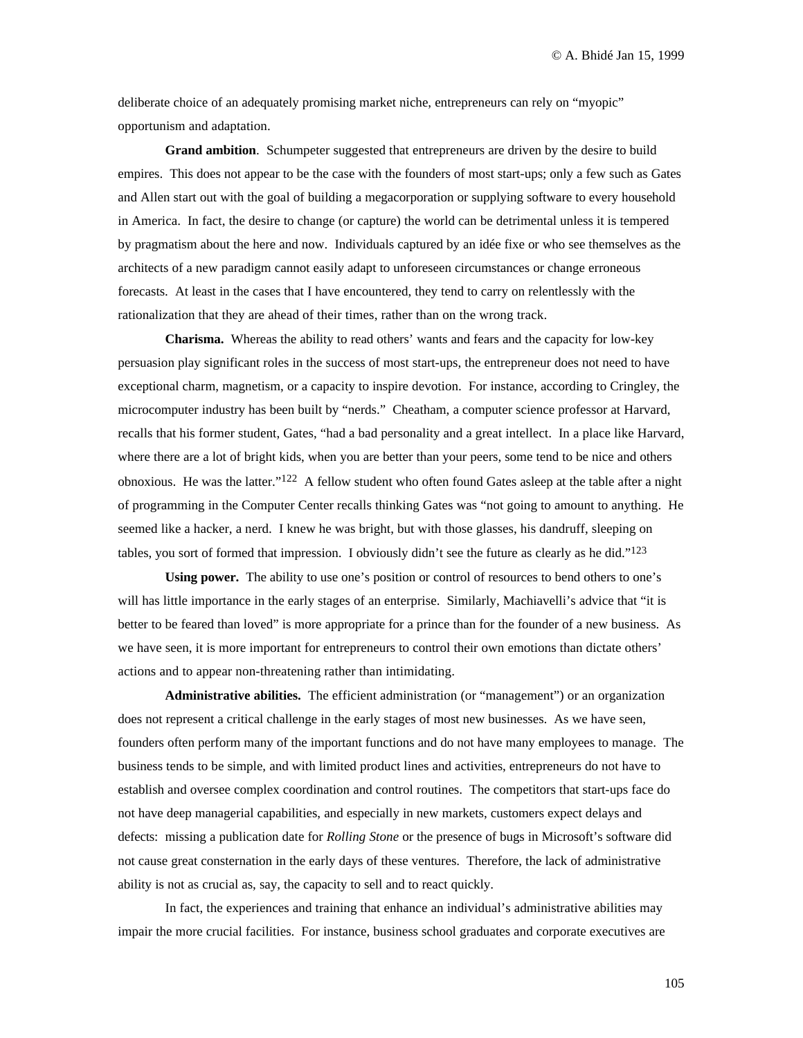deliberate choice of an adequately promising market niche, entrepreneurs can rely on "myopic" opportunism and adaptation.

**Grand ambition**. Schumpeter suggested that entrepreneurs are driven by the desire to build empires. This does not appear to be the case with the founders of most start-ups; only a few such as Gates and Allen start out with the goal of building a megacorporation or supplying software to every household in America. In fact, the desire to change (or capture) the world can be detrimental unless it is tempered by pragmatism about the here and now. Individuals captured by an idée fixe or who see themselves as the architects of a new paradigm cannot easily adapt to unforeseen circumstances or change erroneous forecasts. At least in the cases that I have encountered, they tend to carry on relentlessly with the rationalization that they are ahead of their times, rather than on the wrong track.

**Charisma.** Whereas the ability to read others' wants and fears and the capacity for low-key persuasion play significant roles in the success of most start-ups, the entrepreneur does not need to have exceptional charm, magnetism, or a capacity to inspire devotion. For instance, according to Cringley, the microcomputer industry has been built by "nerds." Cheatham, a computer science professor at Harvard, recalls that his former student, Gates, "had a bad personality and a great intellect. In a place like Harvard, where there are a lot of bright kids, when you are better than your peers, some tend to be nice and others obnoxious. He was the latter."[122] A fellow student who often found Gates asleep at the table after a night of programming in the Computer Center recalls thinking Gates was "not going to amount to anything. He seemed like a hacker, a nerd. I knew he was bright, but with those glasses, his dandruff, sleeping on tables, you sort of formed that impression. I obviously didn't see the future as clearly as he did."[123]

**Using power.** The ability to use one's position or control of resources to bend others to one's will has little importance in the early stages of an enterprise. Similarly, Machiavelli's advice that "it is better to be feared than loved" is more appropriate for a prince than for the founder of a new business. As we have seen, it is more important for entrepreneurs to control their own emotions than dictate others' actions and to appear non-threatening rather than intimidating.

**Administrative abilities.** The efficient administration (or "management") or an organization does not represent a critical challenge in the early stages of most new businesses. As we have seen, founders often perform many of the important functions and do not have many employees to manage. The business tends to be simple, and with limited product lines and activities, entrepreneurs do not have to establish and oversee complex coordination and control routines. The competitors that start-ups face do not have deep managerial capabilities, and especially in new markets, customers expect delays and defects: missing a publication date for *Rolling Stone* or the presence of bugs in Microsoft's software did not cause great consternation in the early days of these ventures. Therefore, the lack of administrative ability is not as crucial as, say, the capacity to sell and to react quickly.

In fact, the experiences and training that enhance an individual's administrative abilities may impair the more crucial facilities. For instance, business school graduates and corporate executives are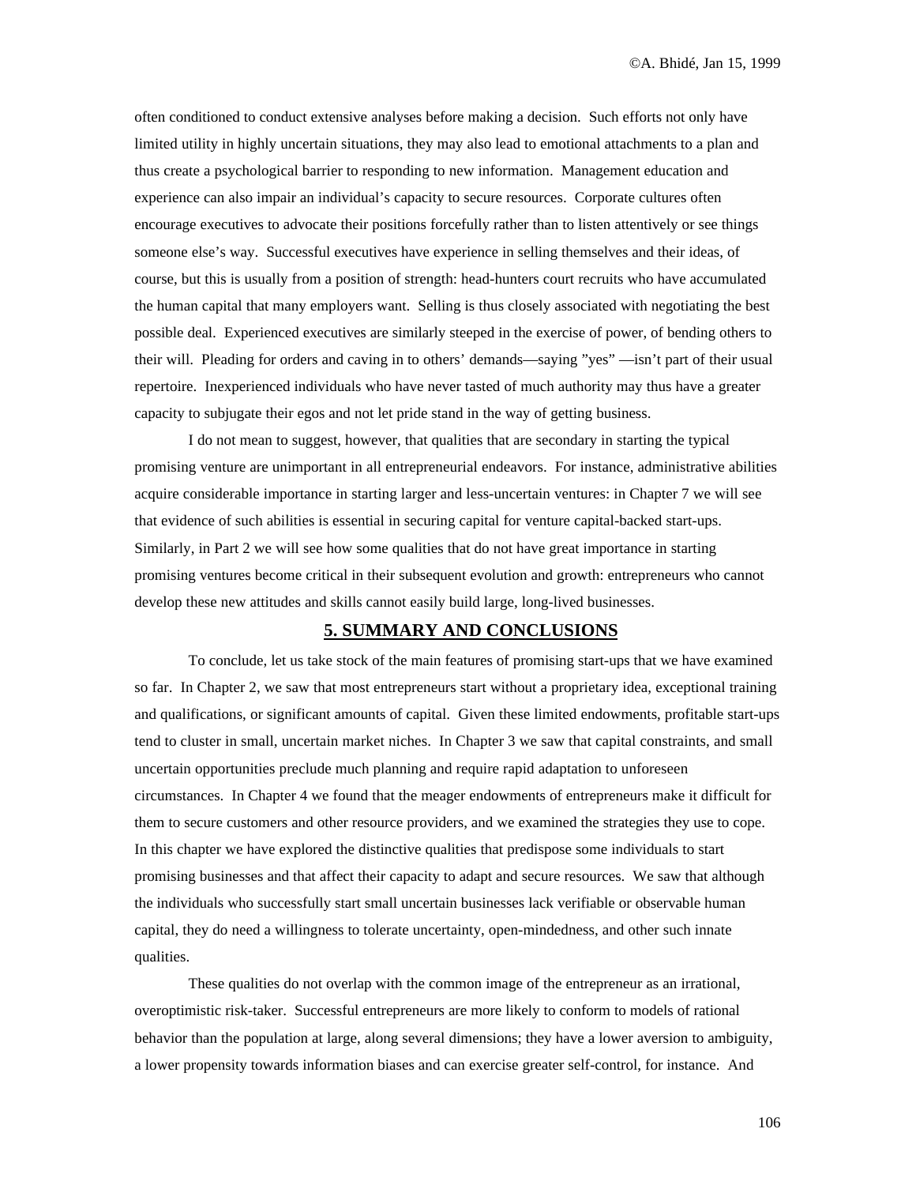often conditioned to conduct extensive analyses before making a decision. Such efforts not only have limited utility in highly uncertain situations, they may also lead to emotional attachments to a plan and thus create a psychological barrier to responding to new information. Management education and experience can also impair an individual's capacity to secure resources. Corporate cultures often encourage executives to advocate their positions forcefully rather than to listen attentively or see things someone else's way. Successful executives have experience in selling themselves and their ideas, of course, but this is usually from a position of strength: head-hunters court recruits who have accumulated the human capital that many employers want. Selling is thus closely associated with negotiating the best possible deal. Experienced executives are similarly steeped in the exercise of power, of bending others to their will. Pleading for orders and caving in to others' demands—saying "yes" —isn't part of their usual repertoire. Inexperienced individuals who have never tasted of much authority may thus have a greater capacity to subjugate their egos and not let pride stand in the way of getting business.

I do not mean to suggest, however, that qualities that are secondary in starting the typical promising venture are unimportant in all entrepreneurial endeavors. For instance, administrative abilities acquire considerable importance in starting larger and less-uncertain ventures: in Chapter 7 we will see that evidence of such abilities is essential in securing capital for venture capital-backed start-ups. Similarly, in Part 2 we will see how some qualities that do not have great importance in starting promising ventures become critical in their subsequent evolution and growth: entrepreneurs who cannot develop these new attitudes and skills cannot easily build large, long-lived businesses.

## 5. SUMMARY AND CONCLUSIONS

To conclude, let us take stock of the main features of promising start-ups that we have examined so far. In Chapter 2, we saw that most entrepreneurs start without a proprietary idea, exceptional training and qualifications, or significant amounts of capital. Given these limited endowments, profitable start-ups tend to cluster in small, uncertain market niches. In Chapter 3 we saw that capital constraints, and small uncertain opportunities preclude much planning and require rapid adaptation to unforeseen circumstances. In Chapter 4 we found that the meager endowments of entrepreneurs make it difficult for them to secure customers and other resource providers, and we examined the strategies they use to cope. In this chapter we have explored the distinctive qualities that predispose some individuals to start promising businesses and that affect their capacity to adapt and secure resources. We saw that although the individuals who successfully start small uncertain businesses lack verifiable or observable human capital, they do need a willingness to tolerate uncertainty, open-mindedness, and other such innate qualities.

These qualities do not overlap with the common image of the entrepreneur as an irrational, overoptimistic risk-taker. Successful entrepreneurs are more likely to conform to models of rational behavior than the population at large, along several dimensions; they have a lower aversion to ambiguity, a lower propensity towards information biases and can exercise greater self-control, for instance. And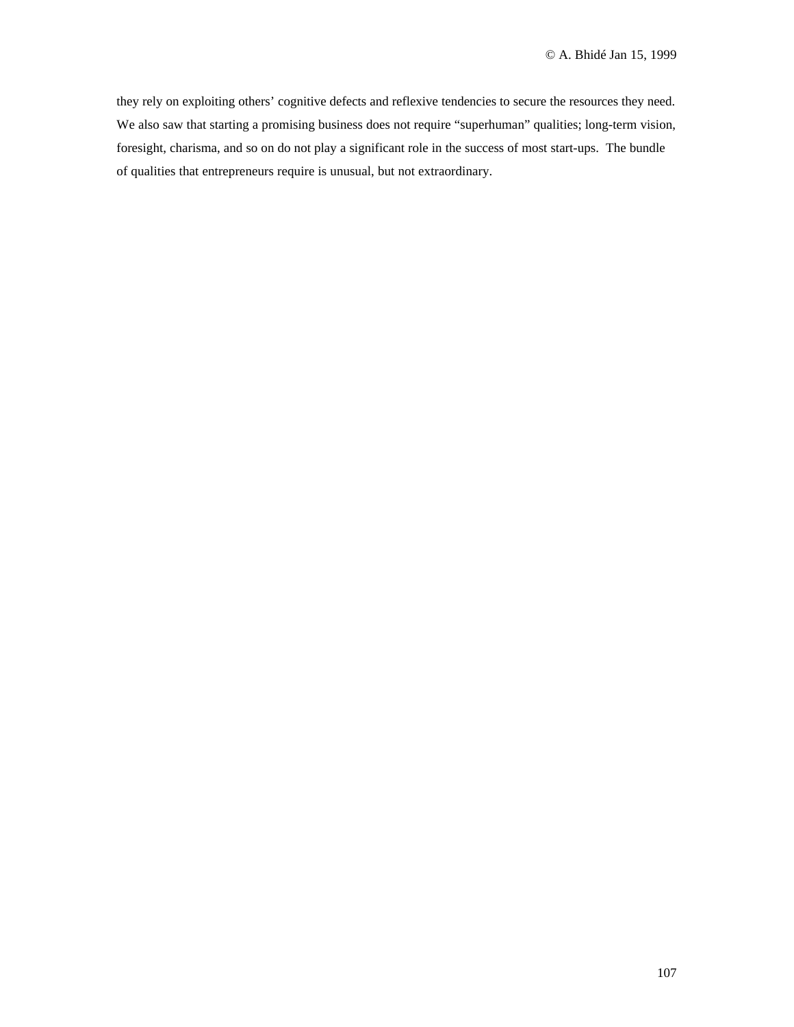they rely on exploiting others' cognitive defects and reflexive tendencies to secure the resources they need. We also saw that starting a promising business does not require "superhuman" qualities; long-term vision, foresight, charisma, and so on do not play a significant role in the success of most start-ups. The bundle of qualities that entrepreneurs require is unusual, but not extraordinary.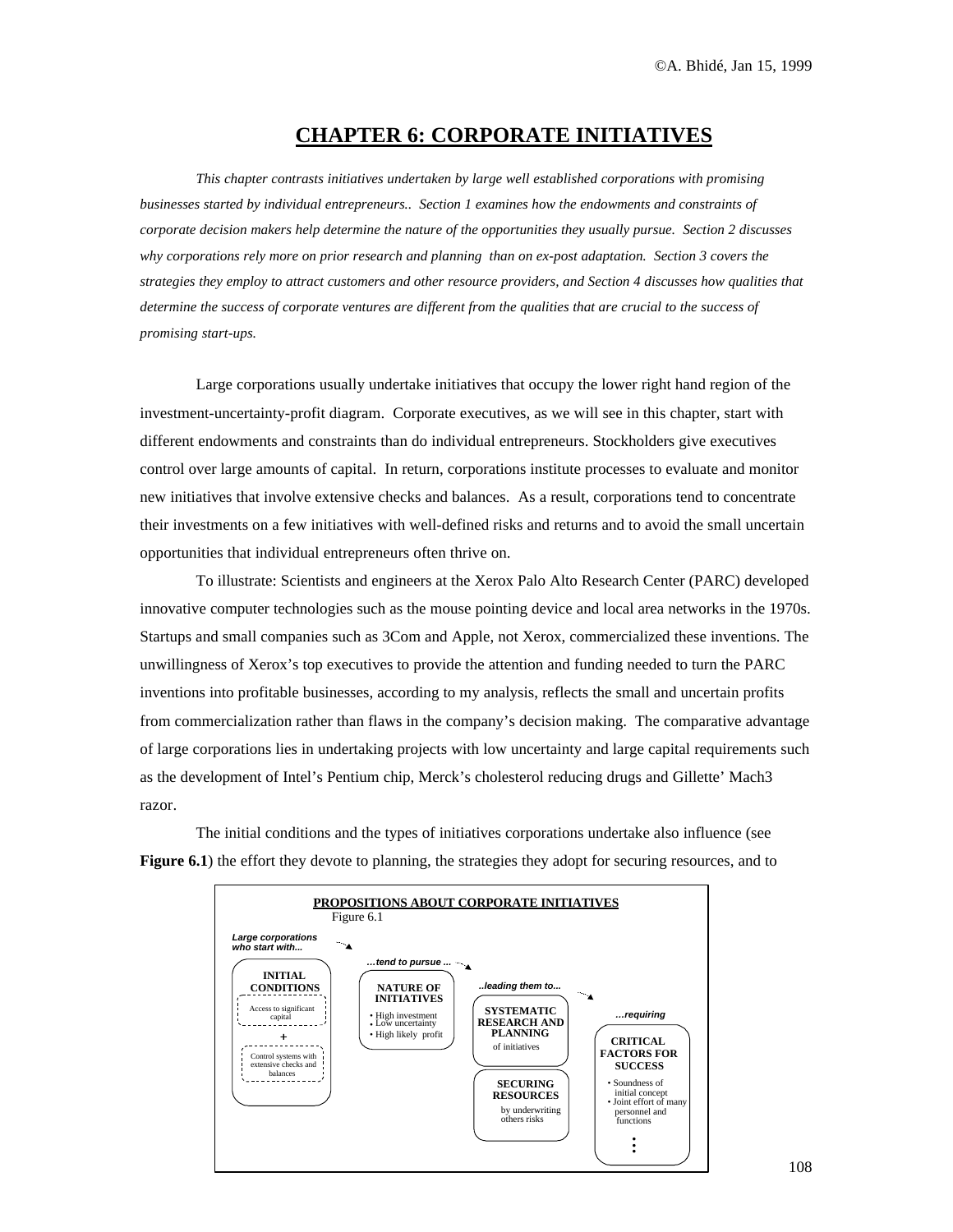# CHAPTER 6: CORPORATE INITIATIVES

*This chapter contrasts initiatives undertaken by large well established corporations with promising businesses started by individual entrepreneurs.. Section 1 examines how the endowments and constraints of corporate decision makers help determine the nature of the opportunities they usually pursue. Section 2 discusses why corporations rely more on prior research and planning than on ex-post adaptation. Section 3 covers the strategies they employ to attract customers and other resource providers, and Section 4 discusses how qualities that determine the success of corporate ventures are different from the qualities that are crucial to the success of promising start-ups.*

Large corporations usually undertake initiatives that occupy the lower right hand region of the investment-uncertainty-profit diagram. Corporate executives, as we will see in this chapter, start with different endowments and constraints than do individual entrepreneurs. Stockholders give executives control over large amounts of capital. In return, corporations institute processes to evaluate and monitor new initiatives that involve extensive checks and balances. As a result, corporations tend to concentrate their investments on a few initiatives with well-defined risks and returns and to avoid the small uncertain opportunities that individual entrepreneurs often thrive on.

To illustrate: Scientists and engineers at the Xerox Palo Alto Research Center (PARC) developed innovative computer technologies such as the mouse pointing device and local area networks in the 1970s. Startups and small companies such as 3Com and Apple, not Xerox, commercialized these inventions. The unwillingness of Xerox's top executives to provide the attention and funding needed to turn the PARC inventions into profitable businesses, according to my analysis, reflects the small and uncertain profits from commercialization rather than flaws in the company's decision making. The comparative advantage of large corporations lies in undertaking projects with low uncertainty and large capital requirements such as the development of Intel's Pentium chip, Merck's cholesterol reducing drugs and Gillette' Mach3 razor.

The initial conditions and the types of initiatives corporations undertake also influence (see **Figure 6.1**) the effort they devote to planning, the strategies they adopt for securing resources, and to

**PROPOSITIONS ABOUT CORPORATE INITIATIVES**

Figure 6.1

*Large corporations who start with...*

**INITIAL CONDITIONS**
- Access to significant capital
- +
- Control systems with extensive checks and balances

*...tend to pursue ...*

**NATURE OF INITIATIVES**
- High investment
- Low uncertainty
- High likely profit

*..leading them to...*

**SYSTEMATIC RESEARCH AND PLANNING** of initiatives

**SECURING RESOURCES** by underwriting others risks

*...requiring*

**CRITICAL FACTORS FOR SUCCESS**
- Soundness of initial concept
- Joint effort of many personnel and functions
- ⋮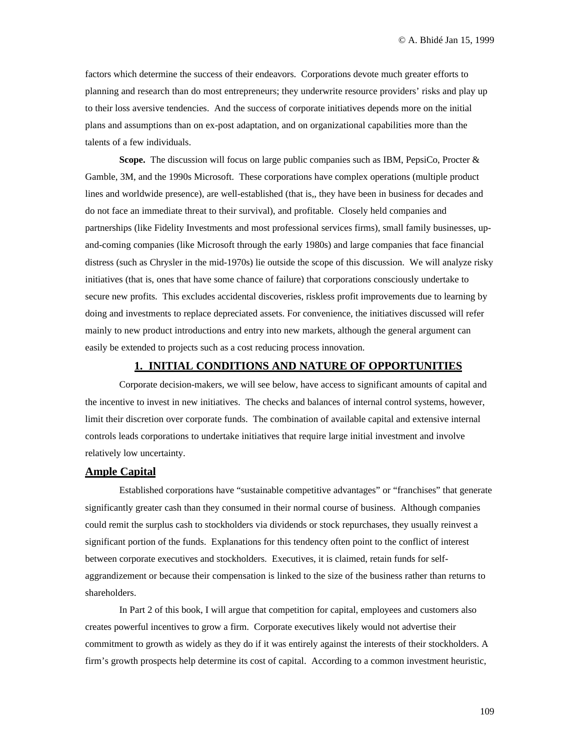factors which determine the success of their endeavors. Corporations devote much greater efforts to planning and research than do most entrepreneurs; they underwrite resource providers' risks and play up to their loss aversive tendencies. And the success of corporate initiatives depends more on the initial plans and assumptions than on ex-post adaptation, and on organizational capabilities more than the talents of a few individuals.

**Scope.** The discussion will focus on large public companies such as IBM, PepsiCo, Procter & Gamble, 3M, and the 1990s Microsoft. These corporations have complex operations (multiple product lines and worldwide presence), are well-established (that is,, they have been in business for decades and do not face an immediate threat to their survival), and profitable. Closely held companies and partnerships (like Fidelity Investments and most professional services firms), small family businesses, up-and-coming companies (like Microsoft through the early 1980s) and large companies that face financial distress (such as Chrysler in the mid-1970s) lie outside the scope of this discussion. We will analyze risky initiatives (that is, ones that have some chance of failure) that corporations consciously undertake to secure new profits. This excludes accidental discoveries, riskless profit improvements due to learning by doing and investments to replace depreciated assets. For convenience, the initiatives discussed will refer mainly to new product introductions and entry into new markets, although the general argument can easily be extended to projects such as a cost reducing process innovation.

## 1. INITIAL CONDITIONS AND NATURE OF OPPORTUNITIES

Corporate decision-makers, we will see below, have access to significant amounts of capital and the incentive to invest in new initiatives. The checks and balances of internal control systems, however, limit their discretion over corporate funds. The combination of available capital and extensive internal controls leads corporations to undertake initiatives that require large initial investment and involve relatively low uncertainty.

### Ample Capital

Established corporations have "sustainable competitive advantages" or "franchises" that generate significantly greater cash than they consumed in their normal course of business. Although companies could remit the surplus cash to stockholders via dividends or stock repurchases, they usually reinvest a significant portion of the funds. Explanations for this tendency often point to the conflict of interest between corporate executives and stockholders. Executives, it is claimed, retain funds for self-aggrandizement or because their compensation is linked to the size of the business rather than returns to shareholders.

In Part 2 of this book, I will argue that competition for capital, employees and customers also creates powerful incentives to grow a firm. Corporate executives likely would not advertise their commitment to growth as widely as they do if it was entirely against the interests of their stockholders. A firm's growth prospects help determine its cost of capital. According to a common investment heuristic,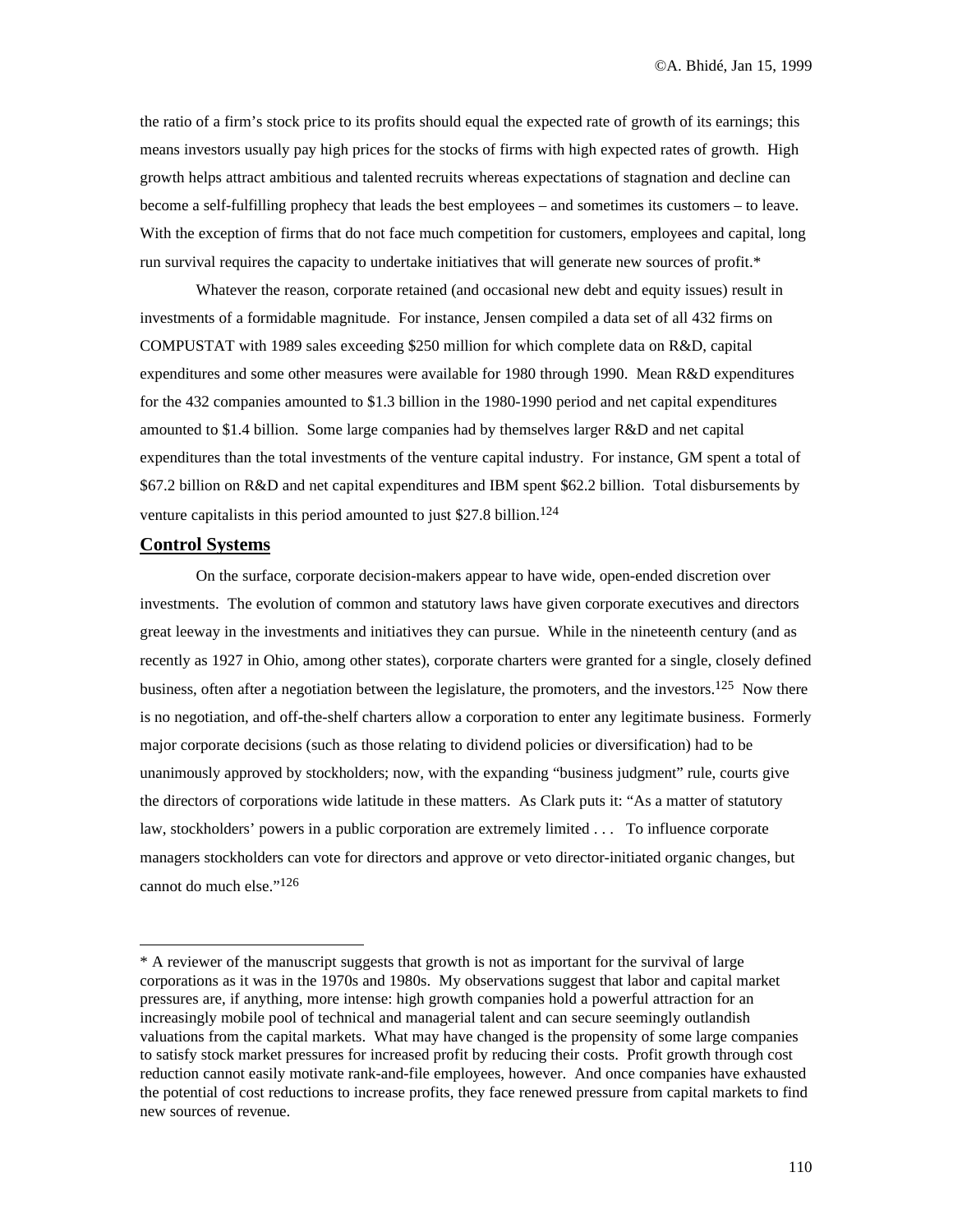the ratio of a firm's stock price to its profits should equal the expected rate of growth of its earnings; this means investors usually pay high prices for the stocks of firms with high expected rates of growth. High growth helps attract ambitious and talented recruits whereas expectations of stagnation and decline can become a self-fulfilling prophecy that leads the best employees – and sometimes its customers – to leave. With the exception of firms that do not face much competition for customers, employees and capital, long run survival requires the capacity to undertake initiatives that will generate new sources of profit.*

Whatever the reason, corporate retained (and occasional new debt and equity issues) result in investments of a formidable magnitude. For instance, Jensen compiled a data set of all 432 firms on COMPUSTAT with 1989 sales exceeding $250 million for which complete data on R&D, capital expenditures and some other measures were available for 1980 through 1990. Mean R&D expenditures for the 432 companies amounted to $1.3 billion in the 1980-1990 period and net capital expenditures amounted to $1.4 billion. Some large companies had by themselves larger R&D and net capital expenditures than the total investments of the venture capital industry. For instance, GM spent a total of $67.2 billion on R&D and net capital expenditures and IBM spent $62.2 billion. Total disbursements by venture capitalists in this period amounted to just $27.8 billion.[124]

## Control Systems

On the surface, corporate decision-makers appear to have wide, open-ended discretion over investments. The evolution of common and statutory laws have given corporate executives and directors great leeway in the investments and initiatives they can pursue. While in the nineteenth century (and as recently as 1927 in Ohio, among other states), corporate charters were granted for a single, closely defined business, often after a negotiation between the legislature, the promoters, and the investors.[125] Now there is no negotiation, and off-the-shelf charters allow a corporation to enter any legitimate business. Formerly major corporate decisions (such as those relating to dividend policies or diversification) had to be unanimously approved by stockholders; now, with the expanding "business judgment" rule, courts give the directors of corporations wide latitude in these matters. As Clark puts it: "As a matter of statutory law, stockholders' powers in a public corporation are extremely limited . . . To influence corporate managers stockholders can vote for directors and approve or veto director-initiated organic changes, but cannot do much else."[126]

---

* A reviewer of the manuscript suggests that growth is not as important for the survival of large corporations as it was in the 1970s and 1980s. My observations suggest that labor and capital market pressures are, if anything, more intense: high growth companies hold a powerful attraction for an increasingly mobile pool of technical and managerial talent and can secure seemingly outlandish valuations from the capital markets. What may have changed is the propensity of some large companies to satisfy stock market pressures for increased profit by reducing their costs. Profit growth through cost reduction cannot easily motivate rank-and-file employees, however. And once companies have exhausted the potential of cost reductions to increase profits, they face renewed pressure from capital markets to find new sources of revenue.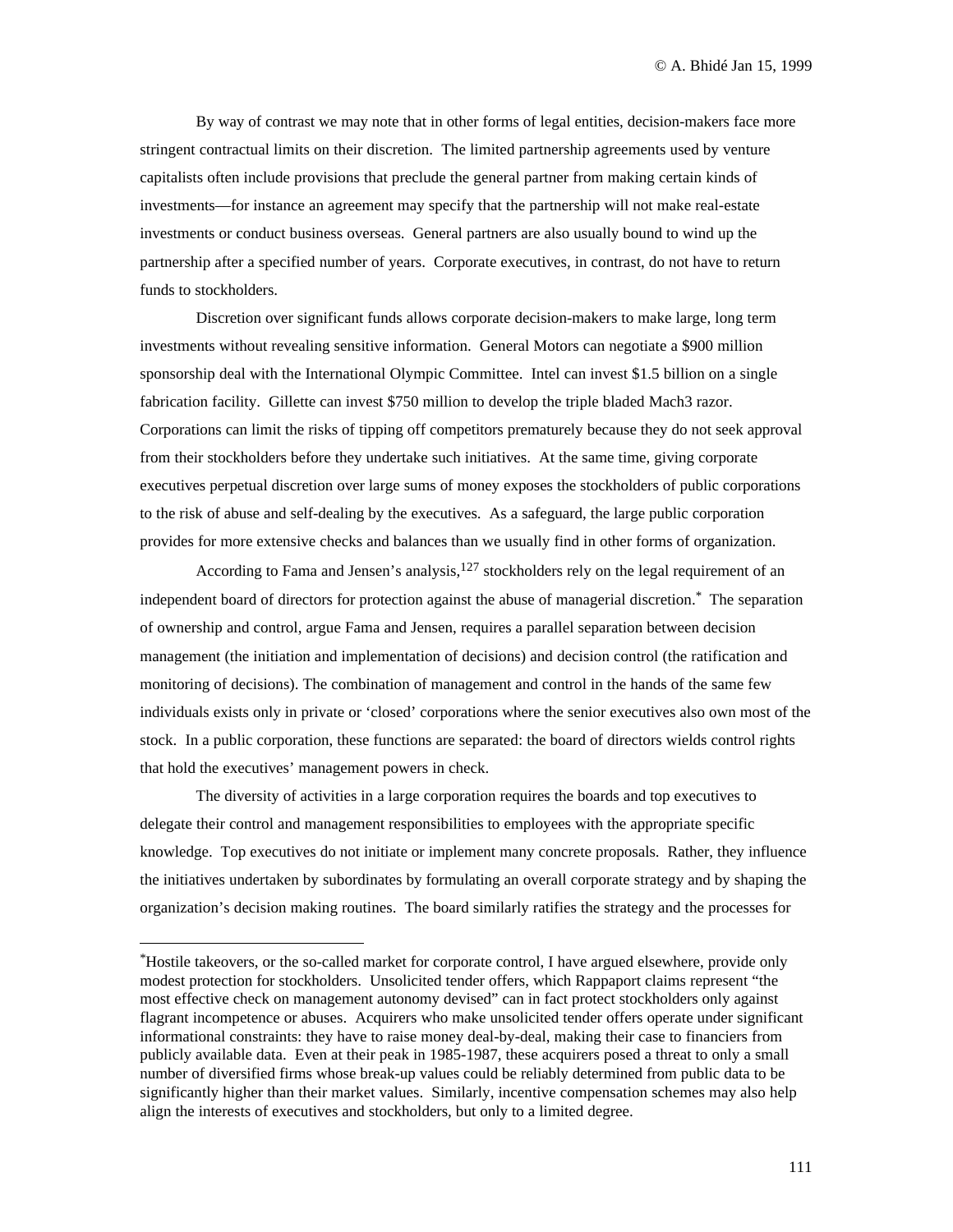By way of contrast we may note that in other forms of legal entities, decision-makers face more stringent contractual limits on their discretion. The limited partnership agreements used by venture capitalists often include provisions that preclude the general partner from making certain kinds of investments—for instance an agreement may specify that the partnership will not make real-estate investments or conduct business overseas. General partners are also usually bound to wind up the partnership after a specified number of years. Corporate executives, in contrast, do not have to return funds to stockholders.

Discretion over significant funds allows corporate decision-makers to make large, long term investments without revealing sensitive information. General Motors can negotiate a $900 million sponsorship deal with the International Olympic Committee. Intel can invest $1.5 billion on a single fabrication facility. Gillette can invest $750 million to develop the triple bladed Mach3 razor. Corporations can limit the risks of tipping off competitors prematurely because they do not seek approval from their stockholders before they undertake such initiatives. At the same time, giving corporate executives perpetual discretion over large sums of money exposes the stockholders of public corporations to the risk of abuse and self-dealing by the executives. As a safeguard, the large public corporation provides for more extensive checks and balances than we usually find in other forms of organization.

According to Fama and Jensen's analysis,[127] stockholders rely on the legal requirement of an independent board of directors for protection against the abuse of managerial discretion.[*] The separation of ownership and control, argue Fama and Jensen, requires a parallel separation between decision management (the initiation and implementation of decisions) and decision control (the ratification and monitoring of decisions). The combination of management and control in the hands of the same few individuals exists only in private or 'closed' corporations where the senior executives also own most of the stock. In a public corporation, these functions are separated: the board of directors wields control rights that hold the executives' management powers in check.

The diversity of activities in a large corporation requires the boards and top executives to delegate their control and management responsibilities to employees with the appropriate specific knowledge. Top executives do not initiate or implement many concrete proposals. Rather, they influence the initiatives undertaken by subordinates by formulating an overall corporate strategy and by shaping the organization's decision making routines. The board similarly ratifies the strategy and the processes for

---

[*] Hostile takeovers, or the so-called market for corporate control, I have argued elsewhere, provide only modest protection for stockholders. Unsolicited tender offers, which Rappaport claims represent "the most effective check on management autonomy devised" can in fact protect stockholders only against flagrant incompetence or abuses. Acquirers who make unsolicited tender offers operate under significant informational constraints: they have to raise money deal-by-deal, making their case to financiers from publicly available data. Even at their peak in 1985-1987, these acquirers posed a threat to only a small number of diversified firms whose break-up values could be reliably determined from public data to be significantly higher than their market values. Similarly, incentive compensation schemes may also help align the interests of executives and stockholders, but only to a limited degree.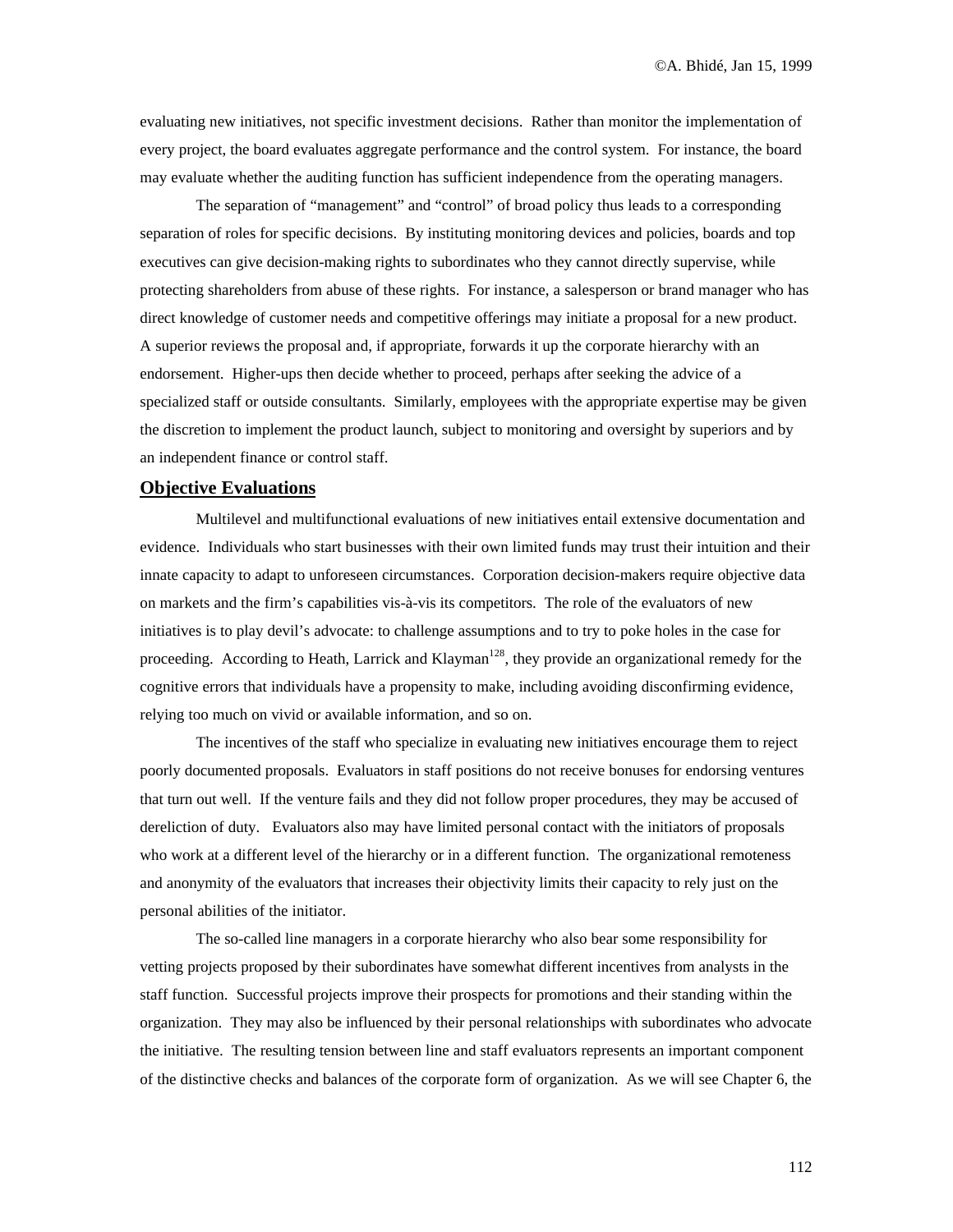evaluating new initiatives, not specific investment decisions. Rather than monitor the implementation of every project, the board evaluates aggregate performance and the control system. For instance, the board may evaluate whether the auditing function has sufficient independence from the operating managers.

The separation of "management" and "control" of broad policy thus leads to a corresponding separation of roles for specific decisions. By instituting monitoring devices and policies, boards and top executives can give decision-making rights to subordinates who they cannot directly supervise, while protecting shareholders from abuse of these rights. For instance, a salesperson or brand manager who has direct knowledge of customer needs and competitive offerings may initiate a proposal for a new product. A superior reviews the proposal and, if appropriate, forwards it up the corporate hierarchy with an endorsement. Higher-ups then decide whether to proceed, perhaps after seeking the advice of a specialized staff or outside consultants. Similarly, employees with the appropriate expertise may be given the discretion to implement the product launch, subject to monitoring and oversight by superiors and by an independent finance or control staff.

## Objective Evaluations

Multilevel and multifunctional evaluations of new initiatives entail extensive documentation and evidence. Individuals who start businesses with their own limited funds may trust their intuition and their innate capacity to adapt to unforeseen circumstances. Corporation decision-makers require objective data on markets and the firm's capabilities vis-à-vis its competitors. The role of the evaluators of new initiatives is to play devil's advocate: to challenge assumptions and to try to poke holes in the case for proceeding. According to Heath, Larrick and Klayman[128], they provide an organizational remedy for the cognitive errors that individuals have a propensity to make, including avoiding disconfirming evidence, relying too much on vivid or available information, and so on.

The incentives of the staff who specialize in evaluating new initiatives encourage them to reject poorly documented proposals. Evaluators in staff positions do not receive bonuses for endorsing ventures that turn out well. If the venture fails and they did not follow proper procedures, they may be accused of dereliction of duty. Evaluators also may have limited personal contact with the initiators of proposals who work at a different level of the hierarchy or in a different function. The organizational remoteness and anonymity of the evaluators that increases their objectivity limits their capacity to rely just on the personal abilities of the initiator.

The so-called line managers in a corporate hierarchy who also bear some responsibility for vetting projects proposed by their subordinates have somewhat different incentives from analysts in the staff function. Successful projects improve their prospects for promotions and their standing within the organization. They may also be influenced by their personal relationships with subordinates who advocate the initiative. The resulting tension between line and staff evaluators represents an important component of the distinctive checks and balances of the corporate form of organization. As we will see Chapter 6, the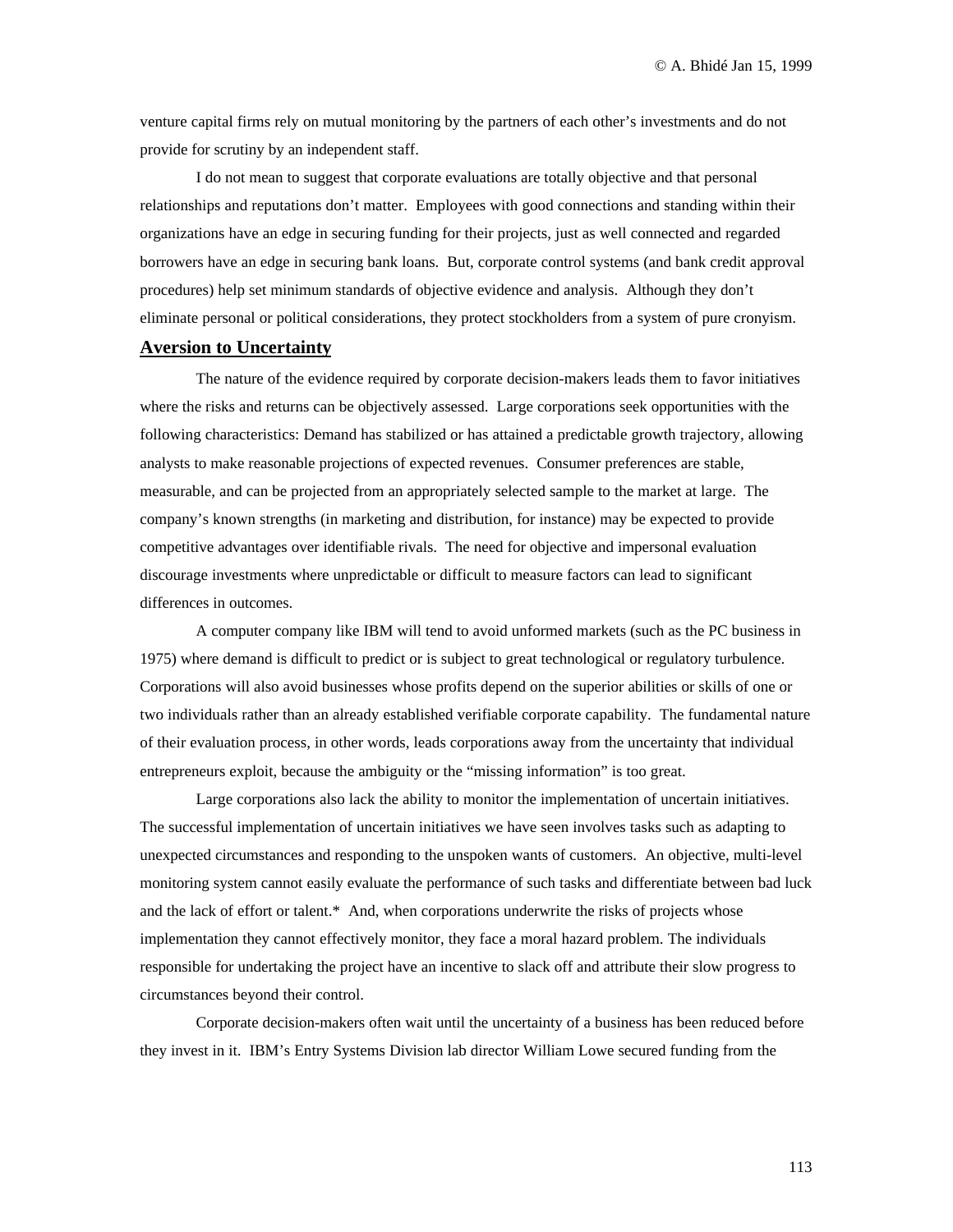venture capital firms rely on mutual monitoring by the partners of each other's investments and do not provide for scrutiny by an independent staff.

I do not mean to suggest that corporate evaluations are totally objective and that personal relationships and reputations don't matter. Employees with good connections and standing within their organizations have an edge in securing funding for their projects, just as well connected and regarded borrowers have an edge in securing bank loans. But, corporate control systems (and bank credit approval procedures) help set minimum standards of objective evidence and analysis. Although they don't eliminate personal or political considerations, they protect stockholders from a system of pure cronyism.

## Aversion to Uncertainty

The nature of the evidence required by corporate decision-makers leads them to favor initiatives where the risks and returns can be objectively assessed. Large corporations seek opportunities with the following characteristics: Demand has stabilized or has attained a predictable growth trajectory, allowing analysts to make reasonable projections of expected revenues. Consumer preferences are stable, measurable, and can be projected from an appropriately selected sample to the market at large. The company's known strengths (in marketing and distribution, for instance) may be expected to provide competitive advantages over identifiable rivals. The need for objective and impersonal evaluation discourage investments where unpredictable or difficult to measure factors can lead to significant differences in outcomes.

A computer company like IBM will tend to avoid unformed markets (such as the PC business in 1975) where demand is difficult to predict or is subject to great technological or regulatory turbulence. Corporations will also avoid businesses whose profits depend on the superior abilities or skills of one or two individuals rather than an already established verifiable corporate capability. The fundamental nature of their evaluation process, in other words, leads corporations away from the uncertainty that individual entrepreneurs exploit, because the ambiguity or the "missing information" is too great.

Large corporations also lack the ability to monitor the implementation of uncertain initiatives. The successful implementation of uncertain initiatives we have seen involves tasks such as adapting to unexpected circumstances and responding to the unspoken wants of customers. An objective, multi-level monitoring system cannot easily evaluate the performance of such tasks and differentiate between bad luck and the lack of effort or talent.* And, when corporations underwrite the risks of projects whose implementation they cannot effectively monitor, they face a moral hazard problem. The individuals responsible for undertaking the project have an incentive to slack off and attribute their slow progress to circumstances beyond their control.

Corporate decision-makers often wait until the uncertainty of a business has been reduced before they invest in it. IBM's Entry Systems Division lab director William Lowe secured funding from the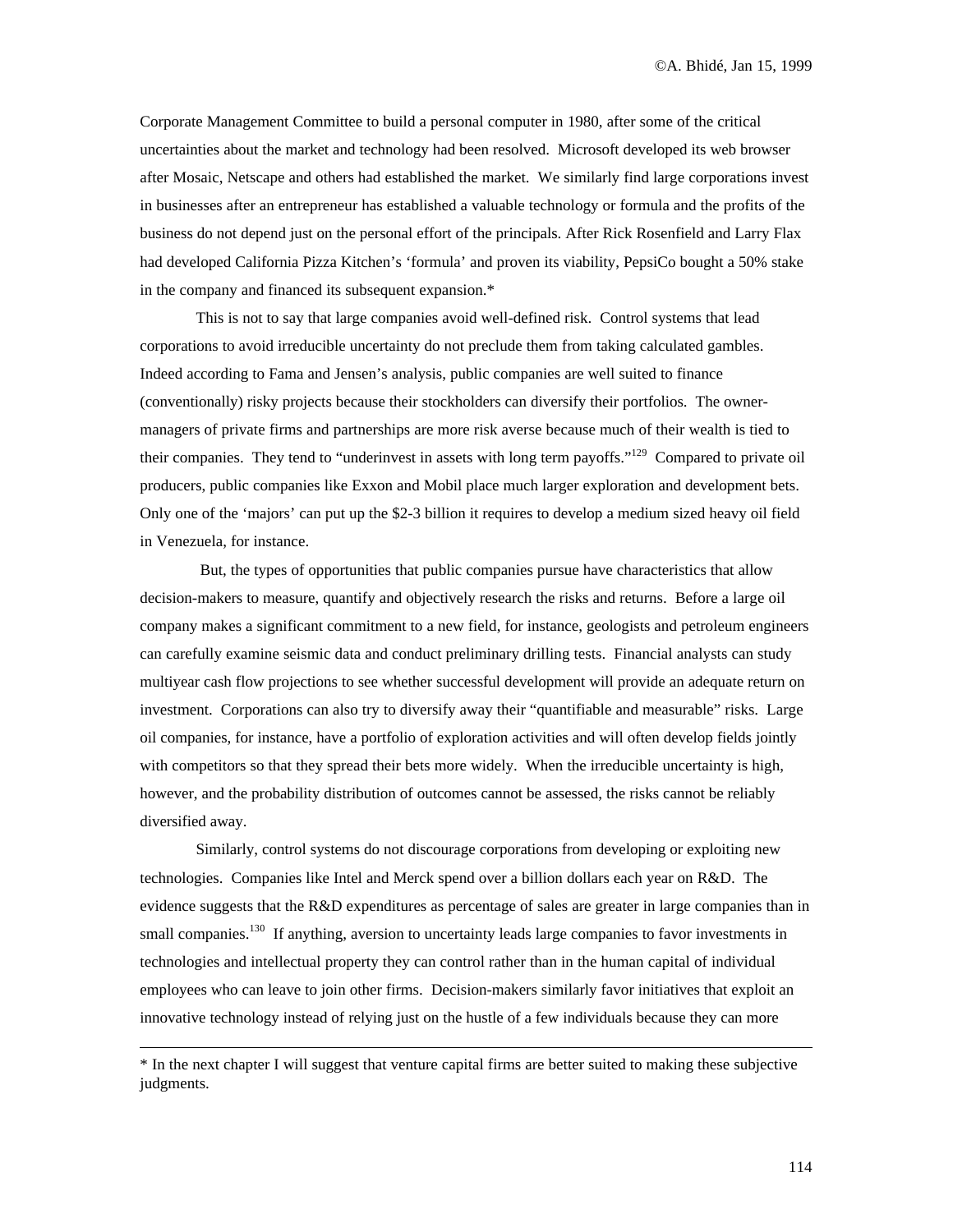Corporate Management Committee to build a personal computer in 1980, after some of the critical uncertainties about the market and technology had been resolved. Microsoft developed its web browser after Mosaic, Netscape and others had established the market. We similarly find large corporations invest in businesses after an entrepreneur has established a valuable technology or formula and the profits of the business do not depend just on the personal effort of the principals. After Rick Rosenfield and Larry Flax had developed California Pizza Kitchen's 'formula' and proven its viability, PepsiCo bought a 50% stake in the company and financed its subsequent expansion.*

This is not to say that large companies avoid well-defined risk. Control systems that lead corporations to avoid irreducible uncertainty do not preclude them from taking calculated gambles. Indeed according to Fama and Jensen's analysis, public companies are well suited to finance (conventionally) risky projects because their stockholders can diversify their portfolios. The owner-managers of private firms and partnerships are more risk averse because much of their wealth is tied to their companies. They tend to "underinvest in assets with long term payoffs."[129] Compared to private oil producers, public companies like Exxon and Mobil place much larger exploration and development bets. Only one of the 'majors' can put up the $2-3 billion it requires to develop a medium sized heavy oil field in Venezuela, for instance.

But, the types of opportunities that public companies pursue have characteristics that allow decision-makers to measure, quantify and objectively research the risks and returns. Before a large oil company makes a significant commitment to a new field, for instance, geologists and petroleum engineers can carefully examine seismic data and conduct preliminary drilling tests. Financial analysts can study multiyear cash flow projections to see whether successful development will provide an adequate return on investment. Corporations can also try to diversify away their "quantifiable and measurable" risks. Large oil companies, for instance, have a portfolio of exploration activities and will often develop fields jointly with competitors so that they spread their bets more widely. When the irreducible uncertainty is high, however, and the probability distribution of outcomes cannot be assessed, the risks cannot be reliably diversified away.

Similarly, control systems do not discourage corporations from developing or exploiting new technologies. Companies like Intel and Merck spend over a billion dollars each year on R&D. The evidence suggests that the R&D expenditures as percentage of sales are greater in large companies than in small companies.[130] If anything, aversion to uncertainty leads large companies to favor investments in technologies and intellectual property they can control rather than in the human capital of individual employees who can leave to join other firms. Decision-makers similarly favor initiatives that exploit an innovative technology instead of relying just on the hustle of a few individuals because they can more

---

* In the next chapter I will suggest that venture capital firms are better suited to making these subjective judgments.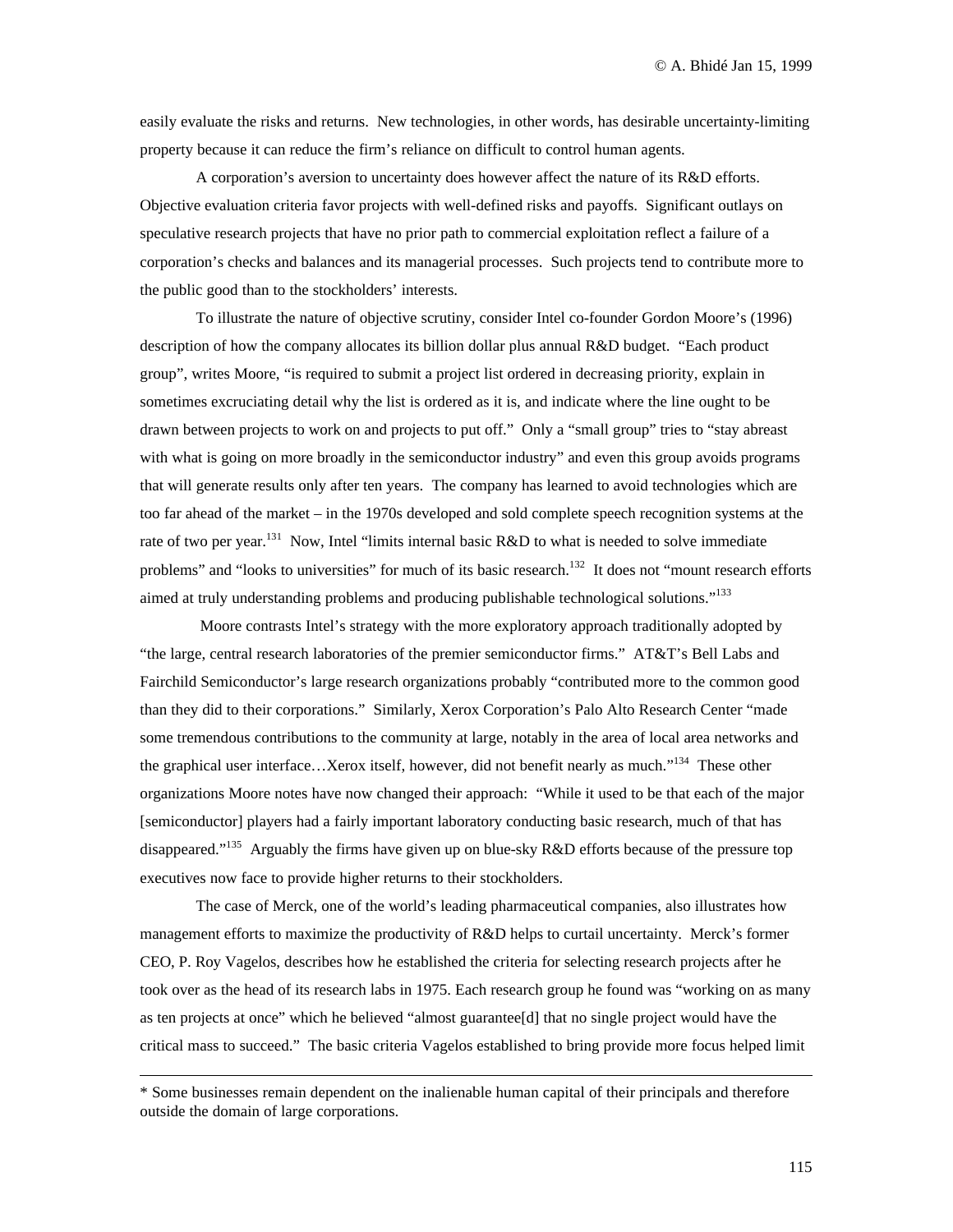easily evaluate the risks and returns. New technologies, in other words, has desirable uncertainty-limiting property because it can reduce the firm's reliance on difficult to control human agents.

A corporation's aversion to uncertainty does however affect the nature of its R&D efforts. Objective evaluation criteria favor projects with well-defined risks and payoffs. Significant outlays on speculative research projects that have no prior path to commercial exploitation reflect a failure of a corporation's checks and balances and its managerial processes. Such projects tend to contribute more to the public good than to the stockholders' interests.

To illustrate the nature of objective scrutiny, consider Intel co-founder Gordon Moore's (1996) description of how the company allocates its billion dollar plus annual R&D budget. "Each product group", writes Moore, "is required to submit a project list ordered in decreasing priority, explain in sometimes excruciating detail why the list is ordered as it is, and indicate where the line ought to be drawn between projects to work on and projects to put off." Only a "small group" tries to "stay abreast with what is going on more broadly in the semiconductor industry" and even this group avoids programs that will generate results only after ten years. The company has learned to avoid technologies which are too far ahead of the market – in the 1970s developed and sold complete speech recognition systems at the rate of two per year.[131] Now, Intel "limits internal basic R&D to what is needed to solve immediate problems" and "looks to universities" for much of its basic research.[132] It does not "mount research efforts aimed at truly understanding problems and producing publishable technological solutions."[133]

Moore contrasts Intel's strategy with the more exploratory approach traditionally adopted by "the large, central research laboratories of the premier semiconductor firms." AT&T's Bell Labs and Fairchild Semiconductor's large research organizations probably "contributed more to the common good than they did to their corporations." Similarly, Xerox Corporation's Palo Alto Research Center "made some tremendous contributions to the community at large, notably in the area of local area networks and the graphical user interface…Xerox itself, however, did not benefit nearly as much."[134] These other organizations Moore notes have now changed their approach: "While it used to be that each of the major [semiconductor] players had a fairly important laboratory conducting basic research, much of that has disappeared."[135] Arguably the firms have given up on blue-sky R&D efforts because of the pressure top executives now face to provide higher returns to their stockholders.

The case of Merck, one of the world's leading pharmaceutical companies, also illustrates how management efforts to maximize the productivity of R&D helps to curtail uncertainty. Merck's former CEO, P. Roy Vagelos, describes how he established the criteria for selecting research projects after he took over as the head of its research labs in 1975. Each research group he found was "working on as many as ten projects at once" which he believed "almost guarantee[d] that no single project would have the critical mass to succeed." The basic criteria Vagelos established to bring provide more focus helped limit

---

* Some businesses remain dependent on the inalienable human capital of their principals and therefore outside the domain of large corporations.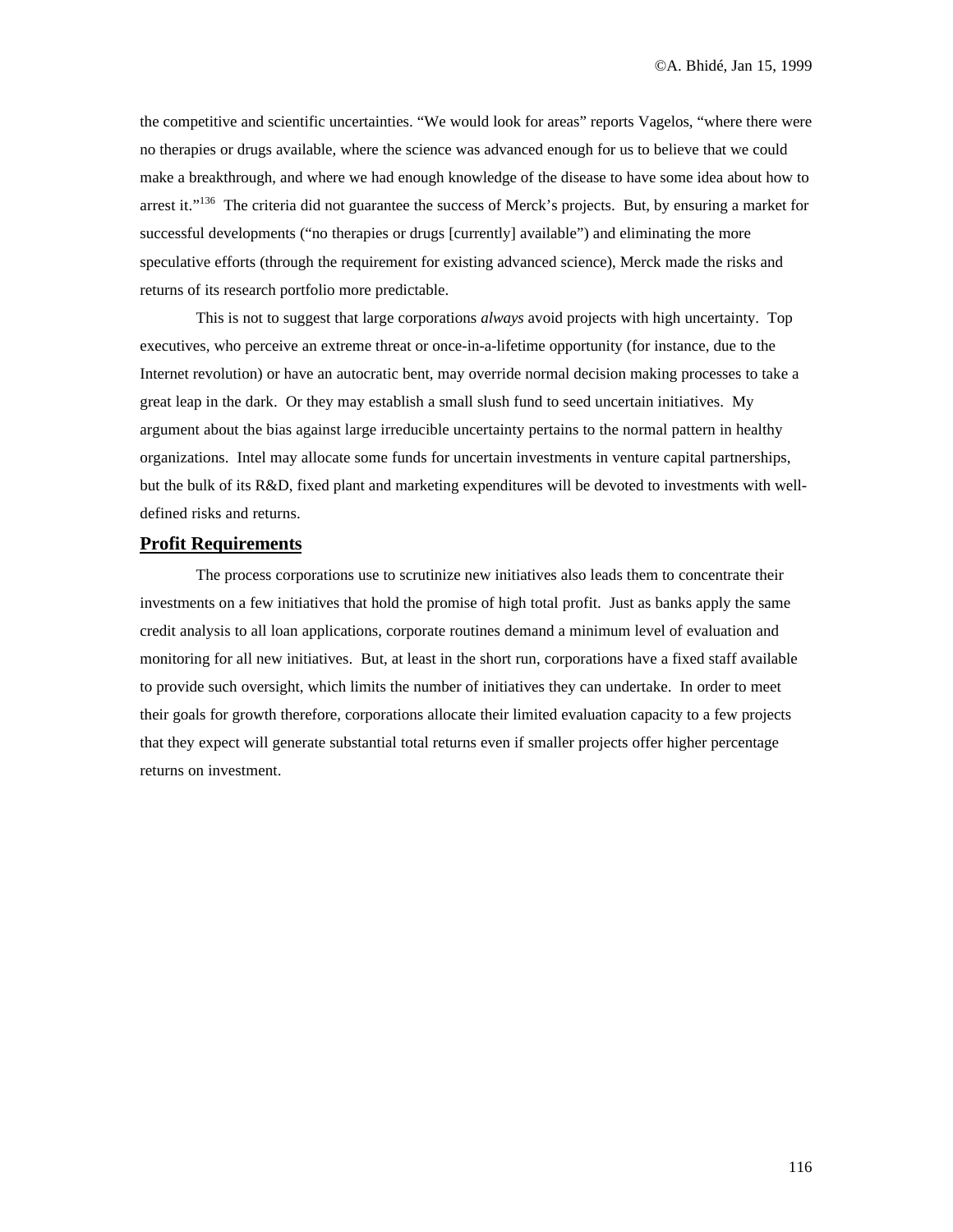the competitive and scientific uncertainties. "We would look for areas" reports Vagelos, "where there were no therapies or drugs available, where the science was advanced enough for us to believe that we could make a breakthrough, and where we had enough knowledge of the disease to have some idea about how to arrest it."[136] The criteria did not guarantee the success of Merck's projects. But, by ensuring a market for successful developments ("no therapies or drugs [currently] available") and eliminating the more speculative efforts (through the requirement for existing advanced science), Merck made the risks and returns of its research portfolio more predictable.

This is not to suggest that large corporations *always* avoid projects with high uncertainty. Top executives, who perceive an extreme threat or once-in-a-lifetime opportunity (for instance, due to the Internet revolution) or have an autocratic bent, may override normal decision making processes to take a great leap in the dark. Or they may establish a small slush fund to seed uncertain initiatives. My argument about the bias against large irreducible uncertainty pertains to the normal pattern in healthy organizations. Intel may allocate some funds for uncertain investments in venture capital partnerships, but the bulk of its R&D, fixed plant and marketing expenditures will be devoted to investments with well-defined risks and returns.

## Profit Requirements

The process corporations use to scrutinize new initiatives also leads them to concentrate their investments on a few initiatives that hold the promise of high total profit. Just as banks apply the same credit analysis to all loan applications, corporate routines demand a minimum level of evaluation and monitoring for all new initiatives. But, at least in the short run, corporations have a fixed staff available to provide such oversight, which limits the number of initiatives they can undertake. In order to meet their goals for growth therefore, corporations allocate their limited evaluation capacity to a few projects that they expect will generate substantial total returns even if smaller projects offer higher percentage returns on investment.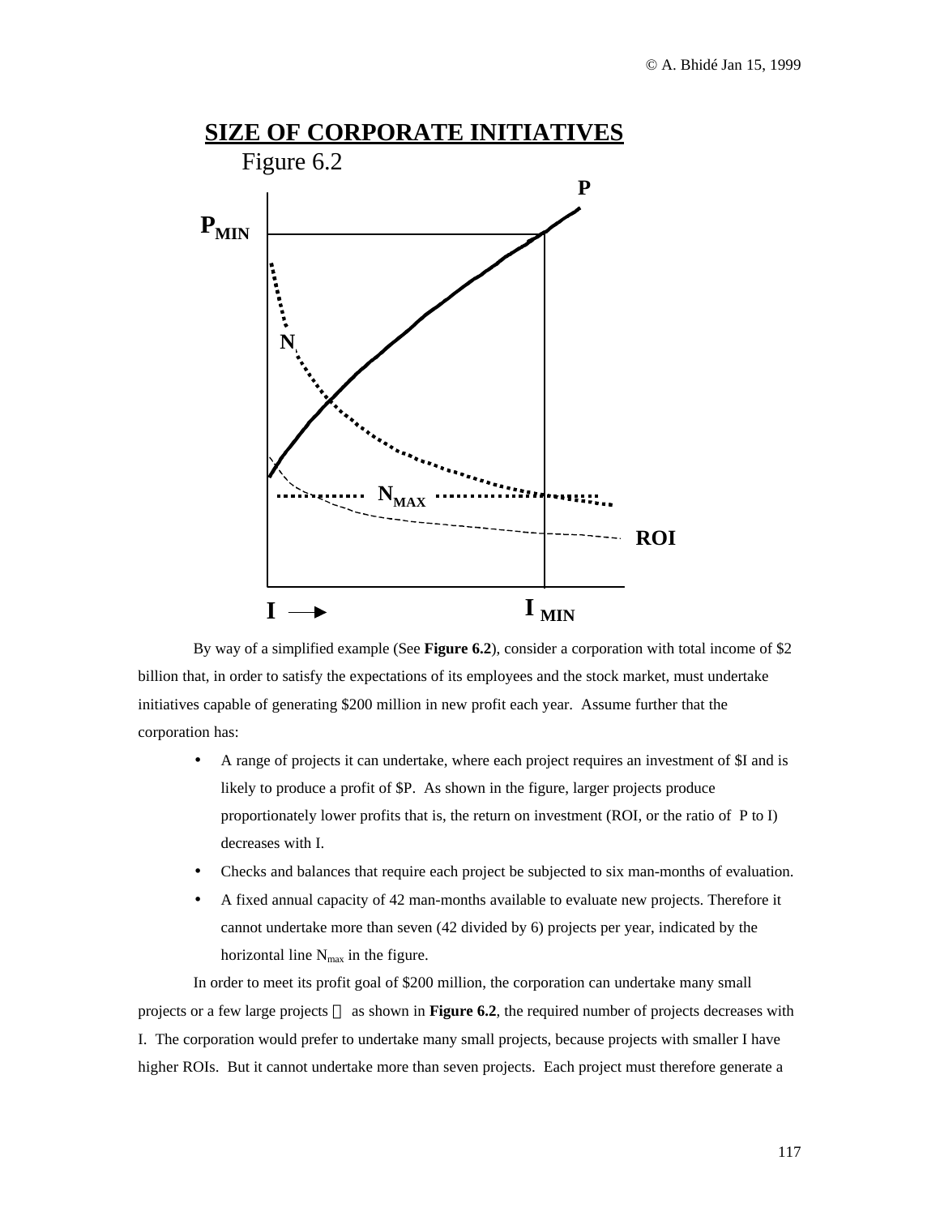## SIZE OF CORPORATE INITIATIVES

Figure 6.2

By way of a simplified example (See **Figure 6.2**), consider a corporation with total income of $2 billion that, in order to satisfy the expectations of its employees and the stock market, must undertake initiatives capable of generating $200 million in new profit each year. Assume further that the corporation has:

- A range of projects it can undertake, where each project requires an investment of $I and is likely to produce a profit of $P. As shown in the figure, larger projects produce proportionately lower profits that is, the return on investment (ROI, or the ratio of P to I) decreases with I.
- Checks and balances that require each project be subjected to six man-months of evaluation.
- A fixed annual capacity of 42 man-months available to evaluate new projects. Therefore it cannot undertake more than seven (42 divided by 6) projects per year, indicated by the horizontal line $N_{max}$ in the figure.

In order to meet its profit goal of $200 million, the corporation can undertake many small projects or a few large projects  as shown in **Figure 6.2**, the required number of projects decreases with I. The corporation would prefer to undertake many small projects, because projects with smaller I have higher ROIs. But it cannot undertake more than seven projects. Each project must therefore generate a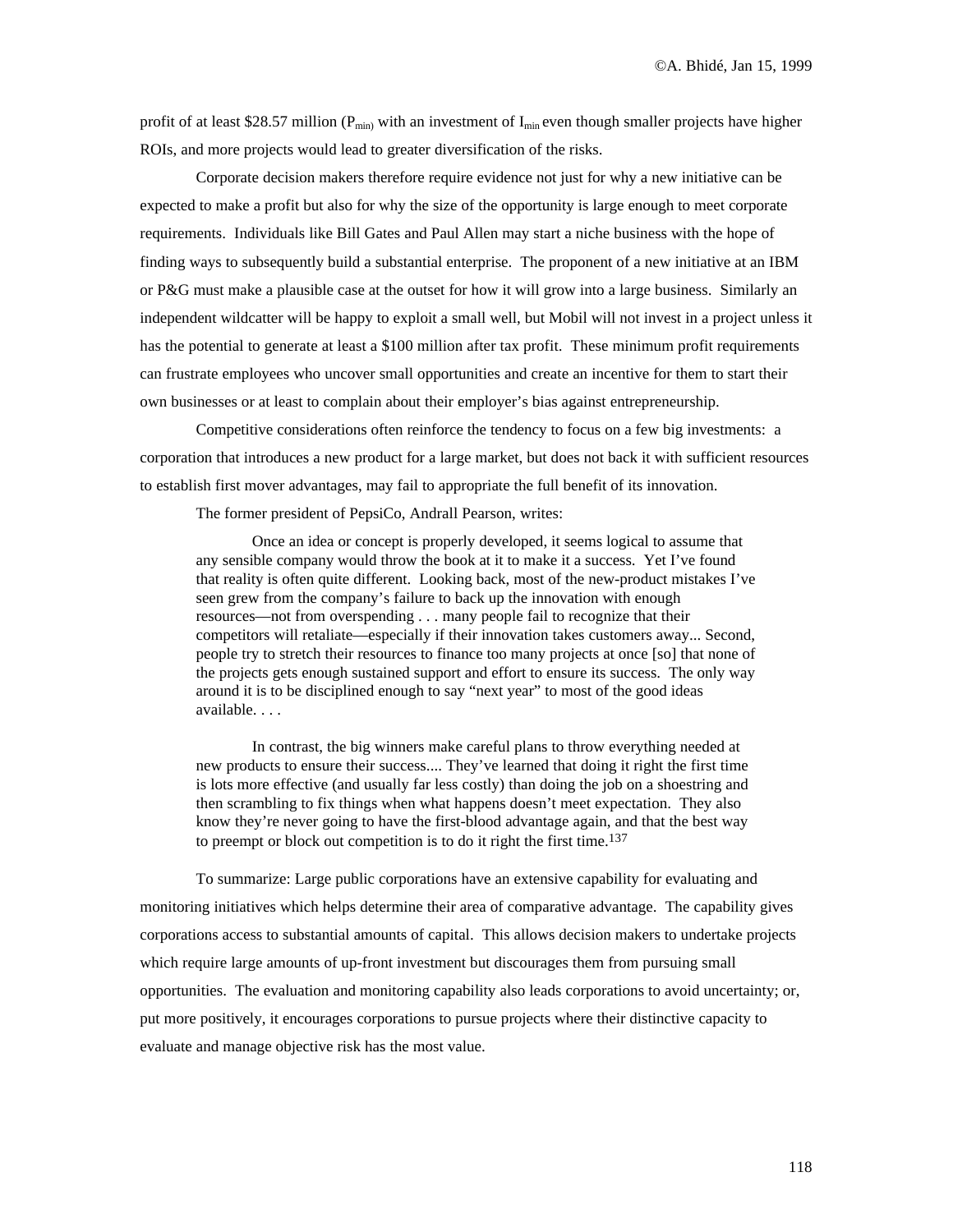profit of at least $28.57 million ($P_{min}$) with an investment of $I_{min}$ even though smaller projects have higher ROIs, and more projects would lead to greater diversification of the risks.

Corporate decision makers therefore require evidence not just for why a new initiative can be expected to make a profit but also for why the size of the opportunity is large enough to meet corporate requirements. Individuals like Bill Gates and Paul Allen may start a niche business with the hope of finding ways to subsequently build a substantial enterprise. The proponent of a new initiative at an IBM or P&G must make a plausible case at the outset for how it will grow into a large business. Similarly an independent wildcatter will be happy to exploit a small well, but Mobil will not invest in a project unless it has the potential to generate at least a $100 million after tax profit. These minimum profit requirements can frustrate employees who uncover small opportunities and create an incentive for them to start their own businesses or at least to complain about their employer's bias against entrepreneurship.

Competitive considerations often reinforce the tendency to focus on a few big investments: a corporation that introduces a new product for a large market, but does not back it with sufficient resources to establish first mover advantages, may fail to appropriate the full benefit of its innovation.

The former president of PepsiCo, Andrall Pearson, writes:

> Once an idea or concept is properly developed, it seems logical to assume that any sensible company would throw the book at it to make it a success. Yet I've found that reality is often quite different. Looking back, most of the new-product mistakes I've seen grew from the company's failure to back up the innovation with enough resources—not from overspending . . . many people fail to recognize that their competitors will retaliate—especially if their innovation takes customers away... Second, people try to stretch their resources to finance too many projects at once [so] that none of the projects gets enough sustained support and effort to ensure its success. The only way around it is to be disciplined enough to say "next year" to most of the good ideas available. . . .
>
> In contrast, the big winners make careful plans to throw everything needed at new products to ensure their success.... They've learned that doing it right the first time is lots more effective (and usually far less costly) than doing the job on a shoestring and then scrambling to fix things when what happens doesn't meet expectation. They also know they're never going to have the first-blood advantage again, and that the best way to preempt or block out competition is to do it right the first time.[137]

To summarize: Large public corporations have an extensive capability for evaluating and monitoring initiatives which helps determine their area of comparative advantage. The capability gives corporations access to substantial amounts of capital. This allows decision makers to undertake projects which require large amounts of up-front investment but discourages them from pursuing small opportunities. The evaluation and monitoring capability also leads corporations to avoid uncertainty; or, put more positively, it encourages corporations to pursue projects where their distinctive capacity to evaluate and manage objective risk has the most value.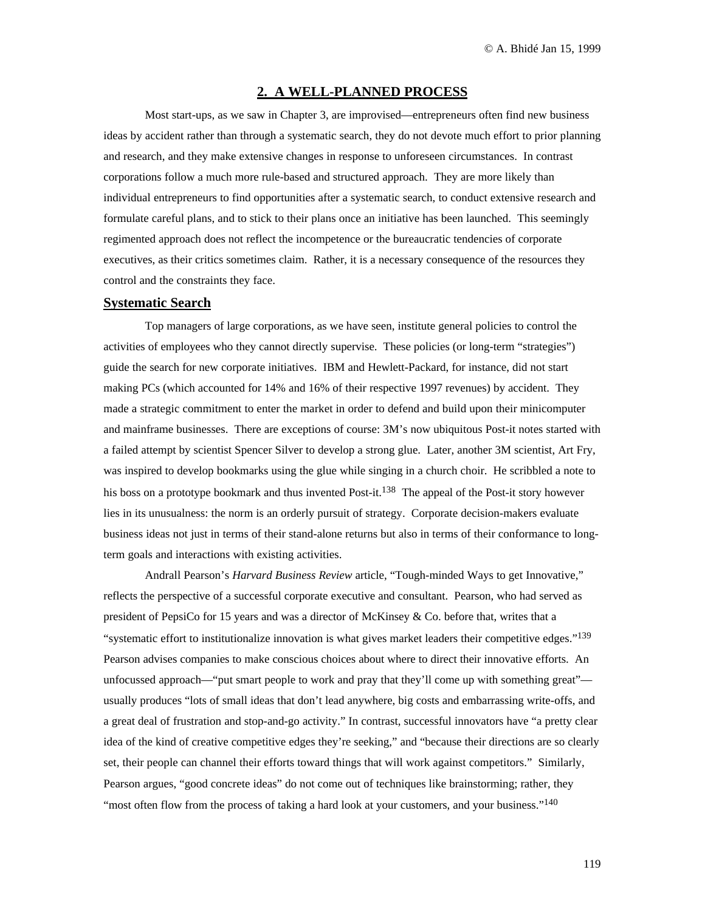## 2. A WELL-PLANNED PROCESS

Most start-ups, as we saw in Chapter 3, are improvised—entrepreneurs often find new business ideas by accident rather than through a systematic search, they do not devote much effort to prior planning and research, and they make extensive changes in response to unforeseen circumstances. In contrast corporations follow a much more rule-based and structured approach. They are more likely than individual entrepreneurs to find opportunities after a systematic search, to conduct extensive research and formulate careful plans, and to stick to their plans once an initiative has been launched. This seemingly regimented approach does not reflect the incompetence or the bureaucratic tendencies of corporate executives, as their critics sometimes claim. Rather, it is a necessary consequence of the resources they control and the constraints they face.

### Systematic Search

Top managers of large corporations, as we have seen, institute general policies to control the activities of employees who they cannot directly supervise. These policies (or long-term "strategies") guide the search for new corporate initiatives. IBM and Hewlett-Packard, for instance, did not start making PCs (which accounted for 14% and 16% of their respective 1997 revenues) by accident. They made a strategic commitment to enter the market in order to defend and build upon their minicomputer and mainframe businesses. There are exceptions of course: 3M's now ubiquitous Post-it notes started with a failed attempt by scientist Spencer Silver to develop a strong glue. Later, another 3M scientist, Art Fry, was inspired to develop bookmarks using the glue while singing in a church choir. He scribbled a note to his boss on a prototype bookmark and thus invented Post-it.[138] The appeal of the Post-it story however lies in its unusualness: the norm is an orderly pursuit of strategy. Corporate decision-makers evaluate business ideas not just in terms of their stand-alone returns but also in terms of their conformance to long-term goals and interactions with existing activities.

Andrall Pearson's *Harvard Business Review* article, "Tough-minded Ways to get Innovative," reflects the perspective of a successful corporate executive and consultant. Pearson, who had served as president of PepsiCo for 15 years and was a director of McKinsey & Co. before that, writes that a "systematic effort to institutionalize innovation is what gives market leaders their competitive edges."[139] Pearson advises companies to make conscious choices about where to direct their innovative efforts. An unfocussed approach—"put smart people to work and pray that they'll come up with something great"—usually produces "lots of small ideas that don't lead anywhere, big costs and embarrassing write-offs, and a great deal of frustration and stop-and-go activity." In contrast, successful innovators have "a pretty clear idea of the kind of creative competitive edges they're seeking," and "because their directions are so clearly set, their people can channel their efforts toward things that will work against competitors." Similarly, Pearson argues, "good concrete ideas" do not come out of techniques like brainstorming; rather, they "most often flow from the process of taking a hard look at your customers, and your business."[140]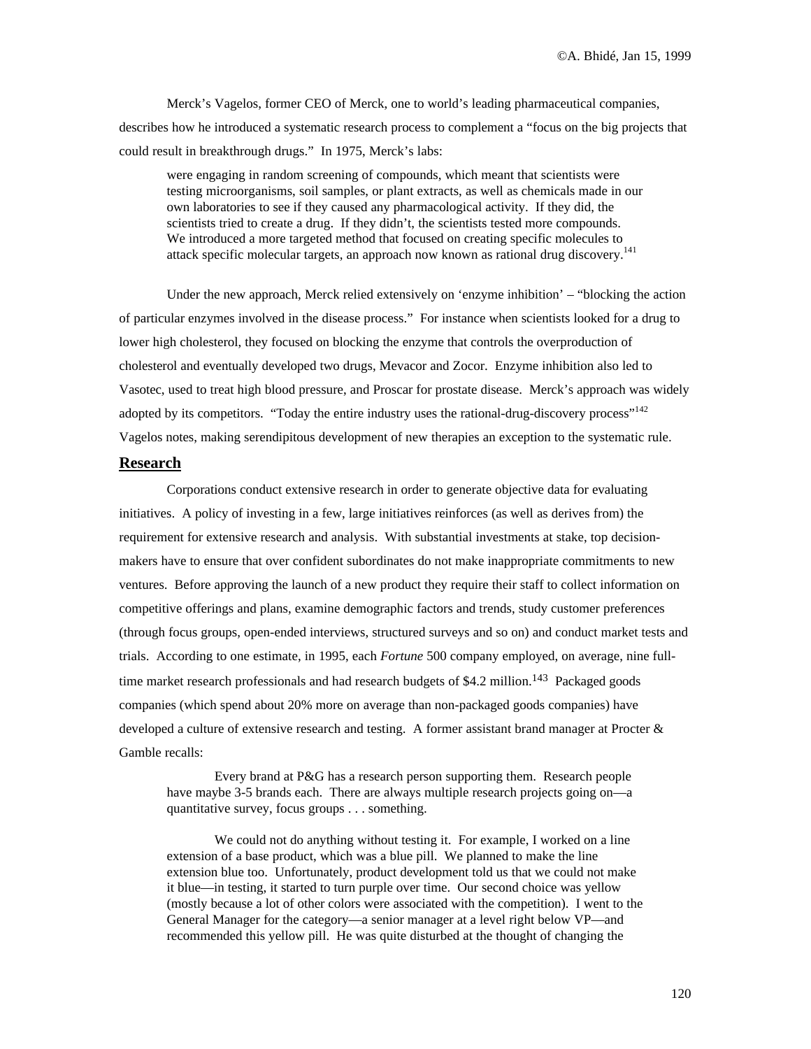Merck's Vagelos, former CEO of Merck, one to world's leading pharmaceutical companies, describes how he introduced a systematic research process to complement a "focus on the big projects that could result in breakthrough drugs." In 1975, Merck's labs:

> were engaging in random screening of compounds, which meant that scientists were testing microorganisms, soil samples, or plant extracts, as well as chemicals made in our own laboratories to see if they caused any pharmacological activity. If they did, the scientists tried to create a drug. If they didn't, the scientists tested more compounds. We introduced a more targeted method that focused on creating specific molecules to attack specific molecular targets, an approach now known as rational drug discovery.[141]

Under the new approach, Merck relied extensively on 'enzyme inhibition' – "blocking the action of particular enzymes involved in the disease process." For instance when scientists looked for a drug to lower high cholesterol, they focused on blocking the enzyme that controls the overproduction of cholesterol and eventually developed two drugs, Mevacor and Zocor. Enzyme inhibition also led to Vasotec, used to treat high blood pressure, and Proscar for prostate disease. Merck's approach was widely adopted by its competitors. "Today the entire industry uses the rational-drug-discovery process"[142] Vagelos notes, making serendipitous development of new therapies an exception to the systematic rule.

## Research

Corporations conduct extensive research in order to generate objective data for evaluating initiatives. A policy of investing in a few, large initiatives reinforces (as well as derives from) the requirement for extensive research and analysis. With substantial investments at stake, top decision-makers have to ensure that over confident subordinates do not make inappropriate commitments to new ventures. Before approving the launch of a new product they require their staff to collect information on competitive offerings and plans, examine demographic factors and trends, study customer preferences (through focus groups, open-ended interviews, structured surveys and so on) and conduct market tests and trials. According to one estimate, in 1995, each *Fortune* 500 company employed, on average, nine full-time market research professionals and had research budgets of $4.2 million.[143] Packaged goods companies (which spend about 20% more on average than non-packaged goods companies) have developed a culture of extensive research and testing. A former assistant brand manager at Procter & Gamble recalls:

> Every brand at P&G has a research person supporting them. Research people have maybe 3-5 brands each. There are always multiple research projects going on—a quantitative survey, focus groups . . . something.
>
> We could not do anything without testing it. For example, I worked on a line extension of a base product, which was a blue pill. We planned to make the line extension blue too. Unfortunately, product development told us that we could not make it blue—in testing, it started to turn purple over time. Our second choice was yellow (mostly because a lot of other colors were associated with the competition). I went to the General Manager for the category—a senior manager at a level right below VP—and recommended this yellow pill. He was quite disturbed at the thought of changing the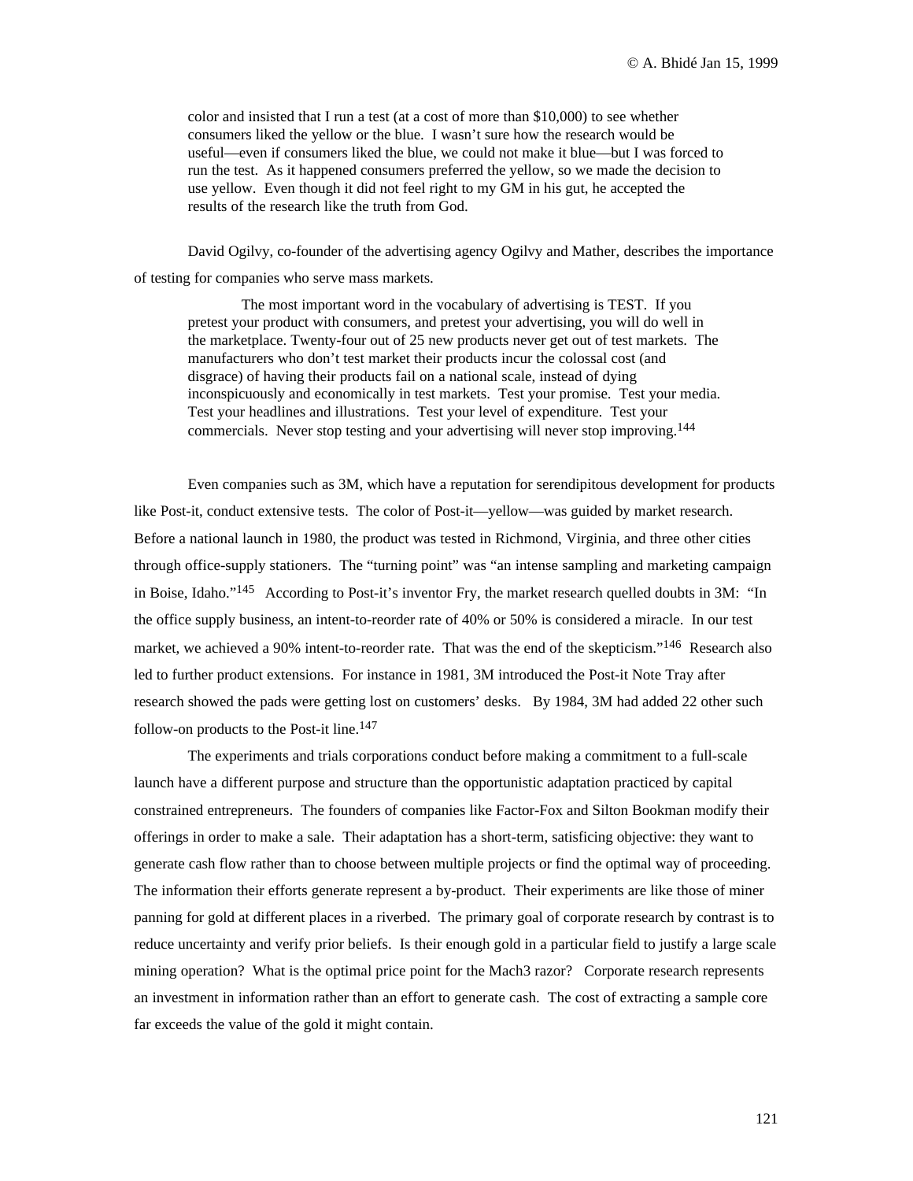> color and insisted that I run a test (at a cost of more than $10,000) to see whether consumers liked the yellow or the blue. I wasn't sure how the research would be useful—even if consumers liked the blue, we could not make it blue—but I was forced to run the test. As it happened consumers preferred the yellow, so we made the decision to use yellow. Even though it did not feel right to my GM in his gut, he accepted the results of the research like the truth from God.

David Ogilvy, co-founder of the advertising agency Ogilvy and Mather, describes the importance of testing for companies who serve mass markets.

> The most important word in the vocabulary of advertising is TEST. If you pretest your product with consumers, and pretest your advertising, you will do well in the marketplace. Twenty-four out of 25 new products never get out of test markets. The manufacturers who don't test market their products incur the colossal cost (and disgrace) of having their products fail on a national scale, instead of dying inconspicuously and economically in test markets. Test your promise. Test your media. Test your headlines and illustrations. Test your level of expenditure. Test your commercials. Never stop testing and your advertising will never stop improving.[144]

Even companies such as 3M, which have a reputation for serendipitous development for products like Post-it, conduct extensive tests. The color of Post-it—yellow—was guided by market research. Before a national launch in 1980, the product was tested in Richmond, Virginia, and three other cities through office-supply stationers. The "turning point" was "an intense sampling and marketing campaign in Boise, Idaho."[145] According to Post-it's inventor Fry, the market research quelled doubts in 3M: "In the office supply business, an intent-to-reorder rate of 40% or 50% is considered a miracle. In our test market, we achieved a 90% intent-to-reorder rate. That was the end of the skepticism."[146] Research also led to further product extensions. For instance in 1981, 3M introduced the Post-it Note Tray after research showed the pads were getting lost on customers' desks. By 1984, 3M had added 22 other such follow-on products to the Post-it line.[147]

The experiments and trials corporations conduct before making a commitment to a full-scale launch have a different purpose and structure than the opportunistic adaptation practiced by capital constrained entrepreneurs. The founders of companies like Factor-Fox and Silton Bookman modify their offerings in order to make a sale. Their adaptation has a short-term, satisficing objective: they want to generate cash flow rather than to choose between multiple projects or find the optimal way of proceeding. The information their efforts generate represent a by-product. Their experiments are like those of miner panning for gold at different places in a riverbed. The primary goal of corporate research by contrast is to reduce uncertainty and verify prior beliefs. Is their enough gold in a particular field to justify a large scale mining operation? What is the optimal price point for the Mach3 razor? Corporate research represents an investment in information rather than an effort to generate cash. The cost of extracting a sample core far exceeds the value of the gold it might contain.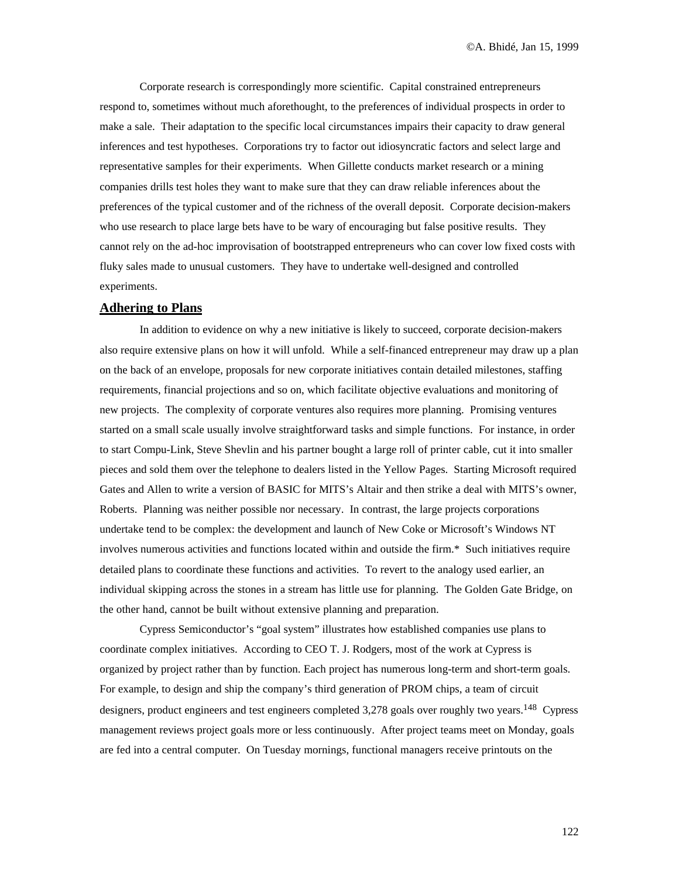Corporate research is correspondingly more scientific. Capital constrained entrepreneurs respond to, sometimes without much aforethought, to the preferences of individual prospects in order to make a sale. Their adaptation to the specific local circumstances impairs their capacity to draw general inferences and test hypotheses. Corporations try to factor out idiosyncratic factors and select large and representative samples for their experiments. When Gillette conducts market research or a mining companies drills test holes they want to make sure that they can draw reliable inferences about the preferences of the typical customer and of the richness of the overall deposit. Corporate decision-makers who use research to place large bets have to be wary of encouraging but false positive results. They cannot rely on the ad-hoc improvisation of bootstrapped entrepreneurs who can cover low fixed costs with fluky sales made to unusual customers. They have to undertake well-designed and controlled experiments.

## Adhering to Plans

In addition to evidence on why a new initiative is likely to succeed, corporate decision-makers also require extensive plans on how it will unfold. While a self-financed entrepreneur may draw up a plan on the back of an envelope, proposals for new corporate initiatives contain detailed milestones, staffing requirements, financial projections and so on, which facilitate objective evaluations and monitoring of new projects. The complexity of corporate ventures also requires more planning. Promising ventures started on a small scale usually involve straightforward tasks and simple functions. For instance, in order to start Compu-Link, Steve Shevlin and his partner bought a large roll of printer cable, cut it into smaller pieces and sold them over the telephone to dealers listed in the Yellow Pages. Starting Microsoft required Gates and Allen to write a version of BASIC for MITS's Altair and then strike a deal with MITS's owner, Roberts. Planning was neither possible nor necessary. In contrast, the large projects corporations undertake tend to be complex: the development and launch of New Coke or Microsoft's Windows NT involves numerous activities and functions located within and outside the firm.* Such initiatives require detailed plans to coordinate these functions and activities. To revert to the analogy used earlier, an individual skipping across the stones in a stream has little use for planning. The Golden Gate Bridge, on the other hand, cannot be built without extensive planning and preparation.

Cypress Semiconductor's "goal system" illustrates how established companies use plans to coordinate complex initiatives. According to CEO T. J. Rodgers, most of the work at Cypress is organized by project rather than by function. Each project has numerous long-term and short-term goals. For example, to design and ship the company's third generation of PROM chips, a team of circuit designers, product engineers and test engineers completed 3,278 goals over roughly two years.[148] Cypress management reviews project goals more or less continuously. After project teams meet on Monday, goals are fed into a central computer. On Tuesday mornings, functional managers receive printouts on the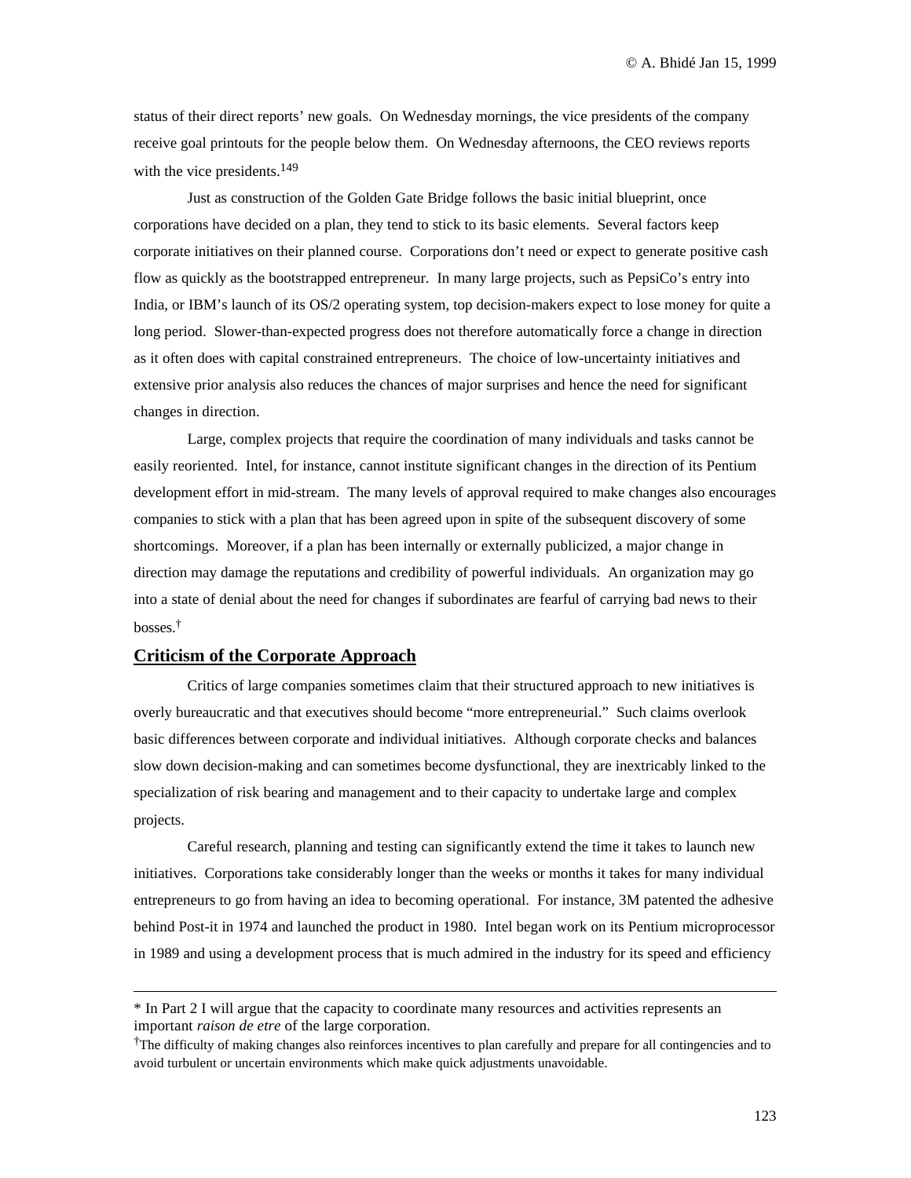status of their direct reports' new goals. On Wednesday mornings, the vice presidents of the company receive goal printouts for the people below them. On Wednesday afternoons, the CEO reviews reports with the vice presidents.[149]

Just as construction of the Golden Gate Bridge follows the basic initial blueprint, once corporations have decided on a plan, they tend to stick to its basic elements. Several factors keep corporate initiatives on their planned course. Corporations don't need or expect to generate positive cash flow as quickly as the bootstrapped entrepreneur. In many large projects, such as PepsiCo's entry into India, or IBM's launch of its OS/2 operating system, top decision-makers expect to lose money for quite a long period. Slower-than-expected progress does not therefore automatically force a change in direction as it often does with capital constrained entrepreneurs. The choice of low-uncertainty initiatives and extensive prior analysis also reduces the chances of major surprises and hence the need for significant changes in direction.

Large, complex projects that require the coordination of many individuals and tasks cannot be easily reoriented. Intel, for instance, cannot institute significant changes in the direction of its Pentium development effort in mid-stream. The many levels of approval required to make changes also encourages companies to stick with a plan that has been agreed upon in spite of the subsequent discovery of some shortcomings. Moreover, if a plan has been internally or externally publicized, a major change in direction may damage the reputations and credibility of powerful individuals. An organization may go into a state of denial about the need for changes if subordinates are fearful of carrying bad news to their bosses.[†]

## Criticism of the Corporate Approach

Critics of large companies sometimes claim that their structured approach to new initiatives is overly bureaucratic and that executives should become "more entrepreneurial." Such claims overlook basic differences between corporate and individual initiatives. Although corporate checks and balances slow down decision-making and can sometimes become dysfunctional, they are inextricably linked to the specialization of risk bearing and management and to their capacity to undertake large and complex projects.

Careful research, planning and testing can significantly extend the time it takes to launch new initiatives. Corporations take considerably longer than the weeks or months it takes for many individual entrepreneurs to go from having an idea to becoming operational. For instance, 3M patented the adhesive behind Post-it in 1974 and launched the product in 1980. Intel began work on its Pentium microprocessor in 1989 and using a development process that is much admired in the industry for its speed and efficiency

---

\* In Part 2 I will argue that the capacity to coordinate many resources and activities represents an important *raison de etre* of the large corporation.

[†] The difficulty of making changes also reinforces incentives to plan carefully and prepare for all contingencies and to avoid turbulent or uncertain environments which make quick adjustments unavoidable.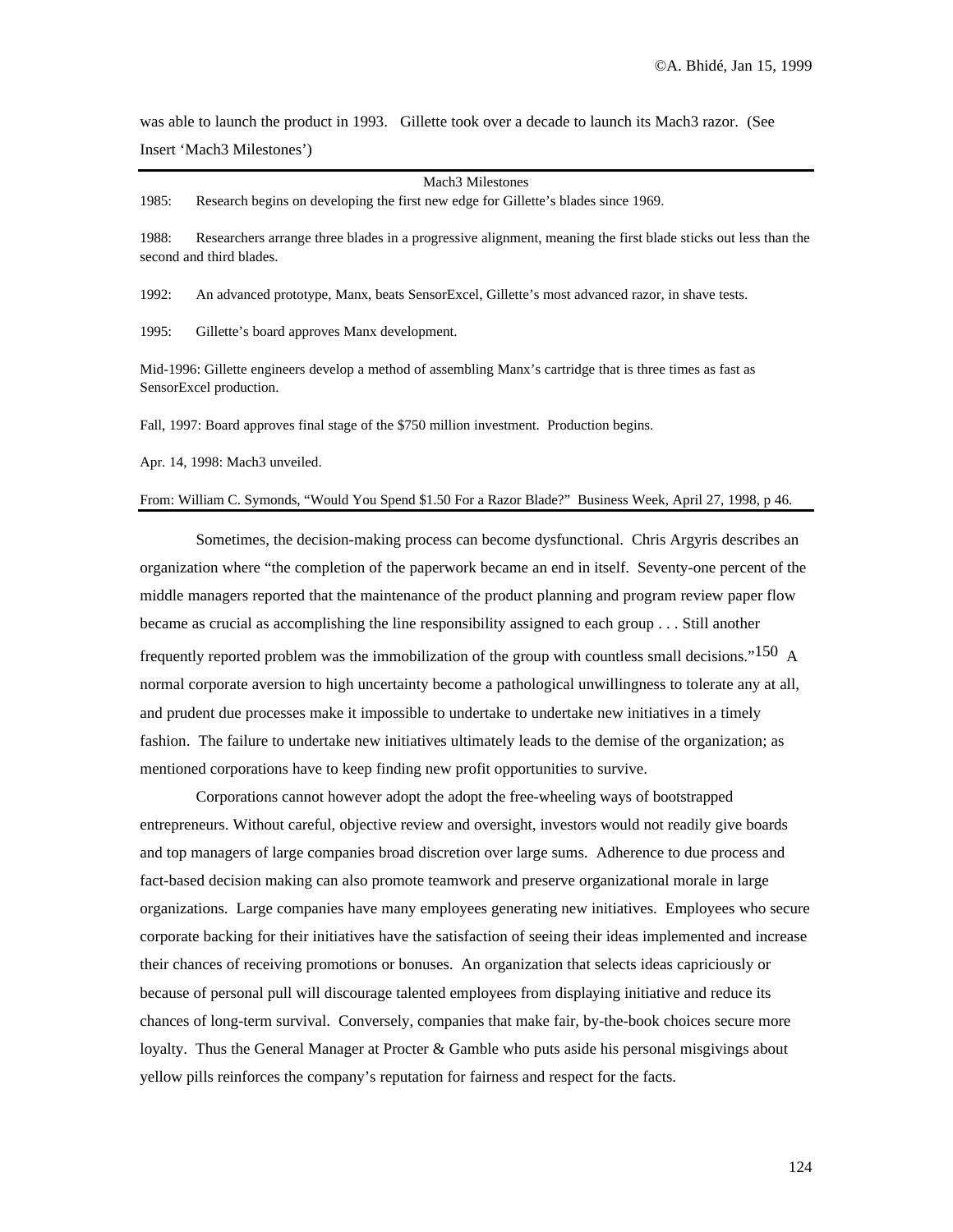was able to launch the product in 1993. Gillette took over a decade to launch its Mach3 razor. (See Insert 'Mach3 Milestones')

---

Mach3 Milestones

1985: Research begins on developing the first new edge for Gillette's blades since 1969.

1988: Researchers arrange three blades in a progressive alignment, meaning the first blade sticks out less than the second and third blades.

1992: An advanced prototype, Manx, beats SensorExcel, Gillette's most advanced razor, in shave tests.

1995: Gillette's board approves Manx development.

Mid-1996: Gillette engineers develop a method of assembling Manx's cartridge that is three times as fast as SensorExcel production.

Fall, 1997: Board approves final stage of the $750 million investment. Production begins.

Apr. 14, 1998: Mach3 unveiled.

From: William C. Symonds, "Would You Spend $1.50 For a Razor Blade?" Business Week, April 27, 1998, p 46.

---

Sometimes, the decision-making process can become dysfunctional. Chris Argyris describes an organization where "the completion of the paperwork became an end in itself. Seventy-one percent of the middle managers reported that the maintenance of the product planning and program review paper flow became as crucial as accomplishing the line responsibility assigned to each group . . . Still another frequently reported problem was the immobilization of the group with countless small decisions."[150] A normal corporate aversion to high uncertainty become a pathological unwillingness to tolerate any at all, and prudent due processes make it impossible to undertake to undertake new initiatives in a timely fashion. The failure to undertake new initiatives ultimately leads to the demise of the organization; as mentioned corporations have to keep finding new profit opportunities to survive.

Corporations cannot however adopt the adopt the free-wheeling ways of bootstrapped entrepreneurs. Without careful, objective review and oversight, investors would not readily give boards and top managers of large companies broad discretion over large sums. Adherence to due process and fact-based decision making can also promote teamwork and preserve organizational morale in large organizations. Large companies have many employees generating new initiatives. Employees who secure corporate backing for their initiatives have the satisfaction of seeing their ideas implemented and increase their chances of receiving promotions or bonuses. An organization that selects ideas capriciously or because of personal pull will discourage talented employees from displaying initiative and reduce its chances of long-term survival. Conversely, companies that make fair, by-the-book choices secure more loyalty. Thus the General Manager at Procter & Gamble who puts aside his personal misgivings about yellow pills reinforces the company's reputation for fairness and respect for the facts.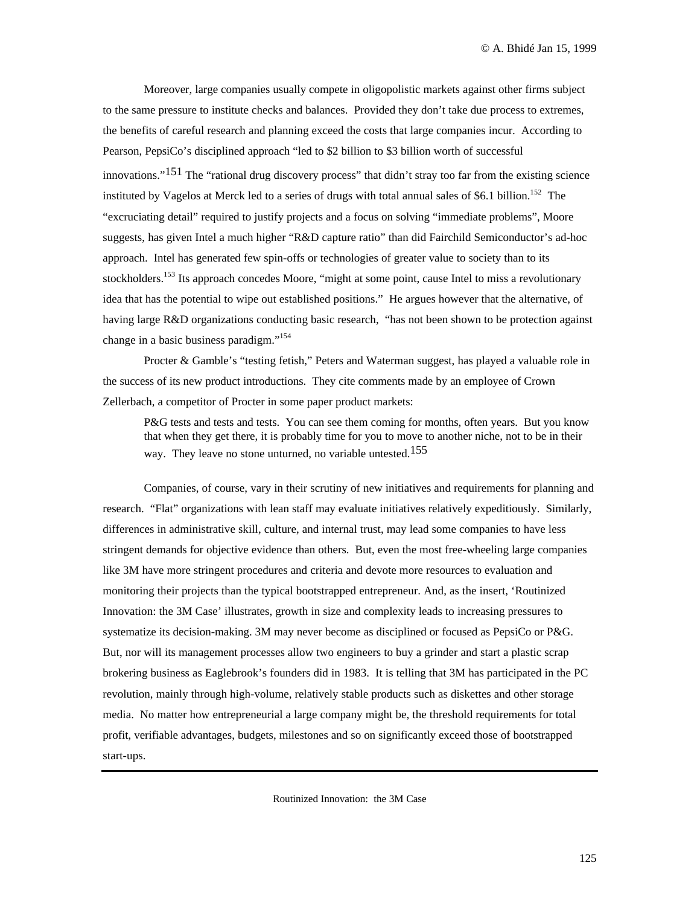Moreover, large companies usually compete in oligopolistic markets against other firms subject to the same pressure to institute checks and balances. Provided they don't take due process to extremes, the benefits of careful research and planning exceed the costs that large companies incur. According to Pearson, PepsiCo's disciplined approach "led to $2 billion to $3 billion worth of successful innovations."[151] The "rational drug discovery process" that didn't stray too far from the existing science instituted by Vagelos at Merck led to a series of drugs with total annual sales of $6.1 billion.[152] The "excruciating detail" required to justify projects and a focus on solving "immediate problems", Moore suggests, has given Intel a much higher "R&D capture ratio" than did Fairchild Semiconductor's ad-hoc approach. Intel has generated few spin-offs or technologies of greater value to society than to its stockholders.[153] Its approach concedes Moore, "might at some point, cause Intel to miss a revolutionary idea that has the potential to wipe out established positions." He argues however that the alternative, of having large R&D organizations conducting basic research, "has not been shown to be protection against change in a basic business paradigm."[154]

Procter & Gamble's "testing fetish," Peters and Waterman suggest, has played a valuable role in the success of its new product introductions. They cite comments made by an employee of Crown Zellerbach, a competitor of Procter in some paper product markets:

> P&G tests and tests and tests. You can see them coming for months, often years. But you know that when they get there, it is probably time for you to move to another niche, not to be in their way. They leave no stone unturned, no variable untested.[155]

Companies, of course, vary in their scrutiny of new initiatives and requirements for planning and research. "Flat" organizations with lean staff may evaluate initiatives relatively expeditiously. Similarly, differences in administrative skill, culture, and internal trust, may lead some companies to have less stringent demands for objective evidence than others. But, even the most free-wheeling large companies like 3M have more stringent procedures and criteria and devote more resources to evaluation and monitoring their projects than the typical bootstrapped entrepreneur. And, as the insert, 'Routinized Innovation: the 3M Case' illustrates, growth in size and complexity leads to increasing pressures to systematize its decision-making. 3M may never become as disciplined or focused as PepsiCo or P&G. But, nor will its management processes allow two engineers to buy a grinder and start a plastic scrap brokering business as Eaglebrook's founders did in 1983. It is telling that 3M has participated in the PC revolution, mainly through high-volume, relatively stable products such as diskettes and other storage media. No matter how entrepreneurial a large company might be, the threshold requirements for total profit, verifiable advantages, budgets, milestones and so on significantly exceed those of bootstrapped start-ups.

---

Routinized Innovation: the 3M Case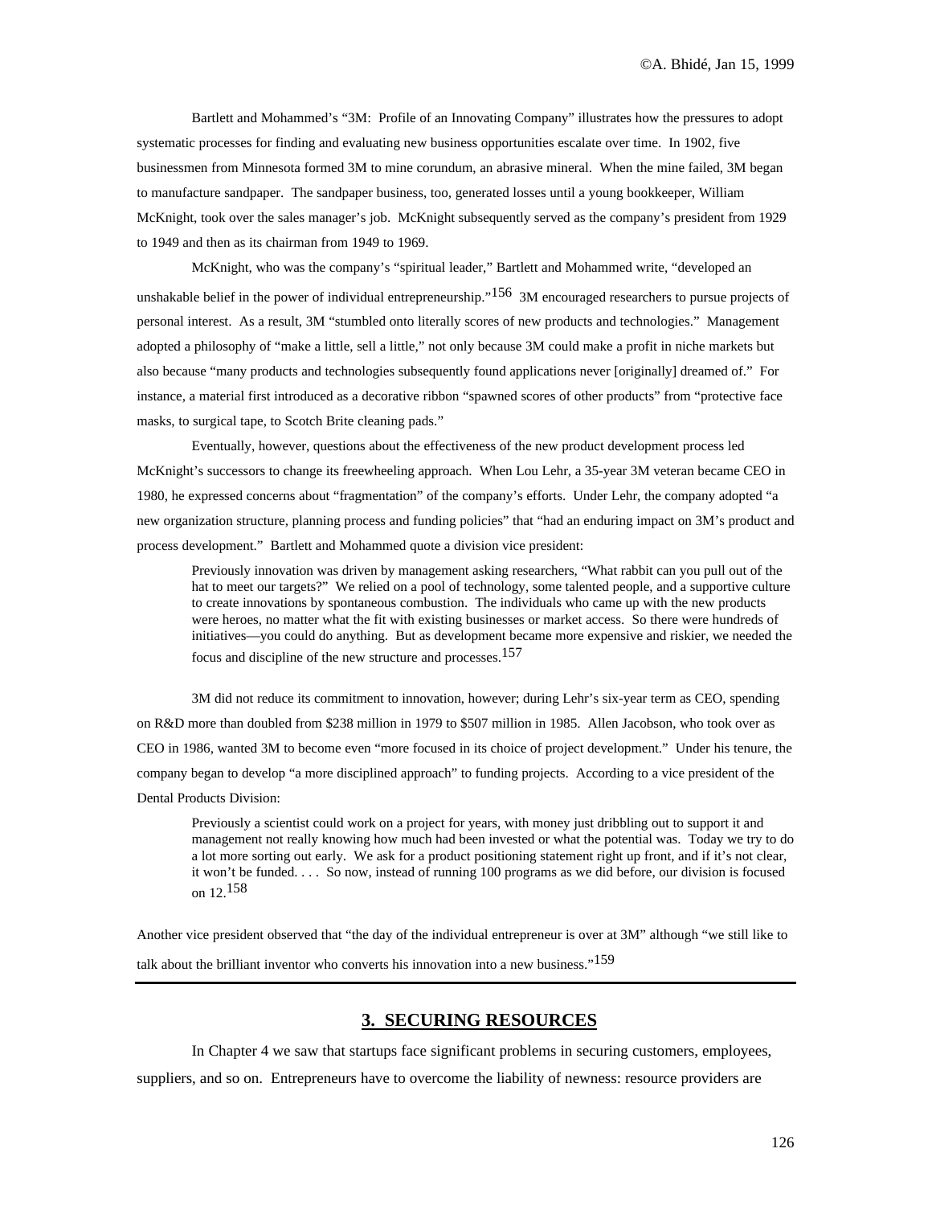Bartlett and Mohammed's "3M: Profile of an Innovating Company" illustrates how the pressures to adopt systematic processes for finding and evaluating new business opportunities escalate over time. In 1902, five businessmen from Minnesota formed 3M to mine corundum, an abrasive mineral. When the mine failed, 3M began to manufacture sandpaper. The sandpaper business, too, generated losses until a young bookkeeper, William McKnight, took over the sales manager's job. McKnight subsequently served as the company's president from 1929 to 1949 and then as its chairman from 1949 to 1969.

McKnight, who was the company's "spiritual leader," Bartlett and Mohammed write, "developed an unshakable belief in the power of individual entrepreneurship."[156] 3M encouraged researchers to pursue projects of personal interest. As a result, 3M "stumbled onto literally scores of new products and technologies." Management adopted a philosophy of "make a little, sell a little," not only because 3M could make a profit in niche markets but also because "many products and technologies subsequently found applications never [originally] dreamed of." For instance, a material first introduced as a decorative ribbon "spawned scores of other products" from "protective face masks, to surgical tape, to Scotch Brite cleaning pads."

Eventually, however, questions about the effectiveness of the new product development process led McKnight's successors to change its freewheeling approach. When Lou Lehr, a 35-year 3M veteran became CEO in 1980, he expressed concerns about "fragmentation" of the company's efforts. Under Lehr, the company adopted "a new organization structure, planning process and funding policies" that "had an enduring impact on 3M's product and process development." Bartlett and Mohammed quote a division vice president:

> Previously innovation was driven by management asking researchers, "What rabbit can you pull out of the hat to meet our targets?" We relied on a pool of technology, some talented people, and a supportive culture to create innovations by spontaneous combustion. The individuals who came up with the new products were heroes, no matter what the fit with existing businesses or market access. So there were hundreds of initiatives—you could do anything. But as development became more expensive and riskier, we needed the focus and discipline of the new structure and processes.[157]

3M did not reduce its commitment to innovation, however; during Lehr's six-year term as CEO, spending on R&D more than doubled from $238 million in 1979 to $507 million in 1985. Allen Jacobson, who took over as CEO in 1986, wanted 3M to become even "more focused in its choice of project development." Under his tenure, the company began to develop "a more disciplined approach" to funding projects. According to a vice president of the Dental Products Division:

> Previously a scientist could work on a project for years, with money just dribbling out to support it and management not really knowing how much had been invested or what the potential was. Today we try to do a lot more sorting out early. We ask for a product positioning statement right up front, and if it's not clear, it won't be funded. . . . So now, instead of running 100 programs as we did before, our division is focused on 12.[158]

Another vice president observed that "the day of the individual entrepreneur is over at 3M" although "we still like to talk about the brilliant inventor who converts his innovation into a new business."[159]

---

## 3. SECURING RESOURCES

In Chapter 4 we saw that startups face significant problems in securing customers, employees, suppliers, and so on. Entrepreneurs have to overcome the liability of newness: resource providers are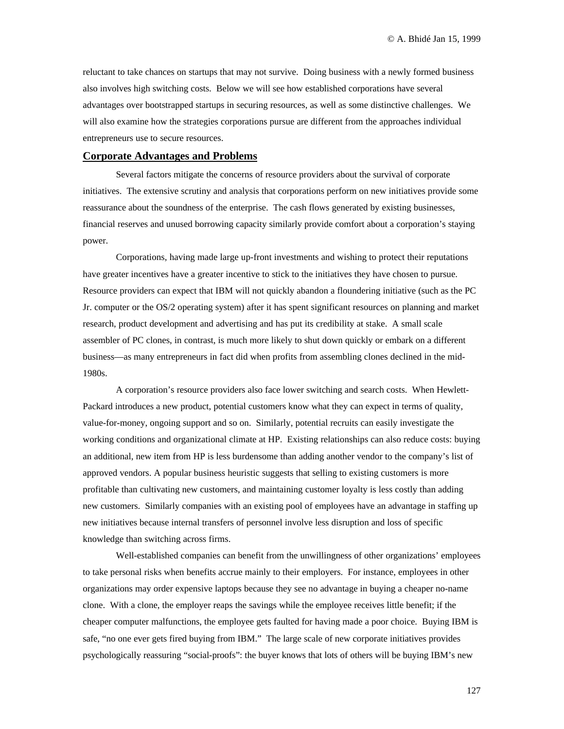reluctant to take chances on startups that may not survive. Doing business with a newly formed business also involves high switching costs. Below we will see how established corporations have several advantages over bootstrapped startups in securing resources, as well as some distinctive challenges. We will also examine how the strategies corporations pursue are different from the approaches individual entrepreneurs use to secure resources.

## Corporate Advantages and Problems

Several factors mitigate the concerns of resource providers about the survival of corporate initiatives. The extensive scrutiny and analysis that corporations perform on new initiatives provide some reassurance about the soundness of the enterprise. The cash flows generated by existing businesses, financial reserves and unused borrowing capacity similarly provide comfort about a corporation's staying power.

Corporations, having made large up-front investments and wishing to protect their reputations have greater incentives have a greater incentive to stick to the initiatives they have chosen to pursue. Resource providers can expect that IBM will not quickly abandon a floundering initiative (such as the PC Jr. computer or the OS/2 operating system) after it has spent significant resources on planning and market research, product development and advertising and has put its credibility at stake. A small scale assembler of PC clones, in contrast, is much more likely to shut down quickly or embark on a different business—as many entrepreneurs in fact did when profits from assembling clones declined in the mid-1980s.

A corporation's resource providers also face lower switching and search costs. When Hewlett-Packard introduces a new product, potential customers know what they can expect in terms of quality, value-for-money, ongoing support and so on. Similarly, potential recruits can easily investigate the working conditions and organizational climate at HP. Existing relationships can also reduce costs: buying an additional, new item from HP is less burdensome than adding another vendor to the company's list of approved vendors. A popular business heuristic suggests that selling to existing customers is more profitable than cultivating new customers, and maintaining customer loyalty is less costly than adding new customers. Similarly companies with an existing pool of employees have an advantage in staffing up new initiatives because internal transfers of personnel involve less disruption and loss of specific knowledge than switching across firms.

Well-established companies can benefit from the unwillingness of other organizations' employees to take personal risks when benefits accrue mainly to their employers. For instance, employees in other organizations may order expensive laptops because they see no advantage in buying a cheaper no-name clone. With a clone, the employer reaps the savings while the employee receives little benefit; if the cheaper computer malfunctions, the employee gets faulted for having made a poor choice. Buying IBM is safe, "no one ever gets fired buying from IBM." The large scale of new corporate initiatives provides psychologically reassuring "social-proofs": the buyer knows that lots of others will be buying IBM's new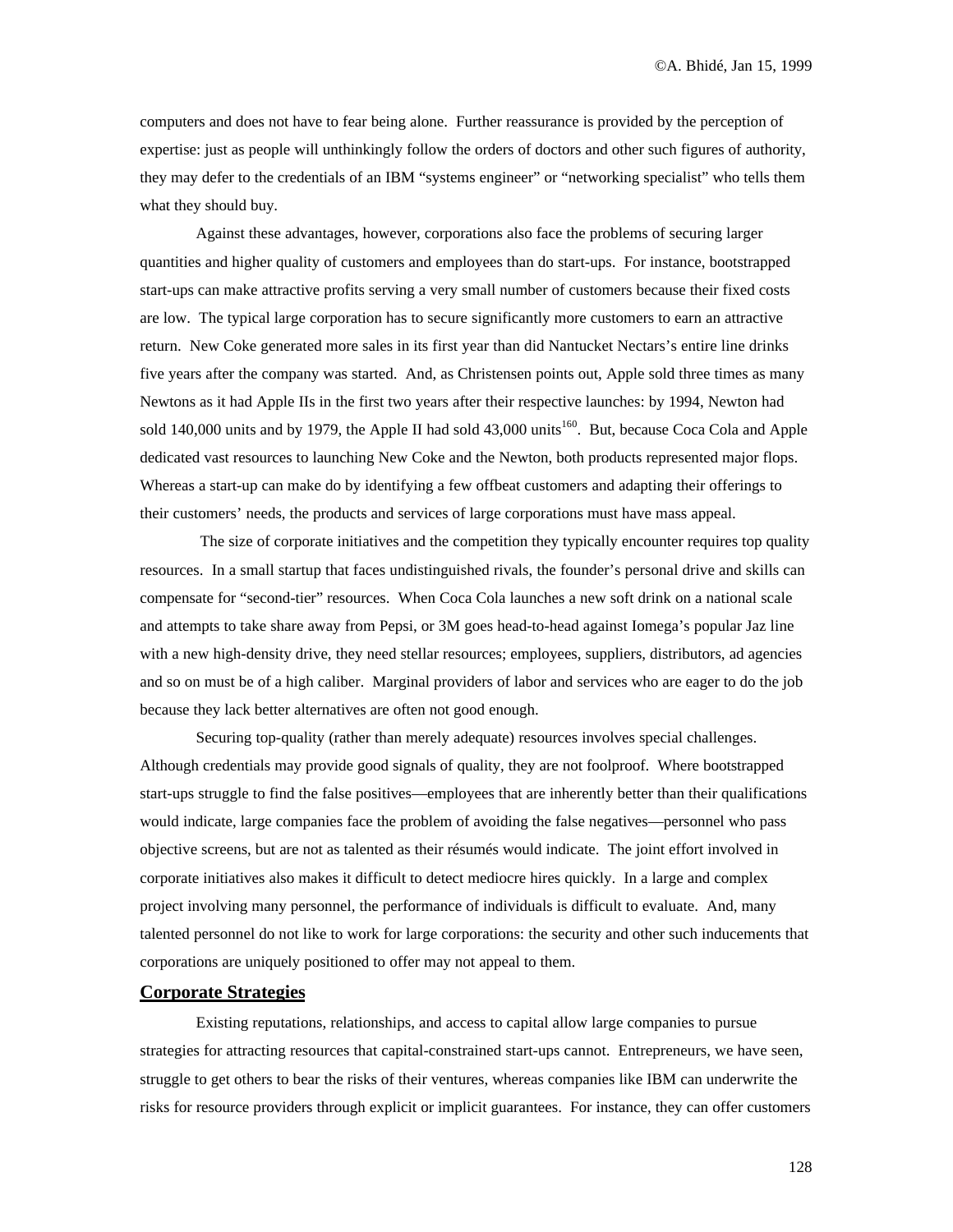computers and does not have to fear being alone. Further reassurance is provided by the perception of expertise: just as people will unthinkingly follow the orders of doctors and other such figures of authority, they may defer to the credentials of an IBM "systems engineer" or "networking specialist" who tells them what they should buy.

Against these advantages, however, corporations also face the problems of securing larger quantities and higher quality of customers and employees than do start-ups. For instance, bootstrapped start-ups can make attractive profits serving a very small number of customers because their fixed costs are low. The typical large corporation has to secure significantly more customers to earn an attractive return. New Coke generated more sales in its first year than did Nantucket Nectars's entire line drinks five years after the company was started. And, as Christensen points out, Apple sold three times as many Newtons as it had Apple IIs in the first two years after their respective launches: by 1994, Newton had sold 140,000 units and by 1979, the Apple II had sold 43,000 units[160]. But, because Coca Cola and Apple dedicated vast resources to launching New Coke and the Newton, both products represented major flops. Whereas a start-up can make do by identifying a few offbeat customers and adapting their offerings to their customers' needs, the products and services of large corporations must have mass appeal.

The size of corporate initiatives and the competition they typically encounter requires top quality resources. In a small startup that faces undistinguished rivals, the founder's personal drive and skills can compensate for "second-tier" resources. When Coca Cola launches a new soft drink on a national scale and attempts to take share away from Pepsi, or 3M goes head-to-head against Iomega's popular Jaz line with a new high-density drive, they need stellar resources; employees, suppliers, distributors, ad agencies and so on must be of a high caliber. Marginal providers of labor and services who are eager to do the job because they lack better alternatives are often not good enough.

Securing top-quality (rather than merely adequate) resources involves special challenges. Although credentials may provide good signals of quality, they are not foolproof. Where bootstrapped start-ups struggle to find the false positives—employees that are inherently better than their qualifications would indicate, large companies face the problem of avoiding the false negatives—personnel who pass objective screens, but are not as talented as their résumés would indicate. The joint effort involved in corporate initiatives also makes it difficult to detect mediocre hires quickly. In a large and complex project involving many personnel, the performance of individuals is difficult to evaluate. And, many talented personnel do not like to work for large corporations: the security and other such inducements that corporations are uniquely positioned to offer may not appeal to them.

## Corporate Strategies

Existing reputations, relationships, and access to capital allow large companies to pursue strategies for attracting resources that capital-constrained start-ups cannot. Entrepreneurs, we have seen, struggle to get others to bear the risks of their ventures, whereas companies like IBM can underwrite the risks for resource providers through explicit or implicit guarantees. For instance, they can offer customers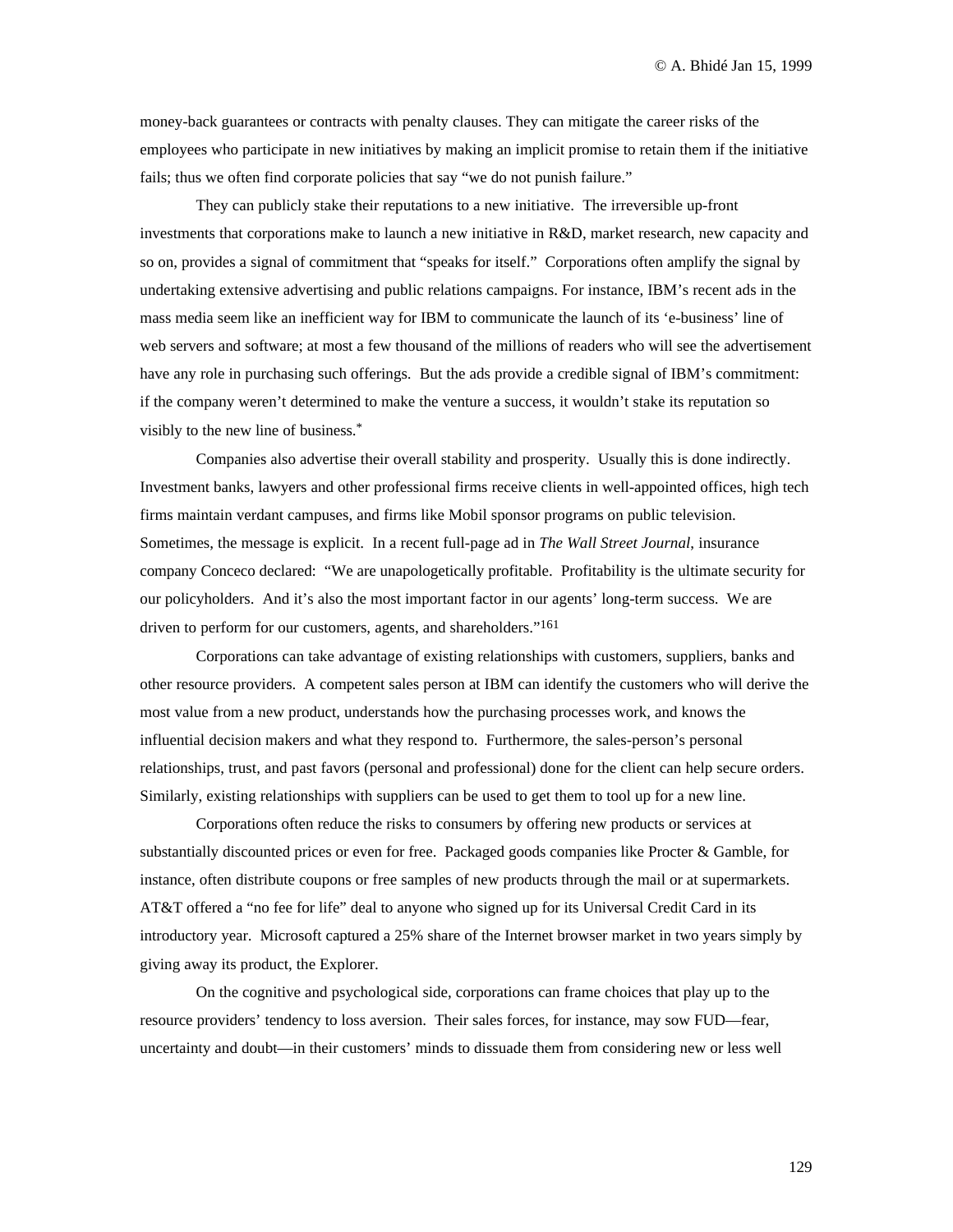money-back guarantees or contracts with penalty clauses. They can mitigate the career risks of the employees who participate in new initiatives by making an implicit promise to retain them if the initiative fails; thus we often find corporate policies that say "we do not punish failure."

They can publicly stake their reputations to a new initiative. The irreversible up-front investments that corporations make to launch a new initiative in R&D, market research, new capacity and so on, provides a signal of commitment that "speaks for itself." Corporations often amplify the signal by undertaking extensive advertising and public relations campaigns. For instance, IBM's recent ads in the mass media seem like an inefficient way for IBM to communicate the launch of its 'e-business' line of web servers and software; at most a few thousand of the millions of readers who will see the advertisement have any role in purchasing such offerings. But the ads provide a credible signal of IBM's commitment: if the company weren't determined to make the venture a success, it wouldn't stake its reputation so visibly to the new line of business.*

Companies also advertise their overall stability and prosperity. Usually this is done indirectly. Investment banks, lawyers and other professional firms receive clients in well-appointed offices, high tech firms maintain verdant campuses, and firms like Mobil sponsor programs on public television. Sometimes, the message is explicit. In a recent full-page ad in *The Wall Street Journal*, insurance company Conceco declared: "We are unapologetically profitable. Profitability is the ultimate security for our policyholders. And it's also the most important factor in our agents' long-term success. We are driven to perform for our customers, agents, and shareholders."[161]

Corporations can take advantage of existing relationships with customers, suppliers, banks and other resource providers. A competent sales person at IBM can identify the customers who will derive the most value from a new product, understands how the purchasing processes work, and knows the influential decision makers and what they respond to. Furthermore, the sales-person's personal relationships, trust, and past favors (personal and professional) done for the client can help secure orders. Similarly, existing relationships with suppliers can be used to get them to tool up for a new line.

Corporations often reduce the risks to consumers by offering new products or services at substantially discounted prices or even for free. Packaged goods companies like Procter & Gamble, for instance, often distribute coupons or free samples of new products through the mail or at supermarkets. AT&T offered a "no fee for life" deal to anyone who signed up for its Universal Credit Card in its introductory year. Microsoft captured a 25% share of the Internet browser market in two years simply by giving away its product, the Explorer.

On the cognitive and psychological side, corporations can frame choices that play up to the resource providers' tendency to loss aversion. Their sales forces, for instance, may sow FUD—fear, uncertainty and doubt—in their customers' minds to dissuade them from considering new or less well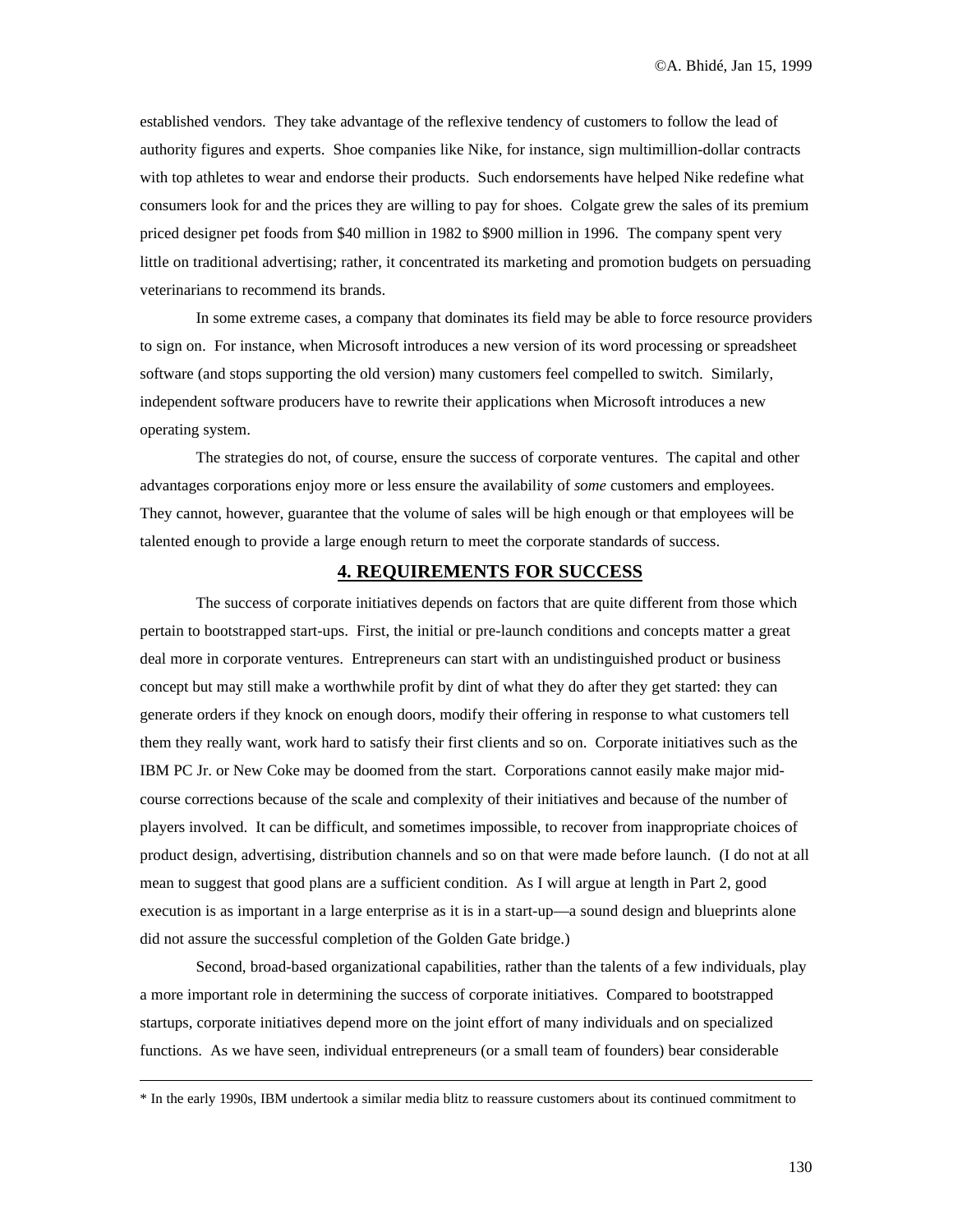established vendors. They take advantage of the reflexive tendency of customers to follow the lead of authority figures and experts. Shoe companies like Nike, for instance, sign multimillion-dollar contracts with top athletes to wear and endorse their products. Such endorsements have helped Nike redefine what consumers look for and the prices they are willing to pay for shoes. Colgate grew the sales of its premium priced designer pet foods from $40 million in 1982 to $900 million in 1996. The company spent very little on traditional advertising; rather, it concentrated its marketing and promotion budgets on persuading veterinarians to recommend its brands.

In some extreme cases, a company that dominates its field may be able to force resource providers to sign on. For instance, when Microsoft introduces a new version of its word processing or spreadsheet software (and stops supporting the old version) many customers feel compelled to switch. Similarly, independent software producers have to rewrite their applications when Microsoft introduces a new operating system.

The strategies do not, of course, ensure the success of corporate ventures. The capital and other advantages corporations enjoy more or less ensure the availability of *some* customers and employees. They cannot, however, guarantee that the volume of sales will be high enough or that employees will be talented enough to provide a large enough return to meet the corporate standards of success.

## 4. REQUIREMENTS FOR SUCCESS

The success of corporate initiatives depends on factors that are quite different from those which pertain to bootstrapped start-ups. First, the initial or pre-launch conditions and concepts matter a great deal more in corporate ventures. Entrepreneurs can start with an undistinguished product or business concept but may still make a worthwhile profit by dint of what they do after they get started: they can generate orders if they knock on enough doors, modify their offering in response to what customers tell them they really want, work hard to satisfy their first clients and so on. Corporate initiatives such as the IBM PC Jr. or New Coke may be doomed from the start. Corporations cannot easily make major mid-course corrections because of the scale and complexity of their initiatives and because of the number of players involved. It can be difficult, and sometimes impossible, to recover from inappropriate choices of product design, advertising, distribution channels and so on that were made before launch. (I do not at all mean to suggest that good plans are a sufficient condition. As I will argue at length in Part 2, good execution is as important in a large enterprise as it is in a start-up—a sound design and blueprints alone did not assure the successful completion of the Golden Gate bridge.)

Second, broad-based organizational capabilities, rather than the talents of a few individuals, play a more important role in determining the success of corporate initiatives. Compared to bootstrapped startups, corporate initiatives depend more on the joint effort of many individuals and on specialized functions. As we have seen, individual entrepreneurs (or a small team of founders) bear considerable

* In the early 1990s, IBM undertook a similar media blitz to reassure customers about its continued commitment to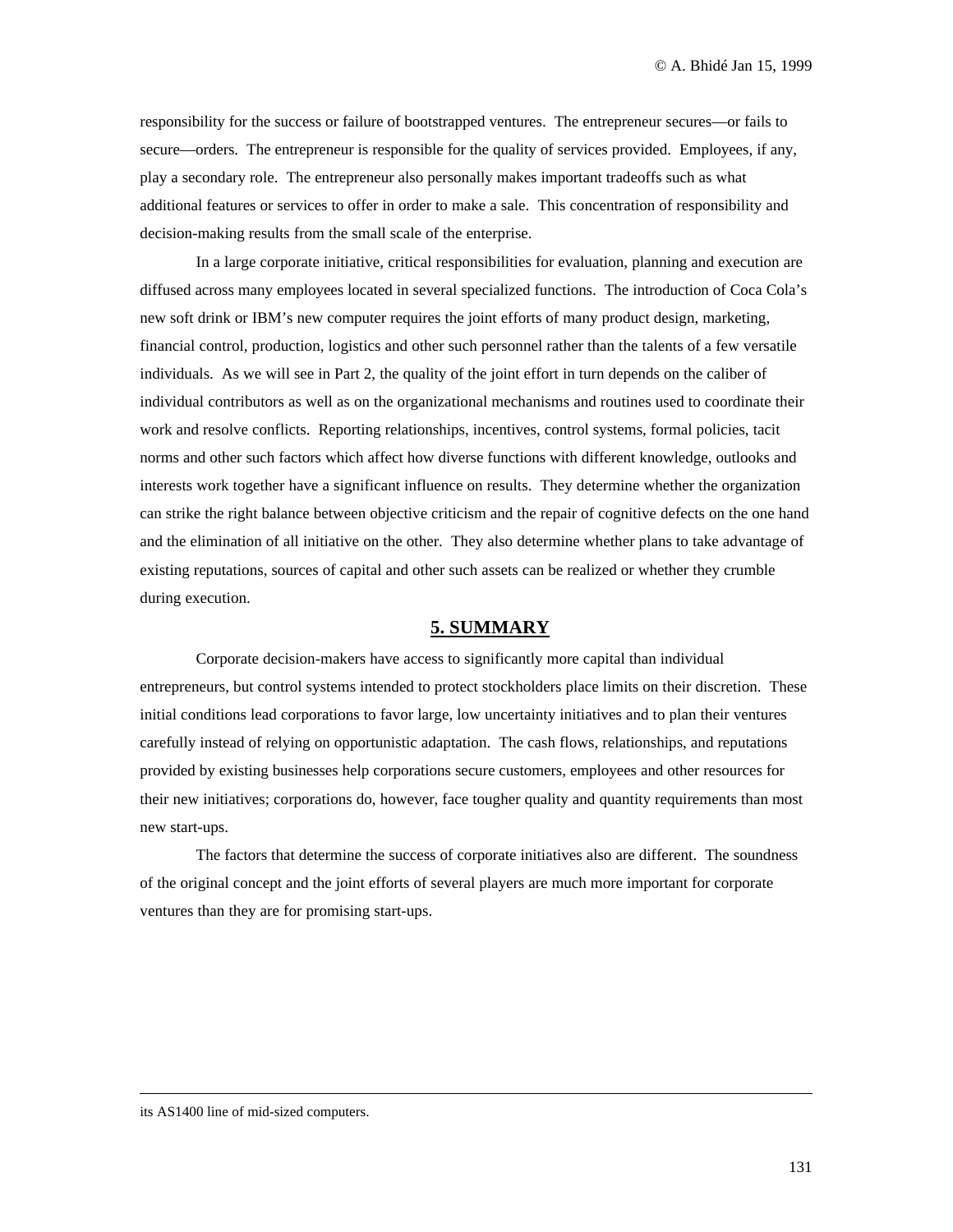responsibility for the success or failure of bootstrapped ventures. The entrepreneur secures—or fails to secure—orders. The entrepreneur is responsible for the quality of services provided. Employees, if any, play a secondary role. The entrepreneur also personally makes important tradeoffs such as what additional features or services to offer in order to make a sale. This concentration of responsibility and decision-making results from the small scale of the enterprise.

In a large corporate initiative, critical responsibilities for evaluation, planning and execution are diffused across many employees located in several specialized functions. The introduction of Coca Cola's new soft drink or IBM's new computer requires the joint efforts of many product design, marketing, financial control, production, logistics and other such personnel rather than the talents of a few versatile individuals. As we will see in Part 2, the quality of the joint effort in turn depends on the caliber of individual contributors as well as on the organizational mechanisms and routines used to coordinate their work and resolve conflicts. Reporting relationships, incentives, control systems, formal policies, tacit norms and other such factors which affect how diverse functions with different knowledge, outlooks and interests work together have a significant influence on results. They determine whether the organization can strike the right balance between objective criticism and the repair of cognitive defects on the one hand and the elimination of all initiative on the other. They also determine whether plans to take advantage of existing reputations, sources of capital and other such assets can be realized or whether they crumble during execution.

## 5. SUMMARY

Corporate decision-makers have access to significantly more capital than individual entrepreneurs, but control systems intended to protect stockholders place limits on their discretion. These initial conditions lead corporations to favor large, low uncertainty initiatives and to plan their ventures carefully instead of relying on opportunistic adaptation. The cash flows, relationships, and reputations provided by existing businesses help corporations secure customers, employees and other resources for their new initiatives; corporations do, however, face tougher quality and quantity requirements than most new start-ups.

The factors that determine the success of corporate initiatives also are different. The soundness of the original concept and the joint efforts of several players are much more important for corporate ventures than they are for promising start-ups.

---

its AS1400 line of mid-sized computers.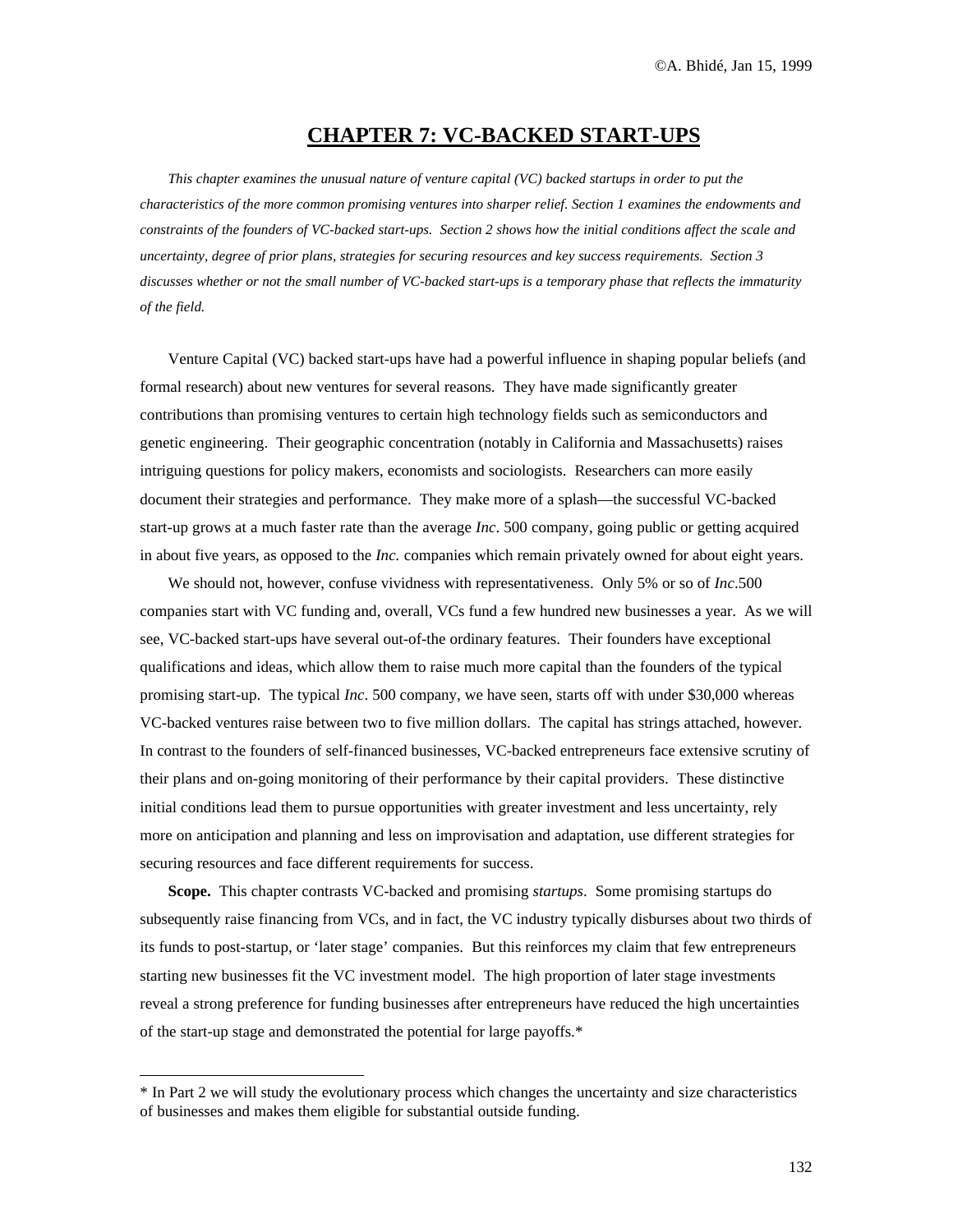# CHAPTER 7: VC-BACKED START-UPS

*This chapter examines the unusual nature of venture capital (VC) backed startups in order to put the characteristics of the more common promising ventures into sharper relief. Section 1 examines the endowments and constraints of the founders of VC-backed start-ups. Section 2 shows how the initial conditions affect the scale and uncertainty, degree of prior plans, strategies for securing resources and key success requirements. Section 3 discusses whether or not the small number of VC-backed start-ups is a temporary phase that reflects the immaturity of the field.*

Venture Capital (VC) backed start-ups have had a powerful influence in shaping popular beliefs (and formal research) about new ventures for several reasons. They have made significantly greater contributions than promising ventures to certain high technology fields such as semiconductors and genetic engineering. Their geographic concentration (notably in California and Massachusetts) raises intriguing questions for policy makers, economists and sociologists. Researchers can more easily document their strategies and performance. They make more of a splash—the successful VC-backed start-up grows at a much faster rate than the average *Inc*. 500 company, going public or getting acquired in about five years, as opposed to the *Inc.* companies which remain privately owned for about eight years.

We should not, however, confuse vividness with representativeness. Only 5% or so of *Inc*.500 companies start with VC funding and, overall, VCs fund a few hundred new businesses a year. As we will see, VC-backed start-ups have several out-of-the ordinary features. Their founders have exceptional qualifications and ideas, which allow them to raise much more capital than the founders of the typical promising start-up. The typical *Inc*. 500 company, we have seen, starts off with under $30,000 whereas VC-backed ventures raise between two to five million dollars. The capital has strings attached, however. In contrast to the founders of self-financed businesses, VC-backed entrepreneurs face extensive scrutiny of their plans and on-going monitoring of their performance by their capital providers. These distinctive initial conditions lead them to pursue opportunities with greater investment and less uncertainty, rely more on anticipation and planning and less on improvisation and adaptation, use different strategies for securing resources and face different requirements for success.

**Scope.** This chapter contrasts VC-backed and promising *startups*. Some promising startups do subsequently raise financing from VCs, and in fact, the VC industry typically disburses about two thirds of its funds to post-startup, or 'later stage' companies. But this reinforces my claim that few entrepreneurs starting new businesses fit the VC investment model. The high proportion of later stage investments reveal a strong preference for funding businesses after entrepreneurs have reduced the high uncertainties of the start-up stage and demonstrated the potential for large payoffs.*

---

* In Part 2 we will study the evolutionary process which changes the uncertainty and size characteristics of businesses and makes them eligible for substantial outside funding.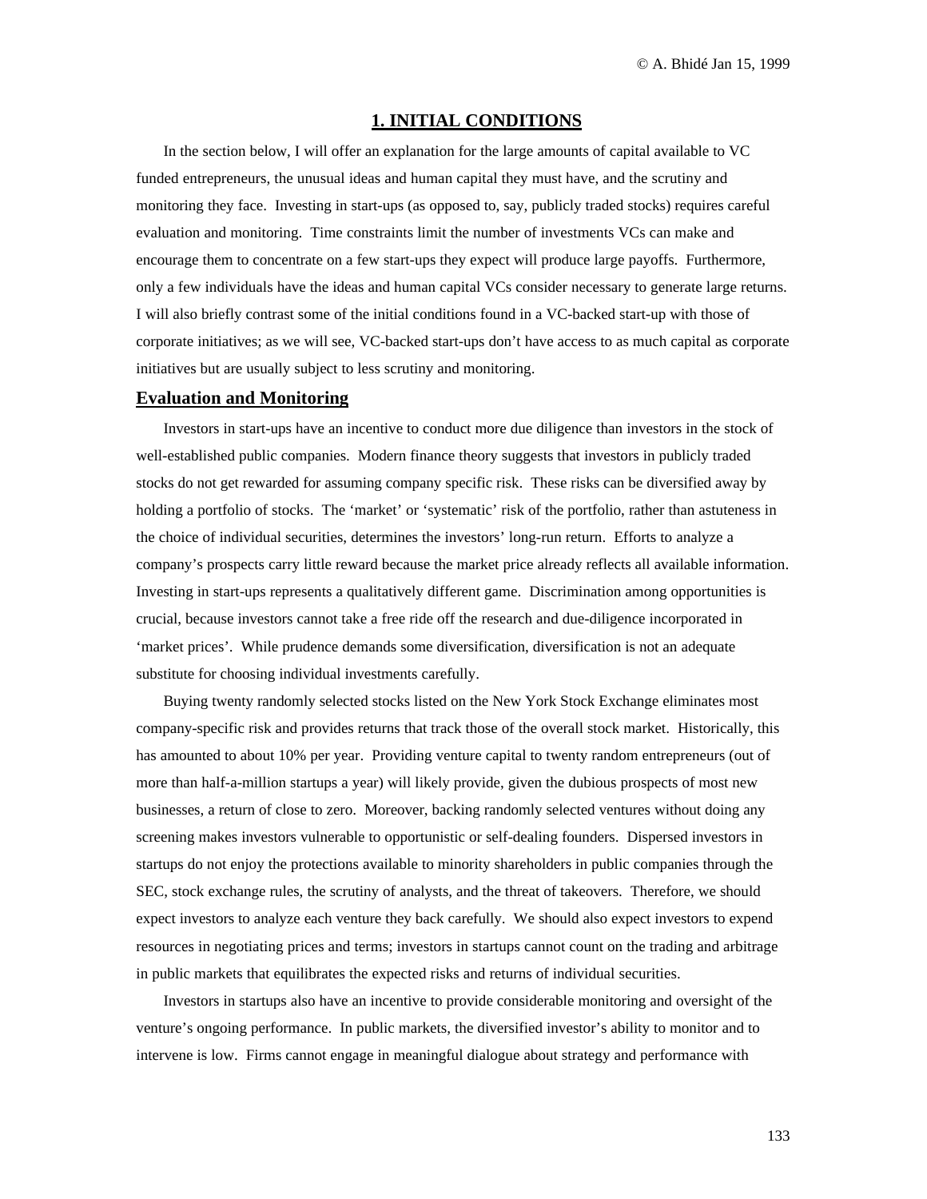## 1. INITIAL CONDITIONS

In the section below, I will offer an explanation for the large amounts of capital available to VC funded entrepreneurs, the unusual ideas and human capital they must have, and the scrutiny and monitoring they face. Investing in start-ups (as opposed to, say, publicly traded stocks) requires careful evaluation and monitoring. Time constraints limit the number of investments VCs can make and encourage them to concentrate on a few start-ups they expect will produce large payoffs. Furthermore, only a few individuals have the ideas and human capital VCs consider necessary to generate large returns. I will also briefly contrast some of the initial conditions found in a VC-backed start-up with those of corporate initiatives; as we will see, VC-backed start-ups don't have access to as much capital as corporate initiatives but are usually subject to less scrutiny and monitoring.

### Evaluation and Monitoring

Investors in start-ups have an incentive to conduct more due diligence than investors in the stock of well-established public companies. Modern finance theory suggests that investors in publicly traded stocks do not get rewarded for assuming company specific risk. These risks can be diversified away by holding a portfolio of stocks. The 'market' or 'systematic' risk of the portfolio, rather than astuteness in the choice of individual securities, determines the investors' long-run return. Efforts to analyze a company's prospects carry little reward because the market price already reflects all available information. Investing in start-ups represents a qualitatively different game. Discrimination among opportunities is crucial, because investors cannot take a free ride off the research and due-diligence incorporated in 'market prices'. While prudence demands some diversification, diversification is not an adequate substitute for choosing individual investments carefully.

Buying twenty randomly selected stocks listed on the New York Stock Exchange eliminates most company-specific risk and provides returns that track those of the overall stock market. Historically, this has amounted to about 10% per year. Providing venture capital to twenty random entrepreneurs (out of more than half-a-million startups a year) will likely provide, given the dubious prospects of most new businesses, a return of close to zero. Moreover, backing randomly selected ventures without doing any screening makes investors vulnerable to opportunistic or self-dealing founders. Dispersed investors in startups do not enjoy the protections available to minority shareholders in public companies through the SEC, stock exchange rules, the scrutiny of analysts, and the threat of takeovers. Therefore, we should expect investors to analyze each venture they back carefully. We should also expect investors to expend resources in negotiating prices and terms; investors in startups cannot count on the trading and arbitrage in public markets that equilibrates the expected risks and returns of individual securities.

Investors in startups also have an incentive to provide considerable monitoring and oversight of the venture's ongoing performance. In public markets, the diversified investor's ability to monitor and to intervene is low. Firms cannot engage in meaningful dialogue about strategy and performance with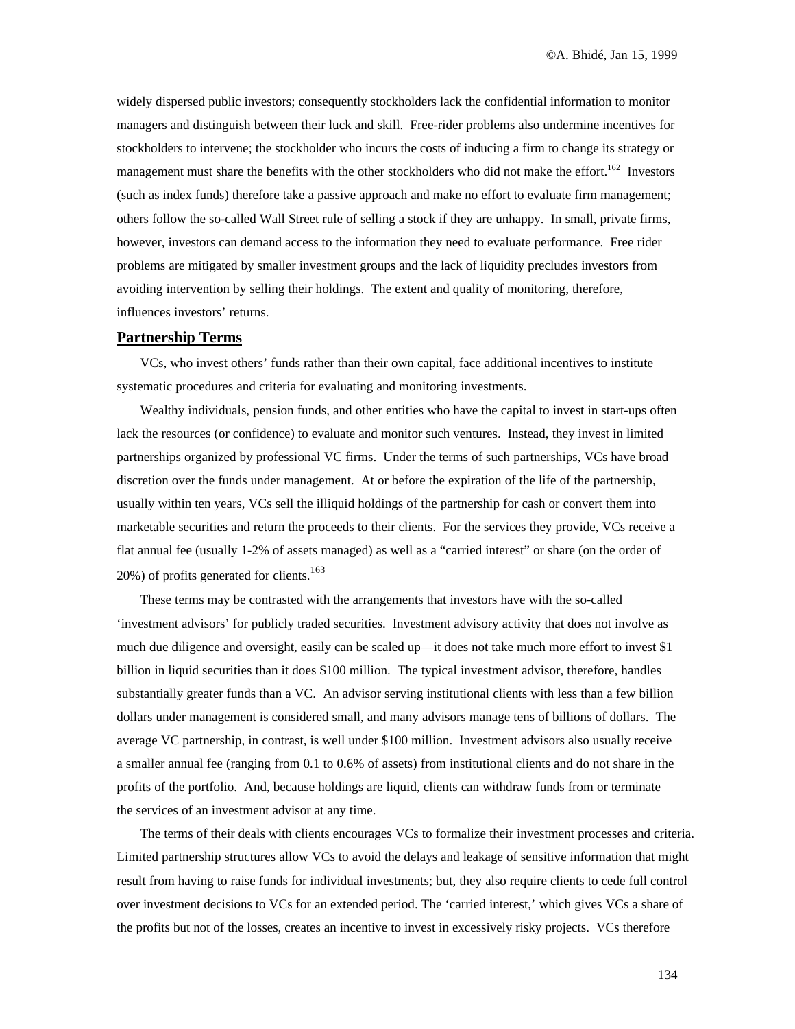widely dispersed public investors; consequently stockholders lack the confidential information to monitor managers and distinguish between their luck and skill. Free-rider problems also undermine incentives for stockholders to intervene; the stockholder who incurs the costs of inducing a firm to change its strategy or management must share the benefits with the other stockholders who did not make the effort.[162] Investors (such as index funds) therefore take a passive approach and make no effort to evaluate firm management; others follow the so-called Wall Street rule of selling a stock if they are unhappy. In small, private firms, however, investors can demand access to the information they need to evaluate performance. Free rider problems are mitigated by smaller investment groups and the lack of liquidity precludes investors from avoiding intervention by selling their holdings. The extent and quality of monitoring, therefore, influences investors' returns.

## Partnership Terms

VCs, who invest others' funds rather than their own capital, face additional incentives to institute systematic procedures and criteria for evaluating and monitoring investments.

Wealthy individuals, pension funds, and other entities who have the capital to invest in start-ups often lack the resources (or confidence) to evaluate and monitor such ventures. Instead, they invest in limited partnerships organized by professional VC firms. Under the terms of such partnerships, VCs have broad discretion over the funds under management. At or before the expiration of the life of the partnership, usually within ten years, VCs sell the illiquid holdings of the partnership for cash or convert them into marketable securities and return the proceeds to their clients. For the services they provide, VCs receive a flat annual fee (usually 1-2% of assets managed) as well as a "carried interest" or share (on the order of 20%) of profits generated for clients.[163]

These terms may be contrasted with the arrangements that investors have with the so-called 'investment advisors' for publicly traded securities. Investment advisory activity that does not involve as much due diligence and oversight, easily can be scaled up—it does not take much more effort to invest $1 billion in liquid securities than it does $100 million. The typical investment advisor, therefore, handles substantially greater funds than a VC. An advisor serving institutional clients with less than a few billion dollars under management is considered small, and many advisors manage tens of billions of dollars. The average VC partnership, in contrast, is well under $100 million. Investment advisors also usually receive a smaller annual fee (ranging from 0.1 to 0.6% of assets) from institutional clients and do not share in the profits of the portfolio. And, because holdings are liquid, clients can withdraw funds from or terminate the services of an investment advisor at any time.

The terms of their deals with clients encourages VCs to formalize their investment processes and criteria. Limited partnership structures allow VCs to avoid the delays and leakage of sensitive information that might result from having to raise funds for individual investments; but, they also require clients to cede full control over investment decisions to VCs for an extended period. The 'carried interest,' which gives VCs a share of the profits but not of the losses, creates an incentive to invest in excessively risky projects. VCs therefore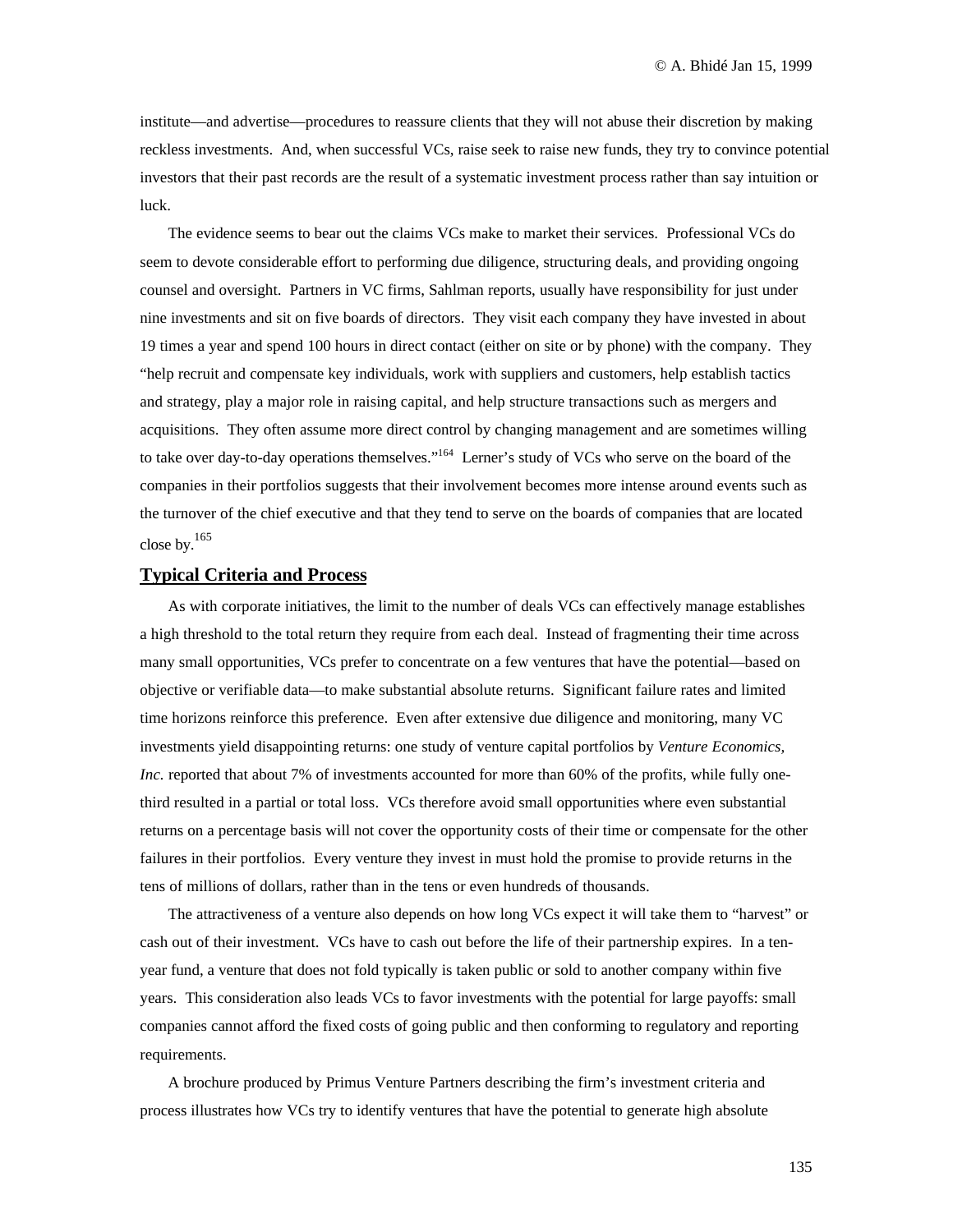institute—and advertise—procedures to reassure clients that they will not abuse their discretion by making reckless investments. And, when successful VCs, raise seek to raise new funds, they try to convince potential investors that their past records are the result of a systematic investment process rather than say intuition or luck.

The evidence seems to bear out the claims VCs make to market their services. Professional VCs do seem to devote considerable effort to performing due diligence, structuring deals, and providing ongoing counsel and oversight. Partners in VC firms, Sahlman reports, usually have responsibility for just under nine investments and sit on five boards of directors. They visit each company they have invested in about 19 times a year and spend 100 hours in direct contact (either on site or by phone) with the company. They "help recruit and compensate key individuals, work with suppliers and customers, help establish tactics and strategy, play a major role in raising capital, and help structure transactions such as mergers and acquisitions. They often assume more direct control by changing management and are sometimes willing to take over day-to-day operations themselves."[164] Lerner's study of VCs who serve on the board of the companies in their portfolios suggests that their involvement becomes more intense around events such as the turnover of the chief executive and that they tend to serve on the boards of companies that are located close by.[165]

## Typical Criteria and Process

As with corporate initiatives, the limit to the number of deals VCs can effectively manage establishes a high threshold to the total return they require from each deal. Instead of fragmenting their time across many small opportunities, VCs prefer to concentrate on a few ventures that have the potential—based on objective or verifiable data—to make substantial absolute returns. Significant failure rates and limited time horizons reinforce this preference. Even after extensive due diligence and monitoring, many VC investments yield disappointing returns: one study of venture capital portfolios by *Venture Economics, Inc.* reported that about 7% of investments accounted for more than 60% of the profits, while fully one-third resulted in a partial or total loss. VCs therefore avoid small opportunities where even substantial returns on a percentage basis will not cover the opportunity costs of their time or compensate for the other failures in their portfolios. Every venture they invest in must hold the promise to provide returns in the tens of millions of dollars, rather than in the tens or even hundreds of thousands.

The attractiveness of a venture also depends on how long VCs expect it will take them to "harvest" or cash out of their investment. VCs have to cash out before the life of their partnership expires. In a ten-year fund, a venture that does not fold typically is taken public or sold to another company within five years. This consideration also leads VCs to favor investments with the potential for large payoffs: small companies cannot afford the fixed costs of going public and then conforming to regulatory and reporting requirements.

A brochure produced by Primus Venture Partners describing the firm's investment criteria and process illustrates how VCs try to identify ventures that have the potential to generate high absolute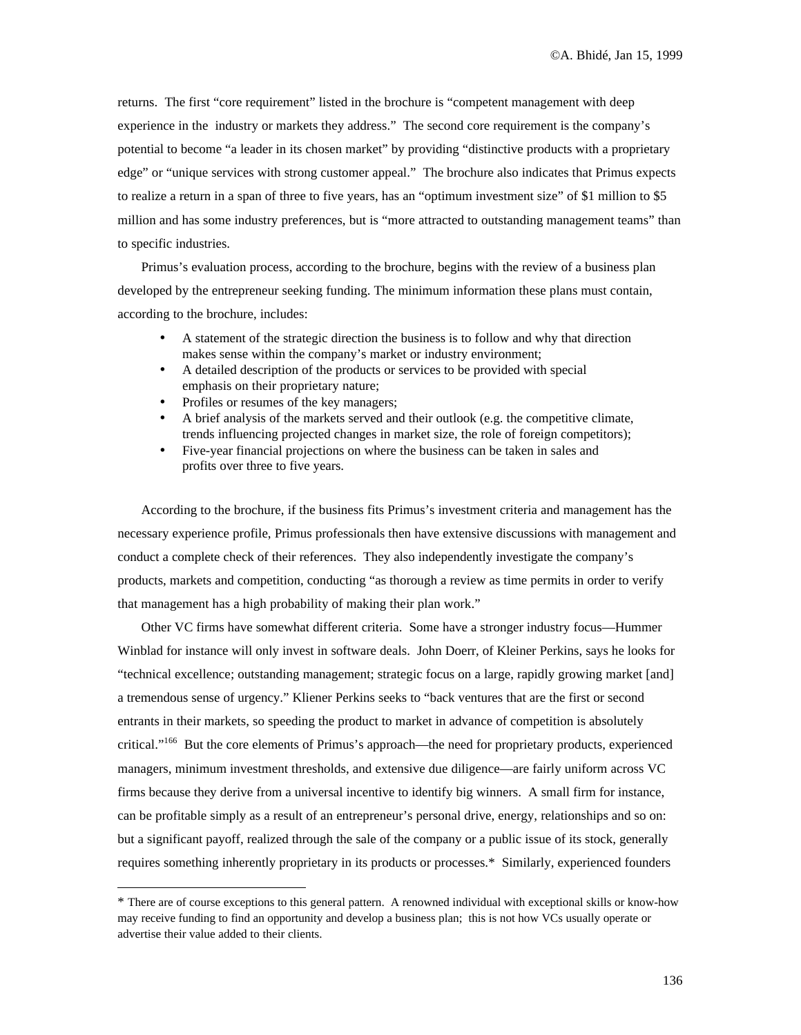returns. The first "core requirement" listed in the brochure is "competent management with deep experience in the industry or markets they address." The second core requirement is the company's potential to become "a leader in its chosen market" by providing "distinctive products with a proprietary edge" or "unique services with strong customer appeal." The brochure also indicates that Primus expects to realize a return in a span of three to five years, has an "optimum investment size" of $1 million to $5 million and has some industry preferences, but is "more attracted to outstanding management teams" than to specific industries.

Primus's evaluation process, according to the brochure, begins with the review of a business plan developed by the entrepreneur seeking funding. The minimum information these plans must contain, according to the brochure, includes:

- A statement of the strategic direction the business is to follow and why that direction makes sense within the company's market or industry environment;
- A detailed description of the products or services to be provided with special emphasis on their proprietary nature;
- Profiles or resumes of the key managers;
- A brief analysis of the markets served and their outlook (e.g. the competitive climate, trends influencing projected changes in market size, the role of foreign competitors);
- Five-year financial projections on where the business can be taken in sales and profits over three to five years.

According to the brochure, if the business fits Primus's investment criteria and management has the necessary experience profile, Primus professionals then have extensive discussions with management and conduct a complete check of their references. They also independently investigate the company's products, markets and competition, conducting "as thorough a review as time permits in order to verify that management has a high probability of making their plan work."

Other VC firms have somewhat different criteria. Some have a stronger industry focus—Hummer Winblad for instance will only invest in software deals. John Doerr, of Kleiner Perkins, says he looks for "technical excellence; outstanding management; strategic focus on a large, rapidly growing market [and] a tremendous sense of urgency." Kliener Perkins seeks to "back ventures that are the first or second entrants in their markets, so speeding the product to market in advance of competition is absolutely critical."[166] But the core elements of Primus's approach—the need for proprietary products, experienced managers, minimum investment thresholds, and extensive due diligence—are fairly uniform across VC firms because they derive from a universal incentive to identify big winners. A small firm for instance, can be profitable simply as a result of an entrepreneur's personal drive, energy, relationships and so on: but a significant payoff, realized through the sale of the company or a public issue of its stock, generally requires something inherently proprietary in its products or processes.* Similarly, experienced founders

* There are of course exceptions to this general pattern. A renowned individual with exceptional skills or know-how may receive funding to find an opportunity and develop a business plan; this is not how VCs usually operate or advertise their value added to their clients.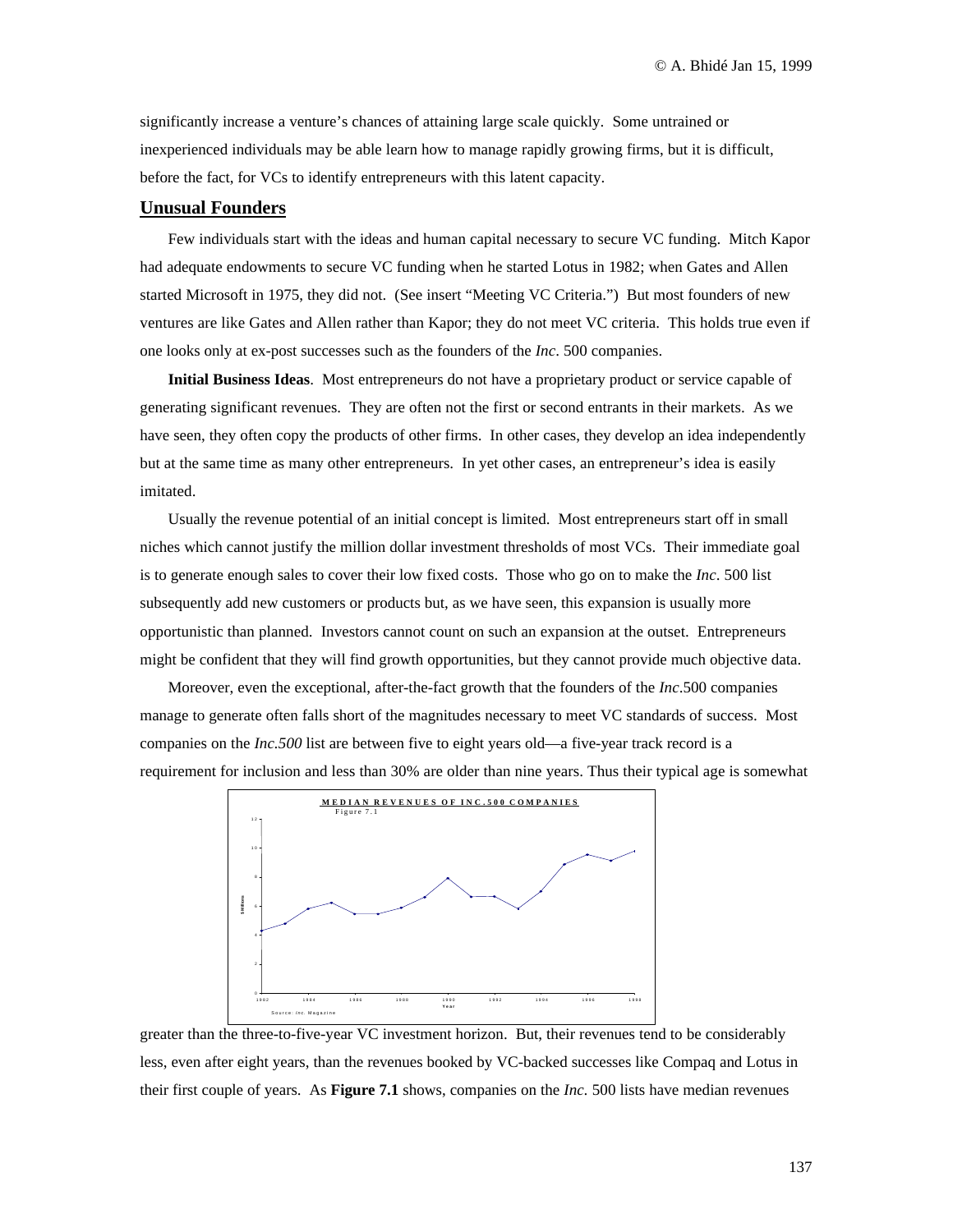significantly increase a venture's chances of attaining large scale quickly. Some untrained or inexperienced individuals may be able learn how to manage rapidly growing firms, but it is difficult, before the fact, for VCs to identify entrepreneurs with this latent capacity.

## Unusual Founders

Few individuals start with the ideas and human capital necessary to secure VC funding. Mitch Kapor had adequate endowments to secure VC funding when he started Lotus in 1982; when Gates and Allen started Microsoft in 1975, they did not. (See insert "Meeting VC Criteria.") But most founders of new ventures are like Gates and Allen rather than Kapor; they do not meet VC criteria. This holds true even if one looks only at ex-post successes such as the founders of the *Inc*. 500 companies.

**Initial Business Ideas**. Most entrepreneurs do not have a proprietary product or service capable of generating significant revenues. They are often not the first or second entrants in their markets. As we have seen, they often copy the products of other firms. In other cases, they develop an idea independently but at the same time as many other entrepreneurs. In yet other cases, an entrepreneur's idea is easily imitated.

Usually the revenue potential of an initial concept is limited. Most entrepreneurs start off in small niches which cannot justify the million dollar investment thresholds of most VCs. Their immediate goal is to generate enough sales to cover their low fixed costs. Those who go on to make the *Inc*. 500 list subsequently add new customers or products but, as we have seen, this expansion is usually more opportunistic than planned. Investors cannot count on such an expansion at the outset. Entrepreneurs might be confident that they will find growth opportunities, but they cannot provide much objective data.

Moreover, even the exceptional, after-the-fact growth that the founders of the *Inc*.500 companies manage to generate often falls short of the magnitudes necessary to meet VC standards of success. Most companies on the *Inc.500* list are between five to eight years old—a five-year track record is a requirement for inclusion and less than 30% are older than nine years. Thus their typical age is somewhat

**MEDIAN REVENUES OF INC.500 COMPANIES**

Figure 7.1

Source: *Inc.* Magazine

greater than the three-to-five-year VC investment horizon. But, their revenues tend to be considerably less, even after eight years, than the revenues booked by VC-backed successes like Compaq and Lotus in their first couple of years. As **Figure 7.1** shows, companies on the *Inc*. 500 lists have median revenues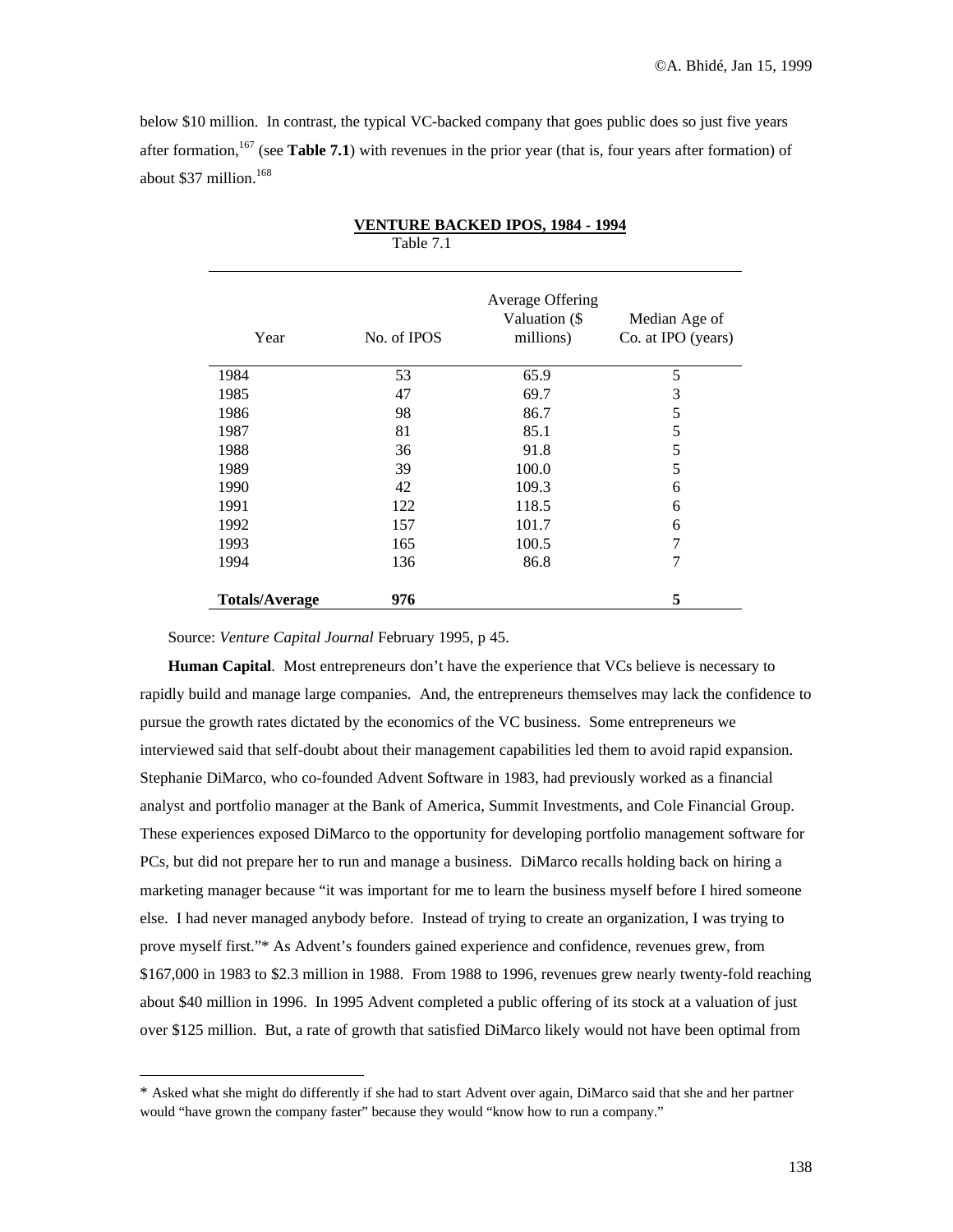below $10 million. In contrast, the typical VC-backed company that goes public does so just five years after formation,[167] (see **Table 7.1**) with revenues in the prior year (that is, four years after formation) of about $37 million.[168]

**VENTURE BACKED IPOS, 1984 - 1994**

Table 7.1

| Year | No. of IPOS | Average Offering Valuation ($ millions) | Median Age of Co. at IPO (years) |
|---|---|---|---|
| 1984 | 53 | 65.9 | 5 |
| 1985 | 47 | 69.7 | 3 |
| 1986 | 98 | 86.7 | 5 |
| 1987 | 81 | 85.1 | 5 |
| 1988 | 36 | 91.8 | 5 |
| 1989 | 39 | 100.0 | 5 |
| 1990 | 42 | 109.3 | 6 |
| 1991 | 122 | 118.5 | 6 |
| 1992 | 157 | 101.7 | 6 |
| 1993 | 165 | 100.5 | 7 |
| 1994 | 136 | 86.8 | 7 |
| **Totals/Average** | **976** | | **5** |

Source: *Venture Capital Journal* February 1995, p 45.

**Human Capital**. Most entrepreneurs don't have the experience that VCs believe is necessary to rapidly build and manage large companies. And, the entrepreneurs themselves may lack the confidence to pursue the growth rates dictated by the economics of the VC business. Some entrepreneurs we interviewed said that self-doubt about their management capabilities led them to avoid rapid expansion. Stephanie DiMarco, who co-founded Advent Software in 1983, had previously worked as a financial analyst and portfolio manager at the Bank of America, Summit Investments, and Cole Financial Group. These experiences exposed DiMarco to the opportunity for developing portfolio management software for PCs, but did not prepare her to run and manage a business. DiMarco recalls holding back on hiring a marketing manager because "it was important for me to learn the business myself before I hired someone else. I had never managed anybody before. Instead of trying to create an organization, I was trying to prove myself first."* As Advent's founders gained experience and confidence, revenues grew, from $167,000 in 1983 to $2.3 million in 1988. From 1988 to 1996, revenues grew nearly twenty-fold reaching about $40 million in 1996. In 1995 Advent completed a public offering of its stock at a valuation of just over $125 million. But, a rate of growth that satisfied DiMarco likely would not have been optimal from

* Asked what she might do differently if she had to start Advent over again, DiMarco said that she and her partner would "have grown the company faster" because they would "know how to run a company."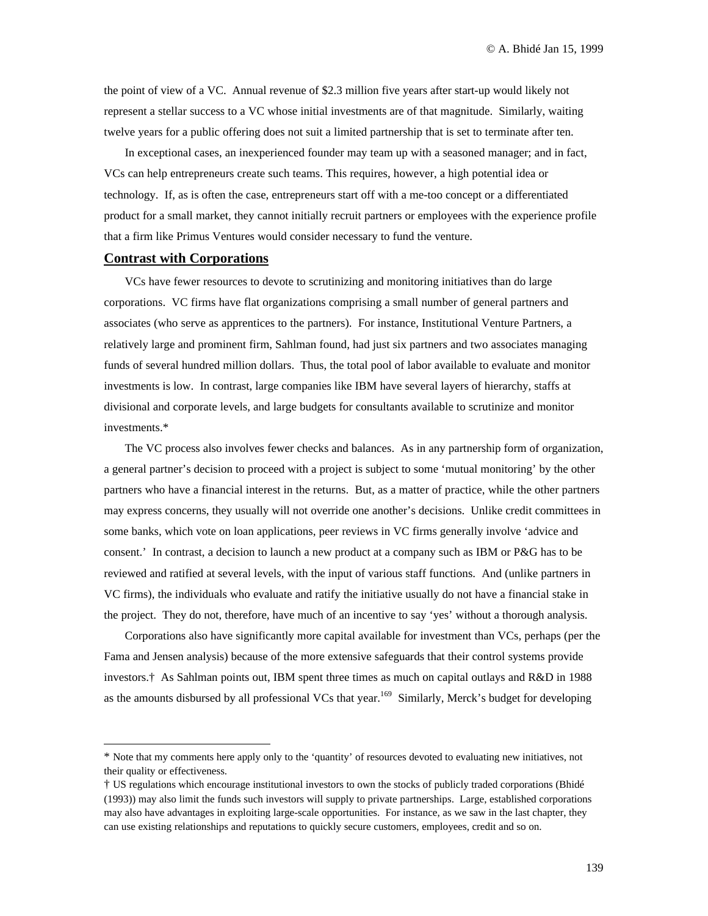the point of view of a VC. Annual revenue of $2.3 million five years after start-up would likely not represent a stellar success to a VC whose initial investments are of that magnitude. Similarly, waiting twelve years for a public offering does not suit a limited partnership that is set to terminate after ten.

In exceptional cases, an inexperienced founder may team up with a seasoned manager; and in fact, VCs can help entrepreneurs create such teams. This requires, however, a high potential idea or technology. If, as is often the case, entrepreneurs start off with a me-too concept or a differentiated product for a small market, they cannot initially recruit partners or employees with the experience profile that a firm like Primus Ventures would consider necessary to fund the venture.

## Contrast with Corporations

VCs have fewer resources to devote to scrutinizing and monitoring initiatives than do large corporations. VC firms have flat organizations comprising a small number of general partners and associates (who serve as apprentices to the partners). For instance, Institutional Venture Partners, a relatively large and prominent firm, Sahlman found, had just six partners and two associates managing funds of several hundred million dollars. Thus, the total pool of labor available to evaluate and monitor investments is low. In contrast, large companies like IBM have several layers of hierarchy, staffs at divisional and corporate levels, and large budgets for consultants available to scrutinize and monitor investments.*

The VC process also involves fewer checks and balances. As in any partnership form of organization, a general partner's decision to proceed with a project is subject to some 'mutual monitoring' by the other partners who have a financial interest in the returns. But, as a matter of practice, while the other partners may express concerns, they usually will not override one another's decisions. Unlike credit committees in some banks, which vote on loan applications, peer reviews in VC firms generally involve 'advice and consent.' In contrast, a decision to launch a new product at a company such as IBM or P&G has to be reviewed and ratified at several levels, with the input of various staff functions. And (unlike partners in VC firms), the individuals who evaluate and ratify the initiative usually do not have a financial stake in the project. They do not, therefore, have much of an incentive to say 'yes' without a thorough analysis.

Corporations also have significantly more capital available for investment than VCs, perhaps (per the Fama and Jensen analysis) because of the more extensive safeguards that their control systems provide investors.† As Sahlman points out, IBM spent three times as much on capital outlays and R&D in 1988 as the amounts disbursed by all professional VCs that year.[169] Similarly, Merck's budget for developing

---

\* Note that my comments here apply only to the 'quantity' of resources devoted to evaluating new initiatives, not their quality or effectiveness.

† US regulations which encourage institutional investors to own the stocks of publicly traded corporations (Bhidé (1993)) may also limit the funds such investors will supply to private partnerships. Large, established corporations may also have advantages in exploiting large-scale opportunities. For instance, as we saw in the last chapter, they can use existing relationships and reputations to quickly secure customers, employees, credit and so on.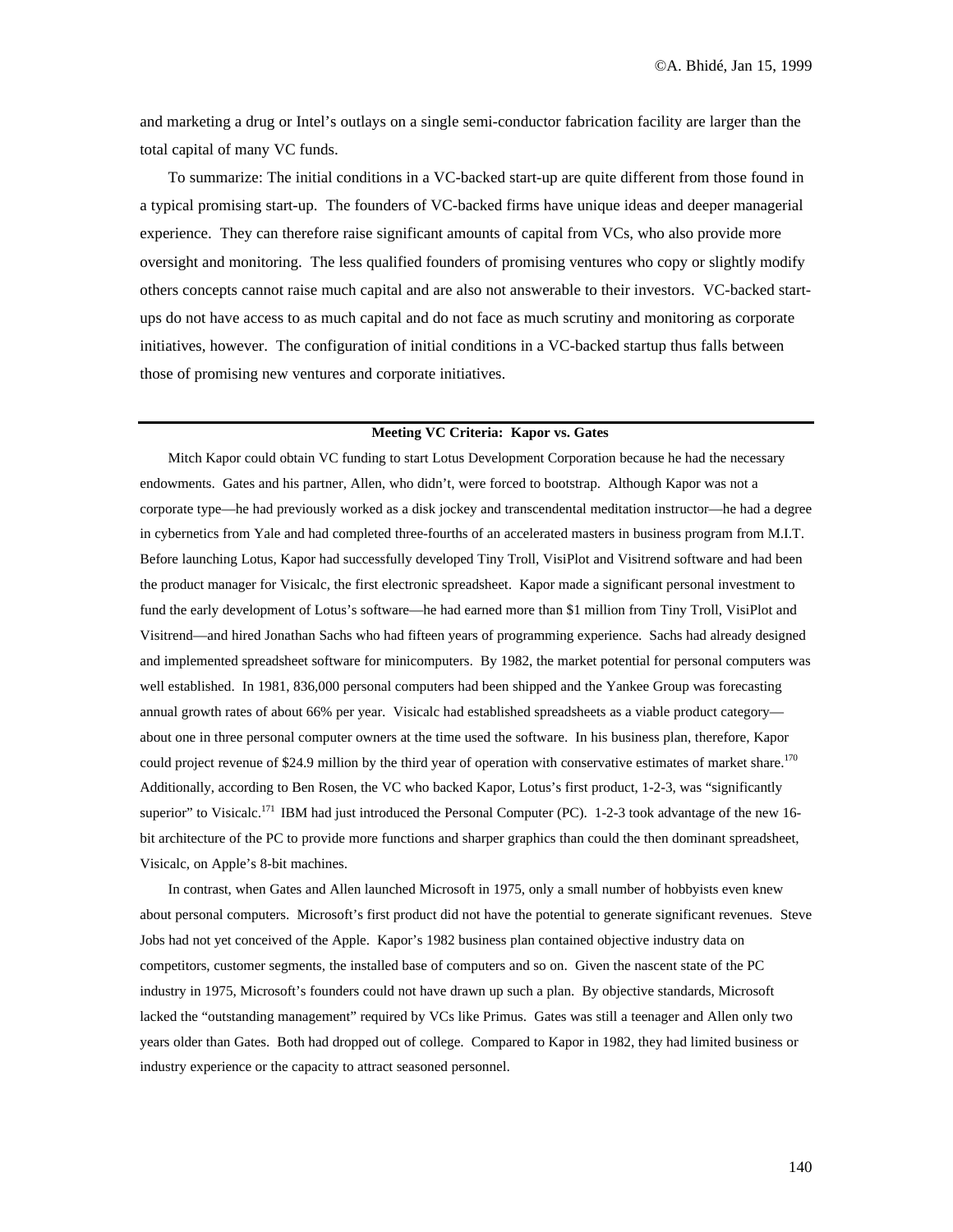and marketing a drug or Intel's outlays on a single semi-conductor fabrication facility are larger than the total capital of many VC funds.

To summarize: The initial conditions in a VC-backed start-up are quite different from those found in a typical promising start-up. The founders of VC-backed firms have unique ideas and deeper managerial experience. They can therefore raise significant amounts of capital from VCs, who also provide more oversight and monitoring. The less qualified founders of promising ventures who copy or slightly modify others concepts cannot raise much capital and are also not answerable to their investors. VC-backed start-ups do not have access to as much capital and do not face as much scrutiny and monitoring as corporate initiatives, however. The configuration of initial conditions in a VC-backed startup thus falls between those of promising new ventures and corporate initiatives.

---

**Meeting VC Criteria: Kapor vs. Gates**

Mitch Kapor could obtain VC funding to start Lotus Development Corporation because he had the necessary endowments. Gates and his partner, Allen, who didn't, were forced to bootstrap. Although Kapor was not a corporate type—he had previously worked as a disk jockey and transcendental meditation instructor—he had a degree in cybernetics from Yale and had completed three-fourths of an accelerated masters in business program from M.I.T. Before launching Lotus, Kapor had successfully developed Tiny Troll, VisiPlot and Visitrend software and had been the product manager for Visicalc, the first electronic spreadsheet. Kapor made a significant personal investment to fund the early development of Lotus's software—he had earned more than \$1 million from Tiny Troll, VisiPlot and Visitrend—and hired Jonathan Sachs who had fifteen years of programming experience. Sachs had already designed and implemented spreadsheet software for minicomputers. By 1982, the market potential for personal computers was well established. In 1981, 836,000 personal computers had been shipped and the Yankee Group was forecasting annual growth rates of about 66% per year. Visicalc had established spreadsheets as a viable product category—about one in three personal computer owners at the time used the software. In his business plan, therefore, Kapor could project revenue of \$24.9 million by the third year of operation with conservative estimates of market share.[170] Additionally, according to Ben Rosen, the VC who backed Kapor, Lotus's first product, 1-2-3, was "significantly superior" to Visicalc.[171] IBM had just introduced the Personal Computer (PC). 1-2-3 took advantage of the new 16-bit architecture of the PC to provide more functions and sharper graphics than could the then dominant spreadsheet, Visicalc, on Apple's 8-bit machines.

In contrast, when Gates and Allen launched Microsoft in 1975, only a small number of hobbyists even knew about personal computers. Microsoft's first product did not have the potential to generate significant revenues. Steve Jobs had not yet conceived of the Apple. Kapor's 1982 business plan contained objective industry data on competitors, customer segments, the installed base of computers and so on. Given the nascent state of the PC industry in 1975, Microsoft's founders could not have drawn up such a plan. By objective standards, Microsoft lacked the "outstanding management" required by VCs like Primus. Gates was still a teenager and Allen only two years older than Gates. Both had dropped out of college. Compared to Kapor in 1982, they had limited business or industry experience or the capacity to attract seasoned personnel.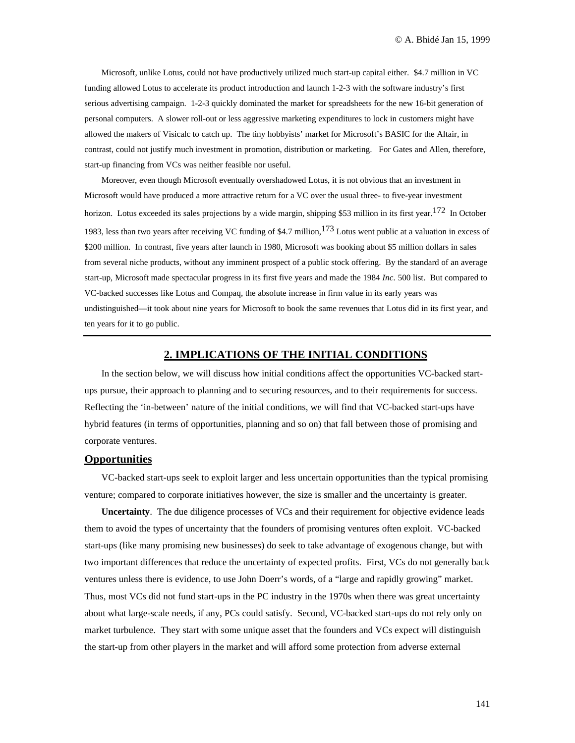Microsoft, unlike Lotus, could not have productively utilized much start-up capital either. $4.7 million in VC funding allowed Lotus to accelerate its product introduction and launch 1-2-3 with the software industry's first serious advertising campaign. 1-2-3 quickly dominated the market for spreadsheets for the new 16-bit generation of personal computers. A slower roll-out or less aggressive marketing expenditures to lock in customers might have allowed the makers of Visicalc to catch up. The tiny hobbyists' market for Microsoft's BASIC for the Altair, in contrast, could not justify much investment in promotion, distribution or marketing. For Gates and Allen, therefore, start-up financing from VCs was neither feasible nor useful.

Moreover, even though Microsoft eventually overshadowed Lotus, it is not obvious that an investment in Microsoft would have produced a more attractive return for a VC over the usual three- to five-year investment horizon. Lotus exceeded its sales projections by a wide margin, shipping $53 million in its first year.[172] In October 1983, less than two years after receiving VC funding of $4.7 million,[173] Lotus went public at a valuation in excess of $200 million. In contrast, five years after launch in 1980, Microsoft was booking about $5 million dollars in sales from several niche products, without any imminent prospect of a public stock offering. By the standard of an average start-up, Microsoft made spectacular progress in its first five years and made the 1984 *Inc*. 500 list. But compared to VC-backed successes like Lotus and Compaq, the absolute increase in firm value in its early years was undistinguished—it took about nine years for Microsoft to book the same revenues that Lotus did in its first year, and ten years for it to go public.

---

## 2. IMPLICATIONS OF THE INITIAL CONDITIONS

In the section below, we will discuss how initial conditions affect the opportunities VC-backed start-ups pursue, their approach to planning and to securing resources, and to their requirements for success. Reflecting the 'in-between' nature of the initial conditions, we will find that VC-backed start-ups have hybrid features (in terms of opportunities, planning and so on) that fall between those of promising and corporate ventures.

### Opportunities

VC-backed start-ups seek to exploit larger and less uncertain opportunities than the typical promising venture; compared to corporate initiatives however, the size is smaller and the uncertainty is greater.

**Uncertainty**. The due diligence processes of VCs and their requirement for objective evidence leads them to avoid the types of uncertainty that the founders of promising ventures often exploit. VC-backed start-ups (like many promising new businesses) do seek to take advantage of exogenous change, but with two important differences that reduce the uncertainty of expected profits. First, VCs do not generally back ventures unless there is evidence, to use John Doerr's words, of a "large and rapidly growing" market. Thus, most VCs did not fund start-ups in the PC industry in the 1970s when there was great uncertainty about what large-scale needs, if any, PCs could satisfy. Second, VC-backed start-ups do not rely only on market turbulence. They start with some unique asset that the founders and VCs expect will distinguish the start-up from other players in the market and will afford some protection from adverse external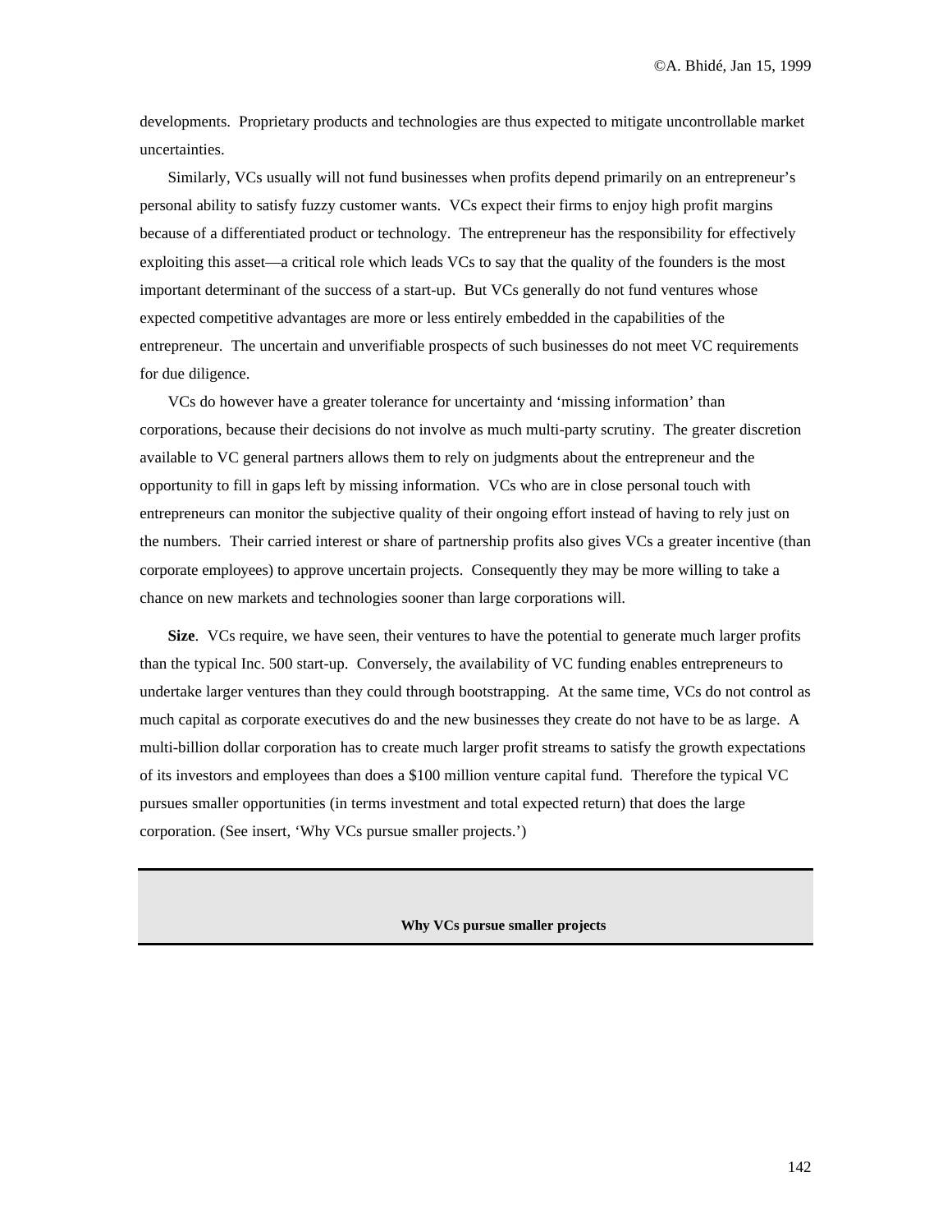developments. Proprietary products and technologies are thus expected to mitigate uncontrollable market uncertainties.

Similarly, VCs usually will not fund businesses when profits depend primarily on an entrepreneur's personal ability to satisfy fuzzy customer wants. VCs expect their firms to enjoy high profit margins because of a differentiated product or technology. The entrepreneur has the responsibility for effectively exploiting this asset—a critical role which leads VCs to say that the quality of the founders is the most important determinant of the success of a start-up. But VCs generally do not fund ventures whose expected competitive advantages are more or less entirely embedded in the capabilities of the entrepreneur. The uncertain and unverifiable prospects of such businesses do not meet VC requirements for due diligence.

VCs do however have a greater tolerance for uncertainty and 'missing information' than corporations, because their decisions do not involve as much multi-party scrutiny. The greater discretion available to VC general partners allows them to rely on judgments about the entrepreneur and the opportunity to fill in gaps left by missing information. VCs who are in close personal touch with entrepreneurs can monitor the subjective quality of their ongoing effort instead of having to rely just on the numbers. Their carried interest or share of partnership profits also gives VCs a greater incentive (than corporate employees) to approve uncertain projects. Consequently they may be more willing to take a chance on new markets and technologies sooner than large corporations will.

**Size**. VCs require, we have seen, their ventures to have the potential to generate much larger profits than the typical Inc. 500 start-up. Conversely, the availability of VC funding enables entrepreneurs to undertake larger ventures than they could through bootstrapping. At the same time, VCs do not control as much capital as corporate executives do and the new businesses they create do not have to be as large. A multi-billion dollar corporation has to create much larger profit streams to satisfy the growth expectations of its investors and employees than does a $100 million venture capital fund. Therefore the typical VC pursues smaller opportunities (in terms investment and total expected return) that does the large corporation. (See insert, 'Why VCs pursue smaller projects.')

**Why VCs pursue smaller projects**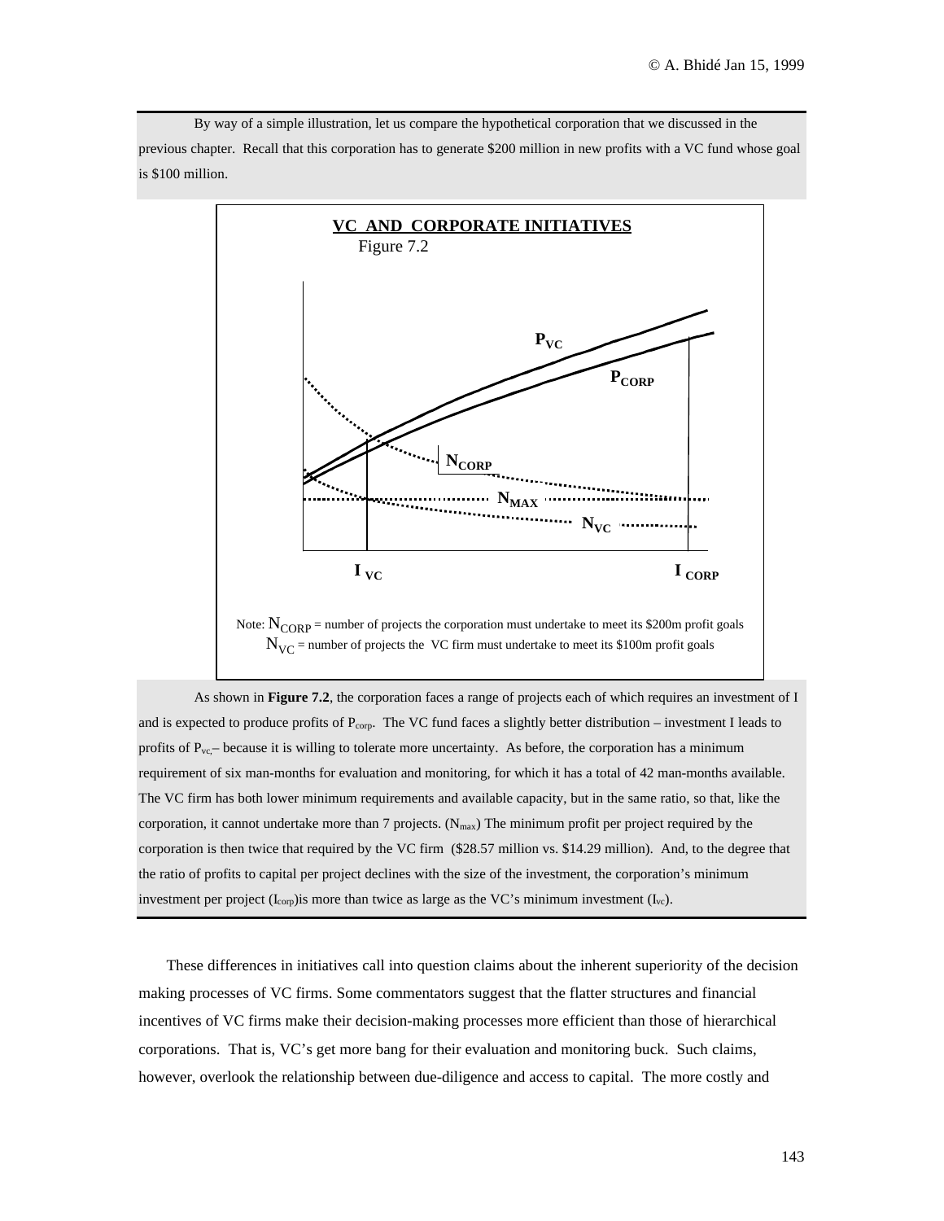By way of a simple illustration, let us compare the hypothetical corporation that we discussed in the previous chapter. Recall that this corporation has to generate $200 million in new profits with a VC fund whose goal is $100 million.

**VC AND CORPORATE INITIATIVES**

Figure 7.2

Note: $N_{CORP}$ = number of projects the corporation must undertake to meet its $200m profit goals
$N_{VC}$ = number of projects the VC firm must undertake to meet its $100m profit goals

As shown in **Figure 7.2**, the corporation faces a range of projects each of which requires an investment of I and is expected to produce profits of $P_{corp}$. The VC fund faces a slightly better distribution – investment I leads to profits of $P_{vc}$,– because it is willing to tolerate more uncertainty. As before, the corporation has a minimum requirement of six man-months for evaluation and monitoring, for which it has a total of 42 man-months available. The VC firm has both lower minimum requirements and available capacity, but in the same ratio, so that, like the corporation, it cannot undertake more than 7 projects. ($N_{max}$) The minimum profit per project required by the corporation is then twice that required by the VC firm ($28.57 million vs. $14.29 million). And, to the degree that the ratio of profits to capital per project declines with the size of the investment, the corporation's minimum investment per project ($I_{corp}$)is more than twice as large as the VC's minimum investment ($I_{vc}$).

These differences in initiatives call into question claims about the inherent superiority of the decision making processes of VC firms. Some commentators suggest that the flatter structures and financial incentives of VC firms make their decision-making processes more efficient than those of hierarchical corporations. That is, VC's get more bang for their evaluation and monitoring buck. Such claims, however, overlook the relationship between due-diligence and access to capital. The more costly and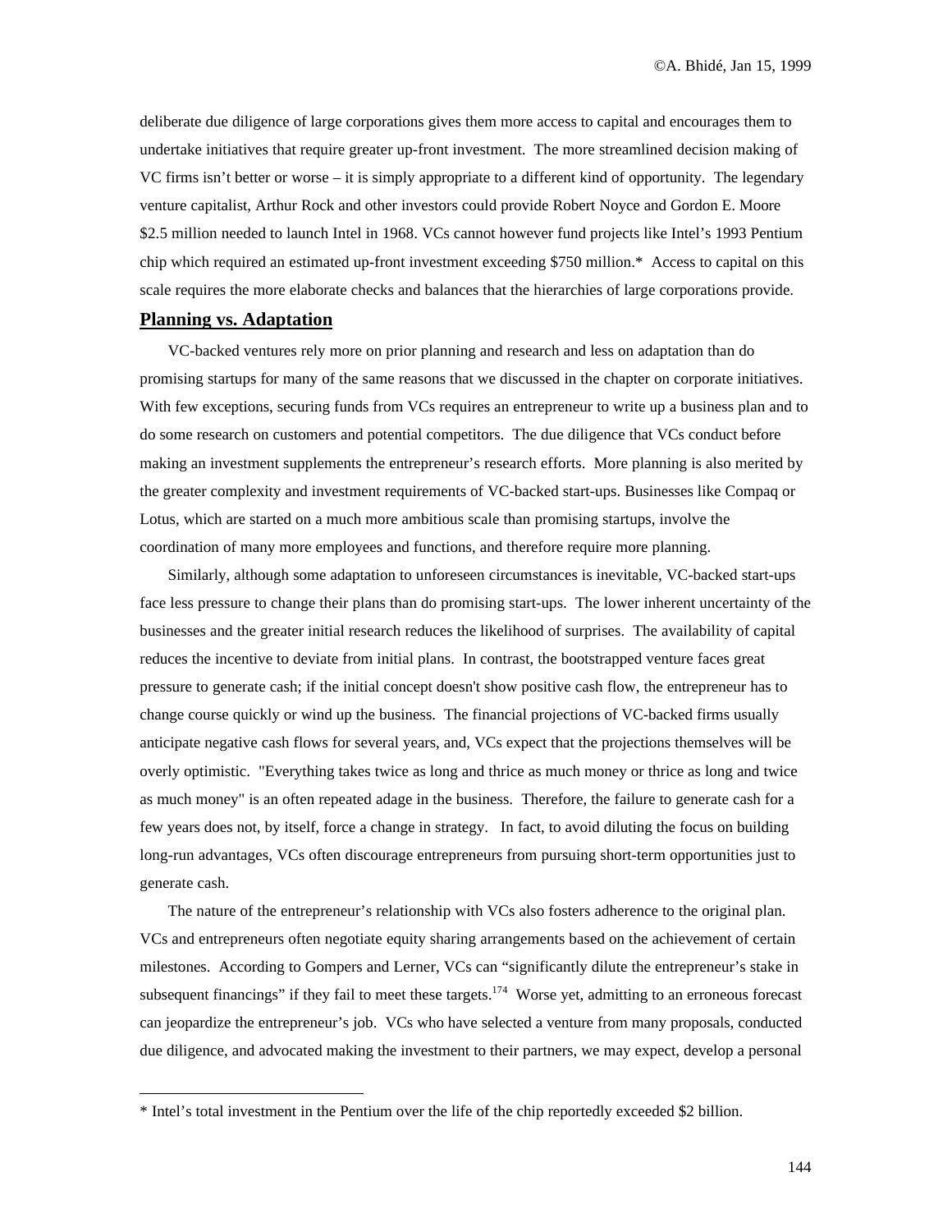deliberate due diligence of large corporations gives them more access to capital and encourages them to undertake initiatives that require greater up-front investment. The more streamlined decision making of VC firms isn't better or worse – it is simply appropriate to a different kind of opportunity. The legendary venture capitalist, Arthur Rock and other investors could provide Robert Noyce and Gordon E. Moore $2.5 million needed to launch Intel in 1968. VCs cannot however fund projects like Intel's 1993 Pentium chip which required an estimated up-front investment exceeding $750 million.* Access to capital on this scale requires the more elaborate checks and balances that the hierarchies of large corporations provide.

## Planning vs. Adaptation

VC-backed ventures rely more on prior planning and research and less on adaptation than do promising startups for many of the same reasons that we discussed in the chapter on corporate initiatives. With few exceptions, securing funds from VCs requires an entrepreneur to write up a business plan and to do some research on customers and potential competitors. The due diligence that VCs conduct before making an investment supplements the entrepreneur's research efforts. More planning is also merited by the greater complexity and investment requirements of VC-backed start-ups. Businesses like Compaq or Lotus, which are started on a much more ambitious scale than promising startups, involve the coordination of many more employees and functions, and therefore require more planning.

Similarly, although some adaptation to unforeseen circumstances is inevitable, VC-backed start-ups face less pressure to change their plans than do promising start-ups. The lower inherent uncertainty of the businesses and the greater initial research reduces the likelihood of surprises. The availability of capital reduces the incentive to deviate from initial plans. In contrast, the bootstrapped venture faces great pressure to generate cash; if the initial concept doesn't show positive cash flow, the entrepreneur has to change course quickly or wind up the business. The financial projections of VC-backed firms usually anticipate negative cash flows for several years, and, VCs expect that the projections themselves will be overly optimistic. "Everything takes twice as long and thrice as much money or thrice as long and twice as much money" is an often repeated adage in the business. Therefore, the failure to generate cash for a few years does not, by itself, force a change in strategy. In fact, to avoid diluting the focus on building long-run advantages, VCs often discourage entrepreneurs from pursuing short-term opportunities just to generate cash.

The nature of the entrepreneur's relationship with VCs also fosters adherence to the original plan. VCs and entrepreneurs often negotiate equity sharing arrangements based on the achievement of certain milestones. According to Gompers and Lerner, VCs can "significantly dilute the entrepreneur's stake in subsequent financings" if they fail to meet these targets.[174] Worse yet, admitting to an erroneous forecast can jeopardize the entrepreneur's job. VCs who have selected a venture from many proposals, conducted due diligence, and advocated making the investment to their partners, we may expect, develop a personal

* Intel's total investment in the Pentium over the life of the chip reportedly exceeded $2 billion.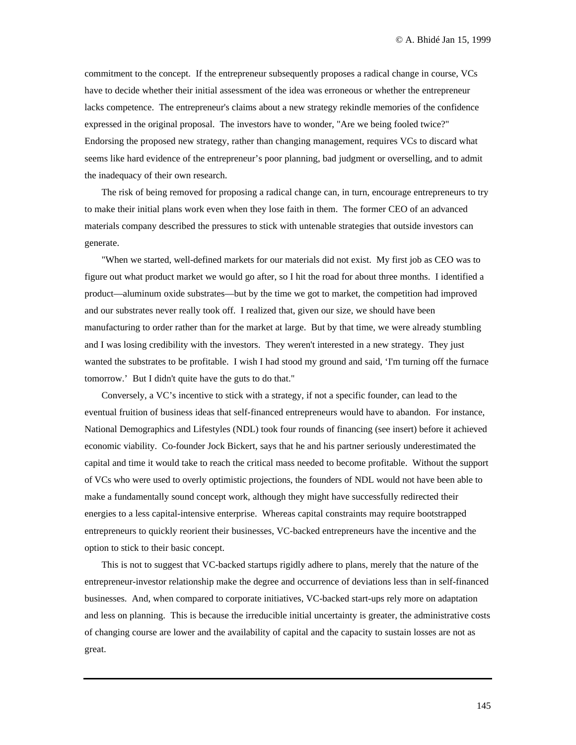commitment to the concept. If the entrepreneur subsequently proposes a radical change in course, VCs have to decide whether their initial assessment of the idea was erroneous or whether the entrepreneur lacks competence. The entrepreneur's claims about a new strategy rekindle memories of the confidence expressed in the original proposal. The investors have to wonder, "Are we being fooled twice?" Endorsing the proposed new strategy, rather than changing management, requires VCs to discard what seems like hard evidence of the entrepreneur's poor planning, bad judgment or overselling, and to admit the inadequacy of their own research.

The risk of being removed for proposing a radical change can, in turn, encourage entrepreneurs to try to make their initial plans work even when they lose faith in them. The former CEO of an advanced materials company described the pressures to stick with untenable strategies that outside investors can generate.

"When we started, well-defined markets for our materials did not exist. My first job as CEO was to figure out what product market we would go after, so I hit the road for about three months. I identified a product—aluminum oxide substrates—but by the time we got to market, the competition had improved and our substrates never really took off. I realized that, given our size, we should have been manufacturing to order rather than for the market at large. But by that time, we were already stumbling and I was losing credibility with the investors. They weren't interested in a new strategy. They just wanted the substrates to be profitable. I wish I had stood my ground and said, 'I'm turning off the furnace tomorrow.' But I didn't quite have the guts to do that."

Conversely, a VC's incentive to stick with a strategy, if not a specific founder, can lead to the eventual fruition of business ideas that self-financed entrepreneurs would have to abandon. For instance, National Demographics and Lifestyles (NDL) took four rounds of financing (see insert) before it achieved economic viability. Co-founder Jock Bickert, says that he and his partner seriously underestimated the capital and time it would take to reach the critical mass needed to become profitable. Without the support of VCs who were used to overly optimistic projections, the founders of NDL would not have been able to make a fundamentally sound concept work, although they might have successfully redirected their energies to a less capital-intensive enterprise. Whereas capital constraints may require bootstrapped entrepreneurs to quickly reorient their businesses, VC-backed entrepreneurs have the incentive and the option to stick to their basic concept.

This is not to suggest that VC-backed startups rigidly adhere to plans, merely that the nature of the entrepreneur-investor relationship make the degree and occurrence of deviations less than in self-financed businesses. And, when compared to corporate initiatives, VC-backed start-ups rely more on adaptation and less on planning. This is because the irreducible initial uncertainty is greater, the administrative costs of changing course are lower and the availability of capital and the capacity to sustain losses are not as great.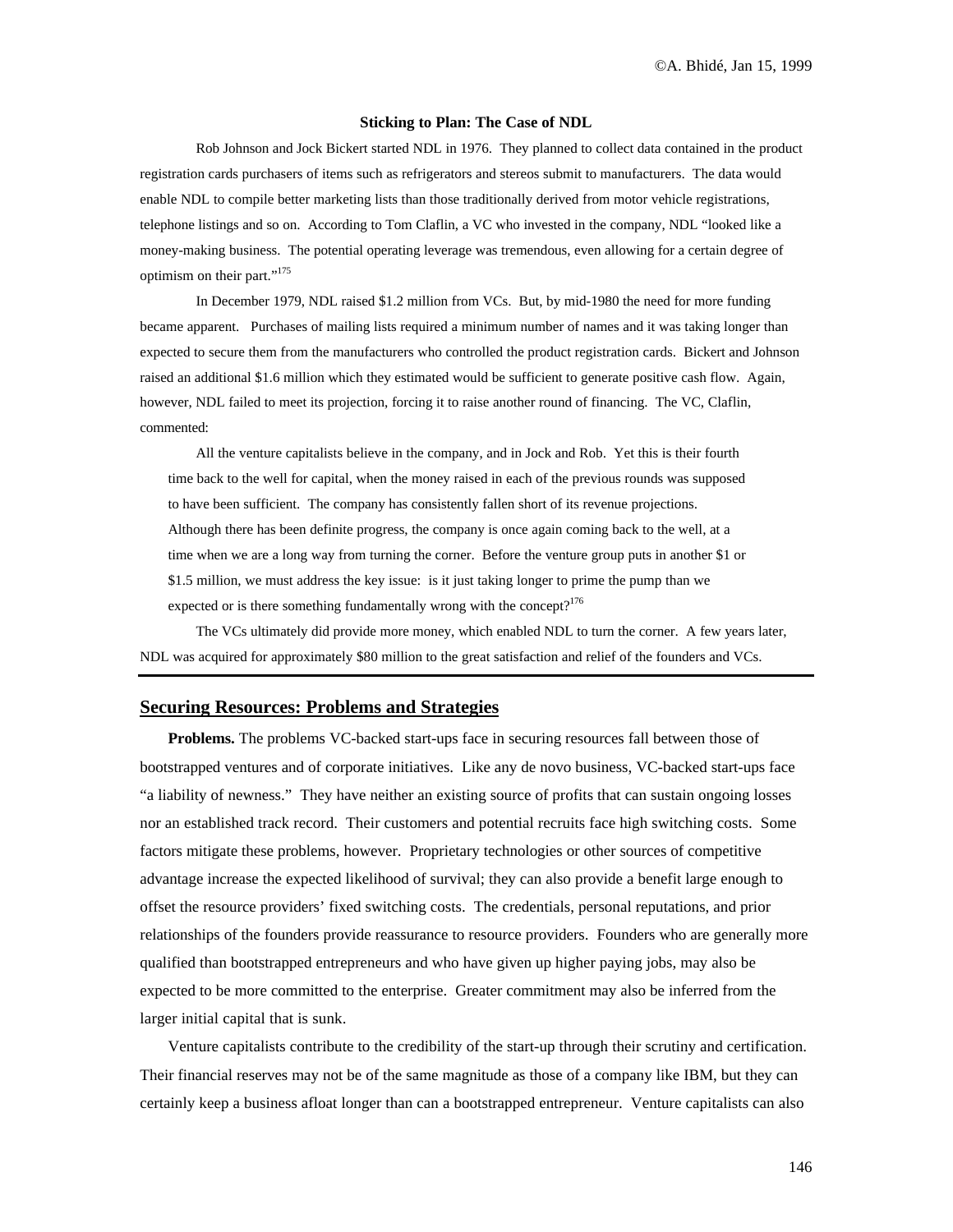**Sticking to Plan: The Case of NDL**

Rob Johnson and Jock Bickert started NDL in 1976. They planned to collect data contained in the product registration cards purchasers of items such as refrigerators and stereos submit to manufacturers. The data would enable NDL to compile better marketing lists than those traditionally derived from motor vehicle registrations, telephone listings and so on. According to Tom Claflin, a VC who invested in the company, NDL "looked like a money-making business. The potential operating leverage was tremendous, even allowing for a certain degree of optimism on their part."[175]

In December 1979, NDL raised $1.2 million from VCs. But, by mid-1980 the need for more funding became apparent. Purchases of mailing lists required a minimum number of names and it was taking longer than expected to secure them from the manufacturers who controlled the product registration cards. Bickert and Johnson raised an additional $1.6 million which they estimated would be sufficient to generate positive cash flow. Again, however, NDL failed to meet its projection, forcing it to raise another round of financing. The VC, Claflin, commented:

> All the venture capitalists believe in the company, and in Jock and Rob. Yet this is their fourth time back to the well for capital, when the money raised in each of the previous rounds was supposed to have been sufficient. The company has consistently fallen short of its revenue projections. Although there has been definite progress, the company is once again coming back to the well, at a time when we are a long way from turning the corner. Before the venture group puts in another $1 or $1.5 million, we must address the key issue: is it just taking longer to prime the pump than we expected or is there something fundamentally wrong with the concept?[176]

The VCs ultimately did provide more money, which enabled NDL to turn the corner. A few years later, NDL was acquired for approximately $80 million to the great satisfaction and relief of the founders and VCs.

---

## Securing Resources: Problems and Strategies

**Problems.** The problems VC-backed start-ups face in securing resources fall between those of bootstrapped ventures and of corporate initiatives. Like any de novo business, VC-backed start-ups face "a liability of newness." They have neither an existing source of profits that can sustain ongoing losses nor an established track record. Their customers and potential recruits face high switching costs. Some factors mitigate these problems, however. Proprietary technologies or other sources of competitive advantage increase the expected likelihood of survival; they can also provide a benefit large enough to offset the resource providers' fixed switching costs. The credentials, personal reputations, and prior relationships of the founders provide reassurance to resource providers. Founders who are generally more qualified than bootstrapped entrepreneurs and who have given up higher paying jobs, may also be expected to be more committed to the enterprise. Greater commitment may also be inferred from the larger initial capital that is sunk.

Venture capitalists contribute to the credibility of the start-up through their scrutiny and certification. Their financial reserves may not be of the same magnitude as those of a company like IBM, but they can certainly keep a business afloat longer than can a bootstrapped entrepreneur. Venture capitalists can also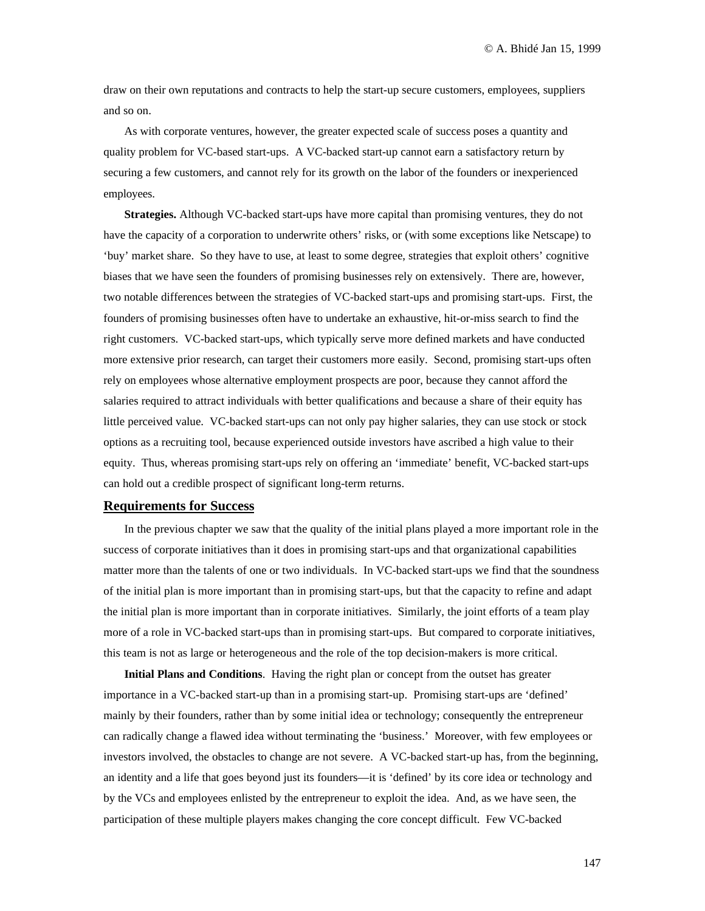draw on their own reputations and contracts to help the start-up secure customers, employees, suppliers and so on.

As with corporate ventures, however, the greater expected scale of success poses a quantity and quality problem for VC-based start-ups. A VC-backed start-up cannot earn a satisfactory return by securing a few customers, and cannot rely for its growth on the labor of the founders or inexperienced employees.

**Strategies.** Although VC-backed start-ups have more capital than promising ventures, they do not have the capacity of a corporation to underwrite others' risks, or (with some exceptions like Netscape) to 'buy' market share. So they have to use, at least to some degree, strategies that exploit others' cognitive biases that we have seen the founders of promising businesses rely on extensively. There are, however, two notable differences between the strategies of VC-backed start-ups and promising start-ups. First, the founders of promising businesses often have to undertake an exhaustive, hit-or-miss search to find the right customers. VC-backed start-ups, which typically serve more defined markets and have conducted more extensive prior research, can target their customers more easily. Second, promising start-ups often rely on employees whose alternative employment prospects are poor, because they cannot afford the salaries required to attract individuals with better qualifications and because a share of their equity has little perceived value. VC-backed start-ups can not only pay higher salaries, they can use stock or stock options as a recruiting tool, because experienced outside investors have ascribed a high value to their equity. Thus, whereas promising start-ups rely on offering an 'immediate' benefit, VC-backed start-ups can hold out a credible prospect of significant long-term returns.

## Requirements for Success

In the previous chapter we saw that the quality of the initial plans played a more important role in the success of corporate initiatives than it does in promising start-ups and that organizational capabilities matter more than the talents of one or two individuals. In VC-backed start-ups we find that the soundness of the initial plan is more important than in promising start-ups, but that the capacity to refine and adapt the initial plan is more important than in corporate initiatives. Similarly, the joint efforts of a team play more of a role in VC-backed start-ups than in promising start-ups. But compared to corporate initiatives, this team is not as large or heterogeneous and the role of the top decision-makers is more critical.

**Initial Plans and Conditions**. Having the right plan or concept from the outset has greater importance in a VC-backed start-up than in a promising start-up. Promising start-ups are 'defined' mainly by their founders, rather than by some initial idea or technology; consequently the entrepreneur can radically change a flawed idea without terminating the 'business.' Moreover, with few employees or investors involved, the obstacles to change are not severe. A VC-backed start-up has, from the beginning, an identity and a life that goes beyond just its founders—it is 'defined' by its core idea or technology and by the VCs and employees enlisted by the entrepreneur to exploit the idea. And, as we have seen, the participation of these multiple players makes changing the core concept difficult. Few VC-backed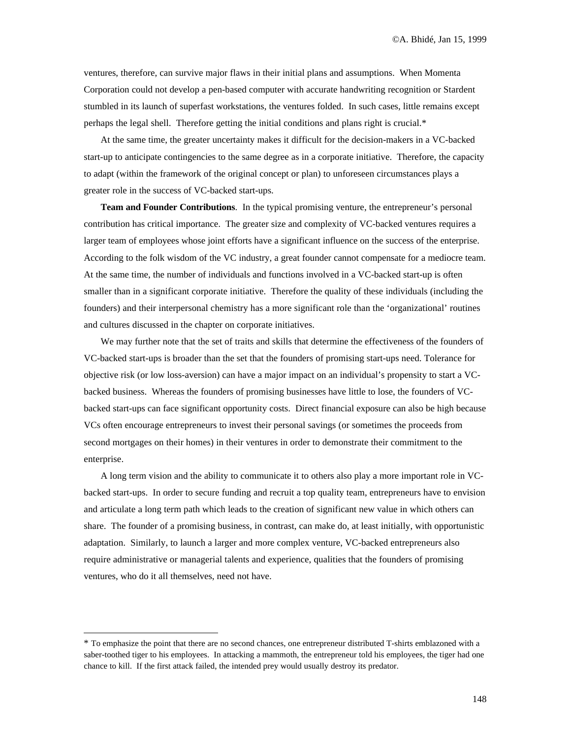ventures, therefore, can survive major flaws in their initial plans and assumptions. When Momenta Corporation could not develop a pen-based computer with accurate handwriting recognition or Stardent stumbled in its launch of superfast workstations, the ventures folded. In such cases, little remains except perhaps the legal shell. Therefore getting the initial conditions and plans right is crucial.*

At the same time, the greater uncertainty makes it difficult for the decision-makers in a VC-backed start-up to anticipate contingencies to the same degree as in a corporate initiative. Therefore, the capacity to adapt (within the framework of the original concept or plan) to unforeseen circumstances plays a greater role in the success of VC-backed start-ups.

**Team and Founder Contributions**. In the typical promising venture, the entrepreneur's personal contribution has critical importance. The greater size and complexity of VC-backed ventures requires a larger team of employees whose joint efforts have a significant influence on the success of the enterprise. According to the folk wisdom of the VC industry, a great founder cannot compensate for a mediocre team. At the same time, the number of individuals and functions involved in a VC-backed start-up is often smaller than in a significant corporate initiative. Therefore the quality of these individuals (including the founders) and their interpersonal chemistry has a more significant role than the 'organizational' routines and cultures discussed in the chapter on corporate initiatives.

We may further note that the set of traits and skills that determine the effectiveness of the founders of VC-backed start-ups is broader than the set that the founders of promising start-ups need. Tolerance for objective risk (or low loss-aversion) can have a major impact on an individual's propensity to start a VC-backed business. Whereas the founders of promising businesses have little to lose, the founders of VC-backed start-ups can face significant opportunity costs. Direct financial exposure can also be high because VCs often encourage entrepreneurs to invest their personal savings (or sometimes the proceeds from second mortgages on their homes) in their ventures in order to demonstrate their commitment to the enterprise.

A long term vision and the ability to communicate it to others also play a more important role in VC-backed start-ups. In order to secure funding and recruit a top quality team, entrepreneurs have to envision and articulate a long term path which leads to the creation of significant new value in which others can share. The founder of a promising business, in contrast, can make do, at least initially, with opportunistic adaptation. Similarly, to launch a larger and more complex venture, VC-backed entrepreneurs also require administrative or managerial talents and experience, qualities that the founders of promising ventures, who do it all themselves, need not have.

---

* To emphasize the point that there are no second chances, one entrepreneur distributed T-shirts emblazoned with a saber-toothed tiger to his employees. In attacking a mammoth, the entrepreneur told his employees, the tiger had one chance to kill. If the first attack failed, the intended prey would usually destroy its predator.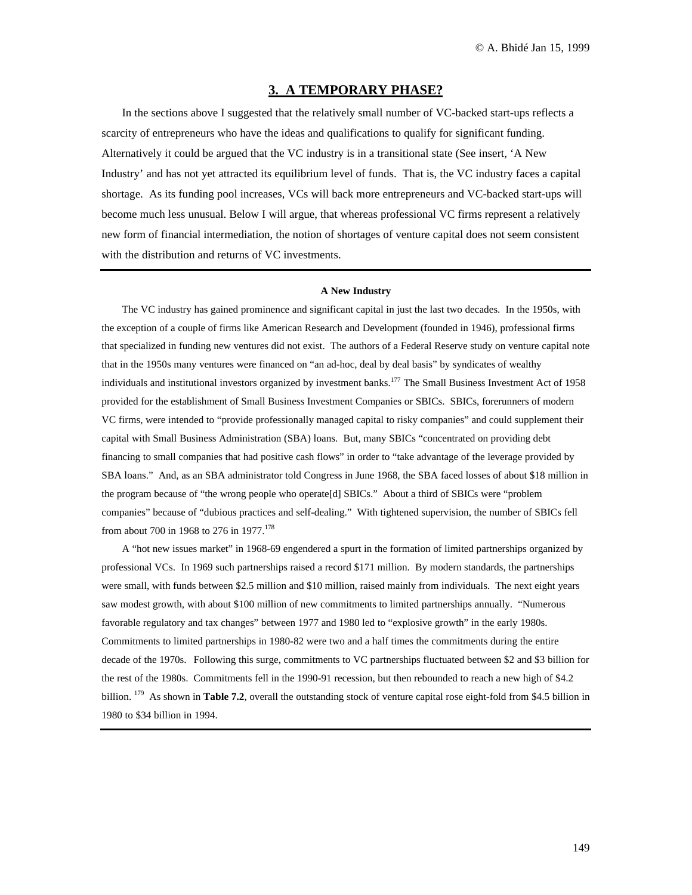## 3. A TEMPORARY PHASE?

In the sections above I suggested that the relatively small number of VC-backed start-ups reflects a scarcity of entrepreneurs who have the ideas and qualifications to qualify for significant funding. Alternatively it could be argued that the VC industry is in a transitional state (See insert, 'A New Industry' and has not yet attracted its equilibrium level of funds. That is, the VC industry faces a capital shortage. As its funding pool increases, VCs will back more entrepreneurs and VC-backed start-ups will become much less unusual. Below I will argue, that whereas professional VC firms represent a relatively new form of financial intermediation, the notion of shortages of venture capital does not seem consistent with the distribution and returns of VC investments.

---

**A New Industry**

The VC industry has gained prominence and significant capital in just the last two decades. In the 1950s, with the exception of a couple of firms like American Research and Development (founded in 1946), professional firms that specialized in funding new ventures did not exist. The authors of a Federal Reserve study on venture capital note that in the 1950s many ventures were financed on "an ad-hoc, deal by deal basis" by syndicates of wealthy individuals and institutional investors organized by investment banks.[177] The Small Business Investment Act of 1958 provided for the establishment of Small Business Investment Companies or SBICs. SBICs, forerunners of modern VC firms, were intended to "provide professionally managed capital to risky companies" and could supplement their capital with Small Business Administration (SBA) loans. But, many SBICs "concentrated on providing debt financing to small companies that had positive cash flows" in order to "take advantage of the leverage provided by SBA loans." And, as an SBA administrator told Congress in June 1968, the SBA faced losses of about $18 million in the program because of "the wrong people who operate[d] SBICs." About a third of SBICs were "problem companies" because of "dubious practices and self-dealing." With tightened supervision, the number of SBICs fell from about 700 in 1968 to 276 in 1977.[178]

A "hot new issues market" in 1968-69 engendered a spurt in the formation of limited partnerships organized by professional VCs. In 1969 such partnerships raised a record $171 million. By modern standards, the partnerships were small, with funds between $2.5 million and $10 million, raised mainly from individuals. The next eight years saw modest growth, with about $100 million of new commitments to limited partnerships annually. "Numerous favorable regulatory and tax changes" between 1977 and 1980 led to "explosive growth" in the early 1980s. Commitments to limited partnerships in 1980-82 were two and a half times the commitments during the entire decade of the 1970s. Following this surge, commitments to VC partnerships fluctuated between $2 and $3 billion for the rest of the 1980s. Commitments fell in the 1990-91 recession, but then rebounded to reach a new high of $4.2 billion.[179] As shown in **Table 7.2**, overall the outstanding stock of venture capital rose eight-fold from $4.5 billion in 1980 to $34 billion in 1994.

---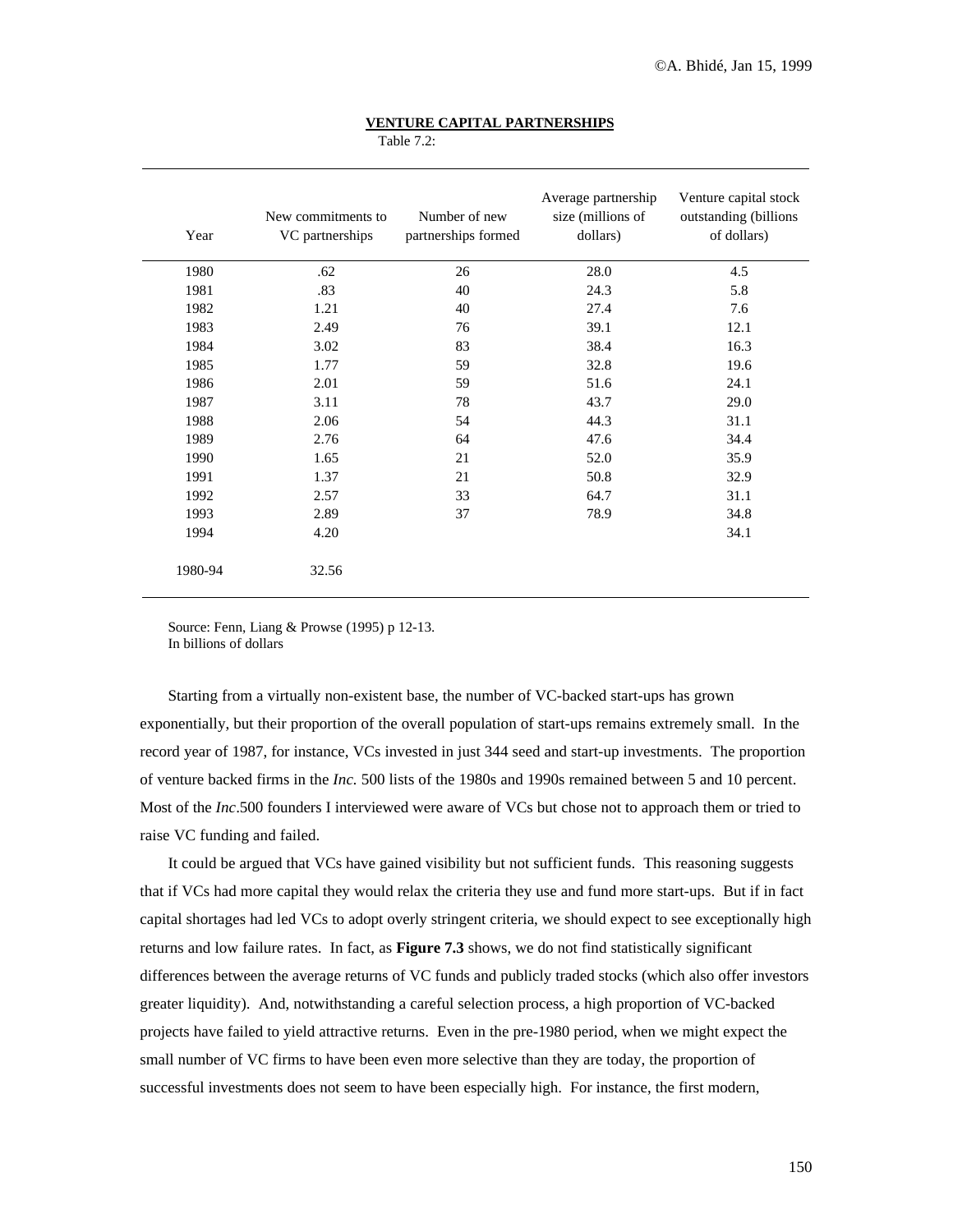**VENTURE CAPITAL PARTNERSHIPS**

Table 7.2:

| Year | New commitments to VC partnerships | Number of new partnerships formed | Average partnership size (millions of dollars) | Venture capital stock outstanding (billions of dollars) |
|---|---|---|---|---|
| 1980 | .62 | 26 | 28.0 | 4.5 |
| 1981 | .83 | 40 | 24.3 | 5.8 |
| 1982 | 1.21 | 40 | 27.4 | 7.6 |
| 1983 | 2.49 | 76 | 39.1 | 12.1 |
| 1984 | 3.02 | 83 | 38.4 | 16.3 |
| 1985 | 1.77 | 59 | 32.8 | 19.6 |
| 1986 | 2.01 | 59 | 51.6 | 24.1 |
| 1987 | 3.11 | 78 | 43.7 | 29.0 |
| 1988 | 2.06 | 54 | 44.3 | 31.1 |
| 1989 | 2.76 | 64 | 47.6 | 34.4 |
| 1990 | 1.65 | 21 | 52.0 | 35.9 |
| 1991 | 1.37 | 21 | 50.8 | 32.9 |
| 1992 | 2.57 | 33 | 64.7 | 31.1 |
| 1993 | 2.89 | 37 | 78.9 | 34.8 |
| 1994 | 4.20 | | | 34.1 |
| 1980-94 | 32.56 | | | |

Source: Fenn, Liang & Prowse (1995) p 12-13.
In billions of dollars

Starting from a virtually non-existent base, the number of VC-backed start-ups has grown exponentially, but their proportion of the overall population of start-ups remains extremely small. In the record year of 1987, for instance, VCs invested in just 344 seed and start-up investments. The proportion of venture backed firms in the *Inc.* 500 lists of the 1980s and 1990s remained between 5 and 10 percent. Most of the *Inc*.500 founders I interviewed were aware of VCs but chose not to approach them or tried to raise VC funding and failed.

It could be argued that VCs have gained visibility but not sufficient funds. This reasoning suggests that if VCs had more capital they would relax the criteria they use and fund more start-ups. But if in fact capital shortages had led VCs to adopt overly stringent criteria, we should expect to see exceptionally high returns and low failure rates. In fact, as **Figure 7.3** shows, we do not find statistically significant differences between the average returns of VC funds and publicly traded stocks (which also offer investors greater liquidity). And, notwithstanding a careful selection process, a high proportion of VC-backed projects have failed to yield attractive returns. Even in the pre-1980 period, when we might expect the small number of VC firms to have been even more selective than they are today, the proportion of successful investments does not seem to have been especially high. For instance, the first modern,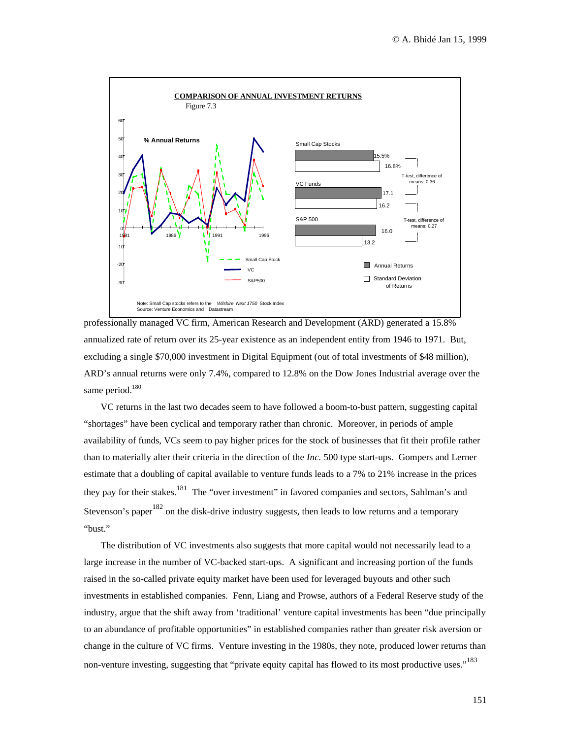**COMPARISON OF ANNUAL INVESTMENT RETURNS**

Figure 7.3

| | Annual Returns | Standard Deviation of Returns |
|---|---|---|
| Small Cap Stocks | 15.5% | 16.8% |
| VC Funds | 17.1 | 16.2 |
| S&P 500 | 16.0 | 13.2 |

T-test, difference of means: 0.36

T-test, difference of means: 0.27

Note: Small Cap stocks refers to the *Wilshire Next 1750* Stock Index
Source: Venture Economics and Datastream

professionally managed VC firm, American Research and Development (ARD) generated a 15.8% annualized rate of return over its 25-year existence as an independent entity from 1946 to 1971. But, excluding a single $70,000 investment in Digital Equipment (out of total investments of $48 million), ARD's annual returns were only 7.4%, compared to 12.8% on the Dow Jones Industrial average over the same period.[180]

VC returns in the last two decades seem to have followed a boom-to-bust pattern, suggesting capital "shortages" have been cyclical and temporary rather than chronic. Moreover, in periods of ample availability of funds, VCs seem to pay higher prices for the stock of businesses that fit their profile rather than to materially alter their criteria in the direction of the *Inc.* 500 type start-ups. Gompers and Lerner estimate that a doubling of capital available to venture funds leads to a 7% to 21% increase in the prices they pay for their stakes.[181] The "over investment" in favored companies and sectors, Sahlman's and Stevenson's paper[182] on the disk-drive industry suggests, then leads to low returns and a temporary "bust."

The distribution of VC investments also suggests that more capital would not necessarily lead to a large increase in the number of VC-backed start-ups. A significant and increasing portion of the funds raised in the so-called private equity market have been used for leveraged buyouts and other such investments in established companies. Fenn, Liang and Prowse, authors of a Federal Reserve study of the industry, argue that the shift away from 'traditional' venture capital investments has been "due principally to an abundance of profitable opportunities" in established companies rather than greater risk aversion or change in the culture of VC firms. Venture investing in the 1980s, they note, produced lower returns than non-venture investing, suggesting that "private equity capital has flowed to its most productive uses."[183]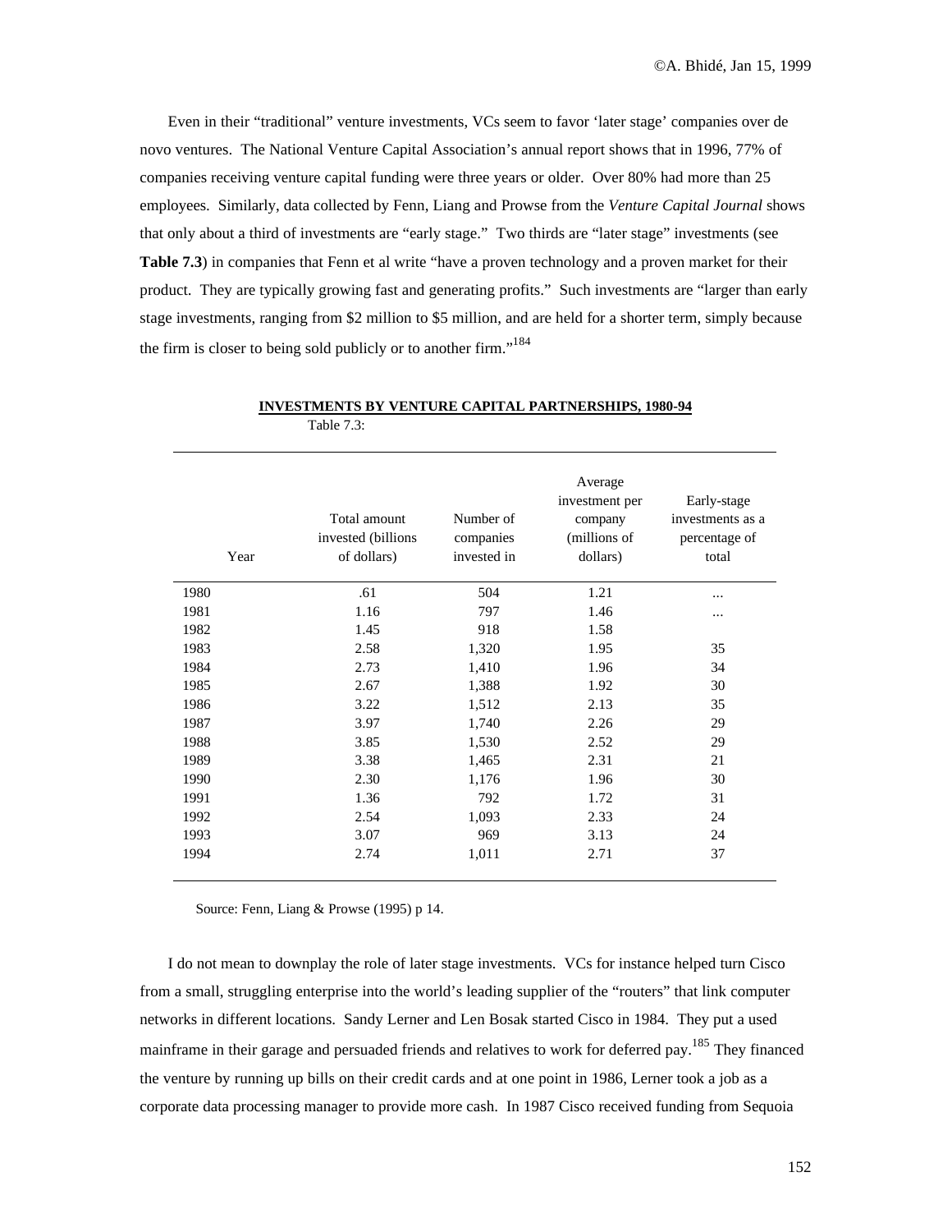Even in their "traditional" venture investments, VCs seem to favor 'later stage' companies over de novo ventures. The National Venture Capital Association's annual report shows that in 1996, 77% of companies receiving venture capital funding were three years or older. Over 80% had more than 25 employees. Similarly, data collected by Fenn, Liang and Prowse from the *Venture Capital Journal* shows that only about a third of investments are "early stage." Two thirds are "later stage" investments (see **Table 7.3**) in companies that Fenn et al write "have a proven technology and a proven market for their product. They are typically growing fast and generating profits." Such investments are "larger than early stage investments, ranging from $2 million to $5 million, and are held for a shorter term, simply because the firm is closer to being sold publicly or to another firm."[184]

**INVESTMENTS BY VENTURE CAPITAL PARTNERSHIPS, 1980-94**

Table 7.3:

| Year | Total amount invested (billions of dollars) | Number of companies invested in | Average investment per company (millions of dollars) | Early-stage investments as a percentage of total |
|---|---|---|---|---|
| 1980 | .61 | 504 | 1.21 | ... |
| 1981 | 1.16 | 797 | 1.46 | ... |
| 1982 | 1.45 | 918 | 1.58 | |
| 1983 | 2.58 | 1,320 | 1.95 | 35 |
| 1984 | 2.73 | 1,410 | 1.96 | 34 |
| 1985 | 2.67 | 1,388 | 1.92 | 30 |
| 1986 | 3.22 | 1,512 | 2.13 | 35 |
| 1987 | 3.97 | 1,740 | 2.26 | 29 |
| 1988 | 3.85 | 1,530 | 2.52 | 29 |
| 1989 | 3.38 | 1,465 | 2.31 | 21 |
| 1990 | 2.30 | 1,176 | 1.96 | 30 |
| 1991 | 1.36 | 792 | 1.72 | 31 |
| 1992 | 2.54 | 1,093 | 2.33 | 24 |
| 1993 | 3.07 | 969 | 3.13 | 24 |
| 1994 | 2.74 | 1,011 | 2.71 | 37 |

Source: Fenn, Liang & Prowse (1995) p 14.

I do not mean to downplay the role of later stage investments. VCs for instance helped turn Cisco from a small, struggling enterprise into the world's leading supplier of the "routers" that link computer networks in different locations. Sandy Lerner and Len Bosak started Cisco in 1984. They put a used mainframe in their garage and persuaded friends and relatives to work for deferred pay.[185] They financed the venture by running up bills on their credit cards and at one point in 1986, Lerner took a job as a corporate data processing manager to provide more cash. In 1987 Cisco received funding from Sequoia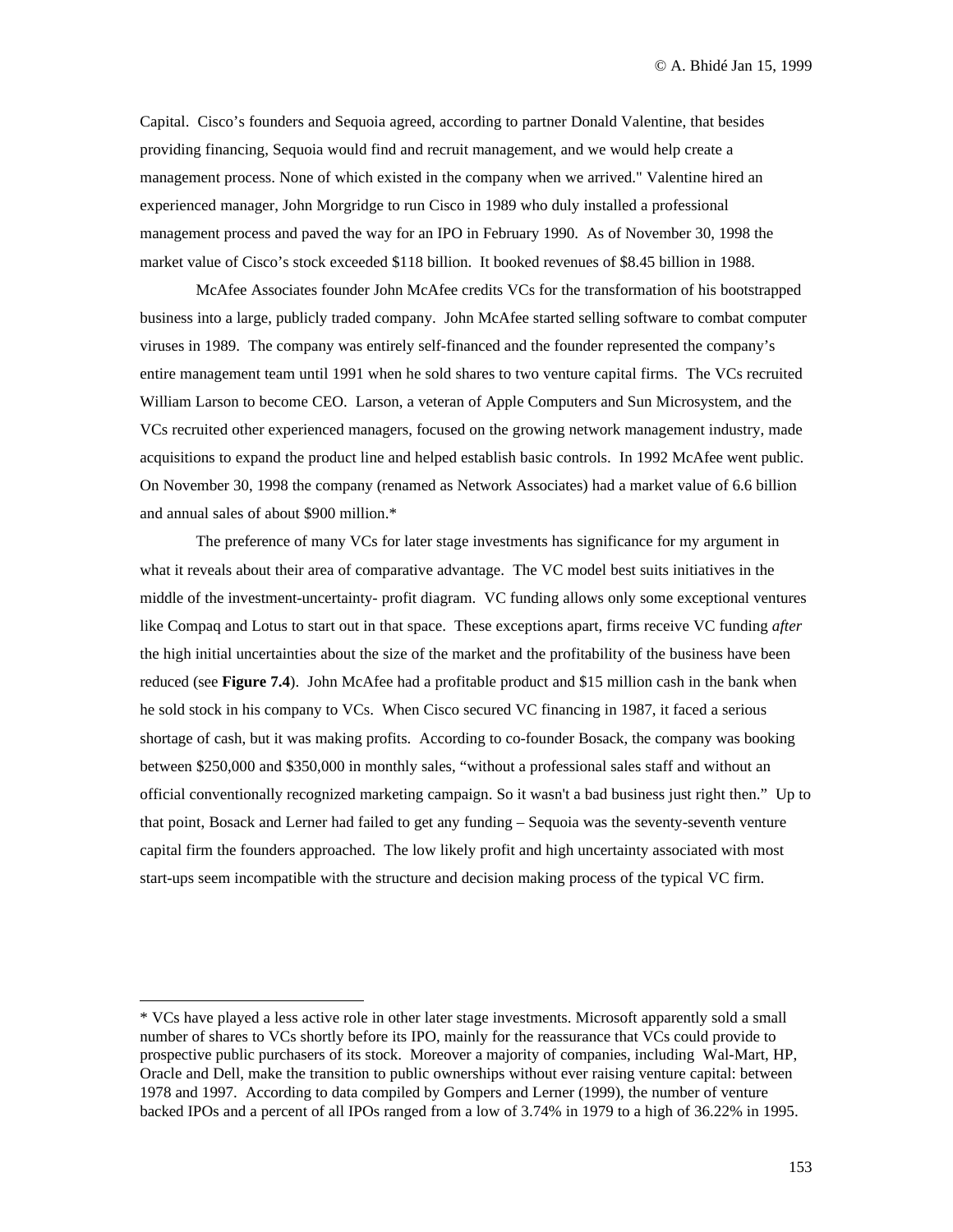Capital. Cisco's founders and Sequoia agreed, according to partner Donald Valentine, that besides providing financing, Sequoia would find and recruit management, and we would help create a management process. None of which existed in the company when we arrived." Valentine hired an experienced manager, John Morgridge to run Cisco in 1989 who duly installed a professional management process and paved the way for an IPO in February 1990. As of November 30, 1998 the market value of Cisco's stock exceeded $118 billion. It booked revenues of $8.45 billion in 1988.

McAfee Associates founder John McAfee credits VCs for the transformation of his bootstrapped business into a large, publicly traded company. John McAfee started selling software to combat computer viruses in 1989. The company was entirely self-financed and the founder represented the company's entire management team until 1991 when he sold shares to two venture capital firms. The VCs recruited William Larson to become CEO. Larson, a veteran of Apple Computers and Sun Microsystem, and the VCs recruited other experienced managers, focused on the growing network management industry, made acquisitions to expand the product line and helped establish basic controls. In 1992 McAfee went public. On November 30, 1998 the company (renamed as Network Associates) had a market value of 6.6 billion and annual sales of about $900 million.*

The preference of many VCs for later stage investments has significance for my argument in what it reveals about their area of comparative advantage. The VC model best suits initiatives in the middle of the investment-uncertainty- profit diagram. VC funding allows only some exceptional ventures like Compaq and Lotus to start out in that space. These exceptions apart, firms receive VC funding *after* the high initial uncertainties about the size of the market and the profitability of the business have been reduced (see **Figure 7.4**). John McAfee had a profitable product and $15 million cash in the bank when he sold stock in his company to VCs. When Cisco secured VC financing in 1987, it faced a serious shortage of cash, but it was making profits. According to co-founder Bosack, the company was booking between $250,000 and $350,000 in monthly sales, "without a professional sales staff and without an official conventionally recognized marketing campaign. So it wasn't a bad business just right then." Up to that point, Bosack and Lerner had failed to get any funding – Sequoia was the seventy-seventh venture capital firm the founders approached. The low likely profit and high uncertainty associated with most start-ups seem incompatible with the structure and decision making process of the typical VC firm.

---

* VCs have played a less active role in other later stage investments. Microsoft apparently sold a small number of shares to VCs shortly before its IPO, mainly for the reassurance that VCs could provide to prospective public purchasers of its stock. Moreover a majority of companies, including Wal-Mart, HP, Oracle and Dell, make the transition to public ownerships without ever raising venture capital: between 1978 and 1997. According to data compiled by Gompers and Lerner (1999), the number of venture backed IPOs and a percent of all IPOs ranged from a low of 3.74% in 1979 to a high of 36.22% in 1995.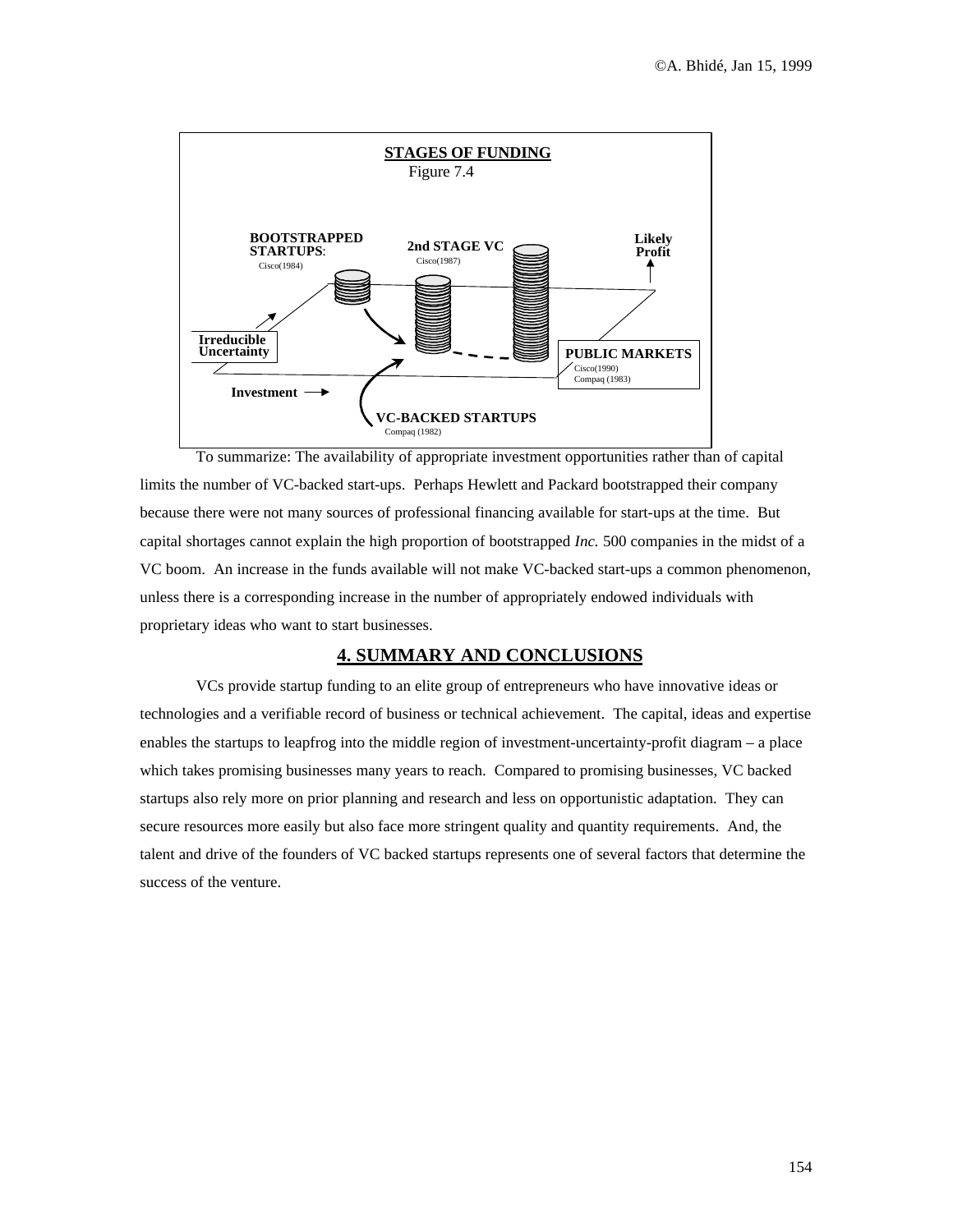**STAGES OF FUNDING**

Figure 7.4

BOOTSTRAPPED STARTUPS: Cisco(1984)

2nd STAGE VC Cisco(1987)

Likely Profit

Irreducible Uncertainty

PUBLIC MARKETS Cisco(1990) Compaq (1983)

Investment

VC-BACKED STARTUPS Compaq (1982)

To summarize: The availability of appropriate investment opportunities rather than of capital limits the number of VC-backed start-ups. Perhaps Hewlett and Packard bootstrapped their company because there were not many sources of professional financing available for start-ups at the time. But capital shortages cannot explain the high proportion of bootstrapped *Inc.* 500 companies in the midst of a VC boom. An increase in the funds available will not make VC-backed start-ups a common phenomenon, unless there is a corresponding increase in the number of appropriately endowed individuals with proprietary ideas who want to start businesses.

## 4. SUMMARY AND CONCLUSIONS

VCs provide startup funding to an elite group of entrepreneurs who have innovative ideas or technologies and a verifiable record of business or technical achievement. The capital, ideas and expertise enables the startups to leapfrog into the middle region of investment-uncertainty-profit diagram – a place which takes promising businesses many years to reach. Compared to promising businesses, VC backed startups also rely more on prior planning and research and less on opportunistic adaptation. They can secure resources more easily but also face more stringent quality and quantity requirements. And, the talent and drive of the founders of VC backed startups represents one of several factors that determine the success of the venture.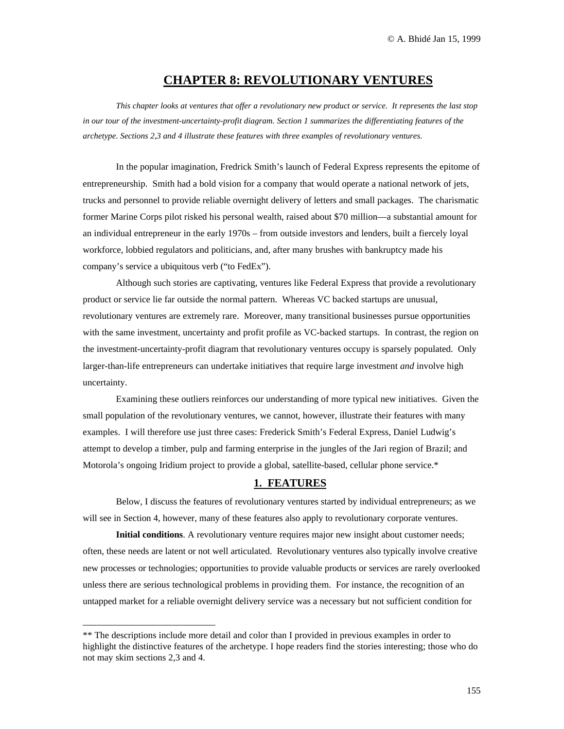# CHAPTER 8: REVOLUTIONARY VENTURES

*This chapter looks at ventures that offer a revolutionary new product or service. It represents the last stop in our tour of the investment-uncertainty-profit diagram. Section 1 summarizes the differentiating features of the archetype. Sections 2,3 and 4 illustrate these features with three examples of revolutionary ventures.*

In the popular imagination, Fredrick Smith's launch of Federal Express represents the epitome of entrepreneurship. Smith had a bold vision for a company that would operate a national network of jets, trucks and personnel to provide reliable overnight delivery of letters and small packages. The charismatic former Marine Corps pilot risked his personal wealth, raised about $70 million—a substantial amount for an individual entrepreneur in the early 1970s – from outside investors and lenders, built a fiercely loyal workforce, lobbied regulators and politicians, and, after many brushes with bankruptcy made his company's service a ubiquitous verb ("to FedEx").

Although such stories are captivating, ventures like Federal Express that provide a revolutionary product or service lie far outside the normal pattern. Whereas VC backed startups are unusual, revolutionary ventures are extremely rare. Moreover, many transitional businesses pursue opportunities with the same investment, uncertainty and profit profile as VC-backed startups. In contrast, the region on the investment-uncertainty-profit diagram that revolutionary ventures occupy is sparsely populated. Only larger-than-life entrepreneurs can undertake initiatives that require large investment *and* involve high uncertainty.

Examining these outliers reinforces our understanding of more typical new initiatives. Given the small population of the revolutionary ventures, we cannot, however, illustrate their features with many examples. I will therefore use just three cases: Frederick Smith's Federal Express, Daniel Ludwig's attempt to develop a timber, pulp and farming enterprise in the jungles of the Jari region of Brazil; and Motorola's ongoing Iridium project to provide a global, satellite-based, cellular phone service.*

## 1. FEATURES

Below, I discuss the features of revolutionary ventures started by individual entrepreneurs; as we will see in Section 4, however, many of these features also apply to revolutionary corporate ventures.

**Initial conditions**. A revolutionary venture requires major new insight about customer needs; often, these needs are latent or not well articulated. Revolutionary ventures also typically involve creative new processes or technologies; opportunities to provide valuable products or services are rarely overlooked unless there are serious technological problems in providing them. For instance, the recognition of an untapped market for a reliable overnight delivery service was a necessary but not sufficient condition for

---

** The descriptions include more detail and color than I provided in previous examples in order to highlight the distinctive features of the archetype. I hope readers find the stories interesting; those who do not may skim sections 2,3 and 4.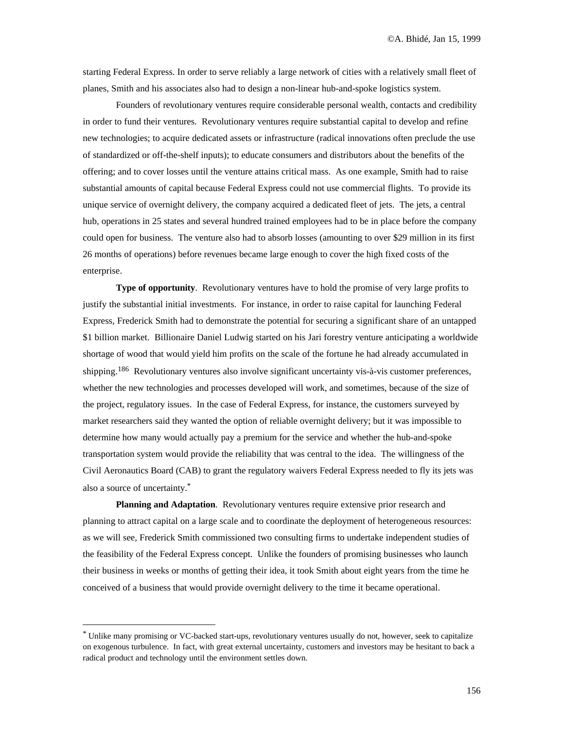starting Federal Express. In order to serve reliably a large network of cities with a relatively small fleet of planes, Smith and his associates also had to design a non-linear hub-and-spoke logistics system.

Founders of revolutionary ventures require considerable personal wealth, contacts and credibility in order to fund their ventures. Revolutionary ventures require substantial capital to develop and refine new technologies; to acquire dedicated assets or infrastructure (radical innovations often preclude the use of standardized or off-the-shelf inputs); to educate consumers and distributors about the benefits of the offering; and to cover losses until the venture attains critical mass. As one example, Smith had to raise substantial amounts of capital because Federal Express could not use commercial flights. To provide its unique service of overnight delivery, the company acquired a dedicated fleet of jets. The jets, a central hub, operations in 25 states and several hundred trained employees had to be in place before the company could open for business. The venture also had to absorb losses (amounting to over $29 million in its first 26 months of operations) before revenues became large enough to cover the high fixed costs of the enterprise.

**Type of opportunity**. Revolutionary ventures have to hold the promise of very large profits to justify the substantial initial investments. For instance, in order to raise capital for launching Federal Express, Frederick Smith had to demonstrate the potential for securing a significant share of an untapped $1 billion market. Billionaire Daniel Ludwig started on his Jari forestry venture anticipating a worldwide shortage of wood that would yield him profits on the scale of the fortune he had already accumulated in shipping.[186] Revolutionary ventures also involve significant uncertainty vis-à-vis customer preferences, whether the new technologies and processes developed will work, and sometimes, because of the size of the project, regulatory issues. In the case of Federal Express, for instance, the customers surveyed by market researchers said they wanted the option of reliable overnight delivery; but it was impossible to determine how many would actually pay a premium for the service and whether the hub-and-spoke transportation system would provide the reliability that was central to the idea. The willingness of the Civil Aeronautics Board (CAB) to grant the regulatory waivers Federal Express needed to fly its jets was also a source of uncertainty.[*]

**Planning and Adaptation**. Revolutionary ventures require extensive prior research and planning to attract capital on a large scale and to coordinate the deployment of heterogeneous resources: as we will see, Frederick Smith commissioned two consulting firms to undertake independent studies of the feasibility of the Federal Express concept. Unlike the founders of promising businesses who launch their business in weeks or months of getting their idea, it took Smith about eight years from the time he conceived of a business that would provide overnight delivery to the time it became operational.

---

[*] Unlike many promising or VC-backed start-ups, revolutionary ventures usually do not, however, seek to capitalize on exogenous turbulence. In fact, with great external uncertainty, customers and investors may be hesitant to back a radical product and technology until the environment settles down.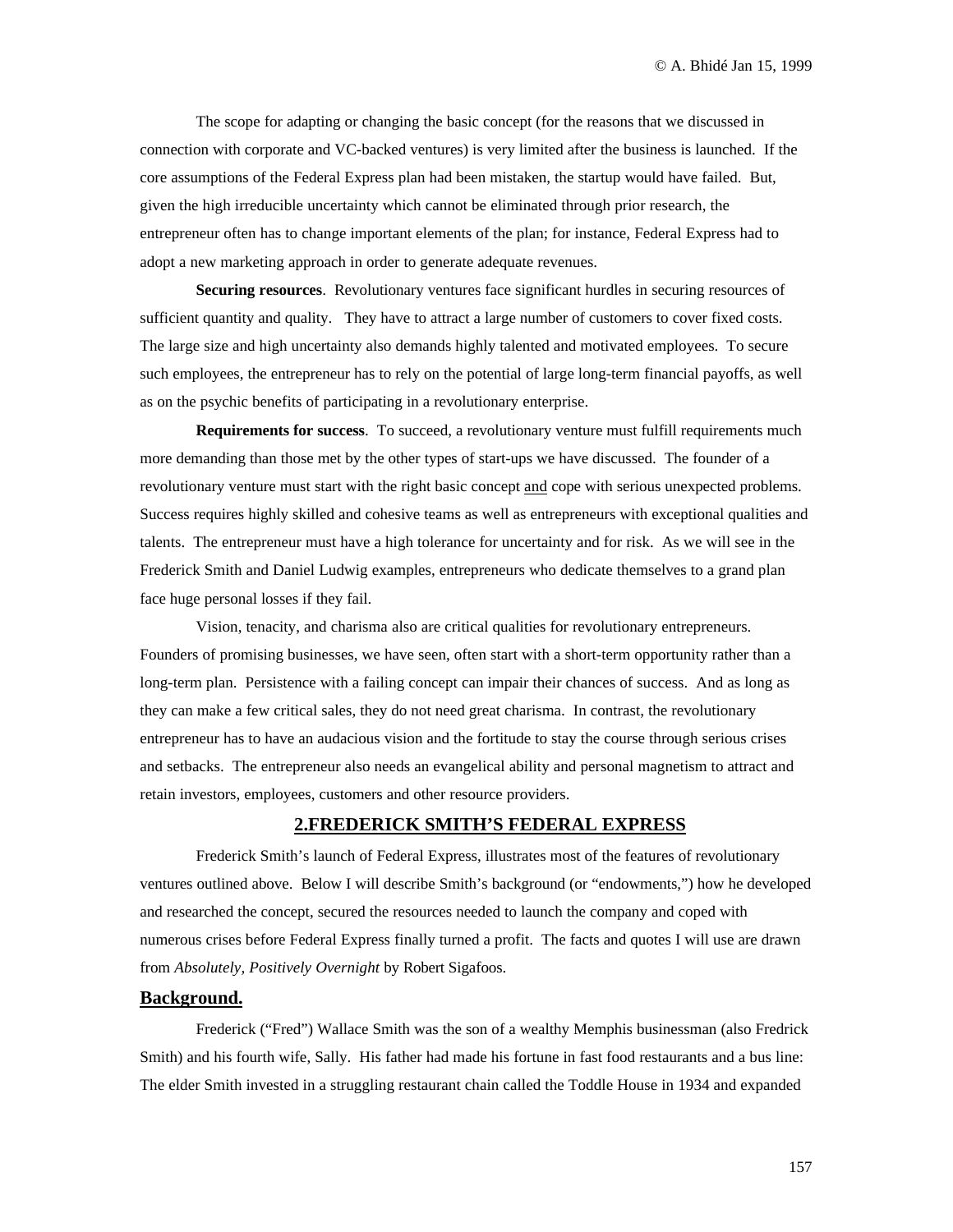The scope for adapting or changing the basic concept (for the reasons that we discussed in connection with corporate and VC-backed ventures) is very limited after the business is launched. If the core assumptions of the Federal Express plan had been mistaken, the startup would have failed. But, given the high irreducible uncertainty which cannot be eliminated through prior research, the entrepreneur often has to change important elements of the plan; for instance, Federal Express had to adopt a new marketing approach in order to generate adequate revenues.

**Securing resources**. Revolutionary ventures face significant hurdles in securing resources of sufficient quantity and quality. They have to attract a large number of customers to cover fixed costs. The large size and high uncertainty also demands highly talented and motivated employees. To secure such employees, the entrepreneur has to rely on the potential of large long-term financial payoffs, as well as on the psychic benefits of participating in a revolutionary enterprise.

**Requirements for success**. To succeed, a revolutionary venture must fulfill requirements much more demanding than those met by the other types of start-ups we have discussed. The founder of a revolutionary venture must start with the right basic concept and cope with serious unexpected problems. Success requires highly skilled and cohesive teams as well as entrepreneurs with exceptional qualities and talents. The entrepreneur must have a high tolerance for uncertainty and for risk. As we will see in the Frederick Smith and Daniel Ludwig examples, entrepreneurs who dedicate themselves to a grand plan face huge personal losses if they fail.

Vision, tenacity, and charisma also are critical qualities for revolutionary entrepreneurs. Founders of promising businesses, we have seen, often start with a short-term opportunity rather than a long-term plan. Persistence with a failing concept can impair their chances of success. And as long as they can make a few critical sales, they do not need great charisma. In contrast, the revolutionary entrepreneur has to have an audacious vision and the fortitude to stay the course through serious crises and setbacks. The entrepreneur also needs an evangelical ability and personal magnetism to attract and retain investors, employees, customers and other resource providers.

## 2.FREDERICK SMITH'S FEDERAL EXPRESS

Frederick Smith's launch of Federal Express, illustrates most of the features of revolutionary ventures outlined above. Below I will describe Smith's background (or "endowments,") how he developed and researched the concept, secured the resources needed to launch the company and coped with numerous crises before Federal Express finally turned a profit. The facts and quotes I will use are drawn from *Absolutely, Positively Overnight* by Robert Sigafoos.

### Background.

Frederick ("Fred") Wallace Smith was the son of a wealthy Memphis businessman (also Fredrick Smith) and his fourth wife, Sally. His father had made his fortune in fast food restaurants and a bus line: The elder Smith invested in a struggling restaurant chain called the Toddle House in 1934 and expanded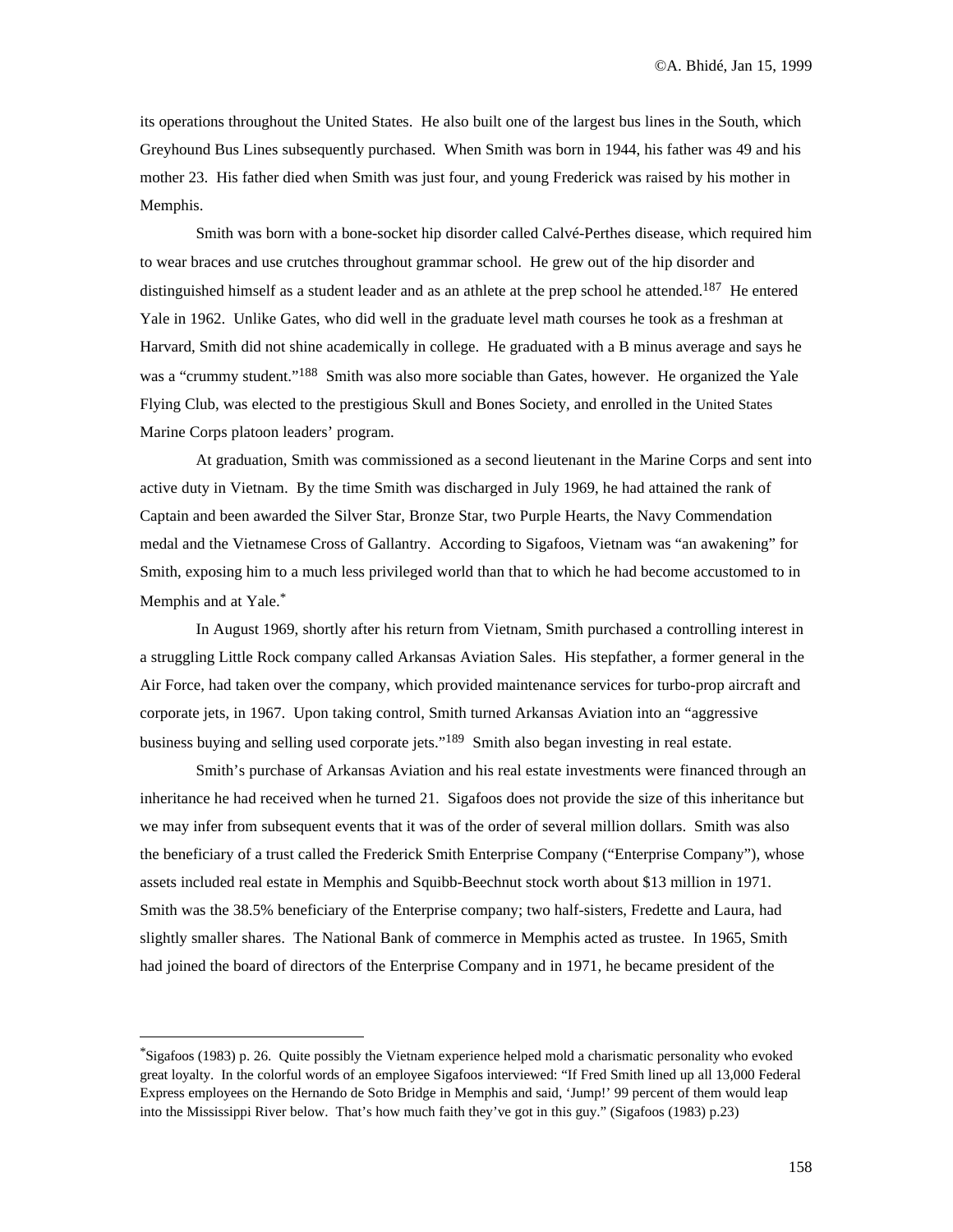its operations throughout the United States. He also built one of the largest bus lines in the South, which Greyhound Bus Lines subsequently purchased. When Smith was born in 1944, his father was 49 and his mother 23. His father died when Smith was just four, and young Frederick was raised by his mother in Memphis.

Smith was born with a bone-socket hip disorder called Calvé-Perthes disease, which required him to wear braces and use crutches throughout grammar school. He grew out of the hip disorder and distinguished himself as a student leader and as an athlete at the prep school he attended.[187] He entered Yale in 1962. Unlike Gates, who did well in the graduate level math courses he took as a freshman at Harvard, Smith did not shine academically in college. He graduated with a B minus average and says he was a "crummy student."[188] Smith was also more sociable than Gates, however. He organized the Yale Flying Club, was elected to the prestigious Skull and Bones Society, and enrolled in the United States Marine Corps platoon leaders' program.

At graduation, Smith was commissioned as a second lieutenant in the Marine Corps and sent into active duty in Vietnam. By the time Smith was discharged in July 1969, he had attained the rank of Captain and been awarded the Silver Star, Bronze Star, two Purple Hearts, the Navy Commendation medal and the Vietnamese Cross of Gallantry. According to Sigafoos, Vietnam was "an awakening" for Smith, exposing him to a much less privileged world than that to which he had become accustomed to in Memphis and at Yale.[*]

In August 1969, shortly after his return from Vietnam, Smith purchased a controlling interest in a struggling Little Rock company called Arkansas Aviation Sales. His stepfather, a former general in the Air Force, had taken over the company, which provided maintenance services for turbo-prop aircraft and corporate jets, in 1967. Upon taking control, Smith turned Arkansas Aviation into an "aggressive business buying and selling used corporate jets."[189] Smith also began investing in real estate.

Smith's purchase of Arkansas Aviation and his real estate investments were financed through an inheritance he had received when he turned 21. Sigafoos does not provide the size of this inheritance but we may infer from subsequent events that it was of the order of several million dollars. Smith was also the beneficiary of a trust called the Frederick Smith Enterprise Company ("Enterprise Company"), whose assets included real estate in Memphis and Squibb-Beechnut stock worth about $13 million in 1971. Smith was the 38.5% beneficiary of the Enterprise company; two half-sisters, Fredette and Laura, had slightly smaller shares. The National Bank of commerce in Memphis acted as trustee. In 1965, Smith had joined the board of directors of the Enterprise Company and in 1971, he became president of the

---

[*] Sigafoos (1983) p. 26. Quite possibly the Vietnam experience helped mold a charismatic personality who evoked great loyalty. In the colorful words of an employee Sigafoos interviewed: "If Fred Smith lined up all 13,000 Federal Express employees on the Hernando de Soto Bridge in Memphis and said, 'Jump!' 99 percent of them would leap into the Mississippi River below. That's how much faith they've got in this guy." (Sigafoos (1983) p.23)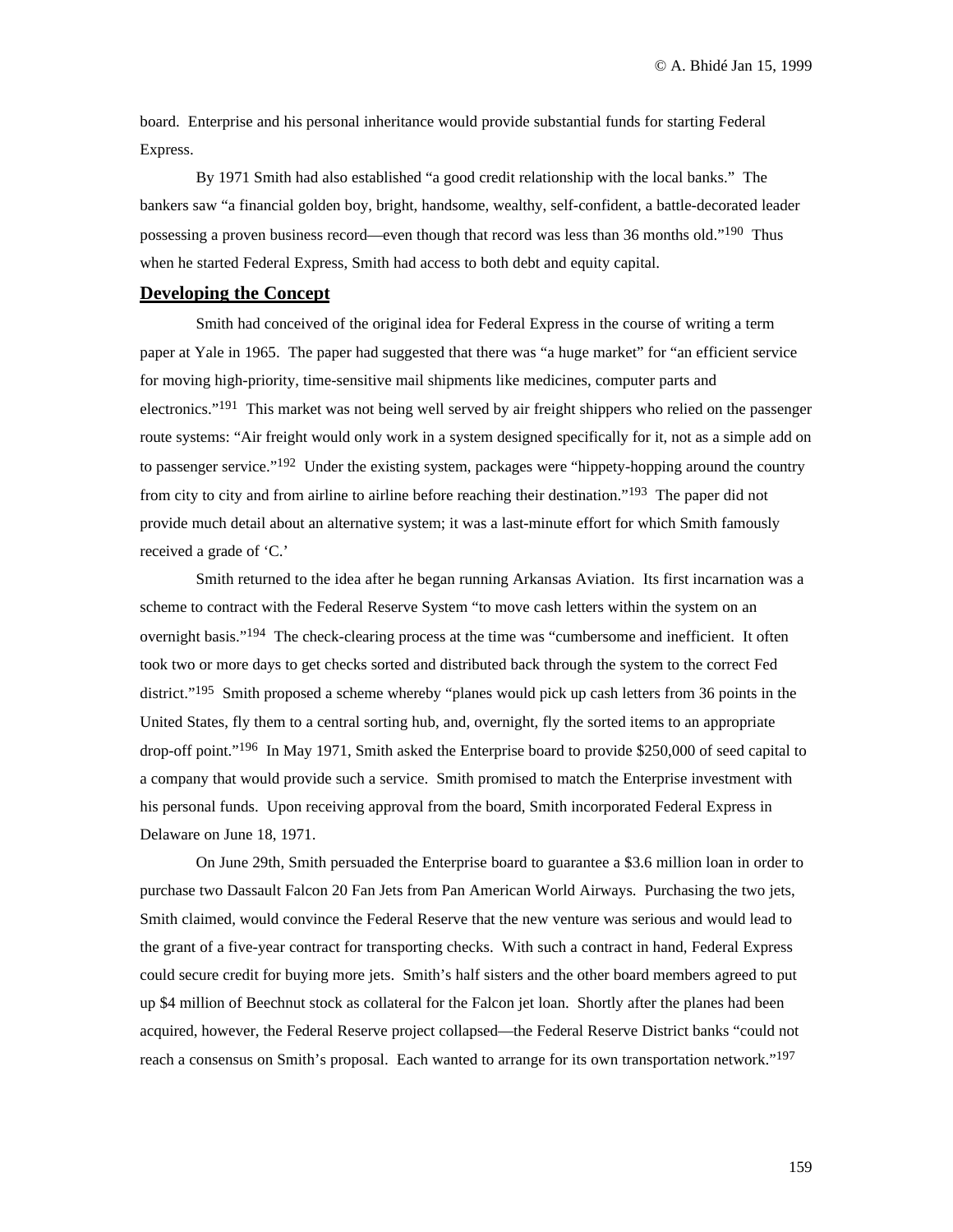board. Enterprise and his personal inheritance would provide substantial funds for starting Federal Express.

By 1971 Smith had also established "a good credit relationship with the local banks." The bankers saw "a financial golden boy, bright, handsome, wealthy, self-confident, a battle-decorated leader possessing a proven business record—even though that record was less than 36 months old."[190] Thus when he started Federal Express, Smith had access to both debt and equity capital.

## Developing the Concept

Smith had conceived of the original idea for Federal Express in the course of writing a term paper at Yale in 1965. The paper had suggested that there was "a huge market" for "an efficient service for moving high-priority, time-sensitive mail shipments like medicines, computer parts and electronics."[191] This market was not being well served by air freight shippers who relied on the passenger route systems: "Air freight would only work in a system designed specifically for it, not as a simple add on to passenger service."[192] Under the existing system, packages were "hippety-hopping around the country from city to city and from airline to airline before reaching their destination."[193] The paper did not provide much detail about an alternative system; it was a last-minute effort for which Smith famously received a grade of 'C.'

Smith returned to the idea after he began running Arkansas Aviation. Its first incarnation was a scheme to contract with the Federal Reserve System "to move cash letters within the system on an overnight basis."[194] The check-clearing process at the time was "cumbersome and inefficient. It often took two or more days to get checks sorted and distributed back through the system to the correct Fed district."[195] Smith proposed a scheme whereby "planes would pick up cash letters from 36 points in the United States, fly them to a central sorting hub, and, overnight, fly the sorted items to an appropriate drop-off point."[196] In May 1971, Smith asked the Enterprise board to provide $250,000 of seed capital to a company that would provide such a service. Smith promised to match the Enterprise investment with his personal funds. Upon receiving approval from the board, Smith incorporated Federal Express in Delaware on June 18, 1971.

On June 29th, Smith persuaded the Enterprise board to guarantee a $3.6 million loan in order to purchase two Dassault Falcon 20 Fan Jets from Pan American World Airways. Purchasing the two jets, Smith claimed, would convince the Federal Reserve that the new venture was serious and would lead to the grant of a five-year contract for transporting checks. With such a contract in hand, Federal Express could secure credit for buying more jets. Smith's half sisters and the other board members agreed to put up $4 million of Beechnut stock as collateral for the Falcon jet loan. Shortly after the planes had been acquired, however, the Federal Reserve project collapsed—the Federal Reserve District banks "could not reach a consensus on Smith's proposal. Each wanted to arrange for its own transportation network."[197]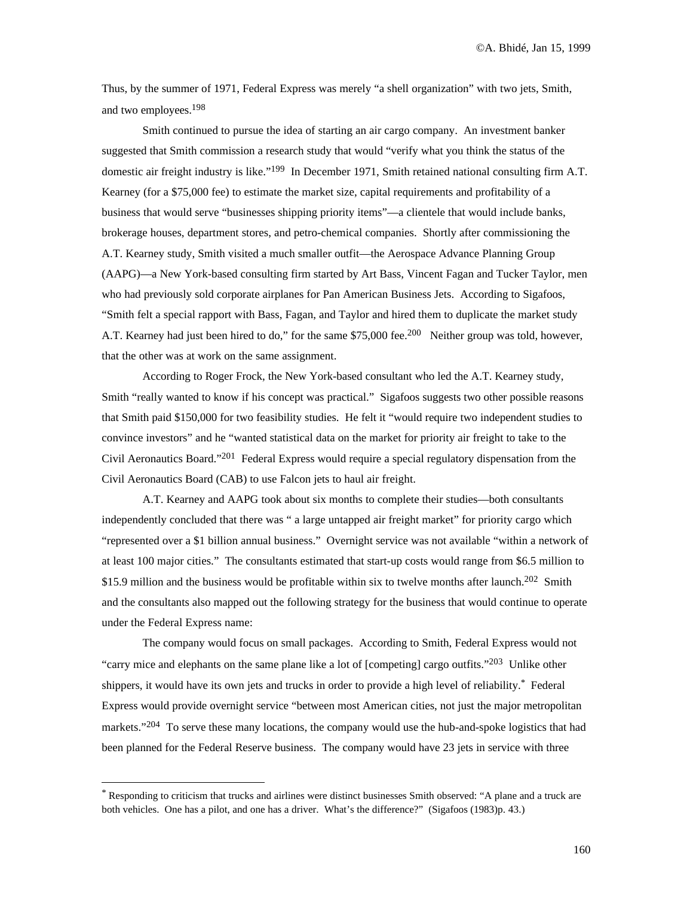Thus, by the summer of 1971, Federal Express was merely "a shell organization" with two jets, Smith, and two employees.[198]

Smith continued to pursue the idea of starting an air cargo company. An investment banker suggested that Smith commission a research study that would "verify what you think the status of the domestic air freight industry is like."[199] In December 1971, Smith retained national consulting firm A.T. Kearney (for a $75,000 fee) to estimate the market size, capital requirements and profitability of a business that would serve "businesses shipping priority items"—a clientele that would include banks, brokerage houses, department stores, and petro-chemical companies. Shortly after commissioning the A.T. Kearney study, Smith visited a much smaller outfit—the Aerospace Advance Planning Group (AAPG)—a New York-based consulting firm started by Art Bass, Vincent Fagan and Tucker Taylor, men who had previously sold corporate airplanes for Pan American Business Jets. According to Sigafoos, "Smith felt a special rapport with Bass, Fagan, and Taylor and hired them to duplicate the market study A.T. Kearney had just been hired to do," for the same $75,000 fee.[200] Neither group was told, however, that the other was at work on the same assignment.

According to Roger Frock, the New York-based consultant who led the A.T. Kearney study, Smith "really wanted to know if his concept was practical." Sigafoos suggests two other possible reasons that Smith paid $150,000 for two feasibility studies. He felt it "would require two independent studies to convince investors" and he "wanted statistical data on the market for priority air freight to take to the Civil Aeronautics Board."[201] Federal Express would require a special regulatory dispensation from the Civil Aeronautics Board (CAB) to use Falcon jets to haul air freight.

A.T. Kearney and AAPG took about six months to complete their studies—both consultants independently concluded that there was " a large untapped air freight market" for priority cargo which "represented over a $1 billion annual business." Overnight service was not available "within a network of at least 100 major cities." The consultants estimated that start-up costs would range from $6.5 million to $15.9 million and the business would be profitable within six to twelve months after launch.[202] Smith and the consultants also mapped out the following strategy for the business that would continue to operate under the Federal Express name:

The company would focus on small packages. According to Smith, Federal Express would not "carry mice and elephants on the same plane like a lot of [competing] cargo outfits."[203] Unlike other shippers, it would have its own jets and trucks in order to provide a high level of reliability.* Federal Express would provide overnight service "between most American cities, not just the major metropolitan markets."[204] To serve these many locations, the company would use the hub-and-spoke logistics that had been planned for the Federal Reserve business. The company would have 23 jets in service with three

---

* Responding to criticism that trucks and airlines were distinct businesses Smith observed: "A plane and a truck are both vehicles. One has a pilot, and one has a driver. What's the difference?" (Sigafoos (1983)p. 43.)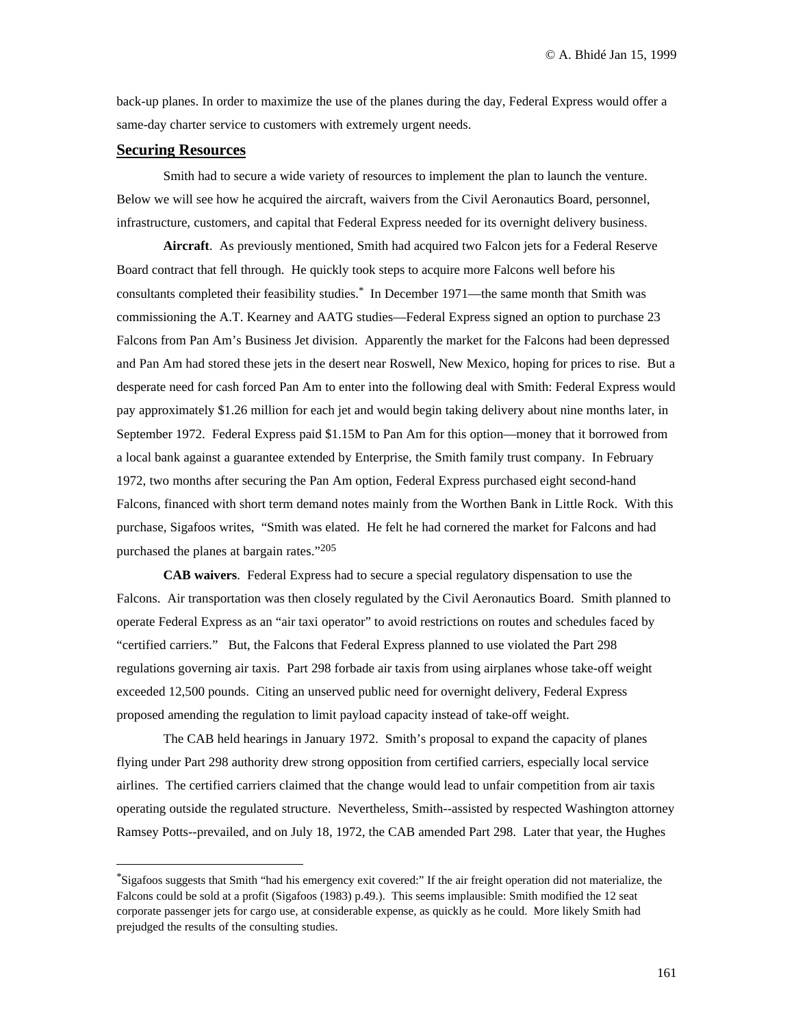back-up planes. In order to maximize the use of the planes during the day, Federal Express would offer a same-day charter service to customers with extremely urgent needs.

## Securing Resources

Smith had to secure a wide variety of resources to implement the plan to launch the venture. Below we will see how he acquired the aircraft, waivers from the Civil Aeronautics Board, personnel, infrastructure, customers, and capital that Federal Express needed for its overnight delivery business.

**Aircraft**. As previously mentioned, Smith had acquired two Falcon jets for a Federal Reserve Board contract that fell through. He quickly took steps to acquire more Falcons well before his consultants completed their feasibility studies.* In December 1971—the same month that Smith was commissioning the A.T. Kearney and AATG studies—Federal Express signed an option to purchase 23 Falcons from Pan Am's Business Jet division. Apparently the market for the Falcons had been depressed and Pan Am had stored these jets in the desert near Roswell, New Mexico, hoping for prices to rise. But a desperate need for cash forced Pan Am to enter into the following deal with Smith: Federal Express would pay approximately $1.26 million for each jet and would begin taking delivery about nine months later, in September 1972. Federal Express paid $1.15M to Pan Am for this option—money that it borrowed from a local bank against a guarantee extended by Enterprise, the Smith family trust company. In February 1972, two months after securing the Pan Am option, Federal Express purchased eight second-hand Falcons, financed with short term demand notes mainly from the Worthen Bank in Little Rock. With this purchase, Sigafoos writes, "Smith was elated. He felt he had cornered the market for Falcons and had purchased the planes at bargain rates."[205]

**CAB waivers**. Federal Express had to secure a special regulatory dispensation to use the Falcons. Air transportation was then closely regulated by the Civil Aeronautics Board. Smith planned to operate Federal Express as an "air taxi operator" to avoid restrictions on routes and schedules faced by "certified carriers." But, the Falcons that Federal Express planned to use violated the Part 298 regulations governing air taxis. Part 298 forbade air taxis from using airplanes whose take-off weight exceeded 12,500 pounds. Citing an unserved public need for overnight delivery, Federal Express proposed amending the regulation to limit payload capacity instead of take-off weight.

The CAB held hearings in January 1972. Smith's proposal to expand the capacity of planes flying under Part 298 authority drew strong opposition from certified carriers, especially local service airlines. The certified carriers claimed that the change would lead to unfair competition from air taxis operating outside the regulated structure. Nevertheless, Smith--assisted by respected Washington attorney Ramsey Potts--prevailed, and on July 18, 1972, the CAB amended Part 298. Later that year, the Hughes

---

*Sigafoos suggests that Smith "had his emergency exit covered:" If the air freight operation did not materialize, the Falcons could be sold at a profit (Sigafoos (1983) p.49.). This seems implausible: Smith modified the 12 seat corporate passenger jets for cargo use, at considerable expense, as quickly as he could. More likely Smith had prejudged the results of the consulting studies.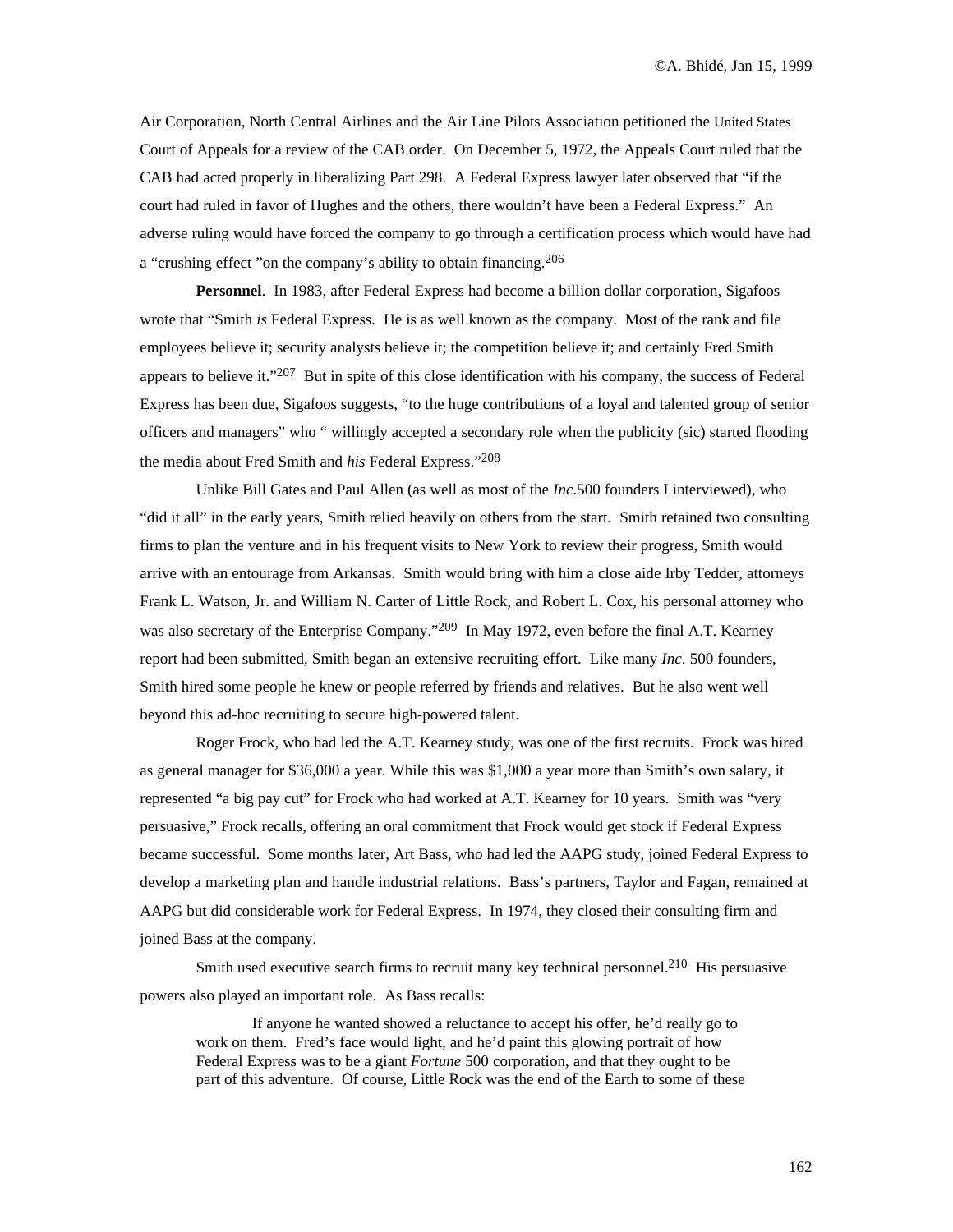Air Corporation, North Central Airlines and the Air Line Pilots Association petitioned the United States Court of Appeals for a review of the CAB order. On December 5, 1972, the Appeals Court ruled that the CAB had acted properly in liberalizing Part 298. A Federal Express lawyer later observed that "if the court had ruled in favor of Hughes and the others, there wouldn't have been a Federal Express." An adverse ruling would have forced the company to go through a certification process which would have had a "crushing effect "on the company's ability to obtain financing.[206]

**Personnel**. In 1983, after Federal Express had become a billion dollar corporation, Sigafoos wrote that "Smith *is* Federal Express. He is as well known as the company. Most of the rank and file employees believe it; security analysts believe it; the competition believe it; and certainly Fred Smith appears to believe it."[207] But in spite of this close identification with his company, the success of Federal Express has been due, Sigafoos suggests, "to the huge contributions of a loyal and talented group of senior officers and managers" who " willingly accepted a secondary role when the publicity (sic) started flooding the media about Fred Smith and *his* Federal Express."[208]

Unlike Bill Gates and Paul Allen (as well as most of the *Inc*.500 founders I interviewed), who "did it all" in the early years, Smith relied heavily on others from the start. Smith retained two consulting firms to plan the venture and in his frequent visits to New York to review their progress, Smith would arrive with an entourage from Arkansas. Smith would bring with him a close aide Irby Tedder, attorneys Frank L. Watson, Jr. and William N. Carter of Little Rock, and Robert L. Cox, his personal attorney who was also secretary of the Enterprise Company."[209] In May 1972, even before the final A.T. Kearney report had been submitted, Smith began an extensive recruiting effort. Like many *Inc*. 500 founders, Smith hired some people he knew or people referred by friends and relatives. But he also went well beyond this ad-hoc recruiting to secure high-powered talent.

Roger Frock, who had led the A.T. Kearney study, was one of the first recruits. Frock was hired as general manager for $36,000 a year. While this was $1,000 a year more than Smith's own salary, it represented "a big pay cut" for Frock who had worked at A.T. Kearney for 10 years. Smith was "very persuasive," Frock recalls, offering an oral commitment that Frock would get stock if Federal Express became successful. Some months later, Art Bass, who had led the AAPG study, joined Federal Express to develop a marketing plan and handle industrial relations. Bass's partners, Taylor and Fagan, remained at AAPG but did considerable work for Federal Express. In 1974, they closed their consulting firm and joined Bass at the company.

Smith used executive search firms to recruit many key technical personnel.[210] His persuasive powers also played an important role. As Bass recalls:

> If anyone he wanted showed a reluctance to accept his offer, he'd really go to work on them. Fred's face would light, and he'd paint this glowing portrait of how Federal Express was to be a giant *Fortune* 500 corporation, and that they ought to be part of this adventure. Of course, Little Rock was the end of the Earth to some of these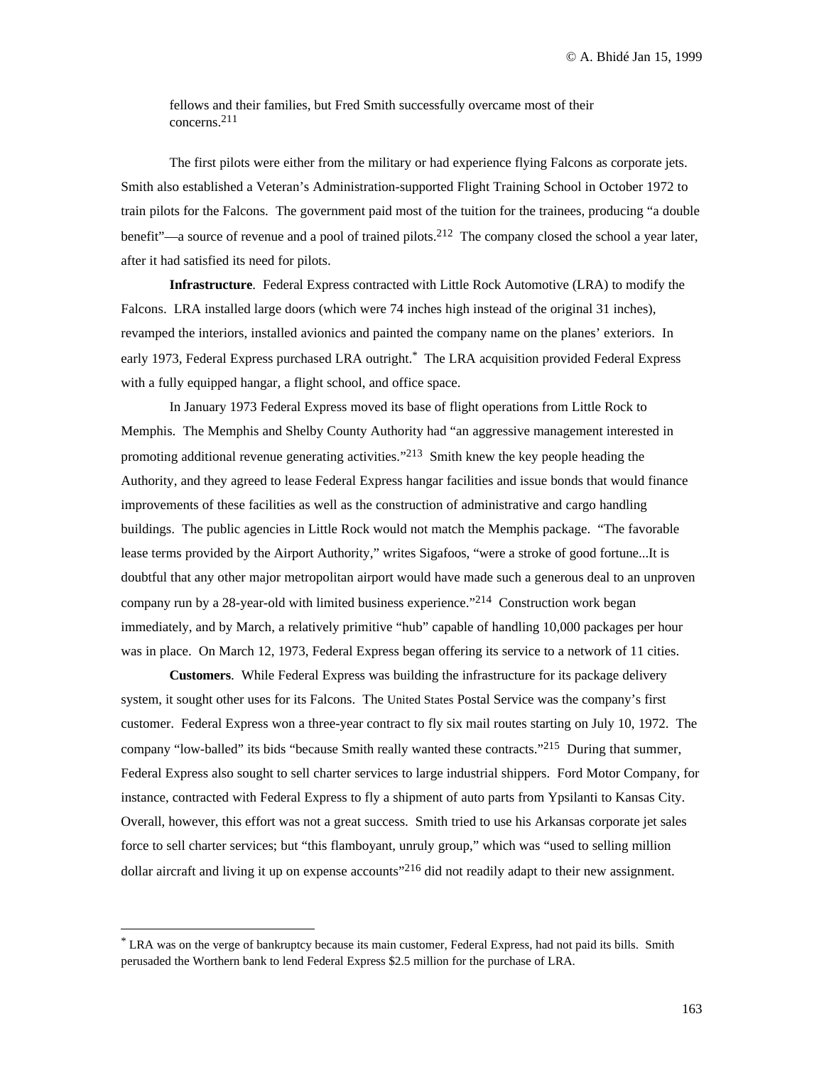fellows and their families, but Fred Smith successfully overcame most of their concerns.[211]

The first pilots were either from the military or had experience flying Falcons as corporate jets. Smith also established a Veteran's Administration-supported Flight Training School in October 1972 to train pilots for the Falcons. The government paid most of the tuition for the trainees, producing "a double benefit"—a source of revenue and a pool of trained pilots.[212] The company closed the school a year later, after it had satisfied its need for pilots.

**Infrastructure**. Federal Express contracted with Little Rock Automotive (LRA) to modify the Falcons. LRA installed large doors (which were 74 inches high instead of the original 31 inches), revamped the interiors, installed avionics and painted the company name on the planes' exteriors. In early 1973, Federal Express purchased LRA outright.* The LRA acquisition provided Federal Express with a fully equipped hangar, a flight school, and office space.

In January 1973 Federal Express moved its base of flight operations from Little Rock to Memphis. The Memphis and Shelby County Authority had "an aggressive management interested in promoting additional revenue generating activities."[213] Smith knew the key people heading the Authority, and they agreed to lease Federal Express hangar facilities and issue bonds that would finance improvements of these facilities as well as the construction of administrative and cargo handling buildings. The public agencies in Little Rock would not match the Memphis package. "The favorable lease terms provided by the Airport Authority," writes Sigafoos, "were a stroke of good fortune...It is doubtful that any other major metropolitan airport would have made such a generous deal to an unproven company run by a 28-year-old with limited business experience."[214] Construction work began immediately, and by March, a relatively primitive "hub" capable of handling 10,000 packages per hour was in place. On March 12, 1973, Federal Express began offering its service to a network of 11 cities.

**Customers**. While Federal Express was building the infrastructure for its package delivery system, it sought other uses for its Falcons. The United States Postal Service was the company's first customer. Federal Express won a three-year contract to fly six mail routes starting on July 10, 1972. The company "low-balled" its bids "because Smith really wanted these contracts."[215] During that summer, Federal Express also sought to sell charter services to large industrial shippers. Ford Motor Company, for instance, contracted with Federal Express to fly a shipment of auto parts from Ypsilanti to Kansas City. Overall, however, this effort was not a great success. Smith tried to use his Arkansas corporate jet sales force to sell charter services; but "this flamboyant, unruly group," which was "used to selling million dollar aircraft and living it up on expense accounts"[216] did not readily adapt to their new assignment.

---

* LRA was on the verge of bankruptcy because its main customer, Federal Express, had not paid its bills. Smith perusaded the Worthern bank to lend Federal Express $2.5 million for the purchase of LRA.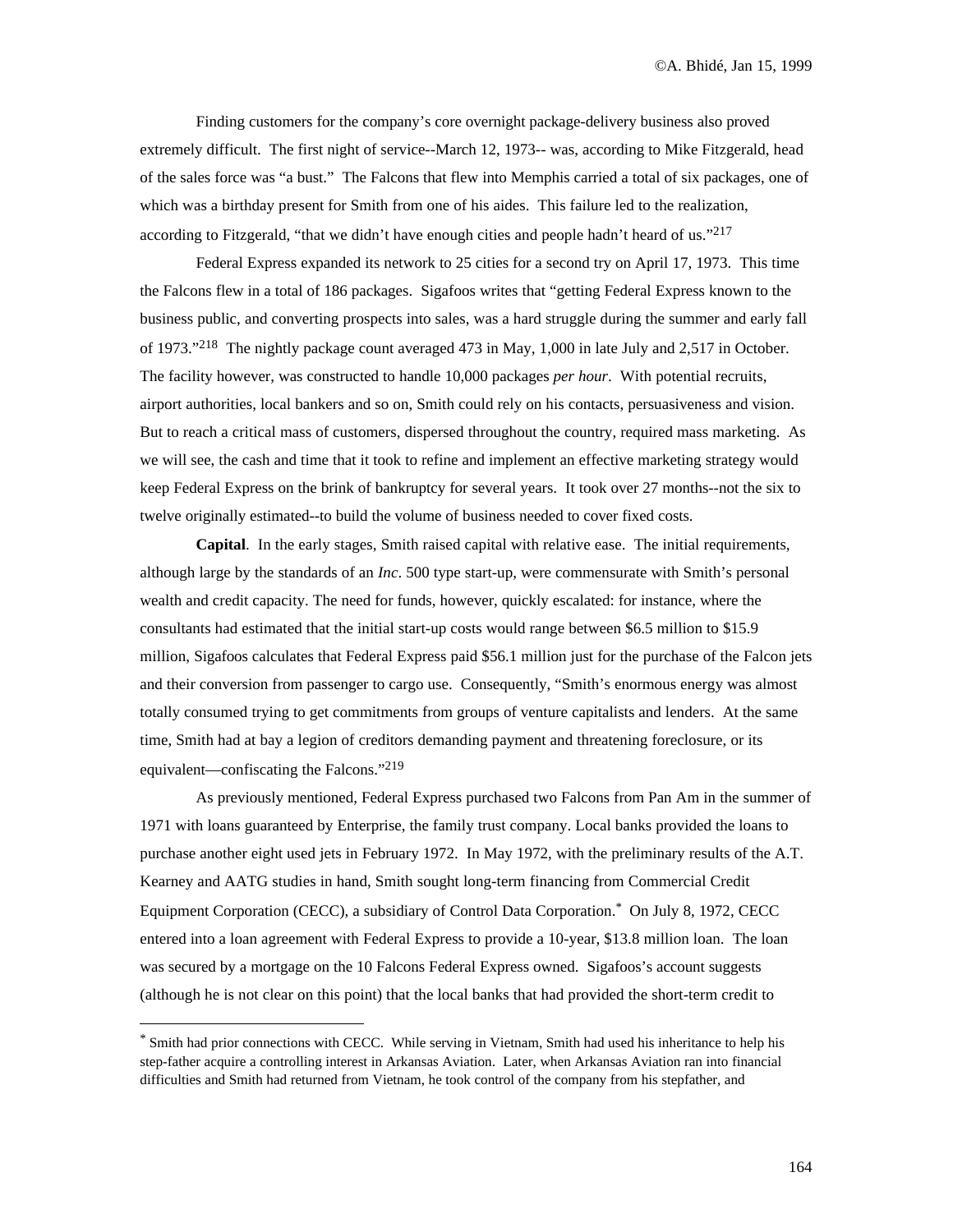Finding customers for the company's core overnight package-delivery business also proved extremely difficult. The first night of service--March 12, 1973-- was, according to Mike Fitzgerald, head of the sales force was "a bust." The Falcons that flew into Memphis carried a total of six packages, one of which was a birthday present for Smith from one of his aides. This failure led to the realization, according to Fitzgerald, "that we didn't have enough cities and people hadn't heard of us."[217]

Federal Express expanded its network to 25 cities for a second try on April 17, 1973. This time the Falcons flew in a total of 186 packages. Sigafoos writes that "getting Federal Express known to the business public, and converting prospects into sales, was a hard struggle during the summer and early fall of 1973."[218] The nightly package count averaged 473 in May, 1,000 in late July and 2,517 in October. The facility however, was constructed to handle 10,000 packages *per hour*. With potential recruits, airport authorities, local bankers and so on, Smith could rely on his contacts, persuasiveness and vision. But to reach a critical mass of customers, dispersed throughout the country, required mass marketing. As we will see, the cash and time that it took to refine and implement an effective marketing strategy would keep Federal Express on the brink of bankruptcy for several years. It took over 27 months--not the six to twelve originally estimated--to build the volume of business needed to cover fixed costs.

**Capital**. In the early stages, Smith raised capital with relative ease. The initial requirements, although large by the standards of an *Inc*. 500 type start-up, were commensurate with Smith's personal wealth and credit capacity. The need for funds, however, quickly escalated: for instance, where the consultants had estimated that the initial start-up costs would range between $6.5 million to $15.9 million, Sigafoos calculates that Federal Express paid $56.1 million just for the purchase of the Falcon jets and their conversion from passenger to cargo use. Consequently, "Smith's enormous energy was almost totally consumed trying to get commitments from groups of venture capitalists and lenders. At the same time, Smith had at bay a legion of creditors demanding payment and threatening foreclosure, or its equivalent—confiscating the Falcons."[219]

As previously mentioned, Federal Express purchased two Falcons from Pan Am in the summer of 1971 with loans guaranteed by Enterprise, the family trust company. Local banks provided the loans to purchase another eight used jets in February 1972. In May 1972, with the preliminary results of the A.T. Kearney and AATG studies in hand, Smith sought long-term financing from Commercial Credit Equipment Corporation (CECC), a subsidiary of Control Data Corporation.* On July 8, 1972, CECC entered into a loan agreement with Federal Express to provide a 10-year, $13.8 million loan. The loan was secured by a mortgage on the 10 Falcons Federal Express owned. Sigafoos's account suggests (although he is not clear on this point) that the local banks that had provided the short-term credit to

---

* Smith had prior connections with CECC. While serving in Vietnam, Smith had used his inheritance to help his step-father acquire a controlling interest in Arkansas Aviation. Later, when Arkansas Aviation ran into financial difficulties and Smith had returned from Vietnam, he took control of the company from his stepfather, and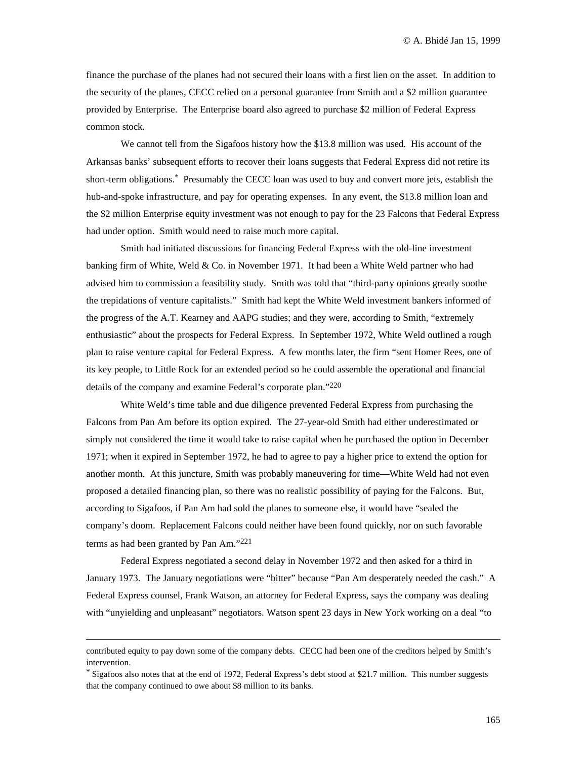finance the purchase of the planes had not secured their loans with a first lien on the asset. In addition to the security of the planes, CECC relied on a personal guarantee from Smith and a $2 million guarantee provided by Enterprise. The Enterprise board also agreed to purchase $2 million of Federal Express common stock.

We cannot tell from the Sigafoos history how the $13.8 million was used. His account of the Arkansas banks' subsequent efforts to recover their loans suggests that Federal Express did not retire its short-term obligations.* Presumably the CECC loan was used to buy and convert more jets, establish the hub-and-spoke infrastructure, and pay for operating expenses. In any event, the $13.8 million loan and the $2 million Enterprise equity investment was not enough to pay for the 23 Falcons that Federal Express had under option. Smith would need to raise much more capital.

Smith had initiated discussions for financing Federal Express with the old-line investment banking firm of White, Weld & Co. in November 1971. It had been a White Weld partner who had advised him to commission a feasibility study. Smith was told that "third-party opinions greatly soothe the trepidations of venture capitalists." Smith had kept the White Weld investment bankers informed of the progress of the A.T. Kearney and AAPG studies; and they were, according to Smith, "extremely enthusiastic" about the prospects for Federal Express. In September 1972, White Weld outlined a rough plan to raise venture capital for Federal Express. A few months later, the firm "sent Homer Rees, one of its key people, to Little Rock for an extended period so he could assemble the operational and financial details of the company and examine Federal's corporate plan."[220]

White Weld's time table and due diligence prevented Federal Express from purchasing the Falcons from Pan Am before its option expired. The 27-year-old Smith had either underestimated or simply not considered the time it would take to raise capital when he purchased the option in December 1971; when it expired in September 1972, he had to agree to pay a higher price to extend the option for another month. At this juncture, Smith was probably maneuvering for time—White Weld had not even proposed a detailed financing plan, so there was no realistic possibility of paying for the Falcons. But, according to Sigafoos, if Pan Am had sold the planes to someone else, it would have "sealed the company's doom. Replacement Falcons could neither have been found quickly, nor on such favorable terms as had been granted by Pan Am."[221]

Federal Express negotiated a second delay in November 1972 and then asked for a third in January 1973. The January negotiations were "bitter" because "Pan Am desperately needed the cash." A Federal Express counsel, Frank Watson, an attorney for Federal Express, says the company was dealing with "unyielding and unpleasant" negotiators. Watson spent 23 days in New York working on a deal "to

---

contributed equity to pay down some of the company debts. CECC had been one of the creditors helped by Smith's intervention.

* Sigafoos also notes that at the end of 1972, Federal Express's debt stood at $21.7 million. This number suggests that the company continued to owe about $8 million to its banks.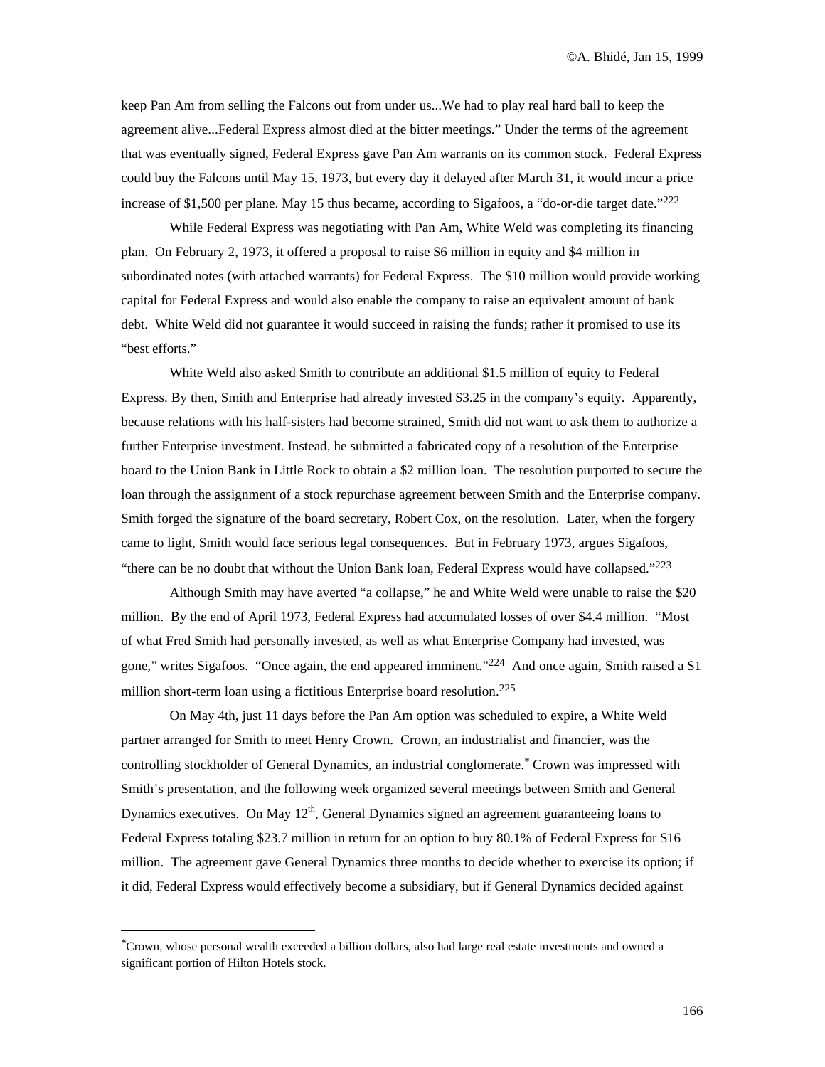keep Pan Am from selling the Falcons out from under us...We had to play real hard ball to keep the agreement alive...Federal Express almost died at the bitter meetings." Under the terms of the agreement that was eventually signed, Federal Express gave Pan Am warrants on its common stock. Federal Express could buy the Falcons until May 15, 1973, but every day it delayed after March 31, it would incur a price increase of $1,500 per plane. May 15 thus became, according to Sigafoos, a "do-or-die target date."[222]

While Federal Express was negotiating with Pan Am, White Weld was completing its financing plan. On February 2, 1973, it offered a proposal to raise $6 million in equity and $4 million in subordinated notes (with attached warrants) for Federal Express. The $10 million would provide working capital for Federal Express and would also enable the company to raise an equivalent amount of bank debt. White Weld did not guarantee it would succeed in raising the funds; rather it promised to use its "best efforts."

White Weld also asked Smith to contribute an additional $1.5 million of equity to Federal Express. By then, Smith and Enterprise had already invested $3.25 in the company's equity. Apparently, because relations with his half-sisters had become strained, Smith did not want to ask them to authorize a further Enterprise investment. Instead, he submitted a fabricated copy of a resolution of the Enterprise board to the Union Bank in Little Rock to obtain a $2 million loan. The resolution purported to secure the loan through the assignment of a stock repurchase agreement between Smith and the Enterprise company. Smith forged the signature of the board secretary, Robert Cox, on the resolution. Later, when the forgery came to light, Smith would face serious legal consequences. But in February 1973, argues Sigafoos, "there can be no doubt that without the Union Bank loan, Federal Express would have collapsed."[223]

Although Smith may have averted "a collapse," he and White Weld were unable to raise the $20 million. By the end of April 1973, Federal Express had accumulated losses of over $4.4 million. "Most of what Fred Smith had personally invested, as well as what Enterprise Company had invested, was gone," writes Sigafoos. "Once again, the end appeared imminent."[224] And once again, Smith raised a $1 million short-term loan using a fictitious Enterprise board resolution.[225]

On May 4th, just 11 days before the Pan Am option was scheduled to expire, a White Weld partner arranged for Smith to meet Henry Crown. Crown, an industrialist and financier, was the controlling stockholder of General Dynamics, an industrial conglomerate.* Crown was impressed with Smith's presentation, and the following week organized several meetings between Smith and General Dynamics executives. On May 12th, General Dynamics signed an agreement guaranteeing loans to Federal Express totaling $23.7 million in return for an option to buy 80.1% of Federal Express for $16 million. The agreement gave General Dynamics three months to decide whether to exercise its option; if it did, Federal Express would effectively become a subsidiary, but if General Dynamics decided against

---

*Crown, whose personal wealth exceeded a billion dollars, also had large real estate investments and owned a significant portion of Hilton Hotels stock.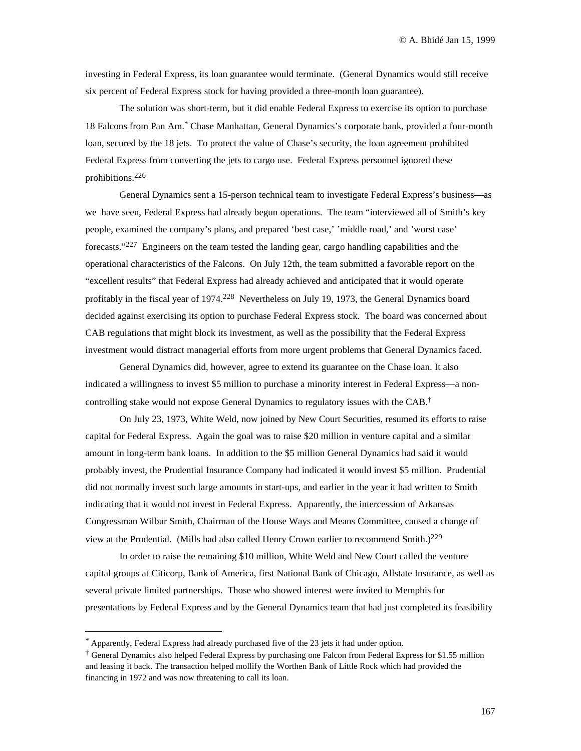investing in Federal Express, its loan guarantee would terminate. (General Dynamics would still receive six percent of Federal Express stock for having provided a three-month loan guarantee).

The solution was short-term, but it did enable Federal Express to exercise its option to purchase 18 Falcons from Pan Am.* Chase Manhattan, General Dynamics's corporate bank, provided a four-month loan, secured by the 18 jets. To protect the value of Chase's security, the loan agreement prohibited Federal Express from converting the jets to cargo use. Federal Express personnel ignored these prohibitions.[226]

General Dynamics sent a 15-person technical team to investigate Federal Express's business—as we have seen, Federal Express had already begun operations. The team "interviewed all of Smith's key people, examined the company's plans, and prepared 'best case,' 'middle road,' and 'worst case' forecasts."[227] Engineers on the team tested the landing gear, cargo handling capabilities and the operational characteristics of the Falcons. On July 12th, the team submitted a favorable report on the "excellent results" that Federal Express had already achieved and anticipated that it would operate profitably in the fiscal year of 1974.[228] Nevertheless on July 19, 1973, the General Dynamics board decided against exercising its option to purchase Federal Express stock. The board was concerned about CAB regulations that might block its investment, as well as the possibility that the Federal Express investment would distract managerial efforts from more urgent problems that General Dynamics faced.

General Dynamics did, however, agree to extend its guarantee on the Chase loan. It also indicated a willingness to invest $5 million to purchase a minority interest in Federal Express—a non-controlling stake would not expose General Dynamics to regulatory issues with the CAB.†

On July 23, 1973, White Weld, now joined by New Court Securities, resumed its efforts to raise capital for Federal Express. Again the goal was to raise $20 million in venture capital and a similar amount in long-term bank loans. In addition to the $5 million General Dynamics had said it would probably invest, the Prudential Insurance Company had indicated it would invest $5 million. Prudential did not normally invest such large amounts in start-ups, and earlier in the year it had written to Smith indicating that it would not invest in Federal Express. Apparently, the intercession of Arkansas Congressman Wilbur Smith, Chairman of the House Ways and Means Committee, caused a change of view at the Prudential. (Mills had also called Henry Crown earlier to recommend Smith.)[229]

In order to raise the remaining $10 million, White Weld and New Court called the venture capital groups at Citicorp, Bank of America, first National Bank of Chicago, Allstate Insurance, as well as several private limited partnerships. Those who showed interest were invited to Memphis for presentations by Federal Express and by the General Dynamics team that had just completed its feasibility

---

* Apparently, Federal Express had already purchased five of the 23 jets it had under option.

† General Dynamics also helped Federal Express by purchasing one Falcon from Federal Express for $1.55 million and leasing it back. The transaction helped mollify the Worthen Bank of Little Rock which had provided the financing in 1972 and was now threatening to call its loan.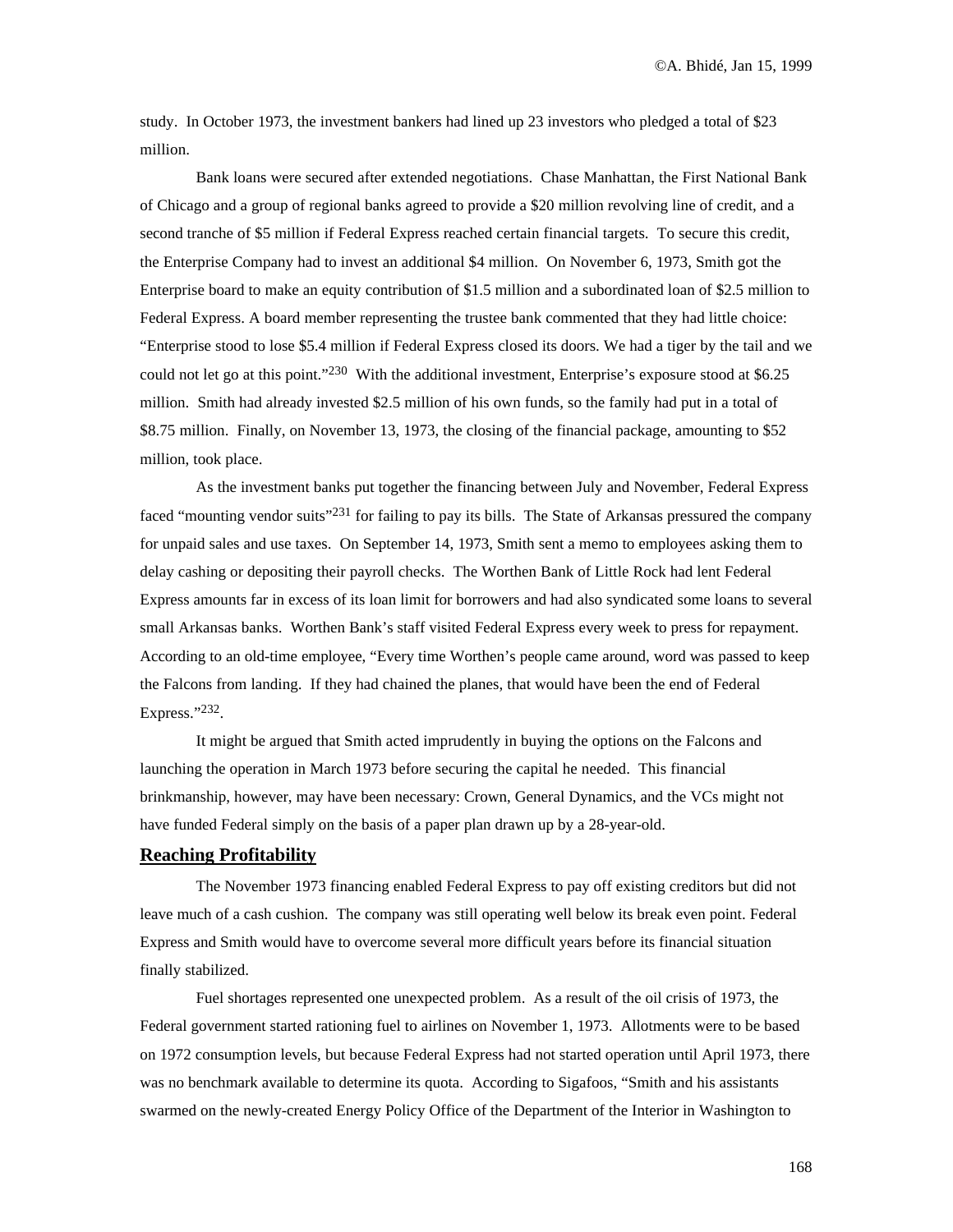study. In October 1973, the investment bankers had lined up 23 investors who pledged a total of $23 million.

Bank loans were secured after extended negotiations. Chase Manhattan, the First National Bank of Chicago and a group of regional banks agreed to provide a $20 million revolving line of credit, and a second tranche of $5 million if Federal Express reached certain financial targets. To secure this credit, the Enterprise Company had to invest an additional $4 million. On November 6, 1973, Smith got the Enterprise board to make an equity contribution of $1.5 million and a subordinated loan of $2.5 million to Federal Express. A board member representing the trustee bank commented that they had little choice: "Enterprise stood to lose $5.4 million if Federal Express closed its doors. We had a tiger by the tail and we could not let go at this point."[230] With the additional investment, Enterprise's exposure stood at $6.25 million. Smith had already invested $2.5 million of his own funds, so the family had put in a total of $8.75 million. Finally, on November 13, 1973, the closing of the financial package, amounting to $52 million, took place.

As the investment banks put together the financing between July and November, Federal Express faced "mounting vendor suits"[231] for failing to pay its bills. The State of Arkansas pressured the company for unpaid sales and use taxes. On September 14, 1973, Smith sent a memo to employees asking them to delay cashing or depositing their payroll checks. The Worthen Bank of Little Rock had lent Federal Express amounts far in excess of its loan limit for borrowers and had also syndicated some loans to several small Arkansas banks. Worthen Bank's staff visited Federal Express every week to press for repayment. According to an old-time employee, "Every time Worthen's people came around, word was passed to keep the Falcons from landing. If they had chained the planes, that would have been the end of Federal Express."[232].

It might be argued that Smith acted imprudently in buying the options on the Falcons and launching the operation in March 1973 before securing the capital he needed. This financial brinkmanship, however, may have been necessary: Crown, General Dynamics, and the VCs might not have funded Federal simply on the basis of a paper plan drawn up by a 28-year-old.

## Reaching Profitability

The November 1973 financing enabled Federal Express to pay off existing creditors but did not leave much of a cash cushion. The company was still operating well below its break even point. Federal Express and Smith would have to overcome several more difficult years before its financial situation finally stabilized.

Fuel shortages represented one unexpected problem. As a result of the oil crisis of 1973, the Federal government started rationing fuel to airlines on November 1, 1973. Allotments were to be based on 1972 consumption levels, but because Federal Express had not started operation until April 1973, there was no benchmark available to determine its quota. According to Sigafoos, "Smith and his assistants swarmed on the newly-created Energy Policy Office of the Department of the Interior in Washington to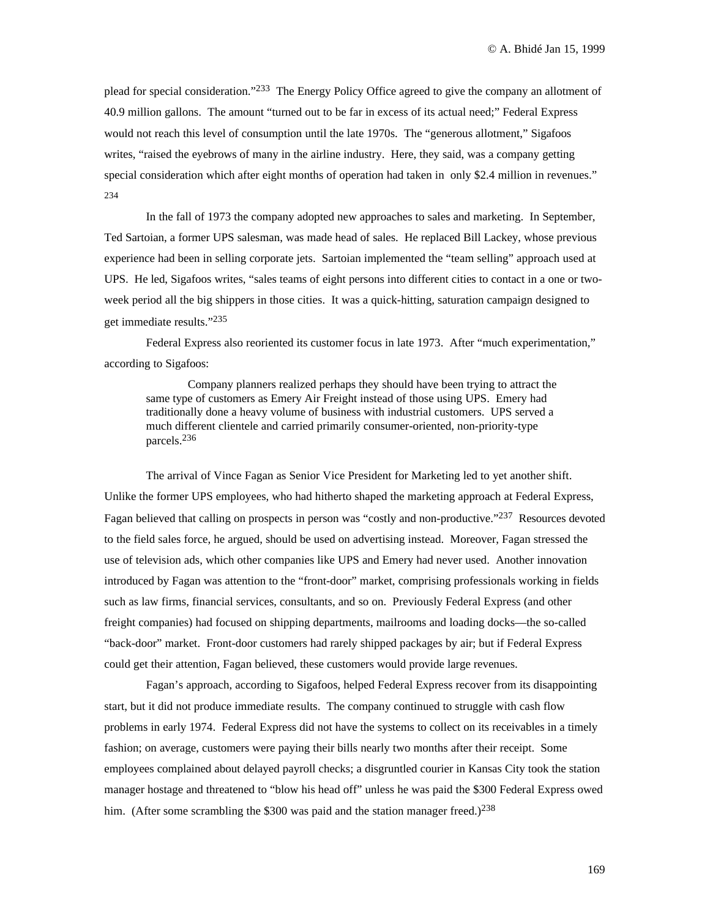plead for special consideration."[233] The Energy Policy Office agreed to give the company an allotment of 40.9 million gallons. The amount "turned out to be far in excess of its actual need;" Federal Express would not reach this level of consumption until the late 1970s. The "generous allotment," Sigafoos writes, "raised the eyebrows of many in the airline industry. Here, they said, was a company getting special consideration which after eight months of operation had taken in only $2.4 million in revenues."[234]

In the fall of 1973 the company adopted new approaches to sales and marketing. In September, Ted Sartoian, a former UPS salesman, was made head of sales. He replaced Bill Lackey, whose previous experience had been in selling corporate jets. Sartoian implemented the "team selling" approach used at UPS. He led, Sigafoos writes, "sales teams of eight persons into different cities to contact in a one or two-week period all the big shippers in those cities. It was a quick-hitting, saturation campaign designed to get immediate results."[235]

Federal Express also reoriented its customer focus in late 1973. After "much experimentation," according to Sigafoos:

> Company planners realized perhaps they should have been trying to attract the same type of customers as Emery Air Freight instead of those using UPS. Emery had traditionally done a heavy volume of business with industrial customers. UPS served a much different clientele and carried primarily consumer-oriented, non-priority-type parcels.[236]

The arrival of Vince Fagan as Senior Vice President for Marketing led to yet another shift. Unlike the former UPS employees, who had hitherto shaped the marketing approach at Federal Express, Fagan believed that calling on prospects in person was "costly and non-productive."[237] Resources devoted to the field sales force, he argued, should be used on advertising instead. Moreover, Fagan stressed the use of television ads, which other companies like UPS and Emery had never used. Another innovation introduced by Fagan was attention to the "front-door" market, comprising professionals working in fields such as law firms, financial services, consultants, and so on. Previously Federal Express (and other freight companies) had focused on shipping departments, mailrooms and loading docks—the so-called "back-door" market. Front-door customers had rarely shipped packages by air; but if Federal Express could get their attention, Fagan believed, these customers would provide large revenues.

Fagan's approach, according to Sigafoos, helped Federal Express recover from its disappointing start, but it did not produce immediate results. The company continued to struggle with cash flow problems in early 1974. Federal Express did not have the systems to collect on its receivables in a timely fashion; on average, customers were paying their bills nearly two months after their receipt. Some employees complained about delayed payroll checks; a disgruntled courier in Kansas City took the station manager hostage and threatened to "blow his head off" unless he was paid the $300 Federal Express owed him. (After some scrambling the $300 was paid and the station manager freed.)[238]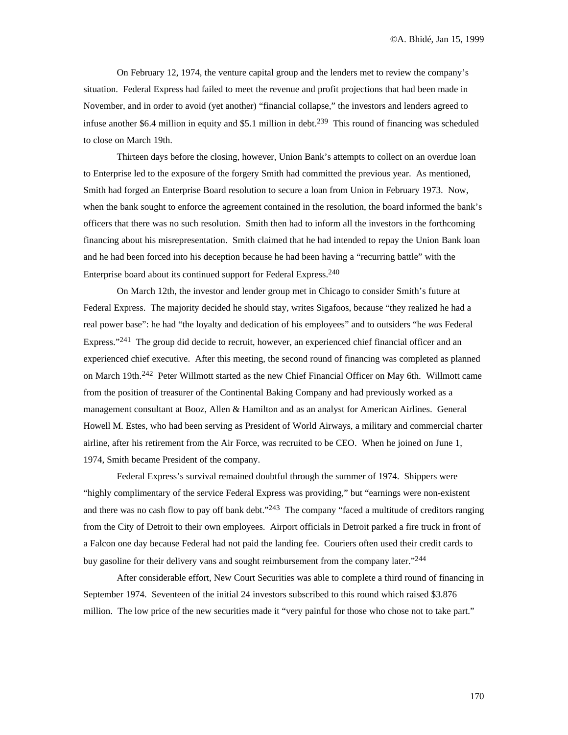On February 12, 1974, the venture capital group and the lenders met to review the company's situation. Federal Express had failed to meet the revenue and profit projections that had been made in November, and in order to avoid (yet another) "financial collapse," the investors and lenders agreed to infuse another $6.4 million in equity and $5.1 million in debt.[239] This round of financing was scheduled to close on March 19th.

Thirteen days before the closing, however, Union Bank's attempts to collect on an overdue loan to Enterprise led to the exposure of the forgery Smith had committed the previous year. As mentioned, Smith had forged an Enterprise Board resolution to secure a loan from Union in February 1973. Now, when the bank sought to enforce the agreement contained in the resolution, the board informed the bank's officers that there was no such resolution. Smith then had to inform all the investors in the forthcoming financing about his misrepresentation. Smith claimed that he had intended to repay the Union Bank loan and he had been forced into his deception because he had been having a "recurring battle" with the Enterprise board about its continued support for Federal Express.[240]

On March 12th, the investor and lender group met in Chicago to consider Smith's future at Federal Express. The majority decided he should stay, writes Sigafoos, because "they realized he had a real power base": he had "the loyalty and dedication of his employees" and to outsiders "he *was* Federal Express."[241] The group did decide to recruit, however, an experienced chief financial officer and an experienced chief executive. After this meeting, the second round of financing was completed as planned on March 19th.[242] Peter Willmott started as the new Chief Financial Officer on May 6th. Willmott came from the position of treasurer of the Continental Baking Company and had previously worked as a management consultant at Booz, Allen & Hamilton and as an analyst for American Airlines. General Howell M. Estes, who had been serving as President of World Airways, a military and commercial charter airline, after his retirement from the Air Force, was recruited to be CEO. When he joined on June 1, 1974, Smith became President of the company.

Federal Express's survival remained doubtful through the summer of 1974. Shippers were "highly complimentary of the service Federal Express was providing," but "earnings were non-existent and there was no cash flow to pay off bank debt."[243] The company "faced a multitude of creditors ranging from the City of Detroit to their own employees. Airport officials in Detroit parked a fire truck in front of a Falcon one day because Federal had not paid the landing fee. Couriers often used their credit cards to buy gasoline for their delivery vans and sought reimbursement from the company later."[244]

After considerable effort, New Court Securities was able to complete a third round of financing in September 1974. Seventeen of the initial 24 investors subscribed to this round which raised $3.876 million. The low price of the new securities made it "very painful for those who chose not to take part."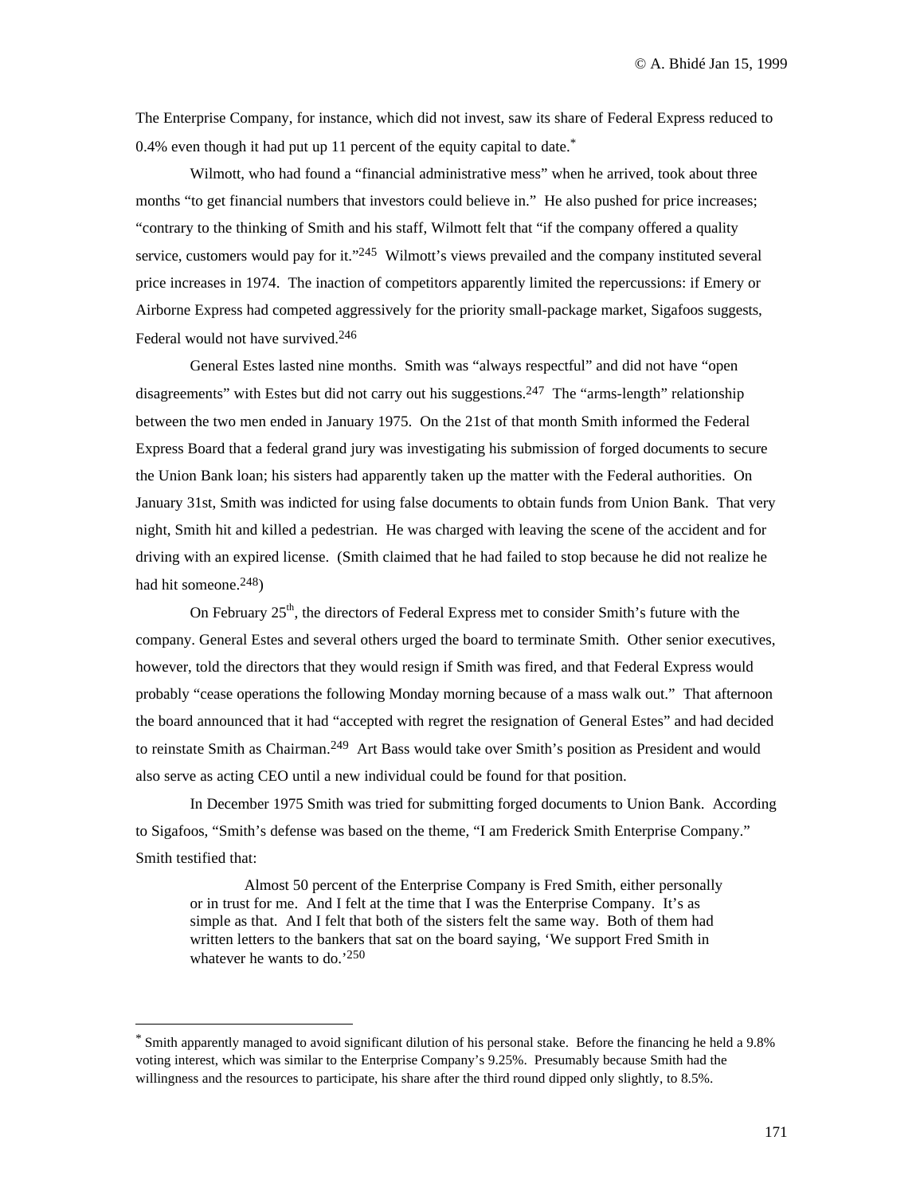The Enterprise Company, for instance, which did not invest, saw its share of Federal Express reduced to 0.4% even though it had put up 11 percent of the equity capital to date.*

Wilmott, who had found a "financial administrative mess" when he arrived, took about three months "to get financial numbers that investors could believe in." He also pushed for price increases; "contrary to the thinking of Smith and his staff, Wilmott felt that "if the company offered a quality service, customers would pay for it."[245] Wilmott's views prevailed and the company instituted several price increases in 1974. The inaction of competitors apparently limited the repercussions: if Emery or Airborne Express had competed aggressively for the priority small-package market, Sigafoos suggests, Federal would not have survived.[246]

General Estes lasted nine months. Smith was "always respectful" and did not have "open disagreements" with Estes but did not carry out his suggestions.[247] The "arms-length" relationship between the two men ended in January 1975. On the 21st of that month Smith informed the Federal Express Board that a federal grand jury was investigating his submission of forged documents to secure the Union Bank loan; his sisters had apparently taken up the matter with the Federal authorities. On January 31st, Smith was indicted for using false documents to obtain funds from Union Bank. That very night, Smith hit and killed a pedestrian. He was charged with leaving the scene of the accident and for driving with an expired license. (Smith claimed that he had failed to stop because he did not realize he had hit someone.[248])

On February 25th, the directors of Federal Express met to consider Smith's future with the company. General Estes and several others urged the board to terminate Smith. Other senior executives, however, told the directors that they would resign if Smith was fired, and that Federal Express would probably "cease operations the following Monday morning because of a mass walk out." That afternoon the board announced that it had "accepted with regret the resignation of General Estes" and had decided to reinstate Smith as Chairman.[249] Art Bass would take over Smith's position as President and would also serve as acting CEO until a new individual could be found for that position.

In December 1975 Smith was tried for submitting forged documents to Union Bank. According to Sigafoos, "Smith's defense was based on the theme, "I am Frederick Smith Enterprise Company." Smith testified that:

> Almost 50 percent of the Enterprise Company is Fred Smith, either personally or in trust for me. And I felt at the time that I was the Enterprise Company. It's as simple as that. And I felt that both of the sisters felt the same way. Both of them had written letters to the bankers that sat on the board saying, 'We support Fred Smith in whatever he wants to do.'[250]

---

* Smith apparently managed to avoid significant dilution of his personal stake. Before the financing he held a 9.8% voting interest, which was similar to the Enterprise Company's 9.25%. Presumably because Smith had the willingness and the resources to participate, his share after the third round dipped only slightly, to 8.5%.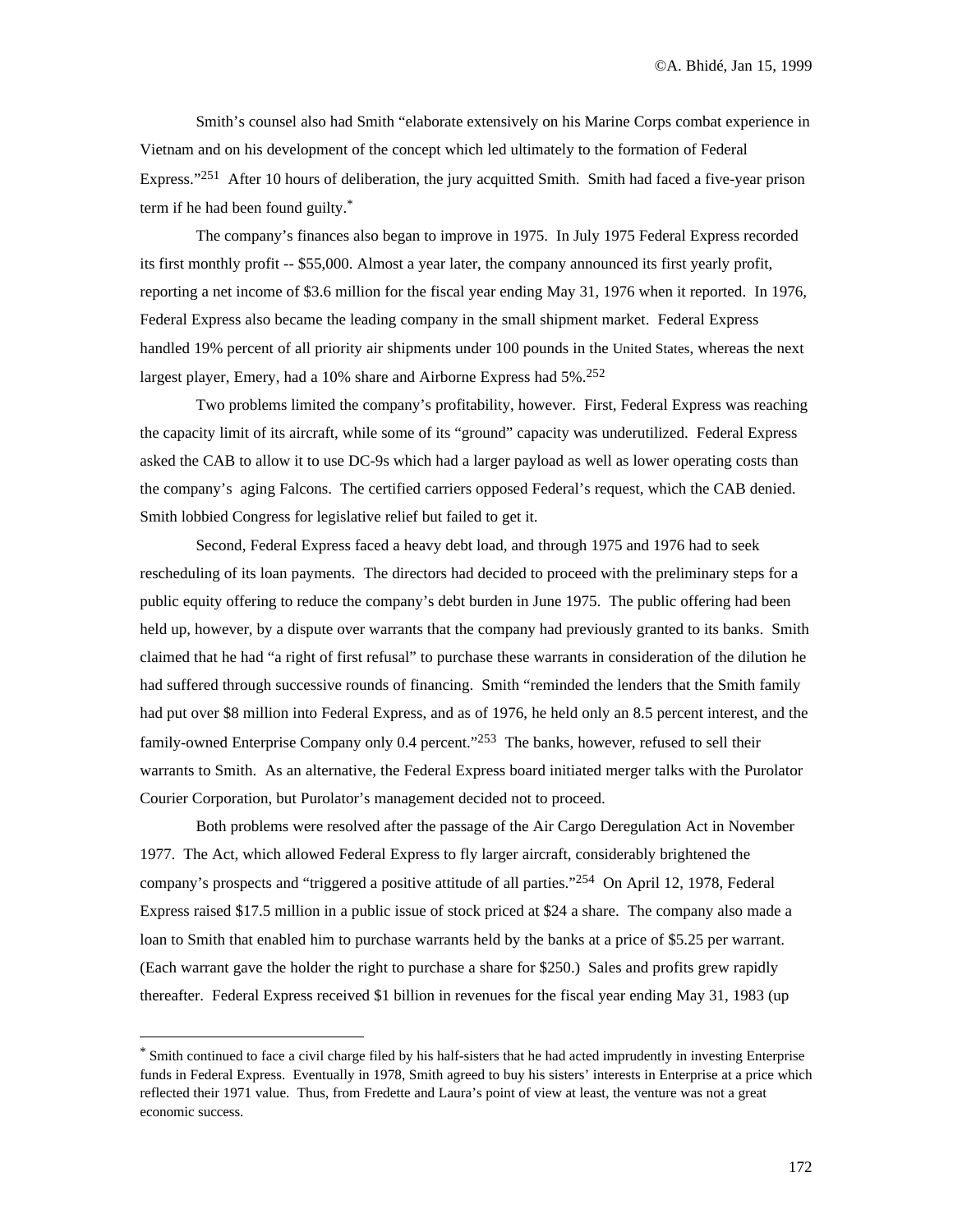Smith's counsel also had Smith "elaborate extensively on his Marine Corps combat experience in Vietnam and on his development of the concept which led ultimately to the formation of Federal Express."[251] After 10 hours of deliberation, the jury acquitted Smith. Smith had faced a five-year prison term if he had been found guilty.*

The company's finances also began to improve in 1975. In July 1975 Federal Express recorded its first monthly profit -- $55,000. Almost a year later, the company announced its first yearly profit, reporting a net income of $3.6 million for the fiscal year ending May 31, 1976 when it reported. In 1976, Federal Express also became the leading company in the small shipment market. Federal Express handled 19% percent of all priority air shipments under 100 pounds in the United States, whereas the next largest player, Emery, had a 10% share and Airborne Express had 5%.[252]

Two problems limited the company's profitability, however. First, Federal Express was reaching the capacity limit of its aircraft, while some of its "ground" capacity was underutilized. Federal Express asked the CAB to allow it to use DC-9s which had a larger payload as well as lower operating costs than the company's aging Falcons. The certified carriers opposed Federal's request, which the CAB denied. Smith lobbied Congress for legislative relief but failed to get it.

Second, Federal Express faced a heavy debt load, and through 1975 and 1976 had to seek rescheduling of its loan payments. The directors had decided to proceed with the preliminary steps for a public equity offering to reduce the company's debt burden in June 1975. The public offering had been held up, however, by a dispute over warrants that the company had previously granted to its banks. Smith claimed that he had "a right of first refusal" to purchase these warrants in consideration of the dilution he had suffered through successive rounds of financing. Smith "reminded the lenders that the Smith family had put over $8 million into Federal Express, and as of 1976, he held only an 8.5 percent interest, and the family-owned Enterprise Company only 0.4 percent."[253] The banks, however, refused to sell their warrants to Smith. As an alternative, the Federal Express board initiated merger talks with the Purolator Courier Corporation, but Purolator's management decided not to proceed.

Both problems were resolved after the passage of the Air Cargo Deregulation Act in November 1977. The Act, which allowed Federal Express to fly larger aircraft, considerably brightened the company's prospects and "triggered a positive attitude of all parties."[254] On April 12, 1978, Federal Express raised $17.5 million in a public issue of stock priced at $24 a share. The company also made a loan to Smith that enabled him to purchase warrants held by the banks at a price of $5.25 per warrant. (Each warrant gave the holder the right to purchase a share for $250.) Sales and profits grew rapidly thereafter. Federal Express received $1 billion in revenues for the fiscal year ending May 31, 1983 (up

---

* Smith continued to face a civil charge filed by his half-sisters that he had acted imprudently in investing Enterprise funds in Federal Express. Eventually in 1978, Smith agreed to buy his sisters' interests in Enterprise at a price which reflected their 1971 value. Thus, from Fredette and Laura's point of view at least, the venture was not a great economic success.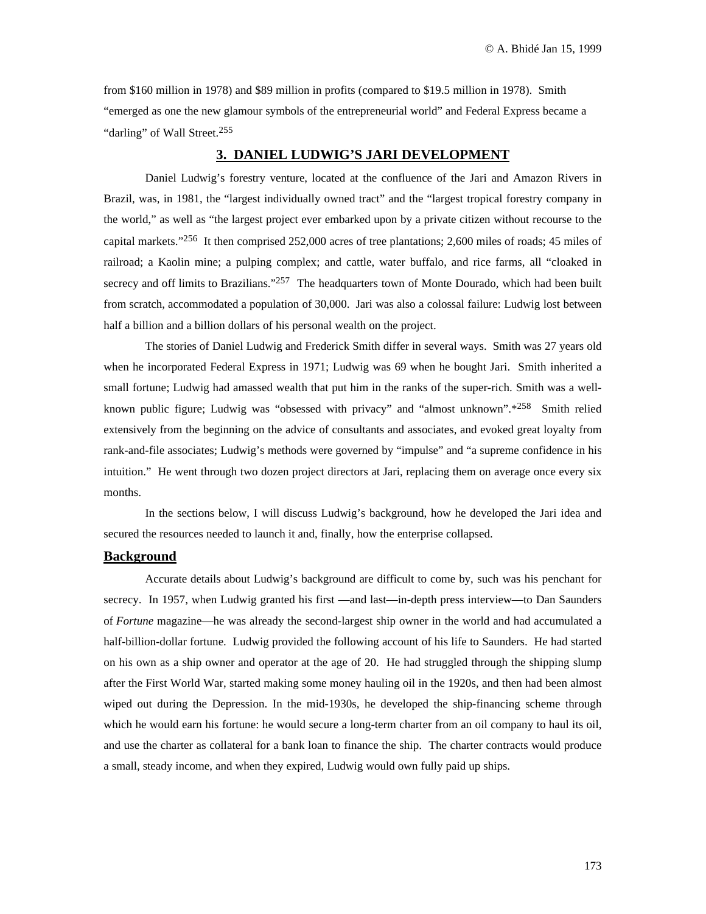from $160 million in 1978) and $89 million in profits (compared to $19.5 million in 1978). Smith "emerged as one the new glamour symbols of the entrepreneurial world" and Federal Express became a "darling" of Wall Street.[255]

## 3. DANIEL LUDWIG'S JARI DEVELOPMENT

Daniel Ludwig's forestry venture, located at the confluence of the Jari and Amazon Rivers in Brazil, was, in 1981, the "largest individually owned tract" and the "largest tropical forestry company in the world," as well as "the largest project ever embarked upon by a private citizen without recourse to the capital markets."[256] It then comprised 252,000 acres of tree plantations; 2,600 miles of roads; 45 miles of railroad; a Kaolin mine; a pulping complex; and cattle, water buffalo, and rice farms, all "cloaked in secrecy and off limits to Brazilians."[257] The headquarters town of Monte Dourado, which had been built from scratch, accommodated a population of 30,000. Jari was also a colossal failure: Ludwig lost between half a billion and a billion dollars of his personal wealth on the project.

The stories of Daniel Ludwig and Frederick Smith differ in several ways. Smith was 27 years old when he incorporated Federal Express in 1971; Ludwig was 69 when he bought Jari. Smith inherited a small fortune; Ludwig had amassed wealth that put him in the ranks of the super-rich. Smith was a well-known public figure; Ludwig was "obsessed with privacy" and "almost unknown".*[258] Smith relied extensively from the beginning on the advice of consultants and associates, and evoked great loyalty from rank-and-file associates; Ludwig's methods were governed by "impulse" and "a supreme confidence in his intuition." He went through two dozen project directors at Jari, replacing them on average once every six months.

In the sections below, I will discuss Ludwig's background, how he developed the Jari idea and secured the resources needed to launch it and, finally, how the enterprise collapsed.

### Background

Accurate details about Ludwig's background are difficult to come by, such was his penchant for secrecy. In 1957, when Ludwig granted his first —and last—in-depth press interview—to Dan Saunders of *Fortune* magazine—he was already the second-largest ship owner in the world and had accumulated a half-billion-dollar fortune. Ludwig provided the following account of his life to Saunders. He had started on his own as a ship owner and operator at the age of 20. He had struggled through the shipping slump after the First World War, started making some money hauling oil in the 1920s, and then had been almost wiped out during the Depression. In the mid-1930s, he developed the ship-financing scheme through which he would earn his fortune: he would secure a long-term charter from an oil company to haul its oil, and use the charter as collateral for a bank loan to finance the ship. The charter contracts would produce a small, steady income, and when they expired, Ludwig would own fully paid up ships.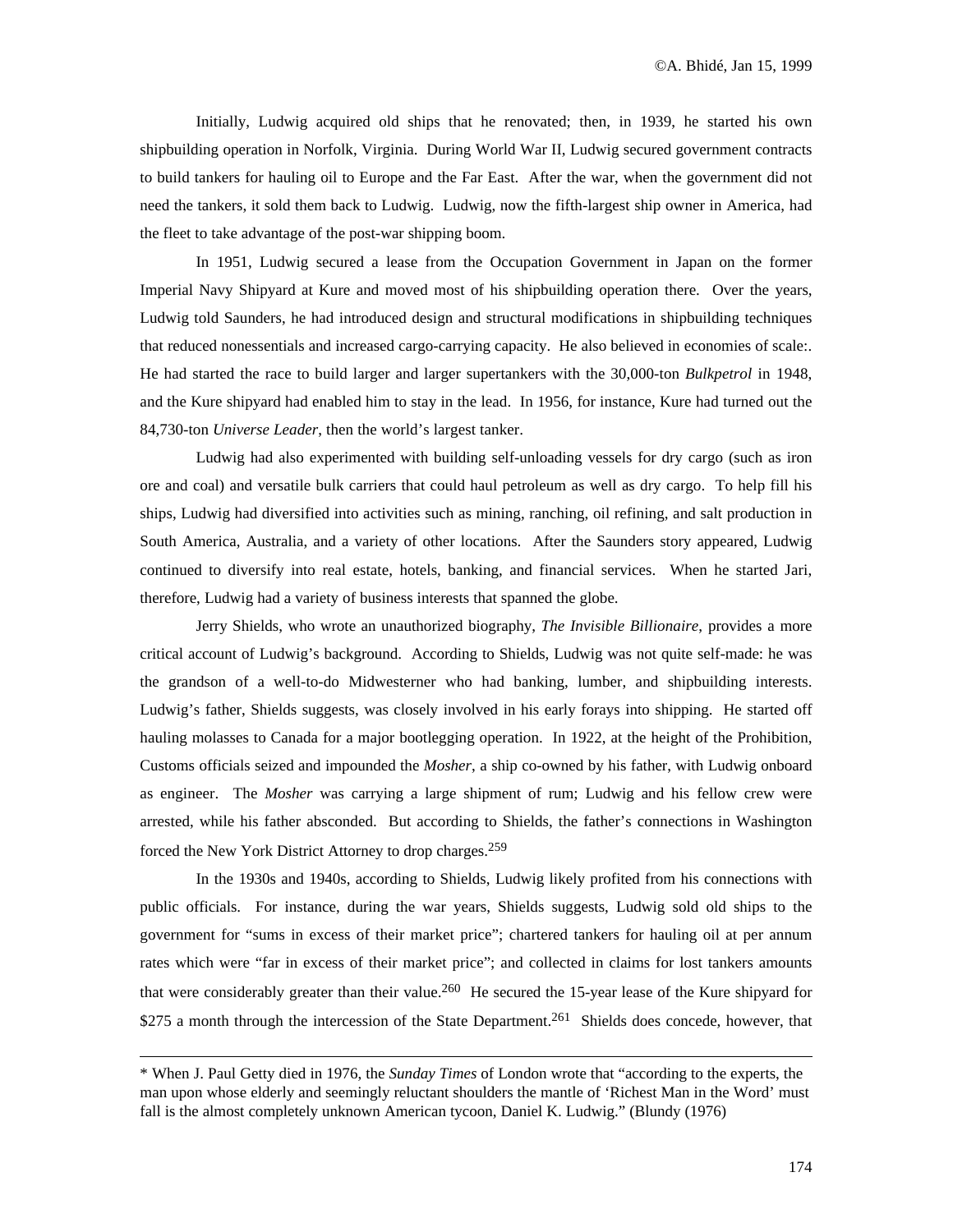Initially, Ludwig acquired old ships that he renovated; then, in 1939, he started his own shipbuilding operation in Norfolk, Virginia. During World War II, Ludwig secured government contracts to build tankers for hauling oil to Europe and the Far East. After the war, when the government did not need the tankers, it sold them back to Ludwig. Ludwig, now the fifth-largest ship owner in America, had the fleet to take advantage of the post-war shipping boom.

In 1951, Ludwig secured a lease from the Occupation Government in Japan on the former Imperial Navy Shipyard at Kure and moved most of his shipbuilding operation there. Over the years, Ludwig told Saunders, he had introduced design and structural modifications in shipbuilding techniques that reduced nonessentials and increased cargo-carrying capacity. He also believed in economies of scale:. He had started the race to build larger and larger supertankers with the 30,000-ton *Bulkpetrol* in 1948, and the Kure shipyard had enabled him to stay in the lead. In 1956, for instance, Kure had turned out the 84,730-ton *Universe Leader*, then the world's largest tanker.

Ludwig had also experimented with building self-unloading vessels for dry cargo (such as iron ore and coal) and versatile bulk carriers that could haul petroleum as well as dry cargo. To help fill his ships, Ludwig had diversified into activities such as mining, ranching, oil refining, and salt production in South America, Australia, and a variety of other locations. After the Saunders story appeared, Ludwig continued to diversify into real estate, hotels, banking, and financial services. When he started Jari, therefore, Ludwig had a variety of business interests that spanned the globe.

Jerry Shields, who wrote an unauthorized biography, *The Invisible Billionaire*, provides a more critical account of Ludwig's background. According to Shields, Ludwig was not quite self-made: he was the grandson of a well-to-do Midwesterner who had banking, lumber, and shipbuilding interests. Ludwig's father, Shields suggests, was closely involved in his early forays into shipping. He started off hauling molasses to Canada for a major bootlegging operation. In 1922, at the height of the Prohibition, Customs officials seized and impounded the *Mosher*, a ship co-owned by his father, with Ludwig onboard as engineer. The *Mosher* was carrying a large shipment of rum; Ludwig and his fellow crew were arrested, while his father absconded. But according to Shields, the father's connections in Washington forced the New York District Attorney to drop charges.[259]

In the 1930s and 1940s, according to Shields, Ludwig likely profited from his connections with public officials. For instance, during the war years, Shields suggests, Ludwig sold old ships to the government for "sums in excess of their market price"; chartered tankers for hauling oil at per annum rates which were "far in excess of their market price"; and collected in claims for lost tankers amounts that were considerably greater than their value.[260] He secured the 15-year lease of the Kure shipyard for $275 a month through the intercession of the State Department.[261] Shields does concede, however, that

---

* When J. Paul Getty died in 1976, the *Sunday Times* of London wrote that "according to the experts, the man upon whose elderly and seemingly reluctant shoulders the mantle of 'Richest Man in the Word' must fall is the almost completely unknown American tycoon, Daniel K. Ludwig." (Blundy (1976)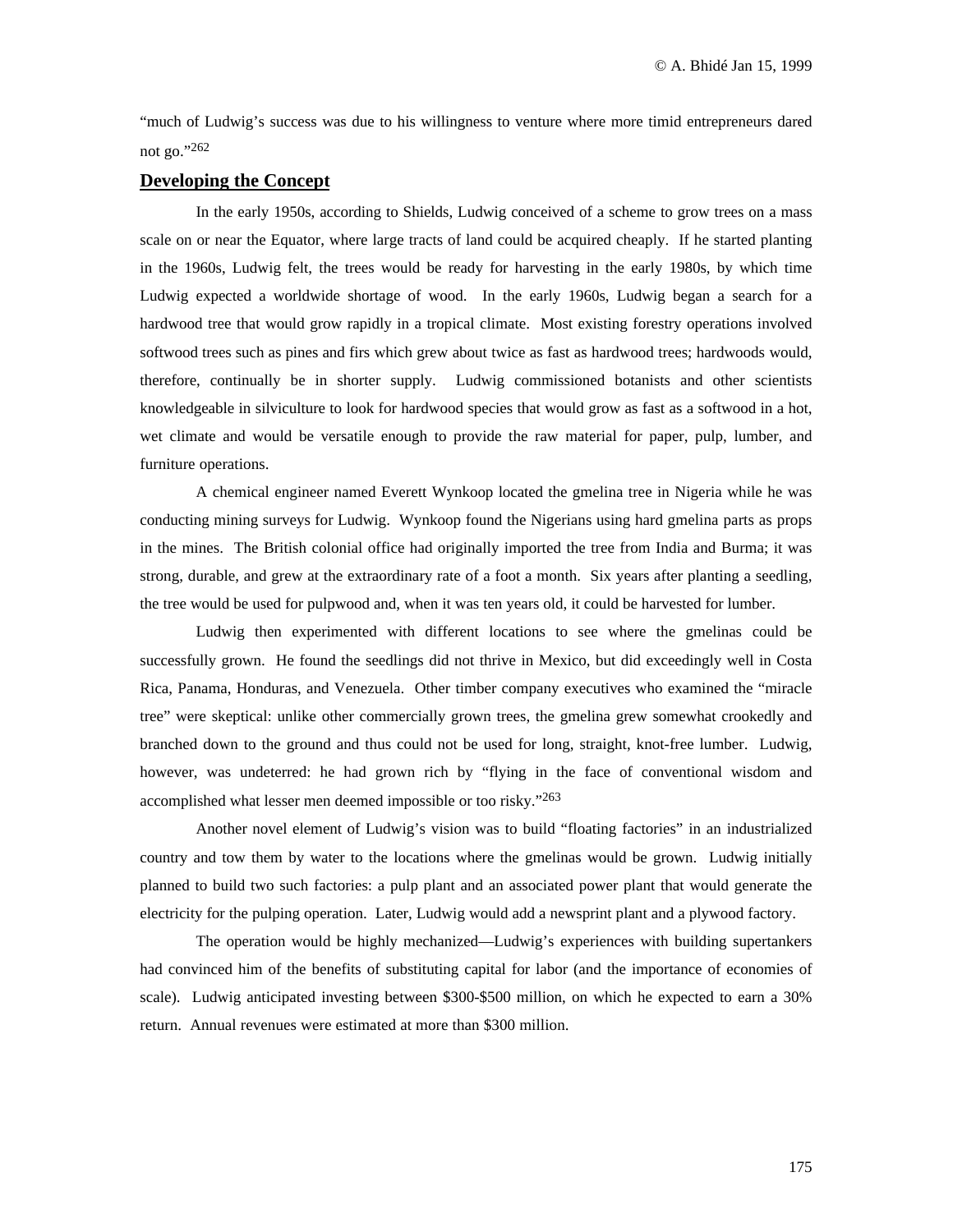"much of Ludwig's success was due to his willingness to venture where more timid entrepreneurs dared not go."[262]

## Developing the Concept

In the early 1950s, according to Shields, Ludwig conceived of a scheme to grow trees on a mass scale on or near the Equator, where large tracts of land could be acquired cheaply. If he started planting in the 1960s, Ludwig felt, the trees would be ready for harvesting in the early 1980s, by which time Ludwig expected a worldwide shortage of wood. In the early 1960s, Ludwig began a search for a hardwood tree that would grow rapidly in a tropical climate. Most existing forestry operations involved softwood trees such as pines and firs which grew about twice as fast as hardwood trees; hardwoods would, therefore, continually be in shorter supply. Ludwig commissioned botanists and other scientists knowledgeable in silviculture to look for hardwood species that would grow as fast as a softwood in a hot, wet climate and would be versatile enough to provide the raw material for paper, pulp, lumber, and furniture operations.

A chemical engineer named Everett Wynkoop located the gmelina tree in Nigeria while he was conducting mining surveys for Ludwig. Wynkoop found the Nigerians using hard gmelina parts as props in the mines. The British colonial office had originally imported the tree from India and Burma; it was strong, durable, and grew at the extraordinary rate of a foot a month. Six years after planting a seedling, the tree would be used for pulpwood and, when it was ten years old, it could be harvested for lumber.

Ludwig then experimented with different locations to see where the gmelinas could be successfully grown. He found the seedlings did not thrive in Mexico, but did exceedingly well in Costa Rica, Panama, Honduras, and Venezuela. Other timber company executives who examined the "miracle tree" were skeptical: unlike other commercially grown trees, the gmelina grew somewhat crookedly and branched down to the ground and thus could not be used for long, straight, knot-free lumber. Ludwig, however, was undeterred: he had grown rich by "flying in the face of conventional wisdom and accomplished what lesser men deemed impossible or too risky."[263]

Another novel element of Ludwig's vision was to build "floating factories" in an industrialized country and tow them by water to the locations where the gmelinas would be grown. Ludwig initially planned to build two such factories: a pulp plant and an associated power plant that would generate the electricity for the pulping operation. Later, Ludwig would add a newsprint plant and a plywood factory.

The operation would be highly mechanized—Ludwig's experiences with building supertankers had convinced him of the benefits of substituting capital for labor (and the importance of economies of scale). Ludwig anticipated investing between $300-$500 million, on which he expected to earn a 30% return. Annual revenues were estimated at more than $300 million.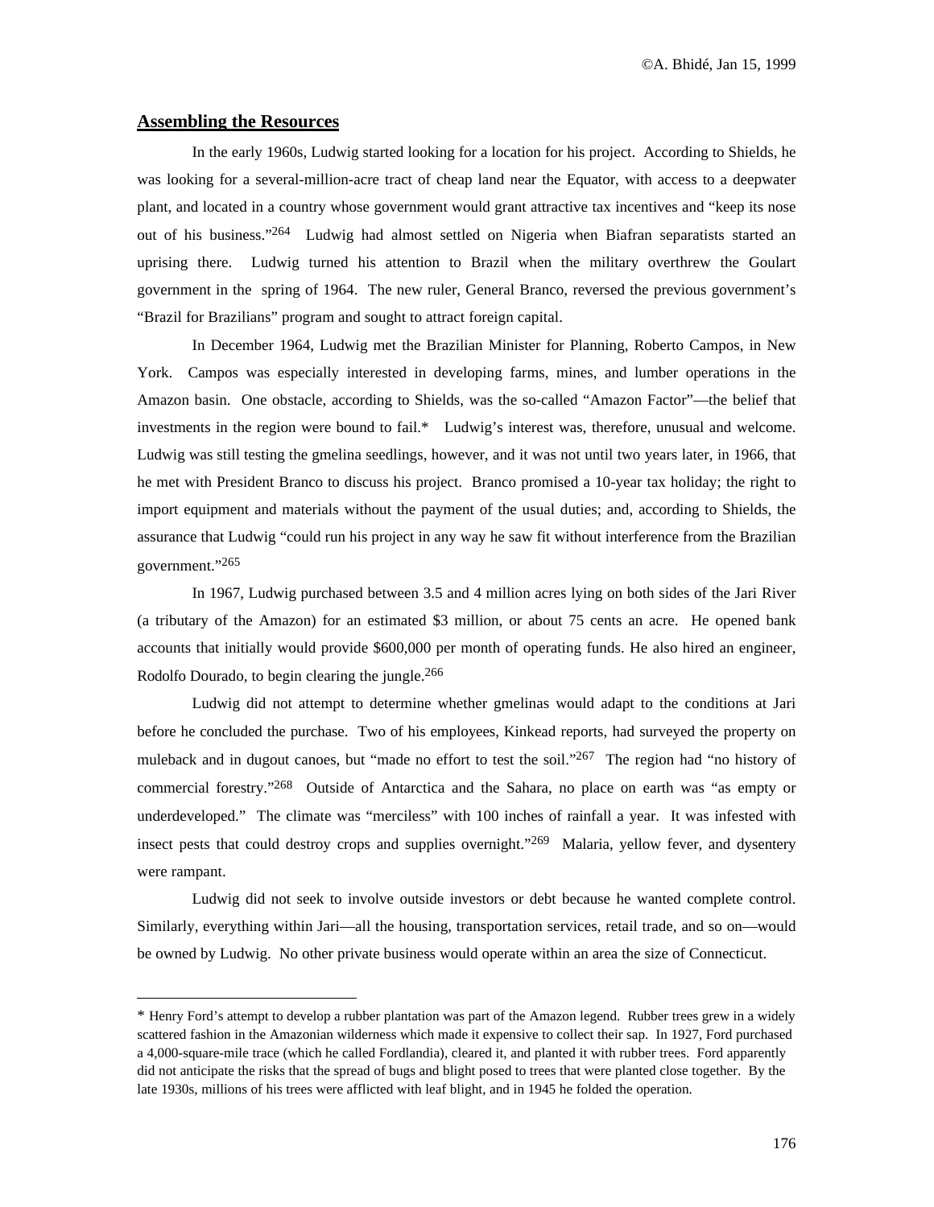## Assembling the Resources

In the early 1960s, Ludwig started looking for a location for his project. According to Shields, he was looking for a several-million-acre tract of cheap land near the Equator, with access to a deepwater plant, and located in a country whose government would grant attractive tax incentives and "keep its nose out of his business."[264] Ludwig had almost settled on Nigeria when Biafran separatists started an uprising there. Ludwig turned his attention to Brazil when the military overthrew the Goulart government in the spring of 1964. The new ruler, General Branco, reversed the previous government's "Brazil for Brazilians" program and sought to attract foreign capital.

In December 1964, Ludwig met the Brazilian Minister for Planning, Roberto Campos, in New York. Campos was especially interested in developing farms, mines, and lumber operations in the Amazon basin. One obstacle, according to Shields, was the so-called "Amazon Factor"—the belief that investments in the region were bound to fail.* Ludwig's interest was, therefore, unusual and welcome. Ludwig was still testing the gmelina seedlings, however, and it was not until two years later, in 1966, that he met with President Branco to discuss his project. Branco promised a 10-year tax holiday; the right to import equipment and materials without the payment of the usual duties; and, according to Shields, the assurance that Ludwig "could run his project in any way he saw fit without interference from the Brazilian government."[265]

In 1967, Ludwig purchased between 3.5 and 4 million acres lying on both sides of the Jari River (a tributary of the Amazon) for an estimated $3 million, or about 75 cents an acre. He opened bank accounts that initially would provide $600,000 per month of operating funds. He also hired an engineer, Rodolfo Dourado, to begin clearing the jungle.[266]

Ludwig did not attempt to determine whether gmelinas would adapt to the conditions at Jari before he concluded the purchase. Two of his employees, Kinkead reports, had surveyed the property on muleback and in dugout canoes, but "made no effort to test the soil."[267] The region had "no history of commercial forestry."[268] Outside of Antarctica and the Sahara, no place on earth was "as empty or underdeveloped." The climate was "merciless" with 100 inches of rainfall a year. It was infested with insect pests that could destroy crops and supplies overnight."[269] Malaria, yellow fever, and dysentery were rampant.

Ludwig did not seek to involve outside investors or debt because he wanted complete control. Similarly, everything within Jari—all the housing, transportation services, retail trade, and so on—would be owned by Ludwig. No other private business would operate within an area the size of Connecticut.

---

* Henry Ford's attempt to develop a rubber plantation was part of the Amazon legend. Rubber trees grew in a widely scattered fashion in the Amazonian wilderness which made it expensive to collect their sap. In 1927, Ford purchased a 4,000-square-mile trace (which he called Fordlandia), cleared it, and planted it with rubber trees. Ford apparently did not anticipate the risks that the spread of bugs and blight posed to trees that were planted close together. By the late 1930s, millions of his trees were afflicted with leaf blight, and in 1945 he folded the operation.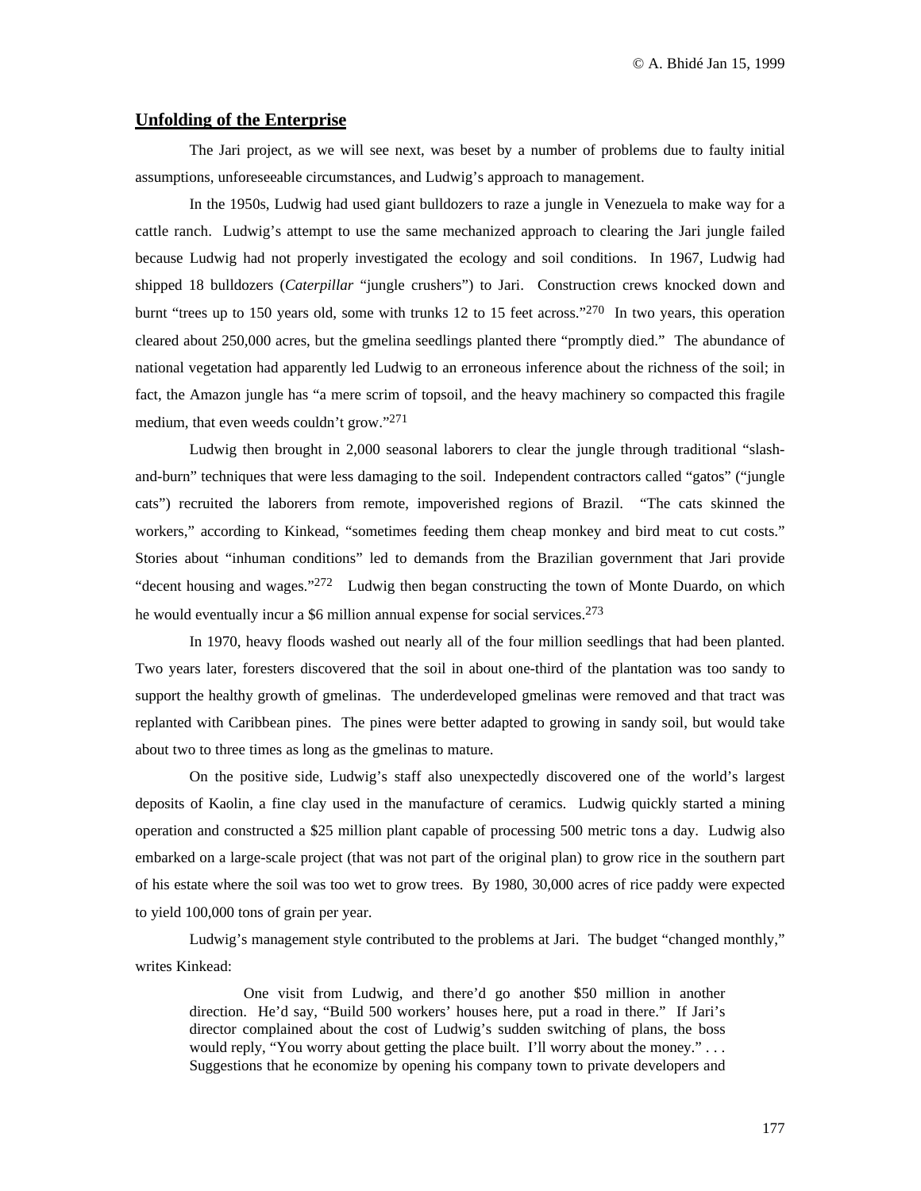## Unfolding of the Enterprise

The Jari project, as we will see next, was beset by a number of problems due to faulty initial assumptions, unforeseeable circumstances, and Ludwig's approach to management.

In the 1950s, Ludwig had used giant bulldozers to raze a jungle in Venezuela to make way for a cattle ranch. Ludwig's attempt to use the same mechanized approach to clearing the Jari jungle failed because Ludwig had not properly investigated the ecology and soil conditions. In 1967, Ludwig had shipped 18 bulldozers (*Caterpillar* "jungle crushers") to Jari. Construction crews knocked down and burnt "trees up to 150 years old, some with trunks 12 to 15 feet across."[270] In two years, this operation cleared about 250,000 acres, but the gmelina seedlings planted there "promptly died." The abundance of national vegetation had apparently led Ludwig to an erroneous inference about the richness of the soil; in fact, the Amazon jungle has "a mere scrim of topsoil, and the heavy machinery so compacted this fragile medium, that even weeds couldn't grow."[271]

Ludwig then brought in 2,000 seasonal laborers to clear the jungle through traditional "slash-and-burn" techniques that were less damaging to the soil. Independent contractors called "gatos" ("jungle cats") recruited the laborers from remote, impoverished regions of Brazil. "The cats skinned the workers," according to Kinkead, "sometimes feeding them cheap monkey and bird meat to cut costs." Stories about "inhuman conditions" led to demands from the Brazilian government that Jari provide "decent housing and wages."[272] Ludwig then began constructing the town of Monte Duardo, on which he would eventually incur a $6 million annual expense for social services.[273]

In 1970, heavy floods washed out nearly all of the four million seedlings that had been planted. Two years later, foresters discovered that the soil in about one-third of the plantation was too sandy to support the healthy growth of gmelinas. The underdeveloped gmelinas were removed and that tract was replanted with Caribbean pines. The pines were better adapted to growing in sandy soil, but would take about two to three times as long as the gmelinas to mature.

On the positive side, Ludwig's staff also unexpectedly discovered one of the world's largest deposits of Kaolin, a fine clay used in the manufacture of ceramics. Ludwig quickly started a mining operation and constructed a $25 million plant capable of processing 500 metric tons a day. Ludwig also embarked on a large-scale project (that was not part of the original plan) to grow rice in the southern part of his estate where the soil was too wet to grow trees. By 1980, 30,000 acres of rice paddy were expected to yield 100,000 tons of grain per year.

Ludwig's management style contributed to the problems at Jari. The budget "changed monthly," writes Kinkead:

> One visit from Ludwig, and there'd go another $50 million in another direction. He'd say, "Build 500 workers' houses here, put a road in there." If Jari's director complained about the cost of Ludwig's sudden switching of plans, the boss would reply, "You worry about getting the place built. I'll worry about the money." . . . Suggestions that he economize by opening his company town to private developers and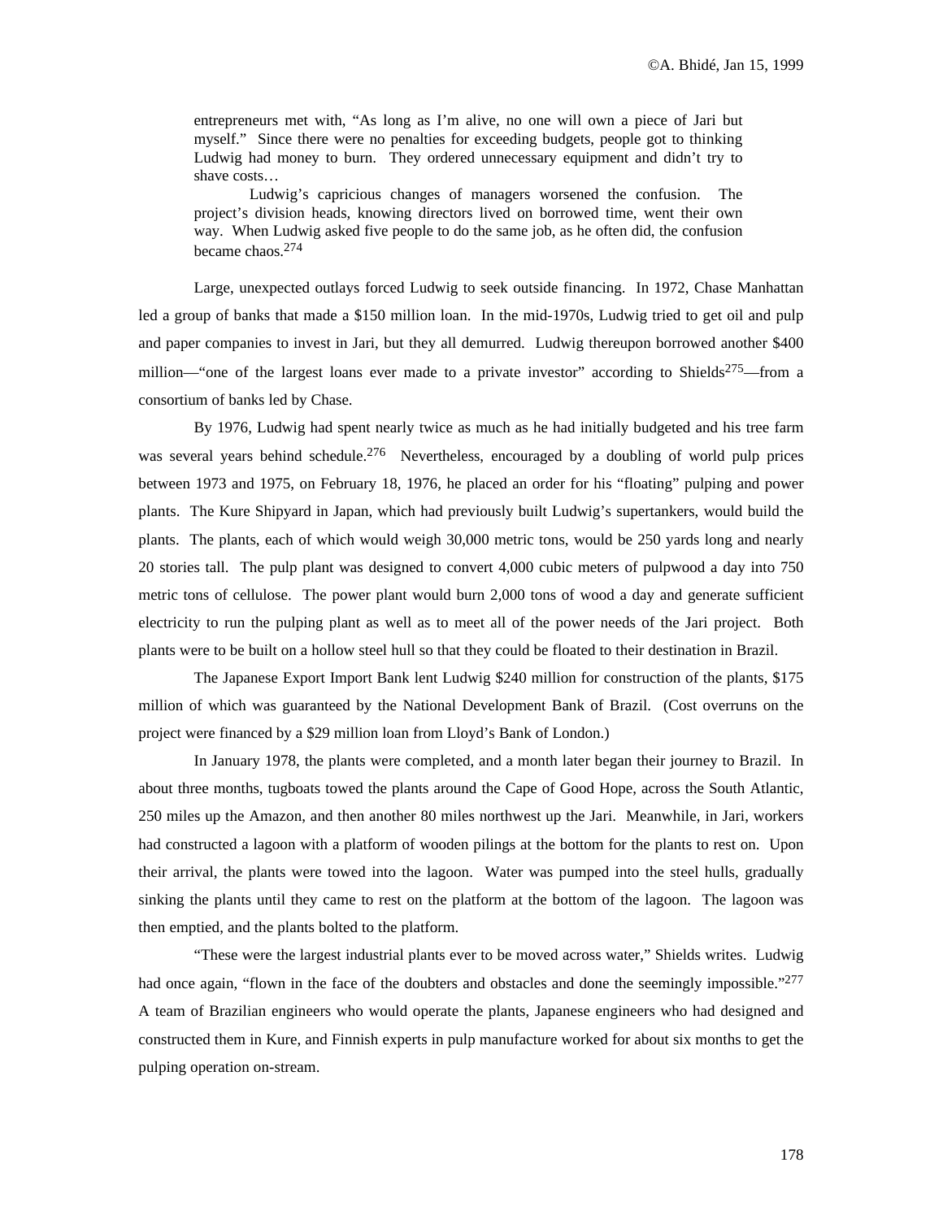> entrepreneurs met with, "As long as I'm alive, no one will own a piece of Jari but myself." Since there were no penalties for exceeding budgets, people got to thinking Ludwig had money to burn. They ordered unnecessary equipment and didn't try to shave costs…
>
> Ludwig's capricious changes of managers worsened the confusion. The project's division heads, knowing directors lived on borrowed time, went their own way. When Ludwig asked five people to do the same job, as he often did, the confusion became chaos.[274]

Large, unexpected outlays forced Ludwig to seek outside financing. In 1972, Chase Manhattan led a group of banks that made a $150 million loan. In the mid-1970s, Ludwig tried to get oil and pulp and paper companies to invest in Jari, but they all demurred. Ludwig thereupon borrowed another $400 million—"one of the largest loans ever made to a private investor" according to Shields[275]—from a consortium of banks led by Chase.

By 1976, Ludwig had spent nearly twice as much as he had initially budgeted and his tree farm was several years behind schedule.[276] Nevertheless, encouraged by a doubling of world pulp prices between 1973 and 1975, on February 18, 1976, he placed an order for his "floating" pulping and power plants. The Kure Shipyard in Japan, which had previously built Ludwig's supertankers, would build the plants. The plants, each of which would weigh 30,000 metric tons, would be 250 yards long and nearly 20 stories tall. The pulp plant was designed to convert 4,000 cubic meters of pulpwood a day into 750 metric tons of cellulose. The power plant would burn 2,000 tons of wood a day and generate sufficient electricity to run the pulping plant as well as to meet all of the power needs of the Jari project. Both plants were to be built on a hollow steel hull so that they could be floated to their destination in Brazil.

The Japanese Export Import Bank lent Ludwig $240 million for construction of the plants, $175 million of which was guaranteed by the National Development Bank of Brazil. (Cost overruns on the project were financed by a $29 million loan from Lloyd's Bank of London.)

In January 1978, the plants were completed, and a month later began their journey to Brazil. In about three months, tugboats towed the plants around the Cape of Good Hope, across the South Atlantic, 250 miles up the Amazon, and then another 80 miles northwest up the Jari. Meanwhile, in Jari, workers had constructed a lagoon with a platform of wooden pilings at the bottom for the plants to rest on. Upon their arrival, the plants were towed into the lagoon. Water was pumped into the steel hulls, gradually sinking the plants until they came to rest on the platform at the bottom of the lagoon. The lagoon was then emptied, and the plants bolted to the platform.

"These were the largest industrial plants ever to be moved across water," Shields writes. Ludwig had once again, "flown in the face of the doubters and obstacles and done the seemingly impossible."[277] A team of Brazilian engineers who would operate the plants, Japanese engineers who had designed and constructed them in Kure, and Finnish experts in pulp manufacture worked for about six months to get the pulping operation on-stream.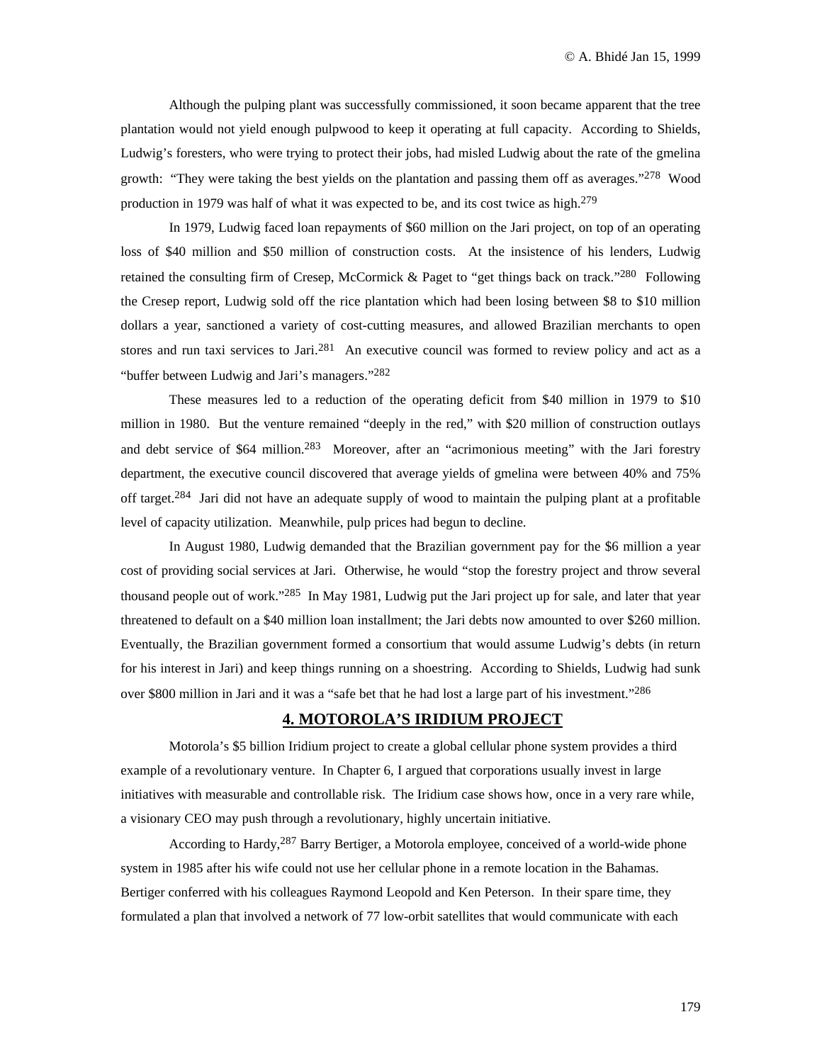Although the pulping plant was successfully commissioned, it soon became apparent that the tree plantation would not yield enough pulpwood to keep it operating at full capacity. According to Shields, Ludwig's foresters, who were trying to protect their jobs, had misled Ludwig about the rate of the gmelina growth: "They were taking the best yields on the plantation and passing them off as averages."[278] Wood production in 1979 was half of what it was expected to be, and its cost twice as high.[279]

In 1979, Ludwig faced loan repayments of $60 million on the Jari project, on top of an operating loss of $40 million and $50 million of construction costs. At the insistence of his lenders, Ludwig retained the consulting firm of Cresep, McCormick & Paget to "get things back on track."[280] Following the Cresep report, Ludwig sold off the rice plantation which had been losing between $8 to $10 million dollars a year, sanctioned a variety of cost-cutting measures, and allowed Brazilian merchants to open stores and run taxi services to Jari.[281] An executive council was formed to review policy and act as a "buffer between Ludwig and Jari's managers."[282]

These measures led to a reduction of the operating deficit from $40 million in 1979 to $10 million in 1980. But the venture remained "deeply in the red," with $20 million of construction outlays and debt service of $64 million.[283] Moreover, after an "acrimonious meeting" with the Jari forestry department, the executive council discovered that average yields of gmelina were between 40% and 75% off target.[284] Jari did not have an adequate supply of wood to maintain the pulping plant at a profitable level of capacity utilization. Meanwhile, pulp prices had begun to decline.

In August 1980, Ludwig demanded that the Brazilian government pay for the $6 million a year cost of providing social services at Jari. Otherwise, he would "stop the forestry project and throw several thousand people out of work."[285] In May 1981, Ludwig put the Jari project up for sale, and later that year threatened to default on a $40 million loan installment; the Jari debts now amounted to over $260 million. Eventually, the Brazilian government formed a consortium that would assume Ludwig's debts (in return for his interest in Jari) and keep things running on a shoestring. According to Shields, Ludwig had sunk over $800 million in Jari and it was a "safe bet that he had lost a large part of his investment."[286]

## 4. MOTOROLA'S IRIDIUM PROJECT

Motorola's $5 billion Iridium project to create a global cellular phone system provides a third example of a revolutionary venture. In Chapter 6, I argued that corporations usually invest in large initiatives with measurable and controllable risk. The Iridium case shows how, once in a very rare while, a visionary CEO may push through a revolutionary, highly uncertain initiative.

According to Hardy,[287] Barry Bertiger, a Motorola employee, conceived of a world-wide phone system in 1985 after his wife could not use her cellular phone in a remote location in the Bahamas. Bertiger conferred with his colleagues Raymond Leopold and Ken Peterson. In their spare time, they formulated a plan that involved a network of 77 low-orbit satellites that would communicate with each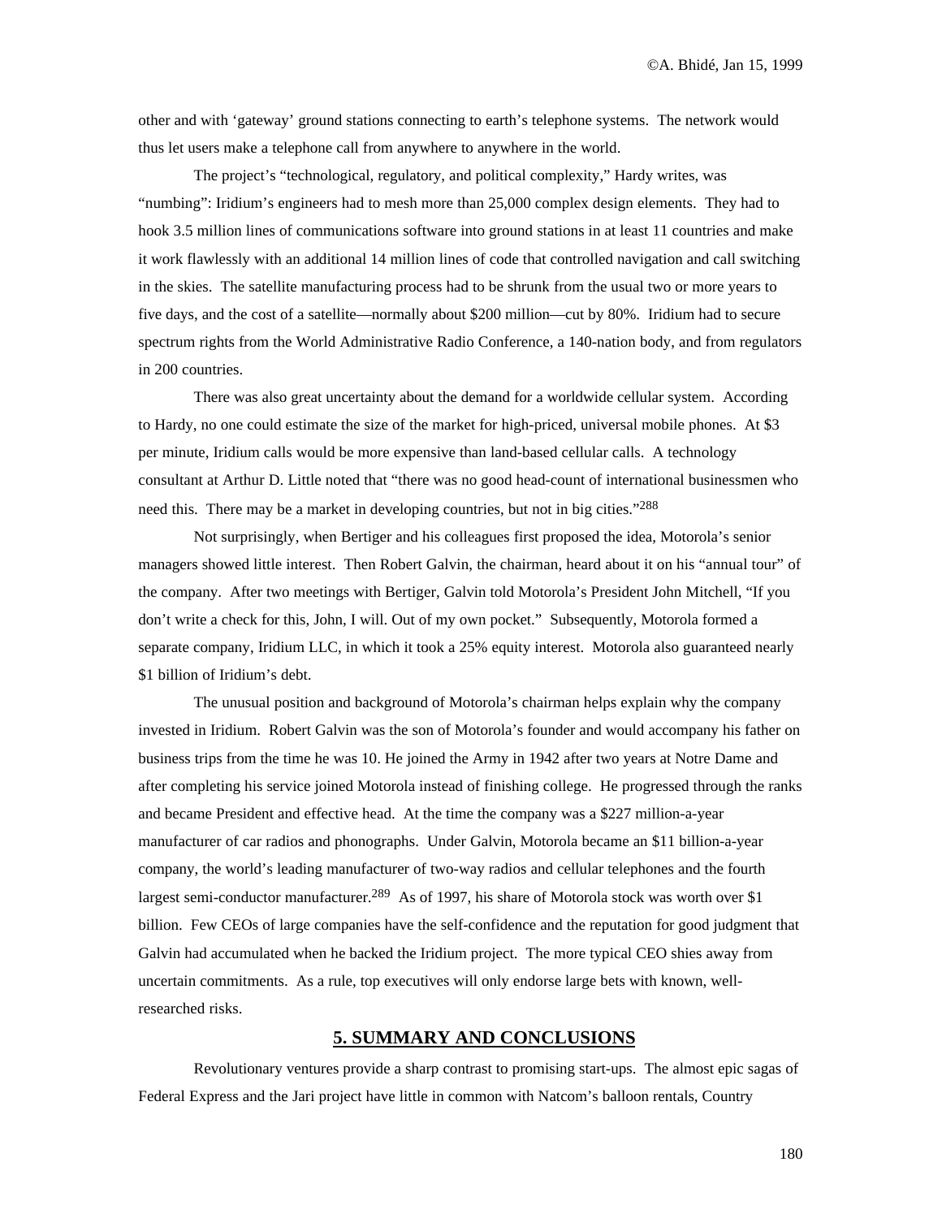other and with 'gateway' ground stations connecting to earth's telephone systems. The network would thus let users make a telephone call from anywhere to anywhere in the world.

The project's "technological, regulatory, and political complexity," Hardy writes, was "numbing": Iridium's engineers had to mesh more than 25,000 complex design elements. They had to hook 3.5 million lines of communications software into ground stations in at least 11 countries and make it work flawlessly with an additional 14 million lines of code that controlled navigation and call switching in the skies. The satellite manufacturing process had to be shrunk from the usual two or more years to five days, and the cost of a satellite—normally about $200 million—cut by 80%. Iridium had to secure spectrum rights from the World Administrative Radio Conference, a 140-nation body, and from regulators in 200 countries.

There was also great uncertainty about the demand for a worldwide cellular system. According to Hardy, no one could estimate the size of the market for high-priced, universal mobile phones. At $3 per minute, Iridium calls would be more expensive than land-based cellular calls. A technology consultant at Arthur D. Little noted that "there was no good head-count of international businessmen who need this. There may be a market in developing countries, but not in big cities."[288]

Not surprisingly, when Bertiger and his colleagues first proposed the idea, Motorola's senior managers showed little interest. Then Robert Galvin, the chairman, heard about it on his "annual tour" of the company. After two meetings with Bertiger, Galvin told Motorola's President John Mitchell, "If you don't write a check for this, John, I will. Out of my own pocket." Subsequently, Motorola formed a separate company, Iridium LLC, in which it took a 25% equity interest. Motorola also guaranteed nearly $1 billion of Iridium's debt.

The unusual position and background of Motorola's chairman helps explain why the company invested in Iridium. Robert Galvin was the son of Motorola's founder and would accompany his father on business trips from the time he was 10. He joined the Army in 1942 after two years at Notre Dame and after completing his service joined Motorola instead of finishing college. He progressed through the ranks and became President and effective head. At the time the company was a $227 million-a-year manufacturer of car radios and phonographs. Under Galvin, Motorola became an $11 billion-a-year company, the world's leading manufacturer of two-way radios and cellular telephones and the fourth largest semi-conductor manufacturer.[289] As of 1997, his share of Motorola stock was worth over $1 billion. Few CEOs of large companies have the self-confidence and the reputation for good judgment that Galvin had accumulated when he backed the Iridium project. The more typical CEO shies away from uncertain commitments. As a rule, top executives will only endorse large bets with known, well-researched risks.

## 5. SUMMARY AND CONCLUSIONS

Revolutionary ventures provide a sharp contrast to promising start-ups. The almost epic sagas of Federal Express and the Jari project have little in common with Natcom's balloon rentals, Country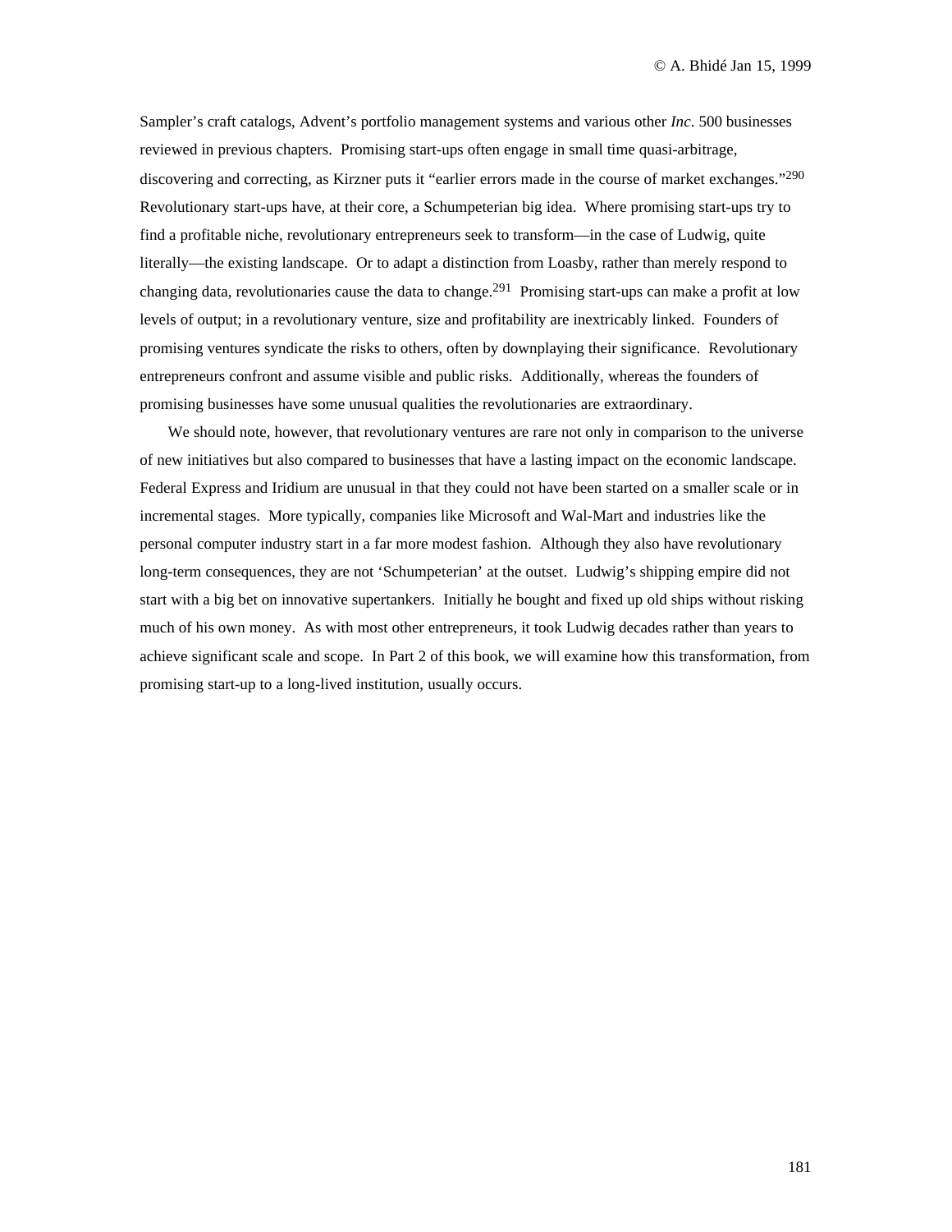Sampler's craft catalogs, Advent's portfolio management systems and various other *Inc*. 500 businesses reviewed in previous chapters. Promising start-ups often engage in small time quasi-arbitrage, discovering and correcting, as Kirzner puts it "earlier errors made in the course of market exchanges."[290] Revolutionary start-ups have, at their core, a Schumpeterian big idea. Where promising start-ups try to find a profitable niche, revolutionary entrepreneurs seek to transform—in the case of Ludwig, quite literally—the existing landscape. Or to adapt a distinction from Loasby, rather than merely respond to changing data, revolutionaries cause the data to change.[291] Promising start-ups can make a profit at low levels of output; in a revolutionary venture, size and profitability are inextricably linked. Founders of promising ventures syndicate the risks to others, often by downplaying their significance. Revolutionary entrepreneurs confront and assume visible and public risks. Additionally, whereas the founders of promising businesses have some unusual qualities the revolutionaries are extraordinary.

We should note, however, that revolutionary ventures are rare not only in comparison to the universe of new initiatives but also compared to businesses that have a lasting impact on the economic landscape. Federal Express and Iridium are unusual in that they could not have been started on a smaller scale or in incremental stages. More typically, companies like Microsoft and Wal-Mart and industries like the personal computer industry start in a far more modest fashion. Although they also have revolutionary long-term consequences, they are not 'Schumpeterian' at the outset. Ludwig's shipping empire did not start with a big bet on innovative supertankers. Initially he bought and fixed up old ships without risking much of his own money. As with most other entrepreneurs, it took Ludwig decades rather than years to achieve significant scale and scope. In Part 2 of this book, we will examine how this transformation, from promising start-up to a long-lived institution, usually occurs.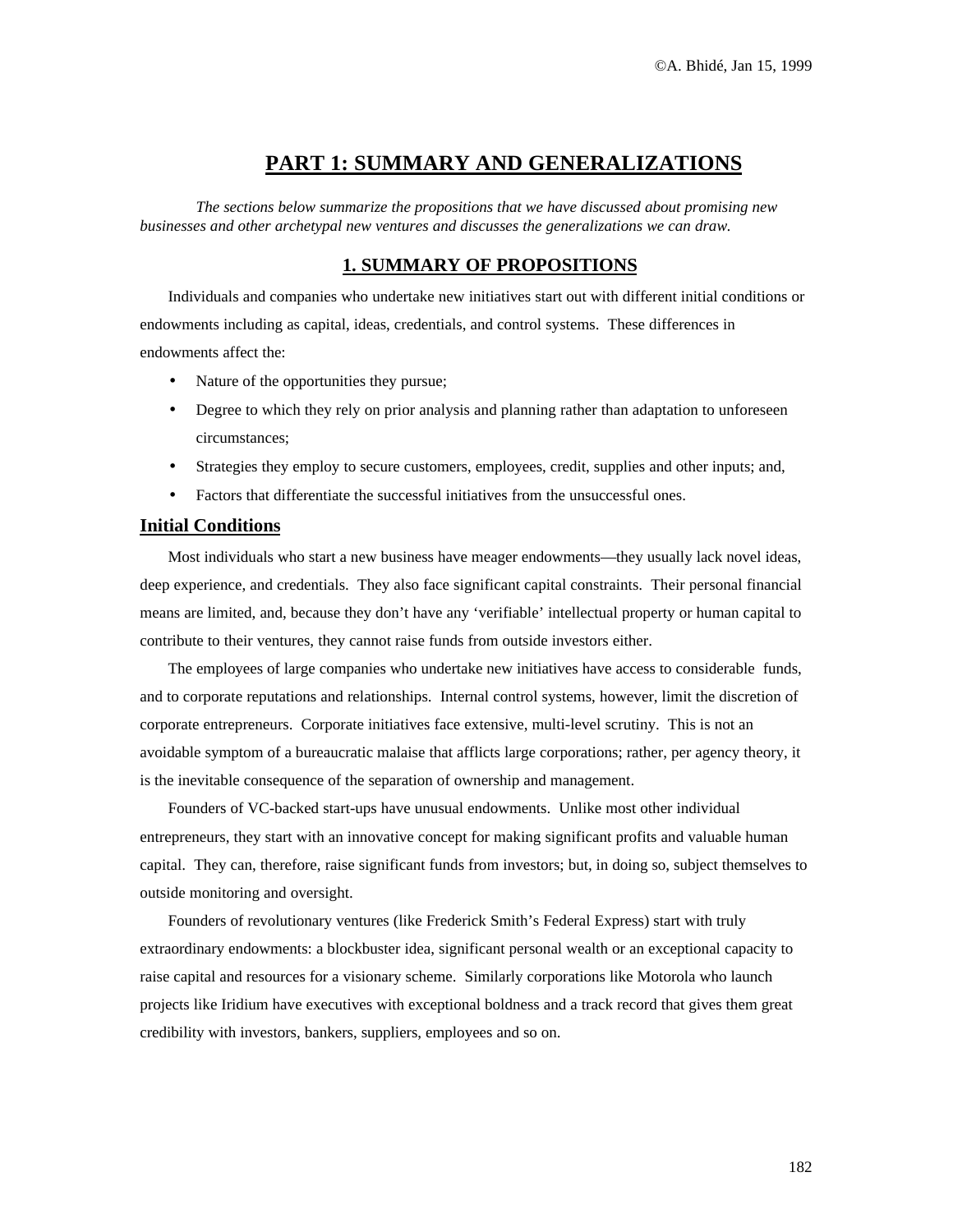# PART 1: SUMMARY AND GENERALIZATIONS

*The sections below summarize the propositions that we have discussed about promising new businesses and other archetypal new ventures and discusses the generalizations we can draw.*

## 1. SUMMARY OF PROPOSITIONS

Individuals and companies who undertake new initiatives start out with different initial conditions or endowments including as capital, ideas, credentials, and control systems. These differences in endowments affect the:

- Nature of the opportunities they pursue;
- Degree to which they rely on prior analysis and planning rather than adaptation to unforeseen circumstances;
- Strategies they employ to secure customers, employees, credit, supplies and other inputs; and,
- Factors that differentiate the successful initiatives from the unsuccessful ones.

### Initial Conditions

Most individuals who start a new business have meager endowments—they usually lack novel ideas, deep experience, and credentials. They also face significant capital constraints. Their personal financial means are limited, and, because they don't have any 'verifiable' intellectual property or human capital to contribute to their ventures, they cannot raise funds from outside investors either.

The employees of large companies who undertake new initiatives have access to considerable funds, and to corporate reputations and relationships. Internal control systems, however, limit the discretion of corporate entrepreneurs. Corporate initiatives face extensive, multi-level scrutiny. This is not an avoidable symptom of a bureaucratic malaise that afflicts large corporations; rather, per agency theory, it is the inevitable consequence of the separation of ownership and management.

Founders of VC-backed start-ups have unusual endowments. Unlike most other individual entrepreneurs, they start with an innovative concept for making significant profits and valuable human capital. They can, therefore, raise significant funds from investors; but, in doing so, subject themselves to outside monitoring and oversight.

Founders of revolutionary ventures (like Frederick Smith's Federal Express) start with truly extraordinary endowments: a blockbuster idea, significant personal wealth or an exceptional capacity to raise capital and resources for a visionary scheme. Similarly corporations like Motorola who launch projects like Iridium have executives with exceptional boldness and a track record that gives them great credibility with investors, bankers, suppliers, employees and so on.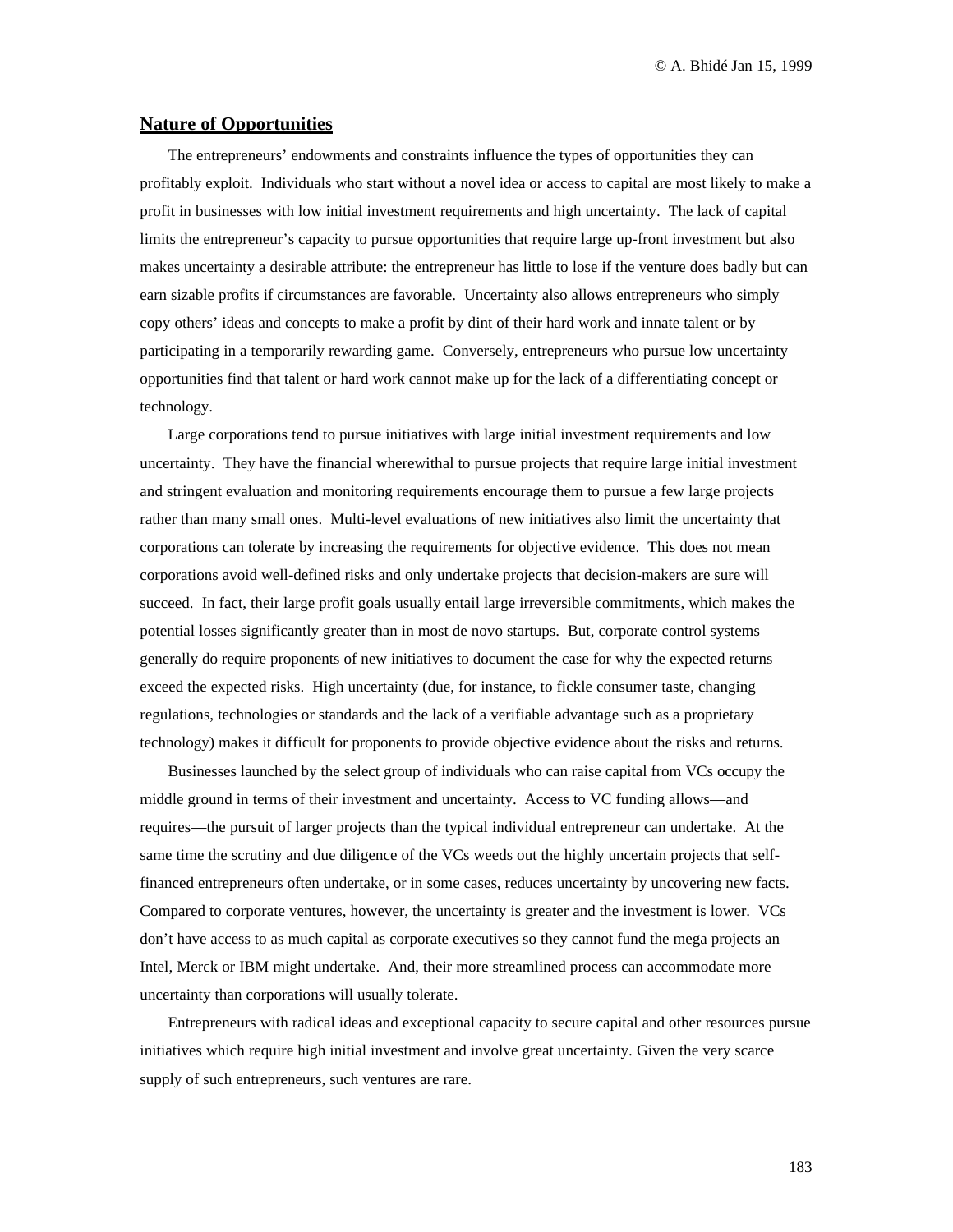## Nature of Opportunities

The entrepreneurs' endowments and constraints influence the types of opportunities they can profitably exploit. Individuals who start without a novel idea or access to capital are most likely to make a profit in businesses with low initial investment requirements and high uncertainty. The lack of capital limits the entrepreneur's capacity to pursue opportunities that require large up-front investment but also makes uncertainty a desirable attribute: the entrepreneur has little to lose if the venture does badly but can earn sizable profits if circumstances are favorable. Uncertainty also allows entrepreneurs who simply copy others' ideas and concepts to make a profit by dint of their hard work and innate talent or by participating in a temporarily rewarding game. Conversely, entrepreneurs who pursue low uncertainty opportunities find that talent or hard work cannot make up for the lack of a differentiating concept or technology.

Large corporations tend to pursue initiatives with large initial investment requirements and low uncertainty. They have the financial wherewithal to pursue projects that require large initial investment and stringent evaluation and monitoring requirements encourage them to pursue a few large projects rather than many small ones. Multi-level evaluations of new initiatives also limit the uncertainty that corporations can tolerate by increasing the requirements for objective evidence. This does not mean corporations avoid well-defined risks and only undertake projects that decision-makers are sure will succeed. In fact, their large profit goals usually entail large irreversible commitments, which makes the potential losses significantly greater than in most de novo startups. But, corporate control systems generally do require proponents of new initiatives to document the case for why the expected returns exceed the expected risks. High uncertainty (due, for instance, to fickle consumer taste, changing regulations, technologies or standards and the lack of a verifiable advantage such as a proprietary technology) makes it difficult for proponents to provide objective evidence about the risks and returns.

Businesses launched by the select group of individuals who can raise capital from VCs occupy the middle ground in terms of their investment and uncertainty. Access to VC funding allows—and requires—the pursuit of larger projects than the typical individual entrepreneur can undertake. At the same time the scrutiny and due diligence of the VCs weeds out the highly uncertain projects that self-financed entrepreneurs often undertake, or in some cases, reduces uncertainty by uncovering new facts. Compared to corporate ventures, however, the uncertainty is greater and the investment is lower. VCs don't have access to as much capital as corporate executives so they cannot fund the mega projects an Intel, Merck or IBM might undertake. And, their more streamlined process can accommodate more uncertainty than corporations will usually tolerate.

Entrepreneurs with radical ideas and exceptional capacity to secure capital and other resources pursue initiatives which require high initial investment and involve great uncertainty. Given the very scarce supply of such entrepreneurs, such ventures are rare.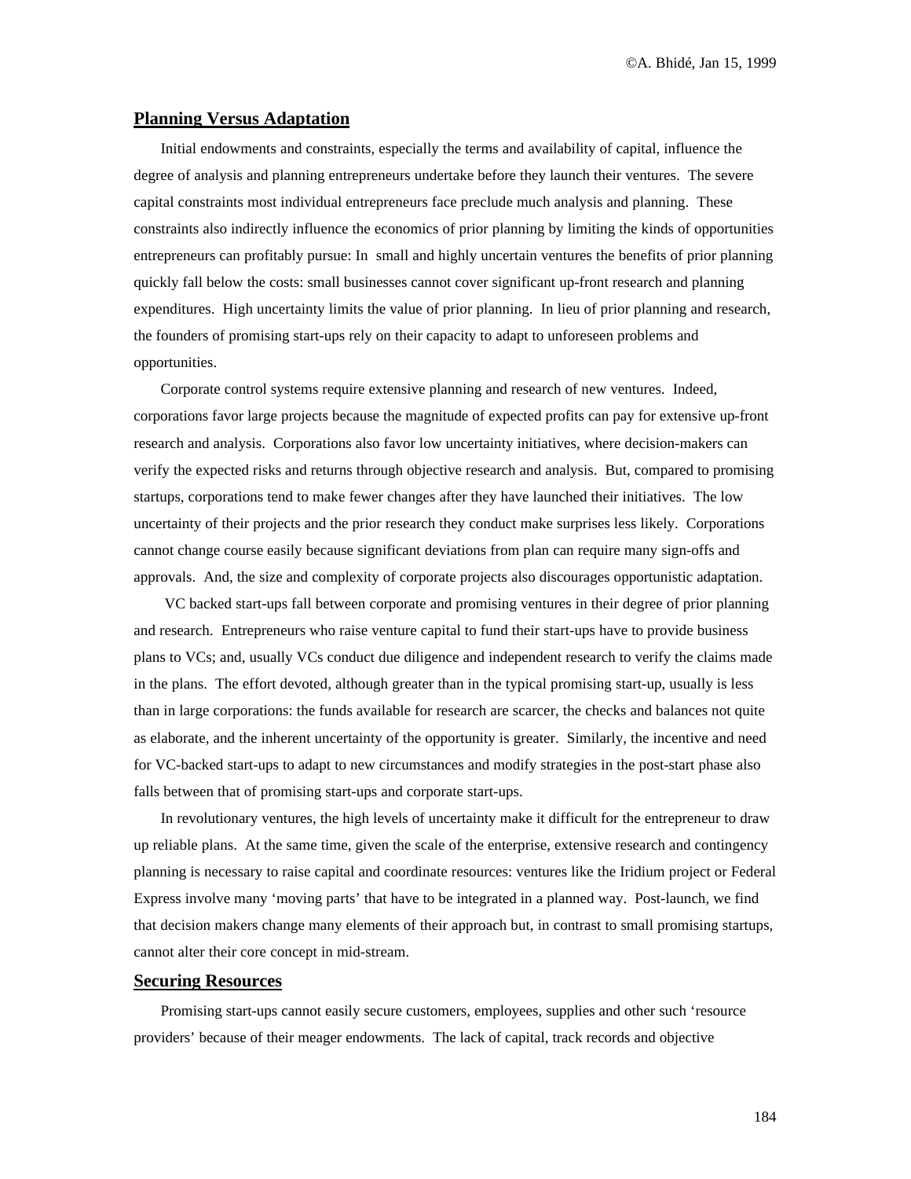## Planning Versus Adaptation

Initial endowments and constraints, especially the terms and availability of capital, influence the degree of analysis and planning entrepreneurs undertake before they launch their ventures. The severe capital constraints most individual entrepreneurs face preclude much analysis and planning. These constraints also indirectly influence the economics of prior planning by limiting the kinds of opportunities entrepreneurs can profitably pursue: In small and highly uncertain ventures the benefits of prior planning quickly fall below the costs: small businesses cannot cover significant up-front research and planning expenditures. High uncertainty limits the value of prior planning. In lieu of prior planning and research, the founders of promising start-ups rely on their capacity to adapt to unforeseen problems and opportunities.

Corporate control systems require extensive planning and research of new ventures. Indeed, corporations favor large projects because the magnitude of expected profits can pay for extensive up-front research and analysis. Corporations also favor low uncertainty initiatives, where decision-makers can verify the expected risks and returns through objective research and analysis. But, compared to promising startups, corporations tend to make fewer changes after they have launched their initiatives. The low uncertainty of their projects and the prior research they conduct make surprises less likely. Corporations cannot change course easily because significant deviations from plan can require many sign-offs and approvals. And, the size and complexity of corporate projects also discourages opportunistic adaptation.

VC backed start-ups fall between corporate and promising ventures in their degree of prior planning and research. Entrepreneurs who raise venture capital to fund their start-ups have to provide business plans to VCs; and, usually VCs conduct due diligence and independent research to verify the claims made in the plans. The effort devoted, although greater than in the typical promising start-up, usually is less than in large corporations: the funds available for research are scarcer, the checks and balances not quite as elaborate, and the inherent uncertainty of the opportunity is greater. Similarly, the incentive and need for VC-backed start-ups to adapt to new circumstances and modify strategies in the post-start phase also falls between that of promising start-ups and corporate start-ups.

In revolutionary ventures, the high levels of uncertainty make it difficult for the entrepreneur to draw up reliable plans. At the same time, given the scale of the enterprise, extensive research and contingency planning is necessary to raise capital and coordinate resources: ventures like the Iridium project or Federal Express involve many 'moving parts' that have to be integrated in a planned way. Post-launch, we find that decision makers change many elements of their approach but, in contrast to small promising startups, cannot alter their core concept in mid-stream.

## Securing Resources

Promising start-ups cannot easily secure customers, employees, supplies and other such 'resource providers' because of their meager endowments. The lack of capital, track records and objective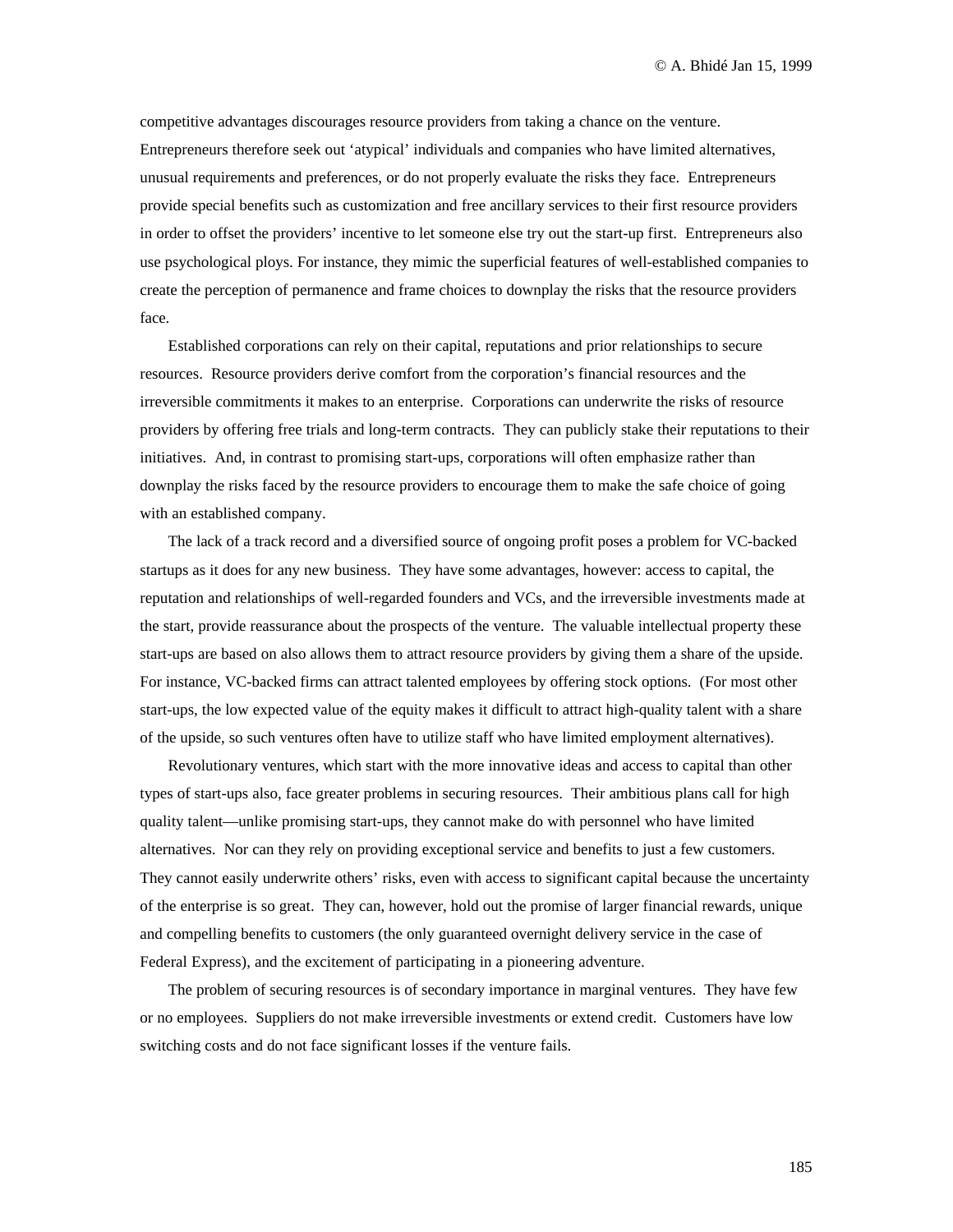competitive advantages discourages resource providers from taking a chance on the venture. Entrepreneurs therefore seek out 'atypical' individuals and companies who have limited alternatives, unusual requirements and preferences, or do not properly evaluate the risks they face. Entrepreneurs provide special benefits such as customization and free ancillary services to their first resource providers in order to offset the providers' incentive to let someone else try out the start-up first. Entrepreneurs also use psychological ploys. For instance, they mimic the superficial features of well-established companies to create the perception of permanence and frame choices to downplay the risks that the resource providers face.

Established corporations can rely on their capital, reputations and prior relationships to secure resources. Resource providers derive comfort from the corporation's financial resources and the irreversible commitments it makes to an enterprise. Corporations can underwrite the risks of resource providers by offering free trials and long-term contracts. They can publicly stake their reputations to their initiatives. And, in contrast to promising start-ups, corporations will often emphasize rather than downplay the risks faced by the resource providers to encourage them to make the safe choice of going with an established company.

The lack of a track record and a diversified source of ongoing profit poses a problem for VC-backed startups as it does for any new business. They have some advantages, however: access to capital, the reputation and relationships of well-regarded founders and VCs, and the irreversible investments made at the start, provide reassurance about the prospects of the venture. The valuable intellectual property these start-ups are based on also allows them to attract resource providers by giving them a share of the upside. For instance, VC-backed firms can attract talented employees by offering stock options. (For most other start-ups, the low expected value of the equity makes it difficult to attract high-quality talent with a share of the upside, so such ventures often have to utilize staff who have limited employment alternatives).

Revolutionary ventures, which start with the more innovative ideas and access to capital than other types of start-ups also, face greater problems in securing resources. Their ambitious plans call for high quality talent—unlike promising start-ups, they cannot make do with personnel who have limited alternatives. Nor can they rely on providing exceptional service and benefits to just a few customers. They cannot easily underwrite others' risks, even with access to significant capital because the uncertainty of the enterprise is so great. They can, however, hold out the promise of larger financial rewards, unique and compelling benefits to customers (the only guaranteed overnight delivery service in the case of Federal Express), and the excitement of participating in a pioneering adventure.

The problem of securing resources is of secondary importance in marginal ventures. They have few or no employees. Suppliers do not make irreversible investments or extend credit. Customers have low switching costs and do not face significant losses if the venture fails.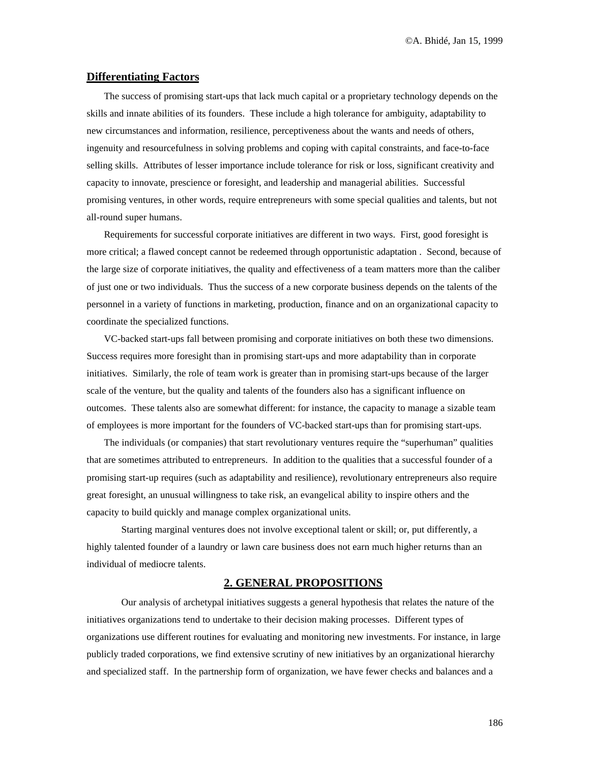## Differentiating Factors

The success of promising start-ups that lack much capital or a proprietary technology depends on the skills and innate abilities of its founders. These include a high tolerance for ambiguity, adaptability to new circumstances and information, resilience, perceptiveness about the wants and needs of others, ingenuity and resourcefulness in solving problems and coping with capital constraints, and face-to-face selling skills. Attributes of lesser importance include tolerance for risk or loss, significant creativity and capacity to innovate, prescience or foresight, and leadership and managerial abilities. Successful promising ventures, in other words, require entrepreneurs with some special qualities and talents, but not all-round super humans.

Requirements for successful corporate initiatives are different in two ways. First, good foresight is more critical; a flawed concept cannot be redeemed through opportunistic adaptation . Second, because of the large size of corporate initiatives, the quality and effectiveness of a team matters more than the caliber of just one or two individuals. Thus the success of a new corporate business depends on the talents of the personnel in a variety of functions in marketing, production, finance and on an organizational capacity to coordinate the specialized functions.

VC-backed start-ups fall between promising and corporate initiatives on both these two dimensions. Success requires more foresight than in promising start-ups and more adaptability than in corporate initiatives. Similarly, the role of team work is greater than in promising start-ups because of the larger scale of the venture, but the quality and talents of the founders also has a significant influence on outcomes. These talents also are somewhat different: for instance, the capacity to manage a sizable team of employees is more important for the founders of VC-backed start-ups than for promising start-ups.

The individuals (or companies) that start revolutionary ventures require the "superhuman" qualities that are sometimes attributed to entrepreneurs. In addition to the qualities that a successful founder of a promising start-up requires (such as adaptability and resilience), revolutionary entrepreneurs also require great foresight, an unusual willingness to take risk, an evangelical ability to inspire others and the capacity to build quickly and manage complex organizational units.

Starting marginal ventures does not involve exceptional talent or skill; or, put differently, a highly talented founder of a laundry or lawn care business does not earn much higher returns than an individual of mediocre talents.

## 2. GENERAL PROPOSITIONS

Our analysis of archetypal initiatives suggests a general hypothesis that relates the nature of the initiatives organizations tend to undertake to their decision making processes. Different types of organizations use different routines for evaluating and monitoring new investments. For instance, in large publicly traded corporations, we find extensive scrutiny of new initiatives by an organizational hierarchy and specialized staff. In the partnership form of organization, we have fewer checks and balances and a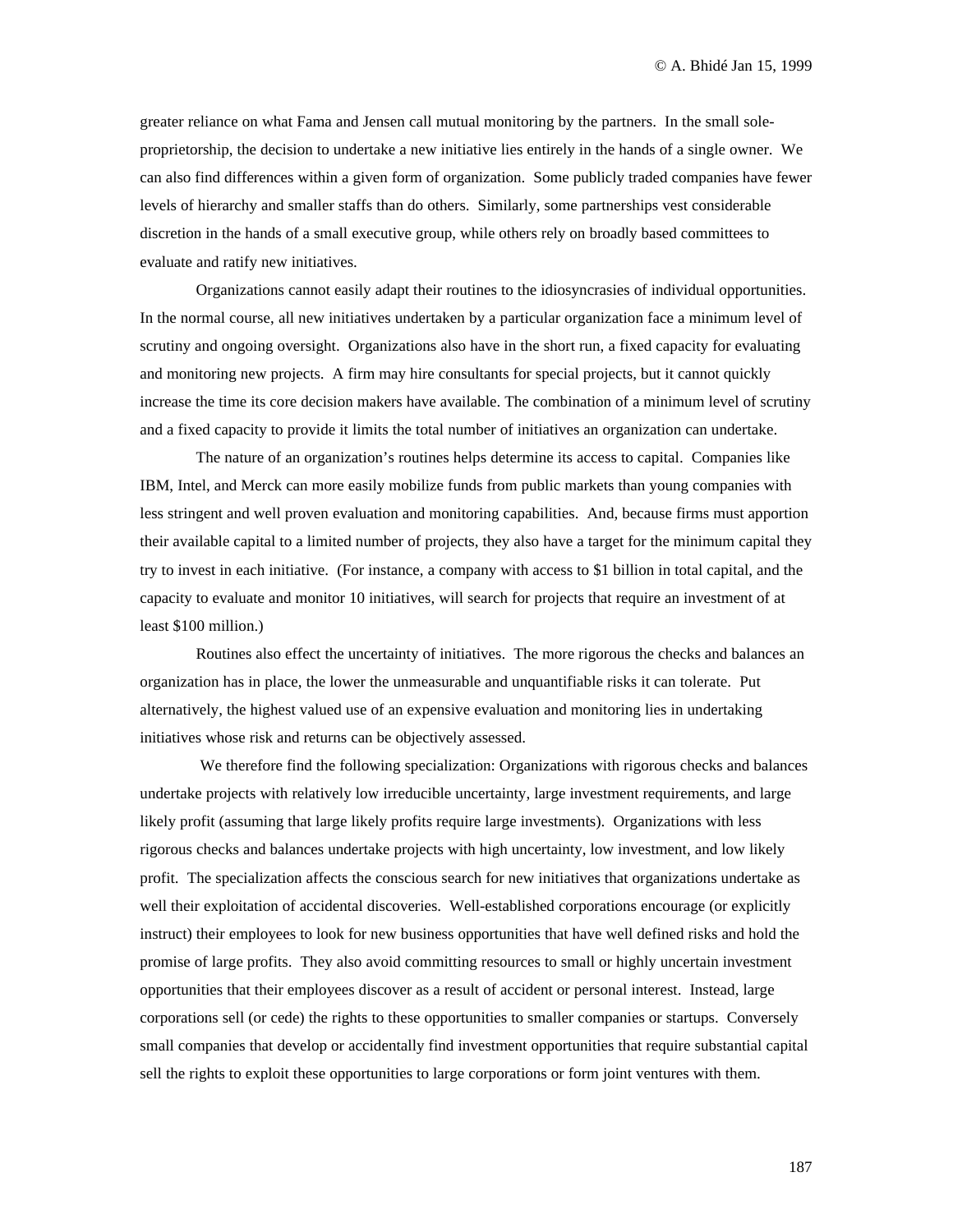greater reliance on what Fama and Jensen call mutual monitoring by the partners. In the small sole-proprietorship, the decision to undertake a new initiative lies entirely in the hands of a single owner. We can also find differences within a given form of organization. Some publicly traded companies have fewer levels of hierarchy and smaller staffs than do others. Similarly, some partnerships vest considerable discretion in the hands of a small executive group, while others rely on broadly based committees to evaluate and ratify new initiatives.

Organizations cannot easily adapt their routines to the idiosyncrasies of individual opportunities. In the normal course, all new initiatives undertaken by a particular organization face a minimum level of scrutiny and ongoing oversight. Organizations also have in the short run, a fixed capacity for evaluating and monitoring new projects. A firm may hire consultants for special projects, but it cannot quickly increase the time its core decision makers have available. The combination of a minimum level of scrutiny and a fixed capacity to provide it limits the total number of initiatives an organization can undertake.

The nature of an organization's routines helps determine its access to capital. Companies like IBM, Intel, and Merck can more easily mobilize funds from public markets than young companies with less stringent and well proven evaluation and monitoring capabilities. And, because firms must apportion their available capital to a limited number of projects, they also have a target for the minimum capital they try to invest in each initiative. (For instance, a company with access to $1 billion in total capital, and the capacity to evaluate and monitor 10 initiatives, will search for projects that require an investment of at least $100 million.)

Routines also effect the uncertainty of initiatives. The more rigorous the checks and balances an organization has in place, the lower the unmeasurable and unquantifiable risks it can tolerate. Put alternatively, the highest valued use of an expensive evaluation and monitoring lies in undertaking initiatives whose risk and returns can be objectively assessed.

We therefore find the following specialization: Organizations with rigorous checks and balances undertake projects with relatively low irreducible uncertainty, large investment requirements, and large likely profit (assuming that large likely profits require large investments). Organizations with less rigorous checks and balances undertake projects with high uncertainty, low investment, and low likely profit. The specialization affects the conscious search for new initiatives that organizations undertake as well their exploitation of accidental discoveries. Well-established corporations encourage (or explicitly instruct) their employees to look for new business opportunities that have well defined risks and hold the promise of large profits. They also avoid committing resources to small or highly uncertain investment opportunities that their employees discover as a result of accident or personal interest. Instead, large corporations sell (or cede) the rights to these opportunities to smaller companies or startups. Conversely small companies that develop or accidentally find investment opportunities that require substantial capital sell the rights to exploit these opportunities to large corporations or form joint ventures with them.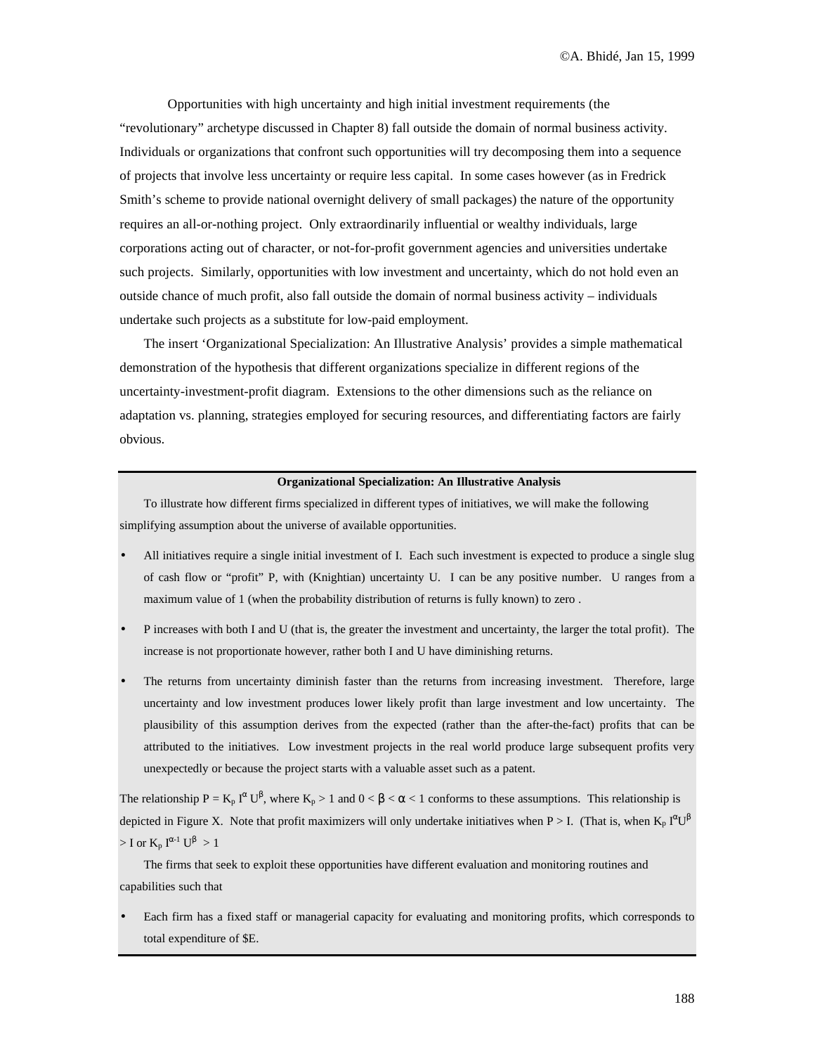Opportunities with high uncertainty and high initial investment requirements (the "revolutionary" archetype discussed in Chapter 8) fall outside the domain of normal business activity. Individuals or organizations that confront such opportunities will try decomposing them into a sequence of projects that involve less uncertainty or require less capital. In some cases however (as in Fredrick Smith's scheme to provide national overnight delivery of small packages) the nature of the opportunity requires an all-or-nothing project. Only extraordinarily influential or wealthy individuals, large corporations acting out of character, or not-for-profit government agencies and universities undertake such projects. Similarly, opportunities with low investment and uncertainty, which do not hold even an outside chance of much profit, also fall outside the domain of normal business activity – individuals undertake such projects as a substitute for low-paid employment.

The insert 'Organizational Specialization: An Illustrative Analysis' provides a simple mathematical demonstration of the hypothesis that different organizations specialize in different regions of the uncertainty-investment-profit diagram. Extensions to the other dimensions such as the reliance on adaptation vs. planning, strategies employed for securing resources, and differentiating factors are fairly obvious.

---

**Organizational Specialization: An Illustrative Analysis**

To illustrate how different firms specialized in different types of initiatives, we will make the following simplifying assumption about the universe of available opportunities.

- All initiatives require a single initial investment of I. Each such investment is expected to produce a single slug of cash flow or "profit" P, with (Knightian) uncertainty U. I can be any positive number. U ranges from a maximum value of 1 (when the probability distribution of returns is fully known) to zero .
- P increases with both I and U (that is, the greater the investment and uncertainty, the larger the total profit). The increase is not proportionate however, rather both I and U have diminishing returns.
- The returns from uncertainty diminish faster than the returns from increasing investment. Therefore, large uncertainty and low investment produces lower likely profit than large investment and low uncertainty. The plausibility of this assumption derives from the expected (rather than the after-the-fact) profits that can be attributed to the initiatives. Low investment projects in the real world produce large subsequent profits very unexpectedly or because the project starts with a valuable asset such as a patent.

The relationship $P = K_p I^{\alpha} U^{\beta}$, where $K_p > 1$ and $0 < \beta < \alpha < 1$ conforms to these assumptions. This relationship is depicted in Figure X. Note that profit maximizers will only undertake initiatives when $P > I$. (That is, when $K_p I^{\alpha} U^{\beta} > I$ or $K_p I^{\alpha-1} U^{\beta} > 1$

The firms that seek to exploit these opportunities have different evaluation and monitoring routines and capabilities such that

- Each firm has a fixed staff or managerial capacity for evaluating and monitoring profits, which corresponds to total expenditure of \$E.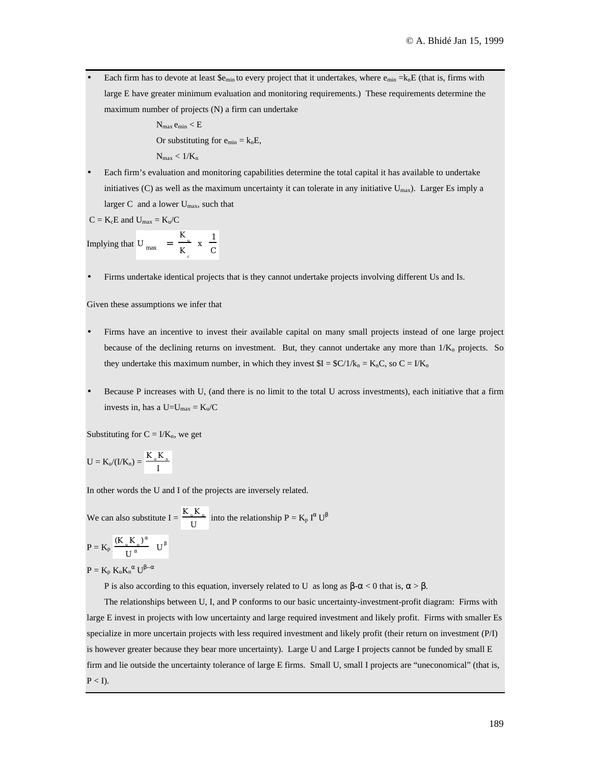- Each firm has to devote at least $$e_{min}$ to every project that it undertakes, where $e_{min} = k_n E$ (that is, firms with large E have greater minimum evaluation and monitoring requirements.) These requirements determine the maximum number of projects (N) a firm can undertake

  $N_{max}\, e_{min} < E$

  Or substituting for $e_{min} = k_n E$,

  $N_{max} < 1/K_n$

- Each firm's evaluation and monitoring capabilities determine the total capital it has available to undertake initiatives (C) as well as the maximum uncertainty it can tolerate in any initiative $U_{max}$). Larger Es imply a larger C and a lower $U_{max}$, such that

$C = K_c E$ and $U_{max} = K_u/C$

Implying that $U_{max} = \frac{K_u}{K_c} \times \frac{1}{C}$

- Firms undertake identical projects that is they cannot undertake projects involving different Us and Is.

Given these assumptions we infer that

- Firms have an incentive to invest their available capital on many small projects instead of one large project because of the declining returns on investment. But, they cannot undertake any more than $1/K_n$ projects. So they undertake this maximum number, in which they invest $\$I = \$C/1/k_n = K_n C$, so $C = I/K_n$

- Because P increases with U, (and there is no limit to the total U across investments), each initiative that a firm invests in, has a $U = U_{max} = K_u/C$

Substituting for $C = I/K_n$, we get

$U = K_u/(I/K_n) = \frac{K_u K_n}{I}$

In other words the U and I of the projects are inversely related.

We can also substitute $I = \frac{K_u K_n}{U}$ into the relationship $P = K_p\, I^{\alpha}\, U^{\beta}$

$P = K_p \frac{(K_u K_n)^{\alpha}}{U^{\alpha}} U^{\beta}$

$P = K_p\, K_u K_n^{\alpha}\, U^{\beta-\alpha}$

P is also according to this equation, inversely related to U as long as $\beta$-$\alpha < 0$ that is, $\alpha > \beta$.

The relationships between U, I, and P conforms to our basic uncertainty-investment-profit diagram: Firms with large E invest in projects with low uncertainty and large required investment and likely profit. Firms with smaller Es specialize in more uncertain projects with less required investment and likely profit (their return on investment (P/I) is however greater because they bear more uncertainty). Large U and Large I projects cannot be funded by small E firm and lie outside the uncertainty tolerance of large E firms. Small U, small I projects are "uneconomical" (that is, $P < I$).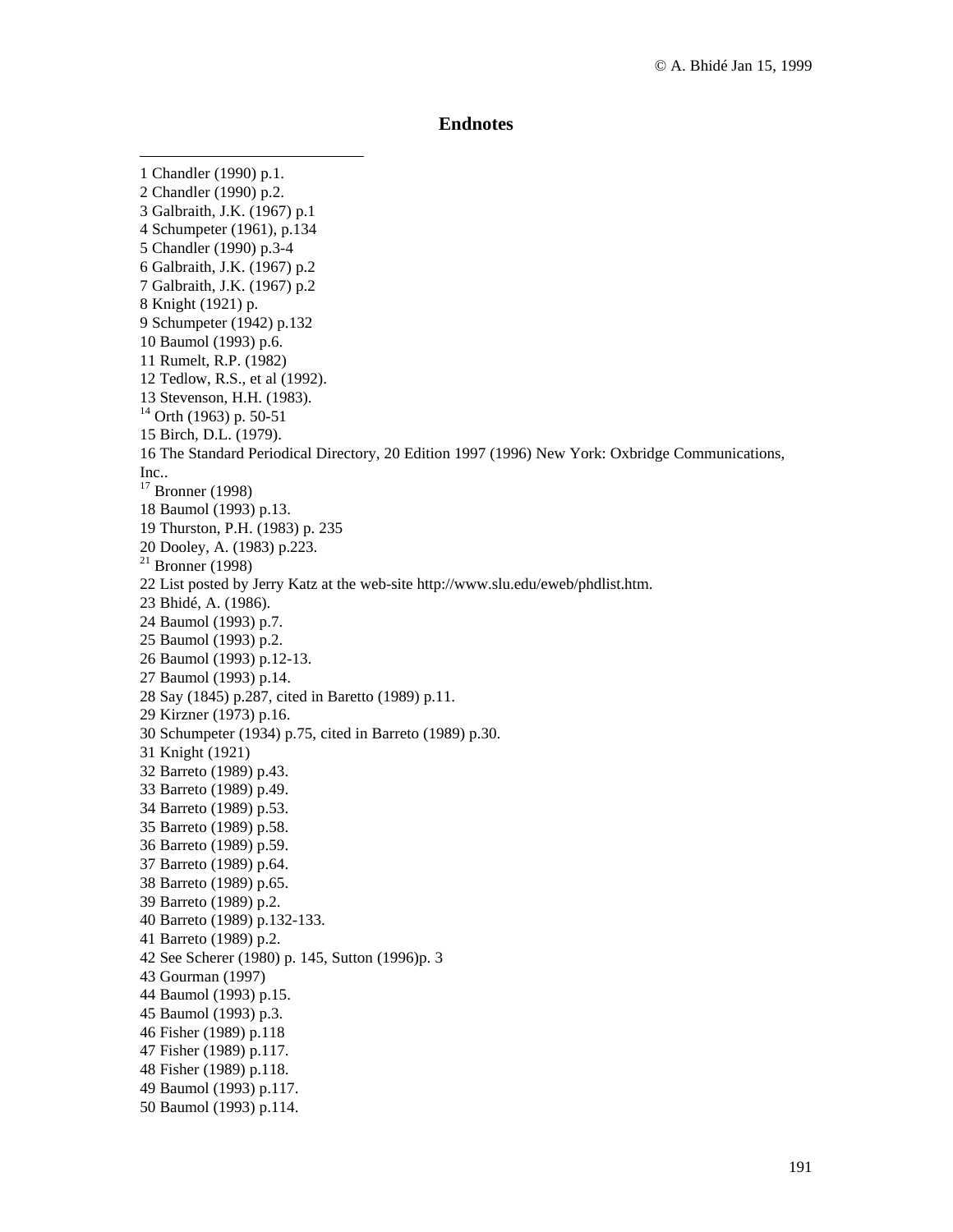## Endnotes

1 Chandler (1990) p.1.
2 Chandler (1990) p.2.
3 Galbraith, J.K. (1967) p.1
4 Schumpeter (1961), p.134
5 Chandler (1990) p.3-4
6 Galbraith, J.K. (1967) p.2
7 Galbraith, J.K. (1967) p.2
8 Knight (1921) p.
9 Schumpeter (1942) p.132
10 Baumol (1993) p.6.
11 Rumelt, R.P. (1982)
12 Tedlow, R.S., et al (1992).
13 Stevenson, H.H. (1983).
14 Orth (1963) p. 50-51
15 Birch, D.L. (1979).
16 The Standard Periodical Directory, 20 Edition 1997 (1996) New York: Oxbridge Communications, Inc..
17 Bronner (1998)
18 Baumol (1993) p.13.
19 Thurston, P.H. (1983) p. 235
20 Dooley, A. (1983) p.223.
21 Bronner (1998)
22 List posted by Jerry Katz at the web-site http://www.slu.edu/eweb/phdlist.htm.
23 Bhidé, A. (1986).
24 Baumol (1993) p.7.
25 Baumol (1993) p.2.
26 Baumol (1993) p.12-13.
27 Baumol (1993) p.14.
28 Say (1845) p.287, cited in Baretto (1989) p.11.
29 Kirzner (1973) p.16.
30 Schumpeter (1934) p.75, cited in Barreto (1989) p.30.
31 Knight (1921)
32 Barreto (1989) p.43.
33 Barreto (1989) p.49.
34 Barreto (1989) p.53.
35 Barreto (1989) p.58.
36 Barreto (1989) p.59.
37 Barreto (1989) p.64.
38 Barreto (1989) p.65.
39 Barreto (1989) p.2.
40 Barreto (1989) p.132-133.
41 Barreto (1989) p.2.
42 See Scherer (1980) p. 145, Sutton (1996)p. 3
43 Gourman (1997)
44 Baumol (1993) p.15.
45 Baumol (1993) p.3.
46 Fisher (1989) p.118
47 Fisher (1989) p.117.
48 Fisher (1989) p.118.
49 Baumol (1993) p.117.
50 Baumol (1993) p.114.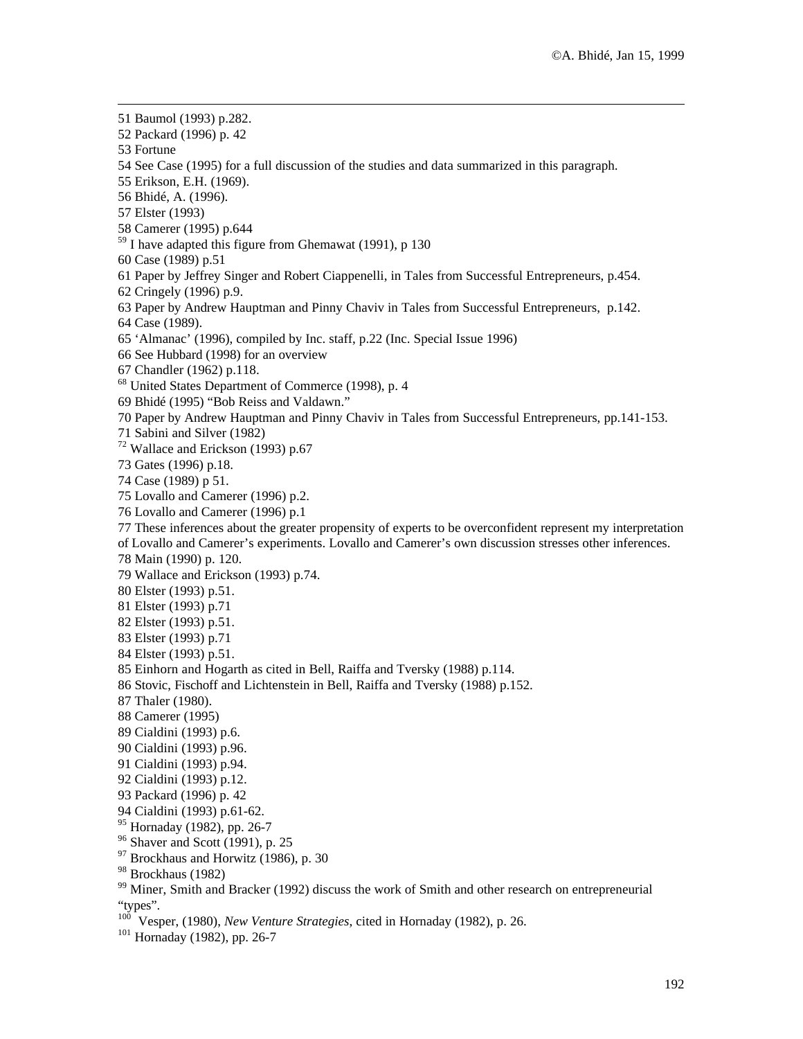51 Baumol (1993) p.282.
52 Packard (1996) p. 42
53 Fortune
54 See Case (1995) for a full discussion of the studies and data summarized in this paragraph.
55 Erikson, E.H. (1969).
56 Bhidé, A. (1996).
57 Elster (1993)
58 Camerer (1995) p.644
59 I have adapted this figure from Ghemawat (1991), p 130
60 Case (1989) p.51
61 Paper by Jeffrey Singer and Robert Ciappenelli, in Tales from Successful Entrepreneurs, p.454.
62 Cringely (1996) p.9.
63 Paper by Andrew Hauptman and Pinny Chaviv in Tales from Successful Entrepreneurs, p.142.
64 Case (1989).
65 'Almanac' (1996), compiled by Inc. staff, p.22 (Inc. Special Issue 1996)
66 See Hubbard (1998) for an overview
67 Chandler (1962) p.118.
68 United States Department of Commerce (1998), p. 4
69 Bhidé (1995) "Bob Reiss and Valdawn."
70 Paper by Andrew Hauptman and Pinny Chaviv in Tales from Successful Entrepreneurs, pp.141-153.
71 Sabini and Silver (1982)
72 Wallace and Erickson (1993) p.67
73 Gates (1996) p.18.
74 Case (1989) p 51.
75 Lovallo and Camerer (1996) p.2.
76 Lovallo and Camerer (1996) p.1
77 These inferences about the greater propensity of experts to be overconfident represent my interpretation of Lovallo and Camerer's experiments. Lovallo and Camerer's own discussion stresses other inferences.
78 Main (1990) p. 120.
79 Wallace and Erickson (1993) p.74.
80 Elster (1993) p.51.
81 Elster (1993) p.71
82 Elster (1993) p.51.
83 Elster (1993) p.71
84 Elster (1993) p.51.
85 Einhorn and Hogarth as cited in Bell, Raiffa and Tversky (1988) p.114.
86 Stovic, Fischoff and Lichtenstein in Bell, Raiffa and Tversky (1988) p.152.
87 Thaler (1980).
88 Camerer (1995)
89 Cialdini (1993) p.6.
90 Cialdini (1993) p.96.
91 Cialdini (1993) p.94.
92 Cialdini (1993) p.12.
93 Packard (1996) p. 42
94 Cialdini (1993) p.61-62.
95 Hornaday (1982), pp. 26-7
96 Shaver and Scott (1991), p. 25
97 Brockhaus and Horwitz (1986), p. 30
98 Brockhaus (1982)
99 Miner, Smith and Bracker (1992) discuss the work of Smith and other research on entrepreneurial "types".
100 Vesper, (1980), *New Venture Strategies*, cited in Hornaday (1982), p. 26.
101 Hornaday (1982), pp. 26-7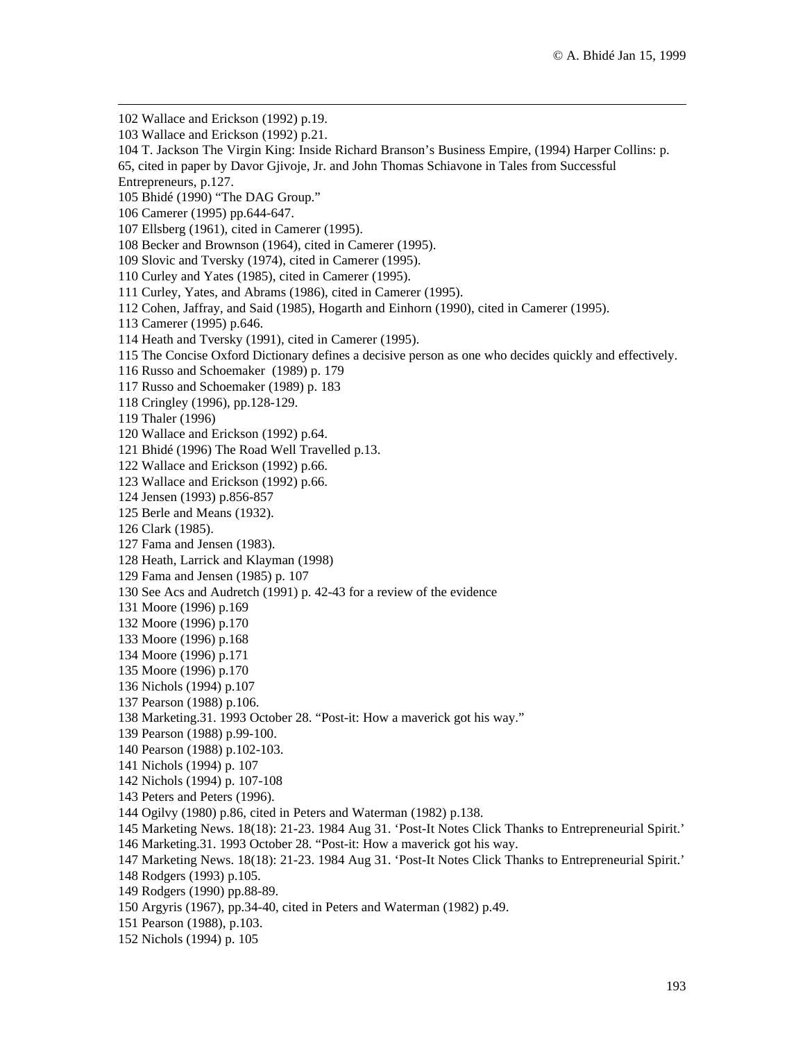102 Wallace and Erickson (1992) p.19.
103 Wallace and Erickson (1992) p.21.
104 T. Jackson The Virgin King: Inside Richard Branson's Business Empire, (1994) Harper Collins: p. 65, cited in paper by Davor Gjivoje, Jr. and John Thomas Schiavone in Tales from Successful Entrepreneurs, p.127.
105 Bhidé (1990) "The DAG Group."
106 Camerer (1995) pp.644-647.
107 Ellsberg (1961), cited in Camerer (1995).
108 Becker and Brownson (1964), cited in Camerer (1995).
109 Slovic and Tversky (1974), cited in Camerer (1995).
110 Curley and Yates (1985), cited in Camerer (1995).
111 Curley, Yates, and Abrams (1986), cited in Camerer (1995).
112 Cohen, Jaffray, and Said (1985), Hogarth and Einhorn (1990), cited in Camerer (1995).
113 Camerer (1995) p.646.
114 Heath and Tversky (1991), cited in Camerer (1995).
115 The Concise Oxford Dictionary defines a decisive person as one who decides quickly and effectively.
116 Russo and Schoemaker (1989) p. 179
117 Russo and Schoemaker (1989) p. 183
118 Cringley (1996), pp.128-129.
119 Thaler (1996)
120 Wallace and Erickson (1992) p.64.
121 Bhidé (1996) The Road Well Travelled p.13.
122 Wallace and Erickson (1992) p.66.
123 Wallace and Erickson (1992) p.66.
124 Jensen (1993) p.856-857
125 Berle and Means (1932).
126 Clark (1985).
127 Fama and Jensen (1983).
128 Heath, Larrick and Klayman (1998)
129 Fama and Jensen (1985) p. 107
130 See Acs and Audretch (1991) p. 42-43 for a review of the evidence
131 Moore (1996) p.169
132 Moore (1996) p.170
133 Moore (1996) p.168
134 Moore (1996) p.171
135 Moore (1996) p.170
136 Nichols (1994) p.107
137 Pearson (1988) p.106.
138 Marketing.31. 1993 October 28. "Post-it: How a maverick got his way."
139 Pearson (1988) p.99-100.
140 Pearson (1988) p.102-103.
141 Nichols (1994) p. 107
142 Nichols (1994) p. 107-108
143 Peters and Peters (1996).
144 Ogilvy (1980) p.86, cited in Peters and Waterman (1982) p.138.
145 Marketing News. 18(18): 21-23. 1984 Aug 31. 'Post-It Notes Click Thanks to Entrepreneurial Spirit.'
146 Marketing.31. 1993 October 28. "Post-it: How a maverick got his way.
147 Marketing News. 18(18): 21-23. 1984 Aug 31. 'Post-It Notes Click Thanks to Entrepreneurial Spirit.'
148 Rodgers (1993) p.105.
149 Rodgers (1990) pp.88-89.
150 Argyris (1967), pp.34-40, cited in Peters and Waterman (1982) p.49.
151 Pearson (1988), p.103.
152 Nichols (1994) p. 105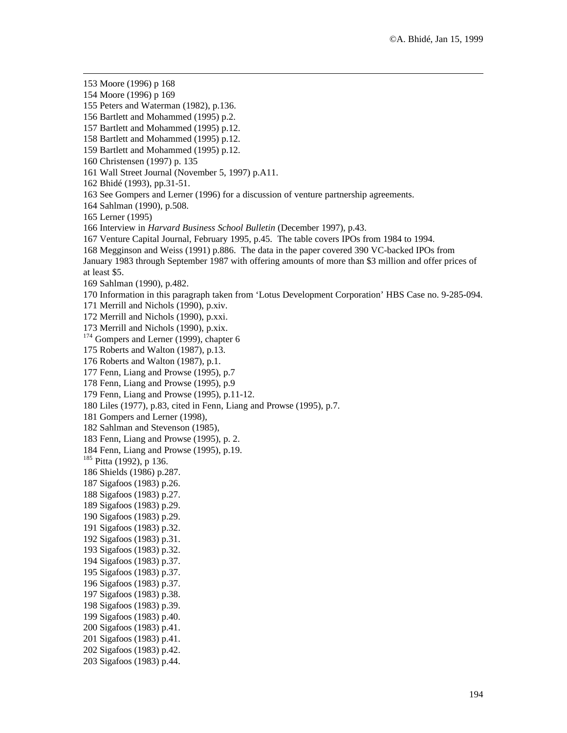153 Moore (1996) p 168
154 Moore (1996) p 169
155 Peters and Waterman (1982), p.136.
156 Bartlett and Mohammed (1995) p.2.
157 Bartlett and Mohammed (1995) p.12.
158 Bartlett and Mohammed (1995) p.12.
159 Bartlett and Mohammed (1995) p.12.
160 Christensen (1997) p. 135
161 Wall Street Journal (November 5, 1997) p.A11.
162 Bhidé (1993), pp.31-51.
163 See Gompers and Lerner (1996) for a discussion of venture partnership agreements.
164 Sahlman (1990), p.508.
165 Lerner (1995)
166 Interview in *Harvard Business School Bulletin* (December 1997), p.43.
167 Venture Capital Journal, February 1995, p.45. The table covers IPOs from 1984 to 1994.
168 Megginson and Weiss (1991) p.886. The data in the paper covered 390 VC-backed IPOs from January 1983 through September 1987 with offering amounts of more than $3 million and offer prices of at least $5.
169 Sahlman (1990), p.482.
170 Information in this paragraph taken from 'Lotus Development Corporation' HBS Case no. 9-285-094.
171 Merrill and Nichols (1990), p.xiv.
172 Merrill and Nichols (1990), p.xxi.
173 Merrill and Nichols (1990), p.xix.
174 Gompers and Lerner (1999), chapter 6
175 Roberts and Walton (1987), p.13.
176 Roberts and Walton (1987), p.1.
177 Fenn, Liang and Prowse (1995), p.7
178 Fenn, Liang and Prowse (1995), p.9
179 Fenn, Liang and Prowse (1995), p.11-12.
180 Liles (1977), p.83, cited in Fenn, Liang and Prowse (1995), p.7.
181 Gompers and Lerner (1998),
182 Sahlman and Stevenson (1985),
183 Fenn, Liang and Prowse (1995), p. 2.
184 Fenn, Liang and Prowse (1995), p.19.
185 Pitta (1992), p 136.
186 Shields (1986) p.287.
187 Sigafoos (1983) p.26.
188 Sigafoos (1983) p.27.
189 Sigafoos (1983) p.29.
190 Sigafoos (1983) p.29.
191 Sigafoos (1983) p.32.
192 Sigafoos (1983) p.31.
193 Sigafoos (1983) p.32.
194 Sigafoos (1983) p.37.
195 Sigafoos (1983) p.37.
196 Sigafoos (1983) p.37.
197 Sigafoos (1983) p.38.
198 Sigafoos (1983) p.39.
199 Sigafoos (1983) p.40.
200 Sigafoos (1983) p.41.
201 Sigafoos (1983) p.41.
202 Sigafoos (1983) p.42.
203 Sigafoos (1983) p.44.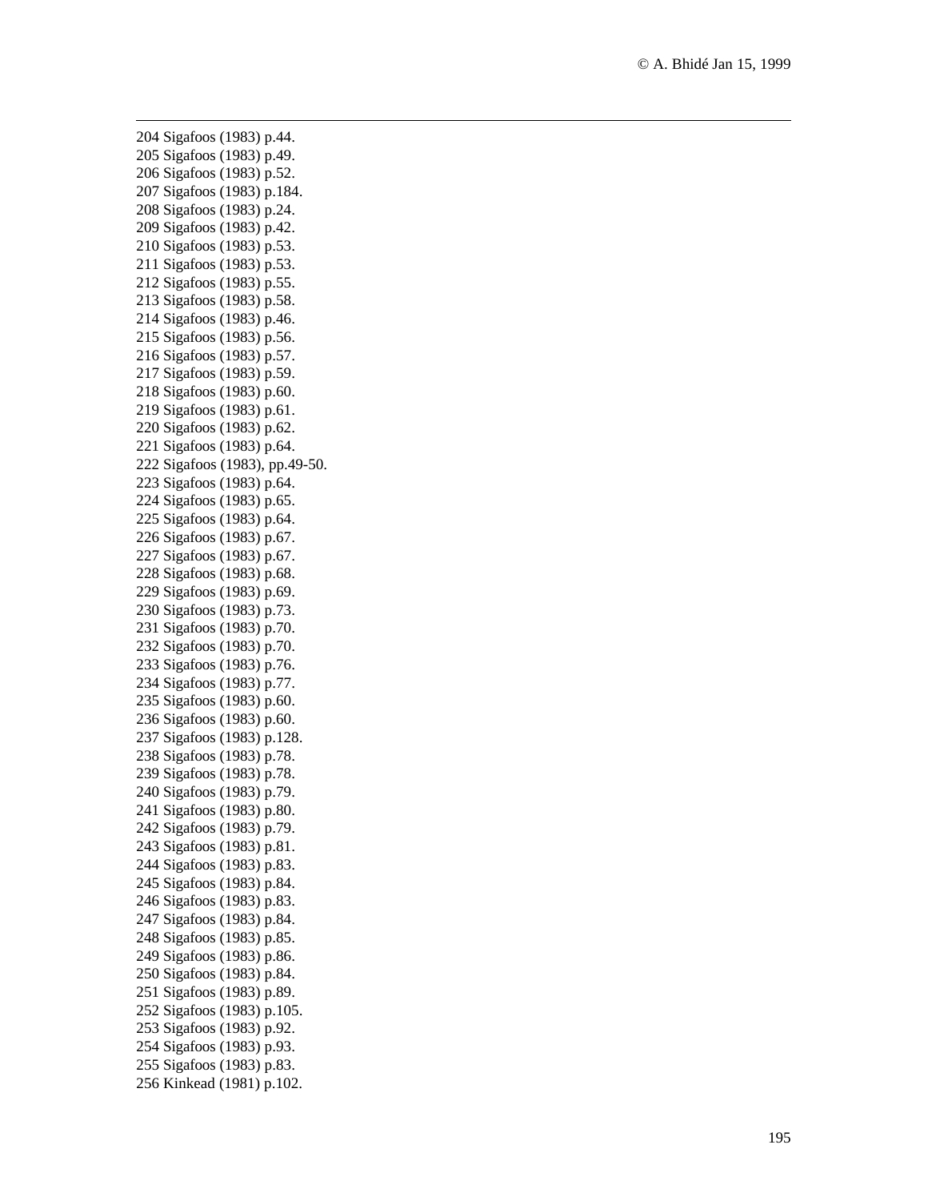204 Sigafoos (1983) p.44.
205 Sigafoos (1983) p.49.
206 Sigafoos (1983) p.52.
207 Sigafoos (1983) p.184.
208 Sigafoos (1983) p.24.
209 Sigafoos (1983) p.42.
210 Sigafoos (1983) p.53.
211 Sigafoos (1983) p.53.
212 Sigafoos (1983) p.55.
213 Sigafoos (1983) p.58.
214 Sigafoos (1983) p.46.
215 Sigafoos (1983) p.56.
216 Sigafoos (1983) p.57.
217 Sigafoos (1983) p.59.
218 Sigafoos (1983) p.60.
219 Sigafoos (1983) p.61.
220 Sigafoos (1983) p.62.
221 Sigafoos (1983) p.64.
222 Sigafoos (1983), pp.49-50.
223 Sigafoos (1983) p.64.
224 Sigafoos (1983) p.65.
225 Sigafoos (1983) p.64.
226 Sigafoos (1983) p.67.
227 Sigafoos (1983) p.67.
228 Sigafoos (1983) p.68.
229 Sigafoos (1983) p.69.
230 Sigafoos (1983) p.73.
231 Sigafoos (1983) p.70.
232 Sigafoos (1983) p.70.
233 Sigafoos (1983) p.76.
234 Sigafoos (1983) p.77.
235 Sigafoos (1983) p.60.
236 Sigafoos (1983) p.60.
237 Sigafoos (1983) p.128.
238 Sigafoos (1983) p.78.
239 Sigafoos (1983) p.78.
240 Sigafoos (1983) p.79.
241 Sigafoos (1983) p.80.
242 Sigafoos (1983) p.79.
243 Sigafoos (1983) p.81.
244 Sigafoos (1983) p.83.
245 Sigafoos (1983) p.84.
246 Sigafoos (1983) p.83.
247 Sigafoos (1983) p.84.
248 Sigafoos (1983) p.85.
249 Sigafoos (1983) p.86.
250 Sigafoos (1983) p.84.
251 Sigafoos (1983) p.89.
252 Sigafoos (1983) p.105.
253 Sigafoos (1983) p.92.
254 Sigafoos (1983) p.93.
255 Sigafoos (1983) p.83.
256 Kinkead (1981) p.102.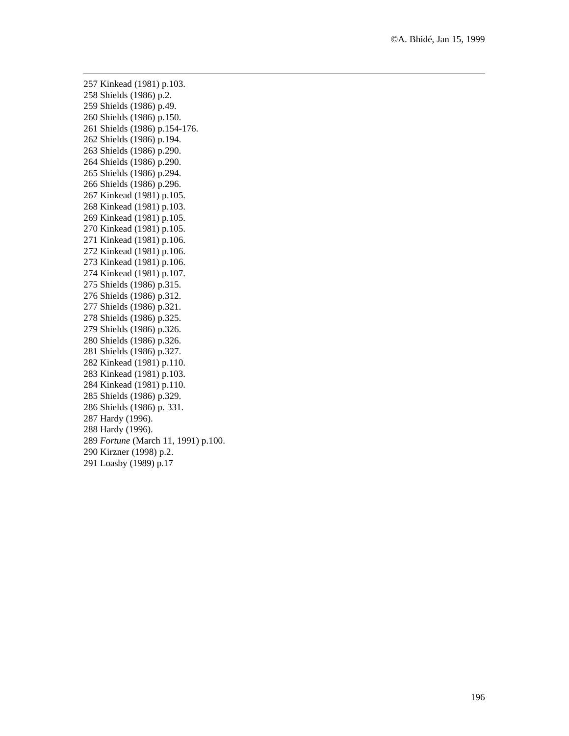257 Kinkead (1981) p.103.
258 Shields (1986) p.2.
259 Shields (1986) p.49.
260 Shields (1986) p.150.
261 Shields (1986) p.154-176.
262 Shields (1986) p.194.
263 Shields (1986) p.290.
264 Shields (1986) p.290.
265 Shields (1986) p.294.
266 Shields (1986) p.296.
267 Kinkead (1981) p.105.
268 Kinkead (1981) p.103.
269 Kinkead (1981) p.105.
270 Kinkead (1981) p.105.
271 Kinkead (1981) p.106.
272 Kinkead (1981) p.106.
273 Kinkead (1981) p.106.
274 Kinkead (1981) p.107.
275 Shields (1986) p.315.
276 Shields (1986) p.312.
277 Shields (1986) p.321.
278 Shields (1986) p.325.
279 Shields (1986) p.326.
280 Shields (1986) p.326.
281 Shields (1986) p.327.
282 Kinkead (1981) p.110.
283 Kinkead (1981) p.103.
284 Kinkead (1981) p.110.
285 Shields (1986) p.329.
286 Shields (1986) p. 331.
287 Hardy (1996).
288 Hardy (1996).
289 *Fortune* (March 11, 1991) p.100.
290 Kirzner (1998) p.2.
291 Loasby (1989) p.17